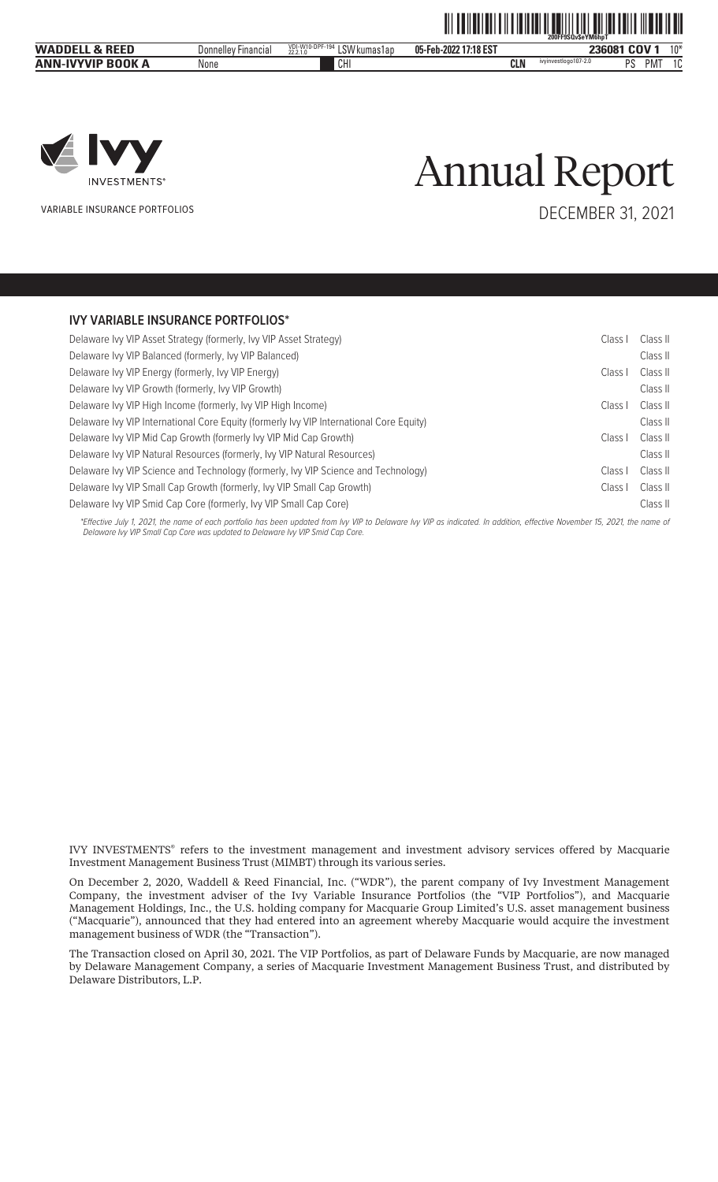# Annual Report

VARIABLE INSURANCE PORTFOLIOS

DECEMBER 31, 2021

## IVY VARIABLE INSURANCE PORTFOLIOS*

| Portfolio | | |
|---|---|---|
| Delaware Ivy VIP Asset Strategy (formerly, Ivy VIP Asset Strategy) | Class I | Class II |
| Delaware Ivy VIP Balanced (formerly, Ivy VIP Balanced) | | Class II |
| Delaware Ivy VIP Energy (formerly, Ivy VIP Energy) | Class I | Class II |
| Delaware Ivy VIP Growth (formerly, Ivy VIP Growth) | | Class II |
| Delaware Ivy VIP High Income (formerly, Ivy VIP High Income) | Class I | Class II |
| Delaware Ivy VIP International Core Equity (formerly Ivy VIP International Core Equity) | | Class II |
| Delaware Ivy VIP Mid Cap Growth (formerly Ivy VIP Mid Cap Growth) | Class I | Class II |
| Delaware Ivy VIP Natural Resources (formerly, Ivy VIP Natural Resources) | | Class II |
| Delaware Ivy VIP Science and Technology (formerly, Ivy VIP Science and Technology) | Class I | Class II |
| Delaware Ivy VIP Small Cap Growth (formerly, Ivy VIP Small Cap Growth) | Class I | Class II |
| Delaware Ivy VIP Smid Cap Core (formerly, Ivy VIP Small Cap Core) | | Class II |

*Effective July 1, 2021, the name of each portfolio has been updated from Ivy VIP to Delaware Ivy VIP as indicated. In addition, effective November 15, 2021, the name of Delaware Ivy VIP Small Cap Core was updated to Delaware Ivy VIP Smid Cap Core.*

IVY INVESTMENTS® refers to the investment management and investment advisory services offered by Macquarie Investment Management Business Trust (MIMBT) through its various series.

On December 2, 2020, Waddell & Reed Financial, Inc. ("WDR"), the parent company of Ivy Investment Management Company, the investment adviser of the Ivy Variable Insurance Portfolios (the "VIP Portfolios"), and Macquarie Management Holdings, Inc., the U.S. holding company for Macquarie Group Limited's U.S. asset management business ("Macquarie"), announced that they had entered into an agreement whereby Macquarie would acquire the investment management business of WDR (the "Transaction").

The Transaction closed on April 30, 2021. The VIP Portfolios, as part of Delaware Funds by Macquarie, are now managed by Delaware Management Company, a series of Macquarie Investment Management Business Trust, and distributed by Delaware Distributors, L.P.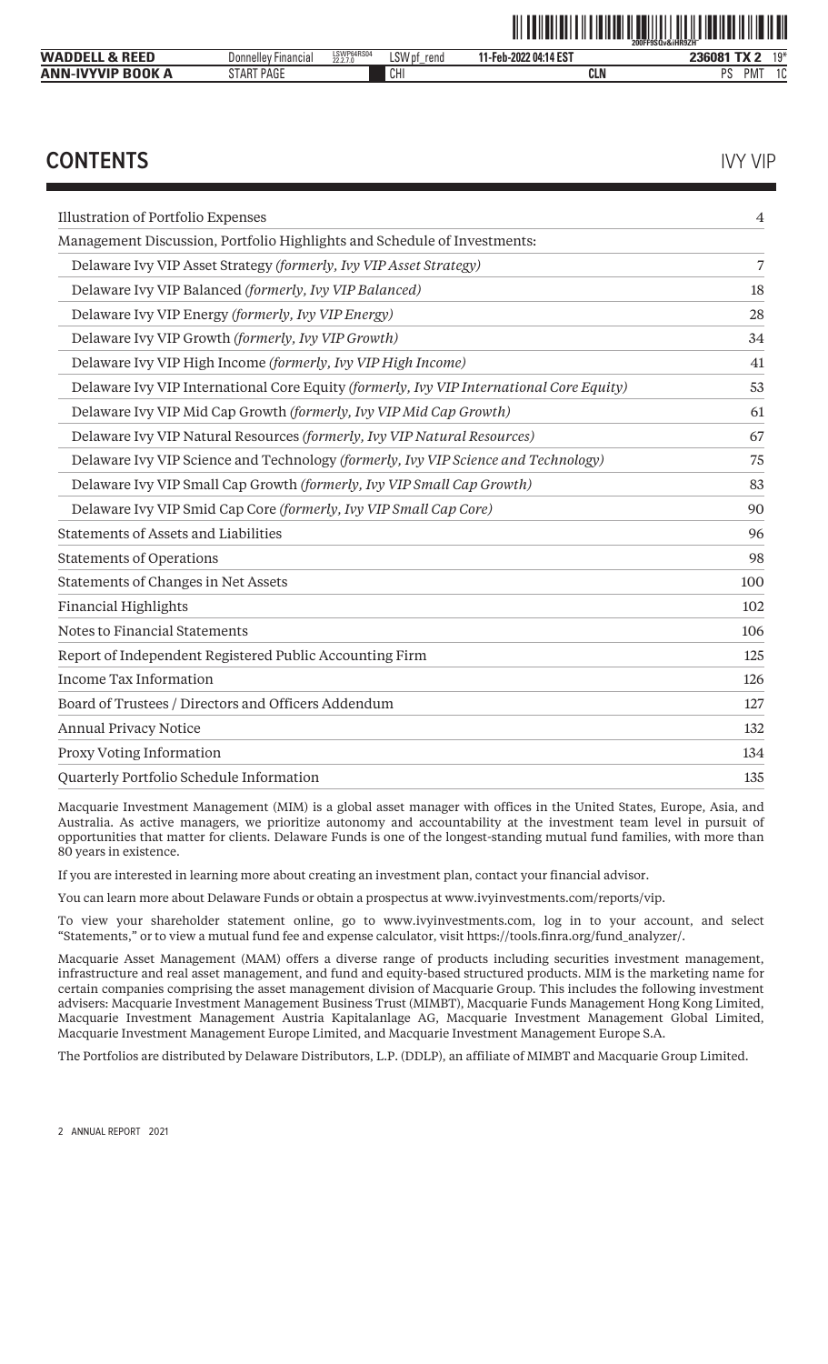# CONTENTS

IVY VIP

| | |
|---|---|
| Illustration of Portfolio Expenses | 4 |
| Management Discussion, Portfolio Highlights and Schedule of Investments: | |
| Delaware Ivy VIP Asset Strategy *(formerly, Ivy VIP Asset Strategy)* | 7 |
| Delaware Ivy VIP Balanced *(formerly, Ivy VIP Balanced)* | 18 |
| Delaware Ivy VIP Energy *(formerly, Ivy VIP Energy)* | 28 |
| Delaware Ivy VIP Growth *(formerly, Ivy VIP Growth)* | 34 |
| Delaware Ivy VIP High Income *(formerly, Ivy VIP High Income)* | 41 |
| Delaware Ivy VIP International Core Equity *(formerly, Ivy VIP International Core Equity)* | 53 |
| Delaware Ivy VIP Mid Cap Growth *(formerly, Ivy VIP Mid Cap Growth)* | 61 |
| Delaware Ivy VIP Natural Resources *(formerly, Ivy VIP Natural Resources)* | 67 |
| Delaware Ivy VIP Science and Technology *(formerly, Ivy VIP Science and Technology)* | 75 |
| Delaware Ivy VIP Small Cap Growth *(formerly, Ivy VIP Small Cap Growth)* | 83 |
| Delaware Ivy VIP Smid Cap Core *(formerly, Ivy VIP Small Cap Core)* | 90 |
| Statements of Assets and Liabilities | 96 |
| Statements of Operations | 98 |
| Statements of Changes in Net Assets | 100 |
| Financial Highlights | 102 |
| Notes to Financial Statements | 106 |
| Report of Independent Registered Public Accounting Firm | 125 |
| Income Tax Information | 126 |
| Board of Trustees / Directors and Officers Addendum | 127 |
| Annual Privacy Notice | 132 |
| Proxy Voting Information | 134 |
| Quarterly Portfolio Schedule Information | 135 |

Macquarie Investment Management (MIM) is a global asset manager with offices in the United States, Europe, Asia, and Australia. As active managers, we prioritize autonomy and accountability at the investment team level in pursuit of opportunities that matter for clients. Delaware Funds is one of the longest-standing mutual fund families, with more than 80 years in existence.

If you are interested in learning more about creating an investment plan, contact your financial advisor.

You can learn more about Delaware Funds or obtain a prospectus at www.ivyinvestments.com/reports/vip.

To view your shareholder statement online, go to www.ivyinvestments.com, log in to your account, and select "Statements," or to view a mutual fund fee and expense calculator, visit https://tools.finra.org/fund_analyzer/.

Macquarie Asset Management (MAM) offers a diverse range of products including securities investment management, infrastructure and real asset management, and fund and equity-based structured products. MIM is the marketing name for certain companies comprising the asset management division of Macquarie Group. This includes the following investment advisers: Macquarie Investment Management Business Trust (MIMBT), Macquarie Funds Management Hong Kong Limited, Macquarie Investment Management Austria Kapitalanlage AG, Macquarie Investment Management Global Limited, Macquarie Investment Management Europe Limited, and Macquarie Investment Management Europe S.A.

The Portfolios are distributed by Delaware Distributors, L.P. (DDLP), an affiliate of MIMBT and Macquarie Group Limited.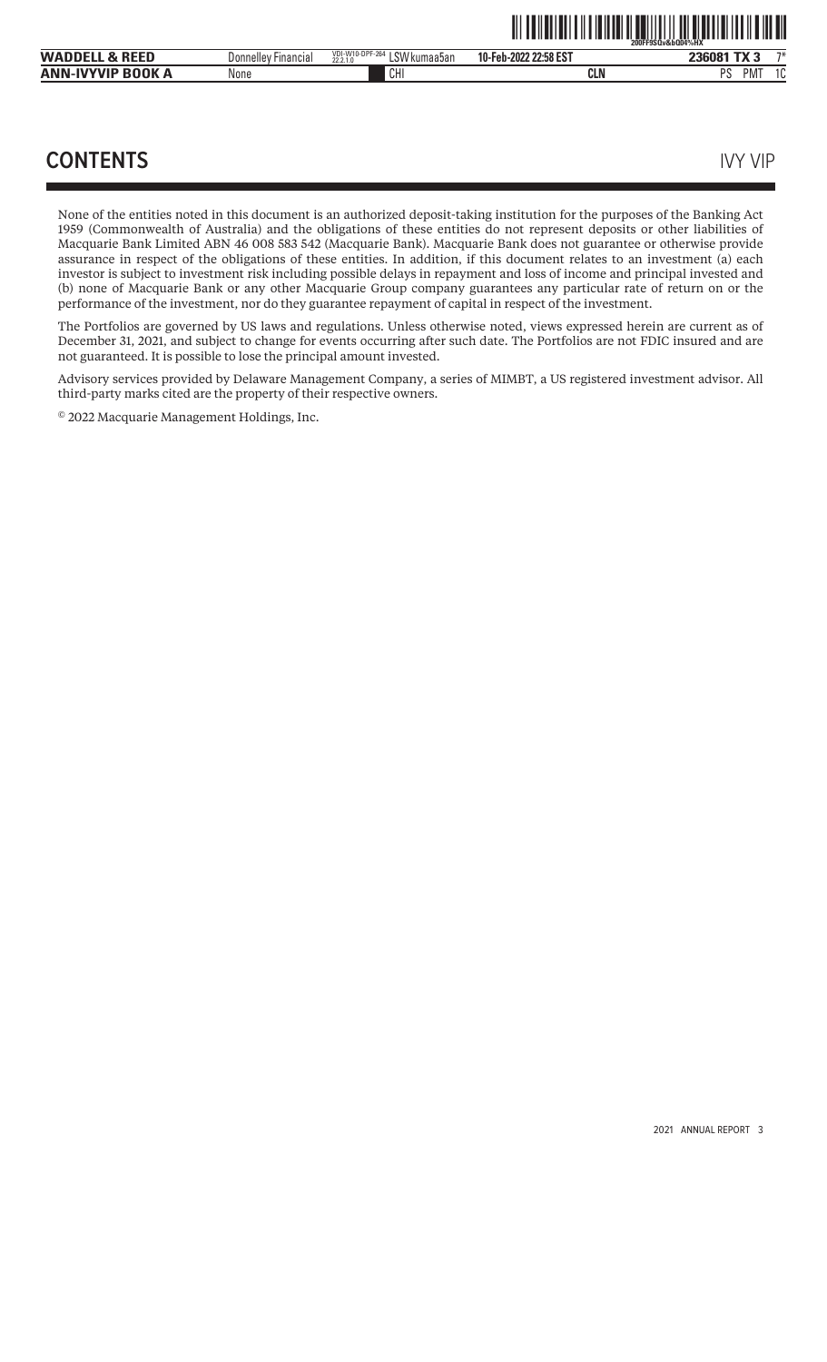## CONTENTS

IVY VIP

None of the entities noted in this document is an authorized deposit-taking institution for the purposes of the Banking Act 1959 (Commonwealth of Australia) and the obligations of these entities do not represent deposits or other liabilities of Macquarie Bank Limited ABN 46 008 583 542 (Macquarie Bank). Macquarie Bank does not guarantee or otherwise provide assurance in respect of the obligations of these entities. In addition, if this document relates to an investment (a) each investor is subject to investment risk including possible delays in repayment and loss of income and principal invested and (b) none of Macquarie Bank or any other Macquarie Group company guarantees any particular rate of return on or the performance of the investment, nor do they guarantee repayment of capital in respect of the investment.

The Portfolios are governed by US laws and regulations. Unless otherwise noted, views expressed herein are current as of December 31, 2021, and subject to change for events occurring after such date. The Portfolios are not FDIC insured and are not guaranteed. It is possible to lose the principal amount invested.

Advisory services provided by Delaware Management Company, a series of MIMBT, a US registered investment advisor. All third-party marks cited are the property of their respective owners.

© 2022 Macquarie Management Holdings, Inc.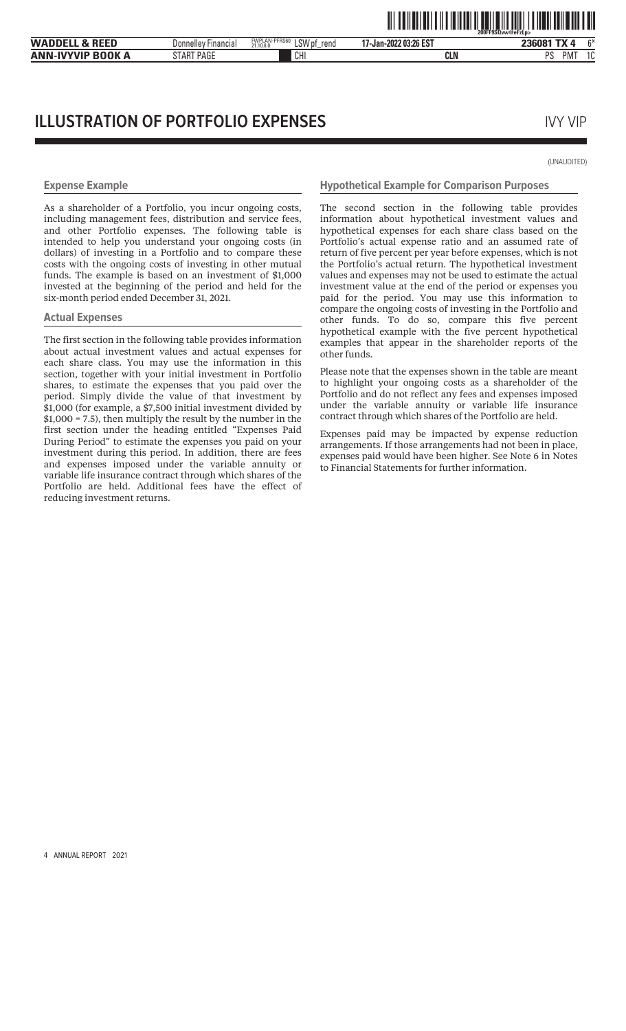# ILLUSTRATION OF PORTFOLIO EXPENSES

IVY VIP

(UNAUDITED)

### Expense Example

As a shareholder of a Portfolio, you incur ongoing costs, including management fees, distribution and service fees, and other Portfolio expenses. The following table is intended to help you understand your ongoing costs (in dollars) of investing in a Portfolio and to compare these costs with the ongoing costs of investing in other mutual funds. The example is based on an investment of $1,000 invested at the beginning of the period and held for the six-month period ended December 31, 2021.

### Actual Expenses

The first section in the following table provides information about actual investment values and actual expenses for each share class. You may use the information in this section, together with your initial investment in Portfolio shares, to estimate the expenses that you paid over the period. Simply divide the value of that investment by $1,000 (for example, a $7,500 initial investment divided by $1,000 = 7.5), then multiply the result by the number in the first section under the heading entitled "Expenses Paid During Period" to estimate the expenses you paid on your investment during this period. In addition, there are fees and expenses imposed under the variable annuity or variable life insurance contract through which shares of the Portfolio are held. Additional fees have the effect of reducing investment returns.

### Hypothetical Example for Comparison Purposes

The second section in the following table provides information about hypothetical investment values and hypothetical expenses for each share class based on the Portfolio's actual expense ratio and an assumed rate of return of five percent per year before expenses, which is not the Portfolio's actual return. The hypothetical investment values and expenses may not be used to estimate the actual investment value at the end of the period or expenses you paid for the period. You may use this information to compare the ongoing costs of investing in the Portfolio and other funds. To do so, compare this five percent hypothetical example with the five percent hypothetical examples that appear in the shareholder reports of the other funds.

Please note that the expenses shown in the table are meant to highlight your ongoing costs as a shareholder of the Portfolio and do not reflect any fees and expenses imposed under the variable annuity or variable life insurance contract through which shares of the Portfolio are held.

Expenses paid may be impacted by expense reduction arrangements. If those arrangements had not been in place, expenses paid would have been higher. See Note 6 in Notes to Financial Statements for further information.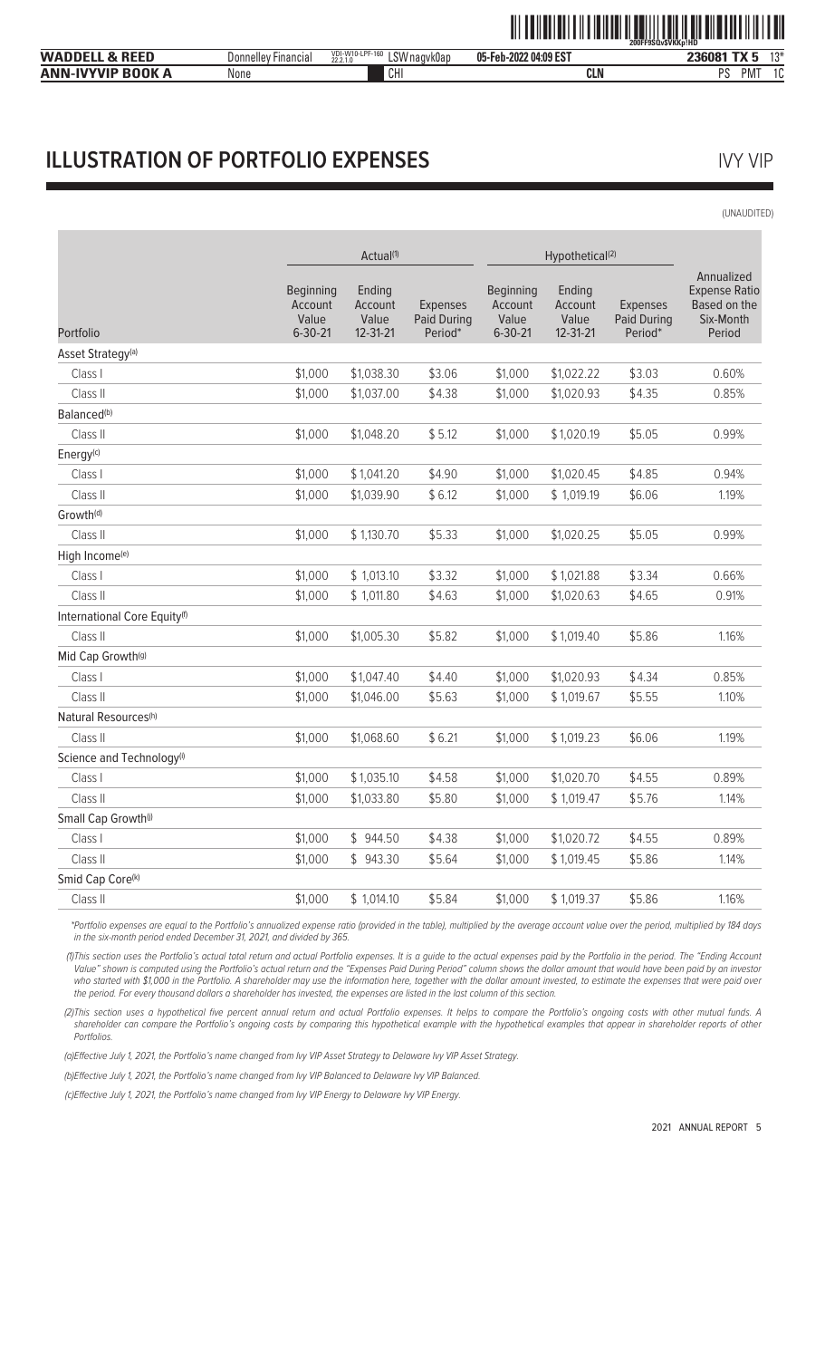# ILLUSTRATION OF PORTFOLIO EXPENSES

IVY VIP

(UNAUDITED)

| Portfolio | Actual[(1)] Beginning Account Value 6-30-21 | Actual[(1)] Ending Account Value 12-31-21 | Actual[(1)] Expenses Paid During Period* | Hypothetical[(2)] Beginning Account Value 6-30-21 | Hypothetical[(2)] Ending Account Value 12-31-21 | Hypothetical[(2)] Expenses Paid During Period* | Annualized Expense Ratio Based on the Six-Month Period |
|---|---|---|---|---|---|---|---|
| Asset Strategy[(a)] | | | | | | | |
| Class I | $1,000 | $1,038.30 | $3.06 | $1,000 | $1,022.22 | $3.03 | 0.60% |
| Class II | $1,000 | $1,037.00 | $4.38 | $1,000 | $1,020.93 | $4.35 | 0.85% |
| Balanced[(b)] | | | | | | | |
| Class II | $1,000 | $1,048.20 | $5.12 | $1,000 | $1,020.19 | $5.05 | 0.99% |
| Energy[(c)] | | | | | | | |
| Class I | $1,000 | $1,041.20 | $4.90 | $1,000 | $1,020.45 | $4.85 | 0.94% |
| Class II | $1,000 | $1,039.90 | $6.12 | $1,000 | $1,019.19 | $6.06 | 1.19% |
| Growth[(d)] | | | | | | | |
| Class II | $1,000 | $1,130.70 | $5.33 | $1,000 | $1,020.25 | $5.05 | 0.99% |
| High Income[(e)] | | | | | | | |
| Class I | $1,000 | $1,013.10 | $3.32 | $1,000 | $1,021.88 | $3.34 | 0.66% |
| Class II | $1,000 | $1,011.80 | $4.63 | $1,000 | $1,020.63 | $4.65 | 0.91% |
| International Core Equity[(f)] | | | | | | | |
| Class II | $1,000 | $1,005.30 | $5.82 | $1,000 | $1,019.40 | $5.86 | 1.16% |
| Mid Cap Growth[(g)] | | | | | | | |
| Class I | $1,000 | $1,047.40 | $4.40 | $1,000 | $1,020.93 | $4.34 | 0.85% |
| Class II | $1,000 | $1,046.00 | $5.63 | $1,000 | $1,019.67 | $5.55 | 1.10% |
| Natural Resources[(h)] | | | | | | | |
| Class II | $1,000 | $1,068.60 | $6.21 | $1,000 | $1,019.23 | $6.06 | 1.19% |
| Science and Technology[(i)] | | | | | | | |
| Class I | $1,000 | $1,035.10 | $4.58 | $1,000 | $1,020.70 | $4.55 | 0.89% |
| Class II | $1,000 | $1,033.80 | $5.80 | $1,000 | $1,019.47 | $5.76 | 1.14% |
| Small Cap Growth[(j)] | | | | | | | |
| Class I | $1,000 | $944.50 | $4.38 | $1,000 | $1,020.72 | $4.55 | 0.89% |
| Class II | $1,000 | $943.30 | $5.64 | $1,000 | $1,019.45 | $5.86 | 1.14% |
| Smid Cap Core[(k)] | | | | | | | |
| Class II | $1,000 | $1,014.10 | $5.84 | $1,000 | $1,019.37 | $5.86 | 1.16% |

*Portfolio expenses are equal to the Portfolio's annualized expense ratio (provided in the table), multiplied by the average account value over the period, multiplied by 184 days in the six-month period ended December 31, 2021, and divided by 365.

(1)This section uses the Portfolio's actual total return and actual Portfolio expenses. It is a guide to the actual expenses paid by the Portfolio in the period. The "Ending Account Value" shown is computed using the Portfolio's actual return and the "Expenses Paid During Period" column shows the dollar amount that would have been paid by an investor who started with $1,000 in the Portfolio. A shareholder may use the information here, together with the dollar amount invested, to estimate the expenses that were paid over the period. For every thousand dollars a shareholder has invested, the expenses are listed in the last column of this section.

(2)This section uses a hypothetical five percent annual return and actual Portfolio expenses. It helps to compare the Portfolio's ongoing costs with other mutual funds. A shareholder can compare the Portfolio's ongoing costs by comparing this hypothetical example with the hypothetical examples that appear in shareholder reports of other Portfolios.

(a)Effective July 1, 2021, the Portfolio's name changed from Ivy VIP Asset Strategy to Delaware Ivy VIP Asset Strategy.

(b)Effective July 1, 2021, the Portfolio's name changed from Ivy VIP Balanced to Delaware Ivy VIP Balanced.

(c)Effective July 1, 2021, the Portfolio's name changed from Ivy VIP Energy to Delaware Ivy VIP Energy.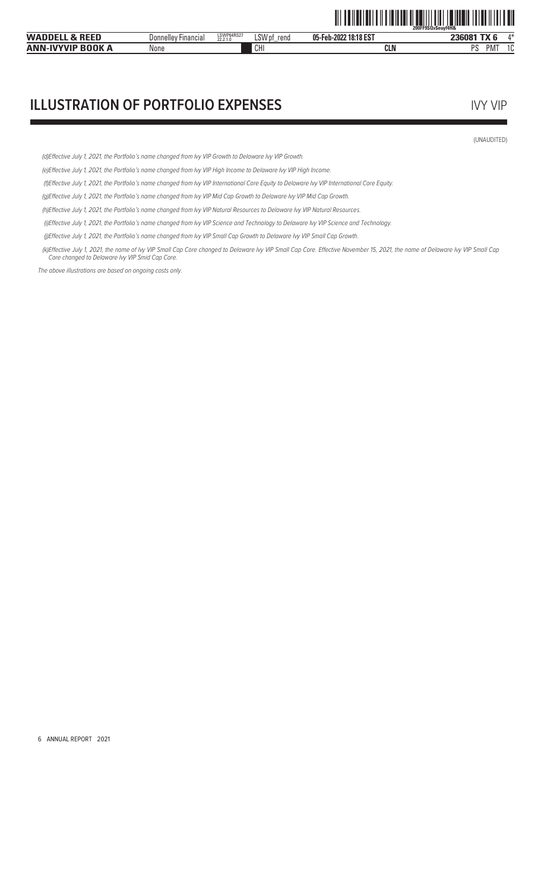# ILLUSTRATION OF PORTFOLIO EXPENSES

IVY VIP

(UNAUDITED)

*(d)Effective July 1, 2021, the Portfolio's name changed from Ivy VIP Growth to Delaware Ivy VIP Growth.*

*(e)Effective July 1, 2021, the Portfolio's name changed from Ivy VIP High Income to Delaware Ivy VIP High Income.*

*(f)Effective July 1, 2021, the Portfolio's name changed from Ivy VIP International Core Equity to Delaware Ivy VIP International Core Equity.*

*(g)Effective July 1, 2021, the Portfolio's name changed from Ivy VIP Mid Cap Growth to Delaware Ivy VIP Mid Cap Growth.*

*(h)Effective July 1, 2021, the Portfolio's name changed from Ivy VIP Natural Resources to Delaware Ivy VIP Natural Resources.*

*(i)Effective July 1, 2021, the Portfolio's name changed from Ivy VIP Science and Technology to Delaware Ivy VIP Science and Technology.*

*(j)Effective July 1, 2021, the Portfolio's name changed from Ivy VIP Small Cap Growth to Delaware Ivy VIP Small Cap Growth.*

*(k)Effective July 1, 2021, the name of Ivy VIP Small Cap Core changed to Delaware Ivy VIP Small Cap Core. Effective November 15, 2021, the name of Delaware Ivy VIP Small Cap Core changed to Delaware Ivy VIP Smid Cap Core.*

*The above illustrations are based on ongoing costs only.*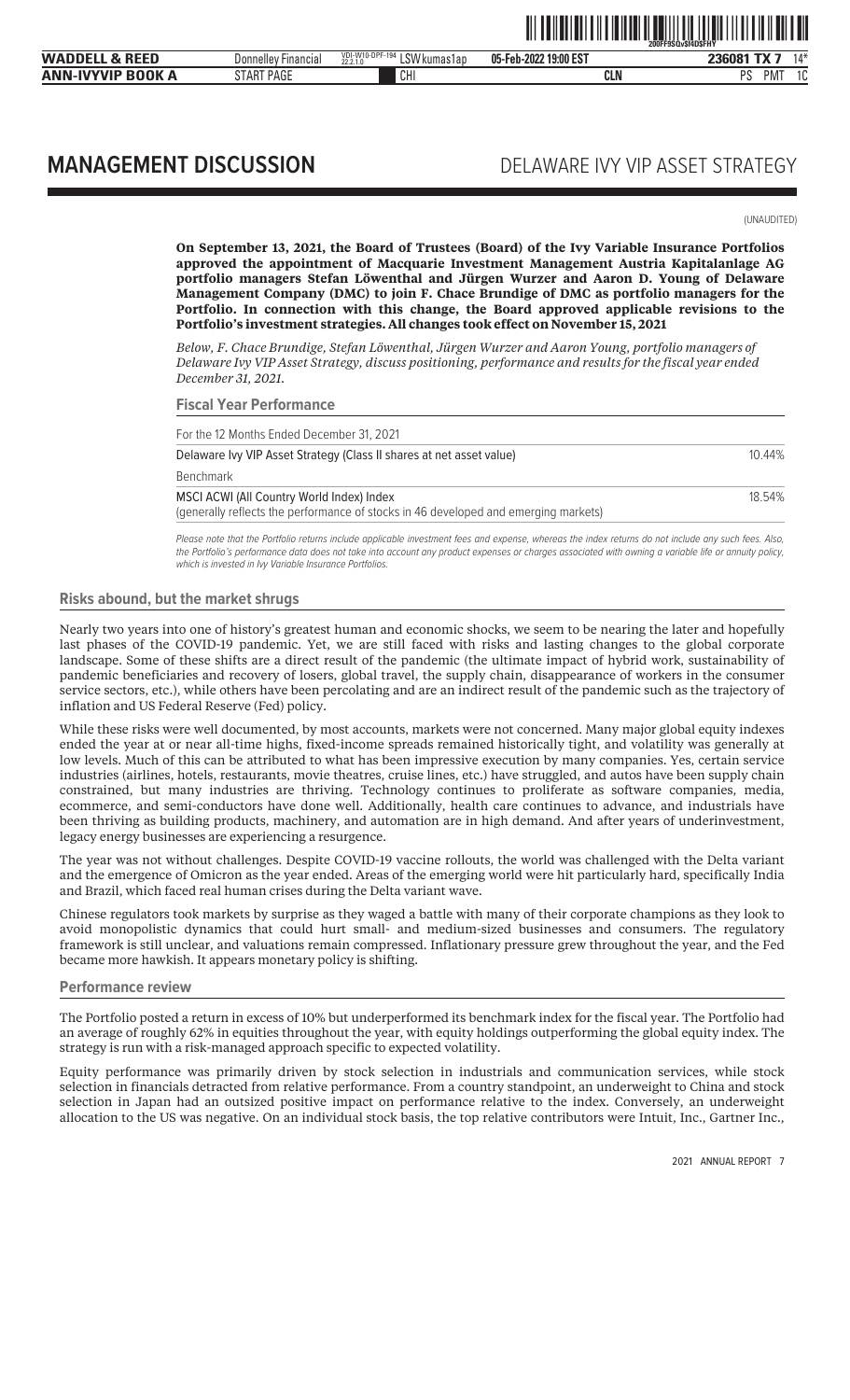# MANAGEMENT DISCUSSION

## DELAWARE IVY VIP ASSET STRATEGY

(UNAUDITED)

**On September 13, 2021, the Board of Trustees (Board) of the Ivy Variable Insurance Portfolios approved the appointment of Macquarie Investment Management Austria Kapitalanlage AG portfolio managers Stefan Löwenthal and Jürgen Wurzer and Aaron D. Young of Delaware Management Company (DMC) to join F. Chace Brundige of DMC as portfolio managers for the Portfolio. In connection with this change, the Board approved applicable revisions to the Portfolio's investment strategies. All changes took effect on November 15, 2021**

*Below, F. Chace Brundige, Stefan Löwenthal, Jürgen Wurzer and Aaron Young, portfolio managers of Delaware Ivy VIP Asset Strategy, discuss positioning, performance and results for the fiscal year ended December 31, 2021.*

### Fiscal Year Performance

| For the 12 Months Ended December 31, 2021 | |
|---|---|
| Delaware Ivy VIP Asset Strategy (Class II shares at net asset value) | 10.44% |
| Benchmark | |
| MSCI ACWI (All Country World Index) Index<br>(generally reflects the performance of stocks in 46 developed and emerging markets) | 18.54% |

*Please note that the Portfolio returns include applicable investment fees and expense, whereas the index returns do not include any such fees. Also, the Portfolio's performance data does not take into account any product expenses or charges associated with owning a variable life or annuity policy, which is invested in Ivy Variable Insurance Portfolios.*

### Risks abound, but the market shrugs

Nearly two years into one of history's greatest human and economic shocks, we seem to be nearing the later and hopefully last phases of the COVID-19 pandemic. Yet, we are still faced with risks and lasting changes to the global corporate landscape. Some of these shifts are a direct result of the pandemic (the ultimate impact of hybrid work, sustainability of pandemic beneficiaries and recovery of losers, global travel, the supply chain, disappearance of workers in the consumer service sectors, etc.), while others have been percolating and are an indirect result of the pandemic such as the trajectory of inflation and US Federal Reserve (Fed) policy.

While these risks were well documented, by most accounts, markets were not concerned. Many major global equity indexes ended the year at or near all-time highs, fixed-income spreads remained historically tight, and volatility was generally at low levels. Much of this can be attributed to what has been impressive execution by many companies. Yes, certain service industries (airlines, hotels, restaurants, movie theatres, cruise lines, etc.) have struggled, and autos have been supply chain constrained, but many industries are thriving. Technology continues to proliferate as software companies, media, ecommerce, and semi-conductors have done well. Additionally, health care continues to advance, and industrials have been thriving as building products, machinery, and automation are in high demand. And after years of underinvestment, legacy energy businesses are experiencing a resurgence.

The year was not without challenges. Despite COVID-19 vaccine rollouts, the world was challenged with the Delta variant and the emergence of Omicron as the year ended. Areas of the emerging world were hit particularly hard, specifically India and Brazil, which faced real human crises during the Delta variant wave.

Chinese regulators took markets by surprise as they waged a battle with many of their corporate champions as they look to avoid monopolistic dynamics that could hurt small- and medium-sized businesses and consumers. The regulatory framework is still unclear, and valuations remain compressed. Inflationary pressure grew throughout the year, and the Fed became more hawkish. It appears monetary policy is shifting.

### Performance review

The Portfolio posted a return in excess of 10% but underperformed its benchmark index for the fiscal year. The Portfolio had an average of roughly 62% in equities throughout the year, with equity holdings outperforming the global equity index. The strategy is run with a risk-managed approach specific to expected volatility.

Equity performance was primarily driven by stock selection in industrials and communication services, while stock selection in financials detracted from relative performance. From a country standpoint, an underweight to China and stock selection in Japan had an outsized positive impact on performance relative to the index. Conversely, an underweight allocation to the US was negative. On an individual stock basis, the top relative contributors were Intuit, Inc., Gartner Inc.,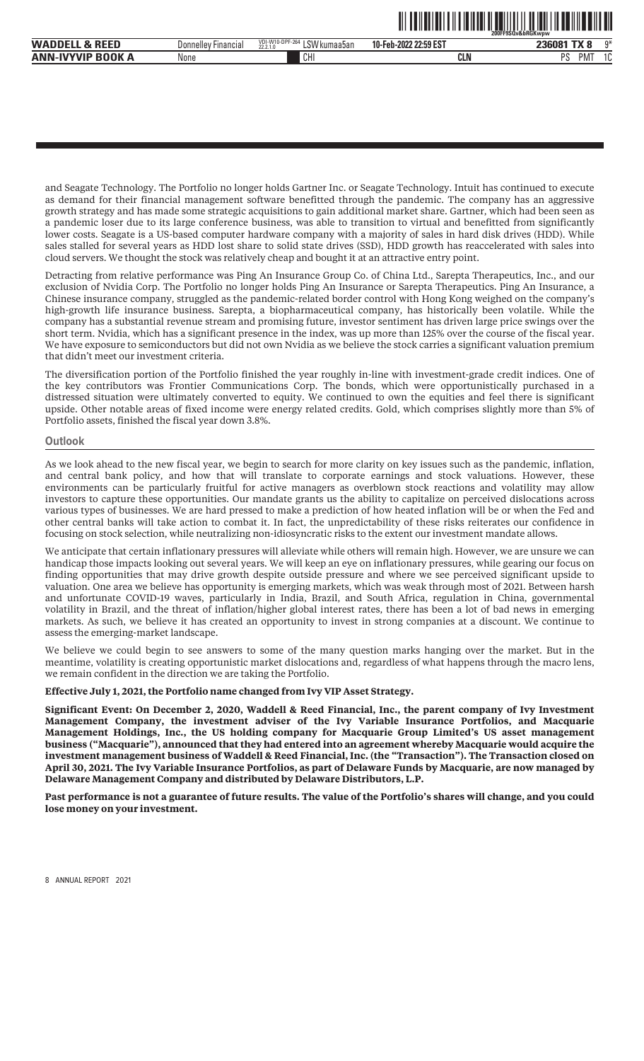and Seagate Technology. The Portfolio no longer holds Gartner Inc. or Seagate Technology. Intuit has continued to execute as demand for their financial management software benefitted through the pandemic. The company has an aggressive growth strategy and has made some strategic acquisitions to gain additional market share. Gartner, which had been seen as a pandemic loser due to its large conference business, was able to transition to virtual and benefitted from significantly lower costs. Seagate is a US-based computer hardware company with a majority of sales in hard disk drives (HDD). While sales stalled for several years as HDD lost share to solid state drives (SSD), HDD growth has reaccelerated with sales into cloud servers. We thought the stock was relatively cheap and bought it at an attractive entry point.

Detracting from relative performance was Ping An Insurance Group Co. of China Ltd., Sarepta Therapeutics, Inc., and our exclusion of Nvidia Corp. The Portfolio no longer holds Ping An Insurance or Sarepta Therapeutics. Ping An Insurance, a Chinese insurance company, struggled as the pandemic-related border control with Hong Kong weighed on the company's high-growth life insurance business. Sarepta, a biopharmaceutical company, has historically been volatile. While the company has a substantial revenue stream and promising future, investor sentiment has driven large price swings over the short term. Nvidia, which has a significant presence in the index, was up more than 125% over the course of the fiscal year. We have exposure to semiconductors but did not own Nvidia as we believe the stock carries a significant valuation premium that didn't meet our investment criteria.

The diversification portion of the Portfolio finished the year roughly in-line with investment-grade credit indices. One of the key contributors was Frontier Communications Corp. The bonds, which were opportunistically purchased in a distressed situation were ultimately converted to equity. We continued to own the equities and feel there is significant upside. Other notable areas of fixed income were energy related credits. Gold, which comprises slightly more than 5% of Portfolio assets, finished the fiscal year down 3.8%.

## Outlook

As we look ahead to the new fiscal year, we begin to search for more clarity on key issues such as the pandemic, inflation, and central bank policy, and how that will translate to corporate earnings and stock valuations. However, these environments can be particularly fruitful for active managers as overblown stock reactions and volatility may allow investors to capture these opportunities. Our mandate grants us the ability to capitalize on perceived dislocations across various types of businesses. We are hard pressed to make a prediction of how heated inflation will be or when the Fed and other central banks will take action to combat it. In fact, the unpredictability of these risks reiterates our confidence in focusing on stock selection, while neutralizing non-idiosyncratic risks to the extent our investment mandate allows.

We anticipate that certain inflationary pressures will alleviate while others will remain high. However, we are unsure we can handicap those impacts looking out several years. We will keep an eye on inflationary pressures, while gearing our focus on finding opportunities that may drive growth despite outside pressure and where we see perceived significant upside to valuation. One area we believe has opportunity is emerging markets, which was weak through most of 2021. Between harsh and unfortunate COVID-19 waves, particularly in India, Brazil, and South Africa, regulation in China, governmental volatility in Brazil, and the threat of inflation/higher global interest rates, there has been a lot of bad news in emerging markets. As such, we believe it has created an opportunity to invest in strong companies at a discount. We continue to assess the emerging-market landscape.

We believe we could begin to see answers to some of the many question marks hanging over the market. But in the meantime, volatility is creating opportunistic market dislocations and, regardless of what happens through the macro lens, we remain confident in the direction we are taking the Portfolio.

**Effective July 1, 2021, the Portfolio name changed from Ivy VIP Asset Strategy.**

**Significant Event: On December 2, 2020, Waddell & Reed Financial, Inc., the parent company of Ivy Investment Management Company, the investment adviser of the Ivy Variable Insurance Portfolios, and Macquarie Management Holdings, Inc., the US holding company for Macquarie Group Limited's US asset management business ("Macquarie"), announced that they had entered into an agreement whereby Macquarie would acquire the investment management business of Waddell & Reed Financial, Inc. (the "Transaction"). The Transaction closed on April 30, 2021. The Ivy Variable Insurance Portfolios, as part of Delaware Funds by Macquarie, are now managed by Delaware Management Company and distributed by Delaware Distributors, L.P.**

**Past performance is not a guarantee of future results. The value of the Portfolio's shares will change, and you could lose money on your investment.**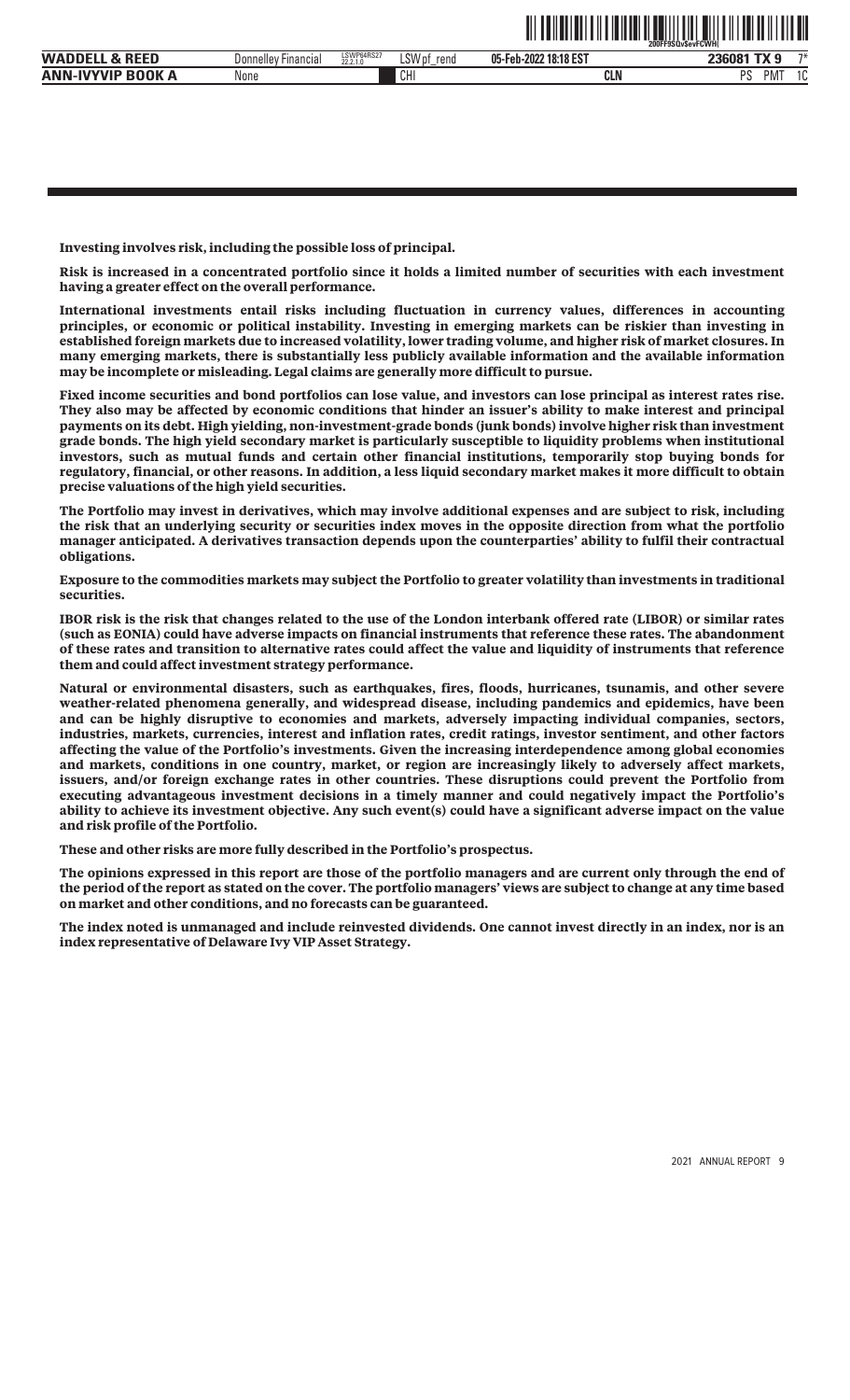**Investing involves risk, including the possible loss of principal.**

**Risk is increased in a concentrated portfolio since it holds a limited number of securities with each investment having a greater effect on the overall performance.**

**International investments entail risks including fluctuation in currency values, differences in accounting principles, or economic or political instability. Investing in emerging markets can be riskier than investing in established foreign markets due to increased volatility, lower trading volume, and higher risk of market closures. In many emerging markets, there is substantially less publicly available information and the available information may be incomplete or misleading. Legal claims are generally more difficult to pursue.**

**Fixed income securities and bond portfolios can lose value, and investors can lose principal as interest rates rise. They also may be affected by economic conditions that hinder an issuer's ability to make interest and principal payments on its debt. High yielding, non-investment-grade bonds (junk bonds) involve higher risk than investment grade bonds. The high yield secondary market is particularly susceptible to liquidity problems when institutional investors, such as mutual funds and certain other financial institutions, temporarily stop buying bonds for regulatory, financial, or other reasons. In addition, a less liquid secondary market makes it more difficult to obtain precise valuations of the high yield securities.**

**The Portfolio may invest in derivatives, which may involve additional expenses and are subject to risk, including the risk that an underlying security or securities index moves in the opposite direction from what the portfolio manager anticipated. A derivatives transaction depends upon the counterparties' ability to fulfil their contractual obligations.**

**Exposure to the commodities markets may subject the Portfolio to greater volatility than investments in traditional securities.**

**IBOR risk is the risk that changes related to the use of the London interbank offered rate (LIBOR) or similar rates (such as EONIA) could have adverse impacts on financial instruments that reference these rates. The abandonment of these rates and transition to alternative rates could affect the value and liquidity of instruments that reference them and could affect investment strategy performance.**

**Natural or environmental disasters, such as earthquakes, fires, floods, hurricanes, tsunamis, and other severe weather-related phenomena generally, and widespread disease, including pandemics and epidemics, have been and can be highly disruptive to economies and markets, adversely impacting individual companies, sectors, industries, markets, currencies, interest and inflation rates, credit ratings, investor sentiment, and other factors affecting the value of the Portfolio's investments. Given the increasing interdependence among global economies and markets, conditions in one country, market, or region are increasingly likely to adversely affect markets, issuers, and/or foreign exchange rates in other countries. These disruptions could prevent the Portfolio from executing advantageous investment decisions in a timely manner and could negatively impact the Portfolio's ability to achieve its investment objective. Any such event(s) could have a significant adverse impact on the value and risk profile of the Portfolio.**

**These and other risks are more fully described in the Portfolio's prospectus.**

**The opinions expressed in this report are those of the portfolio managers and are current only through the end of the period of the report as stated on the cover. The portfolio managers' views are subject to change at any time based on market and other conditions, and no forecasts can be guaranteed.**

**The index noted is unmanaged and include reinvested dividends. One cannot invest directly in an index, nor is an index representative of Delaware Ivy VIP Asset Strategy.**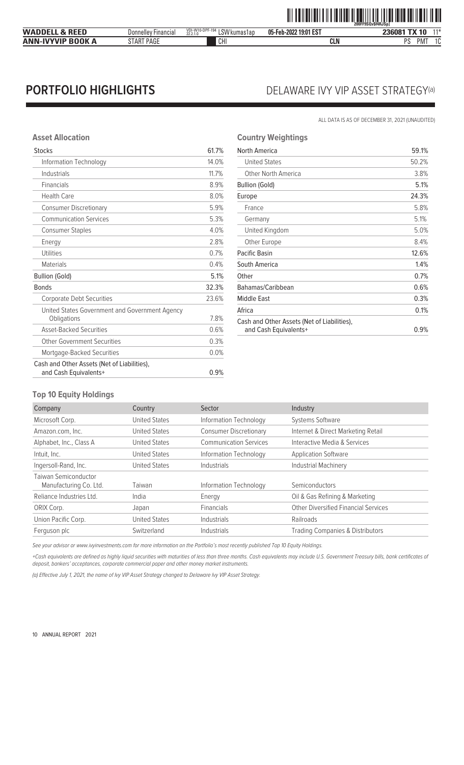# PORTFOLIO HIGHLIGHTS

## DELAWARE IVY VIP ASSET STRATEGY(a)

ALL DATA IS AS OF DECEMBER 31, 2021 (UNAUDITED)

### Asset Allocation

| Stocks | 61.7% |
|---|---|
| Information Technology | 14.0% |
| Industrials | 11.7% |
| Financials | 8.9% |
| Health Care | 8.0% |
| Consumer Discretionary | 5.9% |
| Communication Services | 5.3% |
| Consumer Staples | 4.0% |
| Energy | 2.8% |
| Utilities | 0.7% |
| Materials | 0.4% |
| Bullion (Gold) | 5.1% |
| Bonds | 32.3% |
| Corporate Debt Securities | 23.6% |
| United States Government and Government Agency Obligations | 7.8% |
| Asset-Backed Securities | 0.6% |
| Other Government Securities | 0.3% |
| Mortgage-Backed Securities | 0.0% |
| Cash and Other Assets (Net of Liabilities), and Cash Equivalents+ | 0.9% |

### Country Weightings

| North America | 59.1% |
|---|---|
| United States | 50.2% |
| Other North America | 3.8% |
| Bullion (Gold) | 5.1% |
| Europe | 24.3% |
| France | 5.8% |
| Germany | 5.1% |
| United Kingdom | 5.0% |
| Other Europe | 8.4% |
| Pacific Basin | 12.6% |
| South America | 1.4% |
| Other | 0.7% |
| Bahamas/Caribbean | 0.6% |
| Middle East | 0.3% |
| Africa | 0.1% |
| Cash and Other Assets (Net of Liabilities), and Cash Equivalents+ | 0.9% |

### Top 10 Equity Holdings

| Company | Country | Sector | Industry |
|---|---|---|---|
| Microsoft Corp. | United States | Information Technology | Systems Software |
| Amazon.com, Inc. | United States | Consumer Discretionary | Internet & Direct Marketing Retail |
| Alphabet, Inc., Class A | United States | Communication Services | Interactive Media & Services |
| Intuit, Inc. | United States | Information Technology | Application Software |
| Ingersoll-Rand, Inc. | United States | Industrials | Industrial Machinery |
| Taiwan Semiconductor Manufacturing Co. Ltd. | Taiwan | Information Technology | Semiconductors |
| Reliance Industries Ltd. | India | Energy | Oil & Gas Refining & Marketing |
| ORIX Corp. | Japan | Financials | Other Diversified Financial Services |
| Union Pacific Corp. | United States | Industrials | Railroads |
| Ferguson plc | Switzerland | Industrials | Trading Companies & Distributors |

*See your advisor or www.ivyinvestments.com for more information on the Portfolio's most recently published Top 10 Equity Holdings.*

*+Cash equivalents are defined as highly liquid securities with maturities of less than three months. Cash equivalents may include U.S. Government Treasury bills, bank certificates of deposit, bankers' acceptances, corporate commercial paper and other money market instruments.*

*(a) Effective July 1, 2021, the name of Ivy VIP Asset Strategy changed to Delaware Ivy VIP Asset Strategy.*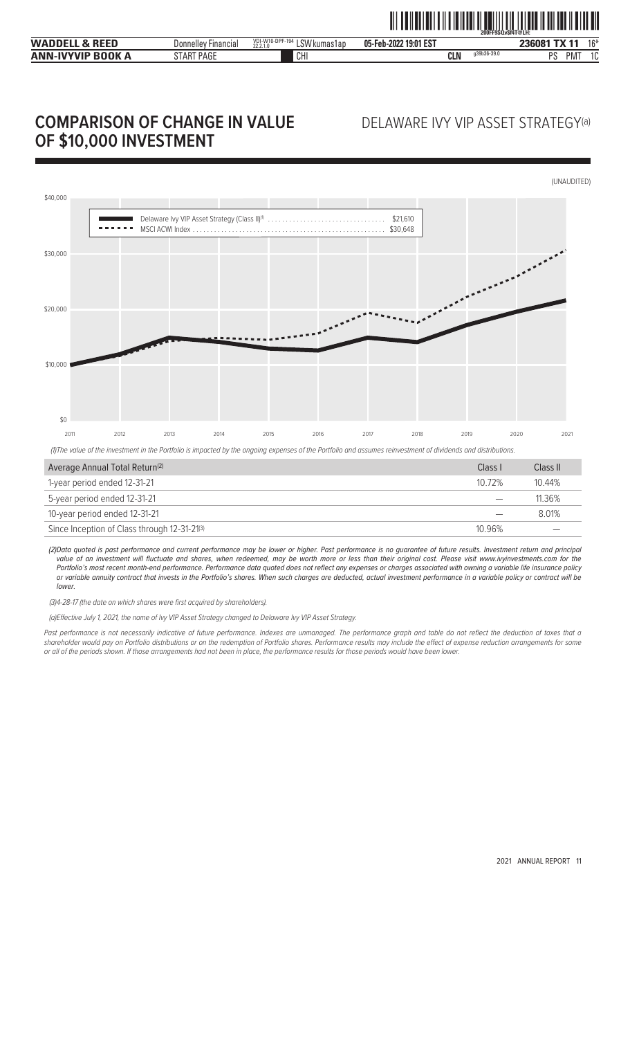# COMPARISON OF CHANGE IN VALUE OF $10,000 INVESTMENT

## DELAWARE IVY VIP ASSET STRATEGY(a)

(UNAUDITED)

Delaware Ivy VIP Asset Strategy (Class II)(1) ................................ $21,610
MSCI ACWI Index ...................................................................... $30,648

(1)The value of the investment in the Portfolio is impacted by the ongoing expenses of the Portfolio and assumes reinvestment of dividends and distributions.

| Average Annual Total Return(2) | Class I | Class II |
|---|---|---|
| 1-year period ended 12-31-21 | 10.72% | 10.44% |
| 5-year period ended 12-31-21 | — | 11.36% |
| 10-year period ended 12-31-21 | — | 8.01% |
| Since Inception of Class through 12-31-21(3) | 10.96% | — |

*(2)Data quoted is past performance and current performance may be lower or higher. Past performance is no guarantee of future results. Investment return and principal value of an investment will fluctuate and shares, when redeemed, may be worth more or less than their original cost. Please visit www.ivyinvestments.com for the Portfolio's most recent month-end performance. Performance data quoted does not reflect any expenses or charges associated with owning a variable life insurance policy or variable annuity contract that invests in the Portfolio's shares. When such charges are deducted, actual investment performance in a variable policy or contract will be lower.*

*(3)4-28-17 (the date on which shares were first acquired by shareholders).*

*(a)Effective July 1, 2021, the name of Ivy VIP Asset Strategy changed to Delaware Ivy VIP Asset Strategy.*

*Past performance is not necessarily indicative of future performance. Indexes are unmanaged. The performance graph and table do not reflect the deduction of taxes that a shareholder would pay on Portfolio distributions or on the redemption of Portfolio shares. Performance results may include the effect of expense reduction arrangements for some or all of the periods shown. If those arrangements had not been in place, the performance results for those periods would have been lower.*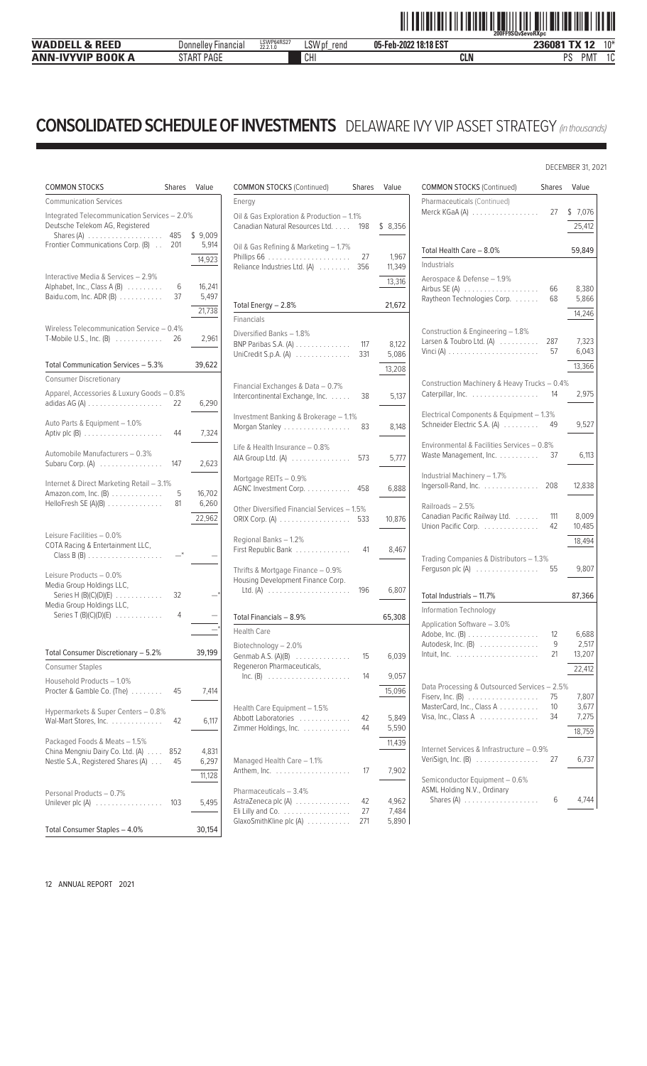# CONSOLIDATED SCHEDULE OF INVESTMENTS DELAWARE IVY VIP ASSET STRATEGY *(in thousands)*

DECEMBER 31, 2021

| COMMON STOCKS | Shares | Value |
|---|---|---|
| **Communication Services** | | |
| Integrated Telecommunication Services – 2.0% | | |
| Deutsche Telekom AG, Registered Shares (A) | 485 | $ 9,009 |
| Frontier Communications Corp. (B) | 201 | 5,914 |
| | | 14,923 |
| Interactive Media & Services – 2.9% | | |
| Alphabet, Inc., Class A (B) | 6 | 16,241 |
| Baidu.com, Inc. ADR (B) | 37 | 5,497 |
| | | 21,738 |
| Wireless Telecommunication Service – 0.4% | | |
| T-Mobile U.S., Inc. (B) | 26 | 2,961 |
| Total Communication Services – 5.3% | | 39,622 |
| **Consumer Discretionary** | | |
| Apparel, Accessories & Luxury Goods – 0.8% | | |
| adidas AG (A) | 22 | 6,290 |
| Auto Parts & Equipment – 1.0% | | |
| Aptiv plc (B) | 44 | 7,324 |
| Automobile Manufacturers – 0.3% | | |
| Subaru Corp. (A) | 147 | 2,623 |
| Internet & Direct Marketing Retail – 3.1% | | |
| Amazon.com, Inc. (B) | 5 | 16,702 |
| HelloFresh SE (A)(B) | 81 | 6,260 |
| | | 22,962 |
| Leisure Facilities – 0.0% | | |
| COTA Racing & Entertainment LLC, Class B (B) | —* | — |
| Leisure Products – 0.0% | | |
| Media Group Holdings LLC, Series H (B)(C)(D)(E) | 32 | —* |
| Media Group Holdings LLC, Series T (B)(C)(D)(E) | 4 | — |
| | | —* |
| Total Consumer Discretionary – 5.2% | | 39,199 |
| **Consumer Staples** | | |
| Household Products – 1.0% | | |
| Procter & Gamble Co. (The) | 45 | 7,414 |
| Hypermarkets & Super Centers – 0.8% | | |
| Wal-Mart Stores, Inc. | 42 | 6,117 |
| Packaged Foods & Meats – 1.5% | | |
| China Mengniu Dairy Co. Ltd. (A) | 852 | 4,831 |
| Nestle S.A., Registered Shares (A) | 45 | 6,297 |
| | | 11,128 |
| Personal Products – 0.7% | | |
| Unilever plc (A) | 103 | 5,495 |
| Total Consumer Staples – 4.0% | | 30,154 |
| **Energy** | | |
| Oil & Gas Exploration & Production – 1.1% | | |
| Canadian Natural Resources Ltd. | 198 | $ 8,356 |
| Oil & Gas Refining & Marketing – 1.7% | | |
| Phillips 66 | 27 | 1,967 |
| Reliance Industries Ltd. (A) | 356 | 11,349 |
| | | 13,316 |
| Total Energy – 2.8% | | 21,672 |
| **Financials** | | |
| Diversified Banks – 1.8% | | |
| BNP Paribas S.A. (A) | 117 | 8,122 |
| UniCredit S.p.A. (A) | 331 | 5,086 |
| | | 13,208 |
| Financial Exchanges & Data – 0.7% | | |
| Intercontinental Exchange, Inc. | 38 | 5,137 |
| Investment Banking & Brokerage – 1.1% | | |
| Morgan Stanley | 83 | 8,148 |
| Life & Health Insurance – 0.8% | | |
| AIA Group Ltd. (A) | 573 | 5,777 |
| Mortgage REITs – 0.9% | | |
| AGNC Investment Corp. | 458 | 6,888 |
| Other Diversified Financial Services – 1.5% | | |
| ORIX Corp. (A) | 533 | 10,876 |
| Regional Banks – 1.2% | | |
| First Republic Bank | 41 | 8,467 |
| Thrifts & Mortgage Finance – 0.9% | | |
| Housing Development Finance Corp. Ltd. (A) | 196 | 6,807 |
| Total Financials – 8.9% | | 65,308 |
| **Health Care** | | |
| Biotechnology – 2.0% | | |
| Genmab A.S. (A)(B) | 15 | 6,039 |
| Regeneron Pharmaceuticals, Inc. (B) | 14 | 9,057 |
| | | 15,096 |
| Health Care Equipment – 1.5% | | |
| Abbott Laboratories | 42 | 5,849 |
| Zimmer Holdings, Inc. | 44 | 5,590 |
| | | 11,439 |
| Managed Health Care – 1.1% | | |
| Anthem, Inc. | 17 | 7,902 |
| Pharmaceuticals – 3.4% | | |
| AstraZeneca plc (A) | 42 | 4,962 |
| Eli Lilly and Co. | 27 | 7,484 |
| GlaxoSmithKline plc (A) | 271 | 5,890 |
| Merck KGaA (A) | 27 | $ 7,076 |
| | | 25,412 |
| Total Health Care – 8.0% | | 59,849 |
| **Industrials** | | |
| Aerospace & Defense – 1.9% | | |
| Airbus SE (A) | 66 | 8,380 |
| Raytheon Technologies Corp. | 68 | 5,866 |
| | | 14,246 |
| Construction & Engineering – 1.8% | | |
| Larsen & Toubro Ltd. (A) | 287 | 7,323 |
| Vinci (A) | 57 | 6,043 |
| | | 13,366 |
| Construction Machinery & Heavy Trucks – 0.4% | | |
| Caterpillar, Inc. | 14 | 2,975 |
| Electrical Components & Equipment – 1.3% | | |
| Schneider Electric S.A. (A) | 49 | 9,527 |
| Environmental & Facilities Services – 0.8% | | |
| Waste Management, Inc. | 37 | 6,113 |
| Industrial Machinery – 1.7% | | |
| Ingersoll-Rand, Inc. | 208 | 12,838 |
| Railroads – 2.5% | | |
| Canadian Pacific Railway Ltd. | 111 | 8,009 |
| Union Pacific Corp. | 42 | 10,485 |
| | | 18,494 |
| Trading Companies & Distributors – 1.3% | | |
| Ferguson plc (A) | 55 | 9,807 |
| Total Industrials – 11.7% | | 87,366 |
| **Information Technology** | | |
| Application Software – 3.0% | | |
| Adobe, Inc. (B) | 12 | 6,688 |
| Autodesk, Inc. (B) | 9 | 2,517 |
| Intuit, Inc. | 21 | 13,207 |
| | | 22,412 |
| Data Processing & Outsourced Services – 2.5% | | |
| Fiserv, Inc. (B) | 75 | 7,807 |
| MasterCard, Inc., Class A | 10 | 3,677 |
| Visa, Inc., Class A | 34 | 7,275 |
| | | 18,759 |
| Internet Services & Infrastructure – 0.9% | | |
| VeriSign, Inc. (B) | 27 | 6,737 |
| Semiconductor Equipment – 0.6% | | |
| ASML Holding N.V., Ordinary Shares (A) | 6 | 4,744 |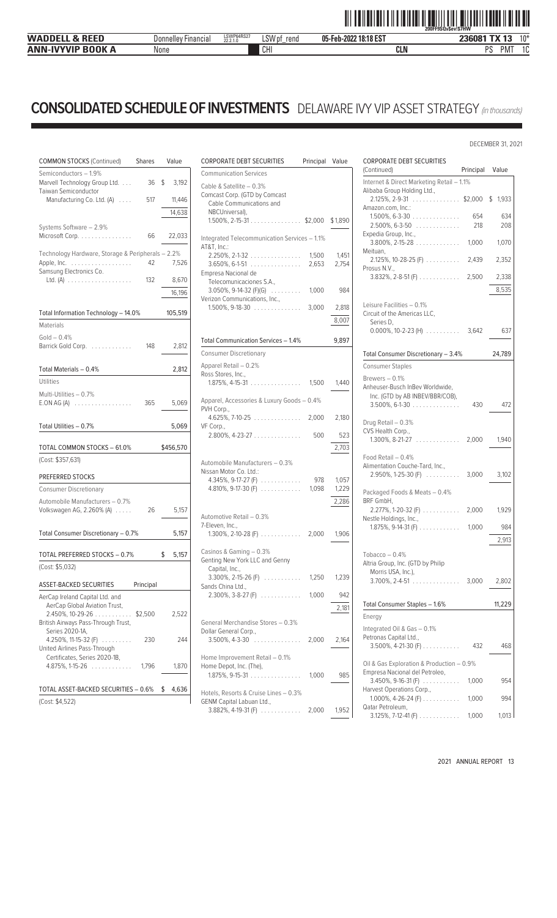# CONSOLIDATED SCHEDULE OF INVESTMENTS DELAWARE IVY VIP ASSET STRATEGY *(in thousands)*

DECEMBER 31, 2021

| COMMON STOCKS (Continued) | Shares | Value |
|---|---|---|
| Semiconductors – 1.9% | | |
| Marvell Technology Group Ltd. | 36 | $ 3,192 |
| Taiwan Semiconductor Manufacturing Co. Ltd. (A) | 517 | 11,446 |
| | | 14,638 |
| Systems Software – 2.9% | | |
| Microsoft Corp. | 66 | 22,033 |
| Technology Hardware, Storage & Peripherals – 2.2% | | |
| Apple, Inc. | 42 | 7,526 |
| Samsung Electronics Co. Ltd. (A) | 132 | 8,670 |
| | | 16,196 |
| Total Information Technology – 14.0% | | 105,519 |
| Materials | | |
| Gold – 0.4% | | |
| Barrick Gold Corp. | 148 | 2,812 |
| Total Materials – 0.4% | | 2,812 |
| Utilities | | |
| Multi-Utilities – 0.7% | | |
| E.ON AG (A) | 365 | 5,069 |
| Total Utilities – 0.7% | | 5,069 |
| TOTAL COMMON STOCKS – 61.0% | | $456,570 |
| (Cost: $357,631) | | |

| PREFERRED STOCKS | Shares | Value |
|---|---|---|
| Consumer Discretionary | | |
| Automobile Manufacturers – 0.7% | | |
| Volkswagen AG, 2.260% (A) | 26 | 5,157 |
| Total Consumer Discretionary – 0.7% | | 5,157 |
| TOTAL PREFERRED STOCKS – 0.7% | | $ 5,157 |
| (Cost: $5,032) | | |

| ASSET-BACKED SECURITIES | Principal | Value |
|---|---|---|
| AerCap Ireland Capital Ltd. and AerCap Global Aviation Trust, 2.450%, 10-29-26 | $2,500 | 2,522 |
| British Airways Pass-Through Trust, Series 2020-1A, 4.250%, 11-15-32 (F) | 230 | 244 |
| United Airlines Pass-Through Certificates, Series 2020-1B, 4.875%, 1-15-26 | 1,796 | 1,870 |
| TOTAL ASSET-BACKED SECURITIES – 0.6% | | $ 4,636 |
| (Cost: $4,522) | | |

| CORPORATE DEBT SECURITIES | Principal | Value |
|---|---|---|
| Communication Services | | |
| Cable & Satellite – 0.3% | | |
| Comcast Corp. (GTD by Comcast Cable Communications and NBCUniversal), 1.500%, 2-15-31 | $2,000 | $1,890 |
| Integrated Telecommunication Services – 1.1% | | |
| AT&T, Inc.: | | |
| 2.250%, 2-1-32 | 1,500 | 1,451 |
| 3.650%, 6-1-51 | 2,653 | 2,754 |
| Empresa Nacional de Telecomunicaciones S.A., 3.050%, 9-14-32 (F)(G) | 1,000 | 984 |
| Verizon Communications, Inc., 1.500%, 9-18-30 | 3,000 | 2,818 |
| | | 8,007 |
| Total Communication Services – 1.4% | | 9,897 |
| Consumer Discretionary | | |
| Apparel Retail – 0.2% | | |
| Ross Stores, Inc., 1.875%, 4-15-31 | 1,500 | 1,440 |
| Apparel, Accessories & Luxury Goods – 0.4% | | |
| PVH Corp., 4.625%, 7-10-25 | 2,000 | 2,180 |
| VF Corp., 2.800%, 4-23-27 | 500 | 523 |
| | | 2,703 |
| Automobile Manufacturers – 0.3% | | |
| Nissan Motor Co. Ltd.: | | |
| 4.345%, 9-17-27 (F) | 978 | 1,057 |
| 4.810%, 9-17-30 (F) | 1,098 | 1,229 |
| | | 2,286 |
| Automotive Retail – 0.3% | | |
| 7-Eleven, Inc., 1.300%, 2-10-28 (F) | 2,000 | 1,906 |
| Casinos & Gaming – 0.3% | | |
| Genting New York LLC and Genny Capital, Inc., 3.300%, 2-15-26 (F) | 1,250 | 1,239 |
| Sands China Ltd., 2.300%, 3-8-27 (F) | 1,000 | 942 |
| | | 2,181 |
| General Merchandise Stores – 0.3% | | |
| Dollar General Corp., 3.500%, 4-3-30 | 2,000 | 2,164 |
| Home Improvement Retail – 0.1% | | |
| Home Depot, Inc. (The), 1.875%, 9-15-31 | 1,000 | 985 |
| Hotels, Resorts & Cruise Lines – 0.3% | | |
| GENM Capital Labuan Ltd., 3.882%, 4-19-31 (F) | 2,000 | 1,952 |
| Internet & Direct Marketing Retail – 1.1% | | |
| Alibaba Group Holding Ltd., 2.125%, 2-9-31 | $2,000 | $ 1,933 |
| Amazon.com, Inc.: | | |
| 1.500%, 6-3-30 | 654 | 634 |
| 2.500%, 6-3-50 | 218 | 208 |
| Expedia Group, Inc., 3.800%, 2-15-28 | 1,000 | 1,070 |
| Meituan, 2.125%, 10-28-25 (F) | 2,439 | 2,352 |
| Prosus N.V., 3.832%, 2-8-51 (F) | 2,500 | 2,338 |
| | | 8,535 |
| Leisure Facilities – 0.1% | | |
| Circuit of the Americas LLC, Series D, 0.000%, 10-2-23 (H) | 3,642 | 637 |
| Total Consumer Discretionary – 3.4% | | 24,789 |
| Consumer Staples | | |
| Brewers – 0.1% | | |
| Anheuser-Busch InBev Worldwide, Inc. (GTD by AB INBEV/BBR/COB), 3.500%, 6-1-30 | 430 | 472 |
| Drug Retail – 0.3% | | |
| CVS Health Corp., 1.300%, 8-21-27 | 2,000 | 1,940 |
| Food Retail – 0.4% | | |
| Alimentation Couche-Tard, Inc., 2.950%, 1-25-30 (F) | 3,000 | 3,102 |
| Packaged Foods & Meats – 0.4% | | |
| BRF GmbH, 2.277%, 1-20-32 (F) | 2,000 | 1,929 |
| Nestle Holdings, Inc., 1.875%, 9-14-31 (F) | 1,000 | 984 |
| | | 2,913 |
| Tobacco – 0.4% | | |
| Altria Group, Inc. (GTD by Philip Morris USA, Inc.), 3.700%, 2-4-51 | 3,000 | 2,802 |
| Total Consumer Staples – 1.6% | | 11,229 |
| Energy | | |
| Integrated Oil & Gas – 0.1% | | |
| Petronas Capital Ltd., 3.500%, 4-21-30 (F) | 432 | 468 |
| Oil & Gas Exploration & Production – 0.9% | | |
| Empresa Nacional del Petroleo, 3.450%, 9-16-31 (F) | 1,000 | 954 |
| Harvest Operations Corp., 1.000%, 4-26-24 (F) | 1,000 | 994 |
| Qatar Petroleum, 3.125%, 7-12-41 (F) | 1,000 | 1,013 |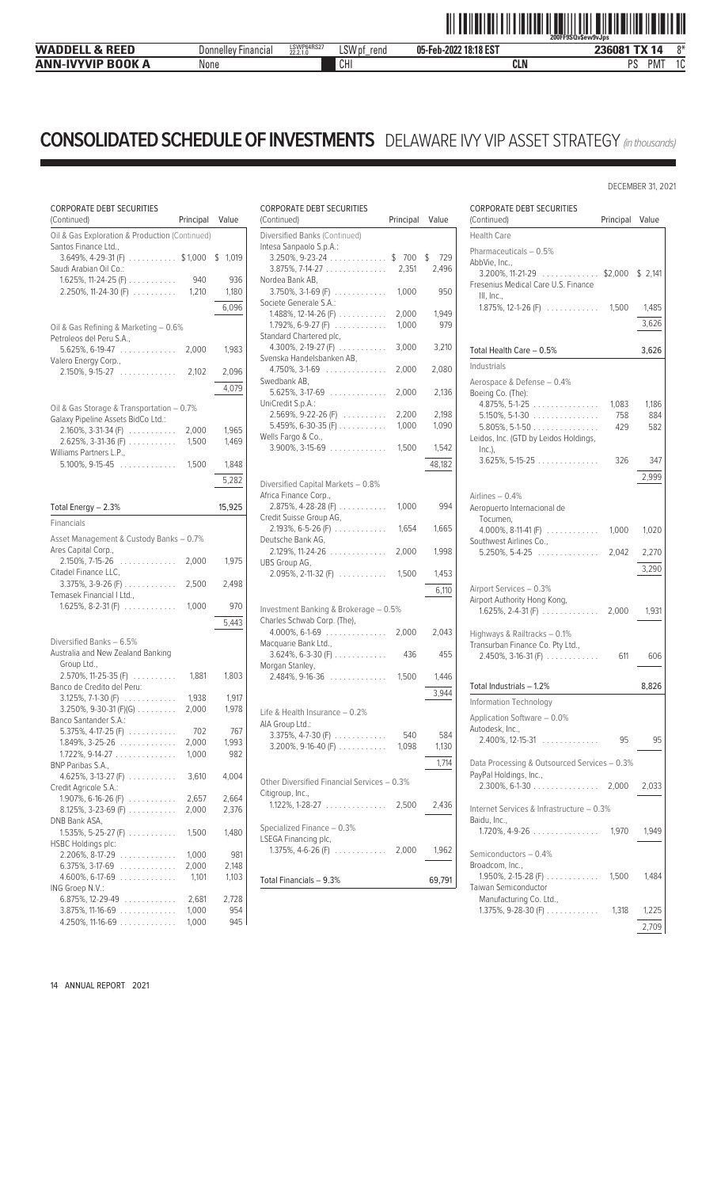# CONSOLIDATED SCHEDULE OF INVESTMENTS DELAWARE IVY VIP ASSET STRATEGY *(in thousands)*

DECEMBER 31, 2021

| CORPORATE DEBT SECURITIES (Continued) | Principal | Value |
|---|---|---|
| **Oil & Gas Exploration & Production (Continued)** | | |
| Santos Finance Ltd., | | |
| 3.649%, 4-29-31 (F) | $1,000 | $ 1,019 |
| Saudi Arabian Oil Co.: | | |
| 1.625%, 11-24-25 (F) | 940 | 936 |
| 2.250%, 11-24-30 (F) | 1,210 | 1,180 |
| | | 6,096 |
| **Oil & Gas Refining & Marketing – 0.6%** | | |
| Petroleos del Peru S.A., | | |
| 5.625%, 6-19-47 | 2,000 | 1,983 |
| Valero Energy Corp., | | |
| 2.150%, 9-15-27 | 2,102 | 2,096 |
| | | 4,079 |
| **Oil & Gas Storage & Transportation – 0.7%** | | |
| Galaxy Pipeline Assets BidCo Ltd.: | | |
| 2.160%, 3-31-34 (F) | 2,000 | 1,965 |
| 2.625%, 3-31-36 (F) | 1,500 | 1,469 |
| Williams Partners L.P., | | |
| 5.100%, 9-15-45 | 1,500 | 1,848 |
| | | 5,282 |
| **Total Energy – 2.3%** | | 15,925 |
| **Financials** | | |
| **Asset Management & Custody Banks – 0.7%** | | |
| Ares Capital Corp., | | |
| 2.150%, 7-15-26 | 2,000 | 1,975 |
| Citadel Finance LLC, | | |
| 3.375%, 3-9-26 (F) | 2,500 | 2,498 |
| Temasek Financial I Ltd., | | |
| 1.625%, 8-2-31 (F) | 1,000 | 970 |
| | | 5,443 |
| **Diversified Banks – 6.5%** | | |
| Australia and New Zealand Banking Group Ltd., | | |
| 2.570%, 11-25-35 (F) | 1,881 | 1,803 |
| Banco de Credito del Peru: | | |
| 3.125%, 7-1-30 (F) | 1,938 | 1,917 |
| 3.250%, 9-30-31 (F)(G) | 2,000 | 1,978 |
| Banco Santander S.A.: | | |
| 5.375%, 4-17-25 (F) | 702 | 767 |
| 1.849%, 3-25-26 | 2,000 | 1,993 |
| 1.722%, 9-14-27 | 1,000 | 982 |
| BNP Paribas S.A., | | |
| 4.625%, 3-13-27 (F) | 3,610 | 4,004 |
| Credit Agricole S.A.: | | |
| 1.907%, 6-16-26 (F) | 2,657 | 2,664 |
| 8.125%, 3-23-69 (F) | 2,000 | 2,376 |
| DNB Bank ASA, | | |
| 1.535%, 5-25-27 (F) | 1,500 | 1,480 |
| HSBC Holdings plc: | | |
| 2.206%, 8-17-29 | 1,000 | 981 |
| 6.375%, 3-17-69 | 2,000 | 2,148 |
| 4.600%, 6-17-69 | 1,101 | 1,103 |
| ING Groep N.V.: | | |
| 6.875%, 12-29-49 | 2,681 | 2,728 |
| 3.875%, 11-16-69 | 1,000 | 954 |
| 4.250%, 11-16-69 | 1,000 | 945 |
| **Diversified Banks (Continued)** | | |
| Intesa Sanpaolo S.p.A.: | | |
| 3.250%, 9-23-24 | $ 700 | $ 729 |
| 3.875%, 7-14-27 | 2,351 | 2,496 |
| Nordea Bank AB, | | |
| 3.750%, 3-1-69 (F) | 1,000 | 950 |
| Societe Generale S.A.: | | |
| 1.488%, 12-14-26 (F) | 2,000 | 1,949 |
| 1.792%, 6-9-27 (F) | 1,000 | 979 |
| Standard Chartered plc, | | |
| 4.300%, 2-19-27 (F) | 3,000 | 3,210 |
| Svenska Handelsbanken AB, | | |
| 4.750%, 3-1-69 | 2,000 | 2,080 |
| Swedbank AB, | | |
| 5.625%, 3-17-69 | 2,000 | 2,136 |
| UniCredit S.p.A.: | | |
| 2.569%, 9-22-26 (F) | 2,200 | 2,198 |
| 5.459%, 6-30-35 (F) | 1,000 | 1,090 |
| Wells Fargo & Co., | | |
| 3.900%, 3-15-69 | 1,500 | 1,542 |
| | | 48,182 |
| **Diversified Capital Markets – 0.8%** | | |
| Africa Finance Corp., | | |
| 2.875%, 4-28-28 (F) | 1,000 | 994 |
| Credit Suisse Group AG, | | |
| 2.193%, 6-5-26 (F) | 1,654 | 1,665 |
| Deutsche Bank AG, | | |
| 2.129%, 11-24-26 | 2,000 | 1,998 |
| UBS Group AG, | | |
| 2.095%, 2-11-32 (F) | 1,500 | 1,453 |
| | | 6,110 |
| **Investment Banking & Brokerage – 0.5%** | | |
| Charles Schwab Corp. (The), | | |
| 4.000%, 6-1-69 | 2,000 | 2,043 |
| Macquarie Bank Ltd., | | |
| 3.624%, 6-3-30 (F) | 436 | 455 |
| Morgan Stanley, | | |
| 2.484%, 9-16-36 | 1,500 | 1,446 |
| | | 3,944 |
| **Life & Health Insurance – 0.2%** | | |
| AIA Group Ltd.: | | |
| 3.375%, 4-7-30 (F) | 540 | 584 |
| 3.200%, 9-16-40 (F) | 1,098 | 1,130 |
| | | 1,714 |
| **Other Diversified Financial Services – 0.3%** | | |
| Citigroup, Inc., | | |
| 1.122%, 1-28-27 | 2,500 | 2,436 |
| **Specialized Finance – 0.3%** | | |
| LSEGA Financing plc, | | |
| 1.375%, 4-6-26 (F) | 2,000 | 1,962 |
| **Total Financials – 9.3%** | | 69,791 |
| **Health Care** | | |
| **Pharmaceuticals – 0.5%** | | |
| AbbVie, Inc., | | |
| 3.200%, 11-21-29 | $2,000 | $ 2,141 |
| Fresenius Medical Care U.S. Finance III, Inc., | | |
| 1.875%, 12-1-26 (F) | 1,500 | 1,485 |
| | | 3,626 |
| **Total Health Care – 0.5%** | | 3,626 |
| **Industrials** | | |
| **Aerospace & Defense – 0.4%** | | |
| Boeing Co. (The): | | |
| 4.875%, 5-1-25 | 1,083 | 1,186 |
| 5.150%, 5-1-30 | 758 | 884 |
| 5.805%, 5-1-50 | 429 | 582 |
| Leidos, Inc. (GTD by Leidos Holdings, Inc.), | | |
| 3.625%, 5-15-25 | 326 | 347 |
| | | 2,999 |
| **Airlines – 0.4%** | | |
| Aeropuerto Internacional de Tocumen, | | |
| 4.000%, 8-11-41 (F) | 1,000 | 1,020 |
| Southwest Airlines Co., | | |
| 5.250%, 5-4-25 | 2,042 | 2,270 |
| | | 3,290 |
| **Airport Services – 0.3%** | | |
| Airport Authority Hong Kong, | | |
| 1.625%, 2-4-31 (F) | 2,000 | 1,931 |
| **Highways & Railtracks – 0.1%** | | |
| Transurban Finance Co. Pty Ltd., | | |
| 2.450%, 3-16-31 (F) | 611 | 606 |
| **Total Industrials – 1.2%** | | 8,826 |
| **Information Technology** | | |
| **Application Software – 0.0%** | | |
| Autodesk, Inc., | | |
| 2.400%, 12-15-31 | 95 | 95 |
| **Data Processing & Outsourced Services – 0.3%** | | |
| PayPal Holdings, Inc., | | |
| 2.300%, 6-1-30 | 2,000 | 2,033 |
| **Internet Services & Infrastructure – 0.3%** | | |
| Baidu, Inc., | | |
| 1.720%, 4-9-26 | 1,970 | 1,949 |
| **Semiconductors – 0.4%** | | |
| Broadcom, Inc., | | |
| 1.950%, 2-15-28 (F) | 1,500 | 1,484 |
| Taiwan Semiconductor Manufacturing Co. Ltd., | | |
| 1.375%, 9-28-30 (F) | 1,318 | 1,225 |
| | | 2,709 |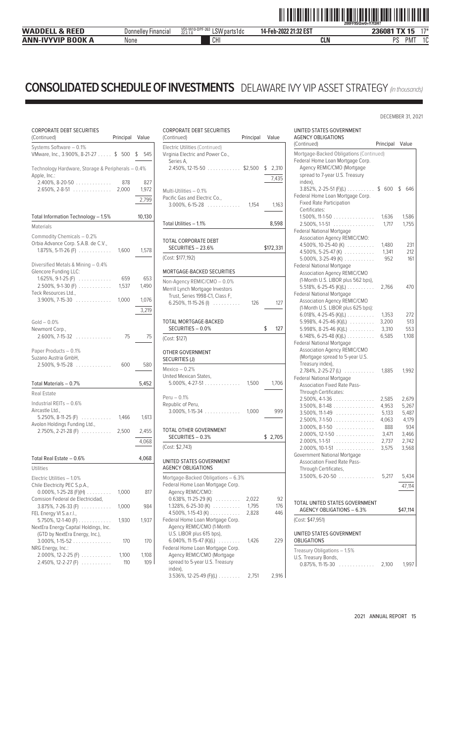# CONSOLIDATED SCHEDULE OF INVESTMENTS DELAWARE IVY VIP ASSET STRATEGY *(in thousands)*

DECEMBER 31, 2021

| CORPORATE DEBT SECURITIES (Continued) | Principal | Value |
|---|---|---|
| Systems Software – 0.1% | | |
| VMware, Inc., 3.900%, 8-21-27 | $ 500 | $ 545 |
| Technology Hardware, Storage & Peripherals – 0.4% | | |
| Apple, Inc.: | | |
| 2.400%, 8-20-50 | 878 | 827 |
| 2.650%, 2-8-51 | 2,000 | 1,972 |
| | | 2,799 |
| Total Information Technology – 1.5% | | 10,130 |
| Materials | | |
| Commodity Chemicals – 0.2% | | |
| Orbia Advance Corp. S.A.B. de C.V., 1.875%, 5-11-26 (F) | 1,600 | 1,578 |
| Diversified Metals & Mining – 0.4% | | |
| Glencore Funding LLC: | | |
| 1.625%, 9-1-25 (F) | 659 | 653 |
| 2.500%, 9-1-30 (F) | 1,537 | 1,490 |
| Teck Resources Ltd., 3.900%, 7-15-30 | 1,000 | 1,076 |
| | | 3,219 |
| Gold – 0.0% | | |
| Newmont Corp., 2.600%, 7-15-32 | 75 | 75 |
| Paper Products – 0.1% | | |
| Suzano Austria GmbH, 2.500%, 9-15-28 | 600 | 580 |
| Total Materials – 0.7% | | 5,452 |
| Real Estate | | |
| Industrial REITs – 0.6% | | |
| Aircastle Ltd., 5.250%, 8-11-25 (F) | 1,466 | 1,613 |
| Avolon Holdings Funding Ltd., 2.750%, 2-21-28 (F) | 2,500 | 2,455 |
| | | 4,068 |
| Total Real Estate – 0.6% | | 4,068 |
| Utilities | | |
| Electric Utilities – 1.0% | | |
| Chile Electricity PEC S.p.A., 0.000%, 1-25-28 (F)(H) | 1,000 | 817 |
| Comision Federal de Electricidad, 3.875%, 7-26-33 (F) | 1,000 | 984 |
| FEL Energy VI S.a.r.l., 5.750%, 12-1-40 (F) | 1,930 | 1,937 |
| NextEra Energy Capital Holdings, Inc. (GTD by NextEra Energy, Inc.), 3.000%, 1-15-52 | 170 | 170 |
| NRG Energy, Inc.: | | |
| 2.000%, 12-2-25 (F) | 1,100 | 1,108 |
| 2.450%, 12-2-27 (F) | 110 | 109 |
| Virginia Electric and Power Co., Series A, 2.450%, 12-15-50 | $2,500 | $ 2,310 |
| | | 7,435 |
| Multi-Utilities – 0.1% | | |
| Pacific Gas and Electric Co., 3.000%, 6-15-28 | 1,154 | 1,163 |
| Total Utilities – 1.1% | | 8,598 |
| TOTAL CORPORATE DEBT SECURITIES – 23.6% | | $172,331 |
| (Cost: $177,192) | | |

| MORTGAGE-BACKED SECURITIES | Principal | Value |
|---|---|---|
| Non-Agency REMIC/CMO – 0.0% | | |
| Merrill Lynch Mortgage Investors Trust, Series 1998-C1, Class F, 6.250%, 11-15-26 (I) | 126 | 127 |
| TOTAL MORTGAGE-BACKED SECURITIES – 0.0% | | $ 127 |
| (Cost: $127) | | |

| OTHER GOVERNMENT SECURITIES (J) | Principal | Value |
|---|---|---|
| Mexico – 0.2% | | |
| United Mexican States, 5.000%, 4-27-51 | 1,500 | 1,706 |
| Peru – 0.1% | | |
| Republic of Peru, 3.000%, 1-15-34 | 1,000 | 999 |
| TOTAL OTHER GOVERNMENT SECURITIES – 0.3% | | $ 2,705 |
| (Cost: $2,743) | | |

| UNITED STATES GOVERNMENT AGENCY OBLIGATIONS | Principal | Value |
|---|---|---|
| Mortgage-Backed Obligations – 6.3% | | |
| Federal Home Loan Mortgage Corp. Agency REMIC/CMO: | | |
| 0.638%, 11-25-29 (K) | 2,022 | 92 |
| 1.328%, 6-25-30 (K) | 1,795 | 176 |
| 4.500%, 1-15-43 (K) | 2,828 | 446 |
| Federal Home Loan Mortgage Corp. Agency REMIC/CMO (1-Month U.S. LIBOR plus 615 bps), 6.040%, 11-15-47 (K)(L) | 1,426 | 229 |
| Federal Home Loan Mortgage Corp. Agency REMIC/CMO (Mortgage spread to 5-year U.S. Treasury index), 3.536%, 12-25-49 (F)(L) | 2,751 | 2,916 |
| Federal Home Loan Mortgage Corp. Agency REMIC/CMO (Mortgage spread to 7-year U.S. Treasury index), 3.852%, 2-25-51 (F)(L) | $ 600 | $ 646 |
| Federal Home Loan Mortgage Corp. Fixed Rate Participation Certificates: | | |
| 1.500%, 11-1-50 | 1,636 | 1,586 |
| 2.500%, 1-1-51 | 1,717 | 1,755 |
| Federal National Mortgage Association Agency REMIC/CMO: | | |
| 4.500%, 10-25-40 (K) | 1,480 | 231 |
| 4.500%, 5-25-47 (K) | 1,341 | 212 |
| 5.000%, 3-25-49 (K) | 952 | 161 |
| Federal National Mortgage Association Agency REMIC/CMO (1-Month U.S. LIBOR plus 562 bps), 5.518%, 6-25-45 (K)(L) | 2,766 | 470 |
| Federal National Mortgage Association Agency REMIC/CMO (1-Month U.S. LIBOR plus 625 bps): | | |
| 6.018%, 4-25-45 (K)(L) | 1,353 | 272 |
| 5.998%, 4-25-46 (K)(L) | 3,200 | 513 |
| 5.998%, 8-25-46 (K)(L) | 3,310 | 553 |
| 6.148%, 6-25-48 (K)(L) | 6,585 | 1,108 |
| Federal National Mortgage Association Agency REMIC/CMO (Mortgage spread to 5-year U.S. Treasury index), 2.784%, 2-25-27 (L) | 1,885 | 1,992 |
| Federal National Mortgage Association Fixed Rate Pass-Through Certificates: | | |
| 2.500%, 4-1-36 | 2,585 | 2,679 |
| 3.500%, 8-1-48 | 4,953 | 5,267 |
| 3.500%, 11-1-49 | 5,133 | 5,487 |
| 2.500%, 7-1-50 | 4,063 | 4,179 |
| 3.000%, 8-1-50 | 888 | 934 |
| 2.000%, 12-1-50 | 3,471 | 3,466 |
| 2.000%, 1-1-51 | 2,737 | 2,742 |
| 2.000%, 10-1-51 | 3,575 | 3,568 |
| Government National Mortgage Association Fixed Rate Pass-Through Certificates, 3.500%, 6-20-50 | 5,217 | 5,434 |
| | | 47,114 |
| TOTAL UNITED STATES GOVERNMENT AGENCY OBLIGATIONS – 6.3% | | $47,114 |
| (Cost: $47,951) | | |

| UNITED STATES GOVERNMENT OBLIGATIONS | Principal | Value |
|---|---|---|
| Treasury Obligations – 1.5% | | |
| U.S. Treasury Bonds, 0.875%, 11-15-30 | 2,100 | 1,997 |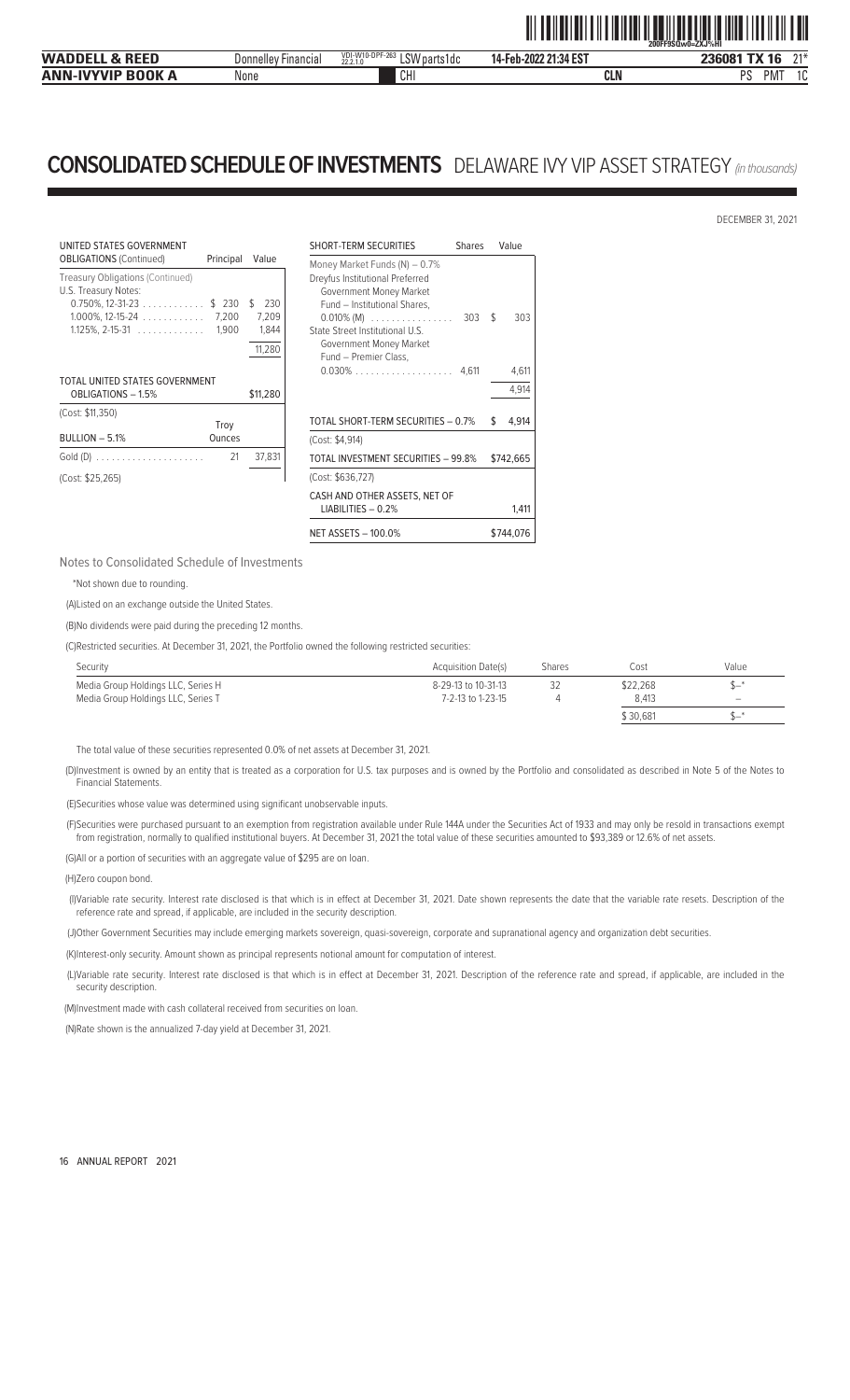# CONSOLIDATED SCHEDULE OF INVESTMENTS DELAWARE IVY VIP ASSET STRATEGY *(in thousands)*

DECEMBER 31, 2021

| UNITED STATES GOVERNMENT OBLIGATIONS (Continued) | Principal | Value |
|---|---|---|
| Treasury Obligations (Continued) | | |
| U.S. Treasury Notes: | | |
| 0.750%, 12-31-23 | $ 230 | $ 230 |
| 1.000%, 12-15-24 | 7,200 | 7,209 |
| 1.125%, 2-15-31 | 1,900 | 1,844 |
| | | 11,280 |
| TOTAL UNITED STATES GOVERNMENT OBLIGATIONS – 1.5% | | $11,280 |
| (Cost: $11,350) | | |

| BULLION – 5.1% | Troy Ounces | Value |
|---|---|---|
| Gold (D) | 21 | 37,831 |
| (Cost: $25,265) | | |

| SHORT-TERM SECURITIES | Shares | Value |
|---|---|---|
| Money Market Funds (N) – 0.7% | | |
| Dreyfus Institutional Preferred Government Money Market Fund – Institutional Shares, 0.010% (M) | 303 | $ 303 |
| State Street Institutional U.S. Government Money Market Fund – Premier Class, 0.030% | 4,611 | 4,611 |
| | | 4,914 |
| TOTAL SHORT-TERM SECURITIES – 0.7% | | $ 4,914 |
| (Cost: $4,914) | | |
| TOTAL INVESTMENT SECURITIES – 99.8% | | $742,665 |
| (Cost: $636,727) | | |
| CASH AND OTHER ASSETS, NET OF LIABILITIES – 0.2% | | 1,411 |
| NET ASSETS – 100.0% | | $744,076 |

Notes to Consolidated Schedule of Investments

*Not shown due to rounding.

(A)Listed on an exchange outside the United States.

(B)No dividends were paid during the preceding 12 months.

(C)Restricted securities. At December 31, 2021, the Portfolio owned the following restricted securities:

| Security | Acquisition Date(s) | Shares | Cost | Value |
|---|---|---|---|---|
| Media Group Holdings LLC, Series H | 8-29-13 to 10-31-13 | 32 | $22,268 | $—* |
| Media Group Holdings LLC, Series T | 7-2-13 to 1-23-15 | 4 | 8,413 | — |
| | | | $ 30,681 | $—* |

The total value of these securities represented 0.0% of net assets at December 31, 2021.

(D)Investment is owned by an entity that is treated as a corporation for U.S. tax purposes and is owned by the Portfolio and consolidated as described in Note 5 of the Notes to Financial Statements.

(E)Securities whose value was determined using significant unobservable inputs.

(F)Securities were purchased pursuant to an exemption from registration available under Rule 144A under the Securities Act of 1933 and may only be resold in transactions exempt from registration, normally to qualified institutional buyers. At December 31, 2021 the total value of these securities amounted to $93,389 or 12.6% of net assets.

(G)All or a portion of securities with an aggregate value of $295 are on loan.

(H)Zero coupon bond.

(I)Variable rate security. Interest rate disclosed is that which is in effect at December 31, 2021. Date shown represents the date that the variable rate resets. Description of the reference rate and spread, if applicable, are included in the security description.

(J)Other Government Securities may include emerging markets sovereign, quasi-sovereign, corporate and supranational agency and organization debt securities.

(K)Interest-only security. Amount shown as principal represents notional amount for computation of interest.

(L)Variable rate security. Interest rate disclosed is that which is in effect at December 31, 2021. Description of the reference rate and spread, if applicable, are included in the security description.

(M)Investment made with cash collateral received from securities on loan.

(N)Rate shown is the annualized 7-day yield at December 31, 2021.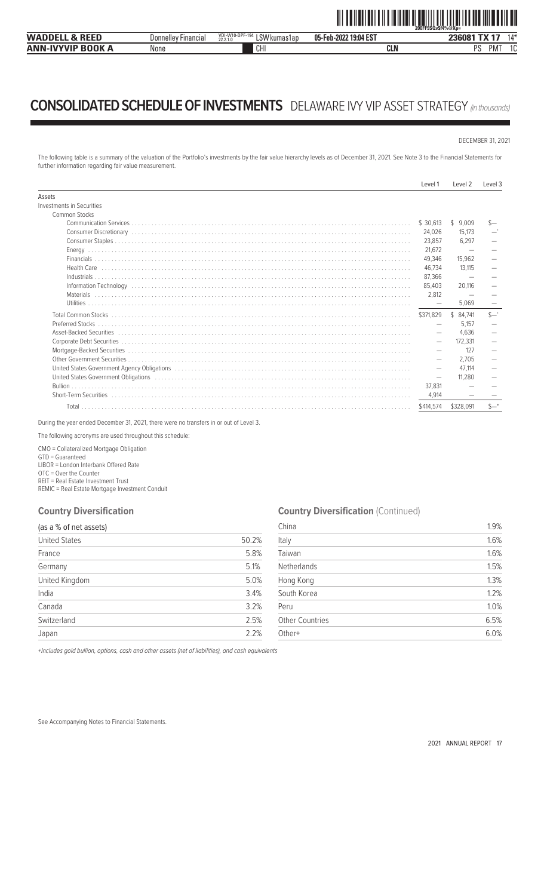# CONSOLIDATED SCHEDULE OF INVESTMENTS DELAWARE IVY VIP ASSET STRATEGY *(in thousands)*

DECEMBER 31, 2021

The following table is a summary of the valuation of the Portfolio's investments by the fair value hierarchy levels as of December 31, 2021. See Note 3 to the Financial Statements for further information regarding fair value measurement.

| | Level 1 | Level 2 | Level 3 |
|---|---|---|---|
| Assets | | | |
| Investments in Securities | | | |
| Common Stocks | | | |
| Communication Services | $ 30,613 | $ 9,009 | $— |
| Consumer Discretionary | 24,026 | 15,173 | —* |
| Consumer Staples | 23,857 | 6,297 | — |
| Energy | 21,672 | — | — |
| Financials | 49,346 | 15,962 | — |
| Health Care | 46,734 | 13,115 | — |
| Industrials | 87,366 | — | — |
| Information Technology | 85,403 | 20,116 | — |
| Materials | 2,812 | — | — |
| Utilities | — | 5,069 | — |
| Total Common Stocks | $371,829 | $ 84,741 | $—* |
| Preferred Stocks | — | 5,157 | — |
| Asset-Backed Securities | — | 4,636 | — |
| Corporate Debt Securities | — | 172,331 | — |
| Mortgage-Backed Securities | — | 127 | — |
| Other Government Securities | — | 2,705 | — |
| United States Government Agency Obligations | — | 47,114 | — |
| United States Government Obligations | — | 11,280 | — |
| Bullion | 37,831 | — | — |
| Short-Term Securities | 4,914 | — | — |
| Total | $414,574 | $328,091 | $—* |

During the year ended December 31, 2021, there were no transfers in or out of Level 3.

The following acronyms are used throughout this schedule:

CMO = Collateralized Mortgage Obligation
GTD = Guaranteed
LIBOR = London Interbank Offered Rate
OTC = Over the Counter
REIT = Real Estate Investment Trust
REMIC = Real Estate Mortgage Investment Conduit

## Country Diversification

| (as a % of net assets) | |
|---|---|
| United States | 50.2% |
| France | 5.8% |
| Germany | 5.1% |
| United Kingdom | 5.0% |
| India | 3.4% |
| Canada | 3.2% |
| Switzerland | 2.5% |
| Japan | 2.2% |
| China | 1.9% |
| Italy | 1.6% |
| Taiwan | 1.6% |
| Netherlands | 1.5% |
| Hong Kong | 1.3% |
| South Korea | 1.2% |
| Peru | 1.0% |
| Other Countries | 6.5% |
| Other+ | 6.0% |

*+Includes gold bullion, options, cash and other assets (net of liabilities), and cash equivalents*

See Accompanying Notes to Financial Statements.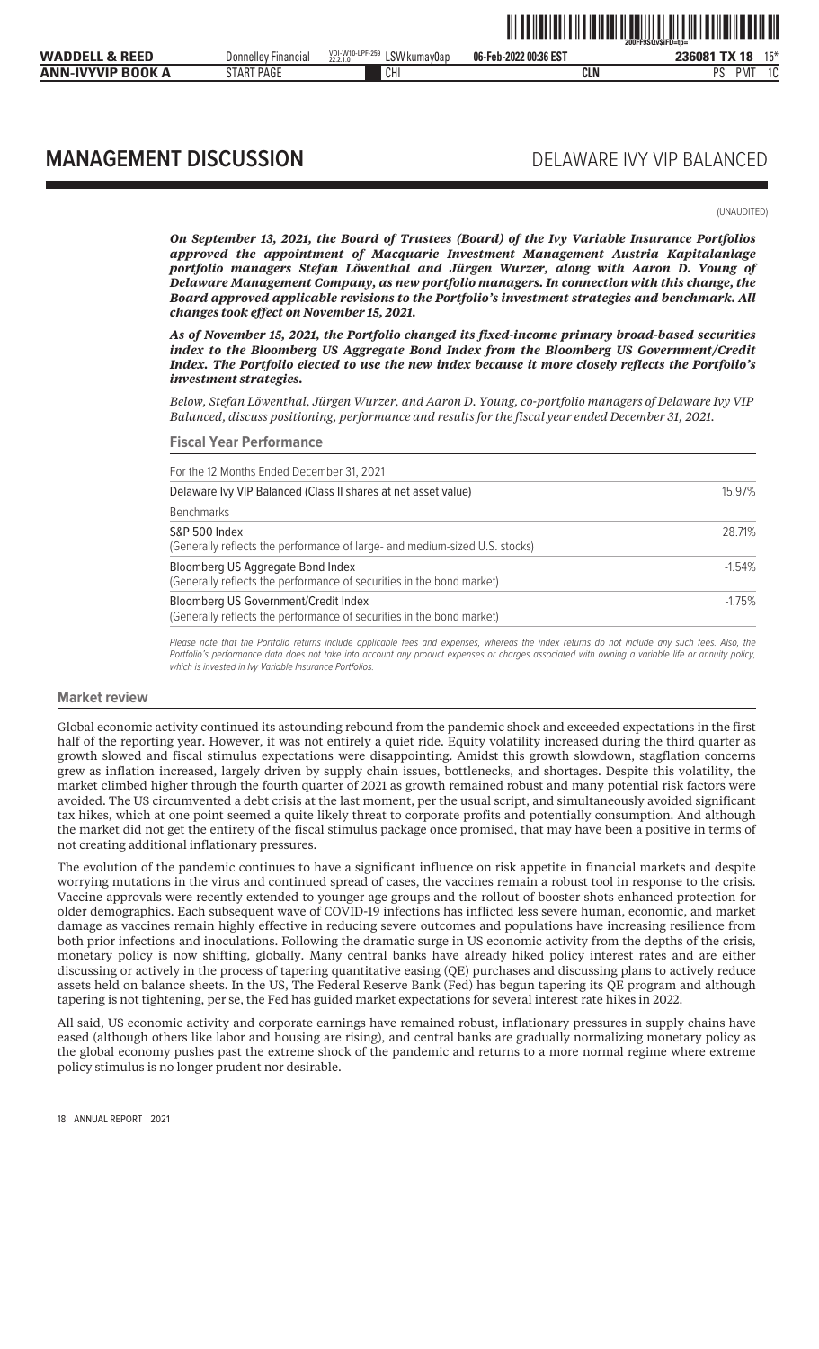# MANAGEMENT DISCUSSION

DELAWARE IVY VIP BALANCED

(UNAUDITED)

***On September 13, 2021, the Board of Trustees (Board) of the Ivy Variable Insurance Portfolios approved the appointment of Macquarie Investment Management Austria Kapitalanlage portfolio managers Stefan Löwenthal and Jürgen Wurzer, along with Aaron D. Young of Delaware Management Company, as new portfolio managers. In connection with this change, the Board approved applicable revisions to the Portfolio's investment strategies and benchmark. All changes took effect on November 15, 2021.***

***As of November 15, 2021, the Portfolio changed its fixed-income primary broad-based securities index to the Bloomberg US Aggregate Bond Index from the Bloomberg US Government/Credit Index. The Portfolio elected to use the new index because it more closely reflects the Portfolio's investment strategies.***

*Below, Stefan Löwenthal, Jürgen Wurzer, and Aaron D. Young, co-portfolio managers of Delaware Ivy VIP Balanced, discuss positioning, performance and results for the fiscal year ended December 31, 2021.*

## Fiscal Year Performance

| For the 12 Months Ended December 31, 2021 | |
|---|---|
| Delaware Ivy VIP Balanced (Class II shares at net asset value) | 15.97% |
| Benchmarks | |
| S&P 500 Index<br>(Generally reflects the performance of large- and medium-sized U.S. stocks) | 28.71% |
| Bloomberg US Aggregate Bond Index<br>(Generally reflects the performance of securities in the bond market) | -1.54% |
| Bloomberg US Government/Credit Index<br>(Generally reflects the performance of securities in the bond market) | -1.75% |

*Please note that the Portfolio returns include applicable fees and expenses, whereas the index returns do not include any such fees. Also, the Portfolio's performance data does not take into account any product expenses or charges associated with owning a variable life or annuity policy, which is invested in Ivy Variable Insurance Portfolios.*

## Market review

Global economic activity continued its astounding rebound from the pandemic shock and exceeded expectations in the first half of the reporting year. However, it was not entirely a quiet ride. Equity volatility increased during the third quarter as growth slowed and fiscal stimulus expectations were disappointing. Amidst this growth slowdown, stagflation concerns grew as inflation increased, largely driven by supply chain issues, bottlenecks, and shortages. Despite this volatility, the market climbed higher through the fourth quarter of 2021 as growth remained robust and many potential risk factors were avoided. The US circumvented a debt crisis at the last moment, per the usual script, and simultaneously avoided significant tax hikes, which at one point seemed a quite likely threat to corporate profits and potentially consumption. And although the market did not get the entirety of the fiscal stimulus package once promised, that may have been a positive in terms of not creating additional inflationary pressures.

The evolution of the pandemic continues to have a significant influence on risk appetite in financial markets and despite worrying mutations in the virus and continued spread of cases, the vaccines remain a robust tool in response to the crisis. Vaccine approvals were recently extended to younger age groups and the rollout of booster shots enhanced protection for older demographics. Each subsequent wave of COVID-19 infections has inflicted less severe human, economic, and market damage as vaccines remain highly effective in reducing severe outcomes and populations have increasing resilience from both prior infections and inoculations. Following the dramatic surge in US economic activity from the depths of the crisis, monetary policy is now shifting, globally. Many central banks have already hiked policy interest rates and are either discussing or actively in the process of tapering quantitative easing (QE) purchases and discussing plans to actively reduce assets held on balance sheets. In the US, The Federal Reserve Bank (Fed) has begun tapering its QE program and although tapering is not tightening, per se, the Fed has guided market expectations for several interest rate hikes in 2022.

All said, US economic activity and corporate earnings have remained robust, inflationary pressures in supply chains have eased (although others like labor and housing are rising), and central banks are gradually normalizing monetary policy as the global economy pushes past the extreme shock of the pandemic and returns to a more normal regime where extreme policy stimulus is no longer prudent nor desirable.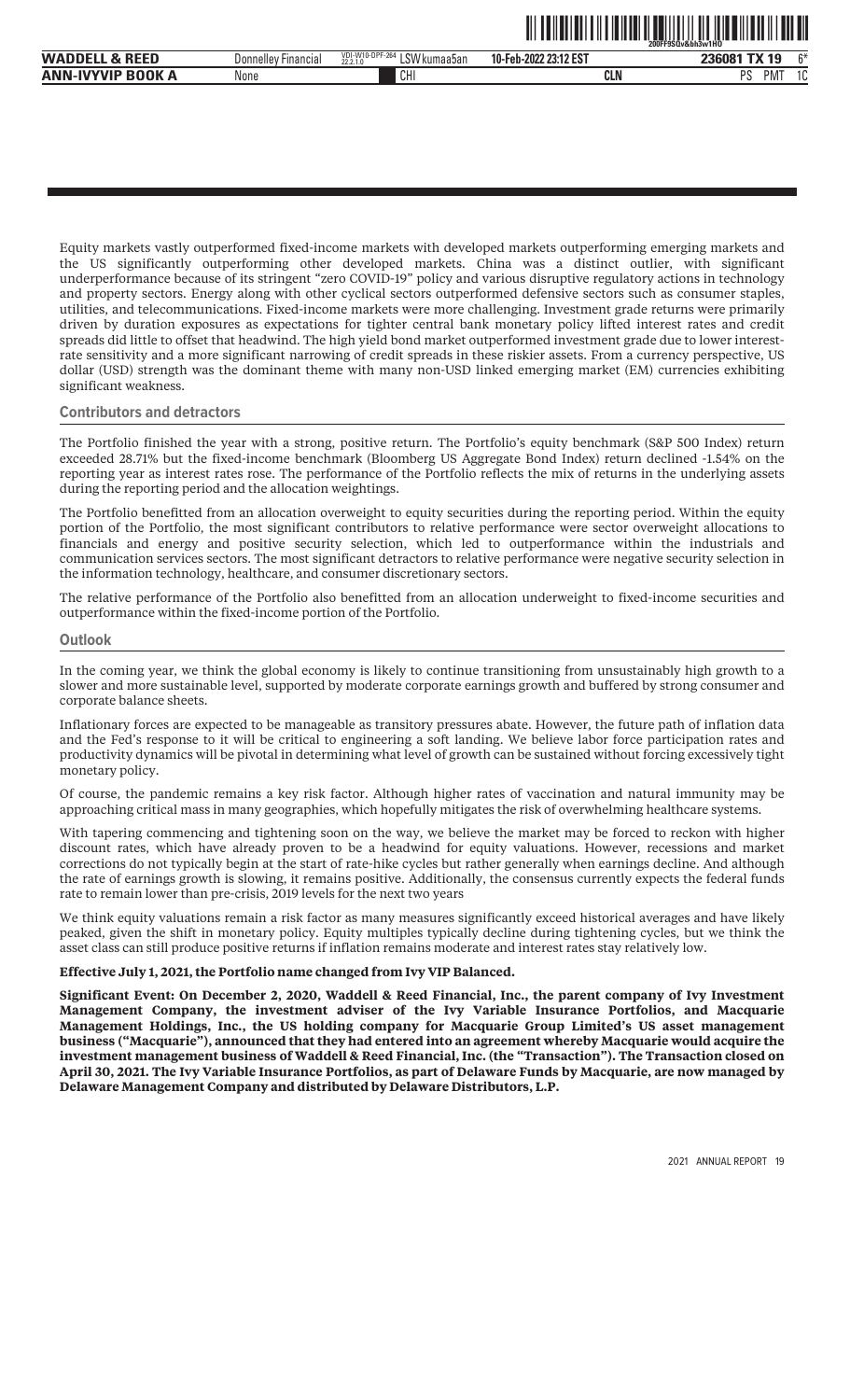Equity markets vastly outperformed fixed-income markets with developed markets outperforming emerging markets and the US significantly outperforming other developed markets. China was a distinct outlier, with significant underperformance because of its stringent "zero COVID-19" policy and various disruptive regulatory actions in technology and property sectors. Energy along with other cyclical sectors outperformed defensive sectors such as consumer staples, utilities, and telecommunications. Fixed-income markets were more challenging. Investment grade returns were primarily driven by duration exposures as expectations for tighter central bank monetary policy lifted interest rates and credit spreads did little to offset that headwind. The high yield bond market outperformed investment grade due to lower interest-rate sensitivity and a more significant narrowing of credit spreads in these riskier assets. From a currency perspective, US dollar (USD) strength was the dominant theme with many non-USD linked emerging market (EM) currencies exhibiting significant weakness.

## Contributors and detractors

The Portfolio finished the year with a strong, positive return. The Portfolio's equity benchmark (S&P 500 Index) return exceeded 28.71% but the fixed-income benchmark (Bloomberg US Aggregate Bond Index) return declined -1.54% on the reporting year as interest rates rose. The performance of the Portfolio reflects the mix of returns in the underlying assets during the reporting period and the allocation weightings.

The Portfolio benefitted from an allocation overweight to equity securities during the reporting period. Within the equity portion of the Portfolio, the most significant contributors to relative performance were sector overweight allocations to financials and energy and positive security selection, which led to outperformance within the industrials and communication services sectors. The most significant detractors to relative performance were negative security selection in the information technology, healthcare, and consumer discretionary sectors.

The relative performance of the Portfolio also benefitted from an allocation underweight to fixed-income securities and outperformance within the fixed-income portion of the Portfolio.

## Outlook

In the coming year, we think the global economy is likely to continue transitioning from unsustainably high growth to a slower and more sustainable level, supported by moderate corporate earnings growth and buffered by strong consumer and corporate balance sheets.

Inflationary forces are expected to be manageable as transitory pressures abate. However, the future path of inflation data and the Fed's response to it will be critical to engineering a soft landing. We believe labor force participation rates and productivity dynamics will be pivotal in determining what level of growth can be sustained without forcing excessively tight monetary policy.

Of course, the pandemic remains a key risk factor. Although higher rates of vaccination and natural immunity may be approaching critical mass in many geographies, which hopefully mitigates the risk of overwhelming healthcare systems.

With tapering commencing and tightening soon on the way, we believe the market may be forced to reckon with higher discount rates, which have already proven to be a headwind for equity valuations. However, recessions and market corrections do not typically begin at the start of rate-hike cycles but rather generally when earnings decline. And although the rate of earnings growth is slowing, it remains positive. Additionally, the consensus currently expects the federal funds rate to remain lower than pre-crisis, 2019 levels for the next two years

We think equity valuations remain a risk factor as many measures significantly exceed historical averages and have likely peaked, given the shift in monetary policy. Equity multiples typically decline during tightening cycles, but we think the asset class can still produce positive returns if inflation remains moderate and interest rates stay relatively low.

**Effective July 1, 2021, the Portfolio name changed from Ivy VIP Balanced.**

**Significant Event: On December 2, 2020, Waddell & Reed Financial, Inc., the parent company of Ivy Investment Management Company, the investment adviser of the Ivy Variable Insurance Portfolios, and Macquarie Management Holdings, Inc., the US holding company for Macquarie Group Limited's US asset management business ("Macquarie"), announced that they had entered into an agreement whereby Macquarie would acquire the investment management business of Waddell & Reed Financial, Inc. (the "Transaction"). The Transaction closed on April 30, 2021. The Ivy Variable Insurance Portfolios, as part of Delaware Funds by Macquarie, are now managed by Delaware Management Company and distributed by Delaware Distributors, L.P.**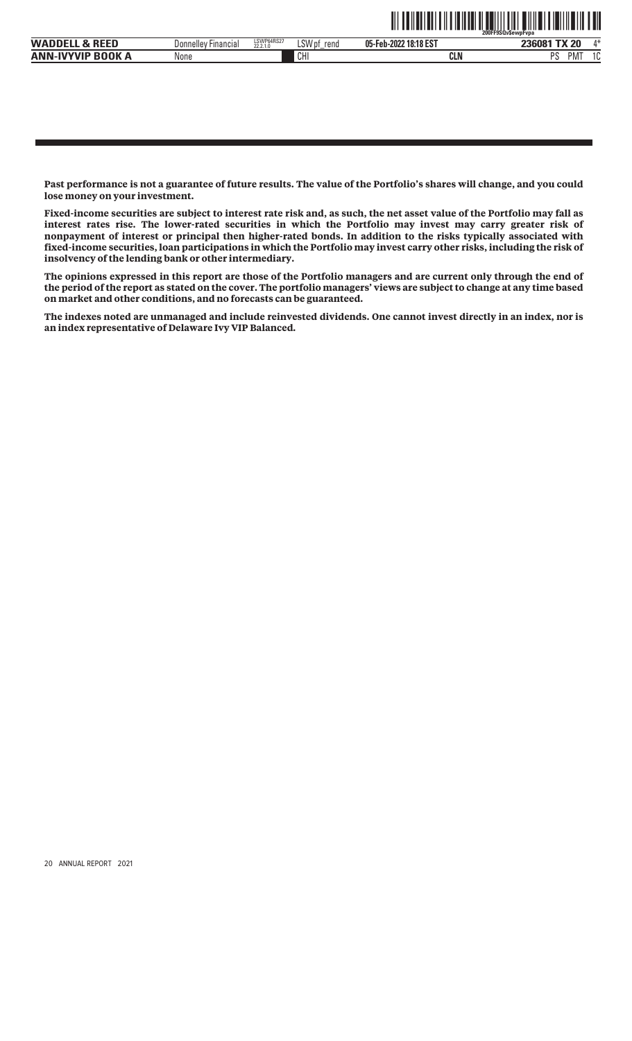**Past performance is not a guarantee of future results. The value of the Portfolio's shares will change, and you could lose money on your investment.**

**Fixed-income securities are subject to interest rate risk and, as such, the net asset value of the Portfolio may fall as interest rates rise. The lower-rated securities in which the Portfolio may invest may carry greater risk of nonpayment of interest or principal then higher-rated bonds. In addition to the risks typically associated with fixed-income securities, loan participations in which the Portfolio may invest carry other risks, including the risk of insolvency of the lending bank or other intermediary.**

**The opinions expressed in this report are those of the Portfolio managers and are current only through the end of the period of the report as stated on the cover. The portfolio managers' views are subject to change at any time based on market and other conditions, and no forecasts can be guaranteed.**

**The indexes noted are unmanaged and include reinvested dividends. One cannot invest directly in an index, nor is an index representative of Delaware Ivy VIP Balanced.**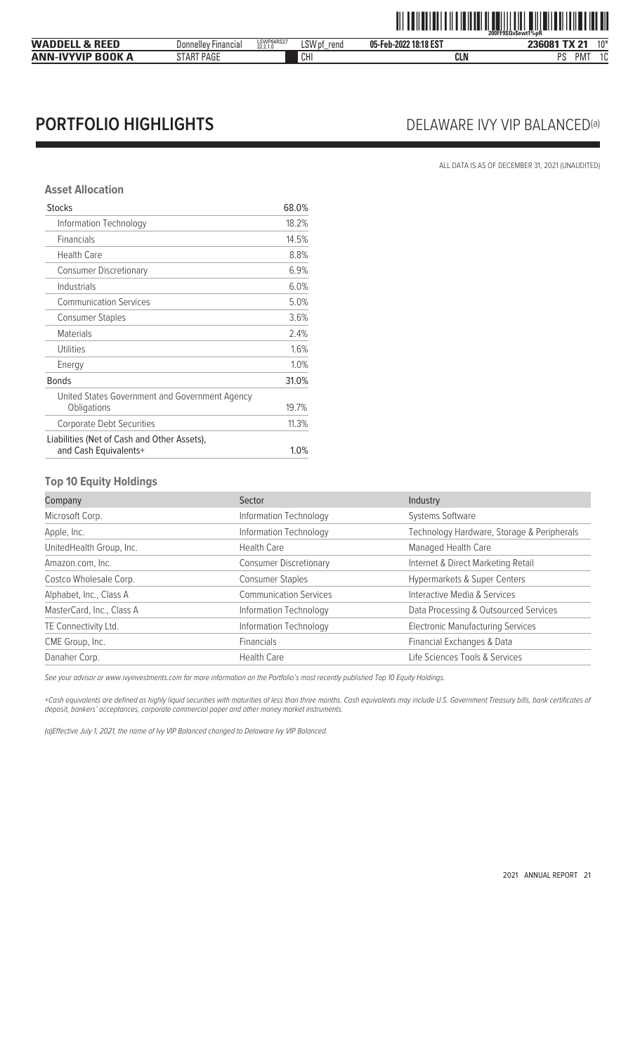# PORTFOLIO HIGHLIGHTS

## DELAWARE IVY VIP BALANCED(a)

ALL DATA IS AS OF DECEMBER 31, 2021 (UNAUDITED)

### Asset Allocation

| | |
|---|---|
| Stocks | 68.0% |
| Information Technology | 18.2% |
| Financials | 14.5% |
| Health Care | 8.8% |
| Consumer Discretionary | 6.9% |
| Industrials | 6.0% |
| Communication Services | 5.0% |
| Consumer Staples | 3.6% |
| Materials | 2.4% |
| Utilities | 1.6% |
| Energy | 1.0% |
| Bonds | 31.0% |
| United States Government and Government Agency Obligations | 19.7% |
| Corporate Debt Securities | 11.3% |
| Liabilities (Net of Cash and Other Assets), and Cash Equivalents+ | 1.0% |

### Top 10 Equity Holdings

| Company | Sector | Industry |
|---|---|---|
| Microsoft Corp. | Information Technology | Systems Software |
| Apple, Inc. | Information Technology | Technology Hardware, Storage & Peripherals |
| UnitedHealth Group, Inc. | Health Care | Managed Health Care |
| Amazon.com, Inc. | Consumer Discretionary | Internet & Direct Marketing Retail |
| Costco Wholesale Corp. | Consumer Staples | Hypermarkets & Super Centers |
| Alphabet, Inc., Class A | Communication Services | Interactive Media & Services |
| MasterCard, Inc., Class A | Information Technology | Data Processing & Outsourced Services |
| TE Connectivity Ltd. | Information Technology | Electronic Manufacturing Services |
| CME Group, Inc. | Financials | Financial Exchanges & Data |
| Danaher Corp. | Health Care | Life Sciences Tools & Services |

*See your advisor or www.ivyinvestments.com for more information on the Portfolio's most recently published Top 10 Equity Holdings.*

*+Cash equivalents are defined as highly liquid securities with maturities of less than three months. Cash equivalents may include U.S. Government Treasury bills, bank certificates of deposit, bankers' acceptances, corporate commercial paper and other money market instruments.*

*(a)Effective July 1, 2021, the name of Ivy VIP Balanced changed to Delaware Ivy VIP Balanced.*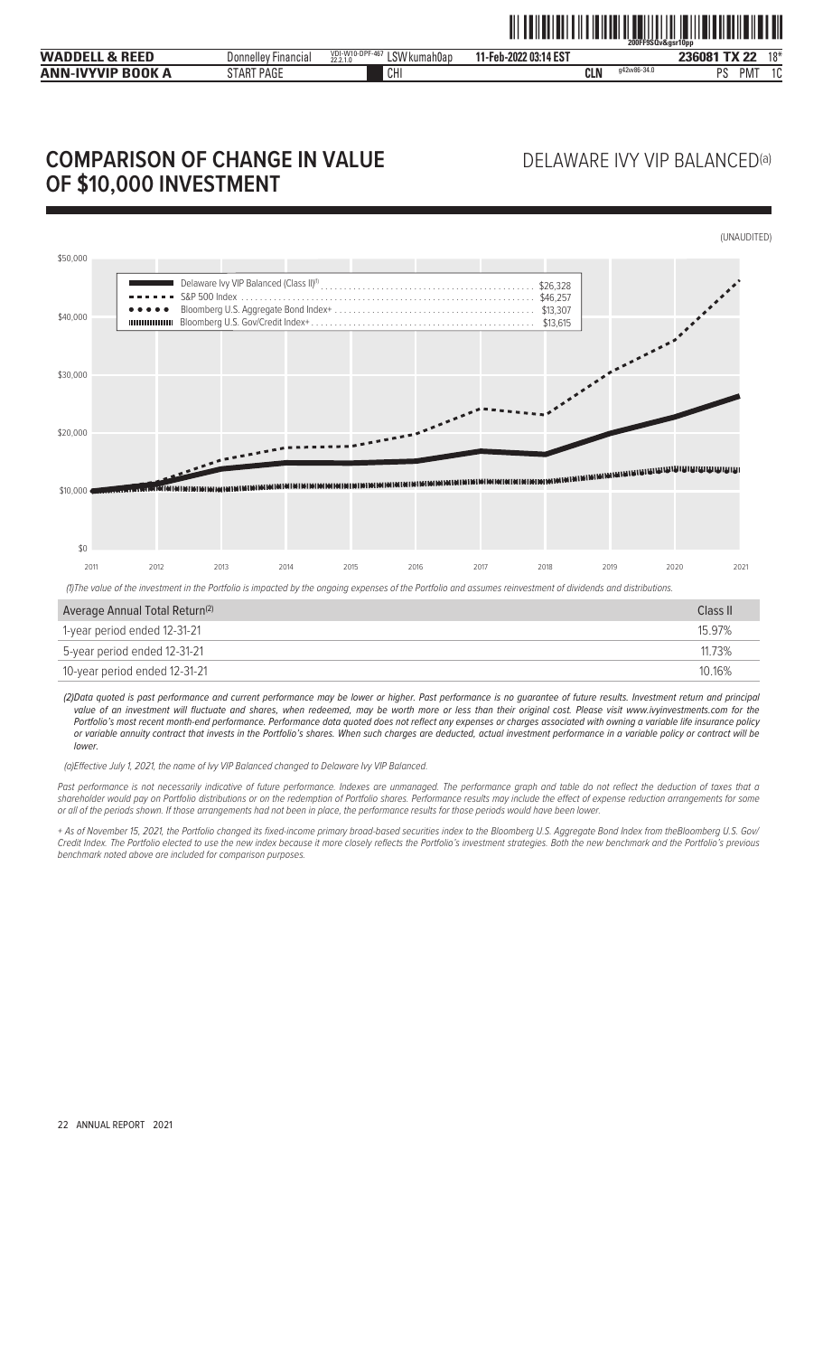# COMPARISON OF CHANGE IN VALUE OF $10,000 INVESTMENT

## DELAWARE IVY VIP BALANCED(a)

(UNAUDITED)

Delaware Ivy VIP Balanced (Class II)(1) .......... $26,328
S&P 500 Index .......... $46,257
Bloomberg U.S. Aggregate Bond Index+ .......... $13,307
Bloomberg U.S. Gov/Credit Index+ .......... $13,615

(1)The value of the investment in the Portfolio is impacted by the ongoing expenses of the Portfolio and assumes reinvestment of dividends and distributions.

| Average Annual Total Return(2) | Class II |
| --- | --- |
| 1-year period ended 12-31-21 | 15.97% |
| 5-year period ended 12-31-21 | 11.73% |
| 10-year period ended 12-31-21 | 10.16% |

*(2)Data quoted is past performance and current performance may be lower or higher. Past performance is no guarantee of future results. Investment return and principal value of an investment will fluctuate and shares, when redeemed, may be worth more or less than their original cost. Please visit www.ivyinvestments.com for the Portfolio's most recent month-end performance. Performance data quoted does not reflect any expenses or charges associated with owning a variable life insurance policy or variable annuity contract that invests in the Portfolio's shares. When such charges are deducted, actual investment performance in a variable policy or contract will be lower.*

*(a)Effective July 1, 2021, the name of Ivy VIP Balanced changed to Delaware Ivy VIP Balanced.*

*Past performance is not necessarily indicative of future performance. Indexes are unmanaged. The performance graph and table do not reflect the deduction of taxes that a shareholder would pay on Portfolio distributions or on the redemption of Portfolio shares. Performance results may include the effect of expense reduction arrangements for some or all of the periods shown. If those arrangements had not been in place, the performance results for those periods would have been lower.*

*+ As of November 15, 2021, the Portfolio changed its fixed-income primary broad-based securities index to the Bloomberg U.S. Aggregate Bond Index from theBloomberg U.S. Gov/Credit Index. The Portfolio elected to use the new index because it more closely reflects the Portfolio's investment strategies. Both the new benchmark and the Portfolio's previous benchmark noted above are included for comparison purposes.*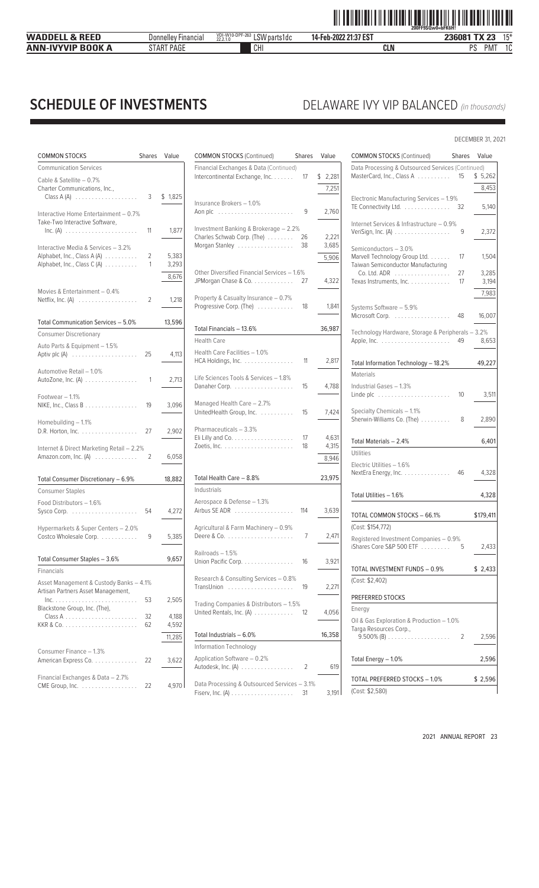# SCHEDULE OF INVESTMENTS

## DELAWARE IVY VIP BALANCED *(in thousands)*

DECEMBER 31, 2021

| COMMON STOCKS | Shares | Value |
|---|---|---|
| **Communication Services** | | |
| Cable & Satellite – 0.7% | | |
| Charter Communications, Inc., Class A (A) | 3 | $ 1,825 |
| Interactive Home Entertainment – 0.7% | | |
| Take-Two Interactive Software, Inc. (A) | 11 | 1,877 |
| Interactive Media & Services – 3.2% | | |
| Alphabet, Inc., Class A (A) | 2 | 5,383 |
| Alphabet, Inc., Class C (A) | 1 | 3,293 |
| | | 8,676 |
| Movies & Entertainment – 0.4% | | |
| Netflix, Inc. (A) | 2 | 1,218 |
| Total Communication Services – 5.0% | | 13,596 |
| **Consumer Discretionary** | | |
| Auto Parts & Equipment – 1.5% | | |
| Aptiv plc (A) | 25 | 4,113 |
| Automotive Retail – 1.0% | | |
| AutoZone, Inc. (A) | 1 | 2,713 |
| Footwear – 1.1% | | |
| NIKE, Inc., Class B | 19 | 3,096 |
| Homebuilding – 1.1% | | |
| D.R. Horton, Inc. | 27 | 2,902 |
| Internet & Direct Marketing Retail – 2.2% | | |
| Amazon.com, Inc. (A) | 2 | 6,058 |
| Total Consumer Discretionary – 6.9% | | 18,882 |
| **Consumer Staples** | | |
| Food Distributors – 1.6% | | |
| Sysco Corp. | 54 | 4,272 |
| Hypermarkets & Super Centers – 2.0% | | |
| Costco Wholesale Corp. | 9 | 5,385 |
| Total Consumer Staples – 3.6% | | 9,657 |
| **Financials** | | |
| Asset Management & Custody Banks – 4.1% | | |
| Artisan Partners Asset Management, Inc. | 53 | 2,505 |
| Blackstone Group, Inc. (The), Class A | 32 | 4,188 |
| KKR & Co. | 62 | 4,592 |
| | | 11,285 |
| Consumer Finance – 1.3% | | |
| American Express Co. | 22 | 3,622 |
| Financial Exchanges & Data – 2.7% | | |
| CME Group, Inc. | 22 | 4,970 |

| COMMON STOCKS (Continued) | Shares | Value |
|---|---|---|
| Financial Exchanges & Data (Continued) | | |
| Intercontinental Exchange, Inc. | 17 | $ 2,281 |
| | | 7,251 |
| Insurance Brokers – 1.0% | | |
| Aon plc | 9 | 2,760 |
| Investment Banking & Brokerage – 2.2% | | |
| Charles Schwab Corp. (The) | 26 | 2,221 |
| Morgan Stanley | 38 | 3,685 |
| | | 5,906 |
| Other Diversified Financial Services – 1.6% | | |
| JPMorgan Chase & Co. | 27 | 4,322 |
| Property & Casualty Insurance – 0.7% | | |
| Progressive Corp. (The) | 18 | 1,841 |
| Total Financials – 13.6% | | 36,987 |
| **Health Care** | | |
| Health Care Facilities – 1.0% | | |
| HCA Holdings, Inc. | 11 | 2,817 |
| Life Sciences Tools & Services – 1.8% | | |
| Danaher Corp. | 15 | 4,788 |
| Managed Health Care – 2.7% | | |
| UnitedHealth Group, Inc. | 15 | 7,424 |
| Pharmaceuticals – 3.3% | | |
| Eli Lilly and Co. | 17 | 4,631 |
| Zoetis, Inc. | 18 | 4,315 |
| | | 8,946 |
| Total Health Care – 8.8% | | 23,975 |
| **Industrials** | | |
| Aerospace & Defense – 1.3% | | |
| Airbus SE ADR | 114 | 3,639 |
| Agricultural & Farm Machinery – 0.9% | | |
| Deere & Co. | 7 | 2,471 |
| Railroads – 1.5% | | |
| Union Pacific Corp. | 16 | 3,921 |
| Research & Consulting Services – 0.8% | | |
| TransUnion | 19 | 2,271 |
| Trading Companies & Distributors – 1.5% | | |
| United Rentals, Inc. (A) | 12 | 4,056 |
| Total Industrials – 6.0% | | 16,358 |
| **Information Technology** | | |
| Application Software – 0.2% | | |
| Autodesk, Inc. (A) | 2 | 619 |
| Data Processing & Outsourced Services – 3.1% | | |
| Fiserv, Inc. (A) | 31 | 3,191 |

| COMMON STOCKS (Continued) | Shares | Value |
|---|---|---|
| Data Processing & Outsourced Services (Continued) | | |
| MasterCard, Inc., Class A | 15 | $ 5,262 |
| | | 8,453 |
| Electronic Manufacturing Services – 1.9% | | |
| TE Connectivity Ltd. | 32 | 5,140 |
| Internet Services & Infrastructure – 0.9% | | |
| VeriSign, Inc. (A) | 9 | 2,372 |
| Semiconductors – 3.0% | | |
| Marvell Technology Group Ltd. | 17 | 1,504 |
| Taiwan Semiconductor Manufacturing Co. Ltd. ADR | 27 | 3,285 |
| Texas Instruments, Inc. | 17 | 3,194 |
| | | 7,983 |
| Systems Software – 5.9% | | |
| Microsoft Corp. | 48 | 16,007 |
| Technology Hardware, Storage & Peripherals – 3.2% | | |
| Apple, Inc. | 49 | 8,653 |
| Total Information Technology – 18.2% | | 49,227 |
| **Materials** | | |
| Industrial Gases – 1.3% | | |
| Linde plc | 10 | 3,511 |
| Specialty Chemicals – 1.1% | | |
| Sherwin-Williams Co. (The) | 8 | 2,890 |
| Total Materials – 2.4% | | 6,401 |
| **Utilities** | | |
| Electric Utilities – 1.6% | | |
| NextEra Energy, Inc. | 46 | 4,328 |
| Total Utilities – 1.6% | | 4,328 |
| TOTAL COMMON STOCKS – 66.1% | | $179,411 |
| (Cost: $154,772) | | |
| Registered Investment Companies – 0.9% | | |
| iShares Core S&P 500 ETF | 5 | 2,433 |
| TOTAL INVESTMENT FUNDS – 0.9% | | $ 2,433 |
| (Cost: $2,402) | | |
| **PREFERRED STOCKS** | | |
| **Energy** | | |
| Oil & Gas Exploration & Production – 1.0% | | |
| Targa Resources Corp., 9.500% (B) | 2 | 2,596 |
| Total Energy – 1.0% | | 2,596 |
| TOTAL PREFERRED STOCKS – 1.0% | | $ 2,596 |
| (Cost: $2,580) | | |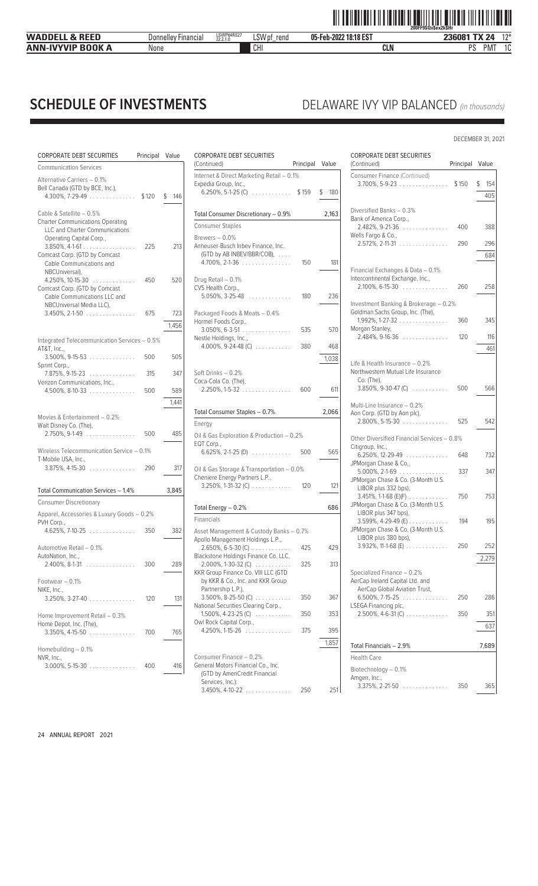# SCHEDULE OF INVESTMENTS

## DELAWARE IVY VIP BALANCED *(in thousands)*

DECEMBER 31, 2021

| CORPORATE DEBT SECURITIES | Principal | Value |
|---|---|---|
| **Communication Services** | | |
| Alternative Carriers – 0.1% | | |
| Bell Canada (GTD by BCE, Inc.), 4.300%, 7-29-49 | $120 | $ 146 |
| Cable & Satellite – 0.5% | | |
| Charter Communications Operating LLC and Charter Communications Operating Capital Corp., 3.850%, 4-1-61 | 225 | 213 |
| Comcast Corp. (GTD by Comcast Cable Communications and NBCUniversal), 4.250%, 10-15-30 | 450 | 520 |
| Comcast Corp. (GTD by Comcast Cable Communications LLC and NBCUniversal Media LLC), 3.450%, 2-1-50 | 675 | 723 |
| | | 1,456 |
| Integrated Telecommunication Services – 0.5% | | |
| AT&T, Inc., 3.500%, 9-15-53 | 500 | 505 |
| Sprint Corp., 7.875%, 9-15-23 | 315 | 347 |
| Verizon Communications, Inc., 4.500%, 8-10-33 | 500 | 589 |
| | | 1,441 |
| Movies & Entertainment – 0.2% | | |
| Walt Disney Co. (The), 2.750%, 9-1-49 | 500 | 485 |
| Wireless Telecommunication Service – 0.1% | | |
| T-Mobile USA, Inc., 3.875%, 4-15-30 | 290 | 317 |
| **Total Communication Services – 1.4%** | | **3,845** |
| **Consumer Discretionary** | | |
| Apparel, Accessories & Luxury Goods – 0.2% | | |
| PVH Corp., 4.625%, 7-10-25 | 350 | 382 |
| Automotive Retail – 0.1% | | |
| AutoNation, Inc., 2.400%, 8-1-31 | 300 | 289 |
| Footwear – 0.1% | | |
| NIKE, Inc., 3.250%, 3-27-40 | 120 | 131 |
| Home Improvement Retail – 0.3% | | |
| Home Depot, Inc. (The), 3.350%, 4-15-50 | 700 | 765 |
| Homebuilding – 0.1% | | |
| NVR, Inc., 3.000%, 5-15-30 | 400 | 416 |
| Internet & Direct Marketing Retail – 0.1% | | |
| Expedia Group, Inc., 6.250%, 5-1-25 (C) | $159 | $ 180 |
| **Total Consumer Discretionary – 0.9%** | | **2,163** |
| **Consumer Staples** | | |
| Brewers – 0.0% | | |
| Anheuser-Busch Inbev Finance, Inc. (GTD by AB INBEV/BBR/COB), 4.700%, 2-1-36 | 150 | 181 |
| Drug Retail – 0.1% | | |
| CVS Health Corp., 5.050%, 3-25-48 | 180 | 236 |
| Packaged Foods & Meats – 0.4% | | |
| Hormel Foods Corp., 3.050%, 6-3-51 | 535 | 570 |
| Nestle Holdings, Inc., 4.000%, 9-24-48 (C) | 380 | 468 |
| | | 1,038 |
| Soft Drinks – 0.2% | | |
| Coca-Cola Co. (The), 2.250%, 1-5-32 | 600 | 611 |
| **Total Consumer Staples – 0.7%** | | **2,066** |
| **Energy** | | |
| Oil & Gas Exploration & Production – 0.2% | | |
| EQT Corp., 6.625%, 2-1-25 (D) | 500 | 565 |
| Oil & Gas Storage & Transportation – 0.0% | | |
| Cheniere Energy Partners L.P., 3.250%, 1-31-32 (C) | 120 | 121 |
| **Total Energy – 0.2%** | | **686** |
| **Financials** | | |
| Asset Management & Custody Banks – 0.7% | | |
| Apollo Management Holdings L.P., 2.650%, 6-5-30 (C) | 425 | 429 |
| Blackstone Holdings Finance Co. LLC, 2.000%, 1-30-32 (C) | 325 | 313 |
| KKR Group Finance Co. VIII LLC (GTD by KKR & Co., Inc. and KKR Group Partnership L.P.), 3.500%, 8-25-50 (C) | 350 | 367 |
| National Securities Clearing Corp., 1.500%, 4-23-25 (C) | 350 | 353 |
| Owl Rock Capital Corp., 4.250%, 1-15-26 | 375 | 395 |
| | | 1,857 |
| Consumer Finance – 0.2% | | |
| General Motors Financial Co., Inc. (GTD by AmeriCredit Financial Services, Inc.): 3.450%, 4-10-22 | 250 | 251 |
| 3.700%, 5-9-23 | $150 | $ 154 |
| | | 405 |
| Diversified Banks – 0.3% | | |
| Bank of America Corp., 2.482%, 9-21-36 | 400 | 388 |
| Wells Fargo & Co., 2.572%, 2-11-31 | 290 | 296 |
| | | 684 |
| Financial Exchanges & Data – 0.1% | | |
| Intercontinental Exchange, Inc., 2.100%, 6-15-30 | 260 | 258 |
| Investment Banking & Brokerage – 0.2% | | |
| Goldman Sachs Group, Inc. (The), 1.992%, 1-27-32 | 360 | 345 |
| Morgan Stanley, 2.484%, 9-16-36 | 120 | 116 |
| | | 461 |
| Life & Health Insurance – 0.2% | | |
| Northwestern Mutual Life Insurance Co. (The), 3.850%, 9-30-47 (C) | 500 | 566 |
| Multi-Line Insurance – 0.2% | | |
| Aon Corp. (GTD by Aon plc), 2.800%, 5-15-30 | 525 | 542 |
| Other Diversified Financial Services – 0.8% | | |
| Citigroup, Inc., 6.250%, 12-29-49 | 648 | 732 |
| JPMorgan Chase & Co., 5.000%, 2-1-69 | 337 | 347 |
| JPMorgan Chase & Co. (3-Month U.S. LIBOR plus 332 bps), 3.451%, 1-1-68 (E)(F) | 750 | 753 |
| JPMorgan Chase & Co. (3-Month U.S. LIBOR plus 347 bps), 3.599%, 4-29-49 (E) | 194 | 195 |
| JPMorgan Chase & Co. (3-Month U.S. LIBOR plus 380 bps), 3.932%, 11-1-68 (E) | 250 | 252 |
| | | 2,279 |
| Specialized Finance – 0.2% | | |
| AerCap Ireland Capital Ltd. and AerCap Global Aviation Trust, 6.500%, 7-15-25 | 250 | 286 |
| LSEGA Financing plc, 2.500%, 4-6-31 (C) | 350 | 351 |
| | | 637 |
| **Total Financials – 2.9%** | | **7,689** |
| **Health Care** | | |
| Biotechnology – 0.1% | | |
| Amgen, Inc., 3.375%, 2-21-50 | 350 | 365 |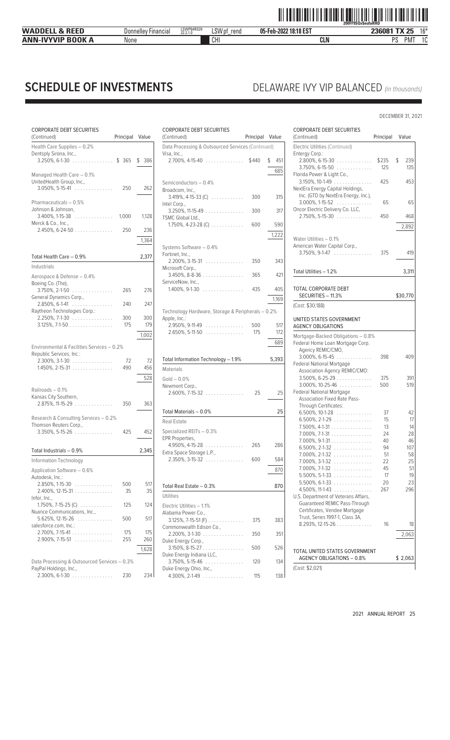# SCHEDULE OF INVESTMENTS

## DELAWARE IVY VIP BALANCED *(in thousands)*

DECEMBER 31, 2021

| CORPORATE DEBT SECURITIES (Continued) | Principal | Value |
|---|---|---|
| **Health Care Supplies – 0.2%** | | |
| Dentsply Sirona, Inc., | | |
| 3.250%, 6-1-30 | $ 365 | $ 386 |
| **Managed Health Care – 0.1%** | | |
| UnitedHealth Group, Inc., | | |
| 3.050%, 5-15-41 | 250 | 262 |
| **Pharmaceuticals – 0.5%** | | |
| Johnson & Johnson, | | |
| 3.400%, 1-15-38 | 1,000 | 1,128 |
| Merck & Co., Inc., | | |
| 2.450%, 6-24-50 | 250 | 236 |
| | | 1,364 |
| **Total Health Care – 0.9%** | | 2,377 |
| **Industrials** | | |
| **Aerospace & Defense – 0.4%** | | |
| Boeing Co. (The), | | |
| 3.750%, 2-1-50 | 265 | 276 |
| General Dynamics Corp., | | |
| 2.850%, 6-1-41 | 240 | 247 |
| Raytheon Technologies Corp.: | | |
| 2.250%, 7-1-30 | 300 | 300 |
| 3.125%, 7-1-50 | 175 | 179 |
| | | 1,002 |
| **Environmental & Facilities Services – 0.2%** | | |
| Republic Services, Inc.: | | |
| 2.300%, 3-1-30 | 72 | 72 |
| 1.450%, 2-15-31 | 490 | 456 |
| | | 528 |
| **Railroads – 0.1%** | | |
| Kansas City Southern, | | |
| 2.875%, 11-15-29 | 350 | 363 |
| **Research & Consulting Services – 0.2%** | | |
| Thomson Reuters Corp., | | |
| 3.350%, 5-15-26 | 425 | 452 |
| **Total Industrials – 0.9%** | | 2,345 |
| **Information Technology** | | |
| **Application Software – 0.6%** | | |
| Autodesk, Inc.: | | |
| 2.850%, 1-15-30 | 500 | 517 |
| 2.400%, 12-15-31 | 35 | 35 |
| Infor, Inc., | | |
| 1.750%, 7-15-25 (C) | 125 | 124 |
| Nuance Communications, Inc., | | |
| 5.625%, 12-15-26 | 500 | 517 |
| salesforce.com, Inc.: | | |
| 2.700%, 7-15-41 | 175 | 175 |
| 2.900%, 7-15-51 | 255 | 260 |
| | | 1,628 |
| **Data Processing & Outsourced Services – 0.3%** | | |
| PayPal Holdings, Inc., | | |
| 2.300%, 6-1-30 | 230 | 234 |
| **Data Processing & Outsourced Services (Continued)** | | |
| Visa, Inc., | | |
| 2.700%, 4-15-40 | $440 | $ 451 |
| | | 685 |
| **Semiconductors – 0.4%** | | |
| Broadcom, Inc., | | |
| 3.419%, 4-15-33 (C) | 300 | 315 |
| Intel Corp., | | |
| 3.250%, 11-15-49 | 300 | 317 |
| TSMC Global Ltd., | | |
| 1.750%, 4-23-28 (C) | 600 | 590 |
| | | 1,222 |
| **Systems Software – 0.4%** | | |
| Fortinet, Inc., | | |
| 2.200%, 3-15-31 | 350 | 343 |
| Microsoft Corp., | | |
| 3.450%, 8-8-36 | 365 | 421 |
| ServiceNow, Inc., | | |
| 1.400%, 9-1-30 | 435 | 405 |
| | | 1,169 |
| **Technology Hardware, Storage & Peripherals – 0.2%** | | |
| Apple, Inc.: | | |
| 2.950%, 9-11-49 | 500 | 517 |
| 2.650%, 5-11-50 | 175 | 172 |
| | | 689 |
| **Total Information Technology – 1.9%** | | 5,393 |
| **Materials** | | |
| **Gold – 0.0%** | | |
| Newmont Corp., | | |
| 2.600%, 7-15-32 | 25 | 25 |
| **Total Materials – 0.0%** | | 25 |
| **Real Estate** | | |
| **Specialized REITs – 0.3%** | | |
| EPR Properties, | | |
| 4.950%, 4-15-28 | 265 | 286 |
| Extra Space Storage L.P., | | |
| 2.350%, 3-15-32 | 600 | 584 |
| | | 870 |
| **Total Real Estate – 0.3%** | | 870 |
| **Utilities** | | |
| **Electric Utilities – 1.1%** | | |
| Alabama Power Co., | | |
| 3.125%, 7-15-51 (F) | 375 | 383 |
| Commonwealth Edison Co., | | |
| 2.200%, 3-1-30 | 350 | 351 |
| Duke Energy Corp., | | |
| 3.150%, 8-15-27 | 500 | 526 |
| Duke Energy Indiana LLC, | | |
| 3.750%, 5-15-46 | 120 | 134 |
| Duke Energy Ohio, Inc., | | |
| 4.300%, 2-1-49 | 115 | 138 |
| **Electric Utilities (Continued)** | | |
| Entergy Corp.: | | |
| 2.800%, 6-15-30 | $235 | $ 239 |
| 3.750%, 6-15-50 | 125 | 135 |
| Florida Power & Light Co., | | |
| 3.150%, 10-1-49 | 425 | 453 |
| NextEra Energy Capital Holdings, Inc. (GTD by NextEra Energy, Inc.), | | |
| 3.000%, 1-15-52 | 65 | 65 |
| Oncor Electric Delivery Co. LLC, | | |
| 2.750%, 5-15-30 | 450 | 468 |
| | | 2,892 |
| **Water Utilities – 0.1%** | | |
| American Water Capital Corp., | | |
| 3.750%, 9-1-47 | 375 | 419 |
| **Total Utilities – 1.2%** | | 3,311 |
| **TOTAL CORPORATE DEBT SECURITIES – 11.3%** | | $30,770 |
| (Cost: $30,188) | | |

| UNITED STATES GOVERNMENT AGENCY OBLIGATIONS | Principal | Value |
|---|---|---|
| **Mortgage-Backed Obligations – 0.8%** | | |
| Federal Home Loan Mortgage Corp. Agency REMIC/CMO, | | |
| 3.000%, 6-15-45 | 398 | 409 |
| Federal National Mortgage Association Agency REMIC/CMO: | | |
| 3.500%, 6-25-29 | 375 | 391 |
| 3.000%, 10-25-46 | 500 | 519 |
| Federal National Mortgage Association Fixed Rate Pass-Through Certificates: | | |
| 6.500%, 10-1-28 | 37 | 42 |
| 6.500%, 2-1-29 | 15 | 17 |
| 7.500%, 4-1-31 | 13 | 14 |
| 7.000%, 7-1-31 | 24 | 28 |
| 7.000%, 9-1-31 | 40 | 46 |
| 6.500%, 2-1-32 | 94 | 107 |
| 7.000%, 2-1-32 | 51 | 58 |
| 7.000%, 3-1-32 | 22 | 25 |
| 7.000%, 7-1-32 | 45 | 51 |
| 5.500%, 5-1-33 | 17 | 19 |
| 5.500%, 6-1-33 | 20 | 23 |
| 4.500%, 11-1-43 | 267 | 296 |
| U.S. Department of Veterans Affairs, Guaranteed REMIC Pass-Through Certificates, Vendee Mortgage Trust, Series 1997-1, Class 3A, | | |
| 8.293%, 12-15-26 | 16 | 18 |
| | | 2,063 |
| **TOTAL UNITED STATES GOVERNMENT AGENCY OBLIGATIONS – 0.8%** | | $ 2,063 |
| (Cost: $2,021) | | |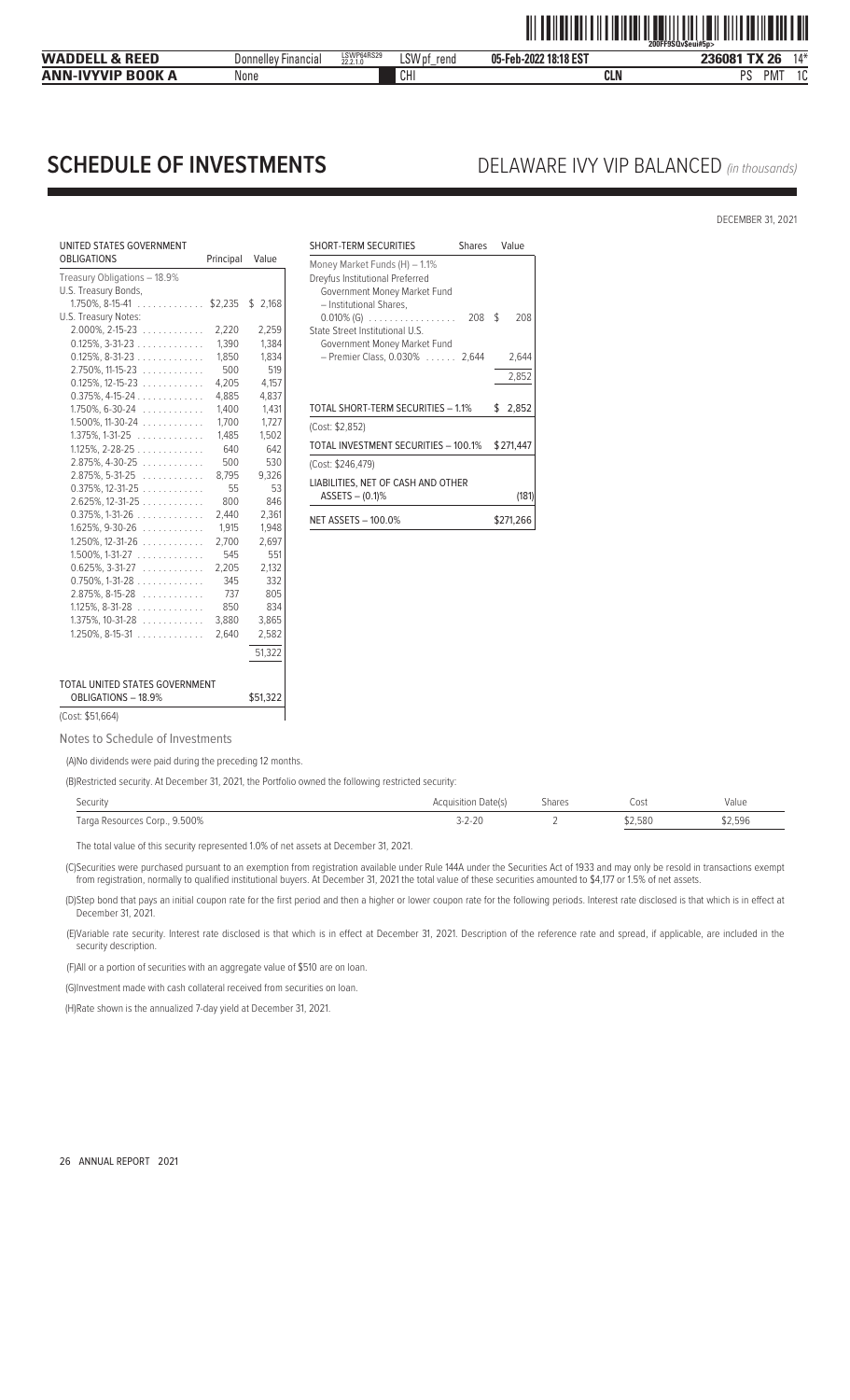# SCHEDULE OF INVESTMENTS

## DELAWARE IVY VIP BALANCED *(in thousands)*

DECEMBER 31, 2021

| UNITED STATES GOVERNMENT OBLIGATIONS | Principal | Value |
|---|---|---|
| Treasury Obligations – 18.9% | | |
| U.S. Treasury Bonds, | | |
| 1.750%, 8-15-41 | $2,235 | $ 2,168 |
| U.S. Treasury Notes: | | |
| 2.000%, 2-15-23 | 2,220 | 2,259 |
| 0.125%, 3-31-23 | 1,390 | 1,384 |
| 0.125%, 8-31-23 | 1,850 | 1,834 |
| 2.750%, 11-15-23 | 500 | 519 |
| 0.125%, 12-15-23 | 4,205 | 4,157 |
| 0.375%, 4-15-24 | 4,885 | 4,837 |
| 1.750%, 6-30-24 | 1,400 | 1,431 |
| 1.500%, 11-30-24 | 1,700 | 1,727 |
| 1.375%, 1-31-25 | 1,485 | 1,502 |
| 1.125%, 2-28-25 | 640 | 642 |
| 2.875%, 4-30-25 | 500 | 530 |
| 2.875%, 5-31-25 | 8,795 | 9,326 |
| 0.375%, 12-31-25 | 55 | 53 |
| 2.625%, 12-31-25 | 800 | 846 |
| 0.375%, 1-31-26 | 2,440 | 2,361 |
| 1.625%, 9-30-26 | 1,915 | 1,948 |
| 1.250%, 12-31-26 | 2,700 | 2,697 |
| 1.500%, 1-31-27 | 545 | 551 |
| 0.625%, 3-31-27 | 2,205 | 2,132 |
| 0.750%, 1-31-28 | 345 | 332 |
| 2.875%, 8-15-28 | 737 | 805 |
| 1.125%, 8-31-28 | 850 | 834 |
| 1.375%, 10-31-28 | 3,880 | 3,865 |
| 1.250%, 8-15-31 | 2,640 | 2,582 |
| | | 51,322 |
| TOTAL UNITED STATES GOVERNMENT OBLIGATIONS – 18.9% | | $51,322 |
| (Cost: $51,664) | | |

| SHORT-TERM SECURITIES | Shares | Value |
|---|---|---|
| Money Market Funds (H) – 1.1% | | |
| Dreyfus Institutional Preferred Government Money Market Fund – Institutional Shares, 0.010% (G) | 208 | $ 208 |
| State Street Institutional U.S. Government Money Market Fund – Premier Class, 0.030% | 2,644 | 2,644 |
| | | 2,852 |
| TOTAL SHORT-TERM SECURITIES – 1.1% | | $ 2,852 |
| (Cost: $2,852) | | |
| TOTAL INVESTMENT SECURITIES – 100.1% | | $271,447 |
| (Cost: $246,479) | | |
| LIABILITIES, NET OF CASH AND OTHER ASSETS – (0.1)% | | (181) |
| NET ASSETS – 100.0% | | $271,266 |

Notes to Schedule of Investments

(A)No dividends were paid during the preceding 12 months.

(B)Restricted security. At December 31, 2021, the Portfolio owned the following restricted security:

| Security | Acquisition Date(s) | Shares | Cost | Value |
|---|---|---|---|---|
| Targa Resources Corp., 9.500% | 3-2-20 | 2 | $2,580 | $2,596 |

The total value of this security represented 1.0% of net assets at December 31, 2021.

(C)Securities were purchased pursuant to an exemption from registration available under Rule 144A under the Securities Act of 1933 and may only be resold in transactions exempt from registration, normally to qualified institutional buyers. At December 31, 2021 the total value of these securities amounted to $4,177 or 1.5% of net assets.

(D)Step bond that pays an initial coupon rate for the first period and then a higher or lower coupon rate for the following periods. Interest rate disclosed is that which is in effect at December 31, 2021.

(E)Variable rate security. Interest rate disclosed is that which is in effect at December 31, 2021. Description of the reference rate and spread, if applicable, are included in the security description.

(F)All or a portion of securities with an aggregate value of $510 are on loan.

(G)Investment made with cash collateral received from securities on loan.

(H)Rate shown is the annualized 7-day yield at December 31, 2021.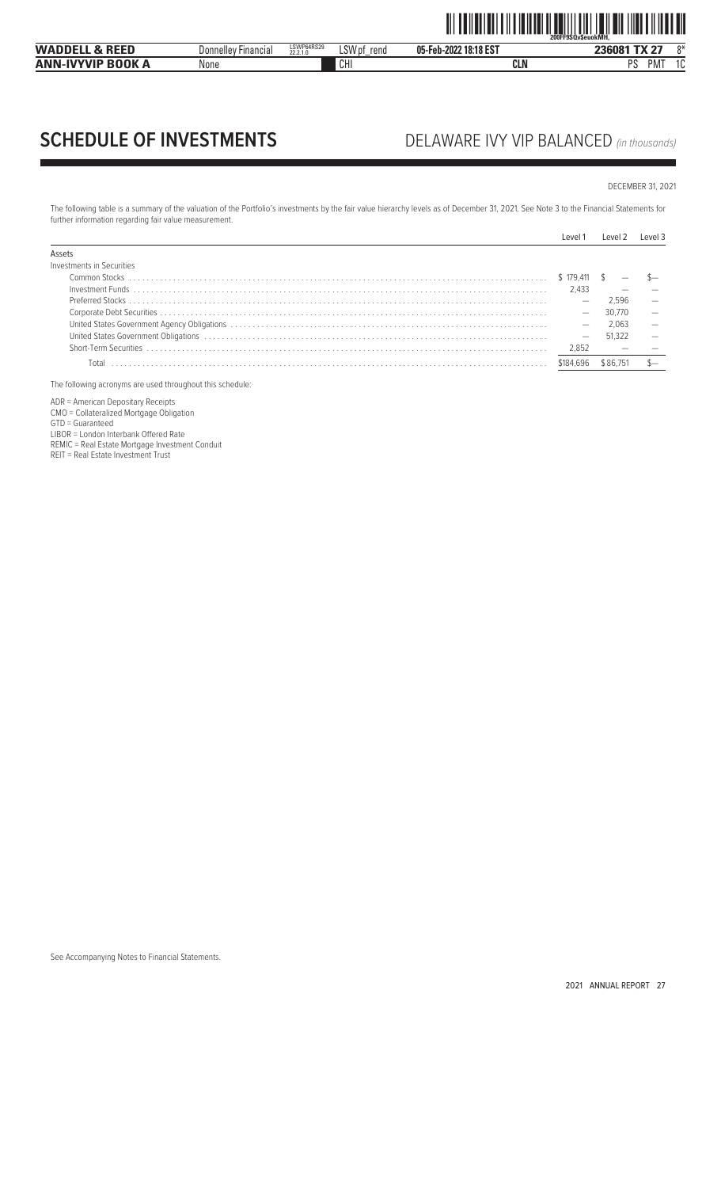# SCHEDULE OF INVESTMENTS

## DELAWARE IVY VIP BALANCED *(in thousands)*

DECEMBER 31, 2021

The following table is a summary of the valuation of the Portfolio's investments by the fair value hierarchy levels as of December 31, 2021. See Note 3 to the Financial Statements for further information regarding fair value measurement.

| | Level 1 | Level 2 | Level 3 |
|---|---|---|---|
| **Assets** | | | |
| Investments in Securities | | | |
| Common Stocks | $ 179,411 | $ — | $— |
| Investment Funds | 2,433 | — | — |
| Preferred Stocks | — | 2,596 | — |
| Corporate Debt Securities | — | 30,770 | — |
| United States Government Agency Obligations | — | 2,063 | — |
| United States Government Obligations | — | 51,322 | — |
| Short-Term Securities | 2,852 | — | — |
| Total | $184,696 | $86,751 | $— |

The following acronyms are used throughout this schedule:

ADR = American Depositary Receipts
CMO = Collateralized Mortgage Obligation
GTD = Guaranteed
LIBOR = London Interbank Offered Rate
REMIC = Real Estate Mortgage Investment Conduit
REIT = Real Estate Investment Trust

See Accompanying Notes to Financial Statements.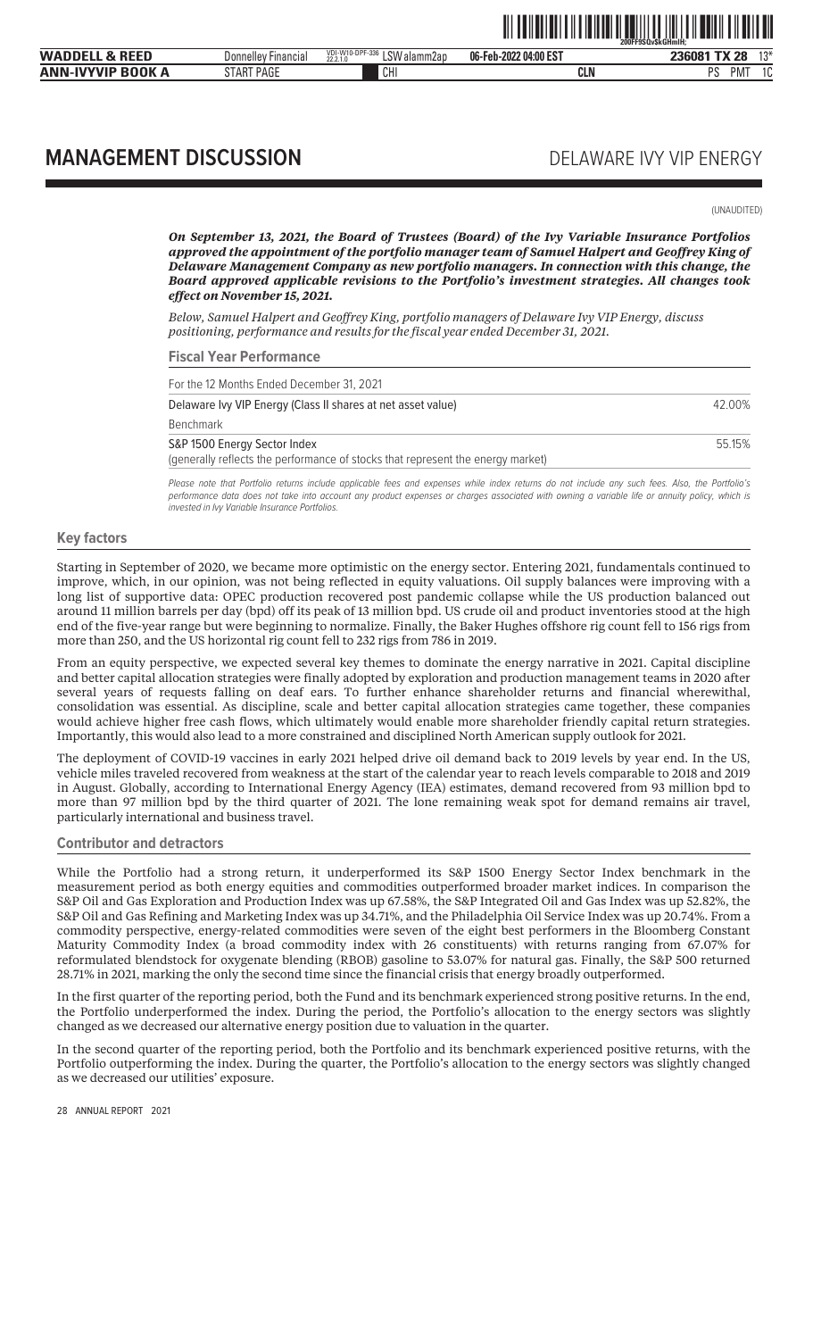# MANAGEMENT DISCUSSION

DELAWARE IVY VIP ENERGY

(UNAUDITED)

***On September 13, 2021, the Board of Trustees (Board) of the Ivy Variable Insurance Portfolios approved the appointment of the portfolio manager team of Samuel Halpert and Geoffrey King of Delaware Management Company as new portfolio managers. In connection with this change, the Board approved applicable revisions to the Portfolio's investment strategies. All changes took effect on November 15, 2021.***

*Below, Samuel Halpert and Geoffrey King, portfolio managers of Delaware Ivy VIP Energy, discuss positioning, performance and results for the fiscal year ended December 31, 2021.*

## Fiscal Year Performance

| For the 12 Months Ended December 31, 2021 | |
|---|---|
| Delaware Ivy VIP Energy (Class II shares at net asset value) | 42.00% |
| Benchmark | |
| S&P 1500 Energy Sector Index<br>(generally reflects the performance of stocks that represent the energy market) | 55.15% |

*Please note that Portfolio returns include applicable fees and expenses while index returns do not include any such fees. Also, the Portfolio's performance data does not take into account any product expenses or charges associated with owning a variable life or annuity policy, which is invested in Ivy Variable Insurance Portfolios.*

## Key factors

Starting in September of 2020, we became more optimistic on the energy sector. Entering 2021, fundamentals continued to improve, which, in our opinion, was not being reflected in equity valuations. Oil supply balances were improving with a long list of supportive data: OPEC production recovered post pandemic collapse while the US production balanced out around 11 million barrels per day (bpd) off its peak of 13 million bpd. US crude oil and product inventories stood at the high end of the five-year range but were beginning to normalize. Finally, the Baker Hughes offshore rig count fell to 156 rigs from more than 250, and the US horizontal rig count fell to 232 rigs from 786 in 2019.

From an equity perspective, we expected several key themes to dominate the energy narrative in 2021. Capital discipline and better capital allocation strategies were finally adopted by exploration and production management teams in 2020 after several years of requests falling on deaf ears. To further enhance shareholder returns and financial wherewithal, consolidation was essential. As discipline, scale and better capital allocation strategies came together, these companies would achieve higher free cash flows, which ultimately would enable more shareholder friendly capital return strategies. Importantly, this would also lead to a more constrained and disciplined North American supply outlook for 2021.

The deployment of COVID-19 vaccines in early 2021 helped drive oil demand back to 2019 levels by year end. In the US, vehicle miles traveled recovered from weakness at the start of the calendar year to reach levels comparable to 2018 and 2019 in August. Globally, according to International Energy Agency (IEA) estimates, demand recovered from 93 million bpd to more than 97 million bpd by the third quarter of 2021. The lone remaining weak spot for demand remains air travel, particularly international and business travel.

## Contributor and detractors

While the Portfolio had a strong return, it underperformed its S&P 1500 Energy Sector Index benchmark in the measurement period as both energy equities and commodities outperformed broader market indices. In comparison the S&P Oil and Gas Exploration and Production Index was up 67.58%, the S&P Integrated Oil and Gas Index was up 52.82%, the S&P Oil and Gas Refining and Marketing Index was up 34.71%, and the Philadelphia Oil Service Index was up 20.74%. From a commodity perspective, energy-related commodities were seven of the eight best performers in the Bloomberg Constant Maturity Commodity Index (a broad commodity index with 26 constituents) with returns ranging from 67.07% for reformulated blendstock for oxygenate blending (RBOB) gasoline to 53.07% for natural gas. Finally, the S&P 500 returned 28.71% in 2021, marking the only the second time since the financial crisis that energy broadly outperformed.

In the first quarter of the reporting period, both the Fund and its benchmark experienced strong positive returns. In the end, the Portfolio underperformed the index. During the period, the Portfolio's allocation to the energy sectors was slightly changed as we decreased our alternative energy position due to valuation in the quarter.

In the second quarter of the reporting period, both the Portfolio and its benchmark experienced positive returns, with the Portfolio outperforming the index. During the quarter, the Portfolio's allocation to the energy sectors was slightly changed as we decreased our utilities' exposure.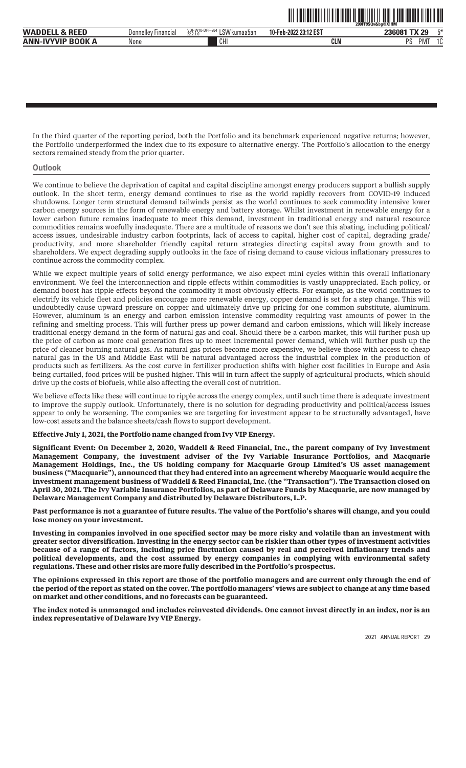In the third quarter of the reporting period, both the Portfolio and its benchmark experienced negative returns; however, the Portfolio underperformed the index due to its exposure to alternative energy. The Portfolio's allocation to the energy sectors remained steady from the prior quarter.

## Outlook

We continue to believe the deprivation of capital and capital discipline amongst energy producers support a bullish supply outlook. In the short term, energy demand continues to rise as the world rapidly recovers from COVID-19 induced shutdowns. Longer term structural demand tailwinds persist as the world continues to seek commodity intensive lower carbon energy sources in the form of renewable energy and battery storage. Whilst investment in renewable energy for a lower carbon future remains inadequate to meet this demand, investment in traditional energy and natural resource commodities remains woefully inadequate. There are a multitude of reasons we don't see this abating, including political/access issues, undesirable industry carbon footprints, lack of access to capital, higher cost of capital, degrading grade/productivity, and more shareholder friendly capital return strategies directing capital away from growth and to shareholders. We expect degrading supply outlooks in the face of rising demand to cause vicious inflationary pressures to continue across the commodity complex.

While we expect multiple years of solid energy performance, we also expect mini cycles within this overall inflationary environment. We feel the interconnection and ripple effects within commodities is vastly unappreciated. Each policy, or demand boost has ripple effects beyond the commodity it most obviously effects. For example, as the world continues to electrify its vehicle fleet and policies encourage more renewable energy, copper demand is set for a step change. This will undoubtedly cause upward pressure on copper and ultimately drive up pricing for one common substitute, aluminum. However, aluminum is an energy and carbon emission intensive commodity requiring vast amounts of power in the refining and smelting process. This will further press up power demand and carbon emissions, which will likely increase traditional energy demand in the form of natural gas and coal. Should there be a carbon market, this will further push up the price of carbon as more coal generation fires up to meet incremental power demand, which will further push up the price of cleaner burning natural gas. As natural gas prices become more expensive, we believe those with access to cheap natural gas in the US and Middle East will be natural advantaged across the industrial complex in the production of products such as fertilizers. As the cost curve in fertilizer production shifts with higher cost facilities in Europe and Asia being curtailed, food prices will be pushed higher. This will in turn affect the supply of agricultural products, which should drive up the costs of biofuels, while also affecting the overall cost of nutrition.

We believe effects like these will continue to ripple across the energy complex, until such time there is adequate investment to improve the supply outlook. Unfortunately, there is no solution for degrading productivity and political/access issues appear to only be worsening. The companies we are targeting for investment appear to be structurally advantaged, have low-cost assets and the balance sheets/cash flows to support development.

**Effective July 1, 2021, the Portfolio name changed from Ivy VIP Energy.**

**Significant Event: On December 2, 2020, Waddell & Reed Financial, Inc., the parent company of Ivy Investment Management Company, the investment adviser of the Ivy Variable Insurance Portfolios, and Macquarie Management Holdings, Inc., the US holding company for Macquarie Group Limited's US asset management business ("Macquarie"), announced that they had entered into an agreement whereby Macquarie would acquire the investment management business of Waddell & Reed Financial, Inc. (the "Transaction"). The Transaction closed on April 30, 2021. The Ivy Variable Insurance Portfolios, as part of Delaware Funds by Macquarie, are now managed by Delaware Management Company and distributed by Delaware Distributors, L.P.**

**Past performance is not a guarantee of future results. The value of the Portfolio's shares will change, and you could lose money on your investment.**

**Investing in companies involved in one specified sector may be more risky and volatile than an investment with greater sector diversification. Investing in the energy sector can be riskier than other types of investment activities because of a range of factors, including price fluctuation caused by real and perceived inflationary trends and political developments, and the cost assumed by energy companies in complying with environmental safety regulations. These and other risks are more fully described in the Portfolio's prospectus.**

**The opinions expressed in this report are those of the portfolio managers and are current only through the end of the period of the report as stated on the cover. The portfolio managers' views are subject to change at any time based on market and other conditions, and no forecasts can be guaranteed.**

**The index noted is unmanaged and includes reinvested dividends. One cannot invest directly in an index, nor is an index representative of Delaware Ivy VIP Energy.**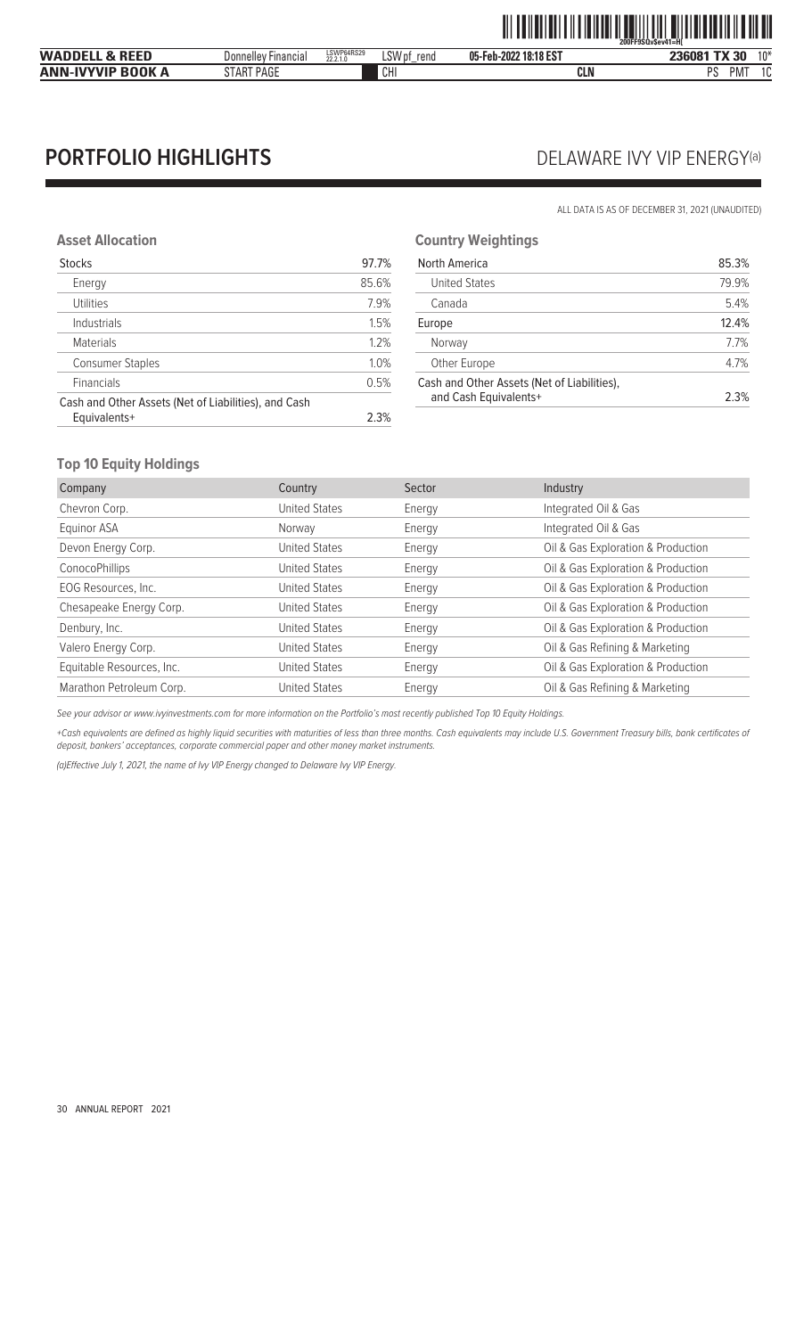# PORTFOLIO HIGHLIGHTS

## DELAWARE IVY VIP ENERGY(a)

ALL DATA IS AS OF DECEMBER 31, 2021 (UNAUDITED)

### Asset Allocation

| Stocks | 97.7% |
|---|---|
| Energy | 85.6% |
| Utilities | 7.9% |
| Industrials | 1.5% |
| Materials | 1.2% |
| Consumer Staples | 1.0% |
| Financials | 0.5% |
| Cash and Other Assets (Net of Liabilities), and Cash Equivalents+ | 2.3% |

### Country Weightings

| North America | 85.3% |
|---|---|
| United States | 79.9% |
| Canada | 5.4% |
| Europe | 12.4% |
| Norway | 7.7% |
| Other Europe | 4.7% |
| Cash and Other Assets (Net of Liabilities), and Cash Equivalents+ | 2.3% |

### Top 10 Equity Holdings

| Company | Country | Sector | Industry |
|---|---|---|---|
| Chevron Corp. | United States | Energy | Integrated Oil & Gas |
| Equinor ASA | Norway | Energy | Integrated Oil & Gas |
| Devon Energy Corp. | United States | Energy | Oil & Gas Exploration & Production |
| ConocoPhillips | United States | Energy | Oil & Gas Exploration & Production |
| EOG Resources, Inc. | United States | Energy | Oil & Gas Exploration & Production |
| Chesapeake Energy Corp. | United States | Energy | Oil & Gas Exploration & Production |
| Denbury, Inc. | United States | Energy | Oil & Gas Exploration & Production |
| Valero Energy Corp. | United States | Energy | Oil & Gas Refining & Marketing |
| Equitable Resources, Inc. | United States | Energy | Oil & Gas Exploration & Production |
| Marathon Petroleum Corp. | United States | Energy | Oil & Gas Refining & Marketing |

*See your advisor or www.ivyinvestments.com for more information on the Portfolio's most recently published Top 10 Equity Holdings.*

*+Cash equivalents are defined as highly liquid securities with maturities of less than three months. Cash equivalents may include U.S. Government Treasury bills, bank certificates of deposit, bankers' acceptances, corporate commercial paper and other money market instruments.*

*(a)Effective July 1, 2021, the name of Ivy VIP Energy changed to Delaware Ivy VIP Energy.*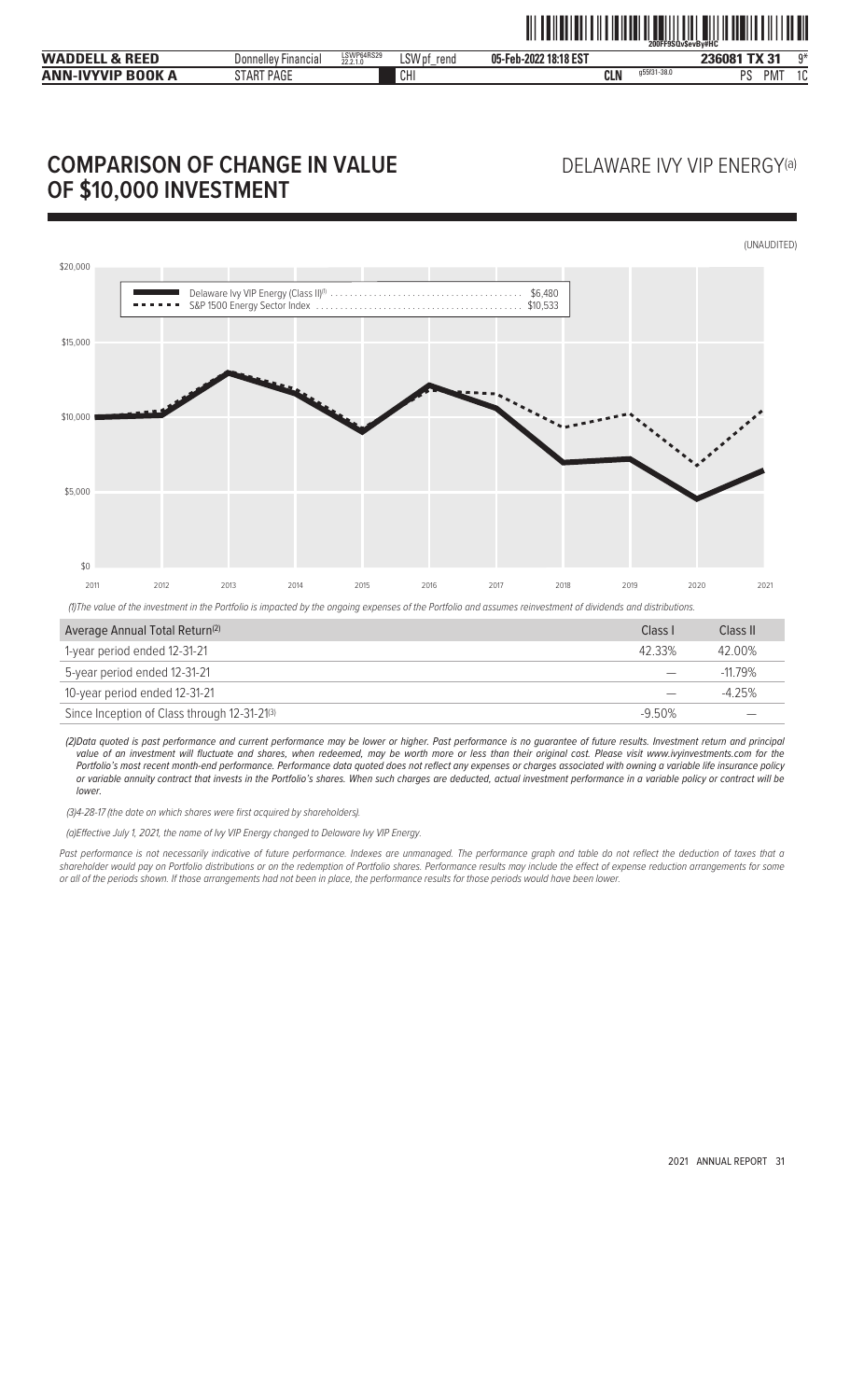# COMPARISON OF CHANGE IN VALUE OF $10,000 INVESTMENT

## DELAWARE IVY VIP ENERGY[(a)]

(UNAUDITED)

| Delaware Ivy VIP Energy (Class II)[(1)] | $6,480 |
| --- | --- |
| S&P 1500 Energy Sector Index | $10,533 |

*(1)The value of the investment in the Portfolio is impacted by the ongoing expenses of the Portfolio and assumes reinvestment of dividends and distributions.*

| Average Annual Total Return[(2)] | Class I | Class II |
| --- | --- | --- |
| 1-year period ended 12-31-21 | 42.33% | 42.00% |
| 5-year period ended 12-31-21 | — | -11.79% |
| 10-year period ended 12-31-21 | — | -4.25% |
| Since Inception of Class through 12-31-21[(3)] | -9.50% | — |

*(2)Data quoted is past performance and current performance may be lower or higher. Past performance is no guarantee of future results. Investment return and principal value of an investment will fluctuate and shares, when redeemed, may be worth more or less than their original cost. Please visit www.ivyinvestments.com for the Portfolio's most recent month-end performance. Performance data quoted does not reflect any expenses or charges associated with owning a variable life insurance policy or variable annuity contract that invests in the Portfolio's shares. When such charges are deducted, actual investment performance in a variable policy or contract will be lower.*

*(3)4-28-17 (the date on which shares were first acquired by shareholders).*

*(a)Effective July 1, 2021, the name of Ivy VIP Energy changed to Delaware Ivy VIP Energy.*

*Past performance is not necessarily indicative of future performance. Indexes are unmanaged. The performance graph and table do not reflect the deduction of taxes that a shareholder would pay on Portfolio distributions or on the redemption of Portfolio shares. Performance results may include the effect of expense reduction arrangements for some or all of the periods shown. If those arrangements had not been in place, the performance results for those periods would have been lower.*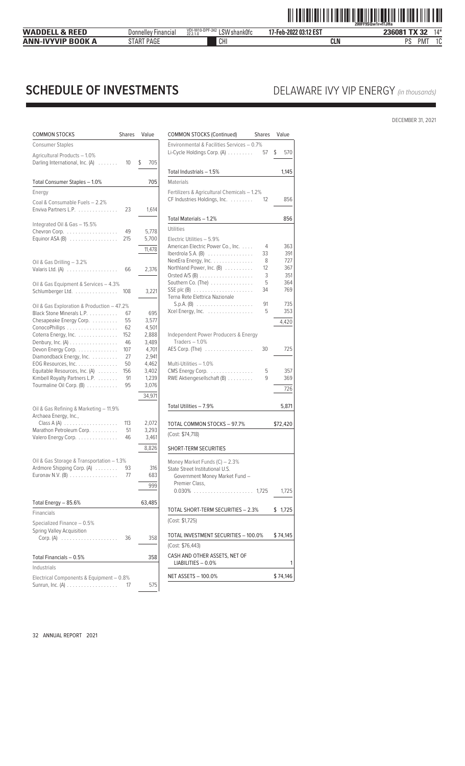# SCHEDULE OF INVESTMENTS

## DELAWARE IVY VIP ENERGY *(in thousands)*

DECEMBER 31, 2021

| COMMON STOCKS | Shares | Value |
|---|---|---|
| **Consumer Staples** | | |
| Agricultural Products – 1.0% | | |
| Darling International, Inc. (A) | 10 | $ 705 |
| Total Consumer Staples – 1.0% | | 705 |
| **Energy** | | |
| Coal & Consumable Fuels – 2.2% | | |
| Enviva Partners L.P. | 23 | 1,614 |
| Integrated Oil & Gas – 15.5% | | |
| Chevron Corp. | 49 | 5,778 |
| Equinor ASA (B) | 215 | 5,700 |
| | | 11,478 |
| Oil & Gas Drilling – 3.2% | | |
| Valaris Ltd. (A) | 66 | 2,376 |
| Oil & Gas Equipment & Services – 4.3% | | |
| Schlumberger Ltd. | 108 | 3,221 |
| Oil & Gas Exploration & Production – 47.2% | | |
| Black Stone Minerals L.P. | 67 | 695 |
| Chesapeake Energy Corp. | 55 | 3,577 |
| ConocoPhillips | 62 | 4,501 |
| Coterra Energy, Inc. | 152 | 2,888 |
| Denbury, Inc. (A) | 46 | 3,489 |
| Devon Energy Corp. | 107 | 4,701 |
| Diamondback Energy, Inc. | 27 | 2,941 |
| EOG Resources, Inc. | 50 | 4,462 |
| Equitable Resources, Inc. (A) | 156 | 3,402 |
| Kimbell Royalty Partners L.P. | 91 | 1,239 |
| Tourmaline Oil Corp. (B) | 95 | 3,076 |
| | | 34,971 |
| Oil & Gas Refining & Marketing – 11.9% | | |
| Archaea Energy, Inc., Class A (A) | 113 | 2,072 |
| Marathon Petroleum Corp. | 51 | 3,293 |
| Valero Energy Corp. | 46 | 3,461 |
| | | 8,826 |
| Oil & Gas Storage & Transportation – 1.3% | | |
| Ardmore Shipping Corp. (A) | 93 | 316 |
| Euronav N.V. (B) | 77 | 683 |
| | | 999 |
| Total Energy – 85.6% | | 63,485 |
| **Financials** | | |
| Specialized Finance – 0.5% | | |
| Spring Valley Acquisition Corp. (A) | 36 | 358 |
| Total Financials – 0.5% | | 358 |
| **Industrials** | | |
| Electrical Components & Equipment – 0.8% | | |
| Sunrun, Inc. (A) | 17 | 575 |
| Environmental & Facilities Services – 0.7% | | |
| Li-Cycle Holdings Corp. (A) | 57 | $ 570 |
| Total Industrials – 1.5% | | 1,145 |
| **Materials** | | |
| Fertilizers & Agricultural Chemicals – 1.2% | | |
| CF Industries Holdings, Inc. | 12 | 856 |
| Total Materials – 1.2% | | 856 |
| **Utilities** | | |
| Electric Utilities – 5.9% | | |
| American Electric Power Co., Inc. | 4 | 363 |
| Iberdrola S.A. (B) | 33 | 391 |
| NextEra Energy, Inc. | 8 | 727 |
| Northland Power, Inc. (B) | 12 | 367 |
| Orsted A/S (B) | 3 | 351 |
| Southern Co. (The) | 5 | 364 |
| SSE plc (B) | 34 | 769 |
| Terna Rete Elettrica Nazionale S.p.A. (B) | 91 | 735 |
| Xcel Energy, Inc. | 5 | 353 |
| | | 4,420 |
| Independent Power Producers & Energy Traders – 1.0% | | |
| AES Corp. (The) | 30 | 725 |
| Multi-Utilities – 1.0% | | |
| CMS Energy Corp. | 5 | 357 |
| RWE Aktiengesellschaft (B) | 9 | 369 |
| | | 726 |
| Total Utilities – 7.9% | | 5,871 |
| **TOTAL COMMON STOCKS – 97.7%** | | $72,420 |
| (Cost: $74,718) | | |

| SHORT-TERM SECURITIES | Shares | Value |
|---|---|---|
| Money Market Funds (C) – 2.3% | | |
| State Street Institutional U.S. Government Money Market Fund – Premier Class, 0.030% | 1,725 | 1,725 |
| **TOTAL SHORT-TERM SECURITIES – 2.3%** | | $ 1,725 |
| (Cost: $1,725) | | |
| **TOTAL INVESTMENT SECURITIES – 100.0%** | | $74,145 |
| (Cost: $76,443) | | |
| **CASH AND OTHER ASSETS, NET OF LIABILITIES – 0.0%** | | 1 |
| **NET ASSETS – 100.0%** | | $74,146 |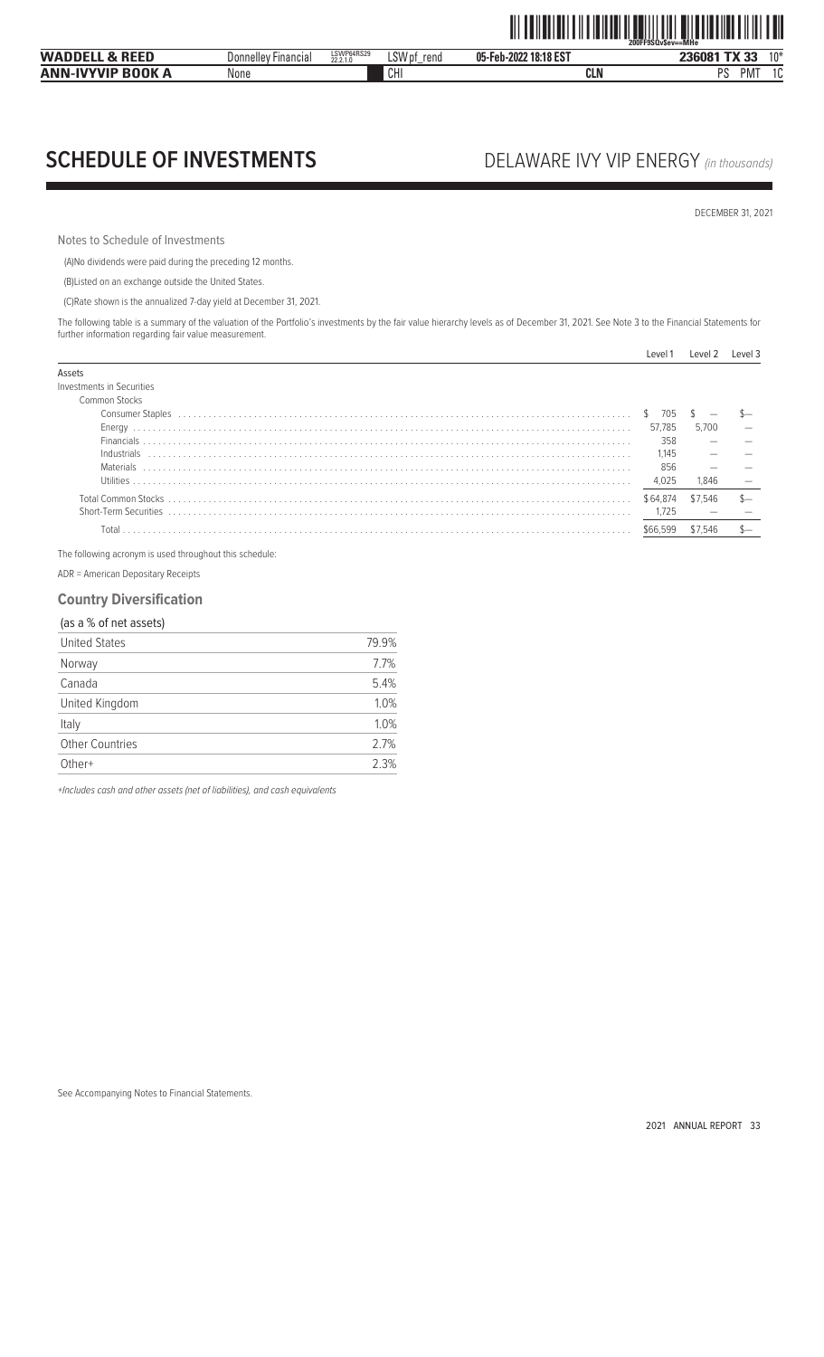# SCHEDULE OF INVESTMENTS

## DELAWARE IVY VIP ENERGY *(in thousands)*

DECEMBER 31, 2021

Notes to Schedule of Investments

(A)No dividends were paid during the preceding 12 months.

(B)Listed on an exchange outside the United States.

(C)Rate shown is the annualized 7-day yield at December 31, 2021.

The following table is a summary of the valuation of the Portfolio's investments by the fair value hierarchy levels as of December 31, 2021. See Note 3 to the Financial Statements for further information regarding fair value measurement.

| | Level 1 | Level 2 | Level 3 |
|---|---|---|---|
| Assets | | | |
| Investments in Securities | | | |
| Common Stocks | | | |
| Consumer Staples | $ 705 | $ — | $— |
| Energy | 57,785 | 5,700 | — |
| Financials | 358 | — | — |
| Industrials | 1,145 | — | — |
| Materials | 856 | — | — |
| Utilities | 4,025 | 1,846 | — |
| Total Common Stocks | $64,874 | $7,546 | $— |
| Short-Term Securities | 1,725 | — | — |
| Total | $66,599 | $7,546 | $— |

The following acronym is used throughout this schedule:

ADR = American Depositary Receipts

### Country Diversification

(as a % of net assets)

| | |
|---|---|
| United States | 79.9% |
| Norway | 7.7% |
| Canada | 5.4% |
| United Kingdom | 1.0% |
| Italy | 1.0% |
| Other Countries | 2.7% |
| Other+ | 2.3% |

*+Includes cash and other assets (net of liabilities), and cash equivalents*

See Accompanying Notes to Financial Statements.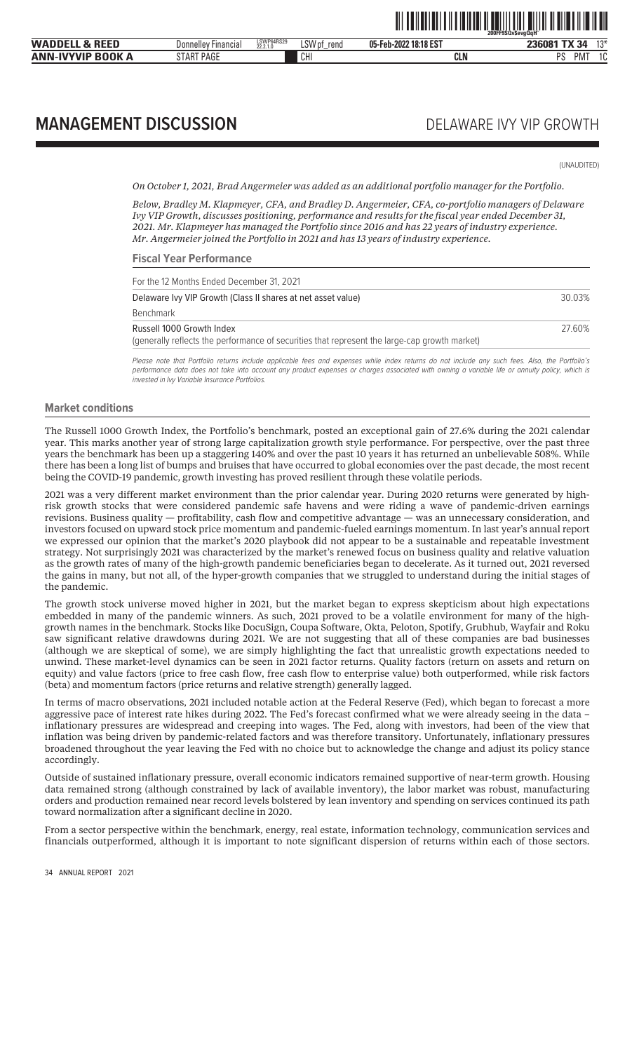# MANAGEMENT DISCUSSION

## DELAWARE IVY VIP GROWTH

(UNAUDITED)

*On October 1, 2021, Brad Angermeier was added as an additional portfolio manager for the Portfolio.*

*Below, Bradley M. Klapmeyer, CFA, and Bradley D. Angermeier, CFA, co-portfolio managers of Delaware Ivy VIP Growth, discusses positioning, performance and results for the fiscal year ended December 31, 2021. Mr. Klapmeyer has managed the Portfolio since 2016 and has 22 years of industry experience. Mr. Angermeier joined the Portfolio in 2021 and has 13 years of industry experience.*

### Fiscal Year Performance

| For the 12 Months Ended December 31, 2021 | |
|---|---|
| Delaware Ivy VIP Growth (Class II shares at net asset value) | 30.03% |
| Benchmark | |
| Russell 1000 Growth Index<br>(generally reflects the performance of securities that represent the large-cap growth market) | 27.60% |

*Please note that Portfolio returns include applicable fees and expenses while index returns do not include any such fees. Also, the Portfolio's performance data does not take into account any product expenses or charges associated with owning a variable life or annuity policy, which is invested in Ivy Variable Insurance Portfolios.*

### Market conditions

The Russell 1000 Growth Index, the Portfolio's benchmark, posted an exceptional gain of 27.6% during the 2021 calendar year. This marks another year of strong large capitalization growth style performance. For perspective, over the past three years the benchmark has been up a staggering 140% and over the past 10 years it has returned an unbelievable 508%. While there has been a long list of bumps and bruises that have occurred to global economies over the past decade, the most recent being the COVID-19 pandemic, growth investing has proved resilient through these volatile periods.

2021 was a very different market environment than the prior calendar year. During 2020 returns were generated by high-risk growth stocks that were considered pandemic safe havens and were riding a wave of pandemic-driven earnings revisions. Business quality — profitability, cash flow and competitive advantage — was an unnecessary consideration, and investors focused on upward stock price momentum and pandemic-fueled earnings momentum. In last year's annual report we expressed our opinion that the market's 2020 playbook did not appear to be a sustainable and repeatable investment strategy. Not surprisingly 2021 was characterized by the market's renewed focus on business quality and relative valuation as the growth rates of many of the high-growth pandemic beneficiaries began to decelerate. As it turned out, 2021 reversed the gains in many, but not all, of the hyper-growth companies that we struggled to understand during the initial stages of the pandemic.

The growth stock universe moved higher in 2021, but the market began to express skepticism about high expectations embedded in many of the pandemic winners. As such, 2021 proved to be a volatile environment for many of the high-growth names in the benchmark. Stocks like DocuSign, Coupa Software, Okta, Peloton, Spotify, Grubhub, Wayfair and Roku saw significant relative drawdowns during 2021. We are not suggesting that all of these companies are bad businesses (although we are skeptical of some), we are simply highlighting the fact that unrealistic growth expectations needed to unwind. These market-level dynamics can be seen in 2021 factor returns. Quality factors (return on assets and return on equity) and value factors (price to free cash flow, free cash flow to enterprise value) both outperformed, while risk factors (beta) and momentum factors (price returns and relative strength) generally lagged.

In terms of macro observations, 2021 included notable action at the Federal Reserve (Fed), which began to forecast a more aggressive pace of interest rate hikes during 2022. The Fed's forecast confirmed what we were already seeing in the data – inflationary pressures are widespread and creeping into wages. The Fed, along with investors, had been of the view that inflation was being driven by pandemic-related factors and was therefore transitory. Unfortunately, inflationary pressures broadened throughout the year leaving the Fed with no choice but to acknowledge the change and adjust its policy stance accordingly.

Outside of sustained inflationary pressure, overall economic indicators remained supportive of near-term growth. Housing data remained strong (although constrained by lack of available inventory), the labor market was robust, manufacturing orders and production remained near record levels bolstered by lean inventory and spending on services continued its path toward normalization after a significant decline in 2020.

From a sector perspective within the benchmark, energy, real estate, information technology, communication services and financials outperformed, although it is important to note significant dispersion of returns within each of those sectors.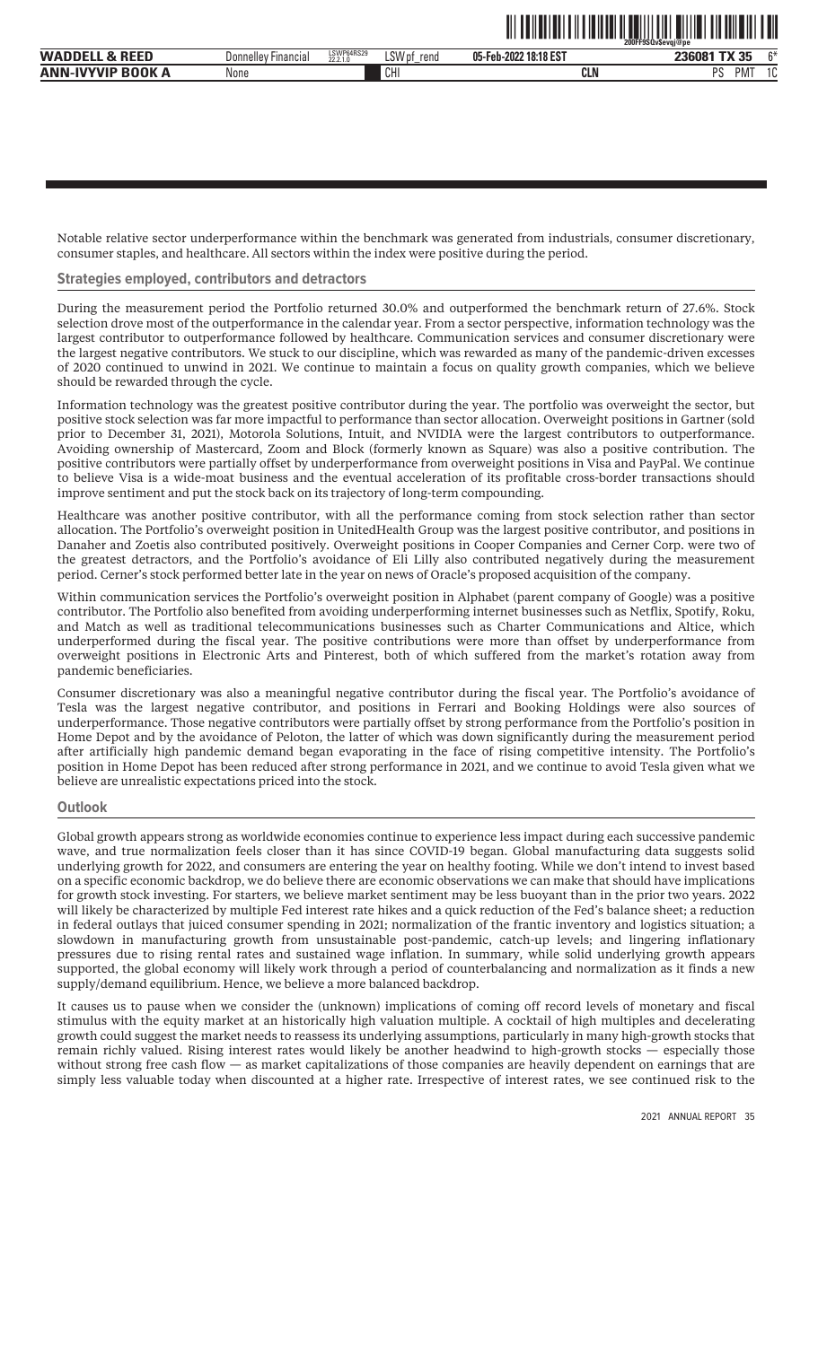Notable relative sector underperformance within the benchmark was generated from industrials, consumer discretionary, consumer staples, and healthcare. All sectors within the index were positive during the period.

## Strategies employed, contributors and detractors

During the measurement period the Portfolio returned 30.0% and outperformed the benchmark return of 27.6%. Stock selection drove most of the outperformance in the calendar year. From a sector perspective, information technology was the largest contributor to outperformance followed by healthcare. Communication services and consumer discretionary were the largest negative contributors. We stuck to our discipline, which was rewarded as many of the pandemic-driven excesses of 2020 continued to unwind in 2021. We continue to maintain a focus on quality growth companies, which we believe should be rewarded through the cycle.

Information technology was the greatest positive contributor during the year. The portfolio was overweight the sector, but positive stock selection was far more impactful to performance than sector allocation. Overweight positions in Gartner (sold prior to December 31, 2021), Motorola Solutions, Intuit, and NVIDIA were the largest contributors to outperformance. Avoiding ownership of Mastercard, Zoom and Block (formerly known as Square) was also a positive contribution. The positive contributors were partially offset by underperformance from overweight positions in Visa and PayPal. We continue to believe Visa is a wide-moat business and the eventual acceleration of its profitable cross-border transactions should improve sentiment and put the stock back on its trajectory of long-term compounding.

Healthcare was another positive contributor, with all the performance coming from stock selection rather than sector allocation. The Portfolio's overweight position in UnitedHealth Group was the largest positive contributor, and positions in Danaher and Zoetis also contributed positively. Overweight positions in Cooper Companies and Cerner Corp. were two of the greatest detractors, and the Portfolio's avoidance of Eli Lilly also contributed negatively during the measurement period. Cerner's stock performed better late in the year on news of Oracle's proposed acquisition of the company.

Within communication services the Portfolio's overweight position in Alphabet (parent company of Google) was a positive contributor. The Portfolio also benefited from avoiding underperforming internet businesses such as Netflix, Spotify, Roku, and Match as well as traditional telecommunications businesses such as Charter Communications and Altice, which underperformed during the fiscal year. The positive contributions were more than offset by underperformance from overweight positions in Electronic Arts and Pinterest, both of which suffered from the market's rotation away from pandemic beneficiaries.

Consumer discretionary was also a meaningful negative contributor during the fiscal year. The Portfolio's avoidance of Tesla was the largest negative contributor, and positions in Ferrari and Booking Holdings were also sources of underperformance. Those negative contributors were partially offset by strong performance from the Portfolio's position in Home Depot and by the avoidance of Peloton, the latter of which was down significantly during the measurement period after artificially high pandemic demand began evaporating in the face of rising competitive intensity. The Portfolio's position in Home Depot has been reduced after strong performance in 2021, and we continue to avoid Tesla given what we believe are unrealistic expectations priced into the stock.

## Outlook

Global growth appears strong as worldwide economies continue to experience less impact during each successive pandemic wave, and true normalization feels closer than it has since COVID-19 began. Global manufacturing data suggests solid underlying growth for 2022, and consumers are entering the year on healthy footing. While we don't intend to invest based on a specific economic backdrop, we do believe there are economic observations we can make that should have implications for growth stock investing. For starters, we believe market sentiment may be less buoyant than in the prior two years. 2022 will likely be characterized by multiple Fed interest rate hikes and a quick reduction of the Fed's balance sheet; a reduction in federal outlays that juiced consumer spending in 2021; normalization of the frantic inventory and logistics situation; a slowdown in manufacturing growth from unsustainable post-pandemic, catch-up levels; and lingering inflationary pressures due to rising rental rates and sustained wage inflation. In summary, while solid underlying growth appears supported, the global economy will likely work through a period of counterbalancing and normalization as it finds a new supply/demand equilibrium. Hence, we believe a more balanced backdrop.

It causes us to pause when we consider the (unknown) implications of coming off record levels of monetary and fiscal stimulus with the equity market at an historically high valuation multiple. A cocktail of high multiples and decelerating growth could suggest the market needs to reassess its underlying assumptions, particularly in many high-growth stocks that remain richly valued. Rising interest rates would likely be another headwind to high-growth stocks — especially those without strong free cash flow — as market capitalizations of those companies are heavily dependent on earnings that are simply less valuable today when discounted at a higher rate. Irrespective of interest rates, we see continued risk to the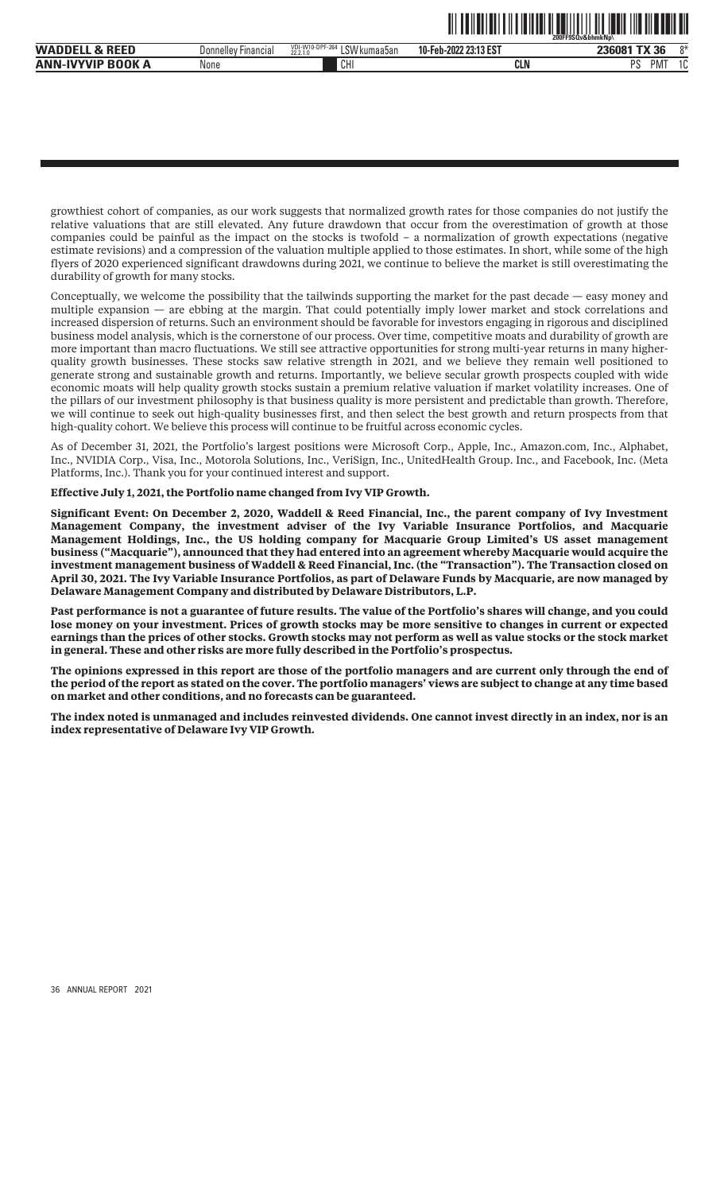growthiest cohort of companies, as our work suggests that normalized growth rates for those companies do not justify the relative valuations that are still elevated. Any future drawdown that occur from the overestimation of growth at those companies could be painful as the impact on the stocks is twofold – a normalization of growth expectations (negative estimate revisions) and a compression of the valuation multiple applied to those estimates. In short, while some of the high flyers of 2020 experienced significant drawdowns during 2021, we continue to believe the market is still overestimating the durability of growth for many stocks.

Conceptually, we welcome the possibility that the tailwinds supporting the market for the past decade — easy money and multiple expansion — are ebbing at the margin. That could potentially imply lower market and stock correlations and increased dispersion of returns. Such an environment should be favorable for investors engaging in rigorous and disciplined business model analysis, which is the cornerstone of our process. Over time, competitive moats and durability of growth are more important than macro fluctuations. We still see attractive opportunities for strong multi-year returns in many higher-quality growth businesses. These stocks saw relative strength in 2021, and we believe they remain well positioned to generate strong and sustainable growth and returns. Importantly, we believe secular growth prospects coupled with wide economic moats will help quality growth stocks sustain a premium relative valuation if market volatility increases. One of the pillars of our investment philosophy is that business quality is more persistent and predictable than growth. Therefore, we will continue to seek out high-quality businesses first, and then select the best growth and return prospects from that high-quality cohort. We believe this process will continue to be fruitful across economic cycles.

As of December 31, 2021, the Portfolio's largest positions were Microsoft Corp., Apple, Inc., Amazon.com, Inc., Alphabet, Inc., NVIDIA Corp., Visa, Inc., Motorola Solutions, Inc., VeriSign, Inc., UnitedHealth Group. Inc., and Facebook, Inc. (Meta Platforms, Inc.). Thank you for your continued interest and support.

**Effective July 1, 2021, the Portfolio name changed from Ivy VIP Growth.**

**Significant Event: On December 2, 2020, Waddell & Reed Financial, Inc., the parent company of Ivy Investment Management Company, the investment adviser of the Ivy Variable Insurance Portfolios, and Macquarie Management Holdings, Inc., the US holding company for Macquarie Group Limited's US asset management business ("Macquarie"), announced that they had entered into an agreement whereby Macquarie would acquire the investment management business of Waddell & Reed Financial, Inc. (the "Transaction"). The Transaction closed on April 30, 2021. The Ivy Variable Insurance Portfolios, as part of Delaware Funds by Macquarie, are now managed by Delaware Management Company and distributed by Delaware Distributors, L.P.**

**Past performance is not a guarantee of future results. The value of the Portfolio's shares will change, and you could lose money on your investment. Prices of growth stocks may be more sensitive to changes in current or expected earnings than the prices of other stocks. Growth stocks may not perform as well as value stocks or the stock market in general. These and other risks are more fully described in the Portfolio's prospectus.**

**The opinions expressed in this report are those of the portfolio managers and are current only through the end of the period of the report as stated on the cover. The portfolio managers' views are subject to change at any time based on market and other conditions, and no forecasts can be guaranteed.**

**The index noted is unmanaged and includes reinvested dividends. One cannot invest directly in an index, nor is an index representative of Delaware Ivy VIP Growth.**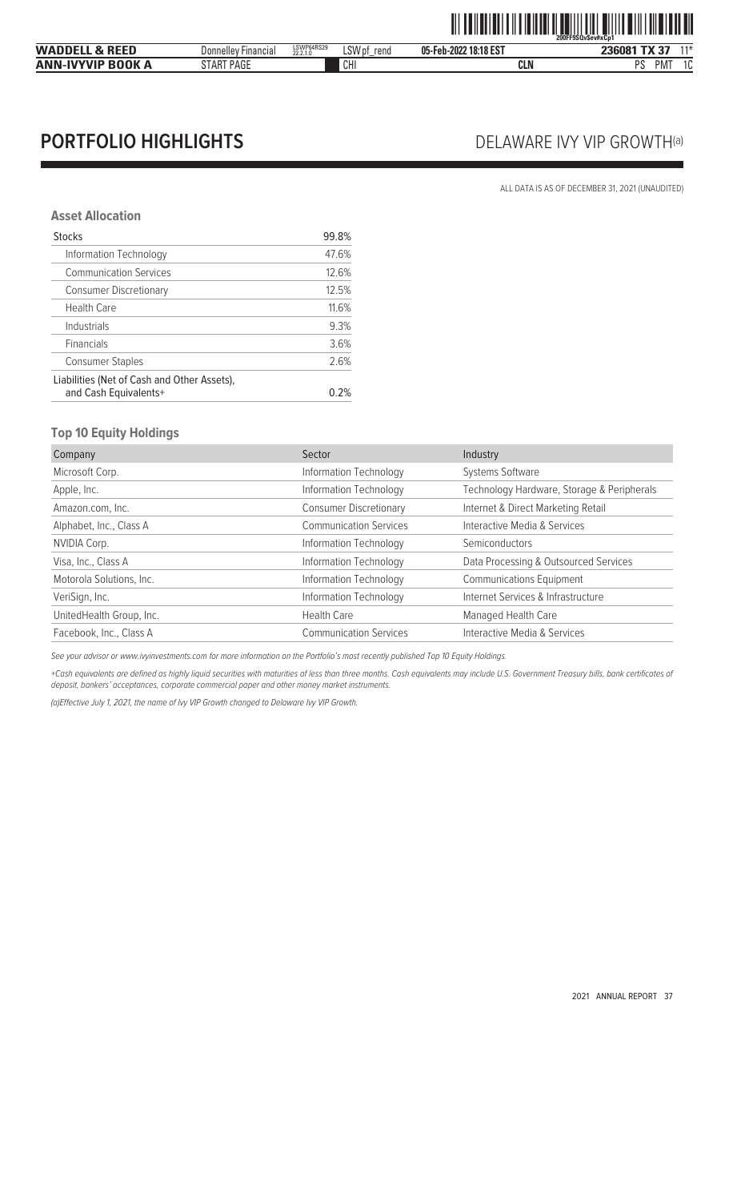# PORTFOLIO HIGHLIGHTS

## DELAWARE IVY VIP GROWTH(a)

ALL DATA IS AS OF DECEMBER 31, 2021 (UNAUDITED)

### Asset Allocation

| | |
|---|---|
| Stocks | 99.8% |
| Information Technology | 47.6% |
| Communication Services | 12.6% |
| Consumer Discretionary | 12.5% |
| Health Care | 11.6% |
| Industrials | 9.3% |
| Financials | 3.6% |
| Consumer Staples | 2.6% |
| Liabilities (Net of Cash and Other Assets), and Cash Equivalents+ | 0.2% |

### Top 10 Equity Holdings

| Company | Sector | Industry |
|---|---|---|
| Microsoft Corp. | Information Technology | Systems Software |
| Apple, Inc. | Information Technology | Technology Hardware, Storage & Peripherals |
| Amazon.com, Inc. | Consumer Discretionary | Internet & Direct Marketing Retail |
| Alphabet, Inc., Class A | Communication Services | Interactive Media & Services |
| NVIDIA Corp. | Information Technology | Semiconductors |
| Visa, Inc., Class A | Information Technology | Data Processing & Outsourced Services |
| Motorola Solutions, Inc. | Information Technology | Communications Equipment |
| VeriSign, Inc. | Information Technology | Internet Services & Infrastructure |
| UnitedHealth Group, Inc. | Health Care | Managed Health Care |
| Facebook, Inc., Class A | Communication Services | Interactive Media & Services |

*See your advisor or www.ivyinvestments.com for more information on the Portfolio's most recently published Top 10 Equity Holdings.*

*+Cash equivalents are defined as highly liquid securities with maturities of less than three months. Cash equivalents may include U.S. Government Treasury bills, bank certificates of deposit, bankers' acceptances, corporate commercial paper and other money market instruments.*

*(a)Effective July 1, 2021, the name of Ivy VIP Growth changed to Delaware Ivy VIP Growth.*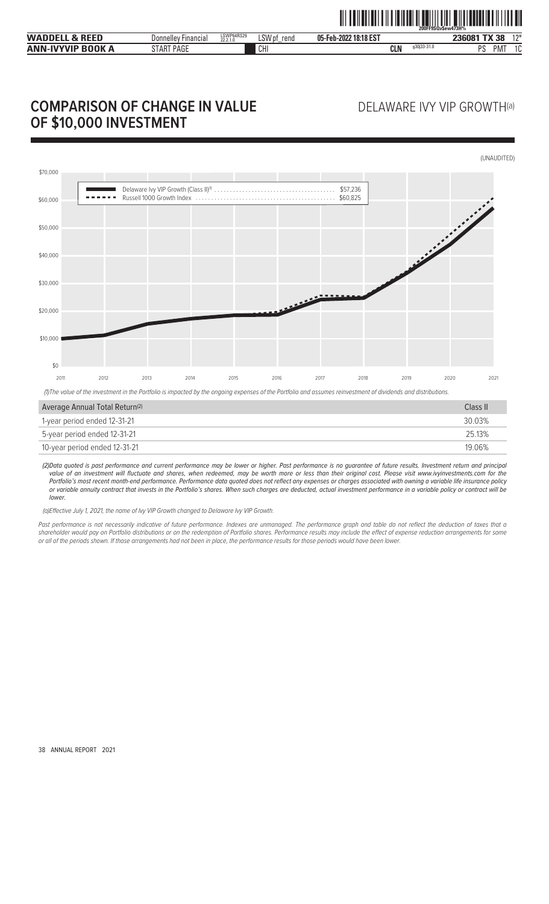# COMPARISON OF CHANGE IN VALUE OF $10,000 INVESTMENT

DELAWARE IVY VIP GROWTH(a)

(UNAUDITED)

Delaware Ivy VIP Growth (Class II)[1] ........ $57,236
Russell 1000 Growth Index ........ $60,825

(1)The value of the investment in the Portfolio is impacted by the ongoing expenses of the Portfolio and assumes reinvestment of dividends and distributions.

| Average Annual Total Return(2) | Class II |
|---|---|
| 1-year period ended 12-31-21 | 30.03% |
| 5-year period ended 12-31-21 | 25.13% |
| 10-year period ended 12-31-21 | 19.06% |

*(2)Data quoted is past performance and current performance may be lower or higher. Past performance is no guarantee of future results. Investment return and principal value of an investment will fluctuate and shares, when redeemed, may be worth more or less than their original cost. Please visit www.ivyinvestments.com for the Portfolio's most recent month-end performance. Performance data quoted does not reflect any expenses or charges associated with owning a variable life insurance policy or variable annuity contract that invests in the Portfolio's shares. When such charges are deducted, actual investment performance in a variable policy or contract will be lower.*

*(a)Effective July 1, 2021, the name of Ivy VIP Growth changed to Delaware Ivy VIP Growth.*

*Past performance is not necessarily indicative of future performance. Indexes are unmanaged. The performance graph and table do not reflect the deduction of taxes that a shareholder would pay on Portfolio distributions or on the redemption of Portfolio shares. Performance results may include the effect of expense reduction arrangements for some or all of the periods shown. If those arrangements had not been in place, the performance results for those periods would have been lower.*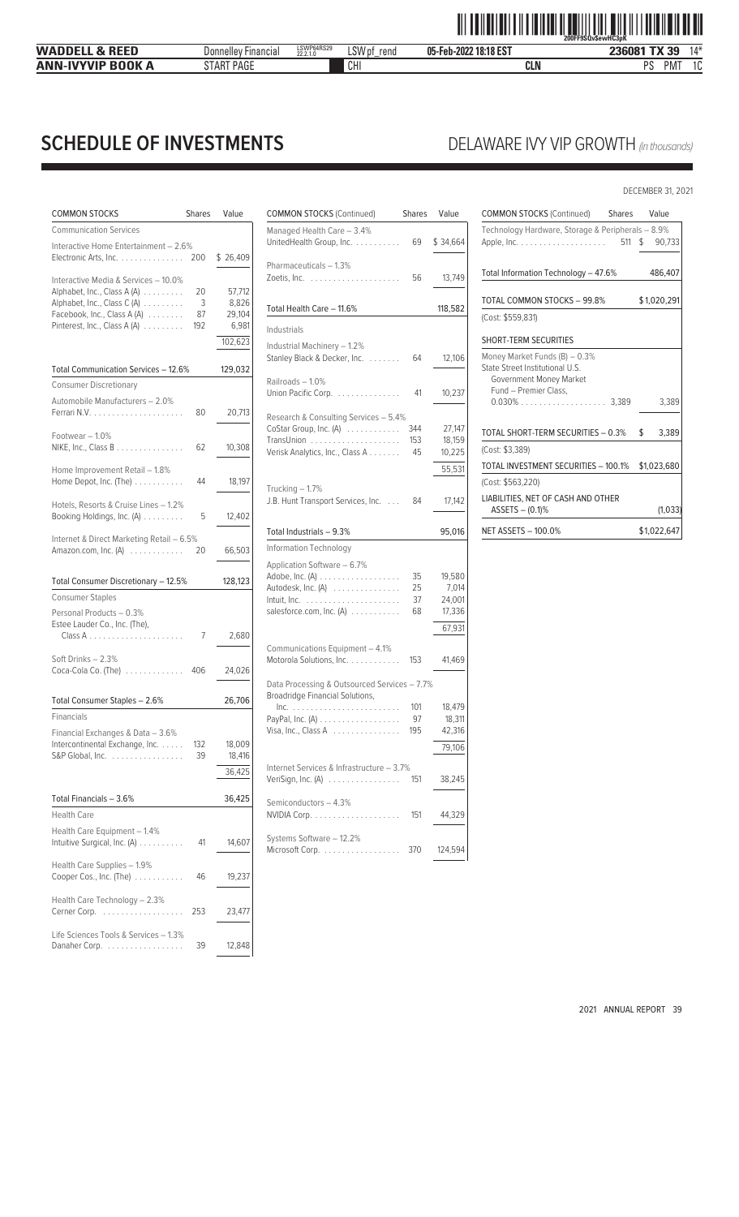# SCHEDULE OF INVESTMENTS

## DELAWARE IVY VIP GROWTH *(in thousands)*

DECEMBER 31, 2021

| COMMON STOCKS | Shares | Value |
|---|---|---|
| **Communication Services** | | |
| Interactive Home Entertainment – 2.6% | | |
| Electronic Arts, Inc. | 200 | $ 26,409 |
| Interactive Media & Services – 10.0% | | |
| Alphabet, Inc., Class A (A) | 20 | 57,712 |
| Alphabet, Inc., Class C (A) | 3 | 8,826 |
| Facebook, Inc., Class A (A) | 87 | 29,104 |
| Pinterest, Inc., Class A (A) | 192 | 6,981 |
| | | 102,623 |
| Total Communication Services – 12.6% | | 129,032 |
| **Consumer Discretionary** | | |
| Automobile Manufacturers – 2.0% | | |
| Ferrari N.V. | 80 | 20,713 |
| Footwear – 1.0% | | |
| NIKE, Inc., Class B | 62 | 10,308 |
| Home Improvement Retail – 1.8% | | |
| Home Depot, Inc. (The) | 44 | 18,197 |
| Hotels, Resorts & Cruise Lines – 1.2% | | |
| Booking Holdings, Inc. (A) | 5 | 12,402 |
| Internet & Direct Marketing Retail – 6.5% | | |
| Amazon.com, Inc. (A) | 20 | 66,503 |
| Total Consumer Discretionary – 12.5% | | 128,123 |
| **Consumer Staples** | | |
| Personal Products – 0.3% | | |
| Estee Lauder Co., Inc. (The), Class A | 7 | 2,680 |
| Soft Drinks – 2.3% | | |
| Coca-Cola Co. (The) | 406 | 24,026 |
| Total Consumer Staples – 2.6% | | 26,706 |
| **Financials** | | |
| Financial Exchanges & Data – 3.6% | | |
| Intercontinental Exchange, Inc. | 132 | 18,009 |
| S&P Global, Inc. | 39 | 18,416 |
| | | 36,425 |
| Total Financials – 3.6% | | 36,425 |
| **Health Care** | | |
| Health Care Equipment – 1.4% | | |
| Intuitive Surgical, Inc. (A) | 41 | 14,607 |
| Health Care Supplies – 1.9% | | |
| Cooper Cos., Inc. (The) | 46 | 19,237 |
| Health Care Technology – 2.3% | | |
| Cerner Corp. | 253 | 23,477 |
| Life Sciences Tools & Services – 1.3% | | |
| Danaher Corp. | 39 | 12,848 |

| COMMON STOCKS (Continued) | Shares | Value |
|---|---|---|
| Managed Health Care – 3.4% | | |
| UnitedHealth Group, Inc. | 69 | $ 34,664 |
| Pharmaceuticals – 1.3% | | |
| Zoetis, Inc. | 56 | 13,749 |
| Total Health Care – 11.6% | | 118,582 |
| **Industrials** | | |
| Industrial Machinery – 1.2% | | |
| Stanley Black & Decker, Inc. | 64 | 12,106 |
| Railroads – 1.0% | | |
| Union Pacific Corp. | 41 | 10,237 |
| Research & Consulting Services – 5.4% | | |
| CoStar Group, Inc. (A) | 344 | 27,147 |
| TransUnion | 153 | 18,159 |
| Verisk Analytics, Inc., Class A | 45 | 10,225 |
| | | 55,531 |
| Trucking – 1.7% | | |
| J.B. Hunt Transport Services, Inc. | 84 | 17,142 |
| Total Industrials – 9.3% | | 95,016 |
| **Information Technology** | | |
| Application Software – 6.7% | | |
| Adobe, Inc. (A) | 35 | 19,580 |
| Autodesk, Inc. (A) | 25 | 7,014 |
| Intuit, Inc. | 37 | 24,001 |
| salesforce.com, Inc. (A) | 68 | 17,336 |
| | | 67,931 |
| Communications Equipment – 4.1% | | |
| Motorola Solutions, Inc. | 153 | 41,469 |
| Data Processing & Outsourced Services – 7.7% | | |
| Broadridge Financial Solutions, Inc. | 101 | 18,479 |
| PayPal, Inc. (A) | 97 | 18,311 |
| Visa, Inc., Class A | 195 | 42,316 |
| | | 79,106 |
| Internet Services & Infrastructure – 3.7% | | |
| VeriSign, Inc. (A) | 151 | 38,245 |
| Semiconductors – 4.3% | | |
| NVIDIA Corp. | 151 | 44,329 |
| Systems Software – 12.2% | | |
| Microsoft Corp. | 370 | 124,594 |

| COMMON STOCKS (Continued) | Shares | Value |
|---|---|---|
| Technology Hardware, Storage & Peripherals – 8.9% | | |
| Apple, Inc. | 511 | $ 90,733 |
| Total Information Technology – 47.6% | | 486,407 |
| TOTAL COMMON STOCKS – 99.8% | | $1,020,291 |
| (Cost: $559,831) | | |
| **SHORT-TERM SECURITIES** | | |
| Money Market Funds (B) – 0.3% | | |
| State Street Institutional U.S. Government Money Market Fund – Premier Class, 0.030% | 3,389 | 3,389 |
| TOTAL SHORT-TERM SECURITIES – 0.3% | | $ 3,389 |
| (Cost: $3,389) | | |
| TOTAL INVESTMENT SECURITIES – 100.1% | | $1,023,680 |
| (Cost: $563,220) | | |
| LIABILITIES, NET OF CASH AND OTHER ASSETS – (0.1)% | | (1,033) |
| NET ASSETS – 100.0% | | $1,022,647 |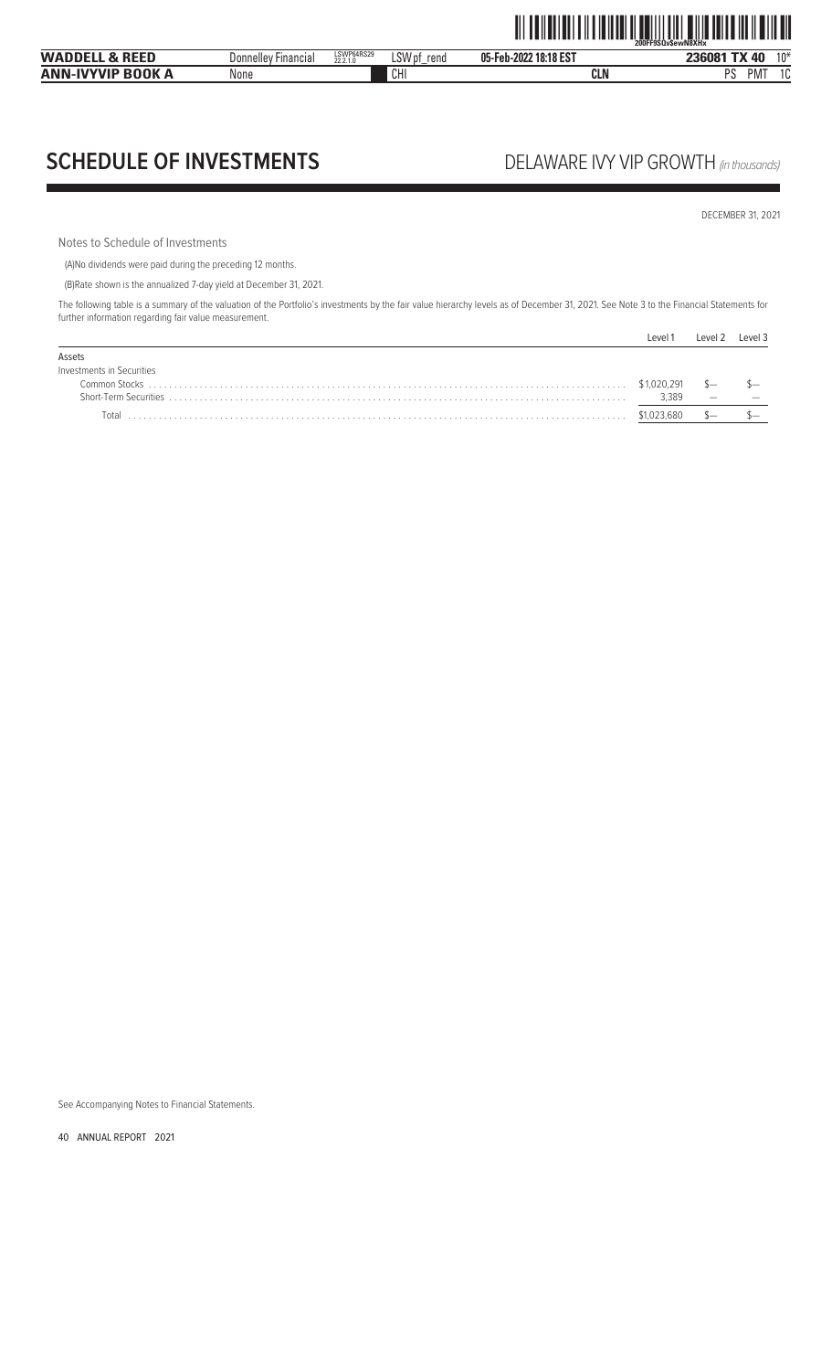# SCHEDULE OF INVESTMENTS

## DELAWARE IVY VIP GROWTH *(in thousands)*

DECEMBER 31, 2021

Notes to Schedule of Investments

(A)No dividends were paid during the preceding 12 months.

(B)Rate shown is the annualized 7-day yield at December 31, 2021.

The following table is a summary of the valuation of the Portfolio's investments by the fair value hierarchy levels as of December 31, 2021. See Note 3 to the Financial Statements for further information regarding fair value measurement.

| | Level 1 | Level 2 | Level 3 |
|---|---|---|---|
| Assets | | | |
| Investments in Securities | | | |
| Common Stocks | $1,020,291 | $— | $— |
| Short-Term Securities | 3,389 | — | — |
| Total | $1,023,680 | $— | $— |

See Accompanying Notes to Financial Statements.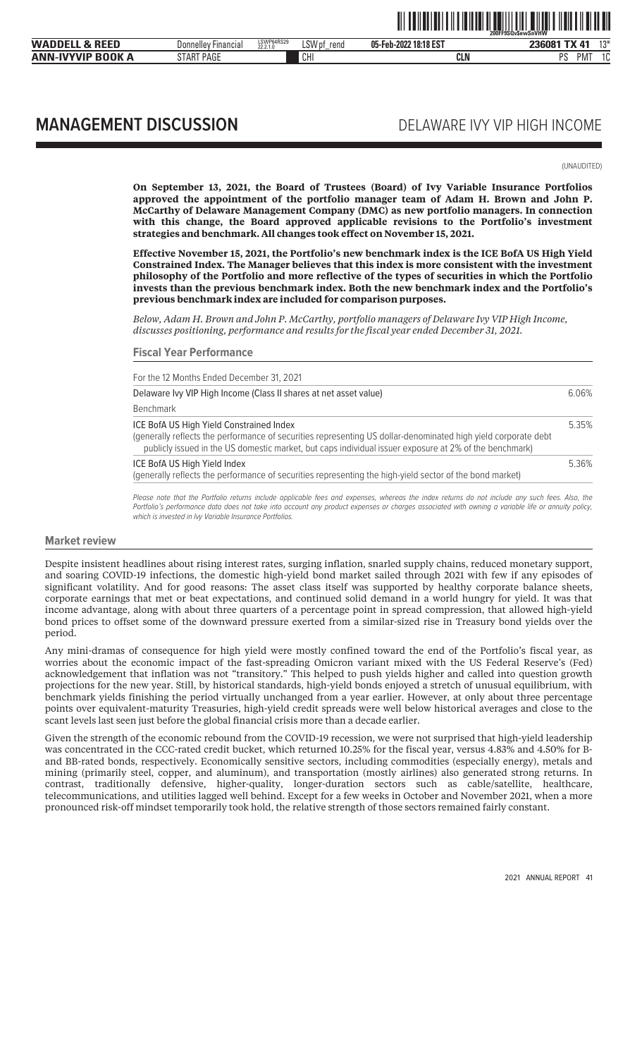# MANAGEMENT DISCUSSION

## DELAWARE IVY VIP HIGH INCOME

(UNAUDITED)

**On September 13, 2021, the Board of Trustees (Board) of Ivy Variable Insurance Portfolios approved the appointment of the portfolio manager team of Adam H. Brown and John P. McCarthy of Delaware Management Company (DMC) as new portfolio managers. In connection with this change, the Board approved applicable revisions to the Portfolio's investment strategies and benchmark. All changes took effect on November 15, 2021.**

**Effective November 15, 2021, the Portfolio's new benchmark index is the ICE BofA US High Yield Constrained Index. The Manager believes that this index is more consistent with the investment philosophy of the Portfolio and more reflective of the types of securities in which the Portfolio invests than the previous benchmark index. Both the new benchmark index and the Portfolio's previous benchmark index are included for comparison purposes.**

*Below, Adam H. Brown and John P. McCarthy, portfolio managers of Delaware Ivy VIP High Income, discusses positioning, performance and results for the fiscal year ended December 31, 2021.*

### Fiscal Year Performance

| For the 12 Months Ended December 31, 2021 | |
|---|---|
| Delaware Ivy VIP High Income (Class II shares at net asset value) | 6.06% |
| Benchmark | |
| ICE BofA US High Yield Constrained Index<br>(generally reflects the performance of securities representing US dollar-denominated high yield corporate debt publicly issued in the US domestic market, but caps individual issuer exposure at 2% of the benchmark) | 5.35% |
| ICE BofA US High Yield Index<br>(generally reflects the performance of securities representing the high-yield sector of the bond market) | 5.36% |

*Please note that the Portfolio returns include applicable fees and expenses, whereas the index returns do not include any such fees. Also, the Portfolio's performance data does not take into account any product expenses or charges associated with owning a variable life or annuity policy, which is invested in Ivy Variable Insurance Portfolios.*

### Market review

Despite insistent headlines about rising interest rates, surging inflation, snarled supply chains, reduced monetary support, and soaring COVID-19 infections, the domestic high-yield bond market sailed through 2021 with few if any episodes of significant volatility. And for good reasons: The asset class itself was supported by healthy corporate balance sheets, corporate earnings that met or beat expectations, and continued solid demand in a world hungry for yield. It was that income advantage, along with about three quarters of a percentage point in spread compression, that allowed high-yield bond prices to offset some of the downward pressure exerted from a similar-sized rise in Treasury bond yields over the period.

Any mini-dramas of consequence for high yield were mostly confined toward the end of the Portfolio's fiscal year, as worries about the economic impact of the fast-spreading Omicron variant mixed with the US Federal Reserve's (Fed) acknowledgement that inflation was not "transitory." This helped to push yields higher and called into question growth projections for the new year. Still, by historical standards, high-yield bonds enjoyed a stretch of unusual equilibrium, with benchmark yields finishing the period virtually unchanged from a year earlier. However, at only about three percentage points over equivalent-maturity Treasuries, high-yield credit spreads were well below historical averages and close to the scant levels last seen just before the global financial crisis more than a decade earlier.

Given the strength of the economic rebound from the COVID-19 recession, we were not surprised that high-yield leadership was concentrated in the CCC-rated credit bucket, which returned 10.25% for the fiscal year, versus 4.83% and 4.50% for B- and BB-rated bonds, respectively. Economically sensitive sectors, including commodities (especially energy), metals and mining (primarily steel, copper, and aluminum), and transportation (mostly airlines) also generated strong returns. In contrast, traditionally defensive, higher-quality, longer-duration sectors such as cable/satellite, healthcare, telecommunications, and utilities lagged well behind. Except for a few weeks in October and November 2021, when a more pronounced risk-off mindset temporarily took hold, the relative strength of those sectors remained fairly constant.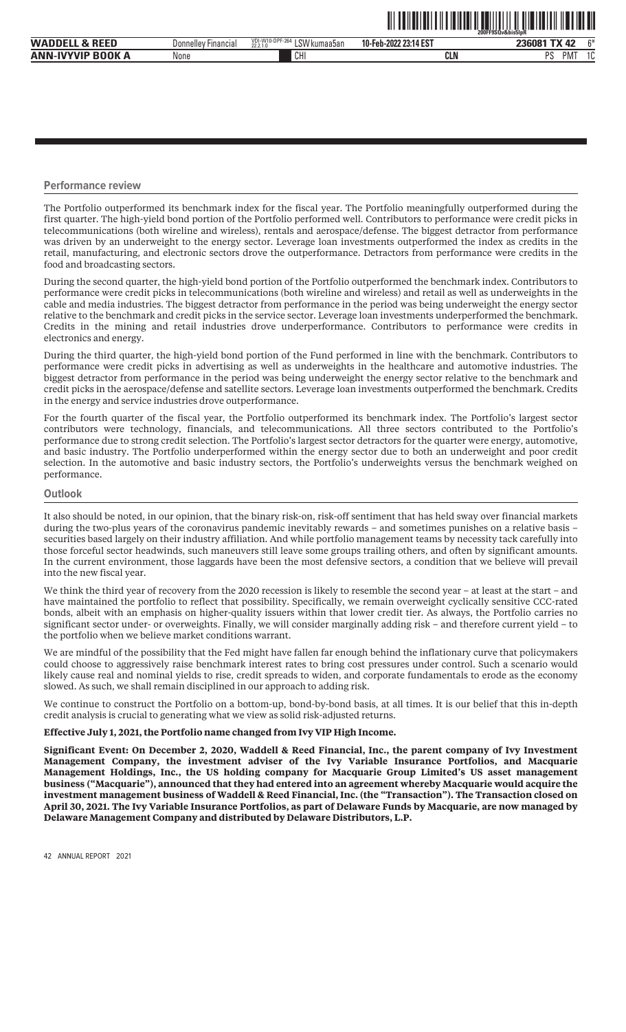## Performance review

The Portfolio outperformed its benchmark index for the fiscal year. The Portfolio meaningfully outperformed during the first quarter. The high-yield bond portion of the Portfolio performed well. Contributors to performance were credit picks in telecommunications (both wireline and wireless), rentals and aerospace/defense. The biggest detractor from performance was driven by an underweight to the energy sector. Leverage loan investments outperformed the index as credits in the retail, manufacturing, and electronic sectors drove the outperformance. Detractors from performance were credits in the food and broadcasting sectors.

During the second quarter, the high-yield bond portion of the Portfolio outperformed the benchmark index. Contributors to performance were credit picks in telecommunications (both wireline and wireless) and retail as well as underweights in the cable and media industries. The biggest detractor from performance in the period was being underweight the energy sector relative to the benchmark and credit picks in the service sector. Leverage loan investments underperformed the benchmark. Credits in the mining and retail industries drove underperformance. Contributors to performance were credits in electronics and energy.

During the third quarter, the high-yield bond portion of the Fund performed in line with the benchmark. Contributors to performance were credit picks in advertising as well as underweights in the healthcare and automotive industries. The biggest detractor from performance in the period was being underweight the energy sector relative to the benchmark and credit picks in the aerospace/defense and satellite sectors. Leverage loan investments outperformed the benchmark. Credits in the energy and service industries drove outperformance.

For the fourth quarter of the fiscal year, the Portfolio outperformed its benchmark index. The Portfolio's largest sector contributors were technology, financials, and telecommunications. All three sectors contributed to the Portfolio's performance due to strong credit selection. The Portfolio's largest sector detractors for the quarter were energy, automotive, and basic industry. The Portfolio underperformed within the energy sector due to both an underweight and poor credit selection. In the automotive and basic industry sectors, the Portfolio's underweights versus the benchmark weighed on performance.

## Outlook

It also should be noted, in our opinion, that the binary risk-on, risk-off sentiment that has held sway over financial markets during the two-plus years of the coronavirus pandemic inevitably rewards – and sometimes punishes on a relative basis – securities based largely on their industry affiliation. And while portfolio management teams by necessity tack carefully into those forceful sector headwinds, such maneuvers still leave some groups trailing others, and often by significant amounts. In the current environment, those laggards have been the most defensive sectors, a condition that we believe will prevail into the new fiscal year.

We think the third year of recovery from the 2020 recession is likely to resemble the second year – at least at the start – and have maintained the portfolio to reflect that possibility. Specifically, we remain overweight cyclically sensitive CCC-rated bonds, albeit with an emphasis on higher-quality issuers within that lower credit tier. As always, the Portfolio carries no significant sector under- or overweights. Finally, we will consider marginally adding risk – and therefore current yield – to the portfolio when we believe market conditions warrant.

We are mindful of the possibility that the Fed might have fallen far enough behind the inflationary curve that policymakers could choose to aggressively raise benchmark interest rates to bring cost pressures under control. Such a scenario would likely cause real and nominal yields to rise, credit spreads to widen, and corporate fundamentals to erode as the economy slowed. As such, we shall remain disciplined in our approach to adding risk.

We continue to construct the Portfolio on a bottom-up, bond-by-bond basis, at all times. It is our belief that this in-depth credit analysis is crucial to generating what we view as solid risk-adjusted returns.

**Effective July 1, 2021, the Portfolio name changed from Ivy VIP High Income.**

**Significant Event: On December 2, 2020, Waddell & Reed Financial, Inc., the parent company of Ivy Investment Management Company, the investment adviser of the Ivy Variable Insurance Portfolios, and Macquarie Management Holdings, Inc., the US holding company for Macquarie Group Limited's US asset management business ("Macquarie"), announced that they had entered into an agreement whereby Macquarie would acquire the investment management business of Waddell & Reed Financial, Inc. (the "Transaction"). The Transaction closed on April 30, 2021. The Ivy Variable Insurance Portfolios, as part of Delaware Funds by Macquarie, are now managed by Delaware Management Company and distributed by Delaware Distributors, L.P.**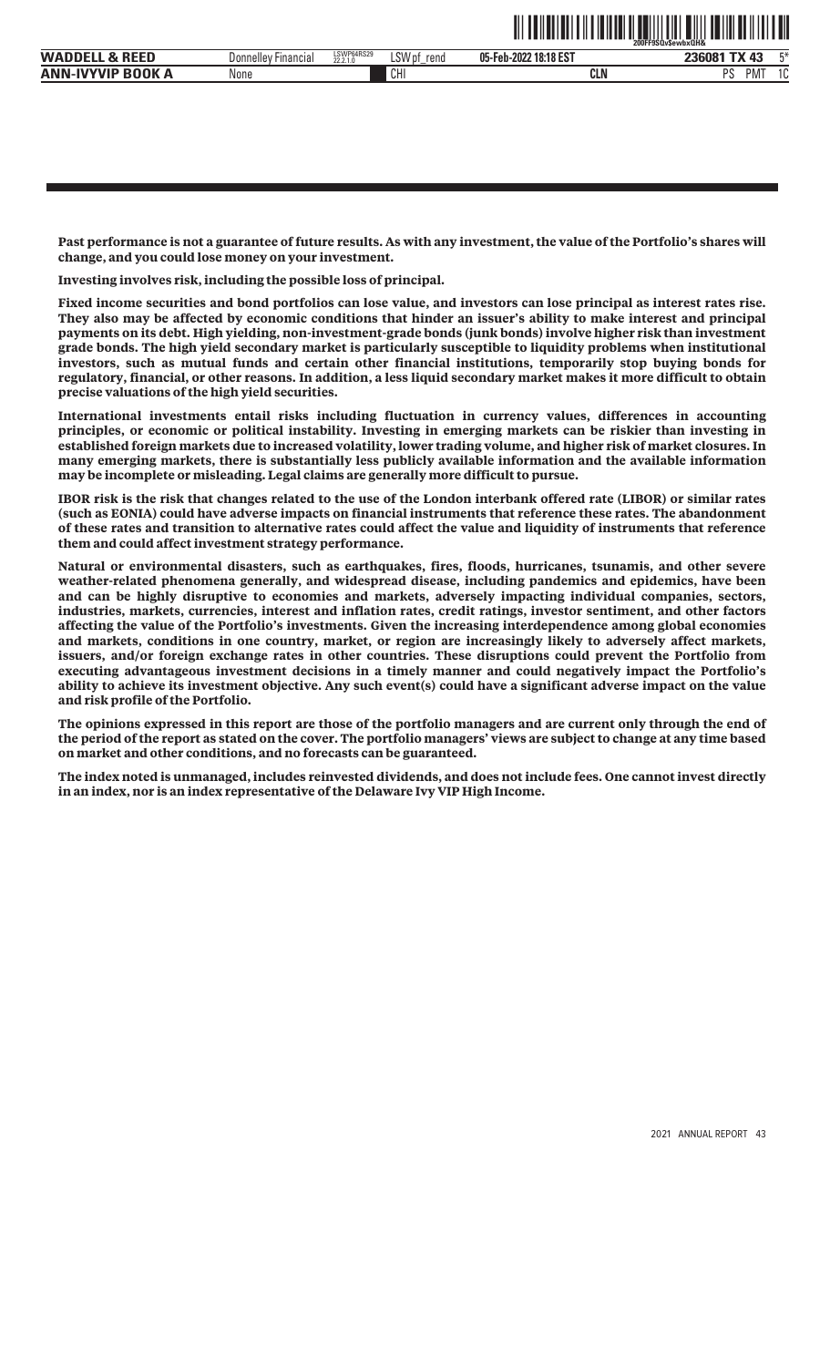**Past performance is not a guarantee of future results. As with any investment, the value of the Portfolio's shares will change, and you could lose money on your investment.**

**Investing involves risk, including the possible loss of principal.**

**Fixed income securities and bond portfolios can lose value, and investors can lose principal as interest rates rise. They also may be affected by economic conditions that hinder an issuer's ability to make interest and principal payments on its debt. High yielding, non-investment-grade bonds (junk bonds) involve higher risk than investment grade bonds. The high yield secondary market is particularly susceptible to liquidity problems when institutional investors, such as mutual funds and certain other financial institutions, temporarily stop buying bonds for regulatory, financial, or other reasons. In addition, a less liquid secondary market makes it more difficult to obtain precise valuations of the high yield securities.**

**International investments entail risks including fluctuation in currency values, differences in accounting principles, or economic or political instability. Investing in emerging markets can be riskier than investing in established foreign markets due to increased volatility, lower trading volume, and higher risk of market closures. In many emerging markets, there is substantially less publicly available information and the available information may be incomplete or misleading. Legal claims are generally more difficult to pursue.**

**IBOR risk is the risk that changes related to the use of the London interbank offered rate (LIBOR) or similar rates (such as EONIA) could have adverse impacts on financial instruments that reference these rates. The abandonment of these rates and transition to alternative rates could affect the value and liquidity of instruments that reference them and could affect investment strategy performance.**

**Natural or environmental disasters, such as earthquakes, fires, floods, hurricanes, tsunamis, and other severe weather-related phenomena generally, and widespread disease, including pandemics and epidemics, have been and can be highly disruptive to economies and markets, adversely impacting individual companies, sectors, industries, markets, currencies, interest and inflation rates, credit ratings, investor sentiment, and other factors affecting the value of the Portfolio's investments. Given the increasing interdependence among global economies and markets, conditions in one country, market, or region are increasingly likely to adversely affect markets, issuers, and/or foreign exchange rates in other countries. These disruptions could prevent the Portfolio from executing advantageous investment decisions in a timely manner and could negatively impact the Portfolio's ability to achieve its investment objective. Any such event(s) could have a significant adverse impact on the value and risk profile of the Portfolio.**

**The opinions expressed in this report are those of the portfolio managers and are current only through the end of the period of the report as stated on the cover. The portfolio managers' views are subject to change at any time based on market and other conditions, and no forecasts can be guaranteed.**

**The index noted is unmanaged, includes reinvested dividends, and does not include fees. One cannot invest directly in an index, nor is an index representative of the Delaware Ivy VIP High Income.**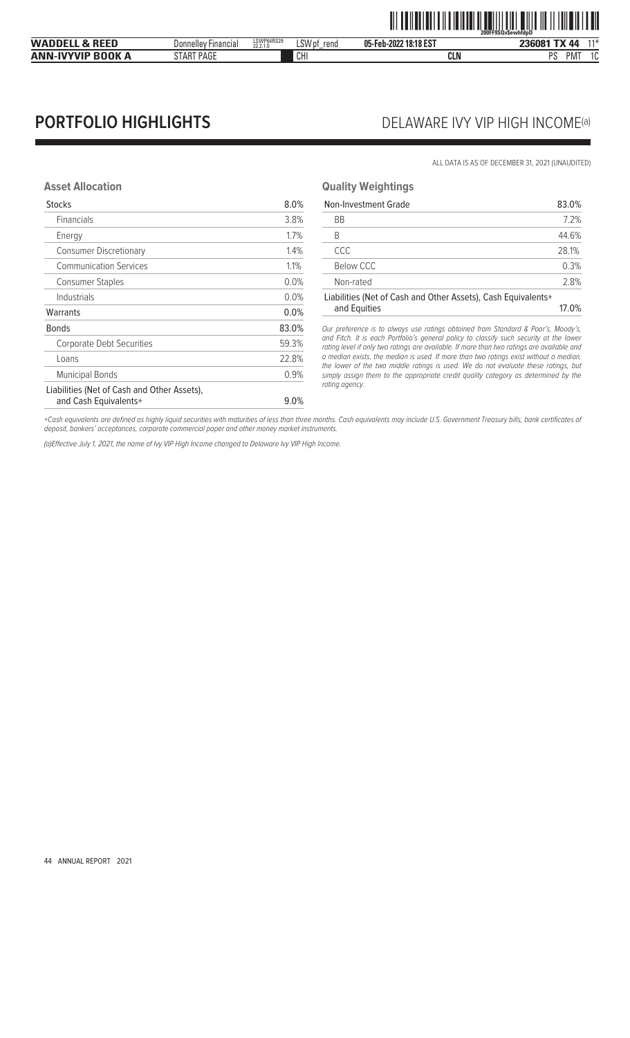# PORTFOLIO HIGHLIGHTS

## DELAWARE IVY VIP HIGH INCOME(a)

ALL DATA IS AS OF DECEMBER 31, 2021 (UNAUDITED)

### Asset Allocation

| | |
|---|---|
| Stocks | 8.0% |
| Financials | 3.8% |
| Energy | 1.7% |
| Consumer Discretionary | 1.4% |
| Communication Services | 1.1% |
| Consumer Staples | 0.0% |
| Industrials | 0.0% |
| Warrants | 0.0% |
| Bonds | 83.0% |
| Corporate Debt Securities | 59.3% |
| Loans | 22.8% |
| Municipal Bonds | 0.9% |
| Liabilities (Net of Cash and Other Assets), and Cash Equivalents+ | 9.0% |

### Quality Weightings

| | |
|---|---|
| Non-Investment Grade | 83.0% |
| BB | 7.2% |
| B | 44.6% |
| CCC | 28.1% |
| Below CCC | 0.3% |
| Non-rated | 2.8% |
| Liabilities (Net of Cash and Other Assets), Cash Equivalents+ and Equities | 17.0% |

*Our preference is to always use ratings obtained from Standard & Poor's, Moody's, and Fitch. It is each Portfolio's general policy to classify such security at the lower rating level if only two ratings are available. If more than two ratings are available and a median exists, the median is used. If more than two ratings exist without a median, the lower of the two middle ratings is used. We do not evaluate these ratings, but simply assign them to the appropriate credit quality category as determined by the rating agency.*

*+Cash equivalents are defined as highly liquid securities with maturities of less than three months. Cash equivalents may include U.S. Government Treasury bills, bank certificates of deposit, bankers' acceptances, corporate commercial paper and other money market instruments.*

*(a)Effective July 1, 2021, the name of Ivy VIP High Income changed to Delaware Ivy VIP High Income.*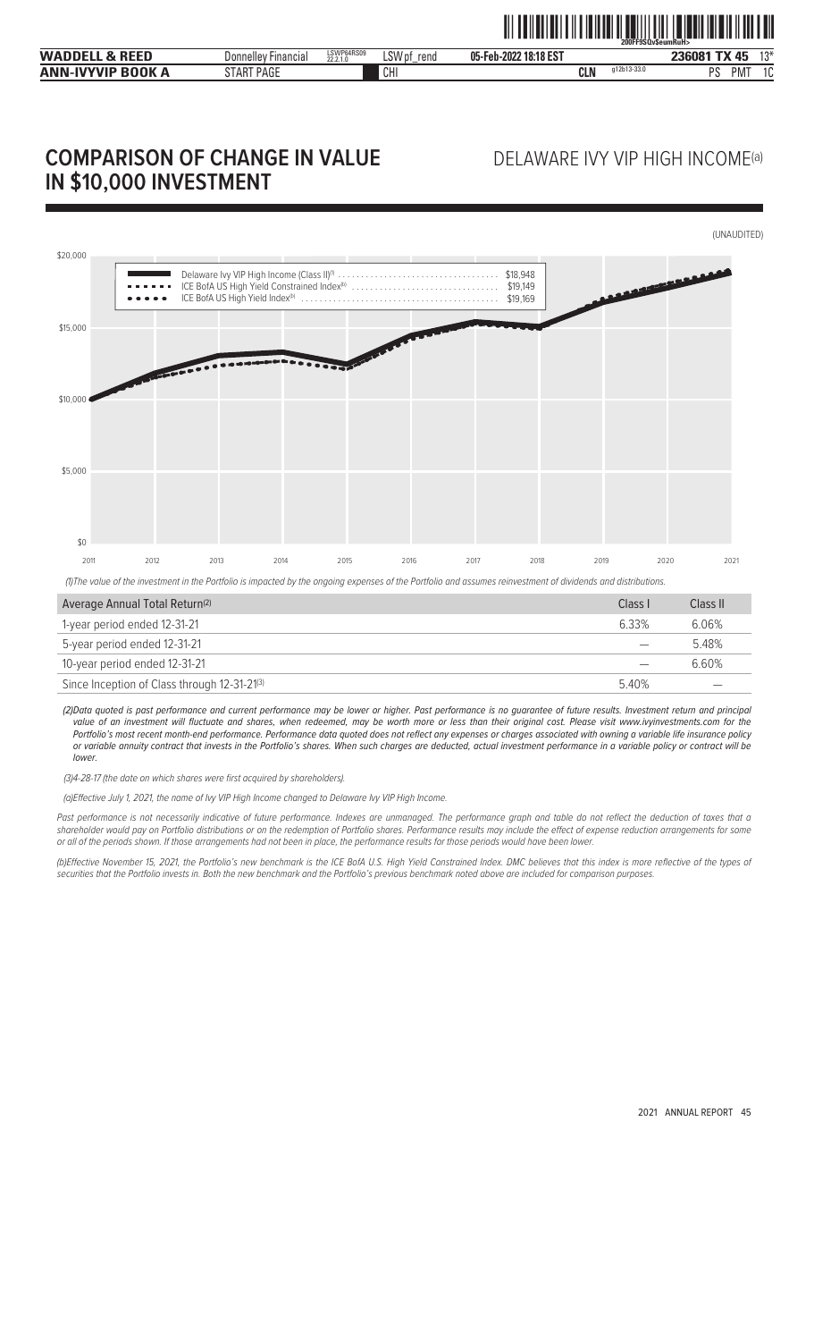# COMPARISON OF CHANGE IN VALUE IN $10,000 INVESTMENT

## DELAWARE IVY VIP HIGH INCOME(a)

(UNAUDITED)

Delaware Ivy VIP High Income (Class II)[1] .......... $18,948
ICE BofA US High Yield Constrained Index[b] .......... $19,149
ICE BofA US High Yield Index[b] .......... $19,169

(1)The value of the investment in the Portfolio is impacted by the ongoing expenses of the Portfolio and assumes reinvestment of dividends and distributions.

| Average Annual Total Return[(2)] | Class I | Class II |
|---|---|---|
| 1-year period ended 12-31-21 | 6.33% | 6.06% |
| 5-year period ended 12-31-21 | — | 5.48% |
| 10-year period ended 12-31-21 | — | 6.60% |
| Since Inception of Class through 12-31-21[(3)] | 5.40% | — |

*(2)Data quoted is past performance and current performance may be lower or higher. Past performance is no guarantee of future results. Investment return and principal value of an investment will fluctuate and shares, when redeemed, may be worth more or less than their original cost. Please visit www.ivyinvestments.com for the Portfolio's most recent month-end performance. Performance data quoted does not reflect any expenses or charges associated with owning a variable life insurance policy or variable annuity contract that invests in the Portfolio's shares. When such charges are deducted, actual investment performance in a variable policy or contract will be lower.*

*(3)4-28-17 (the date on which shares were first acquired by shareholders).*

*(a)Effective July 1, 2021, the name of Ivy VIP High Income changed to Delaware Ivy VIP High Income.*

*Past performance is not necessarily indicative of future performance. Indexes are unmanaged. The performance graph and table do not reflect the deduction of taxes that a shareholder would pay on Portfolio distributions or on the redemption of Portfolio shares. Performance results may include the effect of expense reduction arrangements for some or all of the periods shown. If those arrangements had not been in place, the performance results for those periods would have been lower.*

*(b)Effective November 15, 2021, the Portfolio's new benchmark is the ICE BofA U.S. High Yield Constrained Index. DMC believes that this index is more reflective of the types of securities that the Portfolio invests in. Both the new benchmark and the Portfolio's previous benchmark noted above are included for comparison purposes.*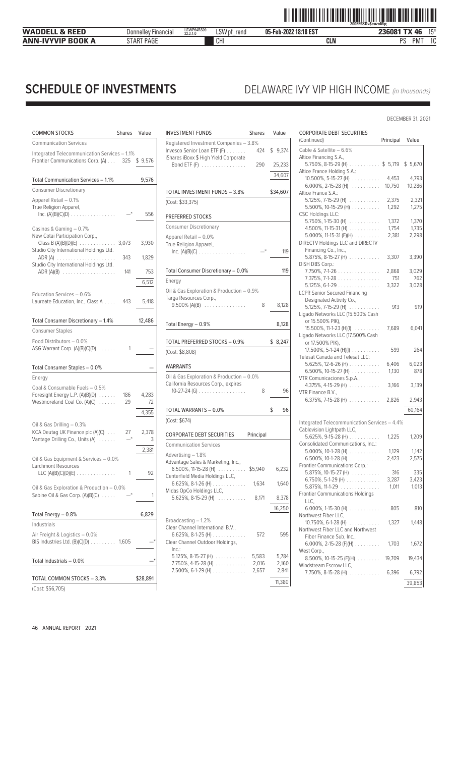# SCHEDULE OF INVESTMENTS

## DELAWARE IVY VIP HIGH INCOME *(in thousands)*

DECEMBER 31, 2021

| COMMON STOCKS | Shares | Value |
|---|---|---|
| **Communication Services** | | |
| Integrated Telecommunication Services – 1.1% | | |
| Frontier Communications Corp. (A) | 325 | $ 9,576 |
| Total Communication Services – 1.1% | | 9,576 |
| **Consumer Discretionary** | | |
| Apparel Retail – 0.1% | | |
| True Religion Apparel, Inc. (A)(B)(C)(D) | —* | 556 |
| Casinos & Gaming – 0.7% | | |
| New Cotai Participation Corp., Class B (A)(B)(D)(E) | 3,073 | 3,930 |
| Studio City International Holdings Ltd. ADR (A) | 343 | 1,829 |
| Studio City International Holdings Ltd. ADR (A)(B) | 141 | 753 |
| | | 6,512 |
| Education Services – 0.6% | | |
| Laureate Education, Inc., Class A | 443 | 5,418 |
| Total Consumer Discretionary – 1.4% | | 12,486 |
| **Consumer Staples** | | |
| Food Distributors – 0.0% | | |
| ASG Warrant Corp. (A)(B)(C)(D) | 1 | — |
| Total Consumer Staples – 0.0% | | — |
| **Energy** | | |
| Coal & Consumable Fuels – 0.5% | | |
| Foresight Energy L.P. (A)(B)(D) | 186 | 4,283 |
| Westmoreland Coal Co. (A)(C) | 29 | 72 |
| | | 4,355 |
| Oil & Gas Drilling – 0.3% | | |
| KCA Deutag UK Finance plc (A)(C) | 27 | 2,378 |
| Vantage Drilling Co., Units (A) | —* | 3 |
| | | 2,381 |
| Oil & Gas Equipment & Services – 0.0% | | |
| Larchmont Resources LLC (A)(B)(C)(D)(E) | 1 | 92 |
| Oil & Gas Exploration & Production – 0.0% | | |
| Sabine Oil & Gas Corp. (A)(B)(C) | —* | 1 |
| Total Energy – 0.8% | | 6,829 |
| **Industrials** | | |
| Air Freight & Logistics – 0.0% | | |
| BIS Industries Ltd. (B)(C)(D) | 1,605 | —* |
| Total Industrials – 0.0% | | —* |
| TOTAL COMMON STOCKS – 3.3% | | $28,891 |
| (Cost: $56,705) | | |

| INVESTMENT FUNDS | Shares | Value |
|---|---|---|
| Registered Investment Companies – 3.8% | | |
| Invesco Senior Loan ETF (F) | 424 | $ 9,374 |
| iShares iBoxx $ High Yield Corporate Bond ETF (F) | 290 | 25,233 |
| | | 34,607 |
| TOTAL INVESTMENT FUNDS – 3.8% | | $34,607 |
| (Cost: $33,375) | | |

| PREFERRED STOCKS | Shares | Value |
|---|---|---|
| **Consumer Discretionary** | | |
| Apparel Retail – 0.0% | | |
| True Religion Apparel, Inc. (A)(B)(C) | —* | 119 |
| Total Consumer Discretionary – 0.0% | | 119 |
| **Energy** | | |
| Oil & Gas Exploration & Production – 0.9% | | |
| Targa Resources Corp., 9.500% (A)(B) | 8 | 8,128 |
| Total Energy – 0.9% | | 8,128 |
| TOTAL PREFERRED STOCKS – 0.9% | | $ 8,247 |
| (Cost: $8,808) | | |

| WARRANTS | Shares | Value |
|---|---|---|
| Oil & Gas Exploration & Production – 0.0% | | |
| California Resources Corp., expires 10-27-24 (G) | 8 | 96 |
| TOTAL WARRANTS – 0.0% | | $ 96 |
| (Cost: $674) | | |

| CORPORATE DEBT SECURITIES | Principal | Value |
|---|---|---|
| **Communication Services** | | |
| Advertising – 1.8% | | |
| Advantage Sales & Marketing, Inc., 6.500%, 11-15-28 (H) | $5,940 | 6,232 |
| Centerfield Media Holdings LLC, 6.625%, 8-1-26 (H) | 1,634 | 1,640 |
| Midas OpCo Holdings LLC, 5.625%, 8-15-29 (H) | 8,171 | 8,378 |
| | | 16,250 |
| Broadcasting – 1.2% | | |
| Clear Channel International B.V., 6.625%, 8-1-25 (H) | 572 | 595 |
| Clear Channel Outdoor Holdings, Inc.: | | |
| 5.125%, 8-15-27 (H) | 5,583 | 5,784 |
| 7.750%, 4-15-28 (H) | 2,016 | 2,160 |
| 7.500%, 6-1-29 (H) | 2,657 | 2,841 |
| | | 11,380 |

| CORPORATE DEBT SECURITIES (Continued) | Principal | Value |
|---|---|---|
| Cable & Satellite – 6.6% | | |
| Altice Financing S.A., 5.750%, 8-15-29 (H) | $ 5,719 | $ 5,670 |
| Altice France Holding S.A.: | | |
| 10.500%, 5-15-27 (H) | 4,453 | 4,793 |
| 6.000%, 2-15-28 (H) | 10,750 | 10,286 |
| Altice France S.A.: | | |
| 5.125%, 7-15-29 (H) | 2,375 | 2,321 |
| 5.500%, 10-15-29 (H) | 1,292 | 1,275 |
| CSC Holdings LLC: | | |
| 5.750%, 1-15-30 (H) | 1,372 | 1,370 |
| 4.500%, 11-15-31 (H) | 1,754 | 1,735 |
| 5.000%, 11-15-31 (F)(H) | 2,381 | 2,298 |
| DIRECTV Holdings LLC and DIRECTV Financing Co., Inc., 5.875%, 8-15-27 (H) | 3,307 | 3,390 |
| DISH DBS Corp.: | | |
| 7.750%, 7-1-26 | 2,868 | 3,029 |
| 7.375%, 7-1-28 | 751 | 762 |
| 5.125%, 6-1-29 | 3,322 | 3,028 |
| LCPR Senior Secured Financing Designated Activity Co., 5.125%, 7-15-29 (H) | 913 | 919 |
| Ligado Networks LLC (15.500% Cash or 15.500% PIK), 15.500%, 11-1-23 (H)(I) | 7,689 | 6,041 |
| Ligado Networks LLC (17.500% Cash or 17.500% PIK), 17.500%, 5-1-24 (H)(I) | 599 | 264 |
| Telesat Canada and Telesat LLC: | | |
| 5.625%, 12-6-26 (H) | 6,406 | 6,023 |
| 6.500%, 10-15-27 (H) | 1,130 | 878 |
| VTR Comunicaciones S.p.A., 4.375%, 4-15-29 (H) | 3,166 | 3,139 |
| VTR Finance B.V., 6.375%, 7-15-28 (H) | 2,826 | 2,943 |
| | | 60,164 |
| Integrated Telecommunication Services – 4.4% | | |
| Cablevision Lightpath LLC, 5.625%, 9-15-28 (H) | 1,225 | 1,209 |
| Consolidated Communications, Inc.: | | |
| 5.000%, 10-1-28 (H) | 1,129 | 1,142 |
| 6.500%, 10-1-28 (H) | 2,423 | 2,575 |
| Frontier Communications Corp.: | | |
| 5.875%, 10-15-27 (H) | 316 | 335 |
| 6.750%, 5-1-29 (H) | 3,287 | 3,423 |
| 5.875%, 11-1-29 | 1,011 | 1,013 |
| Frontier Communications Holdings LLC, 6.000%, 1-15-30 (H) | 805 | 810 |
| Northwest Fiber LLC, 10.750%, 6-1-28 (H) | 1,327 | 1,448 |
| Northwest Fiber LLC and Northwest Fiber Finance Sub, Inc., 6.000%, 2-15-28 (F)(H) | 1,703 | 1,672 |
| West Corp., 8.500%, 10-15-25 (F)(H) | 19,709 | 19,434 |
| Windstream Escrow LLC, 7.750%, 8-15-28 (H) | 6,396 | 6,792 |
| | | 39,853 |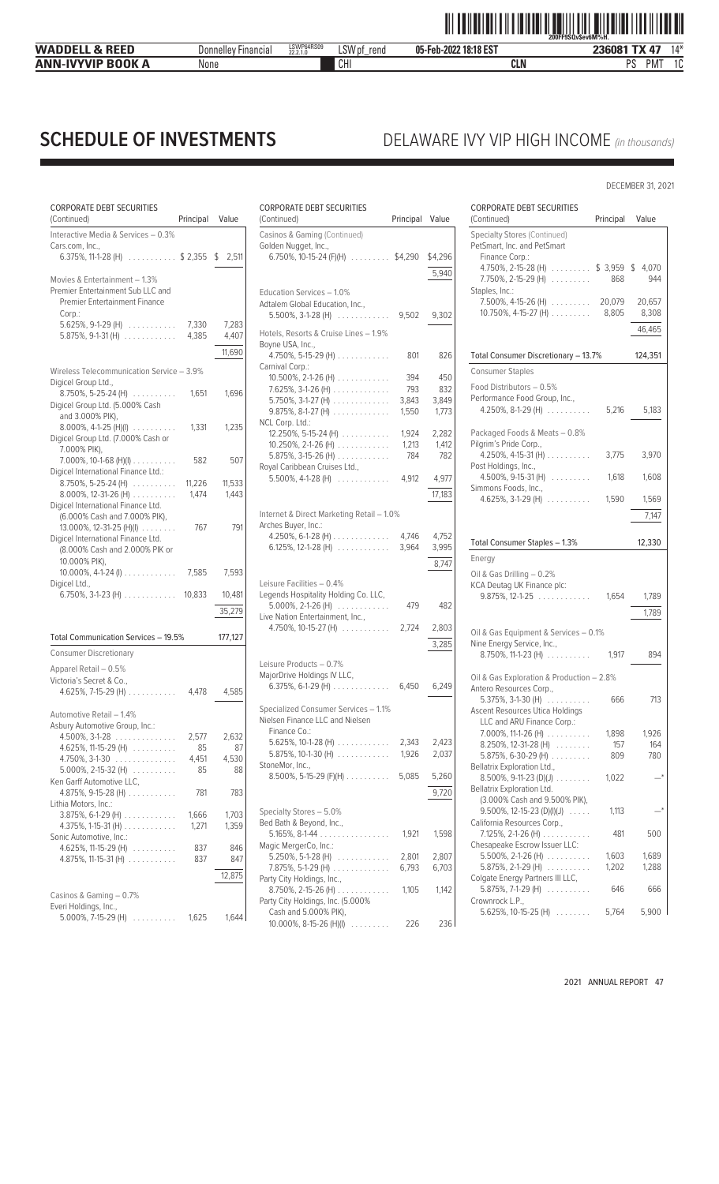# SCHEDULE OF INVESTMENTS

## DELAWARE IVY VIP HIGH INCOME *(in thousands)*

DECEMBER 31, 2021

| CORPORATE DEBT SECURITIES (Continued) | Principal | Value |
|---|---|---|
| **Interactive Media & Services – 0.3%** | | |
| Cars.com, Inc., | | |
| 6.375%, 11-1-28 (H) | $ 2,355 | $ 2,511 |
| **Movies & Entertainment – 1.3%** | | |
| Premier Entertainment Sub LLC and Premier Entertainment Finance Corp.: | | |
| 5.625%, 9-1-29 (H) | 7,330 | 7,283 |
| 5.875%, 9-1-31 (H) | 4,385 | 4,407 |
| | | 11,690 |
| **Wireless Telecommunication Service – 3.9%** | | |
| Digicel Group Ltd., | | |
| 8.750%, 5-25-24 (H) | 1,651 | 1,696 |
| Digicel Group Ltd. (5.000% Cash and 3.000% PIK), | | |
| 8.000%, 4-1-25 (H)(I) | 1,331 | 1,235 |
| Digicel Group Ltd. (7.000% Cash or 7.000% PIK), | | |
| 7.000%, 10-1-68 (H)(I) | 582 | 507 |
| Digicel International Finance Ltd.: | | |
| 8.750%, 5-25-24 (H) | 11,226 | 11,533 |
| 8.000%, 12-31-26 (H) | 1,474 | 1,443 |
| Digicel International Finance Ltd. (6.000% Cash and 7.000% PIK), | | |
| 13.000%, 12-31-25 (H)(I) | 767 | 791 |
| Digicel International Finance Ltd. (8.000% Cash and 2.000% PIK or 10.000% PIK), | | |
| 10.000%, 4-1-24 (I) | 7,585 | 7,593 |
| Digicel Ltd., | | |
| 6.750%, 3-1-23 (H) | 10,833 | 10,481 |
| | | 35,279 |
| **Total Communication Services – 19.5%** | | 177,127 |
| **Consumer Discretionary** | | |
| **Apparel Retail – 0.5%** | | |
| Victoria's Secret & Co., | | |
| 4.625%, 7-15-29 (H) | 4,478 | 4,585 |
| **Automotive Retail – 1.4%** | | |
| Asbury Automotive Group, Inc.: | | |
| 4.500%, 3-1-28 | 2,577 | 2,632 |
| 4.625%, 11-15-29 (H) | 85 | 87 |
| 4.750%, 3-1-30 | 4,451 | 4,530 |
| 5.000%, 2-15-32 (H) | 85 | 88 |
| Ken Garff Automotive LLC, | | |
| 4.875%, 9-15-28 (H) | 781 | 783 |
| Lithia Motors, Inc.: | | |
| 3.875%, 6-1-29 (H) | 1,666 | 1,703 |
| 4.375%, 1-15-31 (H) | 1,271 | 1,359 |
| Sonic Automotive, Inc.: | | |
| 4.625%, 11-15-29 (H) | 837 | 846 |
| 4.875%, 11-15-31 (H) | 837 | 847 |
| | | 12,875 |
| **Casinos & Gaming – 0.7%** | | |
| Everi Holdings, Inc., | | |
| 5.000%, 7-15-29 (H) | 1,625 | 1,644 |
| Golden Nugget, Inc., | | |
| 6.750%, 10-15-24 (F)(H) | $4,290 | $4,296 |
| | | 5,940 |
| **Education Services – 1.0%** | | |
| Adtalem Global Education, Inc., | | |
| 5.500%, 3-1-28 (H) | 9,502 | 9,302 |
| **Hotels, Resorts & Cruise Lines – 1.9%** | | |
| Boyne USA, Inc., | | |
| 4.750%, 5-15-29 (H) | 801 | 826 |
| Carnival Corp.: | | |
| 10.500%, 2-1-26 (H) | 394 | 450 |
| 7.625%, 3-1-26 (H) | 793 | 832 |
| 5.750%, 3-1-27 (H) | 3,843 | 3,849 |
| 9.875%, 8-1-27 (H) | 1,550 | 1,773 |
| NCL Corp. Ltd.: | | |
| 12.250%, 5-15-24 (H) | 1,924 | 2,282 |
| 10.250%, 2-1-26 (H) | 1,213 | 1,412 |
| 5.875%, 3-15-26 (H) | 784 | 782 |
| Royal Caribbean Cruises Ltd., | | |
| 5.500%, 4-1-28 (H) | 4,912 | 4,977 |
| | | 17,183 |
| **Internet & Direct Marketing Retail – 1.0%** | | |
| Arches Buyer, Inc.: | | |
| 4.250%, 6-1-28 (H) | 4,746 | 4,752 |
| 6.125%, 12-1-28 (H) | 3,964 | 3,995 |
| | | 8,747 |
| **Leisure Facilities – 0.4%** | | |
| Legends Hospitality Holding Co. LLC, | | |
| 5.000%, 2-1-26 (H) | 479 | 482 |
| Live Nation Entertainment, Inc., | | |
| 4.750%, 10-15-27 (H) | 2,724 | 2,803 |
| | | 3,285 |
| **Leisure Products – 0.7%** | | |
| MajorDrive Holdings IV LLC, | | |
| 6.375%, 6-1-29 (H) | 6,450 | 6,249 |
| **Specialized Consumer Services – 1.1%** | | |
| Nielsen Finance LLC and Nielsen Finance Co.: | | |
| 5.625%, 10-1-28 (H) | 2,343 | 2,423 |
| 5.875%, 10-1-30 (H) | 1,926 | 2,037 |
| StoneMor, Inc., | | |
| 8.500%, 5-15-29 (F)(H) | 5,085 | 5,260 |
| | | 9,720 |
| **Specialty Stores – 5.0%** | | |
| Bed Bath & Beyond, Inc., | | |
| 5.165%, 8-1-44 | 1,921 | 1,598 |
| Magic MergerCo, Inc.: | | |
| 5.250%, 5-1-28 (H) | 2,801 | 2,807 |
| 7.875%, 5-1-29 (H) | 6,793 | 6,703 |
| Party City Holdings, Inc., | | |
| 8.750%, 2-15-26 (H) | 1,105 | 1,142 |
| Party City Holdings, Inc. (5.000% Cash and 5.000% PIK), | | |
| 10.000%, 8-15-26 (H)(I) | 226 | 236 |
| PetSmart, Inc. and PetSmart Finance Corp.: | | |
| 4.750%, 2-15-28 (H) | $ 3,959 | $ 4,070 |
| 7.750%, 2-15-29 (H) | 868 | 944 |
| Staples, Inc.: | | |
| 7.500%, 4-15-26 (H) | 20,079 | 20,657 |
| 10.750%, 4-15-27 (H) | 8,805 | 8,308 |
| | | 46,465 |
| **Total Consumer Discretionary – 13.7%** | | 124,351 |
| **Consumer Staples** | | |
| **Food Distributors – 0.5%** | | |
| Performance Food Group, Inc., | | |
| 4.250%, 8-1-29 (H) | 5,216 | 5,183 |
| **Packaged Foods & Meats – 0.8%** | | |
| Pilgrim's Pride Corp., | | |
| 4.250%, 4-15-31 (H) | 3,775 | 3,970 |
| Post Holdings, Inc., | | |
| 4.500%, 9-15-31 (H) | 1,618 | 1,608 |
| Simmons Foods, Inc., | | |
| 4.625%, 3-1-29 (H) | 1,590 | 1,569 |
| | | 7,147 |
| **Total Consumer Staples – 1.3%** | | 12,330 |
| **Energy** | | |
| **Oil & Gas Drilling – 0.2%** | | |
| KCA Deutag UK Finance plc: | | |
| 9.875%, 12-1-25 | 1,654 | 1,789 |
| | | 1,789 |
| **Oil & Gas Equipment & Services – 0.1%** | | |
| Nine Energy Service, Inc., | | |
| 8.750%, 11-1-23 (H) | 1,917 | 894 |
| **Oil & Gas Exploration & Production – 2.8%** | | |
| Antero Resources Corp., | | |
| 5.375%, 3-1-30 (H) | 666 | 713 |
| Ascent Resources Utica Holdings LLC and ARU Finance Corp.: | | |
| 7.000%, 11-1-26 (H) | 1,898 | 1,926 |
| 8.250%, 12-31-28 (H) | 157 | 164 |
| 5.875%, 6-30-29 (H) | 809 | 780 |
| Bellatrix Exploration Ltd., | | |
| 8.500%, 9-11-23 (D)(J) | 1,022 | —* |
| Bellatrix Exploration Ltd. (3.000% Cash and 9.500% PIK), | | |
| 9.500%, 12-15-23 (D)(I)(J) | 1,113 | —* |
| California Resources Corp., | | |
| 7.125%, 2-1-26 (H) | 481 | 500 |
| Chesapeake Escrow Issuer LLC: | | |
| 5.500%, 2-1-26 (H) | 1,603 | 1,689 |
| 5.875%, 2-1-29 (H) | 1,202 | 1,288 |
| Colgate Energy Partners III LLC, | | |
| 5.875%, 7-1-29 (H) | 646 | 666 |
| Crownrock L.P., | | |
| 5.625%, 10-15-25 (H) | 5,764 | 5,900 |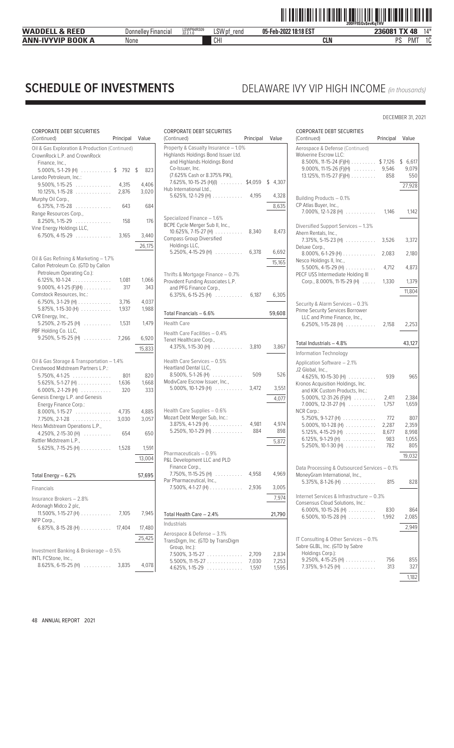# SCHEDULE OF INVESTMENTS

## DELAWARE IVY VIP HIGH INCOME *(in thousands)*

DECEMBER 31, 2021

| CORPORATE DEBT SECURITIES (Continued) | Principal | Value |
|---|---|---|
| **Oil & Gas Exploration & Production (Continued)** | | |
| CrownRock L.P. and CrownRock Finance, Inc., | | |
| 5.000%, 5-1-29 (H) | $ 792 | $ 823 |
| Laredo Petroleum, Inc.: | | |
| 9.500%, 1-15-25 | 4,315 | 4,406 |
| 10.125%, 1-15-28 | 2,876 | 3,020 |
| Murphy Oil Corp., | | |
| 6.375%, 7-15-28 | 643 | 684 |
| Range Resources Corp., | | |
| 8.250%, 1-15-29 | 158 | 176 |
| Vine Energy Holdings LLC, | | |
| 6.750%, 4-15-29 | 3,165 | 3,440 |
| | | 26,175 |
| **Oil & Gas Refining & Marketing – 1.7%** | | |
| Callon Petroleum Co. (GTD by Callon Petroleum Operating Co.): | | |
| 6.125%, 10-1-24 | 1,081 | 1,066 |
| 9.000%, 4-1-25 (F)(H) | 317 | 343 |
| Comstock Resources, Inc.: | | |
| 6.750%, 3-1-29 (H) | 3,716 | 4,037 |
| 5.875%, 1-15-30 (H) | 1,937 | 1,988 |
| CVR Energy, Inc., | | |
| 5.250%, 2-15-25 (H) | 1,531 | 1,479 |
| PBF Holding Co. LLC, | | |
| 9.250%, 5-15-25 (H) | 7,266 | 6,920 |
| | | 15,833 |
| **Oil & Gas Storage & Transportation – 1.4%** | | |
| Crestwood Midstream Partners L.P.: | | |
| 5.750%, 4-1-25 | 801 | 820 |
| 5.625%, 5-1-27 (H) | 1,636 | 1,668 |
| 6.000%, 2-1-29 (H) | 320 | 333 |
| Genesis Energy L.P. and Genesis Energy Finance Corp.: | | |
| 8.000%, 1-15-27 | 4,735 | 4,885 |
| 7.750%, 2-1-28 | 3,030 | 3,057 |
| Hess Midstream Operations L.P., | | |
| 4.250%, 2-15-30 (H) | 654 | 650 |
| Rattler Midstream L.P., | | |
| 5.625%, 7-15-25 (H) | 1,528 | 1,591 |
| | | 13,004 |
| **Total Energy – 6.2%** | | **57,695** |
| **Financials** | | |
| **Insurance Brokers – 2.8%** | | |
| Ardonagh Midco 2 plc, | | |
| 11.500%, 1-15-27 (H) | 7,105 | 7,945 |
| NFP Corp., | | |
| 6.875%, 8-15-28 (H) | 17,404 | 17,480 |
| | | 25,425 |
| **Investment Banking & Brokerage – 0.5%** | | |
| INTL FCStone, Inc., | | |
| 8.625%, 6-15-25 (H) | 3,835 | 4,078 |
| **Property & Casualty Insurance – 1.0%** | | |
| Highlands Holdings Bond Issuer Ltd. and Highlands Holdings Bond Co-Issuer, Inc. | | |
| (7.625% Cash or 8.375% PIK), | | |
| 7.625%, 10-15-25 (H)(I) | $4,059 | $ 4,307 |
| Hub International Ltd., | | |
| 5.625%, 12-1-29 (H) | 4,195 | 4,328 |
| | | 8,635 |
| **Specialized Finance – 1.6%** | | |
| BCPE Cycle Merger Sub II, Inc., | | |
| 10.625%, 7-15-27 (H) | 8,340 | 8,473 |
| Compass Group Diversified Holdings LLC, | | |
| 5.250%, 4-15-29 (H) | 6,378 | 6,692 |
| | | 15,165 |
| **Thrifts & Mortgage Finance – 0.7%** | | |
| Provident Funding Associates L.P. and PFG Finance Corp., | | |
| 6.375%, 6-15-25 (H) | 6,187 | 6,305 |
| **Total Financials – 6.6%** | | **59,608** |
| **Health Care** | | |
| **Health Care Facilities – 0.4%** | | |
| Tenet Healthcare Corp., | | |
| 4.375%, 1-15-30 (H) | 3,810 | 3,867 |
| **Health Care Services – 0.5%** | | |
| Heartland Dental LLC, | | |
| 8.500%, 5-1-26 (H) | 509 | 526 |
| ModivCare Escrow Issuer, Inc., | | |
| 5.000%, 10-1-29 (H) | 3,472 | 3,551 |
| | | 4,077 |
| **Health Care Supplies – 0.6%** | | |
| Mozart Debt Merger Sub, Inc.: | | |
| 3.875%, 4-1-29 (H) | 4,981 | 4,974 |
| 5.250%, 10-1-29 (H) | 884 | 898 |
| | | 5,872 |
| **Pharmaceuticals – 0.9%** | | |
| P&L Development LLC and PLD Finance Corp., | | |
| 7.750%, 11-15-25 (H) | 4,958 | 4,969 |
| Par Pharmaceutical, Inc., | | |
| 7.500%, 4-1-27 (H) | 2,936 | 3,005 |
| | | 7,974 |
| **Total Health Care – 2.4%** | | **21,790** |
| **Industrials** | | |
| **Aerospace & Defense – 3.1%** | | |
| TransDigm, Inc. (GTD by TransDigm Group, Inc.): | | |
| 7.500%, 3-15-27 | 2,709 | 2,834 |
| 5.500%, 11-15-27 | 7,030 | 7,253 |
| 4.625%, 1-15-29 | 1,597 | 1,595 |
| Wolverine Escrow LLC: | | |
| 8.500%, 11-15-24 (F)(H) | $ 7,126 | $ 6,617 |
| 9.000%, 11-15-26 (F)(H) | 9,546 | 9,079 |
| 13.125%, 11-15-27 (F)(H) | 858 | 550 |
| | | 27,928 |
| **Building Products – 0.1%** | | |
| CP Atlas Buyer, Inc., | | |
| 7.000%, 12-1-28 (H) | 1,146 | 1,142 |
| **Diversified Support Services – 1.3%** | | |
| Ahern Rentals, Inc., | | |
| 7.375%, 5-15-23 (H) | 3,526 | 3,372 |
| Deluxe Corp., | | |
| 8.000%, 6-1-29 (H) | 2,083 | 2,180 |
| Nesco Holdings II, Inc., | | |
| 5.500%, 4-15-29 (H) | 4,712 | 4,873 |
| PECF USS Intermediate Holding III Corp., 8.000%, 11-15-29 (H) | 1,330 | 1,379 |
| | | 11,804 |
| **Security & Alarm Services – 0.3%** | | |
| Prime Security Services Borrower LLC and Prime Finance, Inc., | | |
| 6.250%, 1-15-28 (H) | 2,158 | 2,253 |
| **Total Industrials – 4.8%** | | **43,127** |
| **Information Technology** | | |
| **Application Software – 2.1%** | | |
| J2 Global, Inc., | | |
| 4.625%, 10-15-30 (H) | 939 | 965 |
| Kronos Acquisition Holdings, Inc. and KIK Custom Products, Inc.: | | |
| 5.000%, 12-31-26 (F)(H) | 2,411 | 2,384 |
| 7.000%, 12-31-27 (H) | 1,757 | 1,659 |
| NCR Corp.: | | |
| 5.750%, 9-1-27 (H) | 772 | 807 |
| 5.000%, 10-1-28 (H) | 2,287 | 2,359 |
| 5.125%, 4-15-29 (H) | 8,677 | 8,998 |
| 6.125%, 9-1-29 (H) | 983 | 1,055 |
| 5.250%, 10-1-30 (H) | 782 | 805 |
| | | 19,032 |
| **Data Processing & Outsourced Services – 0.1%** | | |
| MoneyGram International, Inc., | | |
| 5.375%, 8-1-26 (H) | 815 | 828 |
| **Internet Services & Infrastructure – 0.3%** | | |
| Consensus Cloud Solutions, Inc.: | | |
| 6.000%, 10-15-26 (H) | 830 | 864 |
| 6.500%, 10-15-28 (H) | 1,992 | 2,085 |
| | | 2,949 |
| **IT Consulting & Other Services – 0.1%** | | |
| Sabre GLBL, Inc. (GTD by Sabre Holdings Corp.): | | |
| 9.250%, 4-15-25 (H) | 756 | 855 |
| 7.375%, 9-1-25 (H) | 313 | 327 |
| | | 1,182 |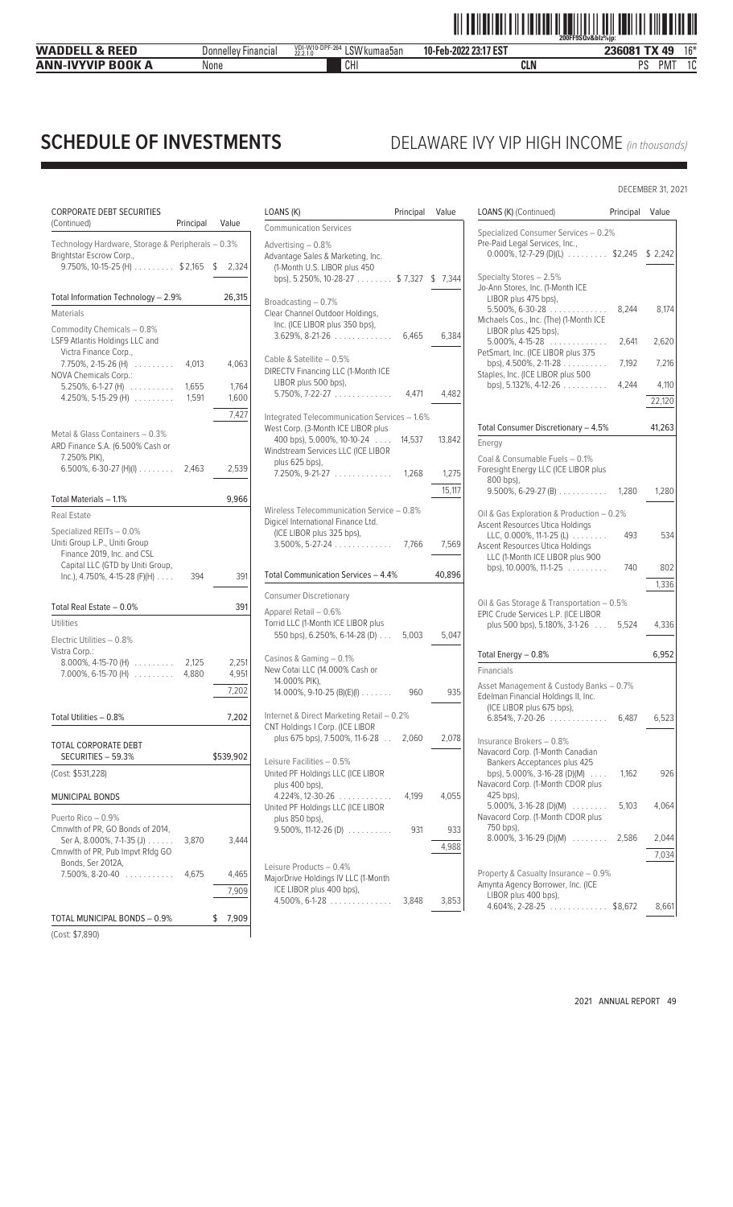# SCHEDULE OF INVESTMENTS

## DELAWARE IVY VIP HIGH INCOME *(in thousands)*

DECEMBER 31, 2021

| CORPORATE DEBT SECURITIES (Continued) | Principal | Value |
|---|---|---|
| Technology Hardware, Storage & Peripherals – 0.3% | | |
| Brightstar Escrow Corp., 9.750%, 10-15-25 (H) | $2,165 | $ 2,324 |
| Total Information Technology – 2.9% | | 26,315 |
| Materials | | |
| Commodity Chemicals – 0.8% | | |
| LSF9 Atlantis Holdings LLC and Victra Finance Corp., 7.750%, 2-15-26 (H) | 4,013 | 4,063 |
| NOVA Chemicals Corp.: | | |
| 5.250%, 6-1-27 (H) | 1,655 | 1,764 |
| 4.250%, 5-15-29 (H) | 1,591 | 1,600 |
| | | 7,427 |
| Metal & Glass Containers – 0.3% | | |
| ARD Finance S.A. (6.500% Cash or 7.250% PIK), 6.500%, 6-30-27 (H)(I) | 2,463 | 2,539 |
| Total Materials – 1.1% | | 9,966 |
| Real Estate | | |
| Specialized REITs – 0.0% | | |
| Uniti Group L.P., Uniti Group Finance 2019, Inc. and CSL Capital LLC (GTD by Uniti Group, Inc.), 4.750%, 4-15-28 (F)(H) | 394 | 391 |
| Total Real Estate – 0.0% | | 391 |
| Utilities | | |
| Electric Utilities – 0.8% | | |
| Vistra Corp.: | | |
| 8.000%, 4-15-70 (H) | 2,125 | 2,251 |
| 7.000%, 6-15-70 (H) | 4,880 | 4,951 |
| | | 7,202 |
| Total Utilities – 0.8% | | 7,202 |
| TOTAL CORPORATE DEBT SECURITIES – 59.3% | | $539,902 |
| (Cost: $531,228) | | |

| MUNICIPAL BONDS | Principal | Value |
|---|---|---|
| Puerto Rico – 0.9% | | |
| Cmnwlth of PR, GO Bonds of 2014, Ser A, 8.000%, 7-1-35 (J) | 3,870 | 3,444 |
| Cmnwlth of PR, Pub Imprvt Rfdg GO Bonds, Ser 2012A, 7.500%, 8-20-40 | 4,675 | 4,465 |
| | | 7,909 |
| TOTAL MUNICIPAL BONDS – 0.9% | | $ 7,909 |
| (Cost: $7,890) | | |

| LOANS (K) | Principal | Value |
|---|---|---|
| Communication Services | | |
| Advertising – 0.8% | | |
| Advantage Sales & Marketing, Inc. (1-Month U.S. LIBOR plus 450 bps), 5.250%, 10-28-27 | $ 7,327 | $ 7,344 |
| Broadcasting – 0.7% | | |
| Clear Channel Outdoor Holdings, Inc. (ICE LIBOR plus 350 bps), 3.629%, 8-21-26 | 6,465 | 6,384 |
| Cable & Satellite – 0.5% | | |
| DIRECTV Financing LLC (1-Month ICE LIBOR plus 500 bps), 5.750%, 7-22-27 | 4,471 | 4,482 |
| Integrated Telecommunication Services – 1.6% | | |
| West Corp. (3-Month ICE LIBOR plus 400 bps), 5.000%, 10-10-24 | 14,537 | 13,842 |
| Windstream Services LLC (ICE LIBOR plus 625 bps), 7.250%, 9-21-27 | 1,268 | 1,275 |
| | | 15,117 |
| Wireless Telecommunication Service – 0.8% | | |
| Digicel International Finance Ltd. (ICE LIBOR plus 325 bps), 3.500%, 5-27-24 | 7,766 | 7,569 |
| Total Communication Services – 4.4% | | 40,896 |
| Consumer Discretionary | | |
| Apparel Retail – 0.6% | | |
| Torrid LLC (1-Month ICE LIBOR plus 550 bps), 6.250%, 6-14-28 (D) | 5,003 | 5,047 |
| Casinos & Gaming – 0.1% | | |
| New Cotai LLC (14.000% Cash or 14.000% PIK), 14.000%, 9-10-25 (B)(E)(I) | 960 | 935 |
| Internet & Direct Marketing Retail – 0.2% | | |
| CNT Holdings I Corp. (ICE LIBOR plus 675 bps), 7.500%, 11-6-28 | 2,060 | 2,078 |
| Leisure Facilities – 0.5% | | |
| United PF Holdings LLC (ICE LIBOR plus 400 bps), 4.224%, 12-30-26 | 4,199 | 4,055 |
| United PF Holdings LLC (ICE LIBOR plus 850 bps), 9.500%, 11-12-26 (D) | 931 | 933 |
| | | 4,988 |
| Leisure Products – 0.4% | | |
| MajorDrive Holdings IV LLC (1-Month ICE LIBOR plus 400 bps), 4.500%, 6-1-28 | 3,848 | 3,853 |

| LOANS (K) (Continued) | Principal | Value |
|---|---|---|
| Specialized Consumer Services – 0.2% | | |
| Pre-Paid Legal Services, Inc., 0.000%, 12-7-29 (D)(L) | $2,245 | $ 2,242 |
| Specialty Stores – 2.5% | | |
| Jo-Ann Stores, Inc. (1-Month ICE LIBOR plus 475 bps), 5.500%, 6-30-28 | 8,244 | 8,174 |
| Michaels Cos., Inc. (The) (1-Month ICE LIBOR plus 425 bps), 5.000%, 4-15-28 | 2,641 | 2,620 |
| PetSmart, Inc. (ICE LIBOR plus 375 bps), 4.500%, 2-11-28 | 7,192 | 7,216 |
| Staples, Inc. (ICE LIBOR plus 500 bps), 5.132%, 4-12-26 | 4,244 | 4,110 |
| | | 22,120 |
| Total Consumer Discretionary – 4.5% | | 41,263 |
| Energy | | |
| Coal & Consumable Fuels – 0.1% | | |
| Foresight Energy LLC (ICE LIBOR plus 800 bps), 9.500%, 6-29-27 (B) | 1,280 | 1,280 |
| Oil & Gas Exploration & Production – 0.2% | | |
| Ascent Resources Utica Holdings LLC, 0.000%, 11-1-25 (L) | 493 | 534 |
| Ascent Resources Utica Holdings LLC (1-Month ICE LIBOR plus 900 bps), 10.000%, 11-1-25 | 740 | 802 |
| | | 1,336 |
| Oil & Gas Storage & Transportation – 0.5% | | |
| EPIC Crude Services L.P. (ICE LIBOR plus 500 bps), 5.180%, 3-1-26 | 5,524 | 4,336 |
| Total Energy – 0.8% | | 6,952 |
| Financials | | |
| Asset Management & Custody Banks – 0.7% | | |
| Edelman Financial Holdings II, Inc. (ICE LIBOR plus 675 bps), 6.854%, 7-20-26 | 6,487 | 6,523 |
| Insurance Brokers – 0.8% | | |
| Navacord Corp. (1-Month Canadian Bankers Acceptances plus 425 bps), 5.000%, 3-16-28 (D)(M) | 1,162 | 926 |
| Navacord Corp. (1-Month CDOR plus 425 bps), 5.000%, 3-16-28 (D)(M) | 5,103 | 4,064 |
| Navacord Corp. (1-Month CDOR plus 750 bps), 8.000%, 3-16-29 (D)(M) | 2,586 | 2,044 |
| | | 7,034 |
| Property & Casualty Insurance – 0.9% | | |
| Amynta Agency Borrower, Inc. (ICE LIBOR plus 400 bps), 4.604%, 2-28-25 | $8,672 | 8,661 |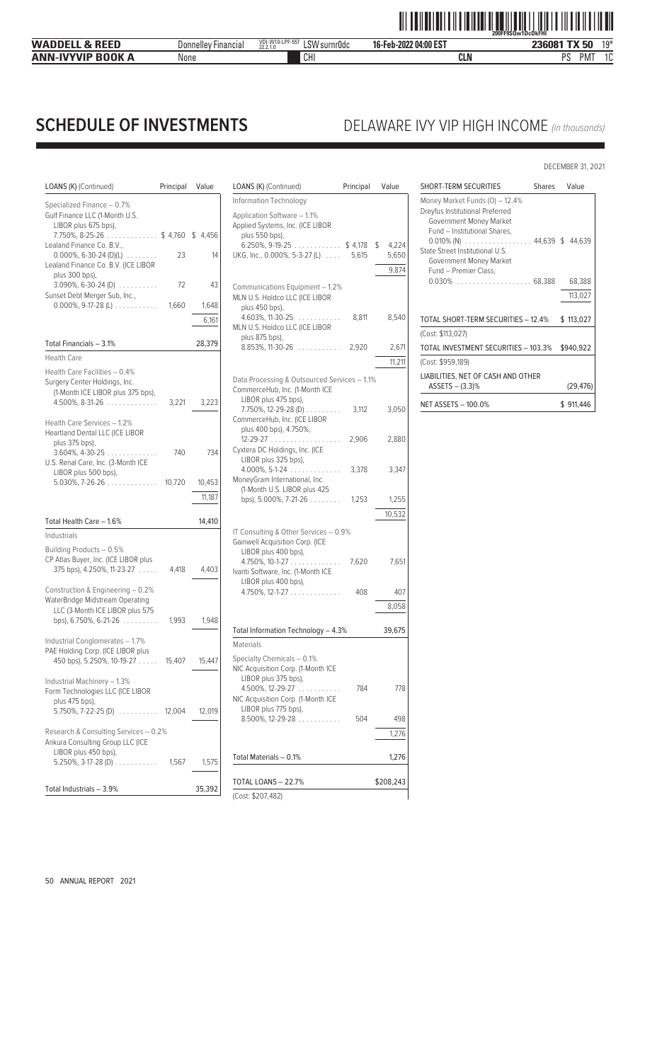# SCHEDULE OF INVESTMENTS

## DELAWARE IVY VIP HIGH INCOME *(in thousands)*

DECEMBER 31, 2021

| LOANS (K) (Continued) | Principal | Value |
|---|---|---|
| Specialized Finance – 0.7% | | |
| Gulf Finance LLC (1-Month U.S. LIBOR plus 675 bps), 7.750%, 8-25-26 | $ 4,760 | $ 4,456 |
| Lealand Finance Co. B.V., 0.000%, 6-30-24 (D)(L) | 23 | 14 |
| Lealand Finance Co. B.V. (ICE LIBOR plus 300 bps), 3.090%, 6-30-24 (D) | 72 | 43 |
| Sunset Debt Merger Sub, Inc., 0.000%, 9-17-28 (L) | 1,660 | 1,648 |
| | | 6,161 |
| Total Financials – 3.1% | | 28,379 |
| Health Care | | |
| Health Care Facilities – 0.4% | | |
| Surgery Center Holdings, Inc. (1-Month ICE LIBOR plus 375 bps), 4.500%, 8-31-26 | 3,221 | 3,223 |
| Health Care Services – 1.2% | | |
| Heartland Dental LLC (ICE LIBOR plus 375 bps), 3.604%, 4-30-25 | 740 | 734 |
| U.S. Renal Care, Inc. (3-Month ICE LIBOR plus 500 bps), 5.030%, 7-26-26 | 10,720 | 10,453 |
| | | 11,187 |
| Total Health Care – 1.6% | | 14,410 |
| Industrials | | |
| Building Products – 0.5% | | |
| CP Atlas Buyer, Inc. (ICE LIBOR plus 375 bps), 4.250%, 11-23-27 | 4,418 | 4,403 |
| Construction & Engineering – 0.2% | | |
| WaterBridge Midstream Operating LLC (3-Month ICE LIBOR plus 575 bps), 6.750%, 6-21-26 | 1,993 | 1,948 |
| Industrial Conglomerates – 1.7% | | |
| PAE Holding Corp. (ICE LIBOR plus 450 bps), 5.250%, 10-19-27 | 15,407 | 15,447 |
| Industrial Machinery – 1.3% | | |
| Form Technologies LLC (ICE LIBOR plus 475 bps), 5.750%, 7-22-25 (D) | 12,004 | 12,019 |
| Research & Consulting Services – 0.2% | | |
| Ankura Consulting Group LLC (ICE LIBOR plus 450 bps), 5.250%, 3-17-28 (D) | 1,567 | 1,575 |
| Total Industrials – 3.9% | | 35,392 |

| LOANS (K) (Continued) | Principal | Value |
|---|---|---|
| Information Technology | | |
| Application Software – 1.1% | | |
| Applied Systems, Inc. (ICE LIBOR plus 550 bps), 6.250%, 9-19-25 | $ 4,178 | $ 4,224 |
| UKG, Inc., 0.000%, 5-3-27 (L) | 5,615 | 5,650 |
| | | 9,874 |
| Communications Equipment – 1.2% | | |
| MLN U.S. Holdco LLC (ICE LIBOR plus 450 bps), 4.603%, 11-30-25 | 8,811 | 8,540 |
| MLN U.S. Holdco LLC (ICE LIBOR plus 875 bps), 8.853%, 11-30-26 | 2,920 | 2,671 |
| | | 11,211 |
| Data Processing & Outsourced Services – 1.1% | | |
| CommerceHub, Inc. (1-Month ICE LIBOR plus 475 bps), 7.750%, 12-29-28 (D) | 3,112 | 3,050 |
| CommerceHub, Inc. (ICE LIBOR plus 400 bps), 4.750%, 12-29-27 | 2,906 | 2,880 |
| Cyxtera DC Holdings, Inc. (ICE LIBOR plus 325 bps), 4.000%, 5-1-24 | 3,378 | 3,347 |
| MoneyGram International, Inc. (1-Month U.S. LIBOR plus 425 bps), 5.000%, 7-21-26 | 1,253 | 1,255 |
| | | 10,532 |
| IT Consulting & Other Services – 0.9% | | |
| Gainwell Acquisition Corp. (ICE LIBOR plus 400 bps), 4.750%, 10-1-27 | 7,620 | 7,651 |
| Ivanti Software, Inc. (1-Month ICE LIBOR plus 400 bps), 4.750%, 12-1-27 | 408 | 407 |
| | | 8,058 |
| Total Information Technology – 4.3% | | 39,675 |
| Materials | | |
| Specialty Chemicals – 0.1% | | |
| NIC Acquisition Corp. (1-Month ICE LIBOR plus 375 bps), 4.500%, 12-29-27 | 784 | 778 |
| NIC Acquisition Corp. (1-Month ICE LIBOR plus 775 bps), 8.500%, 12-29-28 | 504 | 498 |
| | | 1,276 |
| Total Materials – 0.1% | | 1,276 |
| TOTAL LOANS – 22.7% | | $208,243 |
| (Cost: $207,482) | | |

| SHORT-TERM SECURITIES | Shares | Value |
|---|---|---|
| Money Market Funds (O) – 12.4% | | |
| Dreyfus Institutional Preferred Government Money Market Fund – Institutional Shares, 0.010% (N) | 44,639 | $ 44,639 |
| State Street Institutional U.S. Government Money Market Fund – Premier Class, 0.030% | 68,388 | 68,388 |
| | | 113,027 |
| TOTAL SHORT-TERM SECURITIES – 12.4% | | $ 113,027 |
| (Cost: $113,027) | | |
| TOTAL INVESTMENT SECURITIES – 103.3% | | $940,922 |
| (Cost: $959,189) | | |
| LIABILITIES, NET OF CASH AND OTHER ASSETS – (3.3)% | | (29,476) |
| NET ASSETS – 100.0% | | $ 911,446 |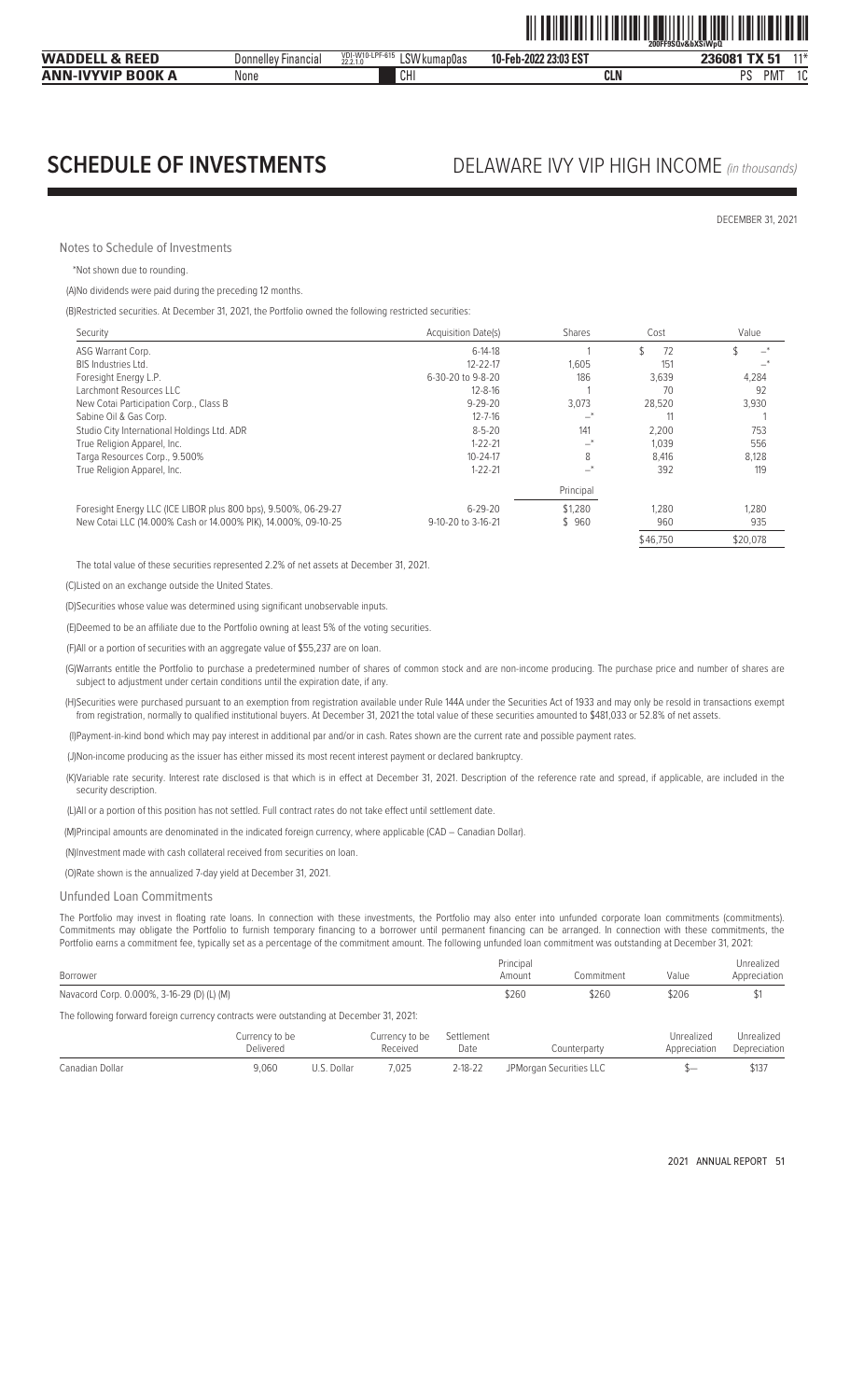# SCHEDULE OF INVESTMENTS

## DELAWARE IVY VIP HIGH INCOME *(in thousands)*

DECEMBER 31, 2021

Notes to Schedule of Investments

*Not shown due to rounding.

(A)No dividends were paid during the preceding 12 months.

(B)Restricted securities. At December 31, 2021, the Portfolio owned the following restricted securities:

| Security | Acquisition Date(s) | Shares | Cost | Value |
|---|---|---|---|---|
| ASG Warrant Corp. | 6-14-18 | 1 | $ 72 | $ —* |
| BIS Industries Ltd. | 12-22-17 | 1,605 | 151 | —* |
| Foresight Energy L.P. | 6-30-20 to 9-8-20 | 186 | 3,639 | 4,284 |
| Larchmont Resources LLC | 12-8-16 | 1 | 70 | 92 |
| New Cotai Participation Corp., Class B | 9-29-20 | 3,073 | 28,520 | 3,930 |
| Sabine Oil & Gas Corp. | 12-7-16 | —* | 11 | 1 |
| Studio City International Holdings Ltd. ADR | 8-5-20 | 141 | 2,200 | 753 |
| True Religion Apparel, Inc. | 1-22-21 | —* | 1,039 | 556 |
| Targa Resources Corp., 9.500% | 10-24-17 | 8 | 8,416 | 8,128 |
| True Religion Apparel, Inc. | 1-22-21 | —* | 392 | 119 |
| | | Principal | | |
| Foresight Energy LLC (ICE LIBOR plus 800 bps), 9.500%, 06-29-27 | 6-29-20 | $1,280 | 1,280 | 1,280 |
| New Cotai LLC (14.000% Cash or 14.000% PIK), 14.000%, 09-10-25 | 9-10-20 to 3-16-21 | $ 960 | 960 | 935 |
| | | | $46,750 | $20,078 |

The total value of these securities represented 2.2% of net assets at December 31, 2021.

(C)Listed on an exchange outside the United States.

(D)Securities whose value was determined using significant unobservable inputs.

(E)Deemed to be an affiliate due to the Portfolio owning at least 5% of the voting securities.

(F)All or a portion of securities with an aggregate value of $55,237 are on loan.

(G)Warrants entitle the Portfolio to purchase a predetermined number of shares of common stock and are non-income producing. The purchase price and number of shares are subject to adjustment under certain conditions until the expiration date, if any.

(H)Securities were purchased pursuant to an exemption from registration available under Rule 144A under the Securities Act of 1933 and may only be resold in transactions exempt from registration, normally to qualified institutional buyers. At December 31, 2021 the total value of these securities amounted to $481,033 or 52.8% of net assets.

(I)Payment-in-kind bond which may pay interest in additional par and/or in cash. Rates shown are the current rate and possible payment rates.

(J)Non-income producing as the issuer has either missed its most recent interest payment or declared bankruptcy.

(K)Variable rate security. Interest rate disclosed is that which is in effect at December 31, 2021. Description of the reference rate and spread, if applicable, are included in the security description.

(L)All or a portion of this position has not settled. Full contract rates do not take effect until settlement date.

(M)Principal amounts are denominated in the indicated foreign currency, where applicable (CAD – Canadian Dollar).

(N)Investment made with cash collateral received from securities on loan.

(O)Rate shown is the annualized 7-day yield at December 31, 2021.

### Unfunded Loan Commitments

The Portfolio may invest in floating rate loans. In connection with these investments, the Portfolio may also enter into unfunded corporate loan commitments (commitments). Commitments may obligate the Portfolio to furnish temporary financing to a borrower until permanent financing can be arranged. In connection with these commitments, the Portfolio earns a commitment fee, typically set as a percentage of the commitment amount. The following unfunded loan commitment was outstanding at December 31, 2021:

| Borrower | Principal Amount | Commitment | Value | Unrealized Appreciation |
|---|---|---|---|---|
| Navacord Corp. 0.000%, 3-16-29 (D) (L) (M) | $260 | $260 | $206 | $1 |

The following forward foreign currency contracts were outstanding at December 31, 2021:

| | Currency to be Delivered | | Currency to be Received | Settlement Date | Counterparty | Unrealized Appreciation | Unrealized Depreciation |
|---|---|---|---|---|---|---|---|
| Canadian Dollar | 9,060 | U.S. Dollar | 7,025 | 2-18-22 | JPMorgan Securities LLC | $— | $137 |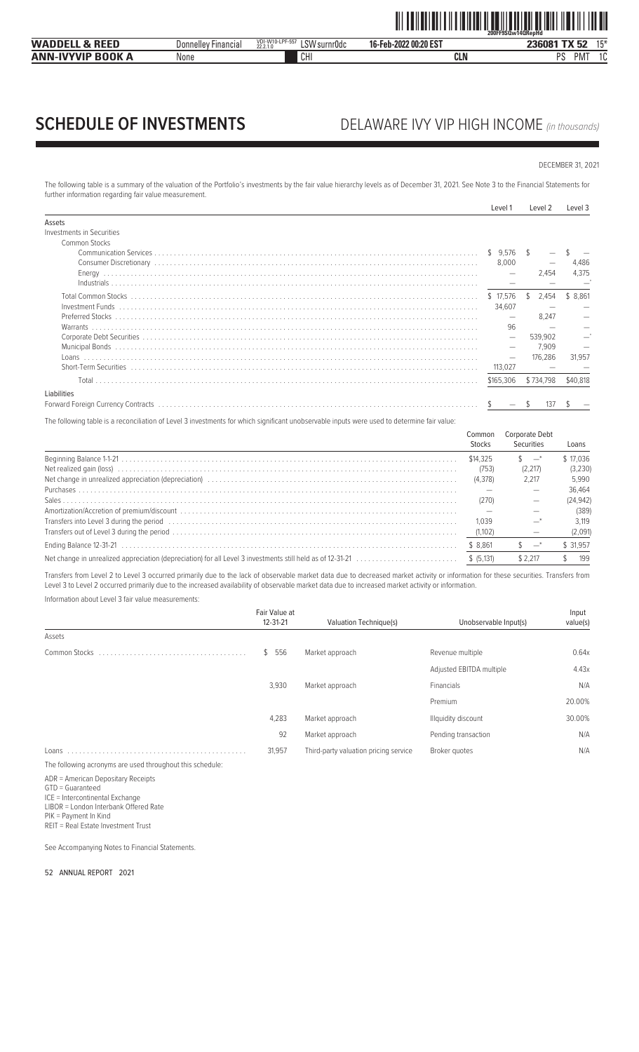# SCHEDULE OF INVESTMENTS

## DELAWARE IVY VIP HIGH INCOME *(in thousands)*

DECEMBER 31, 2021

The following table is a summary of the valuation of the Portfolio's investments by the fair value hierarchy levels as of December 31, 2021. See Note 3 to the Financial Statements for further information regarding fair value measurement.

| | Level 1 | Level 2 | Level 3 |
|---|---|---|---|
| **Assets** | | | |
| Investments in Securities | | | |
| Common Stocks | | | |
| Communication Services | $ 9,576 | $ — | $ — |
| Consumer Discretionary | 8,000 | — | 4,486 |
| Energy | — | 2,454 | 4,375 |
| Industrials | — | — | —* |
| Total Common Stocks | $ 17,576 | $ 2,454 | $ 8,861 |
| Investment Funds | 34,607 | — | — |
| Preferred Stocks | — | 8,247 | — |
| Warrants | 96 | — | — |
| Corporate Debt Securities | — | 539,902 | —* |
| Municipal Bonds | — | 7,909 | — |
| Loans | — | 176,286 | 31,957 |
| Short-Term Securities | 113,027 | — | — |
| Total | $165,306 | $734,798 | $40,818 |
| **Liabilities** | | | |
| Forward Foreign Currency Contracts | $ — | $ 137 | $ — |

The following table is a reconciliation of Level 3 investments for which significant unobservable inputs were used to determine fair value:

| | Common Stocks | Corporate Debt Securities | Loans |
|---|---|---|---|
| Beginning Balance 1-1-21 | $14,325 | $ —* | $ 17,036 |
| Net realized gain (loss) | (753) | (2,217) | (3,230) |
| Net change in unrealized appreciation (depreciation) | (4,378) | 2,217 | 5,990 |
| Purchases | — | — | 36,464 |
| Sales | (270) | — | (24,942) |
| Amortization/Accretion of premium/discount | — | — | (389) |
| Transfers into Level 3 during the period | 1,039 | —* | 3,119 |
| Transfers out of Level 3 during the period | (1,102) | — | (2,091) |
| Ending Balance 12-31-21 | $ 8,861 | $ —* | $ 31,957 |
| Net change in unrealized appreciation (depreciation) for all Level 3 investments still held as of 12-31-21 | $ (5,131) | $ 2,217 | $ 199 |

Transfers from Level 2 to Level 3 occurred primarily due to the lack of observable market data due to decreased market activity or information for these securities. Transfers from Level 3 to Level 2 occurred primarily due to the increased availability of observable market data due to increased market activity or information.

Information about Level 3 fair value measurements:

| | Fair Value at 12-31-21 | Valuation Technique(s) | Unobservable Input(s) | Input value(s) |
|---|---|---|---|---|
| Assets | | | | |
| Common Stocks | $ 556 | Market approach | Revenue multiple | 0.64x |
| | | | Adjusted EBITDA multiple | 4.43x |
| | 3,930 | Market approach | Financials | N/A |
| | | | Premium | 20.00% |
| | 4,283 | Market approach | Illquidity discount | 30.00% |
| | 92 | Market approach | Pending transaction | N/A |
| Loans | 31,957 | Third-party valuation pricing service | Broker quotes | N/A |

The following acronyms are used throughout this schedule:

ADR = American Depositary Receipts
GTD = Guaranteed
ICE = Intercontinental Exchange
LIBOR = London Interbank Offered Rate
PIK = Payment In Kind
REIT = Real Estate Investment Trust

See Accompanying Notes to Financial Statements.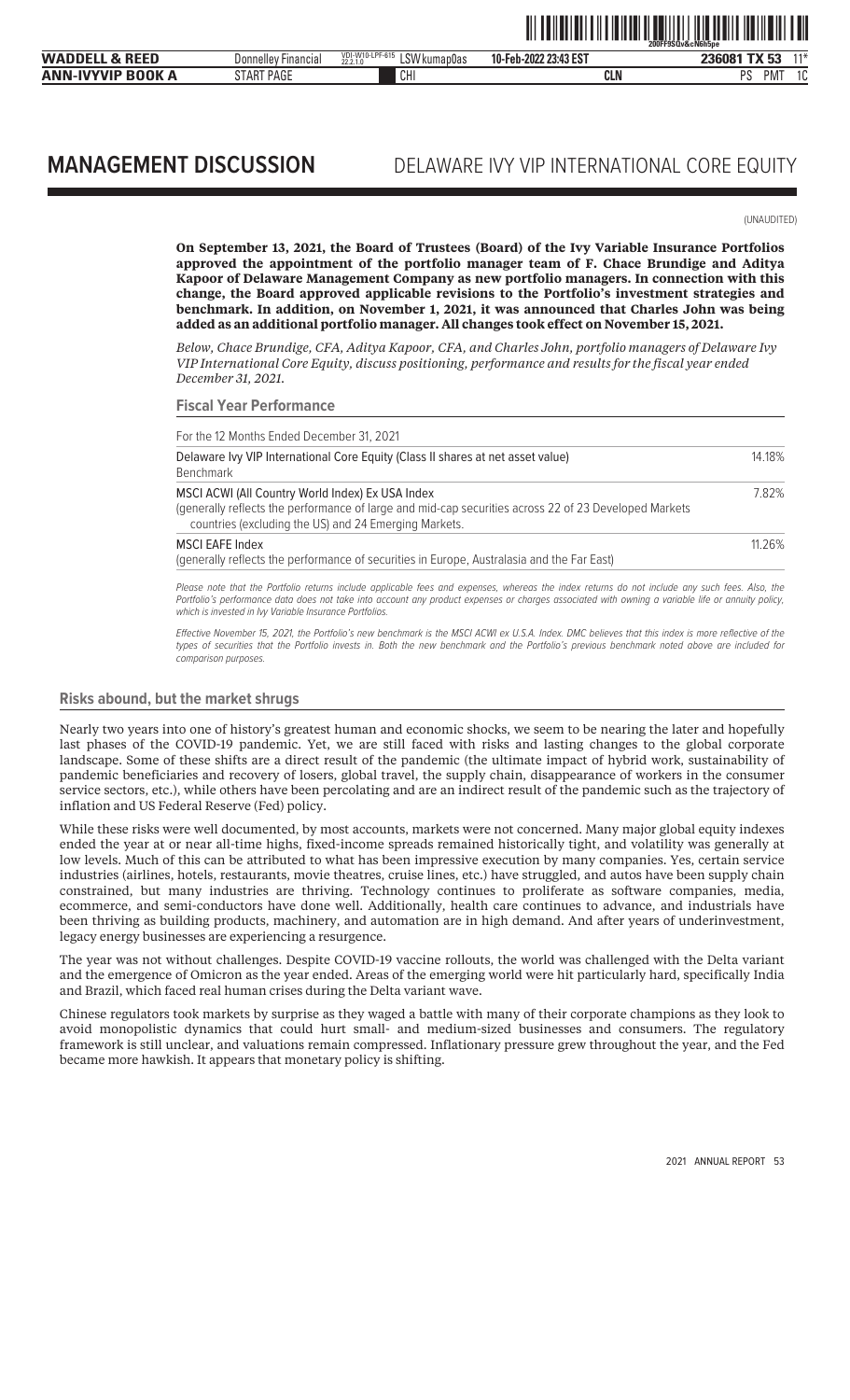# MANAGEMENT DISCUSSION DELAWARE IVY VIP INTERNATIONAL CORE EQUITY

(UNAUDITED)

**On September 13, 2021, the Board of Trustees (Board) of the Ivy Variable Insurance Portfolios approved the appointment of the portfolio manager team of F. Chace Brundige and Aditya Kapoor of Delaware Management Company as new portfolio managers. In connection with this change, the Board approved applicable revisions to the Portfolio's investment strategies and benchmark. In addition, on November 1, 2021, it was announced that Charles John was being added as an additional portfolio manager. All changes took effect on November 15, 2021.**

*Below, Chace Brundige, CFA, Aditya Kapoor, CFA, and Charles John, portfolio managers of Delaware Ivy VIP International Core Equity, discuss positioning, performance and results for the fiscal year ended December 31, 2021.*

## Fiscal Year Performance

| For the 12 Months Ended December 31, 2021 | |
|---|---|
| Delaware Ivy VIP International Core Equity (Class II shares at net asset value) | 14.18% |
| Benchmark | |
| MSCI ACWI (All Country World Index) Ex USA Index (generally reflects the performance of large and mid-cap securities across 22 of 23 Developed Markets countries (excluding the US) and 24 Emerging Markets. | 7.82% |
| MSCI EAFE Index (generally reflects the performance of securities in Europe, Australasia and the Far East) | 11.26% |

*Please note that the Portfolio returns include applicable fees and expenses, whereas the index returns do not include any such fees. Also, the Portfolio's performance data does not take into account any product expenses or charges associated with owning a variable life or annuity policy, which is invested in Ivy Variable Insurance Portfolios.*

*Effective November 15, 2021, the Portfolio's new benchmark is the MSCI ACWI ex U.S.A. Index. DMC believes that this index is more reflective of the types of securities that the Portfolio invests in. Both the new benchmark and the Portfolio's previous benchmark noted above are included for comparison purposes.*

## Risks abound, but the market shrugs

Nearly two years into one of history's greatest human and economic shocks, we seem to be nearing the later and hopefully last phases of the COVID-19 pandemic. Yet, we are still faced with risks and lasting changes to the global corporate landscape. Some of these shifts are a direct result of the pandemic (the ultimate impact of hybrid work, sustainability of pandemic beneficiaries and recovery of losers, global travel, the supply chain, disappearance of workers in the consumer service sectors, etc.), while others have been percolating and are an indirect result of the pandemic such as the trajectory of inflation and US Federal Reserve (Fed) policy.

While these risks were well documented, by most accounts, markets were not concerned. Many major global equity indexes ended the year at or near all-time highs, fixed-income spreads remained historically tight, and volatility was generally at low levels. Much of this can be attributed to what has been impressive execution by many companies. Yes, certain service industries (airlines, hotels, restaurants, movie theatres, cruise lines, etc.) have struggled, and autos have been supply chain constrained, but many industries are thriving. Technology continues to proliferate as software companies, media, ecommerce, and semi-conductors have done well. Additionally, health care continues to advance, and industrials have been thriving as building products, machinery, and automation are in high demand. And after years of underinvestment, legacy energy businesses are experiencing a resurgence.

The year was not without challenges. Despite COVID-19 vaccine rollouts, the world was challenged with the Delta variant and the emergence of Omicron as the year ended. Areas of the emerging world were hit particularly hard, specifically India and Brazil, which faced real human crises during the Delta variant wave.

Chinese regulators took markets by surprise as they waged a battle with many of their corporate champions as they look to avoid monopolistic dynamics that could hurt small- and medium-sized businesses and consumers. The regulatory framework is still unclear, and valuations remain compressed. Inflationary pressure grew throughout the year, and the Fed became more hawkish. It appears that monetary policy is shifting.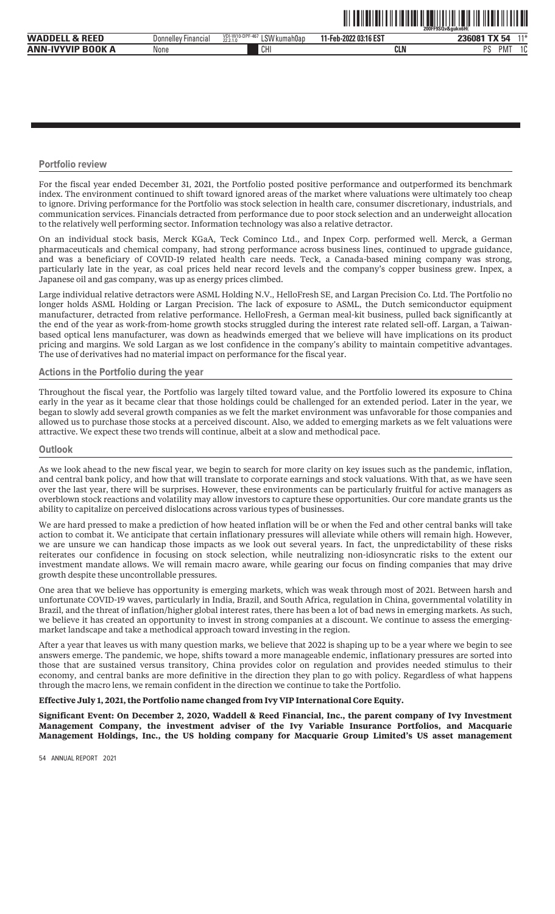## Portfolio review

For the fiscal year ended December 31, 2021, the Portfolio posted positive performance and outperformed its benchmark index. The environment continued to shift toward ignored areas of the market where valuations were ultimately too cheap to ignore. Driving performance for the Portfolio was stock selection in health care, consumer discretionary, industrials, and communication services. Financials detracted from performance due to poor stock selection and an underweight allocation to the relatively well performing sector. Information technology was also a relative detractor.

On an individual stock basis, Merck KGaA, Teck Cominco Ltd., and Inpex Corp. performed well. Merck, a German pharmaceuticals and chemical company, had strong performance across business lines, continued to upgrade guidance, and was a beneficiary of COVID-19 related health care needs. Teck, a Canada-based mining company was strong, particularly late in the year, as coal prices held near record levels and the company's copper business grew. Inpex, a Japanese oil and gas company, was up as energy prices climbed.

Large individual relative detractors were ASML Holding N.V., HelloFresh SE, and Largan Precision Co. Ltd. The Portfolio no longer holds ASML Holding or Largan Precision. The lack of exposure to ASML, the Dutch semiconductor equipment manufacturer, detracted from relative performance. HelloFresh, a German meal-kit business, pulled back significantly at the end of the year as work-from-home growth stocks struggled during the interest rate related sell-off. Largan, a Taiwan-based optical lens manufacturer, was down as headwinds emerged that we believe will have implications on its product pricing and margins. We sold Largan as we lost confidence in the company's ability to maintain competitive advantages. The use of derivatives had no material impact on performance for the fiscal year.

## Actions in the Portfolio during the year

Throughout the fiscal year, the Portfolio was largely tilted toward value, and the Portfolio lowered its exposure to China early in the year as it became clear that those holdings could be challenged for an extended period. Later in the year, we began to slowly add several growth companies as we felt the market environment was unfavorable for those companies and allowed us to purchase those stocks at a perceived discount. Also, we added to emerging markets as we felt valuations were attractive. We expect these two trends will continue, albeit at a slow and methodical pace.

## Outlook

As we look ahead to the new fiscal year, we begin to search for more clarity on key issues such as the pandemic, inflation, and central bank policy, and how that will translate to corporate earnings and stock valuations. With that, as we have seen over the last year, there will be surprises. However, these environments can be particularly fruitful for active managers as overblown stock reactions and volatility may allow investors to capture these opportunities. Our core mandate grants us the ability to capitalize on perceived dislocations across various types of businesses.

We are hard pressed to make a prediction of how heated inflation will be or when the Fed and other central banks will take action to combat it. We anticipate that certain inflationary pressures will alleviate while others will remain high. However, we are unsure we can handicap those impacts as we look out several years. In fact, the unpredictability of these risks reiterates our confidence in focusing on stock selection, while neutralizing non-idiosyncratic risks to the extent our investment mandate allows. We will remain macro aware, while gearing our focus on finding companies that may drive growth despite these uncontrollable pressures.

One area that we believe has opportunity is emerging markets, which was weak through most of 2021. Between harsh and unfortunate COVID-19 waves, particularly in India, Brazil, and South Africa, regulation in China, governmental volatility in Brazil, and the threat of inflation/higher global interest rates, there has been a lot of bad news in emerging markets. As such, we believe it has created an opportunity to invest in strong companies at a discount. We continue to assess the emerging-market landscape and take a methodical approach toward investing in the region.

After a year that leaves us with many question marks, we believe that 2022 is shaping up to be a year where we begin to see answers emerge. The pandemic, we hope, shifts toward a more manageable endemic, inflationary pressures are sorted into those that are sustained versus transitory, China provides color on regulation and provides needed stimulus to their economy, and central banks are more definitive in the direction they plan to go with policy. Regardless of what happens through the macro lens, we remain confident in the direction we continue to take the Portfolio.

**Effective July 1, 2021, the Portfolio name changed from Ivy VIP International Core Equity.**

**Significant Event: On December 2, 2020, Waddell & Reed Financial, Inc., the parent company of Ivy Investment Management Company, the investment adviser of the Ivy Variable Insurance Portfolios, and Macquarie Management Holdings, Inc., the US holding company for Macquarie Group Limited's US asset management**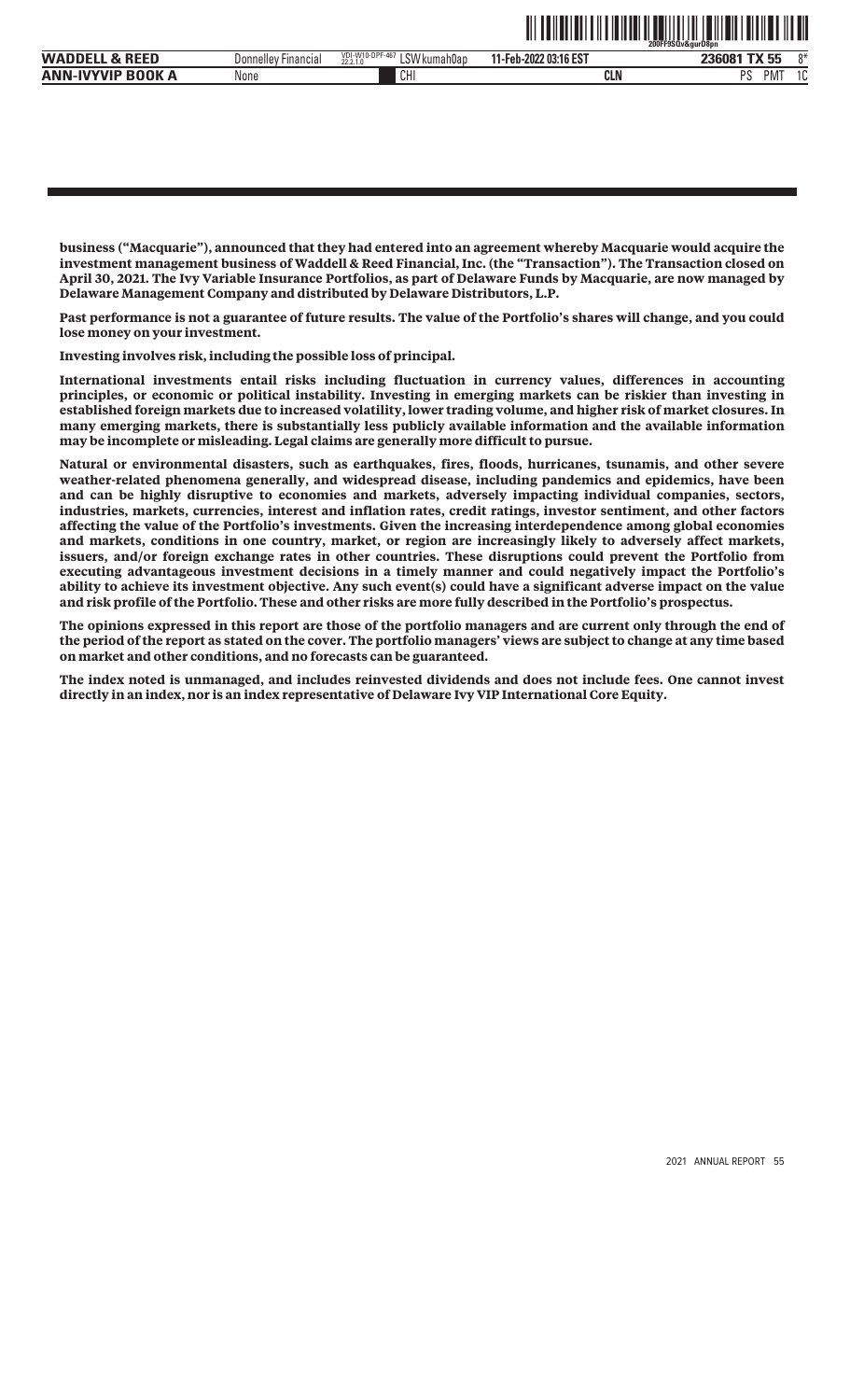**business ("Macquarie"), announced that they had entered into an agreement whereby Macquarie would acquire the investment management business of Waddell & Reed Financial, Inc. (the "Transaction"). The Transaction closed on April 30, 2021. The Ivy Variable Insurance Portfolios, as part of Delaware Funds by Macquarie, are now managed by Delaware Management Company and distributed by Delaware Distributors, L.P.**

**Past performance is not a guarantee of future results. The value of the Portfolio's shares will change, and you could lose money on your investment.**

**Investing involves risk, including the possible loss of principal.**

**International investments entail risks including fluctuation in currency values, differences in accounting principles, or economic or political instability. Investing in emerging markets can be riskier than investing in established foreign markets due to increased volatility, lower trading volume, and higher risk of market closures. In many emerging markets, there is substantially less publicly available information and the available information may be incomplete or misleading. Legal claims are generally more difficult to pursue.**

**Natural or environmental disasters, such as earthquakes, fires, floods, hurricanes, tsunamis, and other severe weather-related phenomena generally, and widespread disease, including pandemics and epidemics, have been and can be highly disruptive to economies and markets, adversely impacting individual companies, sectors, industries, markets, currencies, interest and inflation rates, credit ratings, investor sentiment, and other factors affecting the value of the Portfolio's investments. Given the increasing interdependence among global economies and markets, conditions in one country, market, or region are increasingly likely to adversely affect markets, issuers, and/or foreign exchange rates in other countries. These disruptions could prevent the Portfolio from executing advantageous investment decisions in a timely manner and could negatively impact the Portfolio's ability to achieve its investment objective. Any such event(s) could have a significant adverse impact on the value and risk profile of the Portfolio. These and other risks are more fully described in the Portfolio's prospectus.**

**The opinions expressed in this report are those of the portfolio managers and are current only through the end of the period of the report as stated on the cover. The portfolio managers' views are subject to change at any time based on market and other conditions, and no forecasts can be guaranteed.**

**The index noted is unmanaged, and includes reinvested dividends and does not include fees. One cannot invest directly in an index, nor is an index representative of Delaware Ivy VIP International Core Equity.**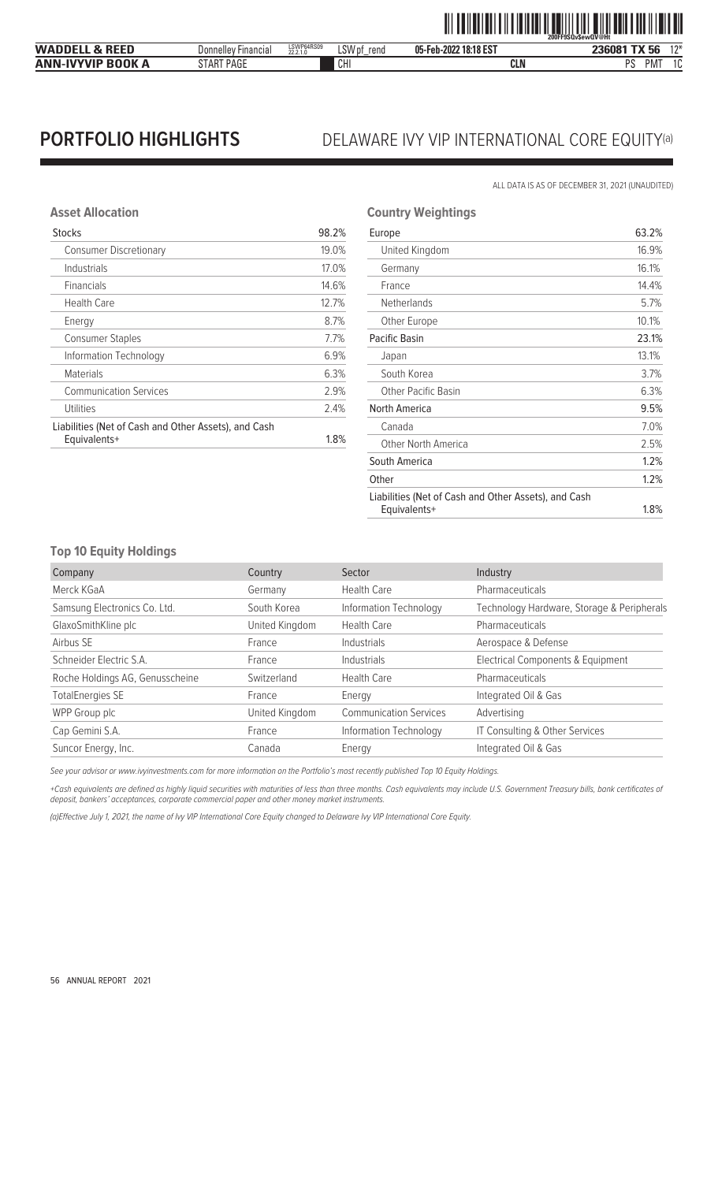# PORTFOLIO HIGHLIGHTS — DELAWARE IVY VIP INTERNATIONAL CORE EQUITY(a)

ALL DATA IS AS OF DECEMBER 31, 2021 (UNAUDITED)

### Asset Allocation

| | |
|---|---|
| Stocks | 98.2% |
| Consumer Discretionary | 19.0% |
| Industrials | 17.0% |
| Financials | 14.6% |
| Health Care | 12.7% |
| Energy | 8.7% |
| Consumer Staples | 7.7% |
| Information Technology | 6.9% |
| Materials | 6.3% |
| Communication Services | 2.9% |
| Utilities | 2.4% |
| Liabilities (Net of Cash and Other Assets), and Cash Equivalents+ | 1.8% |

### Country Weightings

| | |
|---|---|
| Europe | 63.2% |
| United Kingdom | 16.9% |
| Germany | 16.1% |
| France | 14.4% |
| Netherlands | 5.7% |
| Other Europe | 10.1% |
| Pacific Basin | 23.1% |
| Japan | 13.1% |
| South Korea | 3.7% |
| Other Pacific Basin | 6.3% |
| North America | 9.5% |
| Canada | 7.0% |
| Other North America | 2.5% |
| South America | 1.2% |
| Other | 1.2% |
| Liabilities (Net of Cash and Other Assets), and Cash Equivalents+ | 1.8% |

### Top 10 Equity Holdings

| Company | Country | Sector | Industry |
|---|---|---|---|
| Merck KGaA | Germany | Health Care | Pharmaceuticals |
| Samsung Electronics Co. Ltd. | South Korea | Information Technology | Technology Hardware, Storage & Peripherals |
| GlaxoSmithKline plc | United Kingdom | Health Care | Pharmaceuticals |
| Airbus SE | France | Industrials | Aerospace & Defense |
| Schneider Electric S.A. | France | Industrials | Electrical Components & Equipment |
| Roche Holdings AG, Genusscheine | Switzerland | Health Care | Pharmaceuticals |
| TotalEnergies SE | France | Energy | Integrated Oil & Gas |
| WPP Group plc | United Kingdom | Communication Services | Advertising |
| Cap Gemini S.A. | France | Information Technology | IT Consulting & Other Services |
| Suncor Energy, Inc. | Canada | Energy | Integrated Oil & Gas |

*See your advisor or www.ivyinvestments.com for more information on the Portfolio's most recently published Top 10 Equity Holdings.*

*+Cash equivalents are defined as highly liquid securities with maturities of less than three months. Cash equivalents may include U.S. Government Treasury bills, bank certificates of deposit, bankers' acceptances, corporate commercial paper and other money market instruments.*

*(a)Effective July 1, 2021, the name of Ivy VIP International Core Equity changed to Delaware Ivy VIP International Core Equity.*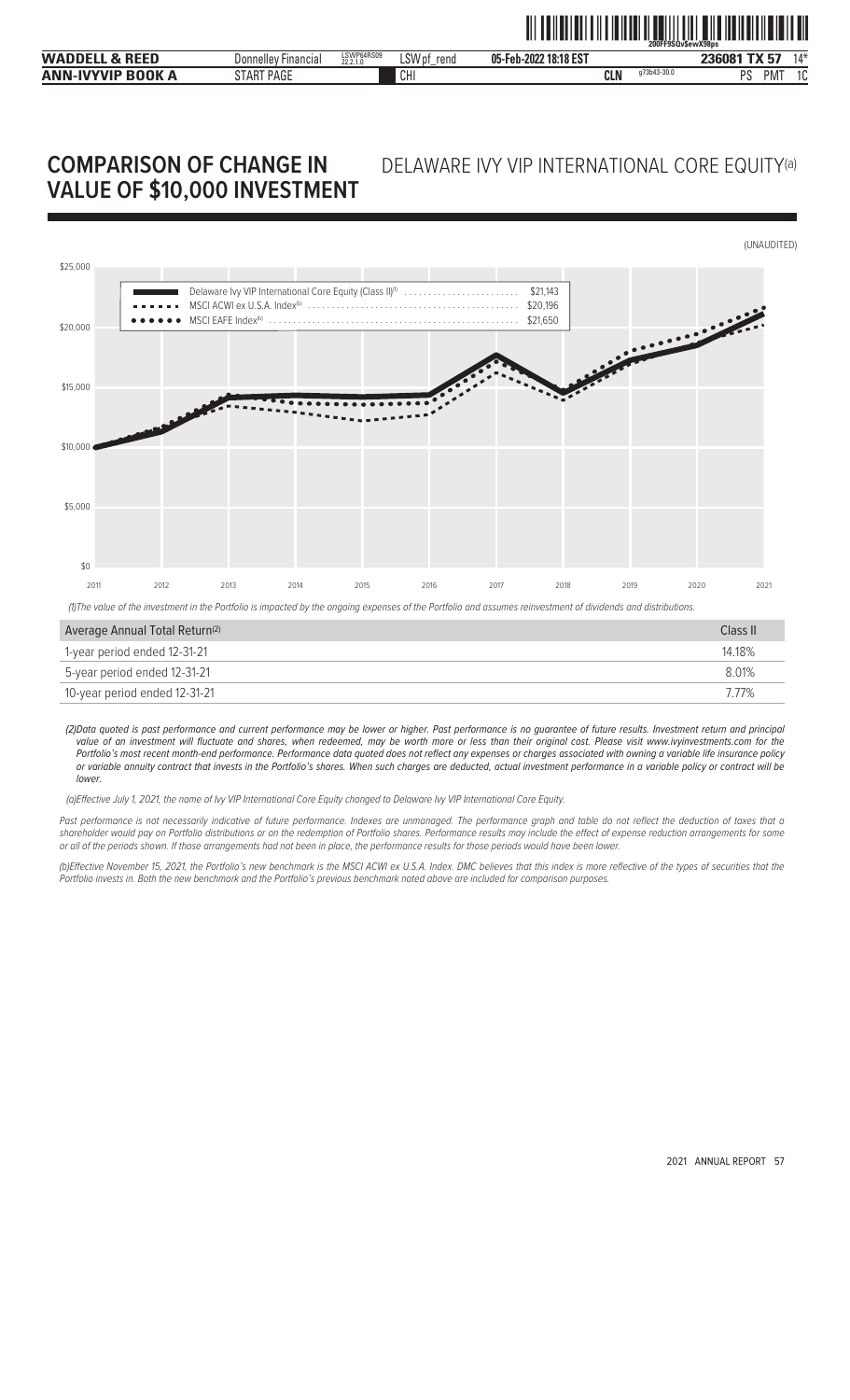# COMPARISON OF CHANGE IN VALUE OF $10,000 INVESTMENT

## DELAWARE IVY VIP INTERNATIONAL CORE EQUITY(a)

(UNAUDITED)

| | |
|---|---|
| Delaware Ivy VIP International Core Equity (Class II)(1) | $21,143 |
| MSCI ACWI ex U.S.A. Index(b) | $20,196 |
| MSCI EAFE Index(b) | $21,650 |

*(1)The value of the investment in the Portfolio is impacted by the ongoing expenses of the Portfolio and assumes reinvestment of dividends and distributions.*

| Average Annual Total Return(2) | Class II |
|---|---|
| 1-year period ended 12-31-21 | 14.18% |
| 5-year period ended 12-31-21 | 8.01% |
| 10-year period ended 12-31-21 | 7.77% |

*(2)Data quoted is past performance and current performance may be lower or higher. Past performance is no guarantee of future results. Investment return and principal value of an investment will fluctuate and shares, when redeemed, may be worth more or less than their original cost. Please visit www.ivyinvestments.com for the Portfolio's most recent month-end performance. Performance data quoted does not reflect any expenses or charges associated with owning a variable life insurance policy or variable annuity contract that invests in the Portfolio's shares. When such charges are deducted, actual investment performance in a variable policy or contract will be lower.*

*(a)Effective July 1, 2021, the name of Ivy VIP International Core Equity changed to Delaware Ivy VIP International Core Equity.*

*Past performance is not necessarily indicative of future performance. Indexes are unmanaged. The performance graph and table do not reflect the deduction of taxes that a shareholder would pay on Portfolio distributions or on the redemption of Portfolio shares. Performance results may include the effect of expense reduction arrangements for some or all of the periods shown. If those arrangements had not been in place, the performance results for those periods would have been lower.*

*(b)Effective November 15, 2021, the Portfolio's new benchmark is the MSCI ACWI ex U.S.A. Index. DMC believes that this index is more reflective of the types of securities that the Portfolio invests in. Both the new benchmark and the Portfolio's previous benchmark noted above are included for comparison purposes.*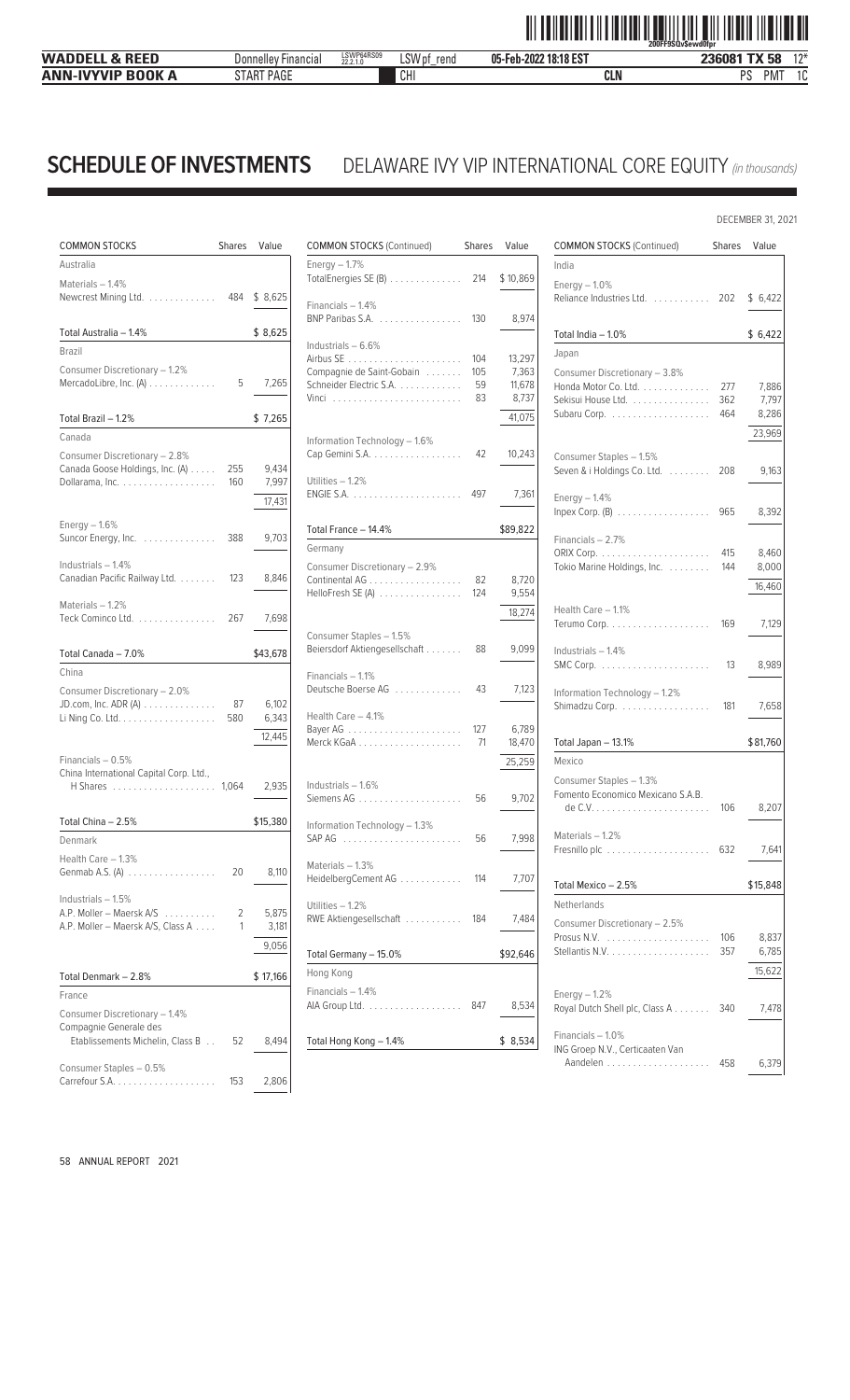# SCHEDULE OF INVESTMENTS

## DELAWARE IVY VIP INTERNATIONAL CORE EQUITY *(in thousands)*

DECEMBER 31, 2021

| COMMON STOCKS | Shares | Value |
|---|---|---|
| **Australia** | | |
| Materials – 1.4% | | |
| Newcrest Mining Ltd. | 484 | $ 8,625 |
| **Total Australia – 1.4%** | | **$ 8,625** |
| **Brazil** | | |
| Consumer Discretionary – 1.2% | | |
| MercadoLibre, Inc. (A) | 5 | 7,265 |
| **Total Brazil – 1.2%** | | **$ 7,265** |
| **Canada** | | |
| Consumer Discretionary – 2.8% | | |
| Canada Goose Holdings, Inc. (A) | 255 | 9,434 |
| Dollarama, Inc. | 160 | 7,997 |
| | | 17,431 |
| Energy – 1.6% | | |
| Suncor Energy, Inc. | 388 | 9,703 |
| Industrials – 1.4% | | |
| Canadian Pacific Railway Ltd. | 123 | 8,846 |
| Materials – 1.2% | | |
| Teck Cominco Ltd. | 267 | 7,698 |
| **Total Canada – 7.0%** | | **$43,678** |
| **China** | | |
| Consumer Discretionary – 2.0% | | |
| JD.com, Inc. ADR (A) | 87 | 6,102 |
| Li Ning Co. Ltd. | 580 | 6,343 |
| | | 12,445 |
| Financials – 0.5% | | |
| China International Capital Corp. Ltd., H Shares | 1,064 | 2,935 |
| **Total China – 2.5%** | | **$15,380** |
| **Denmark** | | |
| Health Care – 1.3% | | |
| Genmab A.S. (A) | 20 | 8,110 |
| Industrials – 1.5% | | |
| A.P. Moller – Maersk A/S | 2 | 5,875 |
| A.P. Moller – Maersk A/S, Class A | 1 | 3,181 |
| | | 9,056 |
| **Total Denmark – 2.8%** | | **$ 17,166** |
| **France** | | |
| Consumer Discretionary – 1.4% | | |
| Compagnie Generale des Etablissements Michelin, Class B | 52 | 8,494 |
| Consumer Staples – 0.5% | | |
| Carrefour S.A. | 153 | 2,806 |
| Energy – 1.7% | | |
| TotalEnergies SE (B) | 214 | $ 10,869 |
| Financials – 1.4% | | |
| BNP Paribas S.A. | 130 | 8,974 |
| Industrials – 6.6% | | |
| Airbus SE | 104 | 13,297 |
| Compagnie de Saint-Gobain | 105 | 7,363 |
| Schneider Electric S.A. | 59 | 11,678 |
| Vinci | 83 | 8,737 |
| | | 41,075 |
| Information Technology – 1.6% | | |
| Cap Gemini S.A. | 42 | 10,243 |
| Utilities – 1.2% | | |
| ENGIE S.A. | 497 | 7,361 |
| **Total France – 14.4%** | | **$89,822** |
| **Germany** | | |
| Consumer Discretionary – 2.9% | | |
| Continental AG | 82 | 8,720 |
| HelloFresh SE (A) | 124 | 9,554 |
| | | 18,274 |
| Consumer Staples – 1.5% | | |
| Beiersdorf Aktiengesellschaft | 88 | 9,099 |
| Financials – 1.1% | | |
| Deutsche Boerse AG | 43 | 7,123 |
| Health Care – 4.1% | | |
| Bayer AG | 127 | 6,789 |
| Merck KGaA | 71 | 18,470 |
| | | 25,259 |
| Industrials – 1.6% | | |
| Siemens AG | 56 | 9,702 |
| Information Technology – 1.3% | | |
| SAP AG | 56 | 7,998 |
| Materials – 1.3% | | |
| HeidelbergCement AG | 114 | 7,707 |
| Utilities – 1.2% | | |
| RWE Aktiengesellschaft | 184 | 7,484 |
| **Total Germany – 15.0%** | | **$92,646** |
| **Hong Kong** | | |
| Financials – 1.4% | | |
| AIA Group Ltd. | 847 | 8,534 |
| **Total Hong Kong – 1.4%** | | **$ 8,534** |
| **India** | | |
| Energy – 1.0% | | |
| Reliance Industries Ltd. | 202 | $ 6,422 |
| **Total India – 1.0%** | | **$ 6,422** |
| **Japan** | | |
| Consumer Discretionary – 3.8% | | |
| Honda Motor Co. Ltd. | 277 | 7,886 |
| Sekisui House Ltd. | 362 | 7,797 |
| Subaru Corp. | 464 | 8,286 |
| | | 23,969 |
| Consumer Staples – 1.5% | | |
| Seven & i Holdings Co. Ltd. | 208 | 9,163 |
| Energy – 1.4% | | |
| Inpex Corp. (B) | 965 | 8,392 |
| Financials – 2.7% | | |
| ORIX Corp. | 415 | 8,460 |
| Tokio Marine Holdings, Inc. | 144 | 8,000 |
| | | 16,460 |
| Health Care – 1.1% | | |
| Terumo Corp. | 169 | 7,129 |
| Industrials – 1.4% | | |
| SMC Corp. | 13 | 8,989 |
| Information Technology – 1.2% | | |
| Shimadzu Corp. | 181 | 7,658 |
| **Total Japan – 13.1%** | | **$81,760** |
| **Mexico** | | |
| Consumer Staples – 1.3% | | |
| Fomento Economico Mexicano S.A.B. de C.V. | 106 | 8,207 |
| Materials – 1.2% | | |
| Fresnillo plc | 632 | 7,641 |
| **Total Mexico – 2.5%** | | **$15,848** |
| **Netherlands** | | |
| Consumer Discretionary – 2.5% | | |
| Prosus N.V. | 106 | 8,837 |
| Stellantis N.V. | 357 | 6,785 |
| | | 15,622 |
| Energy – 1.2% | | |
| Royal Dutch Shell plc, Class A | 340 | 7,478 |
| Financials – 1.0% | | |
| ING Groep N.V., Certicaaten Van Aandelen | 458 | 6,379 |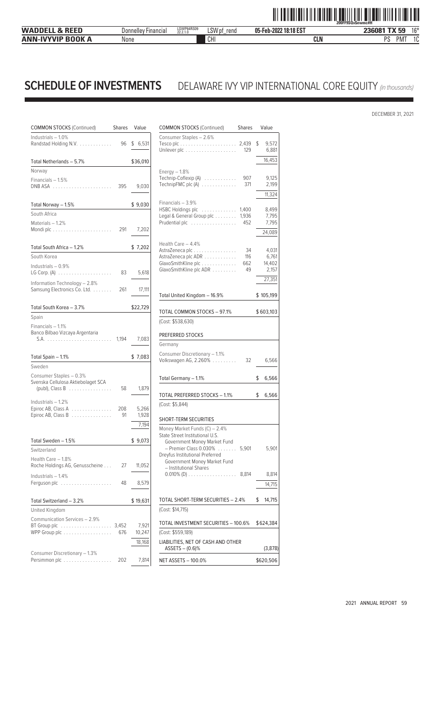# SCHEDULE OF INVESTMENTS DELAWARE IVY VIP INTERNATIONAL CORE EQUITY *(in thousands)*

DECEMBER 31, 2021

| COMMON STOCKS (Continued) | Shares | Value |
|---|---|---|
| Industrials – 1.0% | | |
| Randstad Holding N.V. | 96 | $ 6,531 |
| Total Netherlands – 5.7% | | $36,010 |
| Norway | | |
| Financials – 1.5% | | |
| DNB ASA | 395 | 9,030 |
| Total Norway – 1.5% | | $ 9,030 |
| South Africa | | |
| Materials – 1.2% | | |
| Mondi plc | 291 | 7,202 |
| Total South Africa – 1.2% | | $ 7,202 |
| South Korea | | |
| Industrials – 0.9% | | |
| LG Corp. (A) | 83 | 5,618 |
| Information Technology – 2.8% | | |
| Samsung Electronics Co. Ltd. | 261 | 17,111 |
| Total South Korea – 3.7% | | $22,729 |
| Spain | | |
| Financials – 1.1% | | |
| Banco Bilbao Vizcaya Argentaria S.A. | 1,194 | 7,083 |
| Total Spain – 1.1% | | $ 7,083 |
| Sweden | | |
| Consumer Staples – 0.3% | | |
| Svenska Cellulosa Aktiebolaget SCA (publ), Class B | 58 | 1,879 |
| Industrials – 1.2% | | |
| Epiroc AB, Class A | 208 | 5,266 |
| Epiroc AB, Class B | 91 | 1,928 |
| | | 7,194 |
| Total Sweden – 1.5% | | $ 9,073 |
| Switzerland | | |
| Health Care – 1.8% | | |
| Roche Holdings AG, Genusscheine | 27 | 11,052 |
| Industrials – 1.4% | | |
| Ferguson plc | 48 | 8,579 |
| Total Switzerland – 3.2% | | $ 19,631 |
| United Kingdom | | |
| Communication Services – 2.9% | | |
| BT Group plc | 3,452 | 7,921 |
| WPP Group plc | 676 | 10,247 |
| | | 18,168 |
| Consumer Discretionary – 1.3% | | |
| Persimmon plc | 202 | 7,814 |
| Consumer Staples – 2.6% | | |
| Tesco plc | 2,439 | $ 9,572 |
| Unilever plc | 129 | 6,881 |
| | | 16,453 |
| Energy – 1.8% | | |
| Technip-Coflexip (A) | 907 | 9,125 |
| TechnipFMC plc (A) | 371 | 2,199 |
| | | 11,324 |
| Financials – 3.9% | | |
| HSBC Holdings plc | 1,400 | 8,499 |
| Legal & General Group plc | 1,936 | 7,795 |
| Prudential plc | 452 | 7,795 |
| | | 24,089 |
| Health Care – 4.4% | | |
| AstraZeneca plc | 34 | 4,031 |
| AstraZeneca plc ADR | 116 | 6,761 |
| GlaxoSmithKline plc | 662 | 14,402 |
| GlaxoSmithKline plc ADR | 49 | 2,157 |
| | | 27,351 |
| Total United Kingdom – 16.9% | | $ 105,199 |
| TOTAL COMMON STOCKS – 97.1% | | $ 603,103 |
| (Cost: $538,630) | | |

| PREFERRED STOCKS | Shares | Value |
|---|---|---|
| Germany | | |
| Consumer Discretionary – 1.1% | | |
| Volkswagen AG, 2.260% | 32 | 6,566 |
| Total Germany – 1.1% | | $ 6,566 |
| TOTAL PREFERRED STOCKS – 1.1% | | $ 6,566 |
| (Cost: $5,844) | | |

| SHORT-TERM SECURITIES | Shares | Value |
|---|---|---|
| Money Market Funds (C) – 2.4% | | |
| State Street Institutional U.S. Government Money Market Fund – Premier Class 0.030% | 5,901 | 5,901 |
| Dreyfus Institutional Preferred Government Money Market Fund – Institutional Shares 0.010% (D) | 8,814 | 8,814 |
| | | 14,715 |
| TOTAL SHORT-TERM SECURITIES – 2.4% | | $ 14,715 |
| (Cost: $14,715) | | |
| TOTAL INVESTMENT SECURITIES – 100.6% | | $624,384 |
| (Cost: $559,189) | | |
| LIABILITIES, NET OF CASH AND OTHER ASSETS – (0.6)% | | (3,878) |
| NET ASSETS – 100.0% | | $620,506 |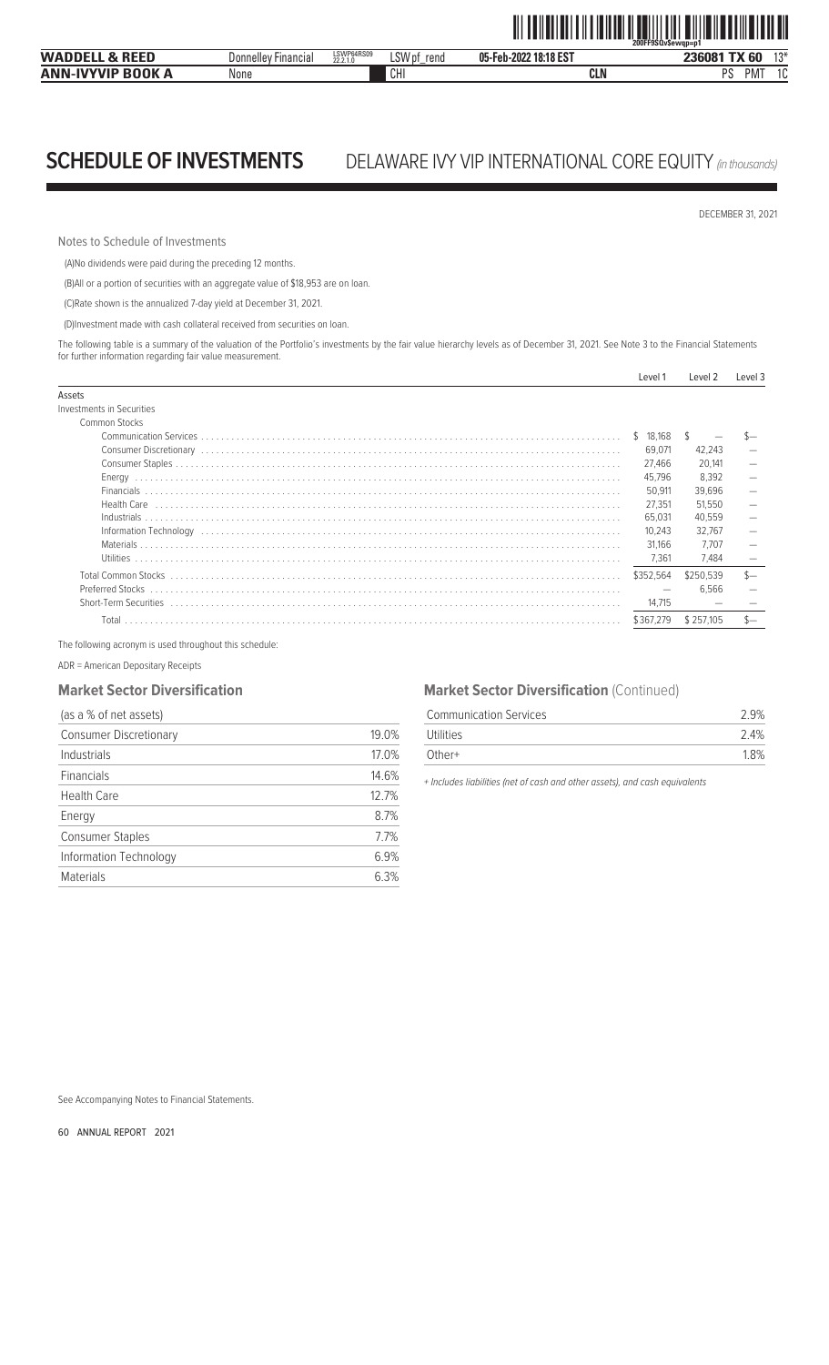# SCHEDULE OF INVESTMENTS DELAWARE IVY VIP INTERNATIONAL CORE EQUITY *(in thousands)*

DECEMBER 31, 2021

Notes to Schedule of Investments

(A)No dividends were paid during the preceding 12 months.

(B)All or a portion of securities with an aggregate value of $18,953 are on loan.

(C)Rate shown is the annualized 7-day yield at December 31, 2021.

(D)Investment made with cash collateral received from securities on loan.

The following table is a summary of the valuation of the Portfolio's investments by the fair value hierarchy levels as of December 31, 2021. See Note 3 to the Financial Statements for further information regarding fair value measurement.

| | Level 1 | Level 2 | Level 3 |
|---|---|---|---|
| Assets | | | |
| Investments in Securities | | | |
| Common Stocks | | | |
| Communication Services | $ 18,168 | $ — | $— |
| Consumer Discretionary | 69,071 | 42,243 | — |
| Consumer Staples | 27,466 | 20,141 | — |
| Energy | 45,796 | 8,392 | — |
| Financials | 50,911 | 39,696 | — |
| Health Care | 27,351 | 51,550 | — |
| Industrials | 65,031 | 40,559 | — |
| Information Technology | 10,243 | 32,767 | — |
| Materials | 31,166 | 7,707 | — |
| Utilities | 7,361 | 7,484 | — |
| Total Common Stocks | $352,564 | $250,539 | $— |
| Preferred Stocks | — | 6,566 | — |
| Short-Term Securities | 14,715 | — | — |
| Total | $367,279 | $ 257,105 | $— |

The following acronym is used throughout this schedule:

ADR = American Depositary Receipts

## Market Sector Diversification

| (as a % of net assets) | |
|---|---|
| Consumer Discretionary | 19.0% |
| Industrials | 17.0% |
| Financials | 14.6% |
| Health Care | 12.7% |
| Energy | 8.7% |
| Consumer Staples | 7.7% |
| Information Technology | 6.9% |
| Materials | 6.3% |
| Communication Services | 2.9% |
| Utilities | 2.4% |
| Other+ | 1.8% |

+ *Includes liabilities (net of cash and other assets), and cash equivalents*

See Accompanying Notes to Financial Statements.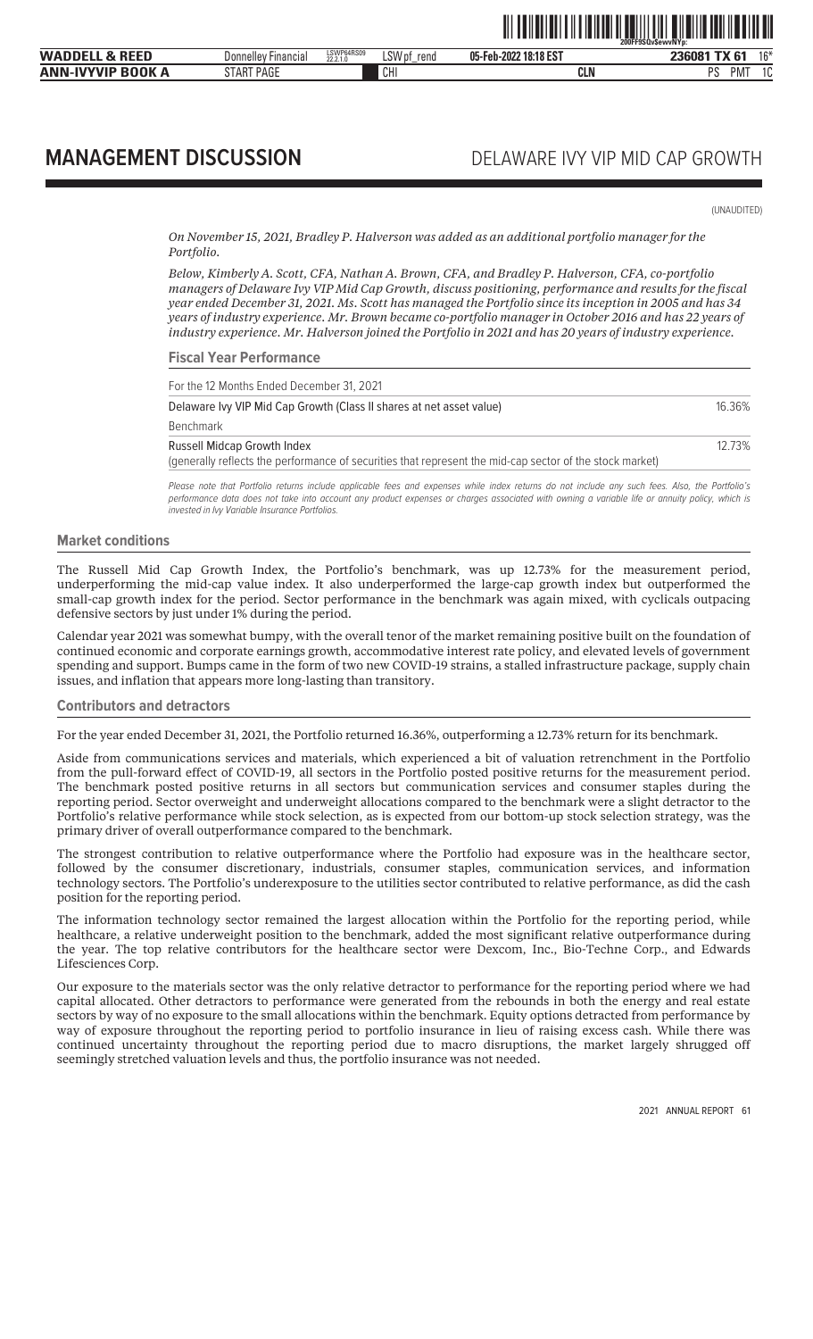# MANAGEMENT DISCUSSION

## DELAWARE IVY VIP MID CAP GROWTH

(UNAUDITED)

*On November 15, 2021, Bradley P. Halverson was added as an additional portfolio manager for the Portfolio.*

*Below, Kimberly A. Scott, CFA, Nathan A. Brown, CFA, and Bradley P. Halverson, CFA, co-portfolio managers of Delaware Ivy VIP Mid Cap Growth, discuss positioning, performance and results for the fiscal year ended December 31, 2021. Ms. Scott has managed the Portfolio since its inception in 2005 and has 34 years of industry experience. Mr. Brown became co-portfolio manager in October 2016 and has 22 years of industry experience. Mr. Halverson joined the Portfolio in 2021 and has 20 years of industry experience.*

### Fiscal Year Performance

| For the 12 Months Ended December 31, 2021 | |
|---|---|
| Delaware Ivy VIP Mid Cap Growth (Class II shares at net asset value) | 16.36% |
| Benchmark | |
| Russell Midcap Growth Index<br>(generally reflects the performance of securities that represent the mid-cap sector of the stock market) | 12.73% |

*Please note that Portfolio returns include applicable fees and expenses while index returns do not include any such fees. Also, the Portfolio's performance data does not take into account any product expenses or charges associated with owning a variable life or annuity policy, which is invested in Ivy Variable Insurance Portfolios.*

### Market conditions

The Russell Mid Cap Growth Index, the Portfolio's benchmark, was up 12.73% for the measurement period, underperforming the mid-cap value index. It also underperformed the large-cap growth index but outperformed the small-cap growth index for the period. Sector performance in the benchmark was again mixed, with cyclicals outpacing defensive sectors by just under 1% during the period.

Calendar year 2021 was somewhat bumpy, with the overall tenor of the market remaining positive built on the foundation of continued economic and corporate earnings growth, accommodative interest rate policy, and elevated levels of government spending and support. Bumps came in the form of two new COVID-19 strains, a stalled infrastructure package, supply chain issues, and inflation that appears more long-lasting than transitory.

### Contributors and detractors

For the year ended December 31, 2021, the Portfolio returned 16.36%, outperforming a 12.73% return for its benchmark.

Aside from communications services and materials, which experienced a bit of valuation retrenchment in the Portfolio from the pull-forward effect of COVID-19, all sectors in the Portfolio posted positive returns for the measurement period. The benchmark posted positive returns in all sectors but communication services and consumer staples during the reporting period. Sector overweight and underweight allocations compared to the benchmark were a slight detractor to the Portfolio's relative performance while stock selection, as is expected from our bottom-up stock selection strategy, was the primary driver of overall outperformance compared to the benchmark.

The strongest contribution to relative outperformance where the Portfolio had exposure was in the healthcare sector, followed by the consumer discretionary, industrials, consumer staples, communication services, and information technology sectors. The Portfolio's underexposure to the utilities sector contributed to relative performance, as did the cash position for the reporting period.

The information technology sector remained the largest allocation within the Portfolio for the reporting period, while healthcare, a relative underweight position to the benchmark, added the most significant relative outperformance during the year. The top relative contributors for the healthcare sector were Dexcom, Inc., Bio-Techne Corp., and Edwards Lifesciences Corp.

Our exposure to the materials sector was the only relative detractor to performance for the reporting period where we had capital allocated. Other detractors to performance were generated from the rebounds in both the energy and real estate sectors by way of no exposure to the small allocations within the benchmark. Equity options detracted from performance by way of exposure throughout the reporting period to portfolio insurance in lieu of raising excess cash. While there was continued uncertainty throughout the reporting period due to macro disruptions, the market largely shrugged off seemingly stretched valuation levels and thus, the portfolio insurance was not needed.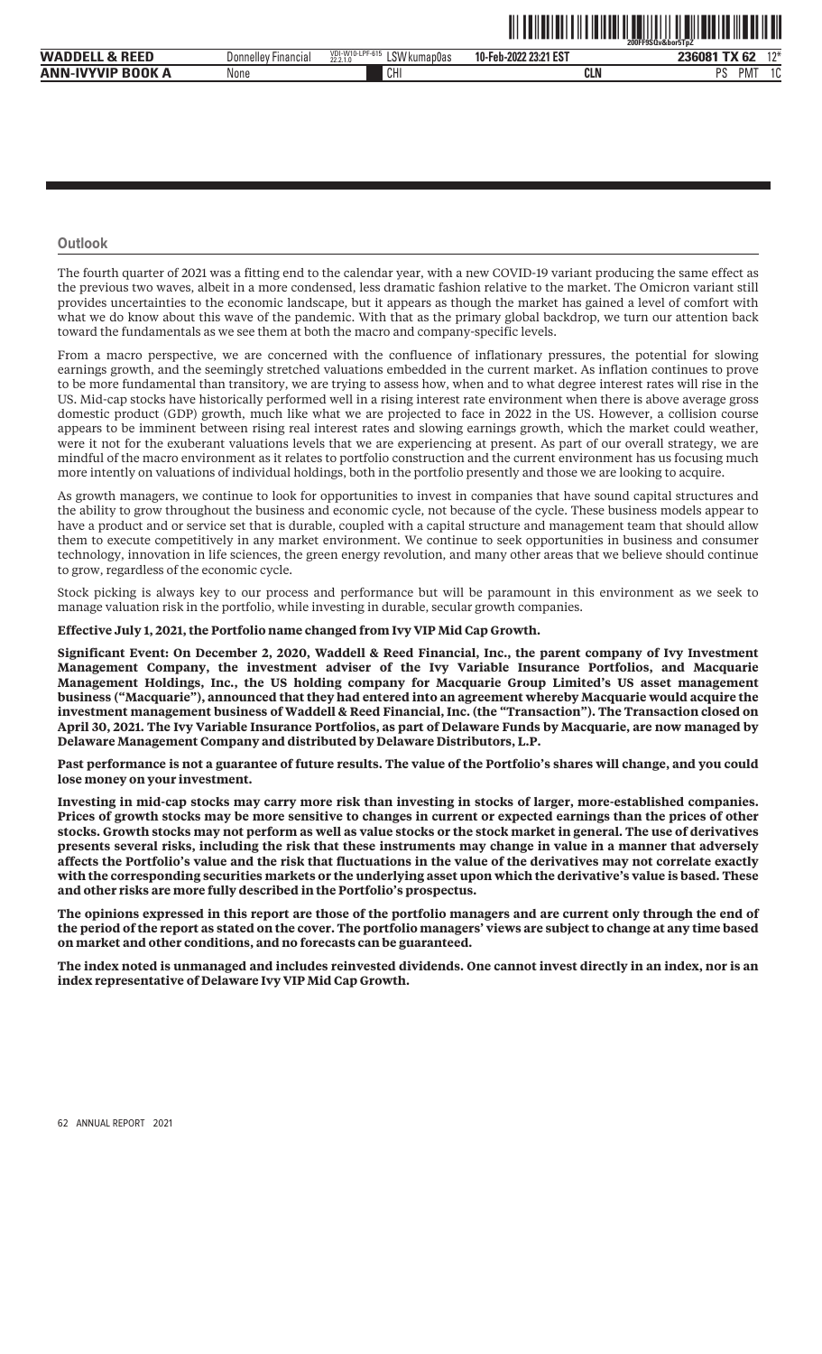## Outlook

The fourth quarter of 2021 was a fitting end to the calendar year, with a new COVID-19 variant producing the same effect as the previous two waves, albeit in a more condensed, less dramatic fashion relative to the market. The Omicron variant still provides uncertainties to the economic landscape, but it appears as though the market has gained a level of comfort with what we do know about this wave of the pandemic. With that as the primary global backdrop, we turn our attention back toward the fundamentals as we see them at both the macro and company-specific levels.

From a macro perspective, we are concerned with the confluence of inflationary pressures, the potential for slowing earnings growth, and the seemingly stretched valuations embedded in the current market. As inflation continues to prove to be more fundamental than transitory, we are trying to assess how, when and to what degree interest rates will rise in the US. Mid-cap stocks have historically performed well in a rising interest rate environment when there is above average gross domestic product (GDP) growth, much like what we are projected to face in 2022 in the US. However, a collision course appears to be imminent between rising real interest rates and slowing earnings growth, which the market could weather, were it not for the exuberant valuations levels that we are experiencing at present. As part of our overall strategy, we are mindful of the macro environment as it relates to portfolio construction and the current environment has us focusing much more intently on valuations of individual holdings, both in the portfolio presently and those we are looking to acquire.

As growth managers, we continue to look for opportunities to invest in companies that have sound capital structures and the ability to grow throughout the business and economic cycle, not because of the cycle. These business models appear to have a product and or service set that is durable, coupled with a capital structure and management team that should allow them to execute competitively in any market environment. We continue to seek opportunities in business and consumer technology, innovation in life sciences, the green energy revolution, and many other areas that we believe should continue to grow, regardless of the economic cycle.

Stock picking is always key to our process and performance but will be paramount in this environment as we seek to manage valuation risk in the portfolio, while investing in durable, secular growth companies.

**Effective July 1, 2021, the Portfolio name changed from Ivy VIP Mid Cap Growth.**

**Significant Event: On December 2, 2020, Waddell & Reed Financial, Inc., the parent company of Ivy Investment Management Company, the investment adviser of the Ivy Variable Insurance Portfolios, and Macquarie Management Holdings, Inc., the US holding company for Macquarie Group Limited's US asset management business ("Macquarie"), announced that they had entered into an agreement whereby Macquarie would acquire the investment management business of Waddell & Reed Financial, Inc. (the "Transaction"). The Transaction closed on April 30, 2021. The Ivy Variable Insurance Portfolios, as part of Delaware Funds by Macquarie, are now managed by Delaware Management Company and distributed by Delaware Distributors, L.P.**

**Past performance is not a guarantee of future results. The value of the Portfolio's shares will change, and you could lose money on your investment.**

**Investing in mid-cap stocks may carry more risk than investing in stocks of larger, more-established companies. Prices of growth stocks may be more sensitive to changes in current or expected earnings than the prices of other stocks. Growth stocks may not perform as well as value stocks or the stock market in general. The use of derivatives presents several risks, including the risk that these instruments may change in value in a manner that adversely affects the Portfolio's value and the risk that fluctuations in the value of the derivatives may not correlate exactly with the corresponding securities markets or the underlying asset upon which the derivative's value is based. These and other risks are more fully described in the Portfolio's prospectus.**

**The opinions expressed in this report are those of the portfolio managers and are current only through the end of the period of the report as stated on the cover. The portfolio managers' views are subject to change at any time based on market and other conditions, and no forecasts can be guaranteed.**

**The index noted is unmanaged and includes reinvested dividends. One cannot invest directly in an index, nor is an index representative of Delaware Ivy VIP Mid Cap Growth.**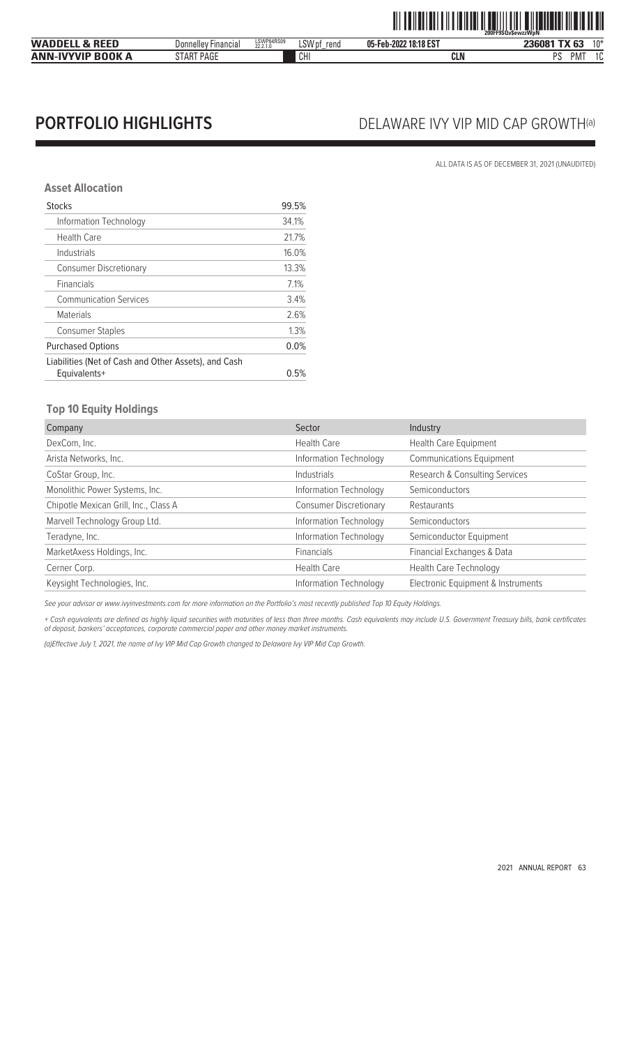# PORTFOLIO HIGHLIGHTS

## DELAWARE IVY VIP MID CAP GROWTH(a)

ALL DATA IS AS OF DECEMBER 31, 2021 (UNAUDITED)

### Asset Allocation

| | |
|---|---|
| Stocks | 99.5% |
| Information Technology | 34.1% |
| Health Care | 21.7% |
| Industrials | 16.0% |
| Consumer Discretionary | 13.3% |
| Financials | 7.1% |
| Communication Services | 3.4% |
| Materials | 2.6% |
| Consumer Staples | 1.3% |
| Purchased Options | 0.0% |
| Liabilities (Net of Cash and Other Assets), and Cash Equivalents+ | 0.5% |

### Top 10 Equity Holdings

| Company | Sector | Industry |
|---|---|---|
| DexCom, Inc. | Health Care | Health Care Equipment |
| Arista Networks, Inc. | Information Technology | Communications Equipment |
| CoStar Group, Inc. | Industrials | Research & Consulting Services |
| Monolithic Power Systems, Inc. | Information Technology | Semiconductors |
| Chipotle Mexican Grill, Inc., Class A | Consumer Discretionary | Restaurants |
| Marvell Technology Group Ltd. | Information Technology | Semiconductors |
| Teradyne, Inc. | Information Technology | Semiconductor Equipment |
| MarketAxess Holdings, Inc. | Financials | Financial Exchanges & Data |
| Cerner Corp. | Health Care | Health Care Technology |
| Keysight Technologies, Inc. | Information Technology | Electronic Equipment & Instruments |

*See your advisor or www.ivyinvestments.com for more information on the Portfolio's most recently published Top 10 Equity Holdings.*

*+ Cash equivalents are defined as highly liquid securities with maturities of less than three months. Cash equivalents may include U.S. Government Treasury bills, bank certificates of deposit, bankers' acceptances, corporate commercial paper and other money market instruments.*

*(a)Effective July 1, 2021, the name of Ivy VIP Mid Cap Growth changed to Delaware Ivy VIP Mid Cap Growth.*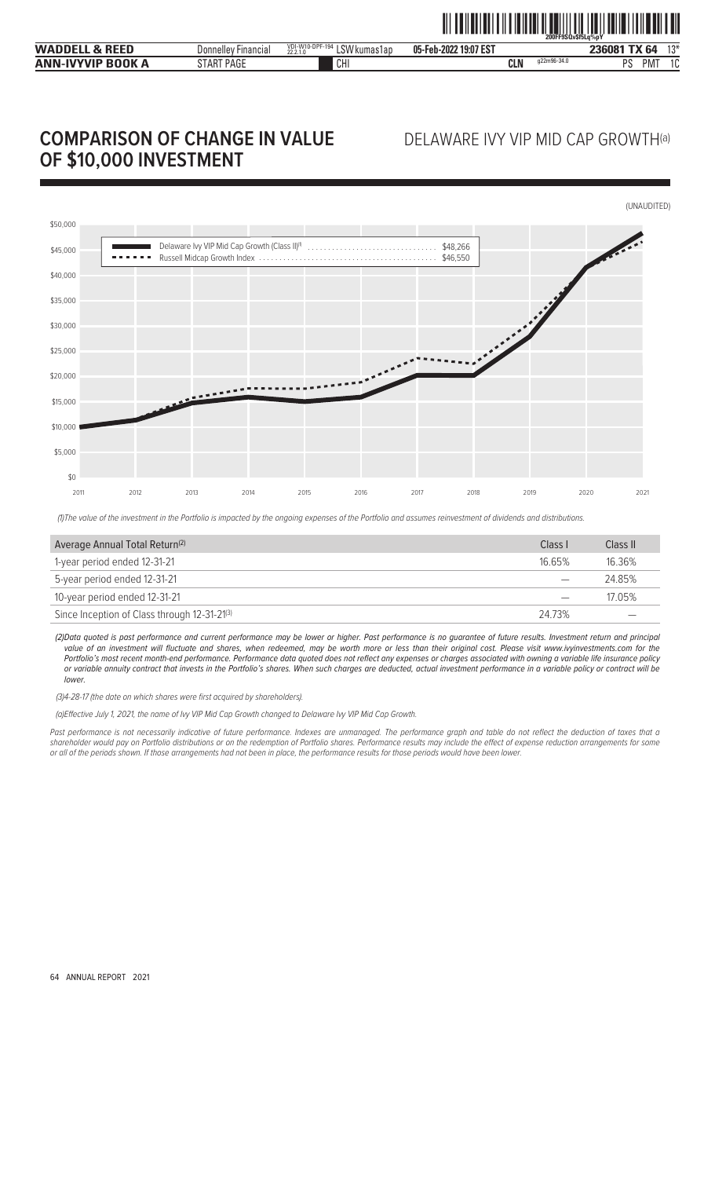# COMPARISON OF CHANGE IN VALUE OF $10,000 INVESTMENT

## DELAWARE IVY VIP MID CAP GROWTH(a)

(UNAUDITED)

Delaware Ivy VIP Mid Cap Growth (Class II)[1] ..... $48,266
Russell Midcap Growth Index ..... $46,550

*(1)The value of the investment in the Portfolio is impacted by the ongoing expenses of the Portfolio and assumes reinvestment of dividends and distributions.*

| Average Annual Total Return[(2)] | Class I | Class II |
|---|---|---|
| 1-year period ended 12-31-21 | 16.65% | 16.36% |
| 5-year period ended 12-31-21 | — | 24.85% |
| 10-year period ended 12-31-21 | — | 17.05% |
| Since Inception of Class through 12-31-21[(3)] | 24.73% | — |

*(2)Data quoted is past performance and current performance may be lower or higher. Past performance is no guarantee of future results. Investment return and principal value of an investment will fluctuate and shares, when redeemed, may be worth more or less than their original cost. Please visit www.ivyinvestments.com for the Portfolio's most recent month-end performance. Performance data quoted does not reflect any expenses or charges associated with owning a variable life insurance policy or variable annuity contract that invests in the Portfolio's shares. When such charges are deducted, actual investment performance in a variable policy or contract will be lower.*

*(3)4-28-17 (the date on which shares were first acquired by shareholders).*

*(a)Effective July 1, 2021, the name of Ivy VIP Mid Cap Growth changed to Delaware Ivy VIP Mid Cap Growth.*

*Past performance is not necessarily indicative of future performance. Indexes are unmanaged. The performance graph and table do not reflect the deduction of taxes that a shareholder would pay on Portfolio distributions or on the redemption of Portfolio shares. Performance results may include the effect of expense reduction arrangements for some or all of the periods shown. If those arrangements had not been in place, the performance results for those periods would have been lower.*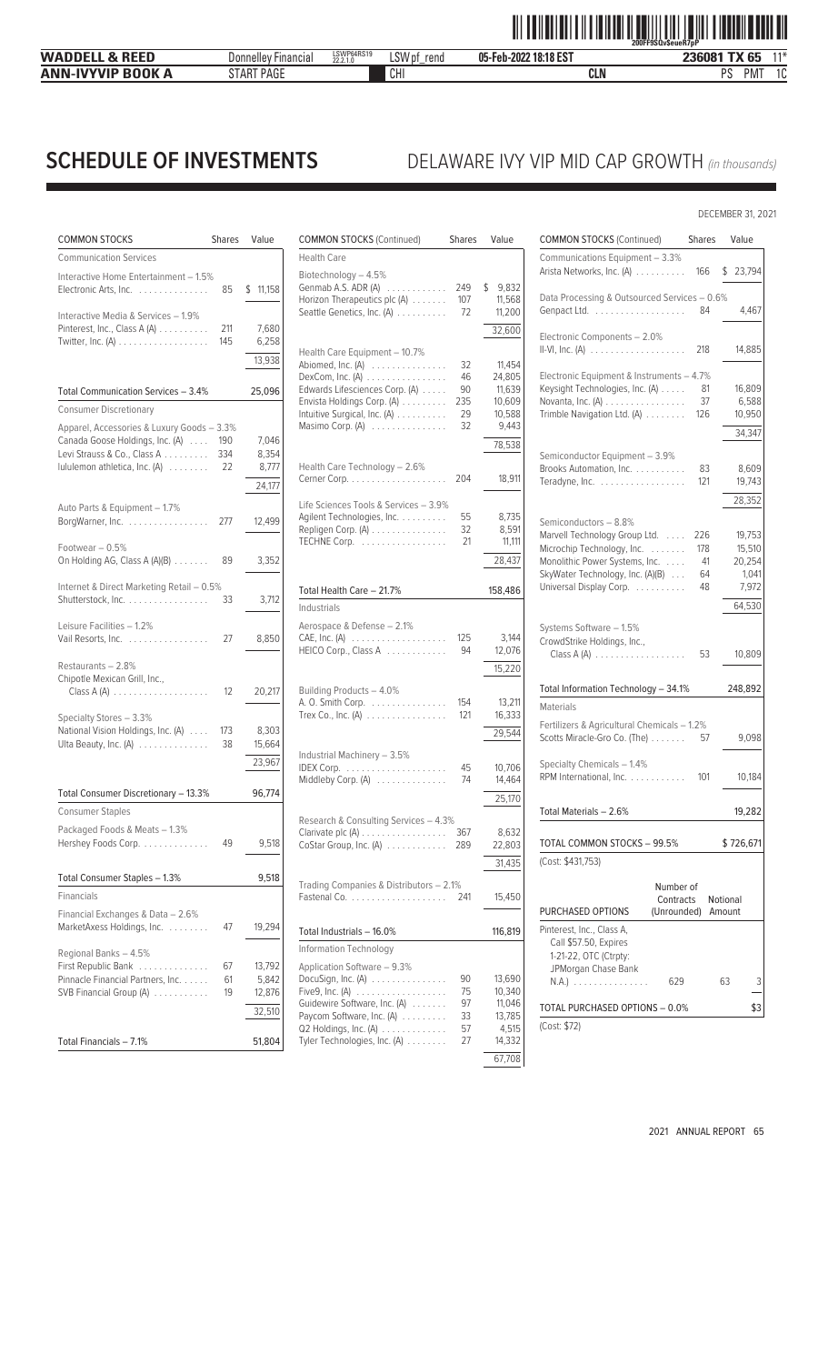# SCHEDULE OF INVESTMENTS

## DELAWARE IVY VIP MID CAP GROWTH *(in thousands)*

DECEMBER 31, 2021

| COMMON STOCKS | Shares | Value |
|---|---|---|
| **Communication Services** | | |
| Interactive Home Entertainment – 1.5% | | |
| Electronic Arts, Inc. | 85 | $ 11,158 |
| Interactive Media & Services – 1.9% | | |
| Pinterest, Inc., Class A (A) | 211 | 7,680 |
| Twitter, Inc. (A) | 145 | 6,258 |
| | | 13,938 |
| Total Communication Services – 3.4% | | 25,096 |
| **Consumer Discretionary** | | |
| Apparel, Accessories & Luxury Goods – 3.3% | | |
| Canada Goose Holdings, Inc. (A) | 190 | 7,046 |
| Levi Strauss & Co., Class A | 334 | 8,354 |
| lululemon athletica, Inc. (A) | 22 | 8,777 |
| | | 24,177 |
| Auto Parts & Equipment – 1.7% | | |
| BorgWarner, Inc. | 277 | 12,499 |
| Footwear – 0.5% | | |
| On Holding AG, Class A (A)(B) | 89 | 3,352 |
| Internet & Direct Marketing Retail – 0.5% | | |
| Shutterstock, Inc. | 33 | 3,712 |
| Leisure Facilities – 1.2% | | |
| Vail Resorts, Inc. | 27 | 8,850 |
| Restaurants – 2.8% | | |
| Chipotle Mexican Grill, Inc., Class A (A) | 12 | 20,217 |
| Specialty Stores – 3.3% | | |
| National Vision Holdings, Inc. (A) | 173 | 8,303 |
| Ulta Beauty, Inc. (A) | 38 | 15,664 |
| | | 23,967 |
| Total Consumer Discretionary – 13.3% | | 96,774 |
| **Consumer Staples** | | |
| Packaged Foods & Meats – 1.3% | | |
| Hershey Foods Corp. | 49 | 9,518 |
| Total Consumer Staples – 1.3% | | 9,518 |
| **Financials** | | |
| Financial Exchanges & Data – 2.6% | | |
| MarketAxess Holdings, Inc. | 47 | 19,294 |
| Regional Banks – 4.5% | | |
| First Republic Bank | 67 | 13,792 |
| Pinnacle Financial Partners, Inc. | 61 | 5,842 |
| SVB Financial Group (A) | 19 | 12,876 |
| | | 32,510 |
| Total Financials – 7.1% | | 51,804 |

| COMMON STOCKS (Continued) | Shares | Value |
|---|---|---|
| **Health Care** | | |
| Biotechnology – 4.5% | | |
| Genmab A.S. ADR (A) | 249 | $ 9,832 |
| Horizon Therapeutics plc (A) | 107 | 11,568 |
| Seattle Genetics, Inc. (A) | 72 | 11,200 |
| | | 32,600 |
| Health Care Equipment – 10.7% | | |
| Abiomed, Inc. (A) | 32 | 11,454 |
| DexCom, Inc. (A) | 46 | 24,805 |
| Edwards Lifesciences Corp. (A) | 90 | 11,639 |
| Envista Holdings Corp. (A) | 235 | 10,609 |
| Intuitive Surgical, Inc. (A) | 29 | 10,588 |
| Masimo Corp. (A) | 32 | 9,443 |
| | | 78,538 |
| Health Care Technology – 2.6% | | |
| Cerner Corp. | 204 | 18,911 |
| Life Sciences Tools & Services – 3.9% | | |
| Agilent Technologies, Inc. | 55 | 8,735 |
| Repligen Corp. (A) | 32 | 8,591 |
| TECHNE Corp. | 21 | 11,111 |
| | | 28,437 |
| Total Health Care – 21.7% | | 158,486 |
| **Industrials** | | |
| Aerospace & Defense – 2.1% | | |
| CAE, Inc. (A) | 125 | 3,144 |
| HEICO Corp., Class A | 94 | 12,076 |
| | | 15,220 |
| Building Products – 4.0% | | |
| A. O. Smith Corp. | 154 | 13,211 |
| Trex Co., Inc. (A) | 121 | 16,333 |
| | | 29,544 |
| Industrial Machinery – 3.5% | | |
| IDEX Corp. | 45 | 10,706 |
| Middleby Corp. (A) | 74 | 14,464 |
| | | 25,170 |
| Research & Consulting Services – 4.3% | | |
| Clarivate plc (A) | 367 | 8,632 |
| CoStar Group, Inc. (A) | 289 | 22,803 |
| | | 31,435 |
| Trading Companies & Distributors – 2.1% | | |
| Fastenal Co. | 241 | 15,450 |
| Total Industrials – 16.0% | | 116,819 |
| **Information Technology** | | |
| Application Software – 9.3% | | |
| DocuSign, Inc. (A) | 90 | 13,690 |
| Five9, Inc. (A) | 75 | 10,340 |
| Guidewire Software, Inc. (A) | 97 | 11,046 |
| Paycom Software, Inc. (A) | 33 | 13,785 |
| Q2 Holdings, Inc. (A) | 57 | 4,515 |
| Tyler Technologies, Inc. (A) | 27 | 14,332 |
| | | 67,708 |

| COMMON STOCKS (Continued) | Shares | Value |
|---|---|---|
| Communications Equipment – 3.3% | | |
| Arista Networks, Inc. (A) | 166 | $ 23,794 |
| Data Processing & Outsourced Services – 0.6% | | |
| Genpact Ltd. | 84 | 4,467 |
| Electronic Components – 2.0% | | |
| II-VI, Inc. (A) | 218 | 14,885 |
| Electronic Equipment & Instruments – 4.7% | | |
| Keysight Technologies, Inc. (A) | 81 | 16,809 |
| Novanta, Inc. (A) | 37 | 6,588 |
| Trimble Navigation Ltd. (A) | 126 | 10,950 |
| | | 34,347 |
| Semiconductor Equipment – 3.9% | | |
| Brooks Automation, Inc. | 83 | 8,609 |
| Teradyne, Inc. | 121 | 19,743 |
| | | 28,352 |
| Semiconductors – 8.8% | | |
| Marvell Technology Group Ltd. | 226 | 19,753 |
| Microchip Technology, Inc. | 178 | 15,510 |
| Monolithic Power Systems, Inc. | 41 | 20,254 |
| SkyWater Technology, Inc. (A)(B) | 64 | 1,041 |
| Universal Display Corp. | 48 | 7,972 |
| | | 64,530 |
| Systems Software – 1.5% | | |
| CrowdStrike Holdings, Inc., Class A (A) | 53 | 10,809 |
| Total Information Technology – 34.1% | | 248,892 |
| **Materials** | | |
| Fertilizers & Agricultural Chemicals – 1.2% | | |
| Scotts Miracle-Gro Co. (The) | 57 | 9,098 |
| Specialty Chemicals – 1.4% | | |
| RPM International, Inc. | 101 | 10,184 |
| Total Materials – 2.6% | | 19,282 |
| TOTAL COMMON STOCKS – 99.5% | | $ 726,671 |
| (Cost: $431,753) | | |

| PURCHASED OPTIONS | Number of Contracts (Unrounded) | Notional Amount | |
|---|---|---|---|
| Pinterest, Inc., Class A, Call $57.50, Expires 1-21-22, OTC (Ctrpty: JPMorgan Chase Bank N.A.) | 629 | 63 | 3 |
| TOTAL PURCHASED OPTIONS – 0.0% | | | $3 |
| (Cost: $72) | | | |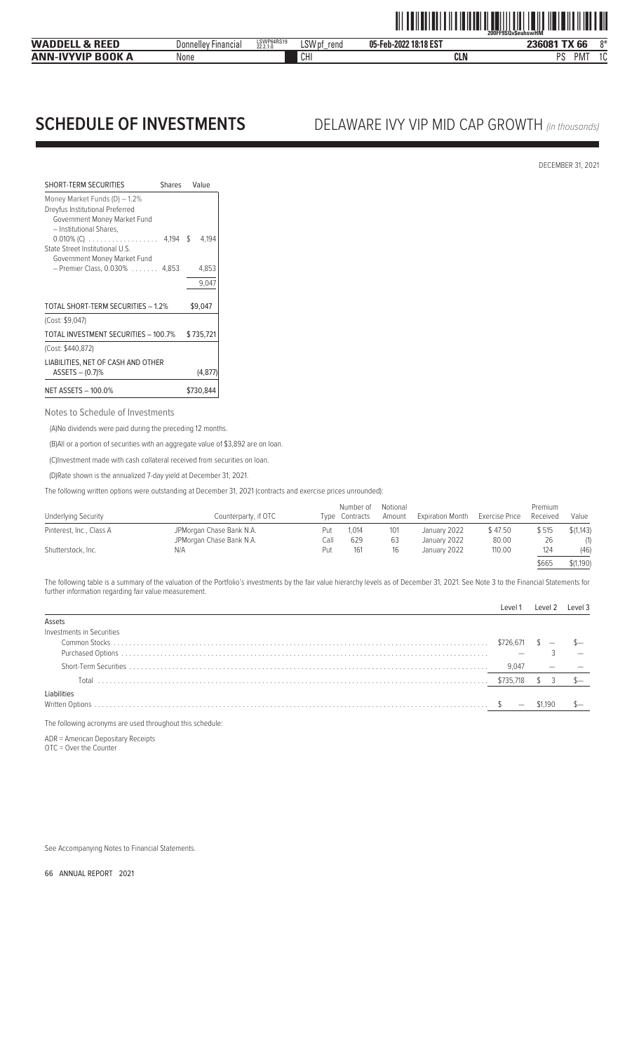# SCHEDULE OF INVESTMENTS

## DELAWARE IVY VIP MID CAP GROWTH *(in thousands)*

DECEMBER 31, 2021

| SHORT-TERM SECURITIES | Shares | Value |
|---|---|---|
| Money Market Funds (D) – 1.2% | | |
| Dreyfus Institutional Preferred Government Money Market Fund – Institutional Shares, 0.010% (C) | 4,194 | $ 4,194 |
| State Street Institutional U.S. Government Money Market Fund – Premier Class, 0.030% | 4,853 | 4,853 |
| | | 9,047 |
| TOTAL SHORT-TERM SECURITIES – 1.2% | | $9,047 |
| (Cost: $9,047) | | |
| TOTAL INVESTMENT SECURITIES – 100.7% | | $735,721 |
| (Cost: $440,872) | | |
| LIABILITIES, NET OF CASH AND OTHER ASSETS – (0.7)% | | (4,877) |
| NET ASSETS – 100.0% | | $730,844 |

Notes to Schedule of Investments

(A)No dividends were paid during the preceding 12 months.

(B)All or a portion of securities with an aggregate value of $3,892 are on loan.

(C)Investment made with cash collateral received from securities on loan.

(D)Rate shown is the annualized 7-day yield at December 31, 2021.

The following written options were outstanding at December 31, 2021 (contracts and exercise prices unrounded):

| Underlying Security | Counterparty, if OTC | Type | Number of Contracts | Notional Amount | Expiration Month | Exercise Price | Premium Received | Value |
|---|---|---|---|---|---|---|---|---|
| Pinterest, Inc., Class A | JPMorgan Chase Bank N.A. | Put | 1,014 | 101 | January 2022 | $ 47.50 | $ 515 | $(1,143) |
| | JPMorgan Chase Bank N.A. | Call | 629 | 63 | January 2022 | 80.00 | 26 | (1) |
| Shutterstock, Inc. | N/A | Put | 161 | 16 | January 2022 | 110.00 | 124 | (46) |
| | | | | | | | $665 | $(1,190) |

The following table is a summary of the valuation of the Portfolio's investments by the fair value hierarchy levels as of December 31, 2021. See Note 3 to the Financial Statements for further information regarding fair value measurement.

| | Level 1 | Level 2 | Level 3 |
|---|---|---|---|
| **Assets** | | | |
| Investments in Securities | | | |
| Common Stocks | $726,671 | $ — | $— |
| Purchased Options | — | 3 | — |
| Short-Term Securities | 9,047 | — | — |
| Total | $735,718 | $ 3 | $— |
| **Liabilities** | | | |
| Written Options | $ — | $1,190 | $— |

The following acronyms are used throughout this schedule:

ADR = American Depositary Receipts
OTC = Over the Counter

See Accompanying Notes to Financial Statements.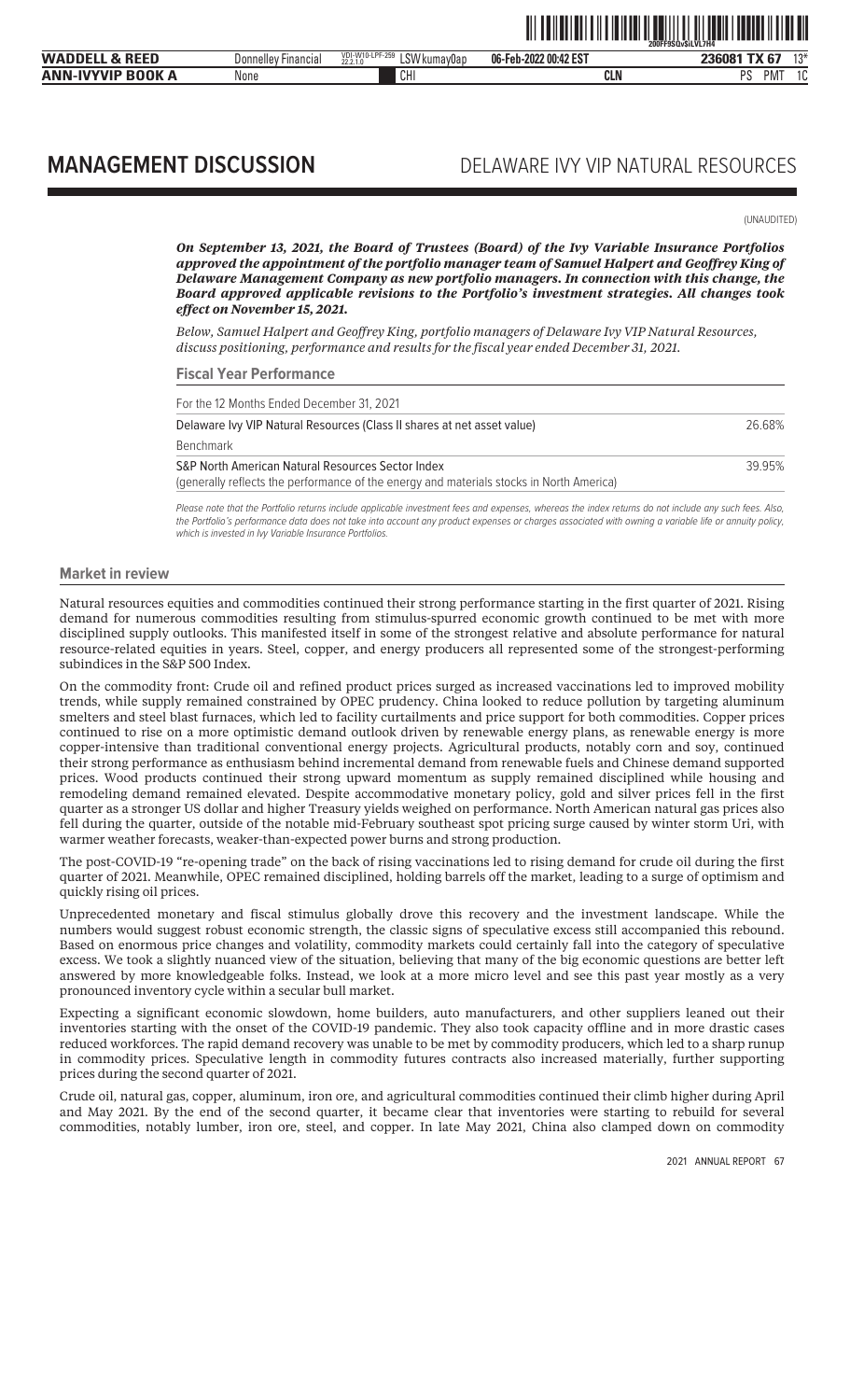# MANAGEMENT DISCUSSION

## DELAWARE IVY VIP NATURAL RESOURCES

(UNAUDITED)

***On September 13, 2021, the Board of Trustees (Board) of the Ivy Variable Insurance Portfolios approved the appointment of the portfolio manager team of Samuel Halpert and Geoffrey King of Delaware Management Company as new portfolio managers. In connection with this change, the Board approved applicable revisions to the Portfolio's investment strategies. All changes took effect on November 15, 2021.***

*Below, Samuel Halpert and Geoffrey King, portfolio managers of Delaware Ivy VIP Natural Resources, discuss positioning, performance and results for the fiscal year ended December 31, 2021.*

### Fiscal Year Performance

| For the 12 Months Ended December 31, 2021 | |
|---|---|
| Delaware Ivy VIP Natural Resources (Class II shares at net asset value) | 26.68% |
| Benchmark | |
| S&P North American Natural Resources Sector Index<br>(generally reflects the performance of the energy and materials stocks in North America) | 39.95% |

*Please note that the Portfolio returns include applicable investment fees and expenses, whereas the index returns do not include any such fees. Also, the Portfolio's performance data does not take into account any product expenses or charges associated with owning a variable life or annuity policy, which is invested in Ivy Variable Insurance Portfolios.*

### Market in review

Natural resources equities and commodities continued their strong performance starting in the first quarter of 2021. Rising demand for numerous commodities resulting from stimulus-spurred economic growth continued to be met with more disciplined supply outlooks. This manifested itself in some of the strongest relative and absolute performance for natural resource-related equities in years. Steel, copper, and energy producers all represented some of the strongest-performing subindices in the S&P 500 Index.

On the commodity front: Crude oil and refined product prices surged as increased vaccinations led to improved mobility trends, while supply remained constrained by OPEC prudency. China looked to reduce pollution by targeting aluminum smelters and steel blast furnaces, which led to facility curtailments and price support for both commodities. Copper prices continued to rise on a more optimistic demand outlook driven by renewable energy plans, as renewable energy is more copper-intensive than traditional conventional energy projects. Agricultural products, notably corn and soy, continued their strong performance as enthusiasm behind incremental demand from renewable fuels and Chinese demand supported prices. Wood products continued their strong upward momentum as supply remained disciplined while housing and remodeling demand remained elevated. Despite accommodative monetary policy, gold and silver prices fell in the first quarter as a stronger US dollar and higher Treasury yields weighed on performance. North American natural gas prices also fell during the quarter, outside of the notable mid-February southeast spot pricing surge caused by winter storm Uri, with warmer weather forecasts, weaker-than-expected power burns and strong production.

The post-COVID-19 "re-opening trade" on the back of rising vaccinations led to rising demand for crude oil during the first quarter of 2021. Meanwhile, OPEC remained disciplined, holding barrels off the market, leading to a surge of optimism and quickly rising oil prices.

Unprecedented monetary and fiscal stimulus globally drove this recovery and the investment landscape. While the numbers would suggest robust economic strength, the classic signs of speculative excess still accompanied this rebound. Based on enormous price changes and volatility, commodity markets could certainly fall into the category of speculative excess. We took a slightly nuanced view of the situation, believing that many of the big economic questions are better left answered by more knowledgeable folks. Instead, we look at a more micro level and see this past year mostly as a very pronounced inventory cycle within a secular bull market.

Expecting a significant economic slowdown, home builders, auto manufacturers, and other suppliers leaned out their inventories starting with the onset of the COVID-19 pandemic. They also took capacity offline and in more drastic cases reduced workforces. The rapid demand recovery was unable to be met by commodity producers, which led to a sharp runup in commodity prices. Speculative length in commodity futures contracts also increased materially, further supporting prices during the second quarter of 2021.

Crude oil, natural gas, copper, aluminum, iron ore, and agricultural commodities continued their climb higher during April and May 2021. By the end of the second quarter, it became clear that inventories were starting to rebuild for several commodities, notably lumber, iron ore, steel, and copper. In late May 2021, China also clamped down on commodity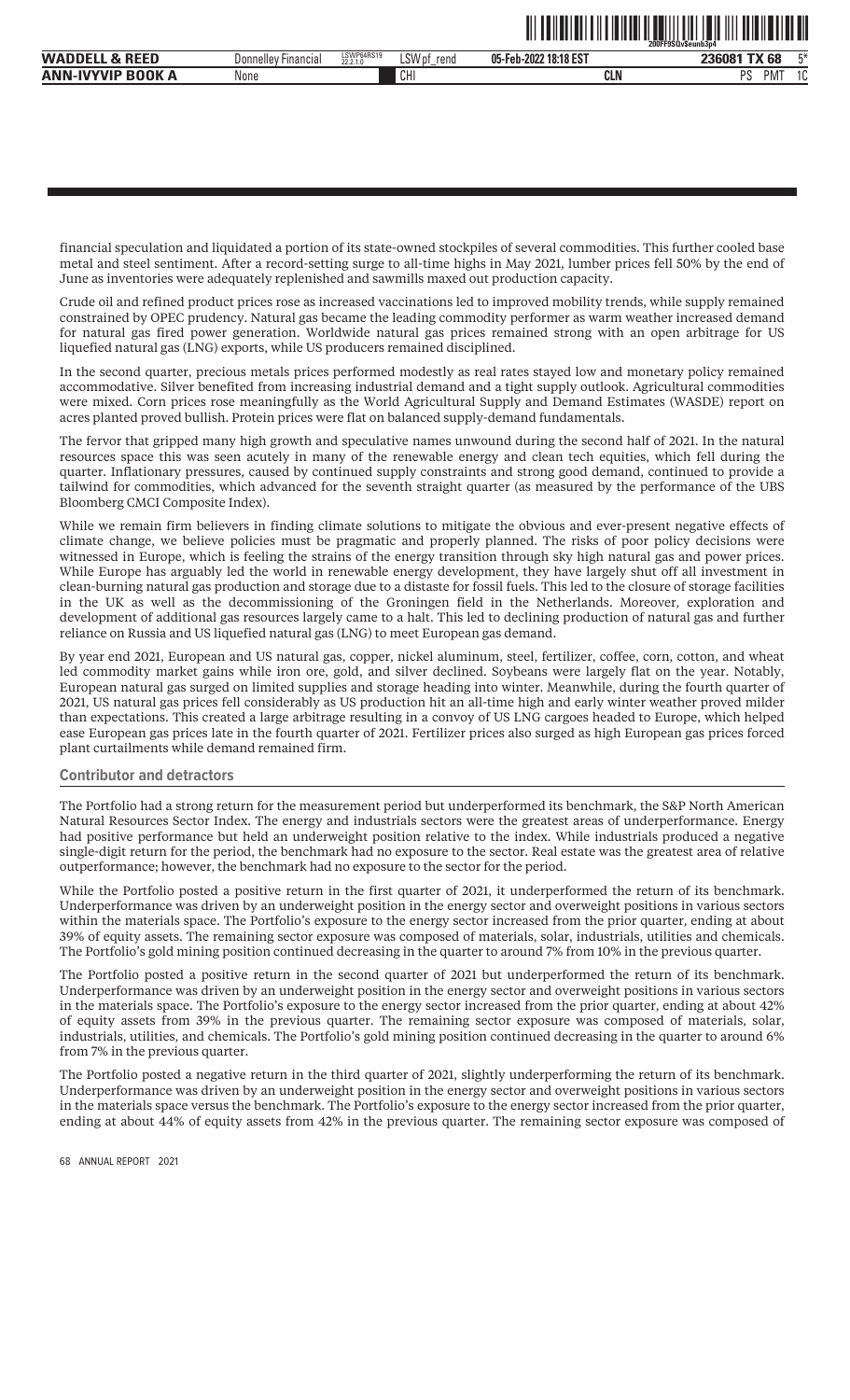financial speculation and liquidated a portion of its state-owned stockpiles of several commodities. This further cooled base metal and steel sentiment. After a record-setting surge to all-time highs in May 2021, lumber prices fell 50% by the end of June as inventories were adequately replenished and sawmills maxed out production capacity.

Crude oil and refined product prices rose as increased vaccinations led to improved mobility trends, while supply remained constrained by OPEC prudency. Natural gas became the leading commodity performer as warm weather increased demand for natural gas fired power generation. Worldwide natural gas prices remained strong with an open arbitrage for US liquefied natural gas (LNG) exports, while US producers remained disciplined.

In the second quarter, precious metals prices performed modestly as real rates stayed low and monetary policy remained accommodative. Silver benefited from increasing industrial demand and a tight supply outlook. Agricultural commodities were mixed. Corn prices rose meaningfully as the World Agricultural Supply and Demand Estimates (WASDE) report on acres planted proved bullish. Protein prices were flat on balanced supply-demand fundamentals.

The fervor that gripped many high growth and speculative names unwound during the second half of 2021. In the natural resources space this was seen acutely in many of the renewable energy and clean tech equities, which fell during the quarter. Inflationary pressures, caused by continued supply constraints and strong good demand, continued to provide a tailwind for commodities, which advanced for the seventh straight quarter (as measured by the performance of the UBS Bloomberg CMCI Composite Index).

While we remain firm believers in finding climate solutions to mitigate the obvious and ever-present negative effects of climate change, we believe policies must be pragmatic and properly planned. The risks of poor policy decisions were witnessed in Europe, which is feeling the strains of the energy transition through sky high natural gas and power prices. While Europe has arguably led the world in renewable energy development, they have largely shut off all investment in clean-burning natural gas production and storage due to a distaste for fossil fuels. This led to the closure of storage facilities in the UK as well as the decommissioning of the Groningen field in the Netherlands. Moreover, exploration and development of additional gas resources largely came to a halt. This led to declining production of natural gas and further reliance on Russia and US liquefied natural gas (LNG) to meet European gas demand.

By year end 2021, European and US natural gas, copper, nickel aluminum, steel, fertilizer, coffee, corn, cotton, and wheat led commodity market gains while iron ore, gold, and silver declined. Soybeans were largely flat on the year. Notably, European natural gas surged on limited supplies and storage heading into winter. Meanwhile, during the fourth quarter of 2021, US natural gas prices fell considerably as US production hit an all-time high and early winter weather proved milder than expectations. This created a large arbitrage resulting in a convoy of US LNG cargoes headed to Europe, which helped ease European gas prices late in the fourth quarter of 2021. Fertilizer prices also surged as high European gas prices forced plant curtailments while demand remained firm.

### Contributor and detractors

The Portfolio had a strong return for the measurement period but underperformed its benchmark, the S&P North American Natural Resources Sector Index. The energy and industrials sectors were the greatest areas of underperformance. Energy had positive performance but held an underweight position relative to the index. While industrials produced a negative single-digit return for the period, the benchmark had no exposure to the sector. Real estate was the greatest area of relative outperformance; however, the benchmark had no exposure to the sector for the period.

While the Portfolio posted a positive return in the first quarter of 2021, it underperformed the return of its benchmark. Underperformance was driven by an underweight position in the energy sector and overweight positions in various sectors within the materials space. The Portfolio's exposure to the energy sector increased from the prior quarter, ending at about 39% of equity assets. The remaining sector exposure was composed of materials, solar, industrials, utilities and chemicals. The Portfolio's gold mining position continued decreasing in the quarter to around 7% from 10% in the previous quarter.

The Portfolio posted a positive return in the second quarter of 2021 but underperformed the return of its benchmark. Underperformance was driven by an underweight position in the energy sector and overweight positions in various sectors in the materials space. The Portfolio's exposure to the energy sector increased from the prior quarter, ending at about 42% of equity assets from 39% in the previous quarter. The remaining sector exposure was composed of materials, solar, industrials, utilities, and chemicals. The Portfolio's gold mining position continued decreasing in the quarter to around 6% from 7% in the previous quarter.

The Portfolio posted a negative return in the third quarter of 2021, slightly underperforming the return of its benchmark. Underperformance was driven by an underweight position in the energy sector and overweight positions in various sectors in the materials space versus the benchmark. The Portfolio's exposure to the energy sector increased from the prior quarter, ending at about 44% of equity assets from 42% in the previous quarter. The remaining sector exposure was composed of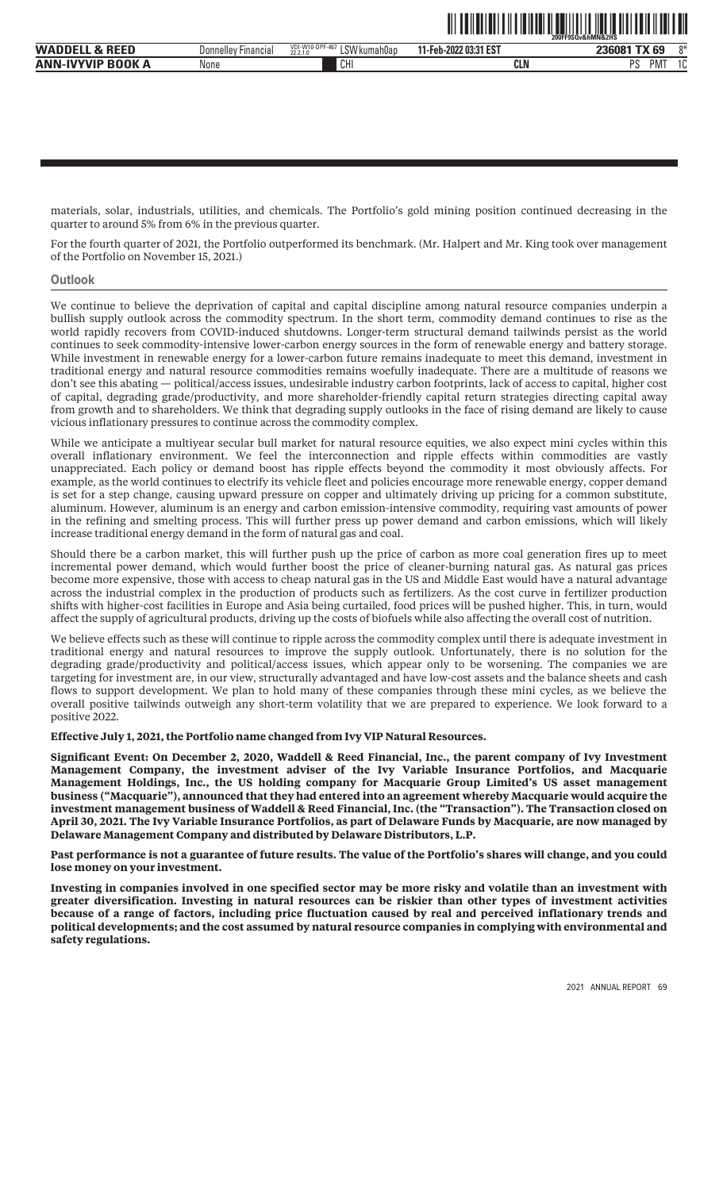materials, solar, industrials, utilities, and chemicals. The Portfolio's gold mining position continued decreasing in the quarter to around 5% from 6% in the previous quarter.

For the fourth quarter of 2021, the Portfolio outperformed its benchmark. (Mr. Halpert and Mr. King took over management of the Portfolio on November 15, 2021.)

## Outlook

We continue to believe the deprivation of capital and capital discipline among natural resource companies underpin a bullish supply outlook across the commodity spectrum. In the short term, commodity demand continues to rise as the world rapidly recovers from COVID-induced shutdowns. Longer-term structural demand tailwinds persist as the world continues to seek commodity-intensive lower-carbon energy sources in the form of renewable energy and battery storage. While investment in renewable energy for a lower-carbon future remains inadequate to meet this demand, investment in traditional energy and natural resource commodities remains woefully inadequate. There are a multitude of reasons we don't see this abating — political/access issues, undesirable industry carbon footprints, lack of access to capital, higher cost of capital, degrading grade/productivity, and more shareholder-friendly capital return strategies directing capital away from growth and to shareholders. We think that degrading supply outlooks in the face of rising demand are likely to cause vicious inflationary pressures to continue across the commodity complex.

While we anticipate a multiyear secular bull market for natural resource equities, we also expect mini cycles within this overall inflationary environment. We feel the interconnection and ripple effects within commodities are vastly unappreciated. Each policy or demand boost has ripple effects beyond the commodity it most obviously affects. For example, as the world continues to electrify its vehicle fleet and policies encourage more renewable energy, copper demand is set for a step change, causing upward pressure on copper and ultimately driving up pricing for a common substitute, aluminum. However, aluminum is an energy and carbon emission-intensive commodity, requiring vast amounts of power in the refining and smelting process. This will further press up power demand and carbon emissions, which will likely increase traditional energy demand in the form of natural gas and coal.

Should there be a carbon market, this will further push up the price of carbon as more coal generation fires up to meet incremental power demand, which would further boost the price of cleaner-burning natural gas. As natural gas prices become more expensive, those with access to cheap natural gas in the US and Middle East would have a natural advantage across the industrial complex in the production of products such as fertilizers. As the cost curve in fertilizer production shifts with higher-cost facilities in Europe and Asia being curtailed, food prices will be pushed higher. This, in turn, would affect the supply of agricultural products, driving up the costs of biofuels while also affecting the overall cost of nutrition.

We believe effects such as these will continue to ripple across the commodity complex until there is adequate investment in traditional energy and natural resources to improve the supply outlook. Unfortunately, there is no solution for the degrading grade/productivity and political/access issues, which appear only to be worsening. The companies we are targeting for investment are, in our view, structurally advantaged and have low-cost assets and the balance sheets and cash flows to support development. We plan to hold many of these companies through these mini cycles, as we believe the overall positive tailwinds outweigh any short-term volatility that we are prepared to experience. We look forward to a positive 2022.

**Effective July 1, 2021, the Portfolio name changed from Ivy VIP Natural Resources.**

**Significant Event: On December 2, 2020, Waddell & Reed Financial, Inc., the parent company of Ivy Investment Management Company, the investment adviser of the Ivy Variable Insurance Portfolios, and Macquarie Management Holdings, Inc., the US holding company for Macquarie Group Limited's US asset management business ("Macquarie"), announced that they had entered into an agreement whereby Macquarie would acquire the investment management business of Waddell & Reed Financial, Inc. (the "Transaction"). The Transaction closed on April 30, 2021. The Ivy Variable Insurance Portfolios, as part of Delaware Funds by Macquarie, are now managed by Delaware Management Company and distributed by Delaware Distributors, L.P.**

**Past performance is not a guarantee of future results. The value of the Portfolio's shares will change, and you could lose money on your investment.**

**Investing in companies involved in one specified sector may be more risky and volatile than an investment with greater diversification. Investing in natural resources can be riskier than other types of investment activities because of a range of factors, including price fluctuation caused by real and perceived inflationary trends and political developments; and the cost assumed by natural resource companies in complying with environmental and safety regulations.**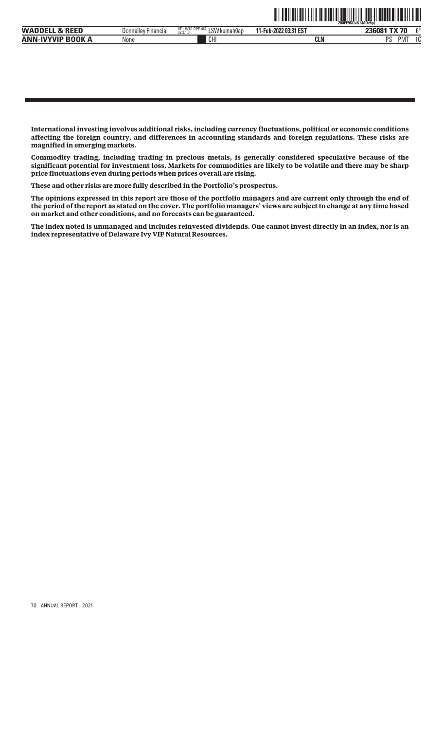**International investing involves additional risks, including currency fluctuations, political or economic conditions affecting the foreign country, and differences in accounting standards and foreign regulations. These risks are magnified in emerging markets.**

**Commodity trading, including trading in precious metals, is generally considered speculative because of the significant potential for investment loss. Markets for commodities are likely to be volatile and there may be sharp price fluctuations even during periods when prices overall are rising.**

**These and other risks are more fully described in the Portfolio's prospectus.**

**The opinions expressed in this report are those of the portfolio managers and are current only through the end of the period of the report as stated on the cover. The portfolio managers' views are subject to change at any time based on market and other conditions, and no forecasts can be guaranteed.**

**The index noted is unmanaged and includes reinvested dividends. One cannot invest directly in an index, nor is an index representative of Delaware Ivy VIP Natural Resources.**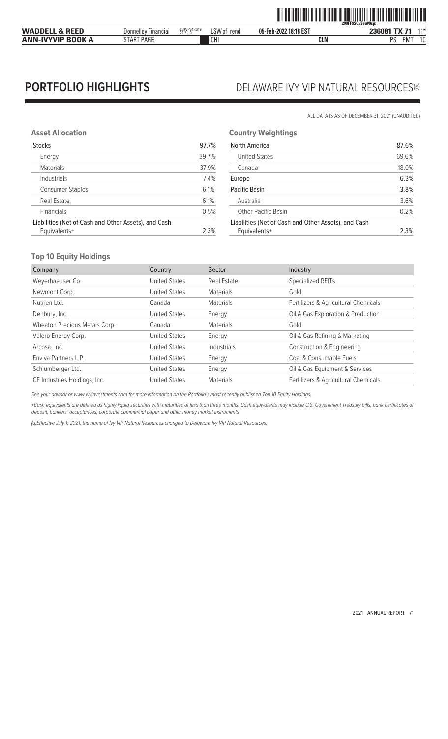# PORTFOLIO HIGHLIGHTS

## DELAWARE IVY VIP NATURAL RESOURCES[(a)]

ALL DATA IS AS OF DECEMBER 31, 2021 (UNAUDITED)

### Asset Allocation

| | |
|---|---|
| Stocks | 97.7% |
| Energy | 39.7% |
| Materials | 37.9% |
| Industrials | 7.4% |
| Consumer Staples | 6.1% |
| Real Estate | 6.1% |
| Financials | 0.5% |
| Liabilities (Net of Cash and Other Assets), and Cash Equivalents+ | 2.3% |

### Country Weightings

| | |
|---|---|
| North America | 87.6% |
| United States | 69.6% |
| Canada | 18.0% |
| Europe | 6.3% |
| Pacific Basin | 3.8% |
| Australia | 3.6% |
| Other Pacific Basin | 0.2% |
| Liabilities (Net of Cash and Other Assets), and Cash Equivalents+ | 2.3% |

### Top 10 Equity Holdings

| Company | Country | Sector | Industry |
|---|---|---|---|
| Weyerhaeuser Co. | United States | Real Estate | Specialized REITs |
| Newmont Corp. | United States | Materials | Gold |
| Nutrien Ltd. | Canada | Materials | Fertilizers & Agricultural Chemicals |
| Denbury, Inc. | United States | Energy | Oil & Gas Exploration & Production |
| Wheaton Precious Metals Corp. | Canada | Materials | Gold |
| Valero Energy Corp. | United States | Energy | Oil & Gas Refining & Marketing |
| Arcosa, Inc. | United States | Industrials | Construction & Engineering |
| Enviva Partners L.P. | United States | Energy | Coal & Consumable Fuels |
| Schlumberger Ltd. | United States | Energy | Oil & Gas Equipment & Services |
| CF Industries Holdings, Inc. | United States | Materials | Fertilizers & Agricultural Chemicals |

*See your advisor or www.ivyinvestments.com for more information on the Portfolio's most recently published Top 10 Equity Holdings.*

*+Cash equivalents are defined as highly liquid securities with maturities of less than three months. Cash equivalents may include U.S. Government Treasury bills, bank certificates of deposit, bankers' acceptances, corporate commercial paper and other money market instruments.*

*(a)Effective July 1, 2021, the name of Ivy VIP Natural Resources changed to Delaware Ivy VIP Natural Resources.*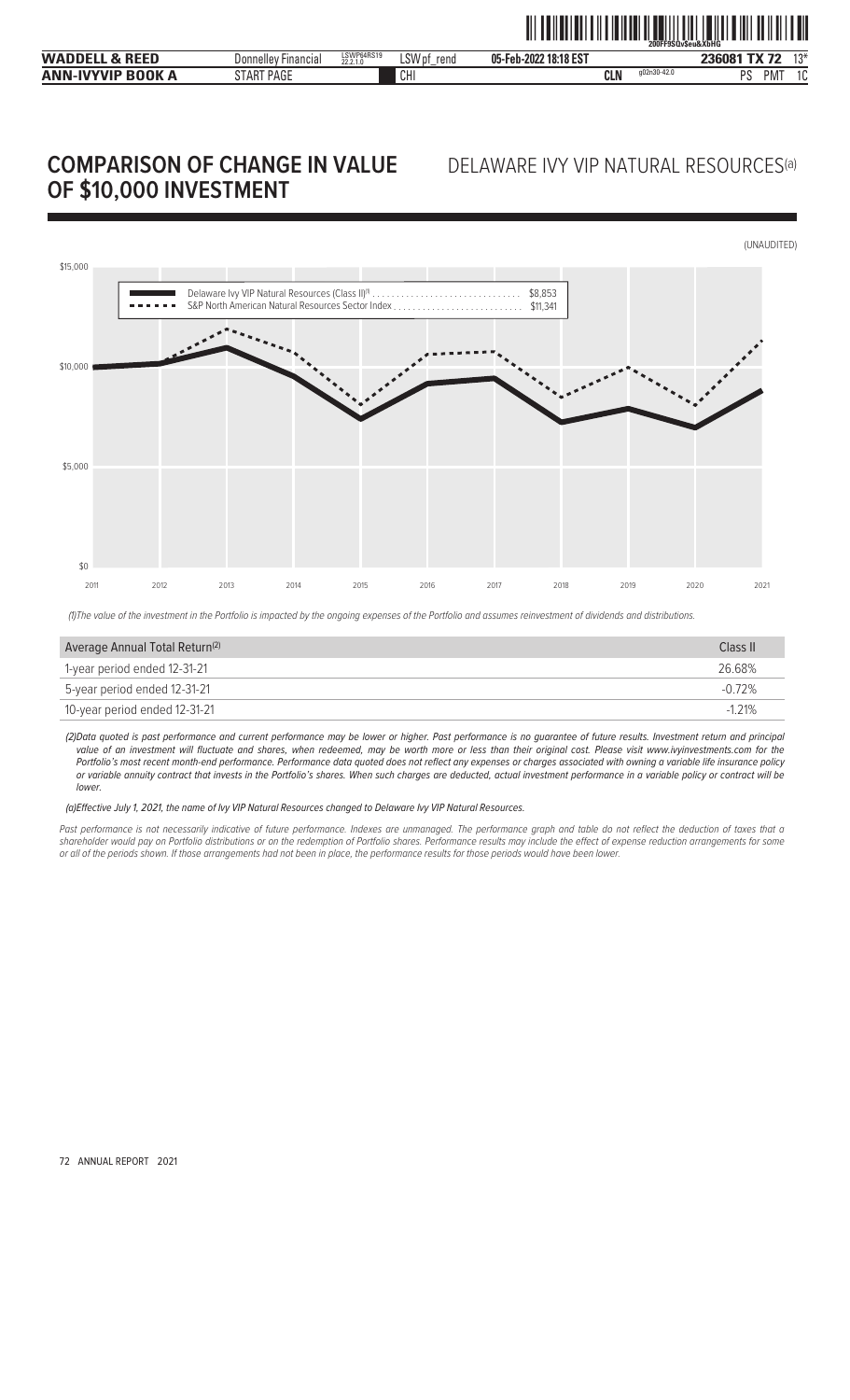# COMPARISON OF CHANGE IN VALUE OF $10,000 INVESTMENT

## DELAWARE IVY VIP NATURAL RESOURCES(a)

(UNAUDITED)

Delaware Ivy VIP Natural Resources (Class II)(1) ............................... $8,853

S&P North American Natural Resources Sector Index ........................... $11,341

*(1)The value of the investment in the Portfolio is impacted by the ongoing expenses of the Portfolio and assumes reinvestment of dividends and distributions.*

| Average Annual Total Return(2) | Class II |
| --- | --- |
| 1-year period ended 12-31-21 | 26.68% |
| 5-year period ended 12-31-21 | -0.72% |
| 10-year period ended 12-31-21 | -1.21% |

*(2)Data quoted is past performance and current performance may be lower or higher. Past performance is no guarantee of future results. Investment return and principal value of an investment will fluctuate and shares, when redeemed, may be worth more or less than their original cost. Please visit www.ivyinvestments.com for the Portfolio's most recent month-end performance. Performance data quoted does not reflect any expenses or charges associated with owning a variable life insurance policy or variable annuity contract that invests in the Portfolio's shares. When such charges are deducted, actual investment performance in a variable policy or contract will be lower.*

*(a)Effective July 1, 2021, the name of Ivy VIP Natural Resources changed to Delaware Ivy VIP Natural Resources.*

*Past performance is not necessarily indicative of future performance. Indexes are unmanaged. The performance graph and table do not reflect the deduction of taxes that a shareholder would pay on Portfolio distributions or on the redemption of Portfolio shares. Performance results may include the effect of expense reduction arrangements for some or all of the periods shown. If those arrangements had not been in place, the performance results for those periods would have been lower.*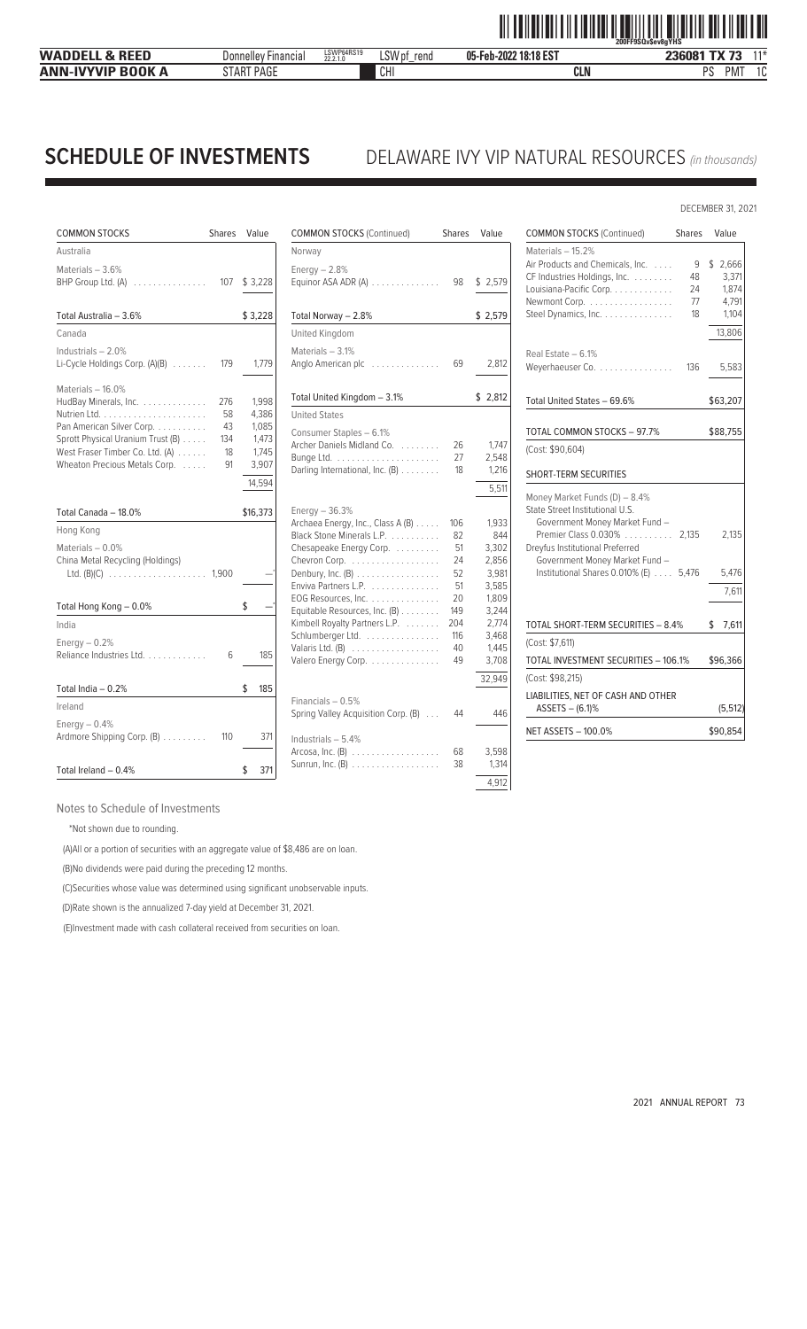# SCHEDULE OF INVESTMENTS

## DELAWARE IVY VIP NATURAL RESOURCES *(in thousands)*

DECEMBER 31, 2021

| COMMON STOCKS | Shares | Value |
|---|---|---|
| **Australia** | | |
| Materials – 3.6% | | |
| BHP Group Ltd. (A) | 107 | $ 3,228 |
| Total Australia – 3.6% | | $ 3,228 |
| **Canada** | | |
| Industrials – 2.0% | | |
| Li-Cycle Holdings Corp. (A)(B) | 179 | 1,779 |
| Materials – 16.0% | | |
| HudBay Minerals, Inc. | 276 | 1,998 |
| Nutrien Ltd. | 58 | 4,386 |
| Pan American Silver Corp. | 43 | 1,085 |
| Sprott Physical Uranium Trust (B) | 134 | 1,473 |
| West Fraser Timber Co. Ltd. (A) | 18 | 1,745 |
| Wheaton Precious Metals Corp. | 91 | 3,907 |
| | | 14,594 |
| Total Canada – 18.0% | | $16,373 |
| **Hong Kong** | | |
| Materials – 0.0% | | |
| China Metal Recycling (Holdings) Ltd. (B)(C) | 1,900 | —* |
| Total Hong Kong – 0.0% | | $ —* |
| **India** | | |
| Energy – 0.2% | | |
| Reliance Industries Ltd. | 6 | 185 |
| Total India – 0.2% | | $ 185 |
| **Ireland** | | |
| Energy – 0.4% | | |
| Ardmore Shipping Corp. (B) | 110 | 371 |
| Total Ireland – 0.4% | | $ 371 |
| **Norway** | | |
| Energy – 2.8% | | |
| Equinor ASA ADR (A) | 98 | $ 2,579 |
| Total Norway – 2.8% | | $ 2,579 |
| **United Kingdom** | | |
| Materials – 3.1% | | |
| Anglo American plc | 69 | 2,812 |
| Total United Kingdom – 3.1% | | $ 2,812 |
| **United States** | | |
| Consumer Staples – 6.1% | | |
| Archer Daniels Midland Co. | 26 | 1,747 |
| Bunge Ltd. | 27 | 2,548 |
| Darling International, Inc. (B) | 18 | 1,216 |
| | | 5,511 |
| Energy – 36.3% | | |
| Archaea Energy, Inc., Class A (B) | 106 | 1,933 |
| Black Stone Minerals L.P. | 82 | 844 |
| Chesapeake Energy Corp. | 51 | 3,302 |
| Chevron Corp. | 24 | 2,856 |
| Denbury, Inc. (B) | 52 | 3,981 |
| Enviva Partners L.P. | 51 | 3,585 |
| EOG Resources, Inc. | 20 | 1,809 |
| Equitable Resources, Inc. (B) | 149 | 3,244 |
| Kimbell Royalty Partners L.P. | 204 | 2,774 |
| Schlumberger Ltd. | 116 | 3,468 |
| Valaris Ltd. (B) | 40 | 1,445 |
| Valero Energy Corp. | 49 | 3,708 |
| | | 32,949 |
| Financials – 0.5% | | |
| Spring Valley Acquisition Corp. (B) | 44 | 446 |
| Industrials – 5.4% | | |
| Arcosa, Inc. (B) | 68 | 3,598 |
| Sunrun, Inc. (B) | 38 | 1,314 |
| | | 4,912 |
| Materials – 15.2% | | |
| Air Products and Chemicals, Inc. | 9 | $ 2,666 |
| CF Industries Holdings, Inc. | 48 | 3,371 |
| Louisiana-Pacific Corp. | 24 | 1,874 |
| Newmont Corp. | 77 | 4,791 |
| Steel Dynamics, Inc. | 18 | 1,104 |
| | | 13,806 |
| Real Estate – 6.1% | | |
| Weyerhaeuser Co. | 136 | 5,583 |
| Total United States – 69.6% | | $63,207 |
| TOTAL COMMON STOCKS – 97.7% | | $88,755 |
| (Cost: $90,604) | | |
| **SHORT-TERM SECURITIES** | | |
| Money Market Funds (D) – 8.4% | | |
| State Street Institutional U.S. Government Money Market Fund – Premier Class 0.030% | 2,135 | 2,135 |
| Dreyfus Institutional Preferred Government Money Market Fund – Institutional Shares 0.010% (E) | 5,476 | 5,476 |
| | | 7,611 |
| TOTAL SHORT-TERM SECURITIES – 8.4% | | $ 7,611 |
| (Cost: $7,611) | | |
| TOTAL INVESTMENT SECURITIES – 106.1% | | $96,366 |
| (Cost: $98,215) | | |
| LIABILITIES, NET OF CASH AND OTHER ASSETS – (6.1)% | | (5,512) |
| NET ASSETS – 100.0% | | $90,854 |

Notes to Schedule of Investments

*Not shown due to rounding.

(A)All or a portion of securities with an aggregate value of $8,486 are on loan.

(B)No dividends were paid during the preceding 12 months.

(C)Securities whose value was determined using significant unobservable inputs.

(D)Rate shown is the annualized 7-day yield at December 31, 2021.

(E)Investment made with cash collateral received from securities on loan.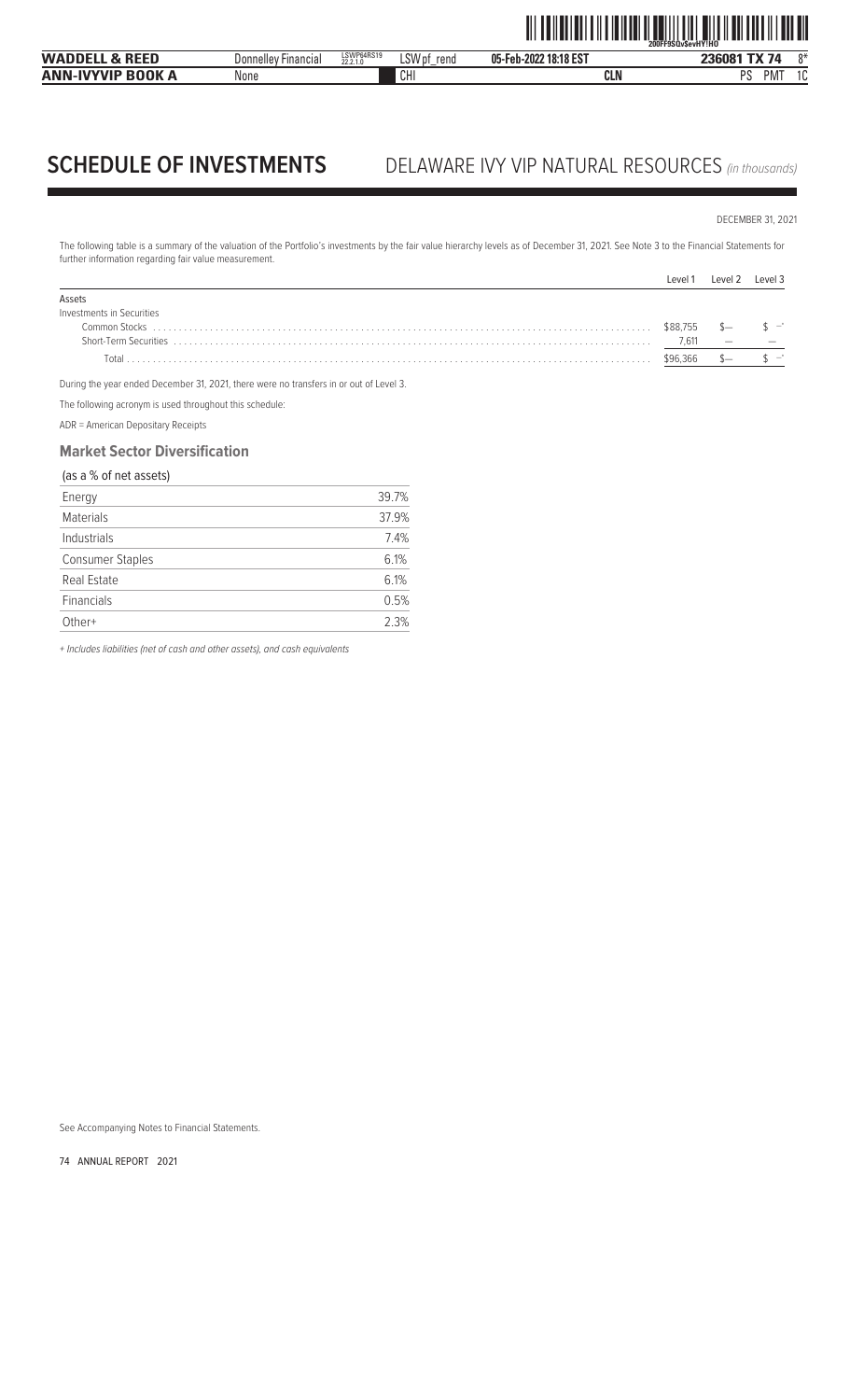# SCHEDULE OF INVESTMENTS DELAWARE IVY VIP NATURAL RESOURCES *(in thousands)*

DECEMBER 31, 2021

The following table is a summary of the valuation of the Portfolio's investments by the fair value hierarchy levels as of December 31, 2021. See Note 3 to the Financial Statements for further information regarding fair value measurement.

| | Level 1 | Level 2 | Level 3 |
|---|---|---|---|
| Assets | | | |
| Investments in Securities | | | |
| Common Stocks | $88,755 | $— | $ —* |
| Short-Term Securities | 7,611 | — | — |
| Total | $96,366 | $— | $ —* |

During the year ended December 31, 2021, there were no transfers in or out of Level 3.

The following acronym is used throughout this schedule:

ADR = American Depositary Receipts

### Market Sector Diversification

(as a % of net assets)

| | |
|---|---|
| Energy | 39.7% |
| Materials | 37.9% |
| Industrials | 7.4% |
| Consumer Staples | 6.1% |
| Real Estate | 6.1% |
| Financials | 0.5% |
| Other+ | 2.3% |

*+ Includes liabilities (net of cash and other assets), and cash equivalents*

See Accompanying Notes to Financial Statements.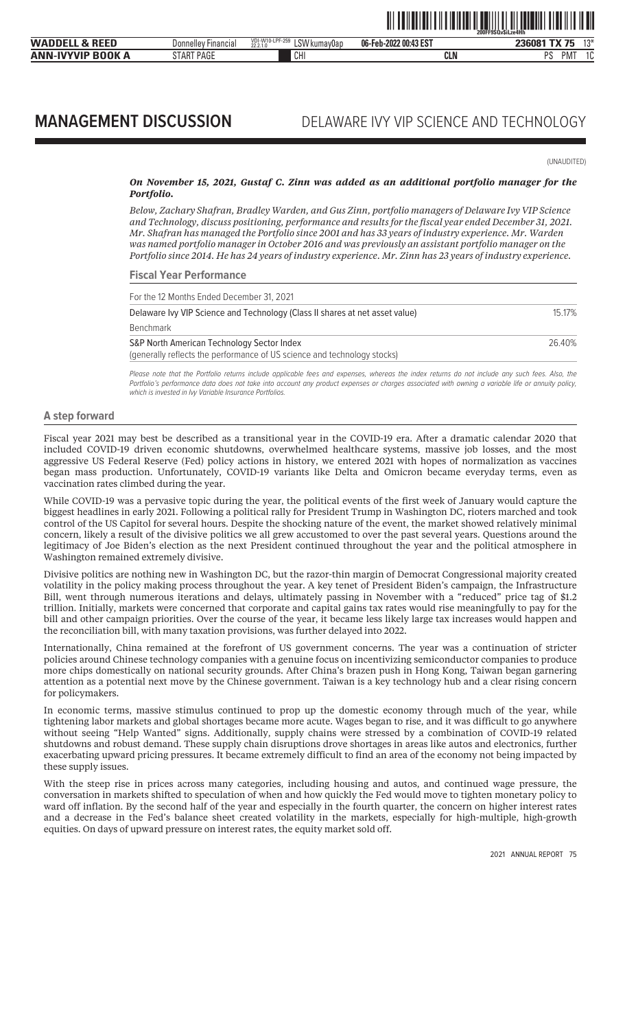# MANAGEMENT DISCUSSION DELAWARE IVY VIP SCIENCE AND TECHNOLOGY

(UNAUDITED)

***On November 15, 2021, Gustaf C. Zinn was added as an additional portfolio manager for the Portfolio.***

*Below, Zachary Shafran, Bradley Warden, and Gus Zinn, portfolio managers of Delaware Ivy VIP Science and Technology, discuss positioning, performance and results for the fiscal year ended December 31, 2021. Mr. Shafran has managed the Portfolio since 2001 and has 33 years of industry experience. Mr. Warden was named portfolio manager in October 2016 and was previously an assistant portfolio manager on the Portfolio since 2014. He has 24 years of industry experience. Mr. Zinn has 23 years of industry experience.*

## Fiscal Year Performance

| For the 12 Months Ended December 31, 2021 | |
|---|---|
| Delaware Ivy VIP Science and Technology (Class II shares at net asset value) | 15.17% |
| Benchmark | |
| S&P North American Technology Sector Index<br>(generally reflects the performance of US science and technology stocks) | 26.40% |

*Please note that the Portfolio returns include applicable fees and expenses, whereas the index returns do not include any such fees. Also, the Portfolio's performance data does not take into account any product expenses or charges associated with owning a variable life or annuity policy, which is invested in Ivy Variable Insurance Portfolios.*

## A step forward

Fiscal year 2021 may best be described as a transitional year in the COVID-19 era. After a dramatic calendar 2020 that included COVID-19 driven economic shutdowns, overwhelmed healthcare systems, massive job losses, and the most aggressive US Federal Reserve (Fed) policy actions in history, we entered 2021 with hopes of normalization as vaccines began mass production. Unfortunately, COVID-19 variants like Delta and Omicron became everyday terms, even as vaccination rates climbed during the year.

While COVID-19 was a pervasive topic during the year, the political events of the first week of January would capture the biggest headlines in early 2021. Following a political rally for President Trump in Washington DC, rioters marched and took control of the US Capitol for several hours. Despite the shocking nature of the event, the market showed relatively minimal concern, likely a result of the divisive politics we all grew accustomed to over the past several years. Questions around the legitimacy of Joe Biden's election as the next President continued throughout the year and the political atmosphere in Washington remained extremely divisive.

Divisive politics are nothing new in Washington DC, but the razor-thin margin of Democrat Congressional majority created volatility in the policy making process throughout the year. A key tenet of President Biden's campaign, the Infrastructure Bill, went through numerous iterations and delays, ultimately passing in November with a "reduced" price tag of $1.2 trillion. Initially, markets were concerned that corporate and capital gains tax rates would rise meaningfully to pay for the bill and other campaign priorities. Over the course of the year, it became less likely large tax increases would happen and the reconciliation bill, with many taxation provisions, was further delayed into 2022.

Internationally, China remained at the forefront of US government concerns. The year was a continuation of stricter policies around Chinese technology companies with a genuine focus on incentivizing semiconductor companies to produce more chips domestically on national security grounds. After China's brazen push in Hong Kong, Taiwan began garnering attention as a potential next move by the Chinese government. Taiwan is a key technology hub and a clear rising concern for policymakers.

In economic terms, massive stimulus continued to prop up the domestic economy through much of the year, while tightening labor markets and global shortages became more acute. Wages began to rise, and it was difficult to go anywhere without seeing "Help Wanted" signs. Additionally, supply chains were stressed by a combination of COVID-19 related shutdowns and robust demand. These supply chain disruptions drove shortages in areas like autos and electronics, further exacerbating upward pricing pressures. It became extremely difficult to find an area of the economy not being impacted by these supply issues.

With the steep rise in prices across many categories, including housing and autos, and continued wage pressure, the conversation in markets shifted to speculation of when and how quickly the Fed would move to tighten monetary policy to ward off inflation. By the second half of the year and especially in the fourth quarter, the concern on higher interest rates and a decrease in the Fed's balance sheet created volatility in the markets, especially for high-multiple, high-growth equities. On days of upward pressure on interest rates, the equity market sold off.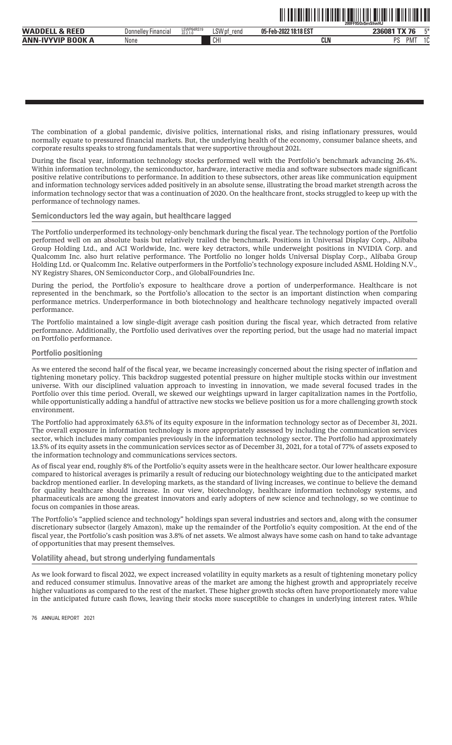The combination of a global pandemic, divisive politics, international risks, and rising inflationary pressures, would normally equate to pressured financial markets. But, the underlying health of the economy, consumer balance sheets, and corporate results speaks to strong fundamentals that were supportive throughout 2021.

During the fiscal year, information technology stocks performed well with the Portfolio's benchmark advancing 26.4%. Within information technology, the semiconductor, hardware, interactive media and software subsectors made significant positive relative contributions to performance. In addition to these subsectors, other areas like communication equipment and information technology services added positively in an absolute sense, illustrating the broad market strength across the information technology sector that was a continuation of 2020. On the healthcare front, stocks struggled to keep up with the performance of technology names.

## Semiconductors led the way again, but healthcare lagged

The Portfolio underperformed its technology-only benchmark during the fiscal year. The technology portion of the Portfolio performed well on an absolute basis but relatively trailed the benchmark. Positions in Universal Display Corp., Alibaba Group Holding Ltd., and ACI Worldwide, Inc. were key detractors, while underweight positions in NVIDIA Corp. and Qualcomm Inc. also hurt relative performance. The Portfolio no longer holds Universal Display Corp., Alibaba Group Holding Ltd. or Qualcomm Inc. Relative outperformers in the Portfolio's technology exposure included ASML Holding N.V., NY Registry Shares, ON Semiconductor Corp., and GlobalFoundries Inc.

During the period, the Portfolio's exposure to healthcare drove a portion of underperformance. Healthcare is not represented in the benchmark, so the Portfolio's allocation to the sector is an important distinction when comparing performance metrics. Underperformance in both biotechnology and healthcare technology negatively impacted overall performance.

The Portfolio maintained a low single-digit average cash position during the fiscal year, which detracted from relative performance. Additionally, the Portfolio used derivatives over the reporting period, but the usage had no material impact on Portfolio performance.

## Portfolio positioning

As we entered the second half of the fiscal year, we became increasingly concerned about the rising specter of inflation and tightening monetary policy. This backdrop suggested potential pressure on higher multiple stocks within our investment universe. With our disciplined valuation approach to investing in innovation, we made several focused trades in the Portfolio over this time period. Overall, we skewed our weightings upward in larger capitalization names in the Portfolio, while opportunistically adding a handful of attractive new stocks we believe position us for a more challenging growth stock environment.

The Portfolio had approximately 63.5% of its equity exposure in the information technology sector as of December 31, 2021. The overall exposure in information technology is more appropriately assessed by including the communication services sector, which includes many companies previously in the information technology sector. The Portfolio had approximately 13.5% of its equity assets in the communication services sector as of December 31, 2021, for a total of 77% of assets exposed to the information technology and communications services sectors.

As of fiscal year end, roughly 8% of the Portfolio's equity assets were in the healthcare sector. Our lower healthcare exposure compared to historical averages is primarily a result of reducing our biotechnology weighting due to the anticipated market backdrop mentioned earlier. In developing markets, as the standard of living increases, we continue to believe the demand for quality healthcare should increase. In our view, biotechnology, healthcare information technology systems, and pharmaceuticals are among the greatest innovators and early adopters of new science and technology, so we continue to focus on companies in those areas.

The Portfolio's "applied science and technology" holdings span several industries and sectors and, along with the consumer discretionary subsector (largely Amazon), make up the remainder of the Portfolio's equity composition. At the end of the fiscal year, the Portfolio's cash position was 3.8% of net assets. We almost always have some cash on hand to take advantage of opportunities that may present themselves.

## Volatility ahead, but strong underlying fundamentals

As we look forward to fiscal 2022, we expect increased volatility in equity markets as a result of tightening monetary policy and reduced consumer stimulus. Innovative areas of the market are among the highest growth and appropriately receive higher valuations as compared to the rest of the market. These higher growth stocks often have proportionately more value in the anticipated future cash flows, leaving their stocks more susceptible to changes in underlying interest rates. While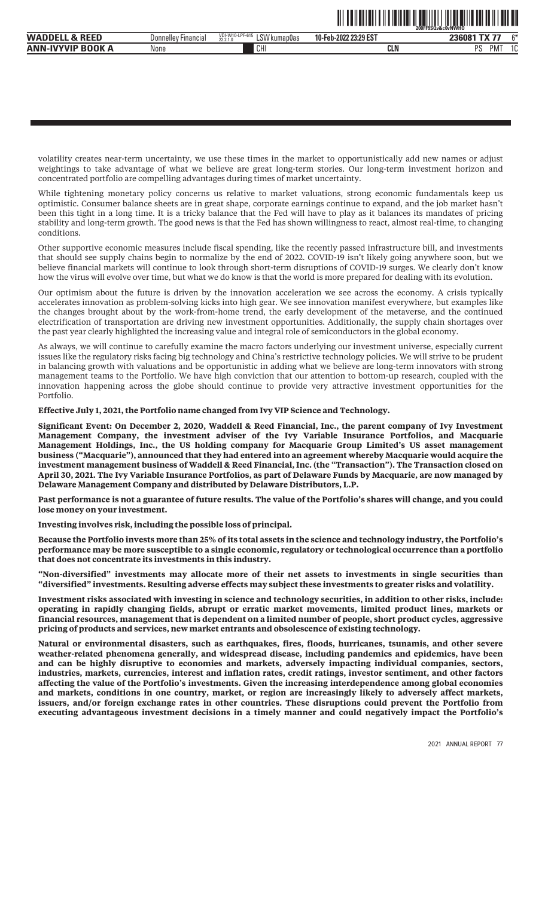volatility creates near-term uncertainty, we use these times in the market to opportunistically add new names or adjust weightings to take advantage of what we believe are great long-term stories. Our long-term investment horizon and concentrated portfolio are compelling advantages during times of market uncertainty.

While tightening monetary policy concerns us relative to market valuations, strong economic fundamentals keep us optimistic. Consumer balance sheets are in great shape, corporate earnings continue to expand, and the job market hasn't been this tight in a long time. It is a tricky balance that the Fed will have to play as it balances its mandates of pricing stability and long-term growth. The good news is that the Fed has shown willingness to react, almost real-time, to changing conditions.

Other supportive economic measures include fiscal spending, like the recently passed infrastructure bill, and investments that should see supply chains begin to normalize by the end of 2022. COVID-19 isn't likely going anywhere soon, but we believe financial markets will continue to look through short-term disruptions of COVID-19 surges. We clearly don't know how the virus will evolve over time, but what we do know is that the world is more prepared for dealing with its evolution.

Our optimism about the future is driven by the innovation acceleration we see across the economy. A crisis typically accelerates innovation as problem-solving kicks into high gear. We see innovation manifest everywhere, but examples like the changes brought about by the work-from-home trend, the early development of the metaverse, and the continued electrification of transportation are driving new investment opportunities. Additionally, the supply chain shortages over the past year clearly highlighted the increasing value and integral role of semiconductors in the global economy.

As always, we will continue to carefully examine the macro factors underlying our investment universe, especially current issues like the regulatory risks facing big technology and China's restrictive technology policies. We will strive to be prudent in balancing growth with valuations and be opportunistic in adding what we believe are long-term innovators with strong management teams to the Portfolio. We have high conviction that our attention to bottom-up research, coupled with the innovation happening across the globe should continue to provide very attractive investment opportunities for the Portfolio.

**Effective July 1, 2021, the Portfolio name changed from Ivy VIP Science and Technology.**

**Significant Event: On December 2, 2020, Waddell & Reed Financial, Inc., the parent company of Ivy Investment Management Company, the investment adviser of the Ivy Variable Insurance Portfolios, and Macquarie Management Holdings, Inc., the US holding company for Macquarie Group Limited's US asset management business ("Macquarie"), announced that they had entered into an agreement whereby Macquarie would acquire the investment management business of Waddell & Reed Financial, Inc. (the "Transaction"). The Transaction closed on April 30, 2021. The Ivy Variable Insurance Portfolios, as part of Delaware Funds by Macquarie, are now managed by Delaware Management Company and distributed by Delaware Distributors, L.P.**

**Past performance is not a guarantee of future results. The value of the Portfolio's shares will change, and you could lose money on your investment.**

**Investing involves risk, including the possible loss of principal.**

**Because the Portfolio invests more than 25% of its total assets in the science and technology industry, the Portfolio's performance may be more susceptible to a single economic, regulatory or technological occurrence than a portfolio that does not concentrate its investments in this industry.**

**"Non-diversified" investments may allocate more of their net assets to investments in single securities than "diversified" investments. Resulting adverse effects may subject these investments to greater risks and volatility.**

**Investment risks associated with investing in science and technology securities, in addition to other risks, include: operating in rapidly changing fields, abrupt or erratic market movements, limited product lines, markets or financial resources, management that is dependent on a limited number of people, short product cycles, aggressive pricing of products and services, new market entrants and obsolescence of existing technology.**

**Natural or environmental disasters, such as earthquakes, fires, floods, hurricanes, tsunamis, and other severe weather-related phenomena generally, and widespread disease, including pandemics and epidemics, have been and can be highly disruptive to economies and markets, adversely impacting individual companies, sectors, industries, markets, currencies, interest and inflation rates, credit ratings, investor sentiment, and other factors affecting the value of the Portfolio's investments. Given the increasing interdependence among global economies and markets, conditions in one country, market, or region are increasingly likely to adversely affect markets, issuers, and/or foreign exchange rates in other countries. These disruptions could prevent the Portfolio from executing advantageous investment decisions in a timely manner and could negatively impact the Portfolio's**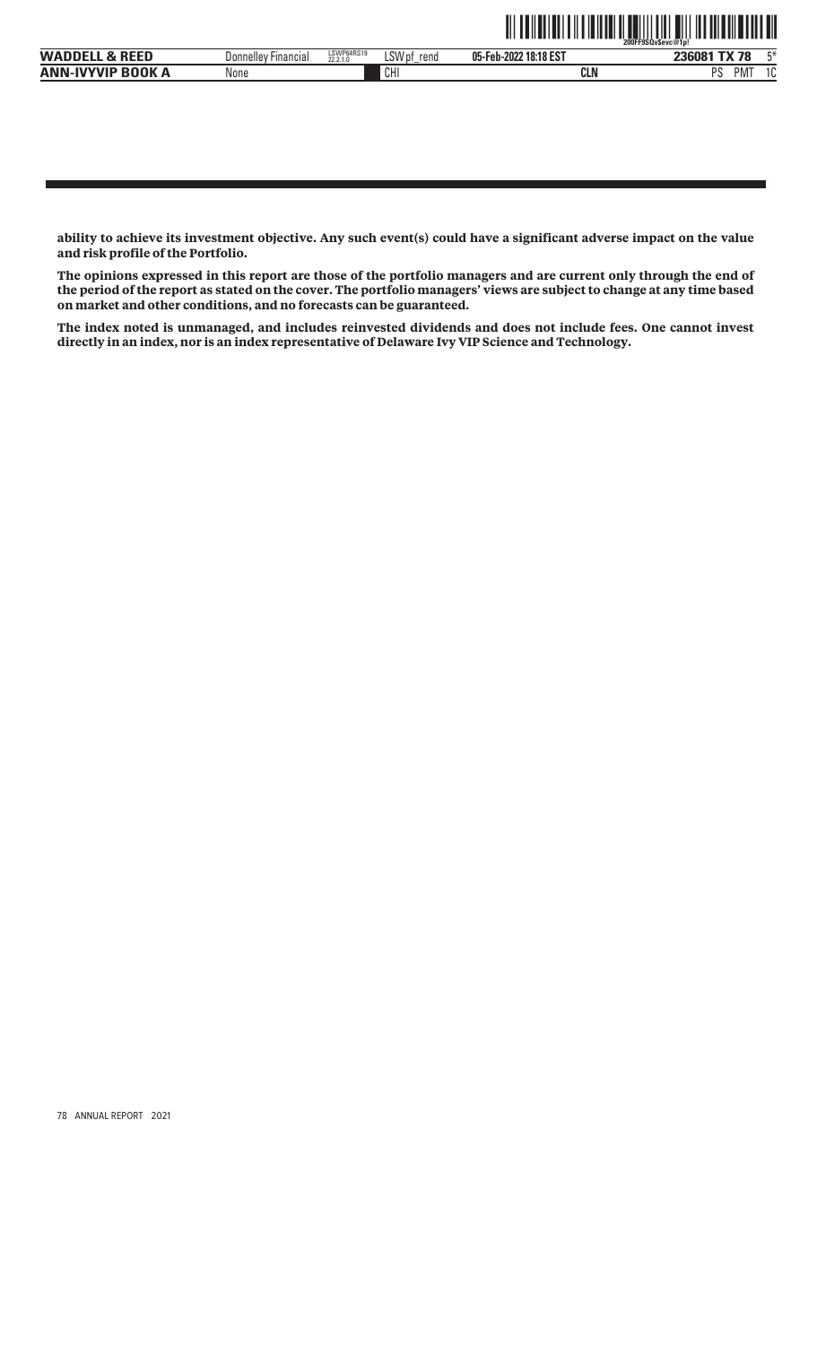**ability to achieve its investment objective. Any such event(s) could have a significant adverse impact on the value and risk profile of the Portfolio.**

**The opinions expressed in this report are those of the portfolio managers and are current only through the end of the period of the report as stated on the cover. The portfolio managers' views are subject to change at any time based on market and other conditions, and no forecasts can be guaranteed.**

**The index noted is unmanaged, and includes reinvested dividends and does not include fees. One cannot invest directly in an index, nor is an index representative of Delaware Ivy VIP Science and Technology.**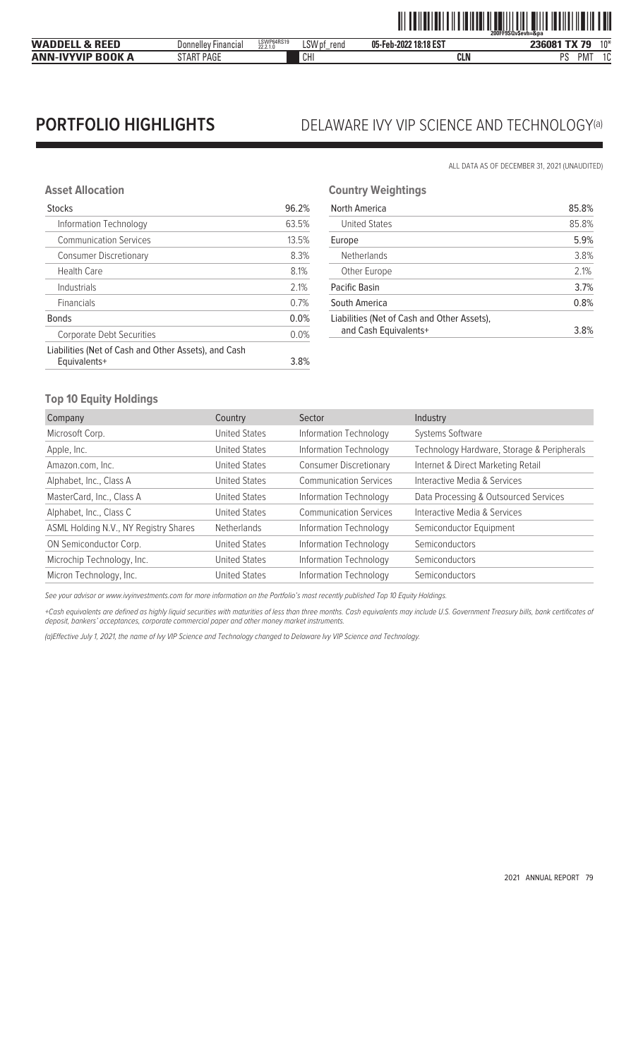# PORTFOLIO HIGHLIGHTS DELAWARE IVY VIP SCIENCE AND TECHNOLOGY(a)

ALL DATA AS OF DECEMBER 31, 2021 (UNAUDITED)

### Asset Allocation

| | |
|---|---|
| Stocks | 96.2% |
| Information Technology | 63.5% |
| Communication Services | 13.5% |
| Consumer Discretionary | 8.3% |
| Health Care | 8.1% |
| Industrials | 2.1% |
| Financials | 0.7% |
| Bonds | 0.0% |
| Corporate Debt Securities | 0.0% |
| Liabilities (Net of Cash and Other Assets), and Cash Equivalents+ | 3.8% |

### Country Weightings

| | |
|---|---|
| North America | 85.8% |
| United States | 85.8% |
| Europe | 5.9% |
| Netherlands | 3.8% |
| Other Europe | 2.1% |
| Pacific Basin | 3.7% |
| South America | 0.8% |
| Liabilities (Net of Cash and Other Assets), and Cash Equivalents+ | 3.8% |

### Top 10 Equity Holdings

| Company | Country | Sector | Industry |
|---|---|---|---|
| Microsoft Corp. | United States | Information Technology | Systems Software |
| Apple, Inc. | United States | Information Technology | Technology Hardware, Storage & Peripherals |
| Amazon.com, Inc. | United States | Consumer Discretionary | Internet & Direct Marketing Retail |
| Alphabet, Inc., Class A | United States | Communication Services | Interactive Media & Services |
| MasterCard, Inc., Class A | United States | Information Technology | Data Processing & Outsourced Services |
| Alphabet, Inc., Class C | United States | Communication Services | Interactive Media & Services |
| ASML Holding N.V., NY Registry Shares | Netherlands | Information Technology | Semiconductor Equipment |
| ON Semiconductor Corp. | United States | Information Technology | Semiconductors |
| Microchip Technology, Inc. | United States | Information Technology | Semiconductors |
| Micron Technology, Inc. | United States | Information Technology | Semiconductors |

*See your advisor or www.ivyinvestments.com for more information on the Portfolio's most recently published Top 10 Equity Holdings.*

*+Cash equivalents are defined as highly liquid securities with maturities of less than three months. Cash equivalents may include U.S. Government Treasury bills, bank certificates of deposit, bankers' acceptances, corporate commercial paper and other money market instruments.*

*(a)Effective July 1, 2021, the name of Ivy VIP Science and Technology changed to Delaware Ivy VIP Science and Technology.*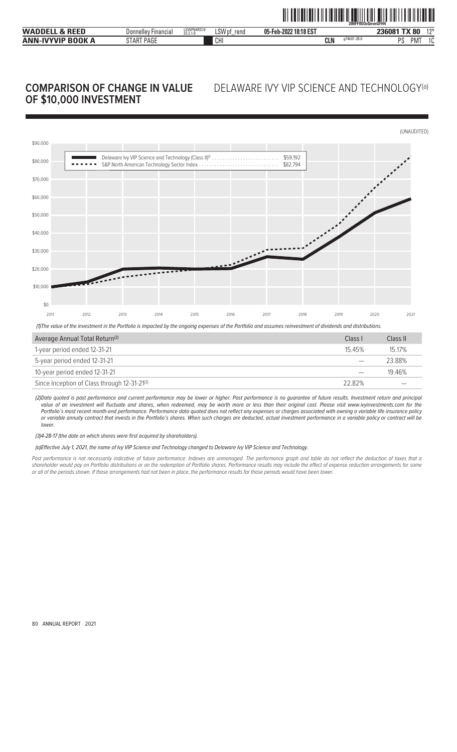# COMPARISON OF CHANGE IN VALUE OF $10,000 INVESTMENT

## DELAWARE IVY VIP SCIENCE AND TECHNOLOGY[(a)]

(UNAUDITED)

Delaware Ivy VIP Science and Technology (Class II)[(1)] .......... $59,192
S&P North American Technology Sector Index .......... $82,794

*(1)The value of the investment in the Portfolio is impacted by the ongoing expenses of the Portfolio and assumes reinvestment of dividends and distributions.*

| Average Annual Total Return[(2)] | Class I | Class II |
|---|---|---|
| 1-year period ended 12-31-21 | 15.45% | 15.17% |
| 5-year period ended 12-31-21 | — | 23.88% |
| 10-year period ended 12-31-21 | — | 19.46% |
| Since Inception of Class through 12-31-21[(3)] | 22.82% | — |

*(2)Data quoted is past performance and current performance may be lower or higher. Past performance is no guarantee of future results. Investment return and principal value of an investment will fluctuate and shares, when redeemed, may be worth more or less than their original cost. Please visit www.ivyinvestments.com for the Portfolio's most recent month-end performance. Performance data quoted does not reflect any expenses or charges associated with owning a variable life insurance policy or variable annuity contract that invests in the Portfolio's shares. When such charges are deducted, actual investment performance in a variable policy or contract will be lower.*

*(3)4-28-17 (the date on which shares were first acquired by shareholders).*

*(a)Effective July 1, 2021, the name of Ivy VIP Science and Technology changed to Delaware Ivy VIP Science and Technology.*

*Past performance is not necessarily indicative of future performance. Indexes are unmanaged. The performance graph and table do not reflect the deduction of taxes that a shareholder would pay on Portfolio distributions or on the redemption of Portfolio shares. Performance results may include the effect of expense reduction arrangements for some or all of the periods shown. If those arrangements had not been in place, the performance results for those periods would have been lower.*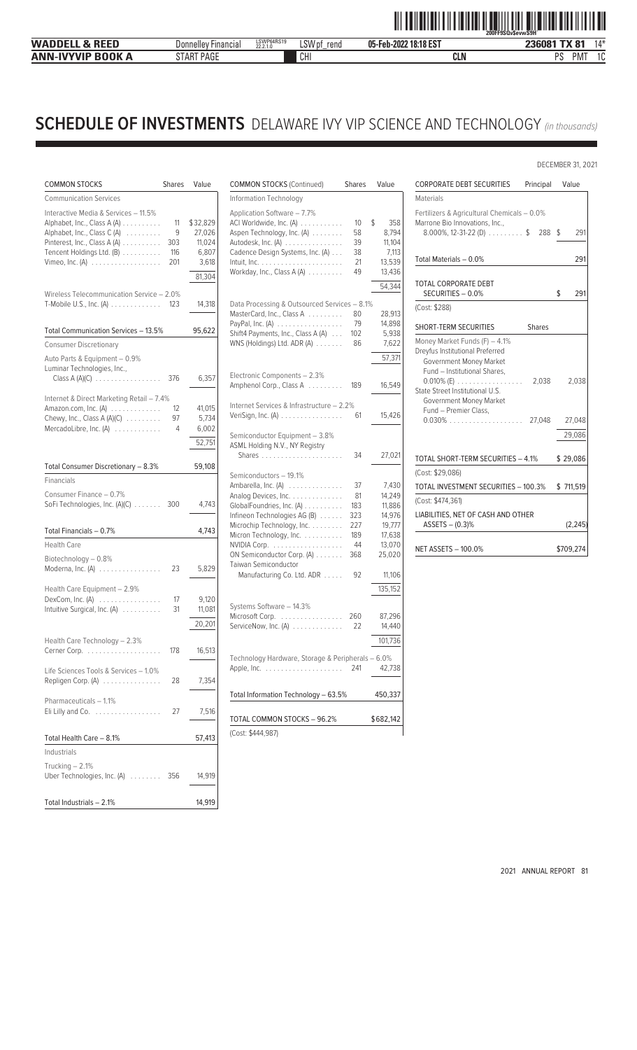# SCHEDULE OF INVESTMENTS DELAWARE IVY VIP SCIENCE AND TECHNOLOGY *(in thousands)*

DECEMBER 31, 2021

| COMMON STOCKS | Shares | Value |
|---|---|---|
| **Communication Services** | | |
| Interactive Media & Services – 11.5% | | |
| Alphabet, Inc., Class A (A) | 11 | $32,829 |
| Alphabet, Inc., Class C (A) | 9 | 27,026 |
| Pinterest, Inc., Class A (A) | 303 | 11,024 |
| Tencent Holdings Ltd. (B) | 116 | 6,807 |
| Vimeo, Inc. (A) | 201 | 3,618 |
| | | 81,304 |
| Wireless Telecommunication Service – 2.0% | | |
| T-Mobile U.S., Inc. (A) | 123 | 14,318 |
| Total Communication Services – 13.5% | | 95,622 |
| **Consumer Discretionary** | | |
| Auto Parts & Equipment – 0.9% | | |
| Luminar Technologies, Inc., Class A (A)(C) | 376 | 6,357 |
| Internet & Direct Marketing Retail – 7.4% | | |
| Amazon.com, Inc. (A) | 12 | 41,015 |
| Chewy, Inc., Class A (A)(C) | 97 | 5,734 |
| MercadoLibre, Inc. (A) | 4 | 6,002 |
| | | 52,751 |
| Total Consumer Discretionary – 8.3% | | 59,108 |
| **Financials** | | |
| Consumer Finance – 0.7% | | |
| SoFi Technologies, Inc. (A)(C) | 300 | 4,743 |
| Total Financials – 0.7% | | 4,743 |
| **Health Care** | | |
| Biotechnology – 0.8% | | |
| Moderna, Inc. (A) | 23 | 5,829 |
| Health Care Equipment – 2.9% | | |
| DexCom, Inc. (A) | 17 | 9,120 |
| Intuitive Surgical, Inc. (A) | 31 | 11,081 |
| | | 20,201 |
| Health Care Technology – 2.3% | | |
| Cerner Corp. | 178 | 16,513 |
| Life Sciences Tools & Services – 1.0% | | |
| Repligen Corp. (A) | 28 | 7,354 |
| Pharmaceuticals – 1.1% | | |
| Eli Lilly and Co. | 27 | 7,516 |
| Total Health Care – 8.1% | | 57,413 |
| **Industrials** | | |
| Trucking – 2.1% | | |
| Uber Technologies, Inc. (A) | 356 | 14,919 |
| Total Industrials – 2.1% | | 14,919 |

| COMMON STOCKS (Continued) | Shares | Value |
|---|---|---|
| **Information Technology** | | |
| Application Software – 7.7% | | |
| ACI Worldwide, Inc. (A) | 10 | $ 358 |
| Aspen Technology, Inc. (A) | 58 | 8,794 |
| Autodesk, Inc. (A) | 39 | 11,104 |
| Cadence Design Systems, Inc. (A) | 38 | 7,113 |
| Intuit, Inc. | 21 | 13,539 |
| Workday, Inc., Class A (A) | 49 | 13,436 |
| | | 54,344 |
| Data Processing & Outsourced Services – 8.1% | | |
| MasterCard, Inc., Class A | 80 | 28,913 |
| PayPal, Inc. (A) | 79 | 14,898 |
| Shift4 Payments, Inc., Class A (A) | 102 | 5,938 |
| WNS (Holdings) Ltd. ADR (A) | 86 | 7,622 |
| | | 57,371 |
| Electronic Components – 2.3% | | |
| Amphenol Corp., Class A | 189 | 16,549 |
| Internet Services & Infrastructure – 2.2% | | |
| VeriSign, Inc. (A) | 61 | 15,426 |
| Semiconductor Equipment – 3.8% | | |
| ASML Holding N.V., NY Registry Shares | 34 | 27,021 |
| Semiconductors – 19.1% | | |
| Ambarella, Inc. (A) | 37 | 7,430 |
| Analog Devices, Inc. | 81 | 14,249 |
| GlobalFoundries, Inc. (A) | 183 | 11,886 |
| Infineon Technologies AG (B) | 323 | 14,976 |
| Microchip Technology, Inc. | 227 | 19,777 |
| Micron Technology, Inc. | 189 | 17,638 |
| NVIDIA Corp. | 44 | 13,070 |
| ON Semiconductor Corp. (A) | 368 | 25,020 |
| Taiwan Semiconductor Manufacturing Co. Ltd. ADR | 92 | 11,106 |
| | | 135,152 |
| Systems Software – 14.3% | | |
| Microsoft Corp. | 260 | 87,296 |
| ServiceNow, Inc. (A) | 22 | 14,440 |
| | | 101,736 |
| Technology Hardware, Storage & Peripherals – 6.0% | | |
| Apple, Inc. | 241 | 42,738 |
| Total Information Technology – 63.5% | | 450,337 |
| TOTAL COMMON STOCKS – 96.2% | | $682,142 |
| (Cost: $444,987) | | |

| CORPORATE DEBT SECURITIES | Principal | Value |
|---|---|---|
| **Materials** | | |
| Fertilizers & Agricultural Chemicals – 0.0% | | |
| Marrone Bio Innovations, Inc., 8.000%, 12-31-22 (D) | $ 288 | $ 291 |
| Total Materials – 0.0% | | 291 |
| TOTAL CORPORATE DEBT SECURITIES – 0.0% | | $ 291 |
| (Cost: $288) | | |

| SHORT-TERM SECURITIES | Shares | Value |
|---|---|---|
| Money Market Funds (F) – 4.1% | | |
| Dreyfus Institutional Preferred Government Money Market Fund – Institutional Shares, 0.010% (E) | 2,038 | 2,038 |
| State Street Institutional U.S. Government Money Market Fund – Premier Class, 0.030% | 27,048 | 27,048 |
| | | 29,086 |
| TOTAL SHORT-TERM SECURITIES – 4.1% | | $ 29,086 |
| (Cost: $29,086) | | |
| TOTAL INVESTMENT SECURITIES – 100.3% | | $ 711,519 |
| (Cost: $474,361) | | |
| LIABILITIES, NET OF CASH AND OTHER ASSETS – (0.3)% | | (2,245) |
| NET ASSETS – 100.0% | | $709,274 |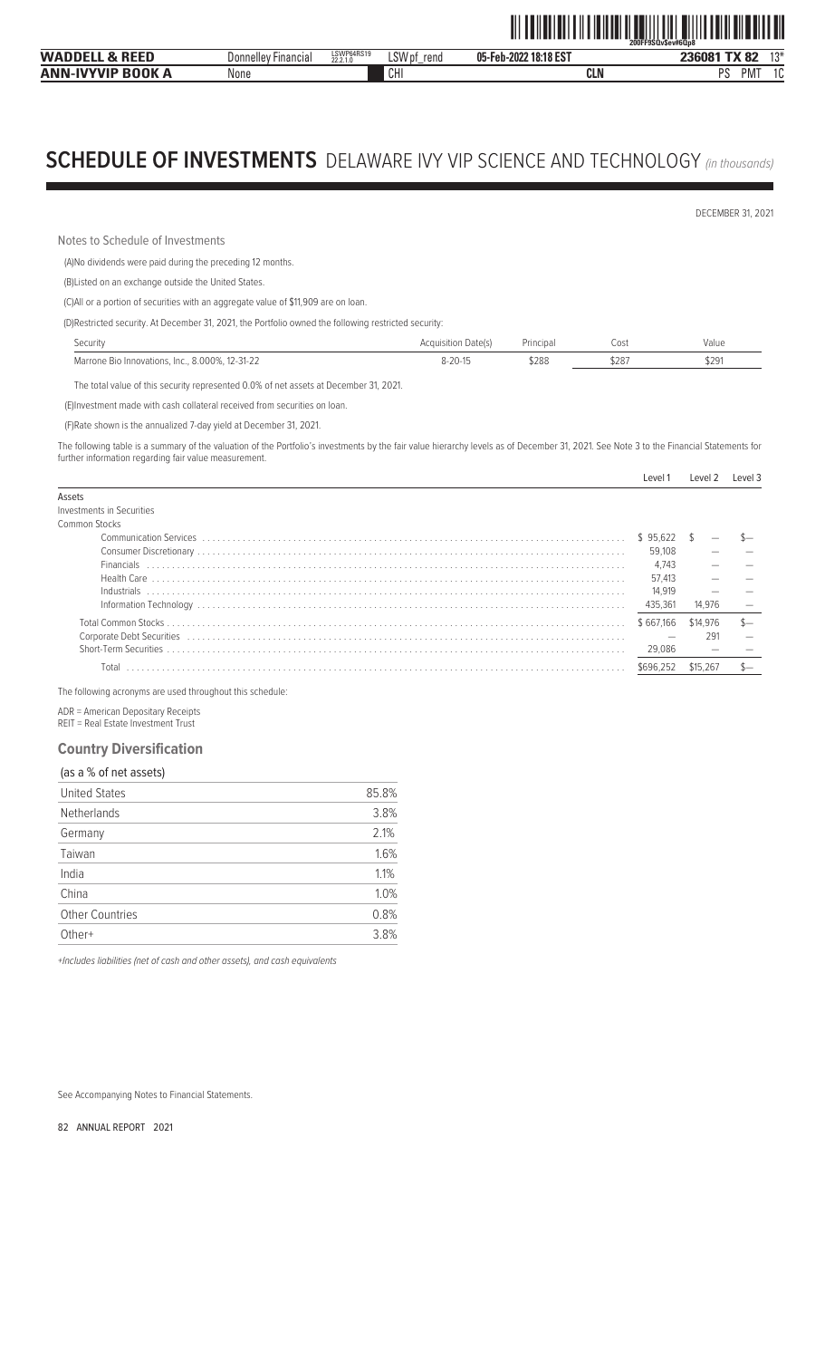# SCHEDULE OF INVESTMENTS DELAWARE IVY VIP SCIENCE AND TECHNOLOGY *(in thousands)*

DECEMBER 31, 2021

Notes to Schedule of Investments

(A)No dividends were paid during the preceding 12 months.

(B)Listed on an exchange outside the United States.

(C)All or a portion of securities with an aggregate value of $11,909 are on loan.

(D)Restricted security. At December 31, 2021, the Portfolio owned the following restricted security:

| Security | Acquisition Date(s) | Principal | Cost | Value |
|---|---|---|---|---|
| Marrone Bio Innovations, Inc., 8.000%, 12-31-22 | 8-20-15 | $288 | $287 | $291 |

The total value of this security represented 0.0% of net assets at December 31, 2021.

(E)Investment made with cash collateral received from securities on loan.

(F)Rate shown is the annualized 7-day yield at December 31, 2021.

The following table is a summary of the valuation of the Portfolio's investments by the fair value hierarchy levels as of December 31, 2021. See Note 3 to the Financial Statements for further information regarding fair value measurement.

| | Level 1 | Level 2 | Level 3 |
|---|---|---|---|
| Assets | | | |
| Investments in Securities | | | |
| Common Stocks | | | |
| Communication Services | $ 95,622 | $ — | $— |
| Consumer Discretionary | 59,108 | — | — |
| Financials | 4,743 | — | — |
| Health Care | 57,413 | — | — |
| Industrials | 14,919 | — | — |
| Information Technology | 435,361 | 14,976 | — |
| Total Common Stocks | $ 667,166 | $14,976 | $— |
| Corporate Debt Securities | — | 291 | — |
| Short-Term Securities | 29,086 | — | — |
| Total | $696,252 | $15,267 | $— |

The following acronyms are used throughout this schedule:

ADR = American Depositary Receipts
REIT = Real Estate Investment Trust

## Country Diversification

(as a % of net assets)

| | |
|---|---|
| United States | 85.8% |
| Netherlands | 3.8% |
| Germany | 2.1% |
| Taiwan | 1.6% |
| India | 1.1% |
| China | 1.0% |
| Other Countries | 0.8% |
| Other+ | 3.8% |

*+Includes liabilities (net of cash and other assets), and cash equivalents*

See Accompanying Notes to Financial Statements.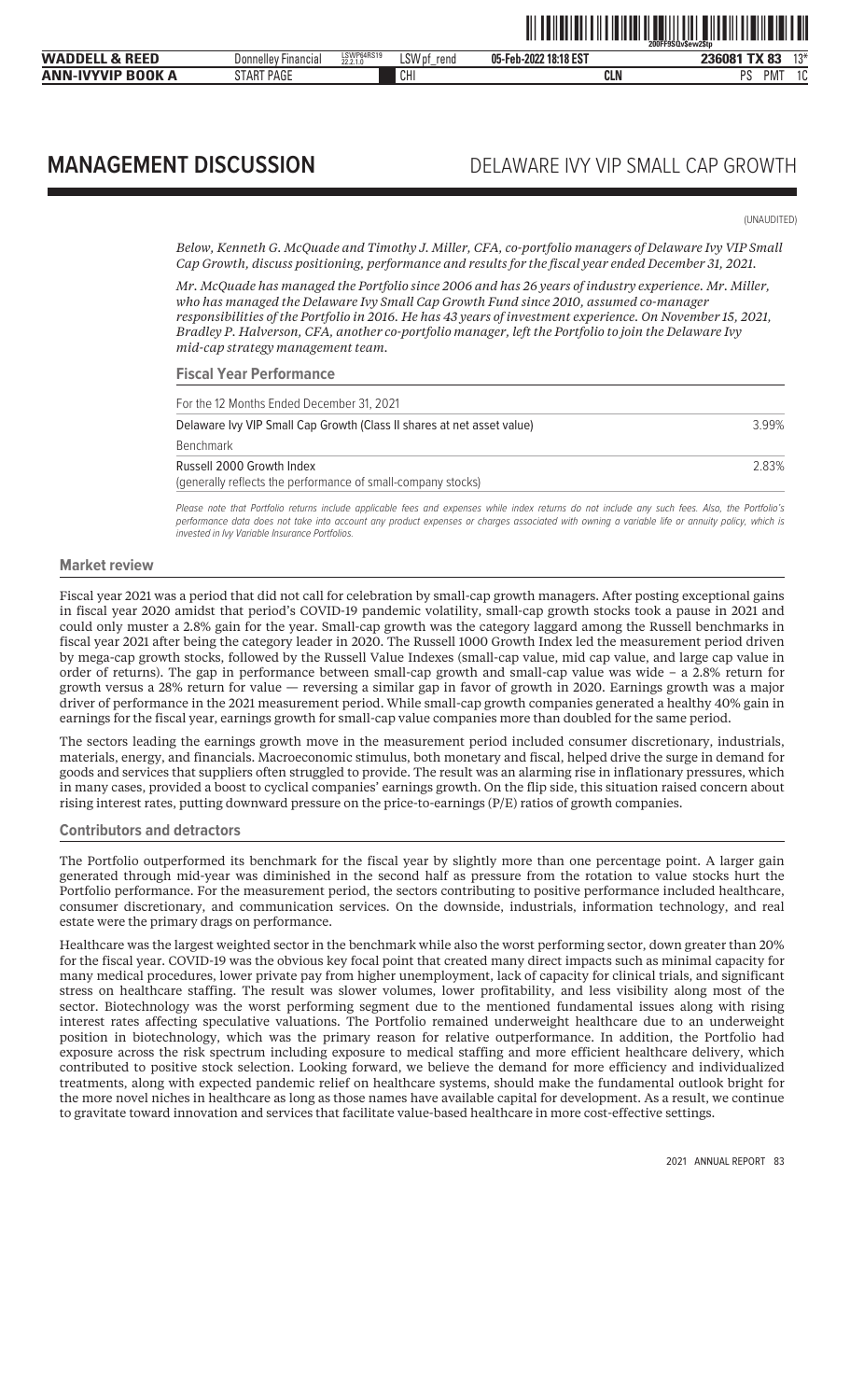# MANAGEMENT DISCUSSION

## DELAWARE IVY VIP SMALL CAP GROWTH

(UNAUDITED)

*Below, Kenneth G. McQuade and Timothy J. Miller, CFA, co-portfolio managers of Delaware Ivy VIP Small Cap Growth, discuss positioning, performance and results for the fiscal year ended December 31, 2021.*

*Mr. McQuade has managed the Portfolio since 2006 and has 26 years of industry experience. Mr. Miller, who has managed the Delaware Ivy Small Cap Growth Fund since 2010, assumed co-manager responsibilities of the Portfolio in 2016. He has 43 years of investment experience. On November 15, 2021, Bradley P. Halverson, CFA, another co-portfolio manager, left the Portfolio to join the Delaware Ivy mid-cap strategy management team.*

### Fiscal Year Performance

| For the 12 Months Ended December 31, 2021 | |
|---|---|
| Delaware Ivy VIP Small Cap Growth (Class II shares at net asset value) | 3.99% |
| Benchmark | |
| Russell 2000 Growth Index<br>(generally reflects the performance of small-company stocks) | 2.83% |

*Please note that Portfolio returns include applicable fees and expenses while index returns do not include any such fees. Also, the Portfolio's performance data does not take into account any product expenses or charges associated with owning a variable life or annuity policy, which is invested in Ivy Variable Insurance Portfolios.*

### Market review

Fiscal year 2021 was a period that did not call for celebration by small-cap growth managers. After posting exceptional gains in fiscal year 2020 amidst that period's COVID-19 pandemic volatility, small-cap growth stocks took a pause in 2021 and could only muster a 2.8% gain for the year. Small-cap growth was the category laggard among the Russell benchmarks in fiscal year 2021 after being the category leader in 2020. The Russell 1000 Growth Index led the measurement period driven by mega-cap growth stocks, followed by the Russell Value Indexes (small-cap value, mid cap value, and large cap value in order of returns). The gap in performance between small-cap growth and small-cap value was wide – a 2.8% return for growth versus a 28% return for value — reversing a similar gap in favor of growth in 2020. Earnings growth was a major driver of performance in the 2021 measurement period. While small-cap growth companies generated a healthy 40% gain in earnings for the fiscal year, earnings growth for small-cap value companies more than doubled for the same period.

The sectors leading the earnings growth move in the measurement period included consumer discretionary, industrials, materials, energy, and financials. Macroeconomic stimulus, both monetary and fiscal, helped drive the surge in demand for goods and services that suppliers often struggled to provide. The result was an alarming rise in inflationary pressures, which in many cases, provided a boost to cyclical companies' earnings growth. On the flip side, this situation raised concern about rising interest rates, putting downward pressure on the price-to-earnings (P/E) ratios of growth companies.

### Contributors and detractors

The Portfolio outperformed its benchmark for the fiscal year by slightly more than one percentage point. A larger gain generated through mid-year was diminished in the second half as pressure from the rotation to value stocks hurt the Portfolio performance. For the measurement period, the sectors contributing to positive performance included healthcare, consumer discretionary, and communication services. On the downside, industrials, information technology, and real estate were the primary drags on performance.

Healthcare was the largest weighted sector in the benchmark while also the worst performing sector, down greater than 20% for the fiscal year. COVID-19 was the obvious key focal point that created many direct impacts such as minimal capacity for many medical procedures, lower private pay from higher unemployment, lack of capacity for clinical trials, and significant stress on healthcare staffing. The result was slower volumes, lower profitability, and less visibility along most of the sector. Biotechnology was the worst performing segment due to the mentioned fundamental issues along with rising interest rates affecting speculative valuations. The Portfolio remained underweight healthcare due to an underweight position in biotechnology, which was the primary reason for relative outperformance. In addition, the Portfolio had exposure across the risk spectrum including exposure to medical staffing and more efficient healthcare delivery, which contributed to positive stock selection. Looking forward, we believe the demand for more efficiency and individualized treatments, along with expected pandemic relief on healthcare systems, should make the fundamental outlook bright for the more novel niches in healthcare as long as those names have available capital for development. As a result, we continue to gravitate toward innovation and services that facilitate value-based healthcare in more cost-effective settings.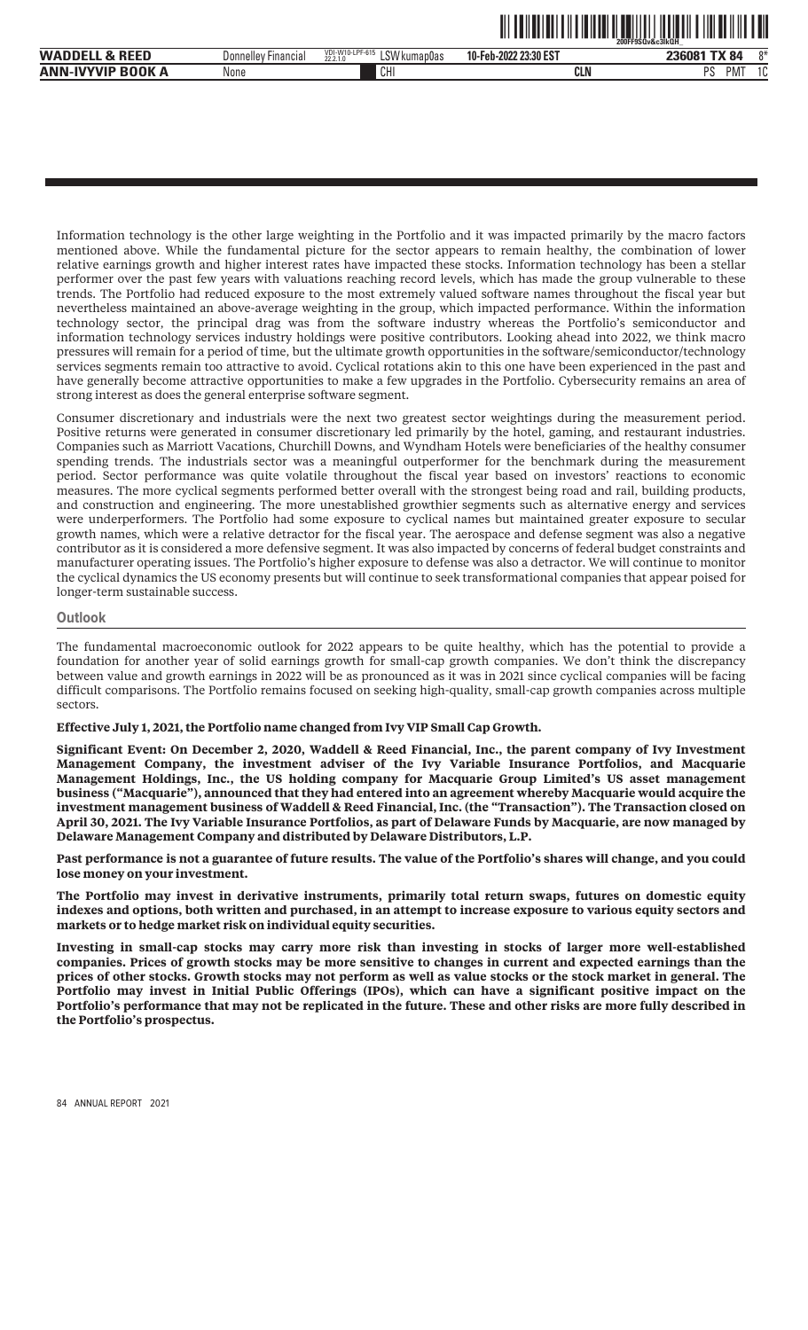Information technology is the other large weighting in the Portfolio and it was impacted primarily by the macro factors mentioned above. While the fundamental picture for the sector appears to remain healthy, the combination of lower relative earnings growth and higher interest rates have impacted these stocks. Information technology has been a stellar performer over the past few years with valuations reaching record levels, which has made the group vulnerable to these trends. The Portfolio had reduced exposure to the most extremely valued software names throughout the fiscal year but nevertheless maintained an above-average weighting in the group, which impacted performance. Within the information technology sector, the principal drag was from the software industry whereas the Portfolio's semiconductor and information technology services industry holdings were positive contributors. Looking ahead into 2022, we think macro pressures will remain for a period of time, but the ultimate growth opportunities in the software/semiconductor/technology services segments remain too attractive to avoid. Cyclical rotations akin to this one have been experienced in the past and have generally become attractive opportunities to make a few upgrades in the Portfolio. Cybersecurity remains an area of strong interest as does the general enterprise software segment.

Consumer discretionary and industrials were the next two greatest sector weightings during the measurement period. Positive returns were generated in consumer discretionary led primarily by the hotel, gaming, and restaurant industries. Companies such as Marriott Vacations, Churchill Downs, and Wyndham Hotels were beneficiaries of the healthy consumer spending trends. The industrials sector was a meaningful outperformer for the benchmark during the measurement period. Sector performance was quite volatile throughout the fiscal year based on investors' reactions to economic measures. The more cyclical segments performed better overall with the strongest being road and rail, building products, and construction and engineering. The more unestablished growthier segments such as alternative energy and services were underperformers. The Portfolio had some exposure to cyclical names but maintained greater exposure to secular growth names, which were a relative detractor for the fiscal year. The aerospace and defense segment was also a negative contributor as it is considered a more defensive segment. It was also impacted by concerns of federal budget constraints and manufacturer operating issues. The Portfolio's higher exposure to defense was also a detractor. We will continue to monitor the cyclical dynamics the US economy presents but will continue to seek transformational companies that appear poised for longer-term sustainable success.

### Outlook

The fundamental macroeconomic outlook for 2022 appears to be quite healthy, which has the potential to provide a foundation for another year of solid earnings growth for small-cap growth companies. We don't think the discrepancy between value and growth earnings in 2022 will be as pronounced as it was in 2021 since cyclical companies will be facing difficult comparisons. The Portfolio remains focused on seeking high-quality, small-cap growth companies across multiple sectors.

**Effective July 1, 2021, the Portfolio name changed from Ivy VIP Small Cap Growth.**

**Significant Event: On December 2, 2020, Waddell & Reed Financial, Inc., the parent company of Ivy Investment Management Company, the investment adviser of the Ivy Variable Insurance Portfolios, and Macquarie Management Holdings, Inc., the US holding company for Macquarie Group Limited's US asset management business ("Macquarie"), announced that they had entered into an agreement whereby Macquarie would acquire the investment management business of Waddell & Reed Financial, Inc. (the "Transaction"). The Transaction closed on April 30, 2021. The Ivy Variable Insurance Portfolios, as part of Delaware Funds by Macquarie, are now managed by Delaware Management Company and distributed by Delaware Distributors, L.P.**

**Past performance is not a guarantee of future results. The value of the Portfolio's shares will change, and you could lose money on your investment.**

**The Portfolio may invest in derivative instruments, primarily total return swaps, futures on domestic equity indexes and options, both written and purchased, in an attempt to increase exposure to various equity sectors and markets or to hedge market risk on individual equity securities.**

**Investing in small-cap stocks may carry more risk than investing in stocks of larger more well-established companies. Prices of growth stocks may be more sensitive to changes in current and expected earnings than the prices of other stocks. Growth stocks may not perform as well as value stocks or the stock market in general. The Portfolio may invest in Initial Public Offerings (IPOs), which can have a significant positive impact on the Portfolio's performance that may not be replicated in the future. These and other risks are more fully described in the Portfolio's prospectus.**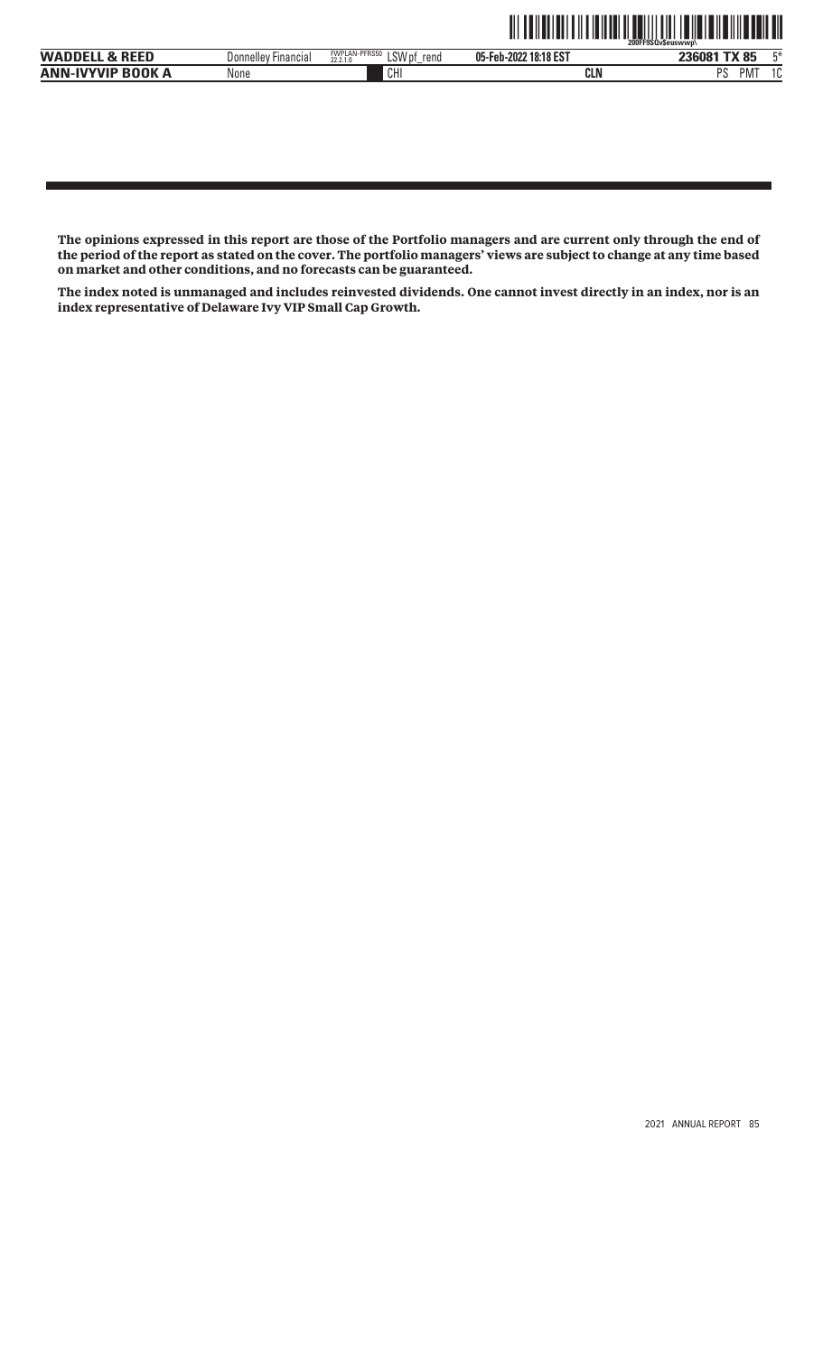**The opinions expressed in this report are those of the Portfolio managers and are current only through the end of the period of the report as stated on the cover. The portfolio managers' views are subject to change at any time based on market and other conditions, and no forecasts can be guaranteed.**

**The index noted is unmanaged and includes reinvested dividends. One cannot invest directly in an index, nor is an index representative of Delaware Ivy VIP Small Cap Growth.**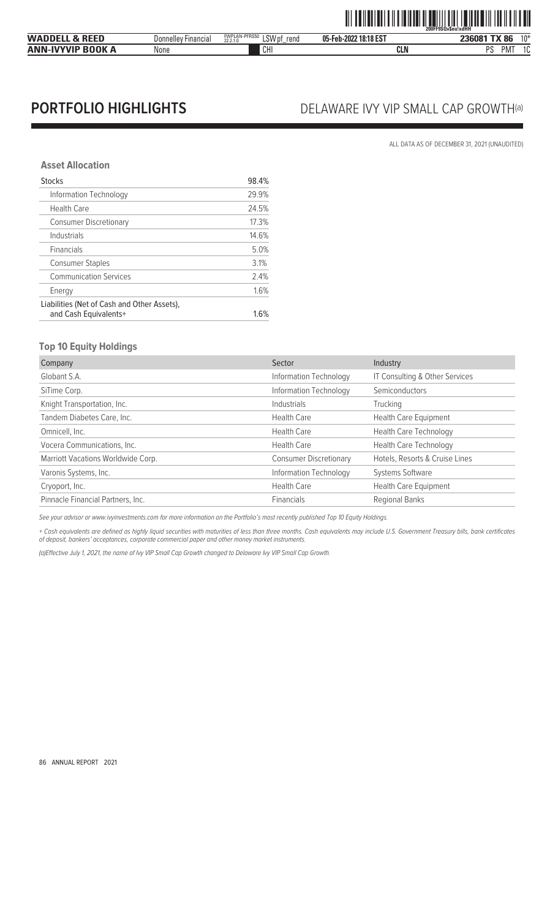# PORTFOLIO HIGHLIGHTS

## DELAWARE IVY VIP SMALL CAP GROWTH(a)

ALL DATA AS OF DECEMBER 31, 2021 (UNAUDITED)

### Asset Allocation

| | |
|---|---|
| Stocks | 98.4% |
| Information Technology | 29.9% |
| Health Care | 24.5% |
| Consumer Discretionary | 17.3% |
| Industrials | 14.6% |
| Financials | 5.0% |
| Consumer Staples | 3.1% |
| Communication Services | 2.4% |
| Energy | 1.6% |
| Liabilities (Net of Cash and Other Assets), and Cash Equivalents+ | 1.6% |

### Top 10 Equity Holdings

| Company | Sector | Industry |
|---|---|---|
| Globant S.A. | Information Technology | IT Consulting & Other Services |
| SiTime Corp. | Information Technology | Semiconductors |
| Knight Transportation, Inc. | Industrials | Trucking |
| Tandem Diabetes Care, Inc. | Health Care | Health Care Equipment |
| Omnicell, Inc. | Health Care | Health Care Technology |
| Vocera Communications, Inc. | Health Care | Health Care Technology |
| Marriott Vacations Worldwide Corp. | Consumer Discretionary | Hotels, Resorts & Cruise Lines |
| Varonis Systems, Inc. | Information Technology | Systems Software |
| Cryoport, Inc. | Health Care | Health Care Equipment |
| Pinnacle Financial Partners, Inc. | Financials | Regional Banks |

*See your advisor or www.ivyinvestments.com for more information on the Portfolio's most recently published Top 10 Equity Holdings.*

*+ Cash equivalents are defined as highly liquid securities with maturities of less than three months. Cash equivalents may include U.S. Government Treasury bills, bank certificates of deposit, bankers' acceptances, corporate commercial paper and other money market instruments.*

*(a)Effective July 1, 2021, the name of Ivy VIP Small Cap Growth changed to Delaware Ivy VIP Small Cap Growth.*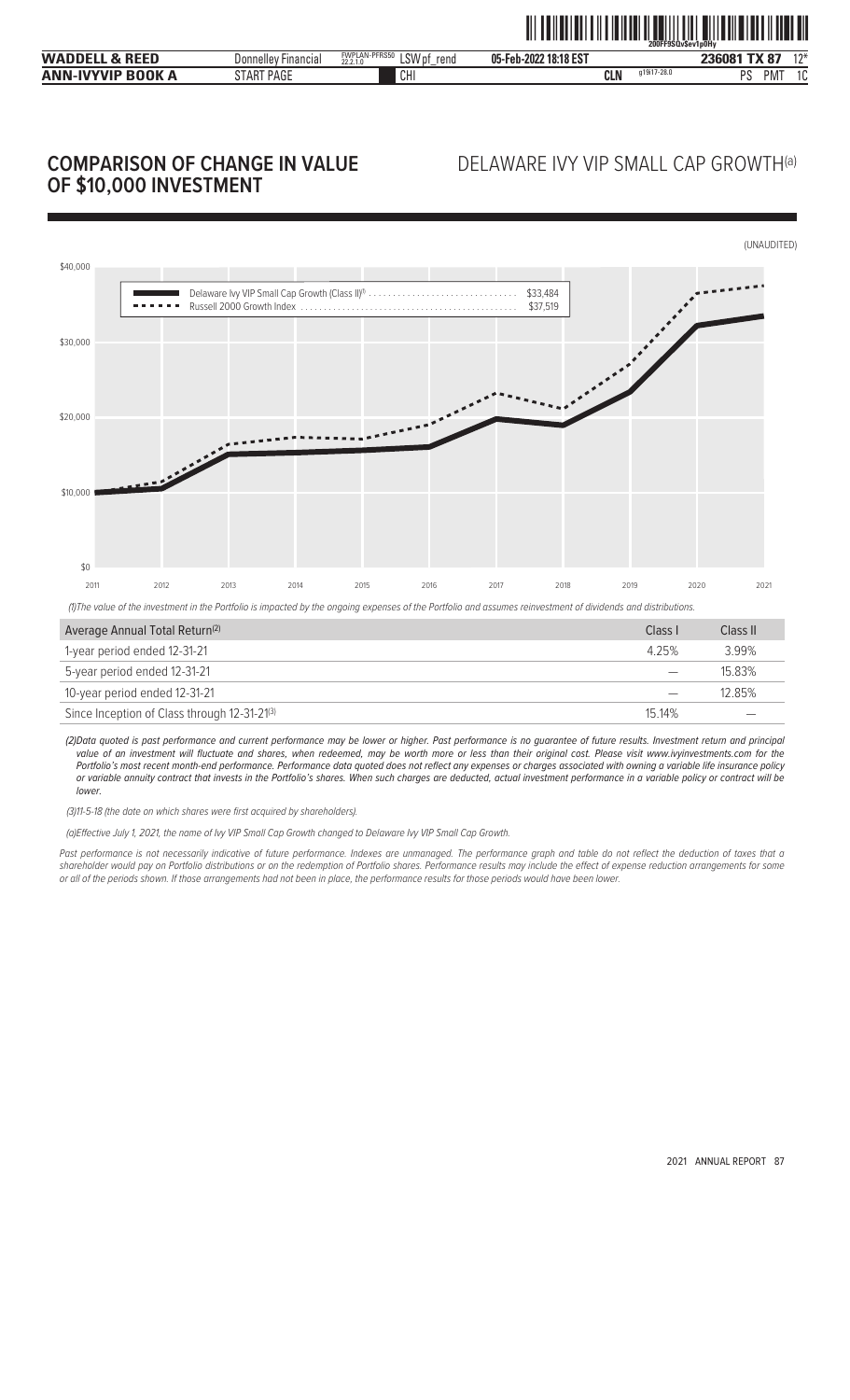## COMPARISON OF CHANGE IN VALUE OF $10,000 INVESTMENT

## DELAWARE IVY VIP SMALL CAP GROWTH(a)

(UNAUDITED)

| | |
|---|---|
| Delaware Ivy VIP Small Cap Growth (Class II)(1) | $33,484 |
| Russell 2000 Growth Index | $37,519 |

(1)The value of the investment in the Portfolio is impacted by the ongoing expenses of the Portfolio and assumes reinvestment of dividends and distributions.

| Average Annual Total Return(2) | Class I | Class II |
|---|---|---|
| 1-year period ended 12-31-21 | 4.25% | 3.99% |
| 5-year period ended 12-31-21 | — | 15.83% |
| 10-year period ended 12-31-21 | — | 12.85% |
| Since Inception of Class through 12-31-21(3) | 15.14% | — |

*(2)Data quoted is past performance and current performance may be lower or higher. Past performance is no guarantee of future results. Investment return and principal value of an investment will fluctuate and shares, when redeemed, may be worth more or less than their original cost. Please visit www.ivyinvestments.com for the Portfolio's most recent month-end performance. Performance data quoted does not reflect any expenses or charges associated with owning a variable life insurance policy or variable annuity contract that invests in the Portfolio's shares. When such charges are deducted, actual investment performance in a variable policy or contract will be lower.*

*(3)11-5-18 (the date on which shares were first acquired by shareholders).*

*(a)Effective July 1, 2021, the name of Ivy VIP Small Cap Growth changed to Delaware Ivy VIP Small Cap Growth.*

*Past performance is not necessarily indicative of future performance. Indexes are unmanaged. The performance graph and table do not reflect the deduction of taxes that a shareholder would pay on Portfolio distributions or on the redemption of Portfolio shares. Performance results may include the effect of expense reduction arrangements for some or all of the periods shown. If those arrangements had not been in place, the performance results for those periods would have been lower.*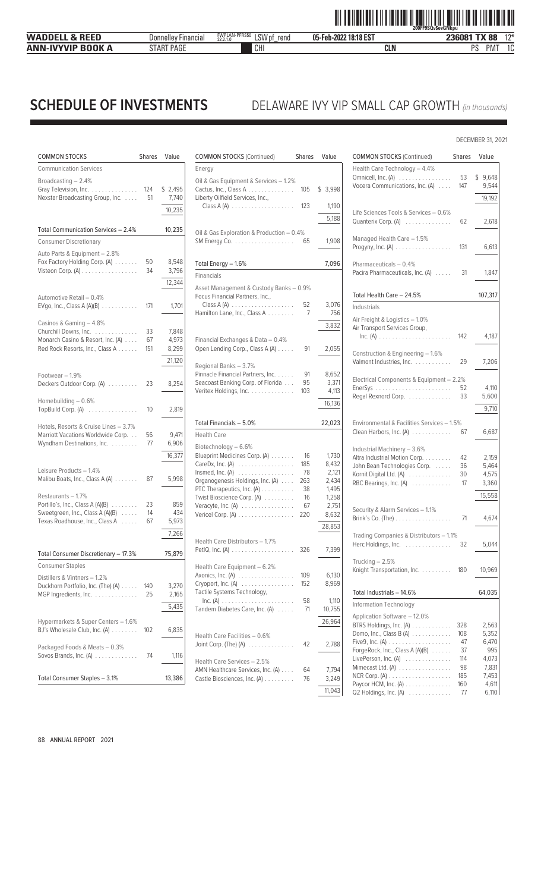# SCHEDULE OF INVESTMENTS

## DELAWARE IVY VIP SMALL CAP GROWTH *(in thousands)*

DECEMBER 31, 2021

| COMMON STOCKS | Shares | Value |
|---|---|---|
| **Communication Services** | | |
| Broadcasting – 2.4% | | |
| Gray Television, Inc. | 124 | $ 2,495 |
| Nexstar Broadcasting Group, Inc. | 51 | 7,740 |
| | | 10,235 |
| Total Communication Services – 2.4% | | 10,235 |
| **Consumer Discretionary** | | |
| Auto Parts & Equipment – 2.8% | | |
| Fox Factory Holding Corp. (A) | 50 | 8,548 |
| Visteon Corp. (A) | 34 | 3,796 |
| | | 12,344 |
| Automotive Retail – 0.4% | | |
| EVgo, Inc., Class A (A)(B) | 171 | 1,701 |
| Casinos & Gaming – 4.8% | | |
| Churchill Downs, Inc. | 33 | 7,848 |
| Monarch Casino & Resort, Inc. (A) | 67 | 4,973 |
| Red Rock Resorts, Inc., Class A | 151 | 8,299 |
| | | 21,120 |
| Footwear – 1.9% | | |
| Deckers Outdoor Corp. (A) | 23 | 8,254 |
| Homebuilding – 0.6% | | |
| TopBuild Corp. (A) | 10 | 2,819 |
| Hotels, Resorts & Cruise Lines – 3.7% | | |
| Marriott Vacations Worldwide Corp. | 56 | 9,471 |
| Wyndham Destinations, Inc. | 77 | 6,906 |
| | | 16,377 |
| Leisure Products – 1.4% | | |
| Malibu Boats, Inc., Class A (A) | 87 | 5,998 |
| Restaurants – 1.7% | | |
| Portillo's, Inc., Class A (A)(B) | 23 | 859 |
| Sweetgreen, Inc., Class A (A)(B) | 14 | 434 |
| Texas Roadhouse, Inc., Class A | 67 | 5,973 |
| | | 7,266 |
| Total Consumer Discretionary – 17.3% | | 75,879 |
| **Consumer Staples** | | |
| Distillers & Vintners – 1.2% | | |
| Duckhorn Portfolio, Inc. (The) (A) | 140 | 3,270 |
| MGP Ingredients, Inc. | 25 | 2,165 |
| | | 5,435 |
| Hypermarkets & Super Centers – 1.6% | | |
| BJ's Wholesale Club, Inc. (A) | 102 | 6,835 |
| Packaged Foods & Meats – 0.3% | | |
| Sovos Brands, Inc. (A) | 74 | 1,116 |
| Total Consumer Staples – 3.1% | | 13,386 |

| COMMON STOCKS (Continued) | Shares | Value |
|---|---|---|
| **Energy** | | |
| Oil & Gas Equipment & Services – 1.2% | | |
| Cactus, Inc., Class A | 105 | $ 3,998 |
| Liberty Oilfield Services, Inc., Class A (A) | 123 | 1,190 |
| | | 5,188 |
| Oil & Gas Exploration & Production – 0.4% | | |
| SM Energy Co. | 65 | 1,908 |
| Total Energy – 1.6% | | 7,096 |
| **Financials** | | |
| Asset Management & Custody Banks – 0.9% | | |
| Focus Financial Partners, Inc., Class A (A) | 52 | 3,076 |
| Hamilton Lane, Inc., Class A | 7 | 756 |
| | | 3,832 |
| Financial Exchanges & Data – 0.4% | | |
| Open Lending Corp., Class A (A) | 91 | 2,055 |
| Regional Banks – 3.7% | | |
| Pinnacle Financial Partners, Inc. | 91 | 8,652 |
| Seacoast Banking Corp. of Florida | 95 | 3,371 |
| Veritex Holdings, Inc. | 103 | 4,113 |
| | | 16,136 |
| Total Financials – 5.0% | | 22,023 |
| **Health Care** | | |
| Biotechnology – 6.6% | | |
| Blueprint Medicines Corp. (A) | 16 | 1,730 |
| CareDx, Inc. (A) | 185 | 8,432 |
| Insmed, Inc. (A) | 78 | 2,121 |
| Organogenesis Holdings, Inc. (A) | 263 | 2,434 |
| PTC Therapeutics, Inc. (A) | 38 | 1,495 |
| Twist Bioscience Corp. (A) | 16 | 1,258 |
| Veracyte, Inc. (A) | 67 | 2,751 |
| Vericel Corp. (A) | 220 | 8,632 |
| | | 28,853 |
| Health Care Distributors – 1.7% | | |
| PetIQ, Inc. (A) | 326 | 7,399 |
| Health Care Equipment – 6.2% | | |
| Axonics, Inc. (A) | 109 | 6,130 |
| Cryoport, Inc. (A) | 152 | 8,969 |
| Tactile Systems Technology, Inc. (A) | 58 | 1,110 |
| Tandem Diabetes Care, Inc. (A) | 71 | 10,755 |
| | | 26,964 |
| Health Care Facilities – 0.6% | | |
| Joint Corp. (The) (A) | 42 | 2,788 |
| Health Care Services – 2.5% | | |
| AMN Healthcare Services, Inc. (A) | 64 | 7,794 |
| Castle Biosciences, Inc. (A) | 76 | 3,249 |
| | | 11,043 |

| COMMON STOCKS (Continued) | Shares | Value |
|---|---|---|
| Health Care Technology – 4.4% | | |
| Omnicell, Inc. (A) | 53 | $ 9,648 |
| Vocera Communications, Inc. (A) | 147 | 9,544 |
| | | 19,192 |
| Life Sciences Tools & Services – 0.6% | | |
| Quanterix Corp. (A) | 62 | 2,618 |
| Managed Health Care – 1.5% | | |
| Progyny, Inc. (A) | 131 | 6,613 |
| Pharmaceuticals – 0.4% | | |
| Pacira Pharmaceuticals, Inc. (A) | 31 | 1,847 |
| Total Health Care – 24.5% | | 107,317 |
| **Industrials** | | |
| Air Freight & Logistics – 1.0% | | |
| Air Transport Services Group, Inc. (A) | 142 | 4,187 |
| Construction & Engineering – 1.6% | | |
| Valmont Industries, Inc. | 29 | 7,206 |
| Electrical Components & Equipment – 2.2% | | |
| EnerSys | 52 | 4,110 |
| Regal Rexnord Corp. | 33 | 5,600 |
| | | 9,710 |
| Environmental & Facilities Services – 1.5% | | |
| Clean Harbors, Inc. (A) | 67 | 6,687 |
| Industrial Machinery – 3.6% | | |
| Altra Industrial Motion Corp. | 42 | 2,159 |
| John Bean Technologies Corp. | 36 | 5,464 |
| Kornit Digital Ltd. (A) | 30 | 4,575 |
| RBC Bearings, Inc. (A) | 17 | 3,360 |
| | | 15,558 |
| Security & Alarm Services – 1.1% | | |
| Brink's Co. (The) | 71 | 4,674 |
| Trading Companies & Distributors – 1.1% | | |
| Herc Holdings, Inc. | 32 | 5,044 |
| Trucking – 2.5% | | |
| Knight Transportation, Inc. | 180 | 10,969 |
| Total Industrials – 14.6% | | 64,035 |
| **Information Technology** | | |
| Application Software – 12.0% | | |
| BTRS Holdings, Inc. (A) | 328 | 2,563 |
| Domo, Inc., Class B (A) | 108 | 5,352 |
| Five9, Inc. (A) | 47 | 6,470 |
| ForgeRock, Inc., Class A (A)(B) | 37 | 995 |
| LivePerson, Inc. (A) | 114 | 4,073 |
| Mimecast Ltd. (A) | 98 | 7,831 |
| NCR Corp. (A) | 185 | 7,453 |
| Paycor HCM, Inc. (A) | 160 | 4,611 |
| Q2 Holdings, Inc. (A) | 77 | 6,110 |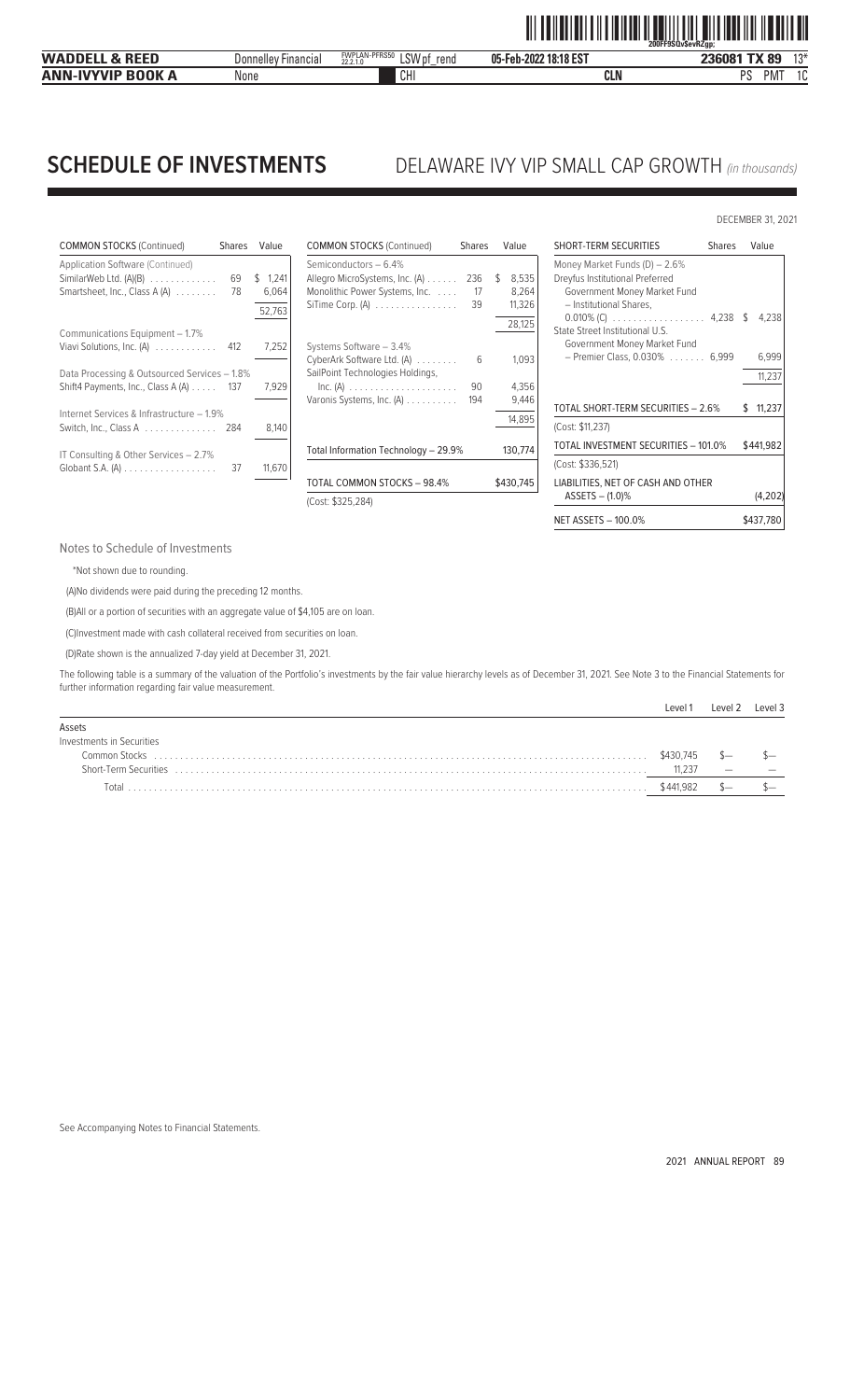# SCHEDULE OF INVESTMENTS

## DELAWARE IVY VIP SMALL CAP GROWTH *(in thousands)*

DECEMBER 31, 2021

| COMMON STOCKS (Continued) | Shares | Value |
|---|---|---|
| Application Software (Continued) | | |
| SimilarWeb Ltd. (A)(B) | 69 | $ 1,241 |
| Smartsheet, Inc., Class A (A) | 78 | 6,064 |
| | | 52,763 |
| Communications Equipment – 1.7% | | |
| Viavi Solutions, Inc. (A) | 412 | 7,252 |
| Data Processing & Outsourced Services – 1.8% | | |
| Shift4 Payments, Inc., Class A (A) | 137 | 7,929 |
| Internet Services & Infrastructure – 1.9% | | |
| Switch, Inc., Class A | 284 | 8,140 |
| IT Consulting & Other Services – 2.7% | | |
| Globant S.A. (A) | 37 | 11,670 |
| Semiconductors – 6.4% | | |
| Allegro MicroSystems, Inc. (A) | 236 | $ 8,535 |
| Monolithic Power Systems, Inc. | 17 | 8,264 |
| SiTime Corp. (A) | 39 | 11,326 |
| | | 28,125 |
| Systems Software – 3.4% | | |
| CyberArk Software Ltd. (A) | 6 | 1,093 |
| SailPoint Technologies Holdings, Inc. (A) | 90 | 4,356 |
| Varonis Systems, Inc. (A) | 194 | 9,446 |
| | | 14,895 |
| Total Information Technology – 29.9% | | 130,774 |
| TOTAL COMMON STOCKS – 98.4% | | $430,745 |
| (Cost: $325,284) | | |

| SHORT-TERM SECURITIES | Shares | Value |
|---|---|---|
| Money Market Funds (D) – 2.6% | | |
| Dreyfus Institutional Preferred Government Money Market Fund – Institutional Shares, 0.010% (C) | 4,238 | $ 4,238 |
| State Street Institutional U.S. Government Money Market Fund – Premier Class, 0.030% | 6,999 | 6,999 |
| | | 11,237 |
| TOTAL SHORT-TERM SECURITIES – 2.6% | | $ 11,237 |
| (Cost: $11,237) | | |
| TOTAL INVESTMENT SECURITIES – 101.0% | | $441,982 |
| (Cost: $336,521) | | |
| LIABILITIES, NET OF CASH AND OTHER ASSETS – (1.0)% | | (4,202) |
| NET ASSETS – 100.0% | | $437,780 |

Notes to Schedule of Investments

*Not shown due to rounding.

(A)No dividends were paid during the preceding 12 months.

(B)All or a portion of securities with an aggregate value of $4,105 are on loan.

(C)Investment made with cash collateral received from securities on loan.

(D)Rate shown is the annualized 7-day yield at December 31, 2021.

The following table is a summary of the valuation of the Portfolio's investments by the fair value hierarchy levels as of December 31, 2021. See Note 3 to the Financial Statements for further information regarding fair value measurement.

| | Level 1 | Level 2 | Level 3 |
|---|---|---|---|
| Assets | | | |
| Investments in Securities | | | |
| Common Stocks | $430,745 | $— | $— |
| Short-Term Securities | 11,237 | — | — |
| Total | $441,982 | $— | $— |

See Accompanying Notes to Financial Statements.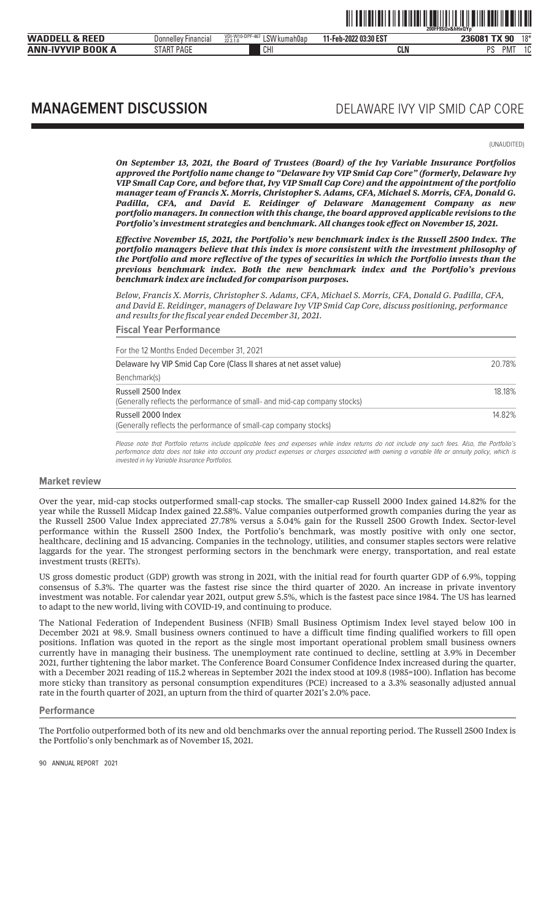# MANAGEMENT DISCUSSION

## DELAWARE IVY VIP SMID CAP CORE

(UNAUDITED)

***On September 13, 2021, the Board of Trustees (Board) of the Ivy Variable Insurance Portfolios approved the Portfolio name change to "Delaware Ivy VIP Smid Cap Core" (formerly, Delaware Ivy VIP Small Cap Core, and before that, Ivy VIP Small Cap Core) and the appointment of the portfolio manager team of Francis X. Morris, Christopher S. Adams, CFA, Michael S. Morris, CFA, Donald G. Padilla, CFA, and David E. Reidinger of Delaware Management Company as new portfolio managers. In connection with this change, the board approved applicable revisions to the Portfolio's investment strategies and benchmark. All changes took effect on November 15, 2021.***

***Effective November 15, 2021, the Portfolio's new benchmark index is the Russell 2500 Index. The portfolio managers believe that this index is more consistent with the investment philosophy of the Portfolio and more reflective of the types of securities in which the Portfolio invests than the previous benchmark index. Both the new benchmark index and the Portfolio's previous benchmark index are included for comparison purposes.***

*Below, Francis X. Morris, Christopher S. Adams, CFA, Michael S. Morris, CFA, Donald G. Padilla, CFA, and David E. Reidinger, managers of Delaware Ivy VIP Smid Cap Core, discuss positioning, performance and results for the fiscal year ended December 31, 2021.*

### Fiscal Year Performance

| For the 12 Months Ended December 31, 2021 | |
|---|---|
| Delaware Ivy VIP Smid Cap Core (Class II shares at net asset value) | 20.78% |
| Benchmark(s) | |
| Russell 2500 Index<br>(Generally reflects the performance of small- and mid-cap company stocks) | 18.18% |
| Russell 2000 Index<br>(Generally reflects the performance of small-cap company stocks) | 14.82% |

*Please note that Portfolio returns include applicable fees and expenses while index returns do not include any such fees. Also, the Portfolio's performance data does not take into account any product expenses or charges associated with owning a variable life or annuity policy, which is invested in Ivy Variable Insurance Portfolios.*

### Market review

Over the year, mid-cap stocks outperformed small-cap stocks. The smaller-cap Russell 2000 Index gained 14.82% for the year while the Russell Midcap Index gained 22.58%. Value companies outperformed growth companies during the year as the Russell 2500 Value Index appreciated 27.78% versus a 5.04% gain for the Russell 2500 Growth Index. Sector-level performance within the Russell 2500 Index, the Portfolio's benchmark, was mostly positive with only one sector, healthcare, declining and 15 advancing. Companies in the technology, utilities, and consumer staples sectors were relative laggards for the year. The strongest performing sectors in the benchmark were energy, transportation, and real estate investment trusts (REITs).

US gross domestic product (GDP) growth was strong in 2021, with the initial read for fourth quarter GDP of 6.9%, topping consensus of 5.3%. The quarter was the fastest rise since the third quarter of 2020. An increase in private inventory investment was notable. For calendar year 2021, output grew 5.5%, which is the fastest pace since 1984. The US has learned to adapt to the new world, living with COVID-19, and continuing to produce.

The National Federation of Independent Business (NFIB) Small Business Optimism Index level stayed below 100 in December 2021 at 98.9. Small business owners continued to have a difficult time finding qualified workers to fill open positions. Inflation was quoted in the report as the single most important operational problem small business owners currently have in managing their business. The unemployment rate continued to decline, settling at 3.9% in December 2021, further tightening the labor market. The Conference Board Consumer Confidence Index increased during the quarter, with a December 2021 reading of 115.2 whereas in September 2021 the index stood at 109.8 (1985=100). Inflation has become more sticky than transitory as personal consumption expenditures (PCE) increased to a 3.3% seasonally adjusted annual rate in the fourth quarter of 2021, an upturn from the third of quarter 2021's 2.0% pace.

### Performance

The Portfolio outperformed both of its new and old benchmarks over the annual reporting period. The Russell 2500 Index is the Portfolio's only benchmark as of November 15, 2021.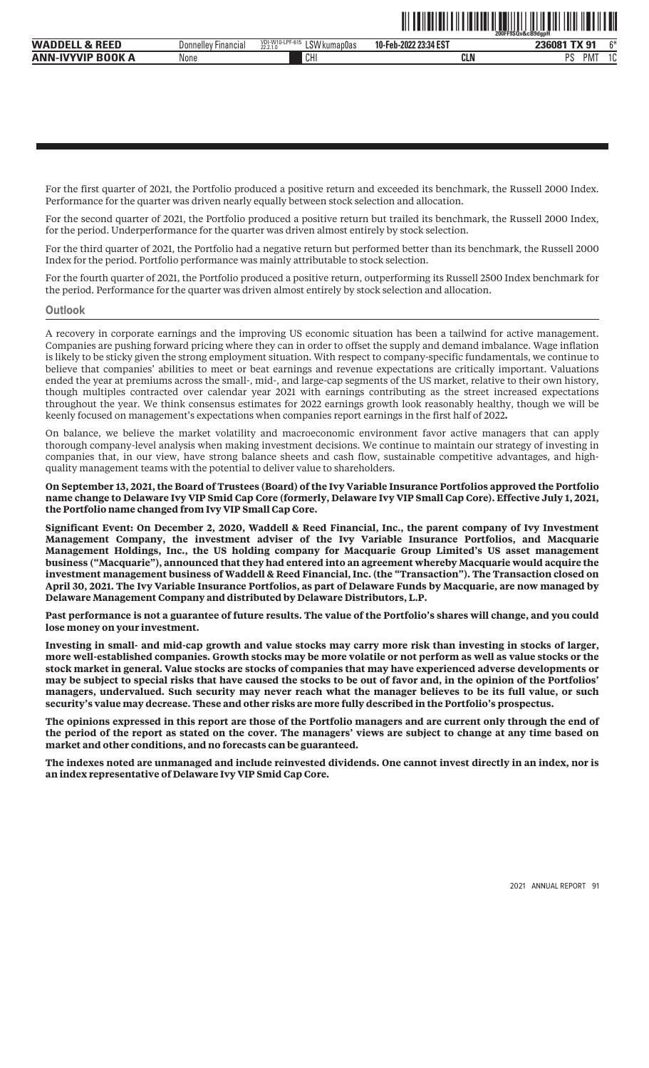For the first quarter of 2021, the Portfolio produced a positive return and exceeded its benchmark, the Russell 2000 Index. Performance for the quarter was driven nearly equally between stock selection and allocation.

For the second quarter of 2021, the Portfolio produced a positive return but trailed its benchmark, the Russell 2000 Index, for the period. Underperformance for the quarter was driven almost entirely by stock selection.

For the third quarter of 2021, the Portfolio had a negative return but performed better than its benchmark, the Russell 2000 Index for the period. Portfolio performance was mainly attributable to stock selection.

For the fourth quarter of 2021, the Portfolio produced a positive return, outperforming its Russell 2500 Index benchmark for the period. Performance for the quarter was driven almost entirely by stock selection and allocation.

## Outlook

A recovery in corporate earnings and the improving US economic situation has been a tailwind for active management. Companies are pushing forward pricing where they can in order to offset the supply and demand imbalance. Wage inflation is likely to be sticky given the strong employment situation. With respect to company-specific fundamentals, we continue to believe that companies' abilities to meet or beat earnings and revenue expectations are critically important. Valuations ended the year at premiums across the small-, mid-, and large-cap segments of the US market, relative to their own history, though multiples contracted over calendar year 2021 with earnings contributing as the street increased expectations throughout the year. We think consensus estimates for 2022 earnings growth look reasonably healthy, though we will be keenly focused on management's expectations when companies report earnings in the first half of 2022**.**

On balance, we believe the market volatility and macroeconomic environment favor active managers that can apply thorough company-level analysis when making investment decisions. We continue to maintain our strategy of investing in companies that, in our view, have strong balance sheets and cash flow, sustainable competitive advantages, and high-quality management teams with the potential to deliver value to shareholders.

**On September 13, 2021, the Board of Trustees (Board) of the Ivy Variable Insurance Portfolios approved the Portfolio name change to Delaware Ivy VIP Smid Cap Core (formerly, Delaware Ivy VIP Small Cap Core). Effective July 1, 2021, the Portfolio name changed from Ivy VIP Small Cap Core.**

**Significant Event: On December 2, 2020, Waddell & Reed Financial, Inc., the parent company of Ivy Investment Management Company, the investment adviser of the Ivy Variable Insurance Portfolios, and Macquarie Management Holdings, Inc., the US holding company for Macquarie Group Limited's US asset management business ("Macquarie"), announced that they had entered into an agreement whereby Macquarie would acquire the investment management business of Waddell & Reed Financial, Inc. (the "Transaction"). The Transaction closed on April 30, 2021. The Ivy Variable Insurance Portfolios, as part of Delaware Funds by Macquarie, are now managed by Delaware Management Company and distributed by Delaware Distributors, L.P.**

**Past performance is not a guarantee of future results. The value of the Portfolio's shares will change, and you could lose money on your investment.**

**Investing in small- and mid-cap growth and value stocks may carry more risk than investing in stocks of larger, more well-established companies. Growth stocks may be more volatile or not perform as well as value stocks or the stock market in general. Value stocks are stocks of companies that may have experienced adverse developments or may be subject to special risks that have caused the stocks to be out of favor and, in the opinion of the Portfolios' managers, undervalued. Such security may never reach what the manager believes to be its full value, or such security's value may decrease. These and other risks are more fully described in the Portfolio's prospectus.**

**The opinions expressed in this report are those of the Portfolio managers and are current only through the end of the period of the report as stated on the cover. The managers' views are subject to change at any time based on market and other conditions, and no forecasts can be guaranteed.**

**The indexes noted are unmanaged and include reinvested dividends. One cannot invest directly in an index, nor is an index representative of Delaware Ivy VIP Smid Cap Core.**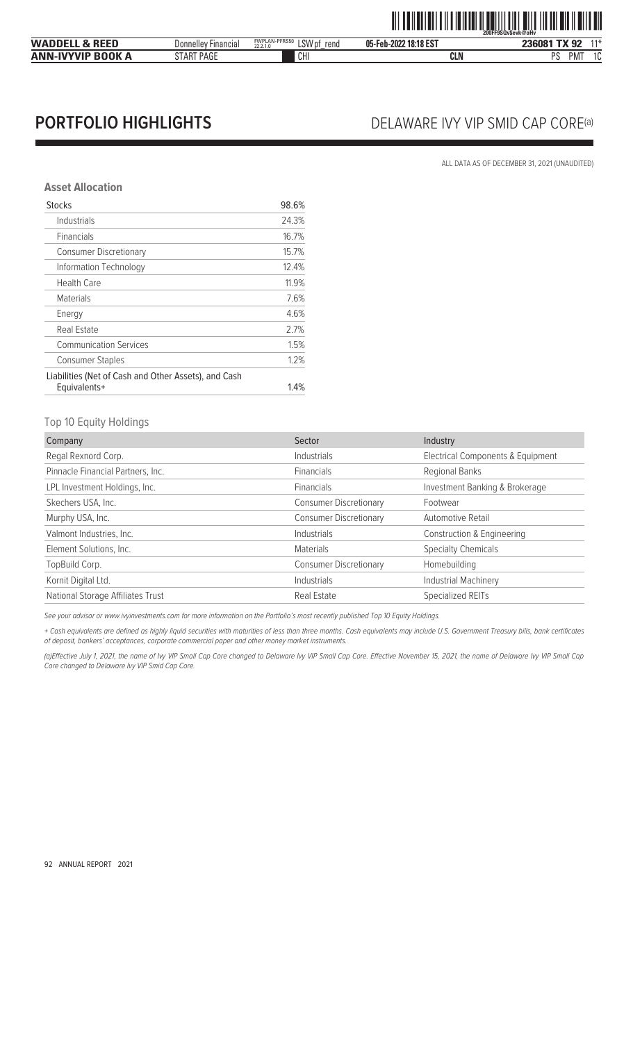# PORTFOLIO HIGHLIGHTS

## DELAWARE IVY VIP SMID CAP CORE(a)

ALL DATA AS OF DECEMBER 31, 2021 (UNAUDITED)

### Asset Allocation

| | |
|---|---|
| Stocks | 98.6% |
| Industrials | 24.3% |
| Financials | 16.7% |
| Consumer Discretionary | 15.7% |
| Information Technology | 12.4% |
| Health Care | 11.9% |
| Materials | 7.6% |
| Energy | 4.6% |
| Real Estate | 2.7% |
| Communication Services | 1.5% |
| Consumer Staples | 1.2% |
| Liabilities (Net of Cash and Other Assets), and Cash Equivalents+ | 1.4% |

### Top 10 Equity Holdings

| Company | Sector | Industry |
|---|---|---|
| Regal Rexnord Corp. | Industrials | Electrical Components & Equipment |
| Pinnacle Financial Partners, Inc. | Financials | Regional Banks |
| LPL Investment Holdings, Inc. | Financials | Investment Banking & Brokerage |
| Skechers USA, Inc. | Consumer Discretionary | Footwear |
| Murphy USA, Inc. | Consumer Discretionary | Automotive Retail |
| Valmont Industries, Inc. | Industrials | Construction & Engineering |
| Element Solutions, Inc. | Materials | Specialty Chemicals |
| TopBuild Corp. | Consumer Discretionary | Homebuilding |
| Kornit Digital Ltd. | Industrials | Industrial Machinery |
| National Storage Affiliates Trust | Real Estate | Specialized REITs |

*See your advisor or www.ivyinvestments.com for more information on the Portfolio's most recently published Top 10 Equity Holdings.*

*+ Cash equivalents are defined as highly liquid securities with maturities of less than three months. Cash equivalents may include U.S. Government Treasury bills, bank certificates of deposit, bankers' acceptances, corporate commercial paper and other money market instruments.*

*(a)Effective July 1, 2021, the name of Ivy VIP Small Cap Core changed to Delaware Ivy VIP Small Cap Core. Effective November 15, 2021, the name of Delaware Ivy VIP Small Cap Core changed to Delaware Ivy VIP Smid Cap Core.*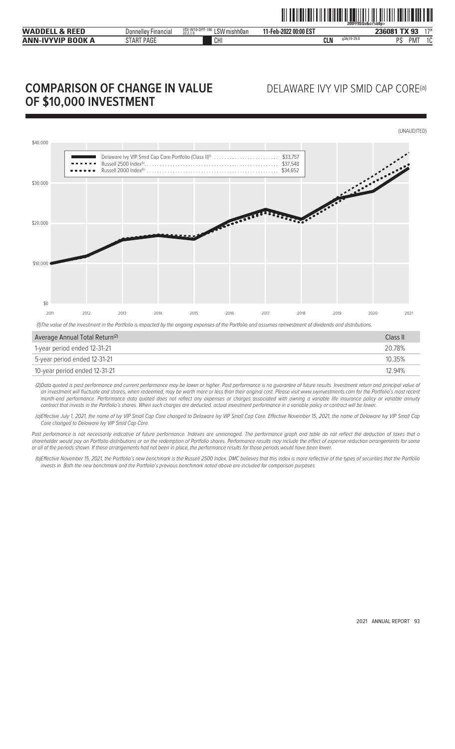# COMPARISON OF CHANGE IN VALUE OF $10,000 INVESTMENT

## DELAWARE IVY VIP SMID CAP CORE[(a)]

(UNAUDITED)

Delaware Ivy VIP Smid Cap Core Portfolio (Class II)[(1)] ........................ $33,757
Russell 2500 Index[(b)] .................................................. $37,548
Russell 2000 Index[(b)] .................................................. $34,652

$40,000 / $30,000 / $20,000 / $10,000 / $0

2011 2012 2013 2014 2015 2016 2017 2018 2019 2020 2021

*(1)The value of the investment in the Portfolio is impacted by the ongoing expenses of the Portfolio and assumes reinvestment of dividends and distributions.*

| Average Annual Total Return[(2)] | Class II |
|---|---|
| 1-year period ended 12-31-21 | 20.78% |
| 5-year period ended 12-31-21 | 10.35% |
| 10-year period ended 12-31-21 | 12.94% |

*(2)Data quoted is past performance and current performance may be lower or higher. Past performance is no guarantee of future results. Investment return and principal value of an investment will fluctuate and shares, when redeemed, may be worth more or less than their original cost. Please visit www.ivyinvestments.com for the Portfolio's most recent month-end performance. Performance data quoted does not reflect any expenses or charges associated with owning a variable life insurance policy or variable annuity contract that invests in the Portfolio's shares. When such charges are deducted, actual investment performance in a variable policy or contract will be lower.*

*(a)Effective July 1, 2021, the name of Ivy VIP Small Cap Core changed to Delaware Ivy VIP Small Cap Core. Effective November 15, 2021, the name of Delaware Ivy VIP Small Cap Core changed to Delaware Ivy VIP Smid Cap Core.*

*Past performance is not necessarily indicative of future performance. Indexes are unmanaged. The performance graph and table do not reflect the deduction of taxes that a shareholder would pay on Portfolio distributions or on the redemption of Portfolio shares. Performance results may include the effect of expense reduction arrangements for some or all of the periods shown. If those arrangements had not been in place, the performance results for those periods would have been lower.*

*(b)Effective November 15, 2021, the Portfolio's new benchmark is the Russell 2500 Index. DMC believes that this index is more reflective of the types of securities that the Portfolio invests in. Both the new benchmark and the Portfolio's previous benchmark noted above are included for comparison purposes.*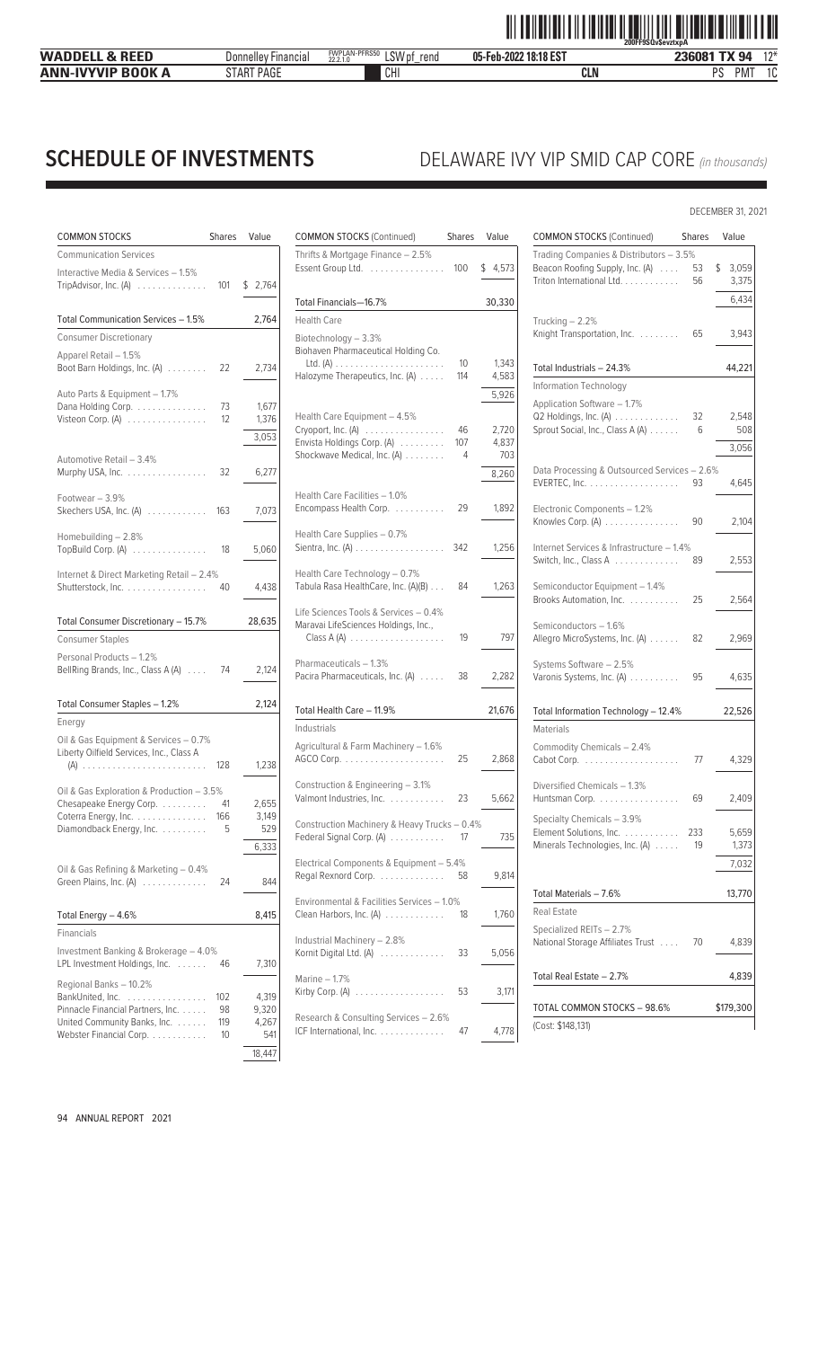# SCHEDULE OF INVESTMENTS

## DELAWARE IVY VIP SMID CAP CORE *(in thousands)*

DECEMBER 31, 2021

| COMMON STOCKS | Shares | Value |
|---|---|---|
| **Communication Services** | | |
| Interactive Media & Services – 1.5% | | |
| TripAdvisor, Inc. (A) | 101 | $ 2,764 |
| Total Communication Services – 1.5% | | 2,764 |
| **Consumer Discretionary** | | |
| Apparel Retail – 1.5% | | |
| Boot Barn Holdings, Inc. (A) | 22 | 2,734 |
| Auto Parts & Equipment – 1.7% | | |
| Dana Holding Corp. | 73 | 1,677 |
| Visteon Corp. (A) | 12 | 1,376 |
| | | 3,053 |
| Automotive Retail – 3.4% | | |
| Murphy USA, Inc. | 32 | 6,277 |
| Footwear – 3.9% | | |
| Skechers USA, Inc. (A) | 163 | 7,073 |
| Homebuilding – 2.8% | | |
| TopBuild Corp. (A) | 18 | 5,060 |
| Internet & Direct Marketing Retail – 2.4% | | |
| Shutterstock, Inc. | 40 | 4,438 |
| Total Consumer Discretionary – 15.7% | | 28,635 |
| **Consumer Staples** | | |
| Personal Products – 1.2% | | |
| BellRing Brands, Inc., Class A (A) | 74 | 2,124 |
| Total Consumer Staples – 1.2% | | 2,124 |
| **Energy** | | |
| Oil & Gas Equipment & Services – 0.7% | | |
| Liberty Oilfield Services, Inc., Class A (A) | 128 | 1,238 |
| Oil & Gas Exploration & Production – 3.5% | | |
| Chesapeake Energy Corp. | 41 | 2,655 |
| Coterra Energy, Inc. | 166 | 3,149 |
| Diamondback Energy, Inc. | 5 | 529 |
| | | 6,333 |
| Oil & Gas Refining & Marketing – 0.4% | | |
| Green Plains, Inc. (A) | 24 | 844 |
| Total Energy – 4.6% | | 8,415 |
| **Financials** | | |
| Investment Banking & Brokerage – 4.0% | | |
| LPL Investment Holdings, Inc. | 46 | 7,310 |
| Regional Banks – 10.2% | | |
| BankUnited, Inc. | 102 | 4,319 |
| Pinnacle Financial Partners, Inc. | 98 | 9,320 |
| United Community Banks, Inc. | 119 | 4,267 |
| Webster Financial Corp. | 10 | 541 |
| | | 18,447 |
| Thrifts & Mortgage Finance – 2.5% | | |
| Essent Group Ltd. | 100 | $ 4,573 |
| Total Financials—16.7% | | 30,330 |
| **Health Care** | | |
| Biotechnology – 3.3% | | |
| Biohaven Pharmaceutical Holding Co. Ltd. (A) | 10 | 1,343 |
| Halozyme Therapeutics, Inc. (A) | 114 | 4,583 |
| | | 5,926 |
| Health Care Equipment – 4.5% | | |
| Cryoport, Inc. (A) | 46 | 2,720 |
| Envista Holdings Corp. (A) | 107 | 4,837 |
| Shockwave Medical, Inc. (A) | 4 | 703 |
| | | 8,260 |
| Health Care Facilities – 1.0% | | |
| Encompass Health Corp. | 29 | 1,892 |
| Health Care Supplies – 0.7% | | |
| Sientra, Inc. (A) | 342 | 1,256 |
| Health Care Technology – 0.7% | | |
| Tabula Rasa HealthCare, Inc. (A)(B) | 84 | 1,263 |
| Life Sciences Tools & Services – 0.4% | | |
| Maravai LifeSciences Holdings, Inc., Class A (A) | 19 | 797 |
| Pharmaceuticals – 1.3% | | |
| Pacira Pharmaceuticals, Inc. (A) | 38 | 2,282 |
| Total Health Care – 11.9% | | 21,676 |
| **Industrials** | | |
| Agricultural & Farm Machinery – 1.6% | | |
| AGCO Corp. | 25 | 2,868 |
| Construction & Engineering – 3.1% | | |
| Valmont Industries, Inc. | 23 | 5,662 |
| Construction Machinery & Heavy Trucks – 0.4% | | |
| Federal Signal Corp. (A) | 17 | 735 |
| Electrical Components & Equipment – 5.4% | | |
| Regal Rexnord Corp. | 58 | 9,814 |
| Environmental & Facilities Services – 1.0% | | |
| Clean Harbors, Inc. (A) | 18 | 1,760 |
| Industrial Machinery – 2.8% | | |
| Kornit Digital Ltd. (A) | 33 | 5,056 |
| Marine – 1.7% | | |
| Kirby Corp. (A) | 53 | 3,171 |
| Research & Consulting Services – 2.6% | | |
| ICF International, Inc. | 47 | 4,778 |
| Trading Companies & Distributors – 3.5% | | |
| Beacon Roofing Supply, Inc. (A) | 53 | $ 3,059 |
| Triton International Ltd. | 56 | 3,375 |
| | | 6,434 |
| Trucking – 2.2% | | |
| Knight Transportation, Inc. | 65 | 3,943 |
| Total Industrials – 24.3% | | 44,221 |
| **Information Technology** | | |
| Application Software – 1.7% | | |
| Q2 Holdings, Inc. (A) | 32 | 2,548 |
| Sprout Social, Inc., Class A (A) | 6 | 508 |
| | | 3,056 |
| Data Processing & Outsourced Services – 2.6% | | |
| EVERTEC, Inc. | 93 | 4,645 |
| Electronic Components – 1.2% | | |
| Knowles Corp. (A) | 90 | 2,104 |
| Internet Services & Infrastructure – 1.4% | | |
| Switch, Inc., Class A | 89 | 2,553 |
| Semiconductor Equipment – 1.4% | | |
| Brooks Automation, Inc. | 25 | 2,564 |
| Semiconductors – 1.6% | | |
| Allegro MicroSystems, Inc. (A) | 82 | 2,969 |
| Systems Software – 2.5% | | |
| Varonis Systems, Inc. (A) | 95 | 4,635 |
| Total Information Technology – 12.4% | | 22,526 |
| **Materials** | | |
| Commodity Chemicals – 2.4% | | |
| Cabot Corp. | 77 | 4,329 |
| Diversified Chemicals – 1.3% | | |
| Huntsman Corp. | 69 | 2,409 |
| Specialty Chemicals – 3.9% | | |
| Element Solutions, Inc. | 233 | 5,659 |
| Minerals Technologies, Inc. (A) | 19 | 1,373 |
| | | 7,032 |
| Total Materials – 7.6% | | 13,770 |
| **Real Estate** | | |
| Specialized REITs – 2.7% | | |
| National Storage Affiliates Trust | 70 | 4,839 |
| Total Real Estate – 2.7% | | 4,839 |
| TOTAL COMMON STOCKS – 98.6% | | $179,300 |
| (Cost: $148,131) | | |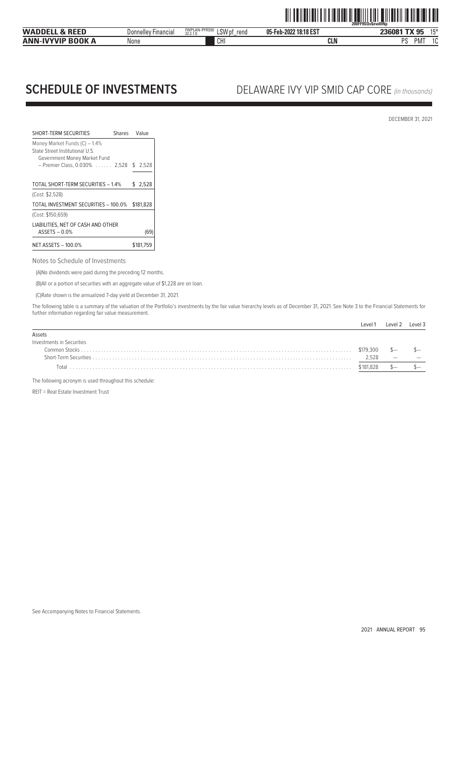# SCHEDULE OF INVESTMENTS

## DELAWARE IVY VIP SMID CAP CORE *(in thousands)*

DECEMBER 31, 2021

| SHORT-TERM SECURITIES | Shares | Value |
|---|---|---|
| Money Market Funds (C) – 1.4% | | |
| State Street Institutional U.S. Government Money Market Fund – Premier Class, 0.030% | 2,528 | $ 2,528 |
| TOTAL SHORT-TERM SECURITIES – 1.4% | | $ 2,528 |
| (Cost: $2,528) | | |
| TOTAL INVESTMENT SECURITIES – 100.0% | | $181,828 |
| (Cost: $150,659) | | |
| LIABILITIES, NET OF CASH AND OTHER ASSETS – 0.0% | | (69) |
| NET ASSETS – 100.0% | | $181,759 |

Notes to Schedule of Investments

(A)No dividends were paid during the preceding 12 months.

(B)All or a portion of securities with an aggregate value of $1,228 are on loan.

(C)Rate shown is the annualized 7-day yield at December 31, 2021.

The following table is a summary of the valuation of the Portfolio's investments by the fair value hierarchy levels as of December 31, 2021. See Note 3 to the Financial Statements for further information regarding fair value measurement.

| | Level 1 | Level 2 | Level 3 |
|---|---|---|---|
| Assets | | | |
| Investments in Securities | | | |
| Common Stocks | $179,300 | $— | $— |
| Short-Term Securities | 2,528 | — | — |
| Total | $181,828 | $— | $— |

The following acronym is used throughout this schedule:

REIT = Real Estate Investment Trust

See Accompanying Notes to Financial Statements.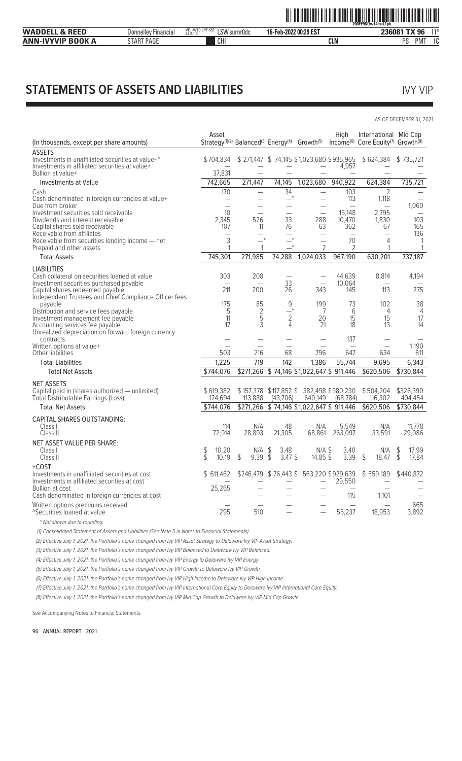# STATEMENTS OF ASSETS AND LIABILITIES

IVY VIP

AS OF DECEMBER 31, 2021

| (In thousands, except per share amounts) | Asset Strategy[(1)(2)] | Balanced[(3)] | Energy[(4)] | Growth[(5)] | High Income[(6)] | International Core Equity[(7)] | Mid Cap Growth[(8)] |
|---|---|---|---|---|---|---|---|
| **ASSETS** | | | | | | | |
| Investments in unaffiliated securities at value+^ | $704,834 | $271,447 | $74,145 | $1,023,680 | $935,965 | $624,384 | $735,721 |
| Investments in affiliated securities at value+ | — | — | — | — | 4,957 | — | — |
| Bullion at value+ | 37,831 | — | — | — | — | — | — |
| Investments at Value | 742,665 | 271,447 | 74,145 | 1,023,680 | 940,922 | 624,384 | 735,721 |
| Cash | 170 | — | 34 | — | 103 | 2 | — |
| Cash denominated in foreign currencies at value+ | — | — | —* | — | 113 | 1,118 | — |
| Due from broker | — | — | — | — | — | — | 1,060 |
| Investment securities sold receivable | 10 | — | — | — | 15,148 | 2,795 | — |
| Dividends and interest receivable | 2,345 | 526 | 33 | 288 | 10,470 | 1,830 | 103 |
| Capital shares sold receivable | 107 | 11 | 76 | 63 | 362 | 67 | 165 |
| Receivable from affiliates | — | — | — | — | — | — | 136 |
| Receivable from securities lending income — net | 3 | —* | —* | — | 70 | 4 | 1 |
| Prepaid and other assets | 1 | 1 | —* | 2 | 2 | 1 | 1 |
| Total Assets | 745,301 | 271,985 | 74,288 | 1,024,033 | 967,190 | 630,201 | 737,187 |
| **LIABILITIES** | | | | | | | |
| Cash collateral on securities loaned at value | 303 | 208 | — | — | 44,639 | 8,814 | 4,194 |
| Investment securities purchased payable | — | — | 33 | — | 10,064 | — | — |
| Capital shares redeemed payable | 211 | 200 | 26 | 343 | 145 | 113 | 275 |
| Independent Trustees and Chief Compliance Officer fees payable | 175 | 85 | 9 | 199 | 73 | 102 | 38 |
| Distribution and service fees payable | 5 | 2 | —* | 7 | 6 | 4 | 4 |
| Investment management fee payable | 11 | 5 | 2 | 20 | 15 | 15 | 17 |
| Accounting services fee payable | 17 | 3 | 4 | 21 | 18 | 13 | 14 |
| Unrealized depreciation on forward foreign currency contracts | — | — | — | — | 137 | — | — |
| Written options at value+ | — | — | — | — | — | — | 1,190 |
| Other liabilities | 503 | 216 | 68 | 796 | 647 | 634 | 611 |
| Total Liabilities | 1,225 | 719 | 142 | 1,386 | 55,744 | 9,695 | 6,343 |
| Total Net Assets | $744,076 | $271,266 | $74,146 | $1,022,647 | $911,446 | $620,506 | $730,844 |
| **NET ASSETS** | | | | | | | |
| Capital paid in (shares authorized — unlimited) | $619,382 | $157,378 | $117,852 | $382,498 | $980,230 | $504,204 | $326,390 |
| Total Distributable Earnings (Loss) | 124,694 | 113,888 | (43,706) | 640,149 | (68,784) | 116,302 | 404,454 |
| Total Net Assets | $744,076 | $271,266 | $74,146 | $1,022,647 | $911,446 | $620,506 | $730,844 |
| **CAPITAL SHARES OUTSTANDING:** | | | | | | | |
| Class I | 114 | N/A | 48 | N/A | 5,549 | N/A | 11,778 |
| Class II | 72,914 | 28,893 | 21,305 | 68,861 | 263,097 | 33,591 | 29,086 |
| **NET ASSET VALUE PER SHARE:** | | | | | | | |
| Class I | $10.20 | N/A | $3.48 | N/A | $3.40 | N/A | $17.99 |
| Class II | $10.19 | $9.39 | $3.47 | $14.85 | $3.39 | $18.47 | $17.84 |
| +COST | | | | | | | |
| Investments in unaffiliated securities at cost | $611,462 | $246,479 | $76,443 | $563,220 | $929,639 | $559,189 | $440,872 |
| Investments in affiliated securities at cost | — | — | — | — | 29,550 | — | — |
| Bullion at cost | 25,265 | — | — | — | — | — | — |
| Cash denominated in foreign currencies at cost | — | — | — | — | 115 | 1,101 | — |
| Written options premiums received | — | — | — | — | — | — | 665 |
| ^Securities loaned at value | 295 | 510 | — | — | 55,237 | 18,953 | 3,892 |

\* Not shown due to rounding.

(1) Consolidated Statement of Assets and Liabilities (See Note 5 in Notes to Financial Statements).

(2) Effective July 1, 2021, the Portfolio's name changed from Ivy VIP Asset Strategy to Delaware Ivy VIP Asset Strategy.

(3) Effective July 1, 2021, the Portfolio's name changed from Ivy VIP Balanced to Delaware Ivy VIP Balanced.

(4) Effective July 1, 2021, the Portfolio's name changed from Ivy VIP Energy to Delaware Ivy VIP Energy.

(5) Effective July 1, 2021, the Portfolio's name changed from Ivy VIP Growth to Delaware Ivy VIP Growth.

(6) Effective July 1, 2021, the Portfolio's name changed from Ivy VIP High Income to Delaware Ivy VIP High Income.

(7) Effective July 1, 2021, the Portfolio's name changed from Ivy VIP International Core Equity to Delaware Ivy VIP International Core Equity.

(8) Effective July 1, 2021, the Portfolio's name changed from Ivy VIP Mid Cap Growth to Delaware Ivy VIP Mid Cap Growth.

See Accompanying Notes to Financial Statements.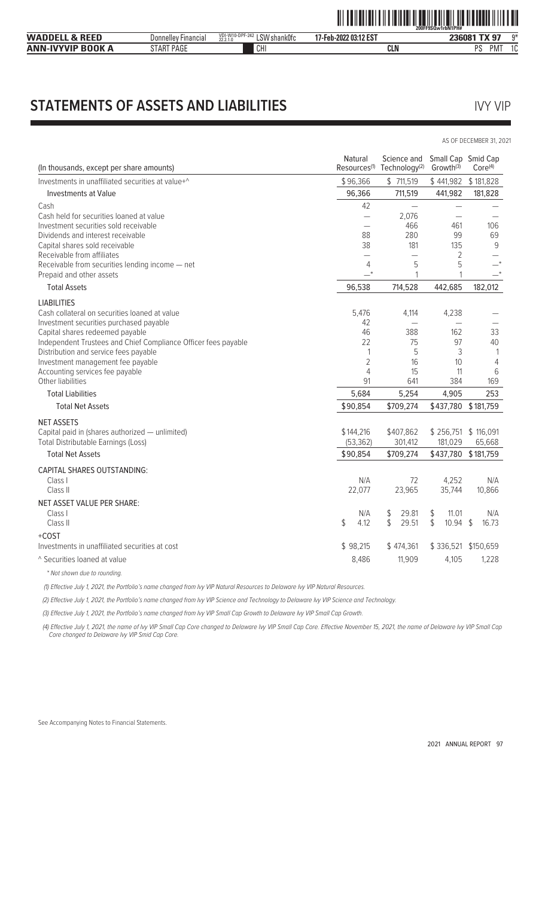# STATEMENTS OF ASSETS AND LIABILITIES

IVY VIP

AS OF DECEMBER 31, 2021

| (In thousands, except per share amounts) | Natural Resources(1) | Science and Technology(2) | Small Cap Growth(3) | Smid Cap Core(4) |
|---|---|---|---|---|
| Investments in unaffiliated securities at value+^ | $96,366 | $ 711,519 | $ 441,982 | $ 181,828 |
| Investments at Value | 96,366 | 711,519 | 441,982 | 181,828 |
| Cash | 42 | — | — | — |
| Cash held for securities loaned at value | — | 2,076 | — | — |
| Investment securities sold receivable | — | 466 | 461 | 106 |
| Dividends and interest receivable | 88 | 280 | 99 | 69 |
| Capital shares sold receivable | 38 | 181 | 135 | 9 |
| Receivable from affiliates | — | — | 2 | — |
| Receivable from securities lending income — net | 4 | 5 | 5 | —* |
| Prepaid and other assets | —* | 1 | 1 | —* |
| Total Assets | 96,538 | 714,528 | 442,685 | 182,012 |
| **LIABILITIES** | | | | |
| Cash collateral on securities loaned at value | 5,476 | 4,114 | 4,238 | — |
| Investment securities purchased payable | 42 | — | — | — |
| Capital shares redeemed payable | 46 | 388 | 162 | 33 |
| Independent Trustees and Chief Compliance Officer fees payable | 22 | 75 | 97 | 40 |
| Distribution and service fees payable | 1 | 5 | 3 | 1 |
| Investment management fee payable | 2 | 16 | 10 | 4 |
| Accounting services fee payable | 4 | 15 | 11 | 6 |
| Other liabilities | 91 | 641 | 384 | 169 |
| Total Liabilities | 5,684 | 5,254 | 4,905 | 253 |
| Total Net Assets | $90,854 | $709,274 | $437,780 | $181,759 |
| **NET ASSETS** | | | | |
| Capital paid in (shares authorized — unlimited) | $144,216 | $407,862 | $ 256,751 | $ 116,091 |
| Total Distributable Earnings (Loss) | (53,362) | 301,412 | 181,029 | 65,668 |
| Total Net Assets | $90,854 | $709,274 | $437,780 | $181,759 |
| **CAPITAL SHARES OUTSTANDING:** | | | | |
| Class I | N/A | 72 | 4,252 | N/A |
| Class II | 22,077 | 23,965 | 35,744 | 10,866 |
| **NET ASSET VALUE PER SHARE:** | | | | |
| Class I | N/A | $ 29.81 | $ 11.01 | N/A |
| Class II | $ 4.12 | $ 29.51 | $ 10.94 | $ 16.73 |
| +COST | | | | |
| Investments in unaffiliated securities at cost | $ 98,215 | $ 474,361 | $ 336,521 | $150,659 |
| ^ Securities loaned at value | 8,486 | 11,909 | 4,105 | 1,228 |

*\* Not shown due to rounding.*

*(1) Effective July 1, 2021, the Portfolio's name changed from Ivy VIP Natural Resources to Delaware Ivy VIP Natural Resources.*

*(2) Effective July 1, 2021, the Portfolio's name changed from Ivy VIP Science and Technology to Delaware Ivy VIP Science and Technology.*

*(3) Effective July 1, 2021, the Portfolio's name changed from Ivy VIP Small Cap Growth to Delaware Ivy VIP Small Cap Growth.*

*(4) Effective July 1, 2021, the name of Ivy VIP Small Cap Core changed to Delaware Ivy VIP Small Cap Core. Effective November 15, 2021, the name of Delaware Ivy VIP Small Cap Core changed to Delaware Ivy VIP Smid Cap Core.*

See Accompanying Notes to Financial Statements.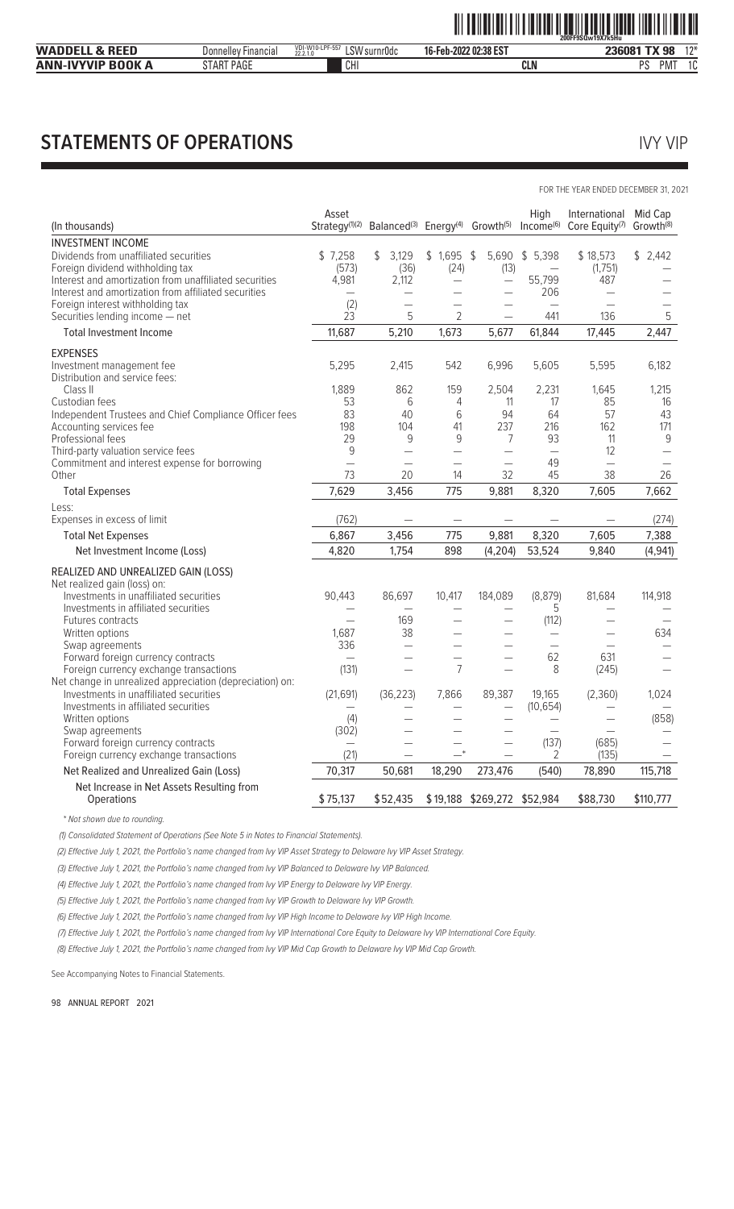## STATEMENTS OF OPERATIONS

IVY VIP

FOR THE YEAR ENDED DECEMBER 31, 2021

| (In thousands) | Asset Strategy[(1)(2)] | Balanced[(3)] | Energy[(4)] | Growth[(5)] | High Income[(6)] | International Core Equity[(7)] | Mid Cap Growth[(8)] |
|---|---|---|---|---|---|---|---|
| **INVESTMENT INCOME** | | | | | | | |
| Dividends from unaffiliated securities | $ 7,258 | $ 3,129 | $ 1,695 | $ 5,690 | $ 5,398 | $ 18,573 | $ 2,442 |
| Foreign dividend withholding tax | (573) | (36) | (24) | (13) | — | (1,751) | — |
| Interest and amortization from unaffiliated securities | 4,981 | 2,112 | — | — | 55,799 | 487 | — |
| Interest and amortization from affiliated securities | — | — | — | — | 206 | — | — |
| Foreign interest withholding tax | (2) | — | — | — | — | — | — |
| Securities lending income — net | 23 | 5 | 2 | — | 441 | 136 | 5 |
| Total Investment Income | 11,687 | 5,210 | 1,673 | 5,677 | 61,844 | 17,445 | 2,447 |
| **EXPENSES** | | | | | | | |
| Investment management fee | 5,295 | 2,415 | 542 | 6,996 | 5,605 | 5,595 | 6,182 |
| Distribution and service fees: | | | | | | | |
| Class II | 1,889 | 862 | 159 | 2,504 | 2,231 | 1,645 | 1,215 |
| Custodian fees | 53 | 6 | 4 | 11 | 17 | 85 | 16 |
| Independent Trustees and Chief Compliance Officer fees | 83 | 40 | 6 | 94 | 64 | 57 | 43 |
| Accounting services fee | 198 | 104 | 41 | 237 | 216 | 162 | 171 |
| Professional fees | 29 | 9 | 9 | 7 | 93 | 11 | 9 |
| Third-party valuation service fees | 9 | — | — | — | — | 12 | — |
| Commitment and interest expense for borrowing | — | — | — | — | 49 | — | — |
| Other | 73 | 20 | 14 | 32 | 45 | 38 | 26 |
| Total Expenses | 7,629 | 3,456 | 775 | 9,881 | 8,320 | 7,605 | 7,662 |
| Less: | | | | | | | |
| Expenses in excess of limit | (762) | — | — | — | — | — | (274) |
| Total Net Expenses | 6,867 | 3,456 | 775 | 9,881 | 8,320 | 7,605 | 7,388 |
| Net Investment Income (Loss) | 4,820 | 1,754 | 898 | (4,204) | 53,524 | 9,840 | (4,941) |
| **REALIZED AND UNREALIZED GAIN (LOSS)** | | | | | | | |
| Net realized gain (loss) on: | | | | | | | |
| Investments in unaffiliated securities | 90,443 | 86,697 | 10,417 | 184,089 | (8,879) | 81,684 | 114,918 |
| Investments in affiliated securities | — | — | — | — | 5 | — | — |
| Futures contracts | — | 169 | — | — | (112) | — | — |
| Written options | 1,687 | 38 | — | — | — | — | 634 |
| Swap agreements | 336 | — | — | — | — | — | — |
| Forward foreign currency contracts | — | — | — | — | 62 | 631 | — |
| Foreign currency exchange transactions | (131) | — | 7 | — | 8 | (245) | — |
| Net change in unrealized appreciation (depreciation) on: | | | | | | | |
| Investments in unaffiliated securities | (21,691) | (36,223) | 7,866 | 89,387 | 19,165 | (2,360) | 1,024 |
| Investments in affiliated securities | — | — | — | — | (10,654) | — | — |
| Written options | (4) | — | — | — | — | — | (858) |
| Swap agreements | (302) | — | — | — | — | — | — |
| Forward foreign currency contracts | — | — | — | — | (137) | (685) | — |
| Foreign currency exchange transactions | (21) | — | —* | — | 2 | (135) | — |
| Net Realized and Unrealized Gain (Loss) | 70,317 | 50,681 | 18,290 | 273,476 | (540) | 78,890 | 115,718 |
| Net Increase in Net Assets Resulting from Operations | $75,137 | $52,435 | $19,188 | $269,272 | $52,984 | $88,730 | $110,777 |

\* Not shown due to rounding.

(1) Consolidated Statement of Operations (See Note 5 in Notes to Financial Statements).

(2) Effective July 1, 2021, the Portfolio's name changed from Ivy VIP Asset Strategy to Delaware Ivy VIP Asset Strategy.

(3) Effective July 1, 2021, the Portfolio's name changed from Ivy VIP Balanced to Delaware Ivy VIP Balanced.

(4) Effective July 1, 2021, the Portfolio's name changed from Ivy VIP Energy to Delaware Ivy VIP Energy.

(5) Effective July 1, 2021, the Portfolio's name changed from Ivy VIP Growth to Delaware Ivy VIP Growth.

(6) Effective July 1, 2021, the Portfolio's name changed from Ivy VIP High Income to Delaware Ivy VIP High Income.

(7) Effective July 1, 2021, the Portfolio's name changed from Ivy VIP International Core Equity to Delaware Ivy VIP International Core Equity.

(8) Effective July 1, 2021, the Portfolio's name changed from Ivy VIP Mid Cap Growth to Delaware Ivy VIP Mid Cap Growth.

See Accompanying Notes to Financial Statements.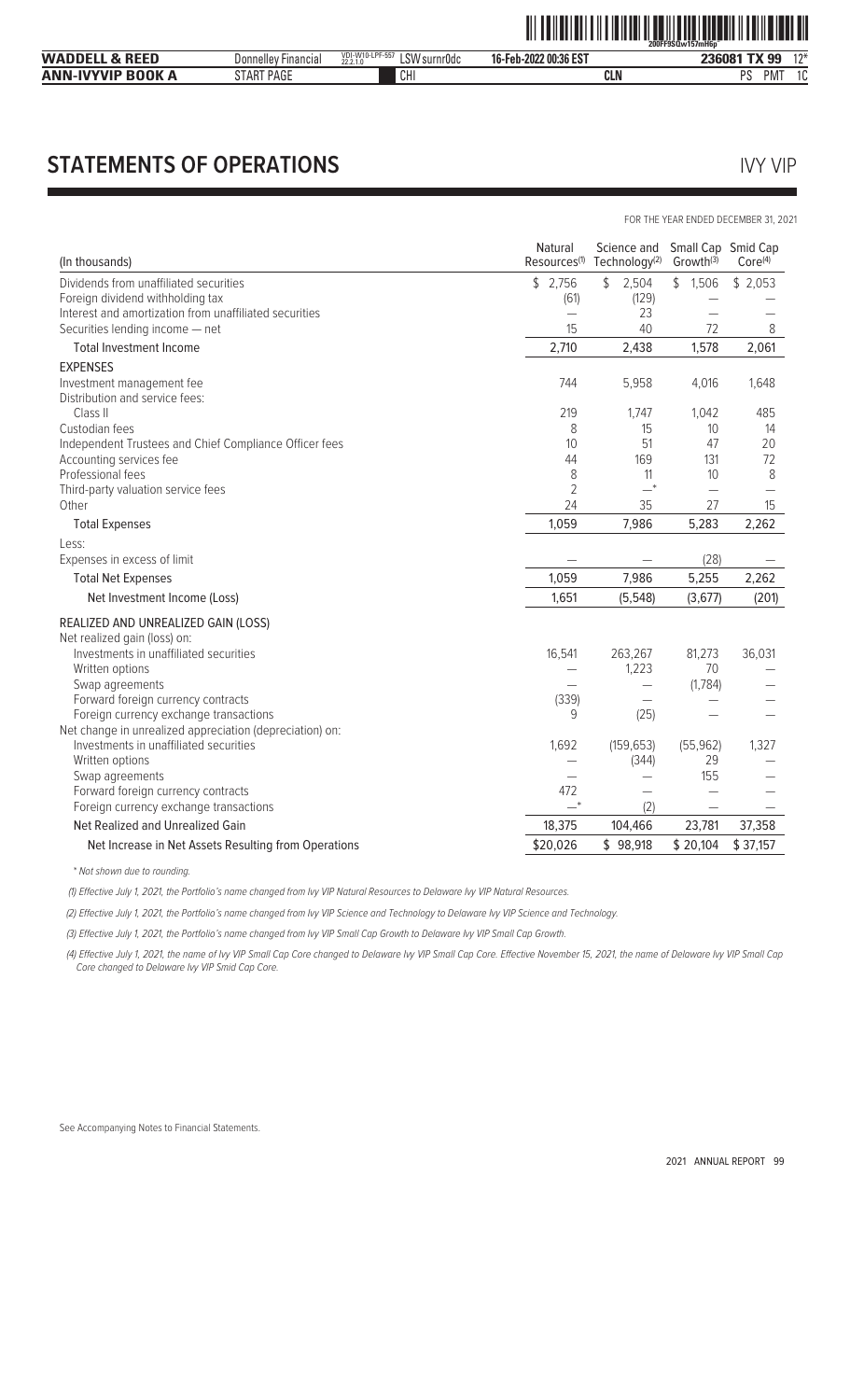## STATEMENTS OF OPERATIONS

IVY VIP

FOR THE YEAR ENDED DECEMBER 31, 2021

| (In thousands) | Natural Resources(1) | Science and Technology(2) | Small Cap Growth(3) | Smid Cap Core(4) |
|---|---|---|---|---|
| Dividends from unaffiliated securities | $ 2,756 | $ 2,504 | $ 1,506 | $ 2,053 |
| Foreign dividend withholding tax | (61) | (129) | — | — |
| Interest and amortization from unaffiliated securities | — | 23 | — | — |
| Securities lending income — net | 15 | 40 | 72 | 8 |
| Total Investment Income | 2,710 | 2,438 | 1,578 | 2,061 |
| **EXPENSES** | | | | |
| Investment management fee | 744 | 5,958 | 4,016 | 1,648 |
| Distribution and service fees: | | | | |
| Class II | 219 | 1,747 | 1,042 | 485 |
| Custodian fees | 8 | 15 | 10 | 14 |
| Independent Trustees and Chief Compliance Officer fees | 10 | 51 | 47 | 20 |
| Accounting services fee | 44 | 169 | 131 | 72 |
| Professional fees | 8 | 11 | 10 | 8 |
| Third-party valuation service fees | 2 | —* | — | — |
| Other | 24 | 35 | 27 | 15 |
| Total Expenses | 1,059 | 7,986 | 5,283 | 2,262 |
| Less: | | | | |
| Expenses in excess of limit | — | — | (28) | — |
| Total Net Expenses | 1,059 | 7,986 | 5,255 | 2,262 |
| Net Investment Income (Loss) | 1,651 | (5,548) | (3,677) | (201) |
| **REALIZED AND UNREALIZED GAIN (LOSS)** | | | | |
| Net realized gain (loss) on: | | | | |
| Investments in unaffiliated securities | 16,541 | 263,267 | 81,273 | 36,031 |
| Written options | — | 1,223 | 70 | — |
| Swap agreements | — | — | (1,784) | — |
| Forward foreign currency contracts | (339) | — | — | — |
| Foreign currency exchange transactions | 9 | (25) | — | — |
| Net change in unrealized appreciation (depreciation) on: | | | | |
| Investments in unaffiliated securities | 1,692 | (159,653) | (55,962) | 1,327 |
| Written options | — | (344) | 29 | — |
| Swap agreements | — | — | 155 | — |
| Forward foreign currency contracts | 472 | — | — | — |
| Foreign currency exchange transactions | —* | (2) | — | — |
| Net Realized and Unrealized Gain | 18,375 | 104,466 | 23,781 | 37,358 |
| Net Increase in Net Assets Resulting from Operations | $20,026 | $ 98,918 | $ 20,104 | $ 37,157 |

*Not shown due to rounding.*

*(1) Effective July 1, 2021, the Portfolio's name changed from Ivy VIP Natural Resources to Delaware Ivy VIP Natural Resources.*

*(2) Effective July 1, 2021, the Portfolio's name changed from Ivy VIP Science and Technology to Delaware Ivy VIP Science and Technology.*

*(3) Effective July 1, 2021, the Portfolio's name changed from Ivy VIP Small Cap Growth to Delaware Ivy VIP Small Cap Growth.*

*(4) Effective July 1, 2021, the name of Ivy VIP Small Cap Core changed to Delaware Ivy VIP Small Cap Core. Effective November 15, 2021, the name of Delaware Ivy VIP Small Cap Core changed to Delaware Ivy VIP Smid Cap Core.*

See Accompanying Notes to Financial Statements.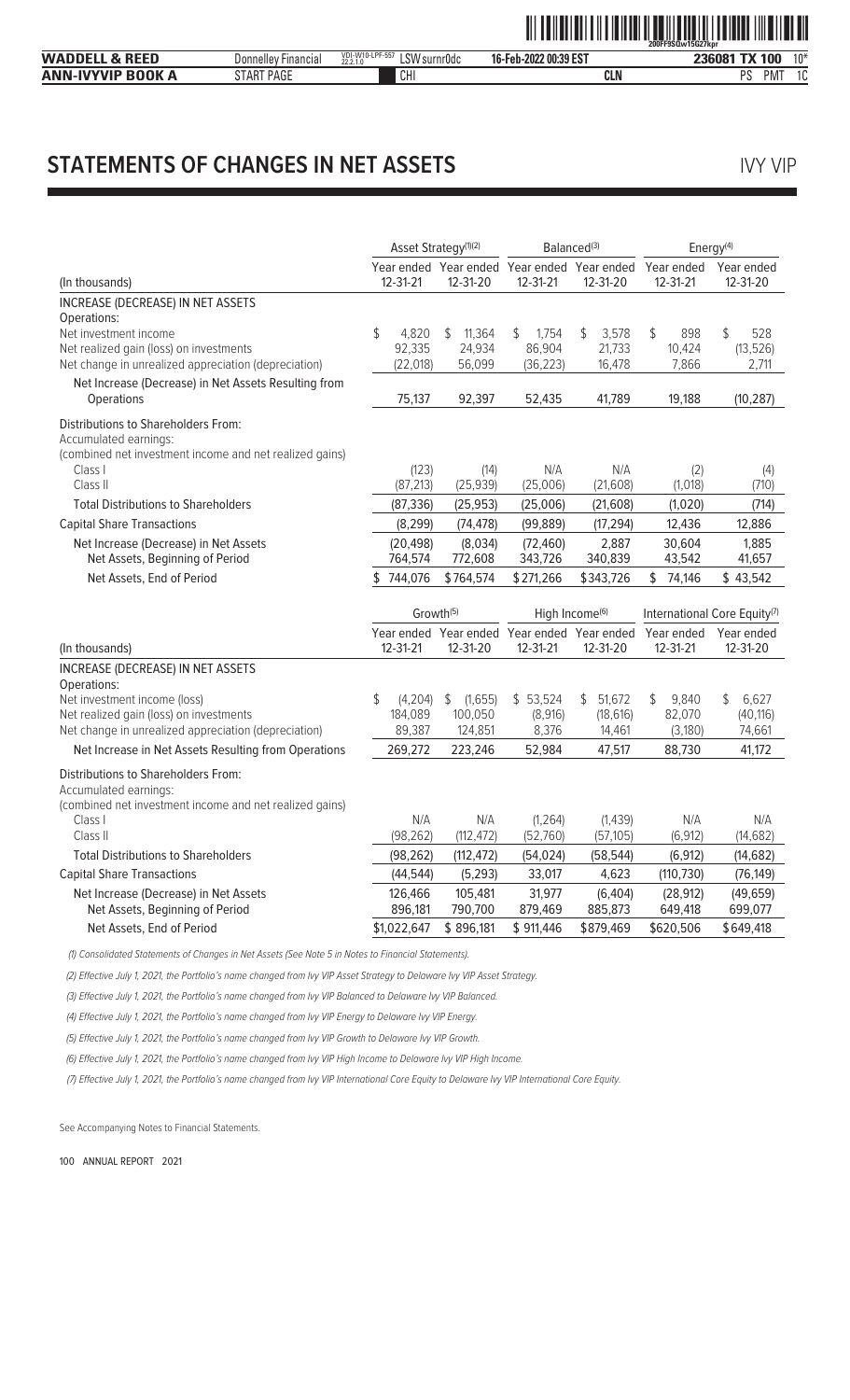# STATEMENTS OF CHANGES IN NET ASSETS

IVY VIP

| (In thousands) | Asset Strategy[(1)(2)] Year ended 12-31-21 | Asset Strategy[(1)(2)] Year ended 12-31-20 | Balanced[(3)] Year ended 12-31-21 | Balanced[(3)] Year ended 12-31-20 | Energy[(4)] Year ended 12-31-21 | Energy[(4)] Year ended 12-31-20 |
|---|---|---|---|---|---|---|
| INCREASE (DECREASE) IN NET ASSETS | | | | | | |
| Operations: | | | | | | |
| Net investment income | $ 4,820 | $ 11,364 | $ 1,754 | $ 3,578 | $ 898 | $ 528 |
| Net realized gain (loss) on investments | 92,335 | 24,934 | 86,904 | 21,733 | 10,424 | (13,526) |
| Net change in unrealized appreciation (depreciation) | (22,018) | 56,099 | (36,223) | 16,478 | 7,866 | 2,711 |
| Net Increase (Decrease) in Net Assets Resulting from Operations | 75,137 | 92,397 | 52,435 | 41,789 | 19,188 | (10,287) |
| Distributions to Shareholders From: | | | | | | |
| Accumulated earnings: | | | | | | |
| (combined net investment income and net realized gains) | | | | | | |
| Class I | (123) | (14) | N/A | N/A | (2) | (4) |
| Class II | (87,213) | (25,939) | (25,006) | (21,608) | (1,018) | (710) |
| Total Distributions to Shareholders | (87,336) | (25,953) | (25,006) | (21,608) | (1,020) | (714) |
| Capital Share Transactions | (8,299) | (74,478) | (99,889) | (17,294) | 12,436 | 12,886 |
| Net Increase (Decrease) in Net Assets | (20,498) | (8,034) | (72,460) | 2,887 | 30,604 | 1,885 |
| Net Assets, Beginning of Period | 764,574 | 772,608 | 343,726 | 340,839 | 43,542 | 41,657 |
| Net Assets, End of Period | $ 744,076 | $ 764,574 | $ 271,266 | $ 343,726 | $ 74,146 | $ 43,542 |

| (In thousands) | Growth[(5)] Year ended 12-31-21 | Growth[(5)] Year ended 12-31-20 | High Income[(6)] Year ended 12-31-21 | High Income[(6)] Year ended 12-31-20 | International Core Equity[(7)] Year ended 12-31-21 | International Core Equity[(7)] Year ended 12-31-20 |
|---|---|---|---|---|---|---|
| INCREASE (DECREASE) IN NET ASSETS | | | | | | |
| Operations: | | | | | | |
| Net investment income (loss) | $ (4,204) | $ (1,655) | $ 53,524 | $ 51,672 | $ 9,840 | $ 6,627 |
| Net realized gain (loss) on investments | 184,089 | 100,050 | (8,916) | (18,616) | 82,070 | (40,116) |
| Net change in unrealized appreciation (depreciation) | 89,387 | 124,851 | 8,376 | 14,461 | (3,180) | 74,661 |
| Net Increase in Net Assets Resulting from Operations | 269,272 | 223,246 | 52,984 | 47,517 | 88,730 | 41,172 |
| Distributions to Shareholders From: | | | | | | |
| Accumulated earnings: | | | | | | |
| (combined net investment income and net realized gains) | | | | | | |
| Class I | N/A | N/A | (1,264) | (1,439) | N/A | N/A |
| Class II | (98,262) | (112,472) | (52,760) | (57,105) | (6,912) | (14,682) |
| Total Distributions to Shareholders | (98,262) | (112,472) | (54,024) | (58,544) | (6,912) | (14,682) |
| Capital Share Transactions | (44,544) | (5,293) | 33,017 | 4,623 | (110,730) | (76,149) |
| Net Increase (Decrease) in Net Assets | 126,466 | 105,481 | 31,977 | (6,404) | (28,912) | (49,659) |
| Net Assets, Beginning of Period | 896,181 | 790,700 | 879,469 | 885,873 | 649,418 | 699,077 |
| Net Assets, End of Period | $1,022,647 | $ 896,181 | $ 911,446 | $879,469 | $620,506 | $649,418 |

*(1) Consolidated Statements of Changes in Net Assets (See Note 5 in Notes to Financial Statements).*

*(2) Effective July 1, 2021, the Portfolio's name changed from Ivy VIP Asset Strategy to Delaware Ivy VIP Asset Strategy.*

*(3) Effective July 1, 2021, the Portfolio's name changed from Ivy VIP Balanced to Delaware Ivy VIP Balanced.*

*(4) Effective July 1, 2021, the Portfolio's name changed from Ivy VIP Energy to Delaware Ivy VIP Energy.*

*(5) Effective July 1, 2021, the Portfolio's name changed from Ivy VIP Growth to Delaware Ivy VIP Growth.*

*(6) Effective July 1, 2021, the Portfolio's name changed from Ivy VIP High Income to Delaware Ivy VIP High Income.*

*(7) Effective July 1, 2021, the Portfolio's name changed from Ivy VIP International Core Equity to Delaware Ivy VIP International Core Equity.*

See Accompanying Notes to Financial Statements.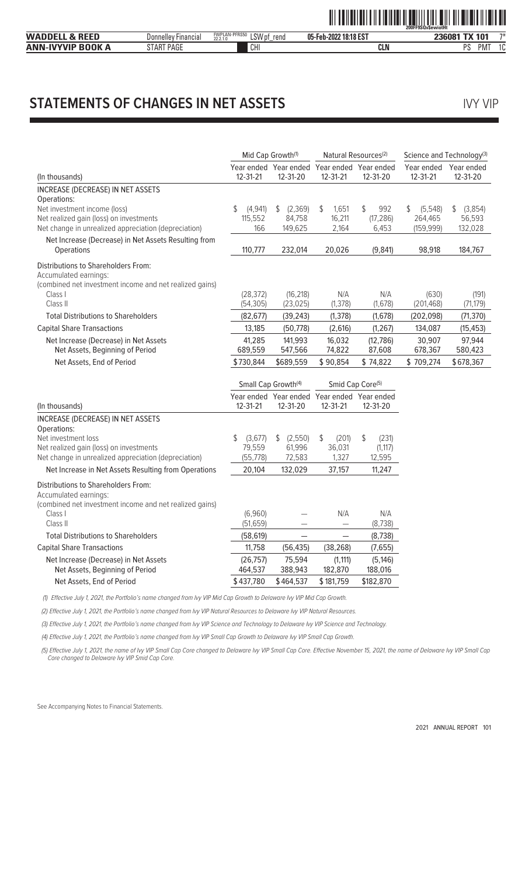## STATEMENTS OF CHANGES IN NET ASSETS

IVY VIP

| (In thousands) | Mid Cap Growth[(1)] | | Natural Resources[(2)] | | Science and Technology[(3)] | |
|---|---|---|---|---|---|---|
| | Year ended 12-31-21 | Year ended 12-31-20 | Year ended 12-31-21 | Year ended 12-31-20 | Year ended 12-31-21 | Year ended 12-31-20 |
| INCREASE (DECREASE) IN NET ASSETS | | | | | | |
| Operations: | | | | | | |
| Net investment income (loss) | $ (4,941) | $ (2,369) | $ 1,651 | $ 992 | $ (5,548) | $ (3,854) |
| Net realized gain (loss) on investments | 115,552 | 84,758 | 16,211 | (17,286) | 264,465 | 56,593 |
| Net change in unrealized appreciation (depreciation) | 166 | 149,625 | 2,164 | 6,453 | (159,999) | 132,028 |
| Net Increase (Decrease) in Net Assets Resulting from Operations | 110,777 | 232,014 | 20,026 | (9,841) | 98,918 | 184,767 |
| Distributions to Shareholders From: | | | | | | |
| Accumulated earnings: | | | | | | |
| (combined net investment income and net realized gains) | | | | | | |
| Class I | (28,372) | (16,218) | N/A | N/A | (630) | (191) |
| Class II | (54,305) | (23,025) | (1,378) | (1,678) | (201,468) | (71,179) |
| Total Distributions to Shareholders | (82,677) | (39,243) | (1,378) | (1,678) | (202,098) | (71,370) |
| Capital Share Transactions | 13,185 | (50,778) | (2,616) | (1,267) | 134,087 | (15,453) |
| Net Increase (Decrease) in Net Assets | 41,285 | 141,993 | 16,032 | (12,786) | 30,907 | 97,944 |
| Net Assets, Beginning of Period | 689,559 | 547,566 | 74,822 | 87,608 | 678,367 | 580,423 |
| Net Assets, End of Period | $730,844 | $689,559 | $ 90,854 | $ 74,822 | $ 709,274 | $678,367 |

| (In thousands) | Small Cap Growth[(4)] | | Smid Cap Core[(5)] | |
|---|---|---|---|---|
| | Year ended 12-31-21 | Year ended 12-31-20 | Year ended 12-31-21 | Year ended 12-31-20 |
| INCREASE (DECREASE) IN NET ASSETS | | | | |
| Operations: | | | | |
| Net investment loss | $ (3,677) | $ (2,550) | $ (201) | $ (231) |
| Net realized gain (loss) on investments | 79,559 | 61,996 | 36,031 | (1,117) |
| Net change in unrealized appreciation (depreciation) | (55,778) | 72,583 | 1,327 | 12,595 |
| Net Increase in Net Assets Resulting from Operations | 20,104 | 132,029 | 37,157 | 11,247 |
| Distributions to Shareholders From: | | | | |
| Accumulated earnings: | | | | |
| (combined net investment income and net realized gains) | | | | |
| Class I | (6,960) | — | N/A | N/A |
| Class II | (51,659) | — | — | (8,738) |
| Total Distributions to Shareholders | (58,619) | — | — | (8,738) |
| Capital Share Transactions | 11,758 | (56,435) | (38,268) | (7,655) |
| Net Increase (Decrease) in Net Assets | (26,757) | 75,594 | (1,111) | (5,146) |
| Net Assets, Beginning of Period | 464,537 | 388,943 | 182,870 | 188,016 |
| Net Assets, End of Period | $437,780 | $464,537 | $181,759 | $182,870 |

*(1) Effective July 1, 2021, the Portfolio's name changed from Ivy VIP Mid Cap Growth to Delaware Ivy VIP Mid Cap Growth.*

*(2) Effective July 1, 2021, the Portfolio's name changed from Ivy VIP Natural Resources to Delaware Ivy VIP Natural Resources.*

*(3) Effective July 1, 2021, the Portfolio's name changed from Ivy VIP Science and Technology to Delaware Ivy VIP Science and Technology.*

*(4) Effective July 1, 2021, the Portfolio's name changed from Ivy VIP Small Cap Growth to Delaware Ivy VIP Small Cap Growth.*

*(5) Effective July 1, 2021, the name of Ivy VIP Small Cap Core changed to Delaware Ivy VIP Small Cap Core. Effective November 15, 2021, the name of Delaware Ivy VIP Small Cap Core changed to Delaware Ivy VIP Smid Cap Core.*

See Accompanying Notes to Financial Statements.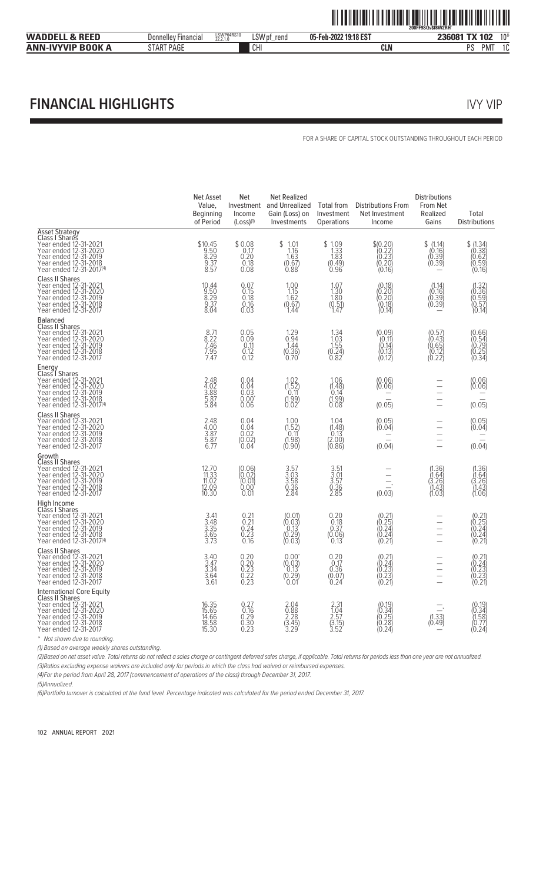# FINANCIAL HIGHLIGHTS

IVY VIP

FOR A SHARE OF CAPITAL STOCK OUTSTANDING THROUGHOUT EACH PERIOD

| | Net Asset Value, Beginning of Period | Net Investment Income (Loss)(1) | Net Realized and Unrealized Gain (Loss) on Investments | Total from Investment Operations | Distributions From Net Investment Income | Distributions From Net Realized Gains | Total Distributions |
|---|---|---|---|---|---|---|---|
| **Asset Strategy** | | | | | | | |
| **Class I Shares** | | | | | | | |
| Year ended 12-31-2021 | $10.45 | $0.08 | $ 1.01 | $ 1.09 | $(0.20) | $ (1.14) | $ (1.34) |
| Year ended 12-31-2020 | 9.50 | 0.17 | 1.16 | 1.33 | (0.22) | (0.16) | (0.38) |
| Year ended 12-31-2019 | 8.29 | 0.20 | 1.63 | 1.83 | (0.23) | (0.39) | (0.62) |
| Year ended 12-31-2018 | 9.37 | 0.18 | (0.67) | (0.49) | (0.20) | (0.39) | (0.59) |
| Year ended 12-31-2017(4) | 8.57 | 0.08 | 0.88 | 0.96 | (0.16) | — | (0.16) |
| **Class II Shares** | | | | | | | |
| Year ended 12-31-2021 | 10.44 | 0.07 | 1.00 | 1.07 | (0.18) | (1.14) | (1.32) |
| Year ended 12-31-2020 | 9.50 | 0.15 | 1.15 | 1.30 | (0.20) | (0.16) | (0.36) |
| Year ended 12-31-2019 | 8.29 | 0.18 | 1.62 | 1.80 | (0.20) | (0.39) | (0.59) |
| Year ended 12-31-2018 | 9.37 | 0.16 | (0.67) | (0.51) | (0.18) | (0.39) | (0.57) |
| Year ended 12-31-2017 | 8.04 | 0.03 | 1.44 | 1.47 | (0.14) | — | (0.14) |
| **Balanced** | | | | | | | |
| **Class II Shares** | | | | | | | |
| Year ended 12-31-2021 | 8.71 | 0.05 | 1.29 | 1.34 | (0.09) | (0.57) | (0.66) |
| Year ended 12-31-2020 | 8.22 | 0.09 | 0.94 | 1.03 | (0.11) | (0.43) | (0.54) |
| Year ended 12-31-2019 | 7.46 | 0.11 | 1.44 | 1.55 | (0.14) | (0.65) | (0.79) |
| Year ended 12-31-2018 | 7.95 | 0.12 | (0.36) | (0.24) | (0.13) | (0.12) | (0.25) |
| Year ended 12-31-2017 | 7.47 | 0.12 | 0.70 | 0.82 | (0.12) | (0.22) | (0.34) |
| **Energy** | | | | | | | |
| **Class I Shares** | | | | | | | |
| Year ended 12-31-2021 | 2.48 | 0.04 | 1.02 | 1.06 | (0.06) | — | (0.06) |
| Year ended 12-31-2020 | 4.02 | 0.04 | (1.52) | (1.48) | (0.06) | — | (0.06) |
| Year ended 12-31-2019 | 3.88 | 0.03 | 0.11 | 0.14 | — | — | — |
| Year ended 12-31-2018 | 5.87 | 0.00* | (1.99) | (1.99) | — | — | — |
| Year ended 12-31-2017(4) | 5.84 | 0.06 | 0.02 | 0.08 | (0.05) | — | (0.05) |
| **Class II Shares** | | | | | | | |
| Year ended 12-31-2021 | 2.48 | 0.04 | 1.00 | 1.04 | (0.05) | — | (0.05) |
| Year ended 12-31-2020 | 4.00 | 0.04 | (1.52) | (1.48) | (0.04) | — | (0.04) |
| Year ended 12-31-2019 | 3.87 | 0.02 | 0.11 | 0.13 | — | — | — |
| Year ended 12-31-2018 | 5.87 | (0.02) | (1.98) | (2.00) | — | — | — |
| Year ended 12-31-2017 | 6.77 | 0.04 | (0.90) | (0.86) | (0.04) | — | (0.04) |
| **Growth** | | | | | | | |
| **Class II Shares** | | | | | | | |
| Year ended 12-31-2021 | 12.70 | (0.06) | 3.57 | 3.51 | — | (1.36) | (1.36) |
| Year ended 12-31-2020 | 11.33 | (0.02) | 3.03 | 3.01 | — | (1.64) | (1.64) |
| Year ended 12-31-2019 | 11.02 | (0.01) | 3.58 | 3.57 | —* | (3.26) | (3.26) |
| Year ended 12-31-2018 | 12.09 | 0.00* | 0.36 | 0.36 | — | (1.43) | (1.43) |
| Year ended 12-31-2017 | 10.30 | 0.01 | 2.84 | 2.85 | (0.03) | (1.03) | (1.06) |
| **High Income** | | | | | | | |
| **Class I Shares** | | | | | | | |
| Year ended 12-31-2021 | 3.41 | 0.21 | (0.01) | 0.20 | (0.21) | — | (0.21) |
| Year ended 12-31-2020 | 3.48 | 0.21 | (0.03) | 0.18 | (0.25) | — | (0.25) |
| Year ended 12-31-2019 | 3.35 | 0.24 | 0.13 | 0.37 | (0.24) | — | (0.24) |
| Year ended 12-31-2018 | 3.65 | 0.23 | (0.29) | (0.06) | (0.24) | — | (0.24) |
| Year ended 12-31-2017(4) | 3.73 | 0.16 | (0.03) | 0.13 | (0.21) | — | (0.21) |
| **Class II Shares** | | | | | | | |
| Year ended 12-31-2021 | 3.40 | 0.20 | 0.00* | 0.20 | (0.21) | — | (0.21) |
| Year ended 12-31-2020 | 3.47 | 0.20 | (0.03) | 0.17 | (0.24) | — | (0.24) |
| Year ended 12-31-2019 | 3.34 | 0.23 | 0.13 | 0.36 | (0.23) | — | (0.23) |
| Year ended 12-31-2018 | 3.64 | 0.22 | (0.29) | (0.07) | (0.23) | — | (0.23) |
| Year ended 12-31-2017 | 3.61 | 0.23 | 0.01 | 0.24 | (0.21) | — | (0.21) |
| **International Core Equity** | | | | | | | |
| **Class II Shares** | | | | | | | |
| Year ended 12-31-2021 | 16.35 | 0.27 | 2.04 | 2.31 | (0.19) | — | (0.19) |
| Year ended 12-31-2020 | 15.65 | 0.16 | 0.88 | 1.04 | (0.34) | —* | (0.34) |
| Year ended 12-31-2019 | 14.66 | 0.29 | 2.28 | 2.57 | (0.25) | (1.33) | (1.58) |
| Year ended 12-31-2018 | 18.58 | 0.30 | (3.45) | (3.15) | (0.28) | (0.49) | (0.77) |
| Year ended 12-31-2017 | 15.30 | 0.23 | 3.29 | 3.52 | (0.24) | — | (0.24) |

\* Not shown due to rounding.

(1) Based on average weekly shares outstanding.

(2)Based on net asset value. Total returns do not reflect a sales charge or contingent deferred sales charge, if applicable. Total returns for periods less than one year are not annualized.

(3)Ratios excluding expense waivers are included only for periods in which the class had waived or reimbursed expenses.

(4)For the period from April 28, 2017 (commencement of operations of the class) through December 31, 2017.

(5)Annualized.

(6)Portfolio turnover is calculated at the fund level. Percentage indicated was calculated for the period ended December 31, 2017.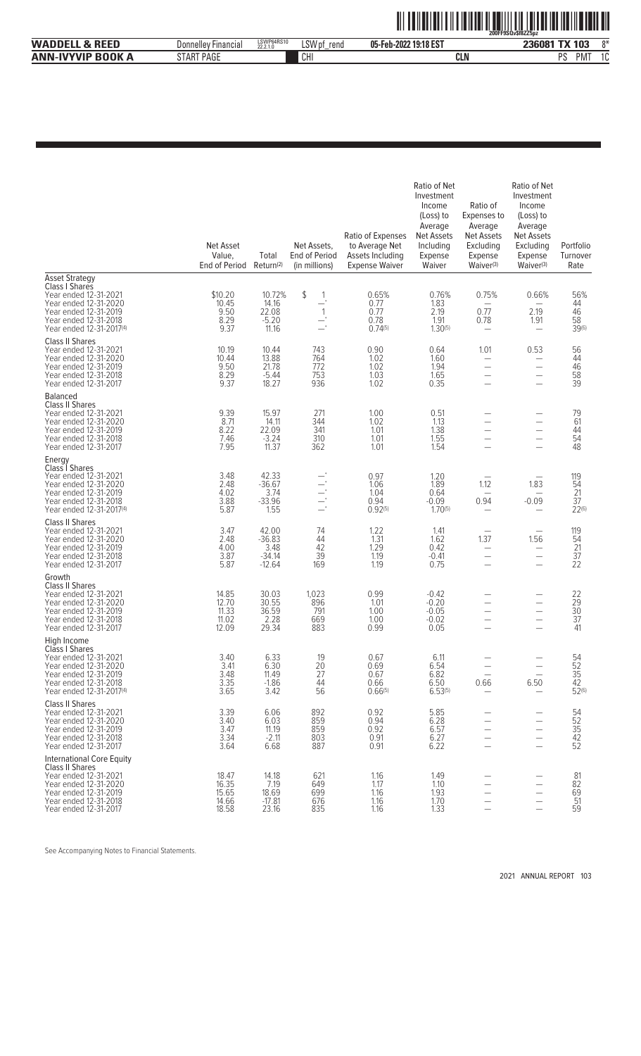| | Net Asset Value, End of Period | Total Return[2] | Net Assets, End of Period (in millions) | Ratio of Expenses to Average Net Assets Including Expense Waiver | Ratio of Net Investment Income (Loss) to Average Net Assets Including Expense Waiver | Ratio of Expenses to Average Net Assets Excluding Expense Waiver[3] | Ratio of Net Investment Income (Loss) to Average Net Assets Excluding Expense Waiver[3] | Portfolio Turnover Rate |
|---|---|---|---|---|---|---|---|---|
| **Asset Strategy** | | | | | | | | |
| Class I Shares | | | | | | | | |
| Year ended 12-31-2021 | $10.20 | 10.72% | $ 1 | 0.65% | 0.76% | 0.75% | 0.66% | 56% |
| Year ended 12-31-2020 | 10.45 | 14.16 | —* | 0.77 | 1.83 | — | — | 44 |
| Year ended 12-31-2019 | 9.50 | 22.08 | 1 | 0.77 | 2.19 | 0.77 | 2.19 | 46 |
| Year ended 12-31-2018 | 8.29 | -5.20 | —* | 0.78 | 1.91 | 0.78 | 1.91 | 58 |
| Year ended 12-31-2017[4] | 9.37 | 11.16 | —* | 0.74[5] | 1.30[5] | — | — | 39[6] |
| Class II Shares | | | | | | | | |
| Year ended 12-31-2021 | 10.19 | 10.44 | 743 | 0.90 | 0.64 | 1.01 | 0.53 | 56 |
| Year ended 12-31-2020 | 10.44 | 13.88 | 764 | 1.02 | 1.60 | — | — | 44 |
| Year ended 12-31-2019 | 9.50 | 21.78 | 772 | 1.02 | 1.94 | — | — | 46 |
| Year ended 12-31-2018 | 8.29 | -5.44 | 753 | 1.03 | 1.65 | — | — | 58 |
| Year ended 12-31-2017 | 9.37 | 18.27 | 936 | 1.02 | 0.35 | — | — | 39 |
| **Balanced** | | | | | | | | |
| Class II Shares | | | | | | | | |
| Year ended 12-31-2021 | 9.39 | 15.97 | 271 | 1.00 | 0.51 | — | — | 79 |
| Year ended 12-31-2020 | 8.71 | 14.11 | 344 | 1.02 | 1.13 | — | — | 61 |
| Year ended 12-31-2019 | 8.22 | 22.09 | 341 | 1.01 | 1.38 | — | — | 44 |
| Year ended 12-31-2018 | 7.46 | -3.24 | 310 | 1.01 | 1.55 | — | — | 54 |
| Year ended 12-31-2017 | 7.95 | 11.37 | 362 | 1.01 | 1.54 | — | — | 48 |
| **Energy** | | | | | | | | |
| Class I Shares | | | | | | | | |
| Year ended 12-31-2021 | 3.48 | 42.33 | —* | 0.97 | 1.20 | — | — | 119 |
| Year ended 12-31-2020 | 2.48 | -36.67 | —* | 1.06 | 1.89 | 1.12 | 1.83 | 54 |
| Year ended 12-31-2019 | 4.02 | 3.74 | —* | 1.04 | 0.64 | — | — | 21 |
| Year ended 12-31-2018 | 3.88 | -33.96 | —* | 0.94 | -0.09 | 0.94 | -0.09 | 37 |
| Year ended 12-31-2017[4] | 5.87 | 1.55 | —* | 0.92[5] | 1.70[5] | — | — | 22[6] |
| Class II Shares | | | | | | | | |
| Year ended 12-31-2021 | 3.47 | 42.00 | 74 | 1.22 | 1.41 | — | — | 119 |
| Year ended 12-31-2020 | 2.48 | -36.83 | 44 | 1.31 | 1.62 | 1.37 | 1.56 | 54 |
| Year ended 12-31-2019 | 4.00 | 3.48 | 42 | 1.29 | 0.42 | — | — | 21 |
| Year ended 12-31-2018 | 3.87 | -34.14 | 39 | 1.19 | -0.41 | — | — | 37 |
| Year ended 12-31-2017 | 5.87 | -12.64 | 169 | 1.19 | 0.75 | — | — | 22 |
| **Growth** | | | | | | | | |
| Class II Shares | | | | | | | | |
| Year ended 12-31-2021 | 14.85 | 30.03 | 1,023 | 0.99 | -0.42 | — | — | 22 |
| Year ended 12-31-2020 | 12.70 | 30.55 | 896 | 1.01 | -0.20 | — | — | 29 |
| Year ended 12-31-2019 | 11.33 | 36.59 | 791 | 1.00 | -0.05 | — | — | 30 |
| Year ended 12-31-2018 | 11.02 | 2.28 | 669 | 1.00 | -0.02 | — | — | 37 |
| Year ended 12-31-2017 | 12.09 | 29.34 | 883 | 0.99 | 0.05 | — | — | 41 |
| **High Income** | | | | | | | | |
| Class I Shares | | | | | | | | |
| Year ended 12-31-2021 | 3.40 | 6.33 | 19 | 0.67 | 6.11 | — | — | 54 |
| Year ended 12-31-2020 | 3.41 | 6.30 | 20 | 0.69 | 6.54 | — | — | 52 |
| Year ended 12-31-2019 | 3.48 | 11.49 | 27 | 0.67 | 6.82 | — | — | 35 |
| Year ended 12-31-2018 | 3.35 | -1.86 | 44 | 0.66 | 6.50 | 0.66 | 6.50 | 42 |
| Year ended 12-31-2017[4] | 3.65 | 3.42 | 56 | 0.66[5] | 6.53[5] | — | — | 52[6] |
| Class II Shares | | | | | | | | |
| Year ended 12-31-2021 | 3.39 | 6.06 | 892 | 0.92 | 5.85 | — | — | 54 |
| Year ended 12-31-2020 | 3.40 | 6.03 | 859 | 0.94 | 6.28 | — | — | 52 |
| Year ended 12-31-2019 | 3.47 | 11.19 | 859 | 0.92 | 6.57 | — | — | 35 |
| Year ended 12-31-2018 | 3.34 | -2.11 | 803 | 0.91 | 6.27 | — | — | 42 |
| Year ended 12-31-2017 | 3.64 | 6.68 | 887 | 0.91 | 6.22 | — | — | 52 |
| **International Core Equity** | | | | | | | | |
| Class II Shares | | | | | | | | |
| Year ended 12-31-2021 | 18.47 | 14.18 | 621 | 1.16 | 1.49 | — | — | 81 |
| Year ended 12-31-2020 | 16.35 | 7.19 | 649 | 1.17 | 1.10 | — | — | 82 |
| Year ended 12-31-2019 | 15.65 | 18.69 | 699 | 1.16 | 1.93 | — | — | 69 |
| Year ended 12-31-2018 | 14.66 | -17.81 | 676 | 1.16 | 1.70 | — | — | 51 |
| Year ended 12-31-2017 | 18.58 | 23.16 | 835 | 1.16 | 1.33 | — | — | 59 |

See Accompanying Notes to Financial Statements.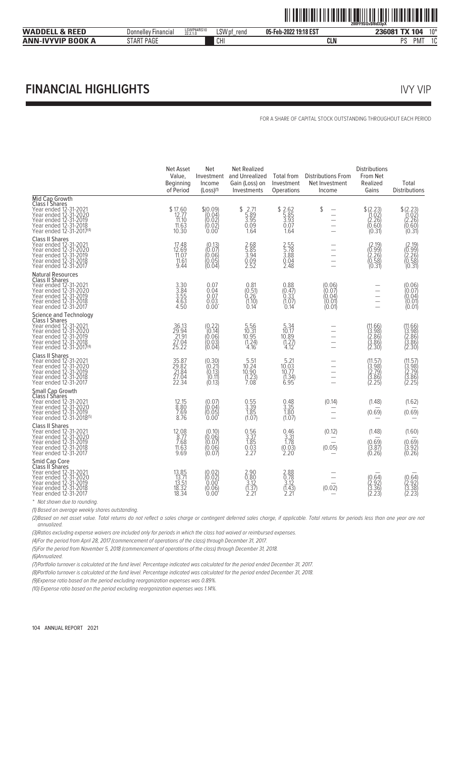# FINANCIAL HIGHLIGHTS

IVY VIP

FOR A SHARE OF CAPITAL STOCK OUTSTANDING THROUGHOUT EACH PERIOD

| | Net Asset Value, Beginning of Period | Net Investment Income (Loss)(1) | Net Realized and Unrealized Gain (Loss) on Investments | Total from Investment Operations | Distributions From Net Investment Income | Distributions From Net Realized Gains | Total Distributions |
|---|---|---|---|---|---|---|---|
| **Mid Cap Growth** | | | | | | | |
| **Class I Shares** | | | | | | | |
| Year ended 12-31-2021 | $17.60 | $(0.09) | $ 2.71 | $ 2.62 | $ — | $(2.23) | $(2.23) |
| Year ended 12-31-2020 | 12.77 | (0.04) | 5.89 | 5.85 | — | (1.02) | (1.02) |
| Year ended 12-31-2019 | 11.10 | (0.02) | 3.95 | 3.93 | — | (2.26) | (2.26) |
| Year ended 12-31-2018 | 11.63 | (0.02) | 0.09 | 0.07 | — | (0.60) | (0.60) |
| Year ended 12-31-2017(4) | 10.30 | 0.00* | 1.64 | 1.64 | — | (0.31) | (0.31) |
| **Class II Shares** | | | | | | | |
| Year ended 12-31-2021 | 17.48 | (0.13) | 2.68 | 2.55 | — | (2.19) | (2.19) |
| Year ended 12-31-2020 | 12.69 | (0.07) | 5.85 | 5.78 | — | (0.99) | (0.99) |
| Year ended 12-31-2019 | 11.07 | (0.06) | 3.94 | 3.88 | — | (2.26) | (2.26) |
| Year ended 12-31-2018 | 11.61 | (0.05) | 0.09 | 0.04 | — | (0.58) | (0.58) |
| Year ended 12-31-2017 | 9.44 | (0.04) | 2.52 | 2.48 | — | (0.31) | (0.31) |
| **Natural Resources** | | | | | | | |
| **Class II Shares** | | | | | | | |
| Year ended 12-31-2021 | 3.30 | 0.07 | 0.81 | 0.88 | (0.06) | — | (0.06) |
| Year ended 12-31-2020 | 3.84 | 0.04 | (0.51) | (0.47) | (0.07) | — | (0.07) |
| Year ended 12-31-2019 | 3.55 | 0.07 | 0.26 | 0.33 | (0.04) | — | (0.04) |
| Year ended 12-31-2018 | 4.63 | 0.03 | (1.10) | (1.07) | (0.01) | — | (0.01) |
| Year ended 12-31-2017 | 4.50 | 0.00* | 0.14 | 0.14 | (0.01) | — | (0.01) |
| **Science and Technology** | | | | | | | |
| **Class I Shares** | | | | | | | |
| Year ended 12-31-2021 | 36.13 | (0.22) | 5.56 | 5.34 | — | (11.66) | (11.66) |
| Year ended 12-31-2020 | 29.94 | (0.14) | 10.31 | 10.17 | — | (3.98) | (3.98) |
| Year ended 12-31-2019 | 21.91 | (0.06) | 10.95 | 10.89 | — | (2.86) | (2.86) |
| Year ended 12-31-2018 | 27.04 | (0.03) | (1.24) | (1.27) | — | (3.86) | (3.86) |
| Year ended 12-31-2017(4) | 25.22 | (0.04) | 4.16 | 4.12 | — | (2.30) | (2.30) |
| **Class II Shares** | | | | | | | |
| Year ended 12-31-2021 | 35.87 | (0.30) | 5.51 | 5.21 | — | (11.57) | (11.57) |
| Year ended 12-31-2020 | 29.82 | (0.21) | 10.24 | 10.03 | — | (3.98) | (3.98) |
| Year ended 12-31-2019 | 21.84 | (0.13) | 10.90 | 10.77 | — | (2.79) | (2.79) |
| Year ended 12-31-2018 | 27.04 | (0.11) | (1.23) | (1.34) | — | (3.86) | (3.86) |
| Year ended 12-31-2017 | 22.34 | (0.13) | 7.08 | 6.95 | — | (2.25) | (2.25) |
| **Small Cap Growth** | | | | | | | |
| **Class I Shares** | | | | | | | |
| Year ended 12-31-2021 | 12.15 | (0.07) | 0.55 | 0.48 | (0.14) | (1.48) | (1.62) |
| Year ended 12-31-2020 | 8.80 | (0.04) | 3.39 | 3.35 | — | — | — |
| Year ended 12-31-2019 | 7.69 | (0.05) | 1.85 | 1.80 | — | (0.69) | (0.69) |
| Year ended 12-31-2018(5) | 8.76 | 0.00* | (1.07) | (1.07) | — | — | — |
| **Class II Shares** | | | | | | | |
| Year ended 12-31-2021 | 12.08 | (0.10) | 0.56 | 0.46 | (0.12) | (1.48) | (1.60) |
| Year ended 12-31-2020 | 8.77 | (0.06) | 3.37 | 3.31 | — | — | — |
| Year ended 12-31-2019 | 7.68 | (0.07) | 1.85 | 1.78 | — | (0.69) | (0.69) |
| Year ended 12-31-2018 | 11.63 | (0.06) | 0.03 | (0.03) | (0.05) | (3.87) | (3.92) |
| Year ended 12-31-2017 | 9.69 | (0.07) | 2.27 | 2.20 | — | (0.26) | (0.26) |
| **Smid Cap Core** | | | | | | | |
| **Class II Shares** | | | | | | | |
| Year ended 12-31-2021 | 13.85 | (0.02) | 2.90 | 2.88 | — | — | — |
| Year ended 12-31-2020 | 13.71 | (0.02) | 0.80 | 0.78 | — | (0.64) | (0.64) |
| Year ended 12-31-2019 | 13.51 | 0.00* | 3.12 | 3.12 | — | (2.92) | (2.92) |
| Year ended 12-31-2018 | 18.32 | (0.06) | (1.37) | (1.43) | (0.02) | (3.36) | (3.38) |
| Year ended 12-31-2017 | 18.34 | 0.00* | 2.21 | 2.21 | — | (2.23) | (2.23) |

* Not shown due to rounding.

(1) Based on average weekly shares outstanding.

(2) Based on net asset value. Total returns do not reflect a sales charge or contingent deferred sales charge, if applicable. Total returns for periods less than one year are not annualized.

(3) Ratios excluding expense waivers are included only for periods in which the class had waived or reimbursed expenses.

(4) For the period from April 28, 2017 (commencement of operations of the class) through December 31, 2017.

(5) For the period from November 5, 2018 (commencement of operations of the class) through December 31, 2018.

(6) Annualized.

(7) Portfolio turnover is calculated at the fund level. Percentage indicated was calculated for the period ended December 31, 2017.

(8) Portfolio turnover is calculated at the fund level. Percentage indicated was calculated for the period ended December 31, 2018.

(9) Expense ratio based on the period excluding reorganization expenses was 0.89%.

(10) Expense ratio based on the period excluding reorganization expenses was 1.14%.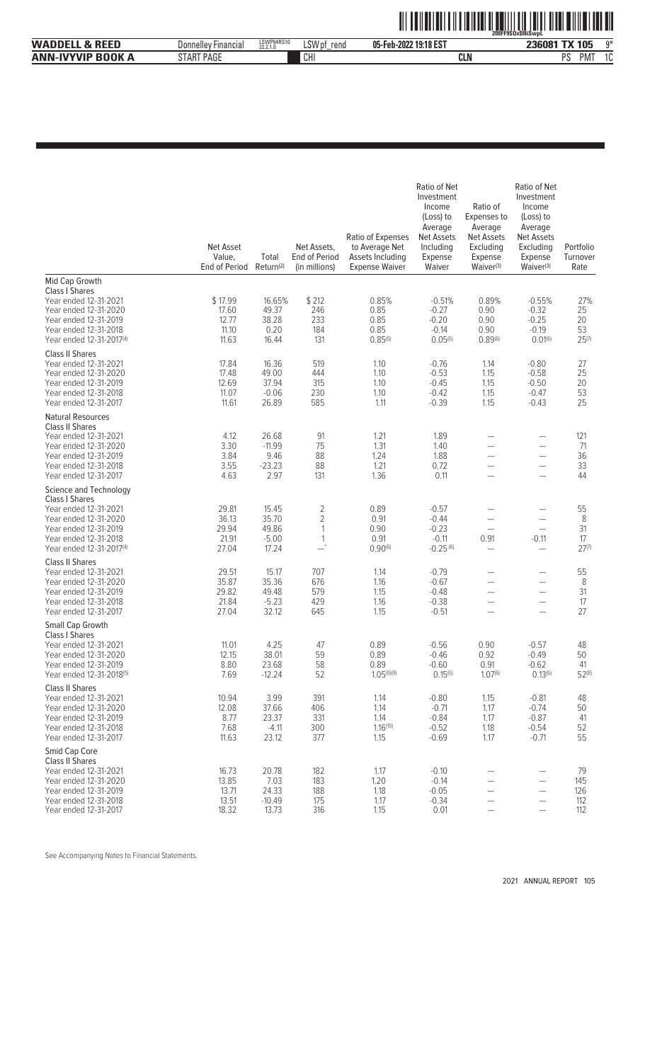| | Net Asset Value, End of Period | Total Return[2] | Net Assets, End of Period (in millions) | Ratio of Expenses to Average Net Assets Including Expense Waiver | Ratio of Net Investment Income (Loss) to Average Net Assets Including Expense Waiver | Ratio of Expenses to Average Net Assets Excluding Expense Waiver[3] | Ratio of Net Investment Income (Loss) to Average Net Assets Excluding Expense Waiver[3] | Portfolio Turnover Rate |
|---|---|---|---|---|---|---|---|---|
| **Mid Cap Growth** | | | | | | | | |
| Class I Shares | | | | | | | | |
| Year ended 12-31-2021 | $ 17.99 | 16.65% | $ 212 | 0.85% | -0.51% | 0.89% | -0.55% | 27% |
| Year ended 12-31-2020 | 17.60 | 49.37 | 246 | 0.85 | -0.27 | 0.90 | -0.32 | 25 |
| Year ended 12-31-2019 | 12.77 | 38.28 | 233 | 0.85 | -0.20 | 0.90 | -0.25 | 20 |
| Year ended 12-31-2018 | 11.10 | 0.20 | 184 | 0.85 | -0.14 | 0.90 | -0.19 | 53 |
| Year ended 12-31-2017[4] | 11.63 | 16.44 | 131 | 0.85[6] | 0.05[6] | 0.89[6] | 0.01[6] | 25[7] |
| Class II Shares | | | | | | | | |
| Year ended 12-31-2021 | 17.84 | 16.36 | 519 | 1.10 | -0.76 | 1.14 | -0.80 | 27 |
| Year ended 12-31-2020 | 17.48 | 49.00 | 444 | 1.10 | -0.53 | 1.15 | -0.58 | 25 |
| Year ended 12-31-2019 | 12.69 | 37.94 | 315 | 1.10 | -0.45 | 1.15 | -0.50 | 20 |
| Year ended 12-31-2018 | 11.07 | -0.06 | 230 | 1.10 | -0.42 | 1.15 | -0.47 | 53 |
| Year ended 12-31-2017 | 11.61 | 26.89 | 585 | 1.11 | -0.39 | 1.15 | -0.43 | 25 |
| **Natural Resources** | | | | | | | | |
| Class II Shares | | | | | | | | |
| Year ended 12-31-2021 | 4.12 | 26.68 | 91 | 1.21 | 1.89 | — | — | 121 |
| Year ended 12-31-2020 | 3.30 | -11.99 | 75 | 1.31 | 1.40 | — | — | 71 |
| Year ended 12-31-2019 | 3.84 | 9.46 | 88 | 1.24 | 1.88 | — | — | 36 |
| Year ended 12-31-2018 | 3.55 | -23.23 | 88 | 1.21 | 0.72 | — | — | 33 |
| Year ended 12-31-2017 | 4.63 | 2.97 | 131 | 1.36 | 0.11 | — | — | 44 |
| **Science and Technology** | | | | | | | | |
| Class I Shares | | | | | | | | |
| Year ended 12-31-2021 | 29.81 | 15.45 | 2 | 0.89 | -0.57 | — | — | 55 |
| Year ended 12-31-2020 | 36.13 | 35.70 | 2 | 0.91 | -0.44 | — | — | 8 |
| Year ended 12-31-2019 | 29.94 | 49.86 | 1 | 0.90 | -0.23 | — | — | 31 |
| Year ended 12-31-2018 | 21.91 | -5.00 | 1 | 0.91 | -0.11 | 0.91 | -0.11 | 17 |
| Year ended 12-31-2017[4] | 27.04 | 17.24 | —* | 0.90[6] | -0.25[6] | — | — | 27[7] |
| Class II Shares | | | | | | | | |
| Year ended 12-31-2021 | 29.51 | 15.17 | 707 | 1.14 | -0.79 | — | — | 55 |
| Year ended 12-31-2020 | 35.87 | 35.36 | 676 | 1.16 | -0.67 | — | — | 8 |
| Year ended 12-31-2019 | 29.82 | 49.48 | 579 | 1.15 | -0.48 | — | — | 31 |
| Year ended 12-31-2018 | 21.84 | -5.23 | 429 | 1.16 | -0.38 | — | — | 17 |
| Year ended 12-31-2017 | 27.04 | 32.12 | 645 | 1.15 | -0.51 | — | — | 27 |
| **Small Cap Growth** | | | | | | | | |
| Class I Shares | | | | | | | | |
| Year ended 12-31-2021 | 11.01 | 4.25 | 47 | 0.89 | -0.56 | 0.90 | -0.57 | 48 |
| Year ended 12-31-2020 | 12.15 | 38.01 | 59 | 0.89 | -0.46 | 0.92 | -0.49 | 50 |
| Year ended 12-31-2019 | 8.80 | 23.68 | 58 | 0.89 | -0.60 | 0.91 | -0.62 | 41 |
| Year ended 12-31-2018[5] | 7.69 | -12.24 | 52 | 1.05[6][9] | 0.15[6] | 1.07[6] | 0.13[6] | 52[8] |
| Class II Shares | | | | | | | | |
| Year ended 12-31-2021 | 10.94 | 3.99 | 391 | 1.14 | -0.80 | 1.15 | -0.81 | 48 |
| Year ended 12-31-2020 | 12.08 | 37.66 | 406 | 1.14 | -0.71 | 1.17 | -0.74 | 50 |
| Year ended 12-31-2019 | 8.77 | 23.37 | 331 | 1.14 | -0.84 | 1.17 | -0.87 | 41 |
| Year ended 12-31-2018 | 7.68 | -4.11 | 300 | 1.16[10] | -0.52 | 1.18 | -0.54 | 52 |
| Year ended 12-31-2017 | 11.63 | 23.12 | 377 | 1.15 | -0.69 | 1.17 | -0.71 | 55 |
| **Smid Cap Core** | | | | | | | | |
| Class II Shares | | | | | | | | |
| Year ended 12-31-2021 | 16.73 | 20.78 | 182 | 1.17 | -0.10 | — | — | 79 |
| Year ended 12-31-2020 | 13.85 | 7.03 | 183 | 1.20 | -0.14 | — | — | 145 |
| Year ended 12-31-2019 | 13.71 | 24.33 | 188 | 1.18 | -0.05 | — | — | 126 |
| Year ended 12-31-2018 | 13.51 | -10.49 | 175 | 1.17 | -0.34 | — | — | 112 |
| Year ended 12-31-2017 | 18.32 | 13.73 | 316 | 1.15 | 0.01 | — | — | 112 |

See Accompanying Notes to Financial Statements.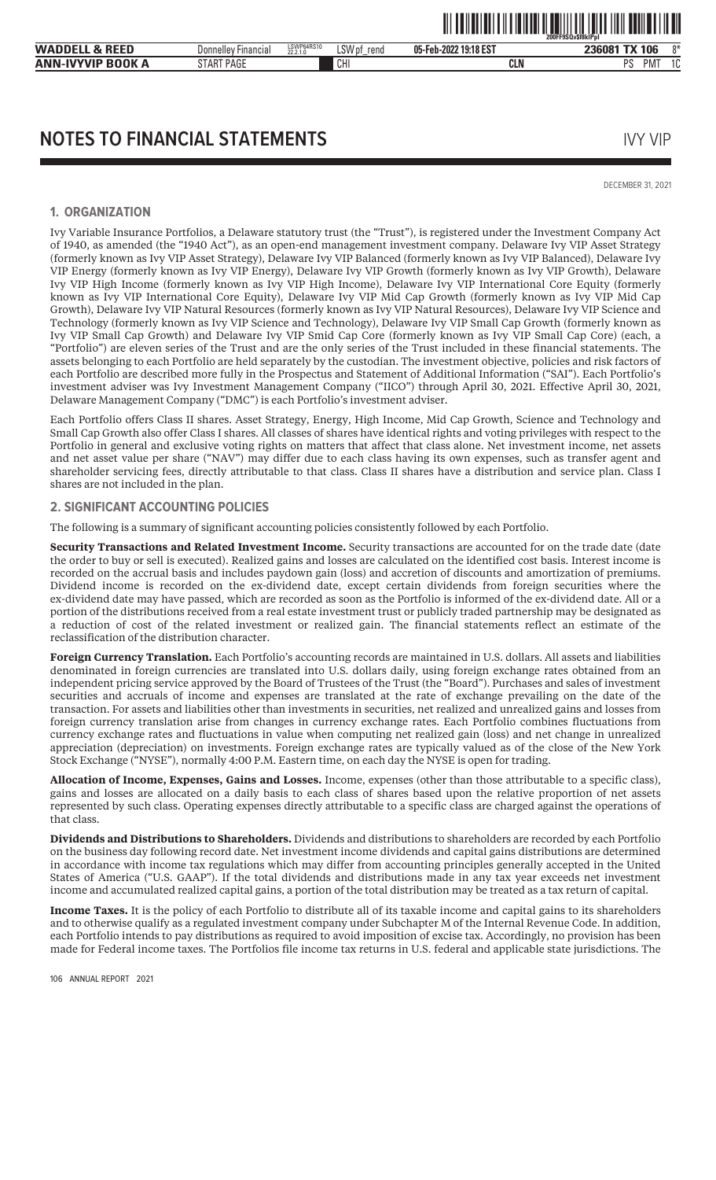# NOTES TO FINANCIAL STATEMENTS

IVY VIP

DECEMBER 31, 2021

## 1. ORGANIZATION

Ivy Variable Insurance Portfolios, a Delaware statutory trust (the "Trust"), is registered under the Investment Company Act of 1940, as amended (the "1940 Act"), as an open-end management investment company. Delaware Ivy VIP Asset Strategy (formerly known as Ivy VIP Asset Strategy), Delaware Ivy VIP Balanced (formerly known as Ivy VIP Balanced), Delaware Ivy VIP Energy (formerly known as Ivy VIP Energy), Delaware Ivy VIP Growth (formerly known as Ivy VIP Growth), Delaware Ivy VIP High Income (formerly known as Ivy VIP High Income), Delaware Ivy VIP International Core Equity (formerly known as Ivy VIP International Core Equity), Delaware Ivy VIP Mid Cap Growth (formerly known as Ivy VIP Mid Cap Growth), Delaware Ivy VIP Natural Resources (formerly known as Ivy VIP Natural Resources), Delaware Ivy VIP Science and Technology (formerly known as Ivy VIP Science and Technology), Delaware Ivy VIP Small Cap Growth (formerly known as Ivy VIP Small Cap Growth) and Delaware Ivy VIP Smid Cap Core (formerly known as Ivy VIP Small Cap Core) (each, a "Portfolio") are eleven series of the Trust and are the only series of the Trust included in these financial statements. The assets belonging to each Portfolio are held separately by the custodian. The investment objective, policies and risk factors of each Portfolio are described more fully in the Prospectus and Statement of Additional Information ("SAI"). Each Portfolio's investment adviser was Ivy Investment Management Company ("IICO") through April 30, 2021. Effective April 30, 2021, Delaware Management Company ("DMC") is each Portfolio's investment adviser.

Each Portfolio offers Class II shares. Asset Strategy, Energy, High Income, Mid Cap Growth, Science and Technology and Small Cap Growth also offer Class I shares. All classes of shares have identical rights and voting privileges with respect to the Portfolio in general and exclusive voting rights on matters that affect that class alone. Net investment income, net assets and net asset value per share ("NAV") may differ due to each class having its own expenses, such as transfer agent and shareholder servicing fees, directly attributable to that class. Class II shares have a distribution and service plan. Class I shares are not included in the plan.

## 2. SIGNIFICANT ACCOUNTING POLICIES

The following is a summary of significant accounting policies consistently followed by each Portfolio.

**Security Transactions and Related Investment Income.** Security transactions are accounted for on the trade date (date the order to buy or sell is executed). Realized gains and losses are calculated on the identified cost basis. Interest income is recorded on the accrual basis and includes paydown gain (loss) and accretion of discounts and amortization of premiums. Dividend income is recorded on the ex-dividend date, except certain dividends from foreign securities where the ex-dividend date may have passed, which are recorded as soon as the Portfolio is informed of the ex-dividend date. All or a portion of the distributions received from a real estate investment trust or publicly traded partnership may be designated as a reduction of cost of the related investment or realized gain. The financial statements reflect an estimate of the reclassification of the distribution character.

**Foreign Currency Translation.** Each Portfolio's accounting records are maintained in U.S. dollars. All assets and liabilities denominated in foreign currencies are translated into U.S. dollars daily, using foreign exchange rates obtained from an independent pricing service approved by the Board of Trustees of the Trust (the "Board"). Purchases and sales of investment securities and accruals of income and expenses are translated at the rate of exchange prevailing on the date of the transaction. For assets and liabilities other than investments in securities, net realized and unrealized gains and losses from foreign currency translation arise from changes in currency exchange rates. Each Portfolio combines fluctuations from currency exchange rates and fluctuations in value when computing net realized gain (loss) and net change in unrealized appreciation (depreciation) on investments. Foreign exchange rates are typically valued as of the close of the New York Stock Exchange ("NYSE"), normally 4:00 P.M. Eastern time, on each day the NYSE is open for trading.

**Allocation of Income, Expenses, Gains and Losses.** Income, expenses (other than those attributable to a specific class), gains and losses are allocated on a daily basis to each class of shares based upon the relative proportion of net assets represented by such class. Operating expenses directly attributable to a specific class are charged against the operations of that class.

**Dividends and Distributions to Shareholders.** Dividends and distributions to shareholders are recorded by each Portfolio on the business day following record date. Net investment income dividends and capital gains distributions are determined in accordance with income tax regulations which may differ from accounting principles generally accepted in the United States of America ("U.S. GAAP"). If the total dividends and distributions made in any tax year exceeds net investment income and accumulated realized capital gains, a portion of the total distribution may be treated as a tax return of capital.

**Income Taxes.** It is the policy of each Portfolio to distribute all of its taxable income and capital gains to its shareholders and to otherwise qualify as a regulated investment company under Subchapter M of the Internal Revenue Code. In addition, each Portfolio intends to pay distributions as required to avoid imposition of excise tax. Accordingly, no provision has been made for Federal income taxes. The Portfolios file income tax returns in U.S. federal and applicable state jurisdictions. The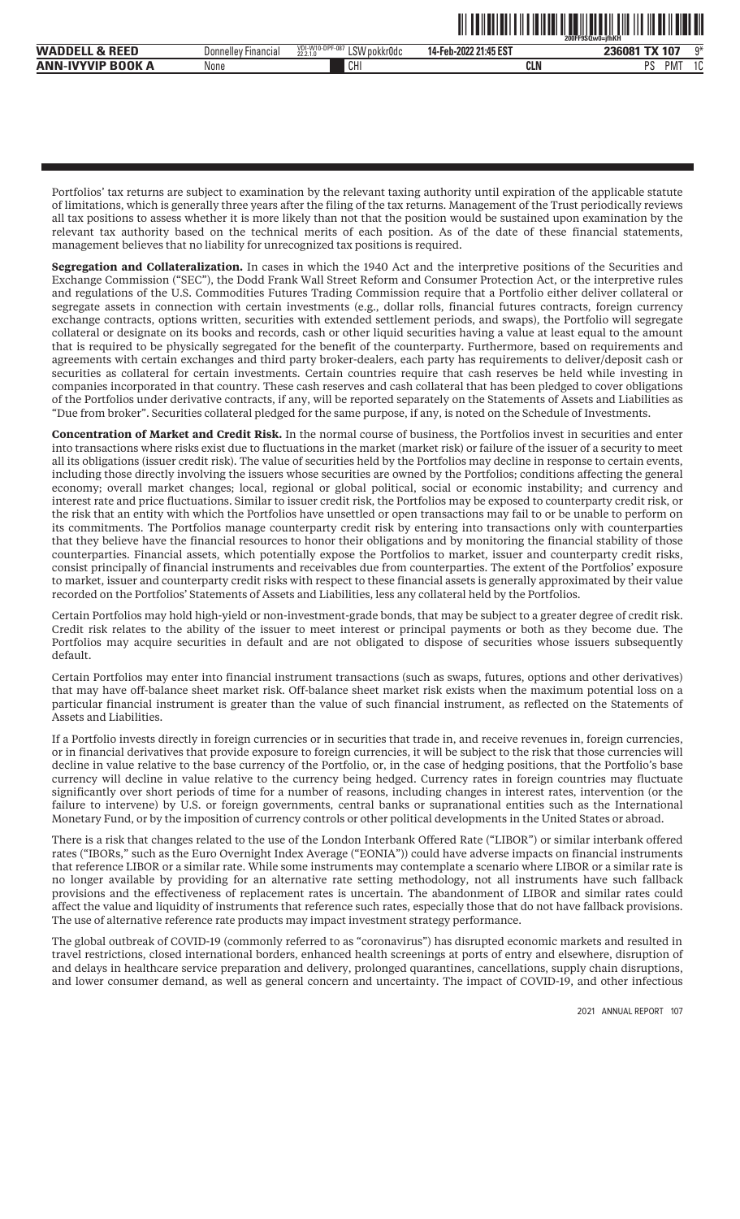Portfolios' tax returns are subject to examination by the relevant taxing authority until expiration of the applicable statute of limitations, which is generally three years after the filing of the tax returns. Management of the Trust periodically reviews all tax positions to assess whether it is more likely than not that the position would be sustained upon examination by the relevant tax authority based on the technical merits of each position. As of the date of these financial statements, management believes that no liability for unrecognized tax positions is required.

**Segregation and Collateralization.** In cases in which the 1940 Act and the interpretive positions of the Securities and Exchange Commission ("SEC"), the Dodd Frank Wall Street Reform and Consumer Protection Act, or the interpretive rules and regulations of the U.S. Commodities Futures Trading Commission require that a Portfolio either deliver collateral or segregate assets in connection with certain investments (e.g., dollar rolls, financial futures contracts, foreign currency exchange contracts, options written, securities with extended settlement periods, and swaps), the Portfolio will segregate collateral or designate on its books and records, cash or other liquid securities having a value at least equal to the amount that is required to be physically segregated for the benefit of the counterparty. Furthermore, based on requirements and agreements with certain exchanges and third party broker-dealers, each party has requirements to deliver/deposit cash or securities as collateral for certain investments. Certain countries require that cash reserves be held while investing in companies incorporated in that country. These cash reserves and cash collateral that has been pledged to cover obligations of the Portfolios under derivative contracts, if any, will be reported separately on the Statements of Assets and Liabilities as "Due from broker". Securities collateral pledged for the same purpose, if any, is noted on the Schedule of Investments.

**Concentration of Market and Credit Risk.** In the normal course of business, the Portfolios invest in securities and enter into transactions where risks exist due to fluctuations in the market (market risk) or failure of the issuer of a security to meet all its obligations (issuer credit risk). The value of securities held by the Portfolios may decline in response to certain events, including those directly involving the issuers whose securities are owned by the Portfolios; conditions affecting the general economy; overall market changes; local, regional or global political, social or economic instability; and currency and interest rate and price fluctuations. Similar to issuer credit risk, the Portfolios may be exposed to counterparty credit risk, or the risk that an entity with which the Portfolios have unsettled or open transactions may fail to or be unable to perform on its commitments. The Portfolios manage counterparty credit risk by entering into transactions only with counterparties that they believe have the financial resources to honor their obligations and by monitoring the financial stability of those counterparties. Financial assets, which potentially expose the Portfolios to market, issuer and counterparty credit risks, consist principally of financial instruments and receivables due from counterparties. The extent of the Portfolios' exposure to market, issuer and counterparty credit risks with respect to these financial assets is generally approximated by their value recorded on the Portfolios' Statements of Assets and Liabilities, less any collateral held by the Portfolios.

Certain Portfolios may hold high-yield or non-investment-grade bonds, that may be subject to a greater degree of credit risk. Credit risk relates to the ability of the issuer to meet interest or principal payments or both as they become due. The Portfolios may acquire securities in default and are not obligated to dispose of securities whose issuers subsequently default.

Certain Portfolios may enter into financial instrument transactions (such as swaps, futures, options and other derivatives) that may have off-balance sheet market risk. Off-balance sheet market risk exists when the maximum potential loss on a particular financial instrument is greater than the value of such financial instrument, as reflected on the Statements of Assets and Liabilities.

If a Portfolio invests directly in foreign currencies or in securities that trade in, and receive revenues in, foreign currencies, or in financial derivatives that provide exposure to foreign currencies, it will be subject to the risk that those currencies will decline in value relative to the base currency of the Portfolio, or, in the case of hedging positions, that the Portfolio's base currency will decline in value relative to the currency being hedged. Currency rates in foreign countries may fluctuate significantly over short periods of time for a number of reasons, including changes in interest rates, intervention (or the failure to intervene) by U.S. or foreign governments, central banks or supranational entities such as the International Monetary Fund, or by the imposition of currency controls or other political developments in the United States or abroad.

There is a risk that changes related to the use of the London Interbank Offered Rate ("LIBOR") or similar interbank offered rates ("IBORs," such as the Euro Overnight Index Average ("EONIA")) could have adverse impacts on financial instruments that reference LIBOR or a similar rate. While some instruments may contemplate a scenario where LIBOR or a similar rate is no longer available by providing for an alternative rate setting methodology, not all instruments have such fallback provisions and the effectiveness of replacement rates is uncertain. The abandonment of LIBOR and similar rates could affect the value and liquidity of instruments that reference such rates, especially those that do not have fallback provisions. The use of alternative reference rate products may impact investment strategy performance.

The global outbreak of COVID-19 (commonly referred to as "coronavirus") has disrupted economic markets and resulted in travel restrictions, closed international borders, enhanced health screenings at ports of entry and elsewhere, disruption of and delays in healthcare service preparation and delivery, prolonged quarantines, cancellations, supply chain disruptions, and lower consumer demand, as well as general concern and uncertainty. The impact of COVID-19, and other infectious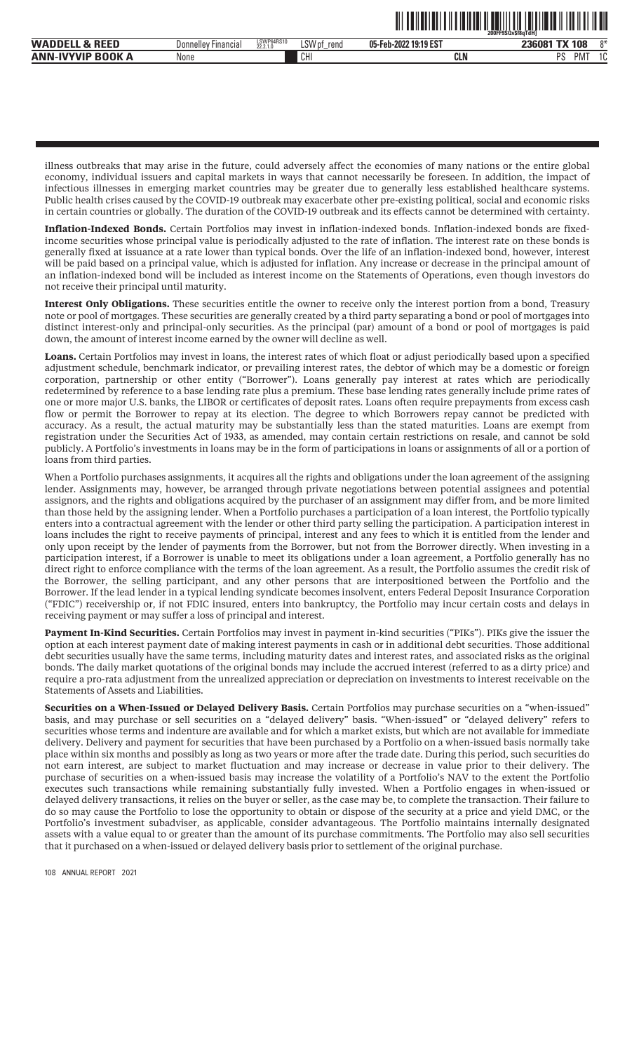illness outbreaks that may arise in the future, could adversely affect the economies of many nations or the entire global economy, individual issuers and capital markets in ways that cannot necessarily be foreseen. In addition, the impact of infectious illnesses in emerging market countries may be greater due to generally less established healthcare systems. Public health crises caused by the COVID-19 outbreak may exacerbate other pre-existing political, social and economic risks in certain countries or globally. The duration of the COVID-19 outbreak and its effects cannot be determined with certainty.

**Inflation-Indexed Bonds.** Certain Portfolios may invest in inflation-indexed bonds. Inflation-indexed bonds are fixed-income securities whose principal value is periodically adjusted to the rate of inflation. The interest rate on these bonds is generally fixed at issuance at a rate lower than typical bonds. Over the life of an inflation-indexed bond, however, interest will be paid based on a principal value, which is adjusted for inflation. Any increase or decrease in the principal amount of an inflation-indexed bond will be included as interest income on the Statements of Operations, even though investors do not receive their principal until maturity.

**Interest Only Obligations.** These securities entitle the owner to receive only the interest portion from a bond, Treasury note or pool of mortgages. These securities are generally created by a third party separating a bond or pool of mortgages into distinct interest-only and principal-only securities. As the principal (par) amount of a bond or pool of mortgages is paid down, the amount of interest income earned by the owner will decline as well.

**Loans.** Certain Portfolios may invest in loans, the interest rates of which float or adjust periodically based upon a specified adjustment schedule, benchmark indicator, or prevailing interest rates, the debtor of which may be a domestic or foreign corporation, partnership or other entity ("Borrower"). Loans generally pay interest at rates which are periodically redetermined by reference to a base lending rate plus a premium. These base lending rates generally include prime rates of one or more major U.S. banks, the LIBOR or certificates of deposit rates. Loans often require prepayments from excess cash flow or permit the Borrower to repay at its election. The degree to which Borrowers repay cannot be predicted with accuracy. As a result, the actual maturity may be substantially less than the stated maturities. Loans are exempt from registration under the Securities Act of 1933, as amended, may contain certain restrictions on resale, and cannot be sold publicly. A Portfolio's investments in loans may be in the form of participations in loans or assignments of all or a portion of loans from third parties.

When a Portfolio purchases assignments, it acquires all the rights and obligations under the loan agreement of the assigning lender. Assignments may, however, be arranged through private negotiations between potential assignees and potential assignors, and the rights and obligations acquired by the purchaser of an assignment may differ from, and be more limited than those held by the assigning lender. When a Portfolio purchases a participation of a loan interest, the Portfolio typically enters into a contractual agreement with the lender or other third party selling the participation. A participation interest in loans includes the right to receive payments of principal, interest and any fees to which it is entitled from the lender and only upon receipt by the lender of payments from the Borrower, but not from the Borrower directly. When investing in a participation interest, if a Borrower is unable to meet its obligations under a loan agreement, a Portfolio generally has no direct right to enforce compliance with the terms of the loan agreement. As a result, the Portfolio assumes the credit risk of the Borrower, the selling participant, and any other persons that are interpositioned between the Portfolio and the Borrower. If the lead lender in a typical lending syndicate becomes insolvent, enters Federal Deposit Insurance Corporation ("FDIC") receivership or, if not FDIC insured, enters into bankruptcy, the Portfolio may incur certain costs and delays in receiving payment or may suffer a loss of principal and interest.

**Payment In-Kind Securities.** Certain Portfolios may invest in payment in-kind securities ("PIKs"). PIKs give the issuer the option at each interest payment date of making interest payments in cash or in additional debt securities. Those additional debt securities usually have the same terms, including maturity dates and interest rates, and associated risks as the original bonds. The daily market quotations of the original bonds may include the accrued interest (referred to as a dirty price) and require a pro-rata adjustment from the unrealized appreciation or depreciation on investments to interest receivable on the Statements of Assets and Liabilities.

**Securities on a When-Issued or Delayed Delivery Basis.** Certain Portfolios may purchase securities on a "when-issued" basis, and may purchase or sell securities on a "delayed delivery" basis. "When-issued" or "delayed delivery" refers to securities whose terms and indenture are available and for which a market exists, but which are not available for immediate delivery. Delivery and payment for securities that have been purchased by a Portfolio on a when-issued basis normally take place within six months and possibly as long as two years or more after the trade date. During this period, such securities do not earn interest, are subject to market fluctuation and may increase or decrease in value prior to their delivery. The purchase of securities on a when-issued basis may increase the volatility of a Portfolio's NAV to the extent the Portfolio executes such transactions while remaining substantially fully invested. When a Portfolio engages in when-issued or delayed delivery transactions, it relies on the buyer or seller, as the case may be, to complete the transaction. Their failure to do so may cause the Portfolio to lose the opportunity to obtain or dispose of the security at a price and yield DMC, or the Portfolio's investment subadviser, as applicable, consider advantageous. The Portfolio maintains internally designated assets with a value equal to or greater than the amount of its purchase commitments. The Portfolio may also sell securities that it purchased on a when-issued or delayed delivery basis prior to settlement of the original purchase.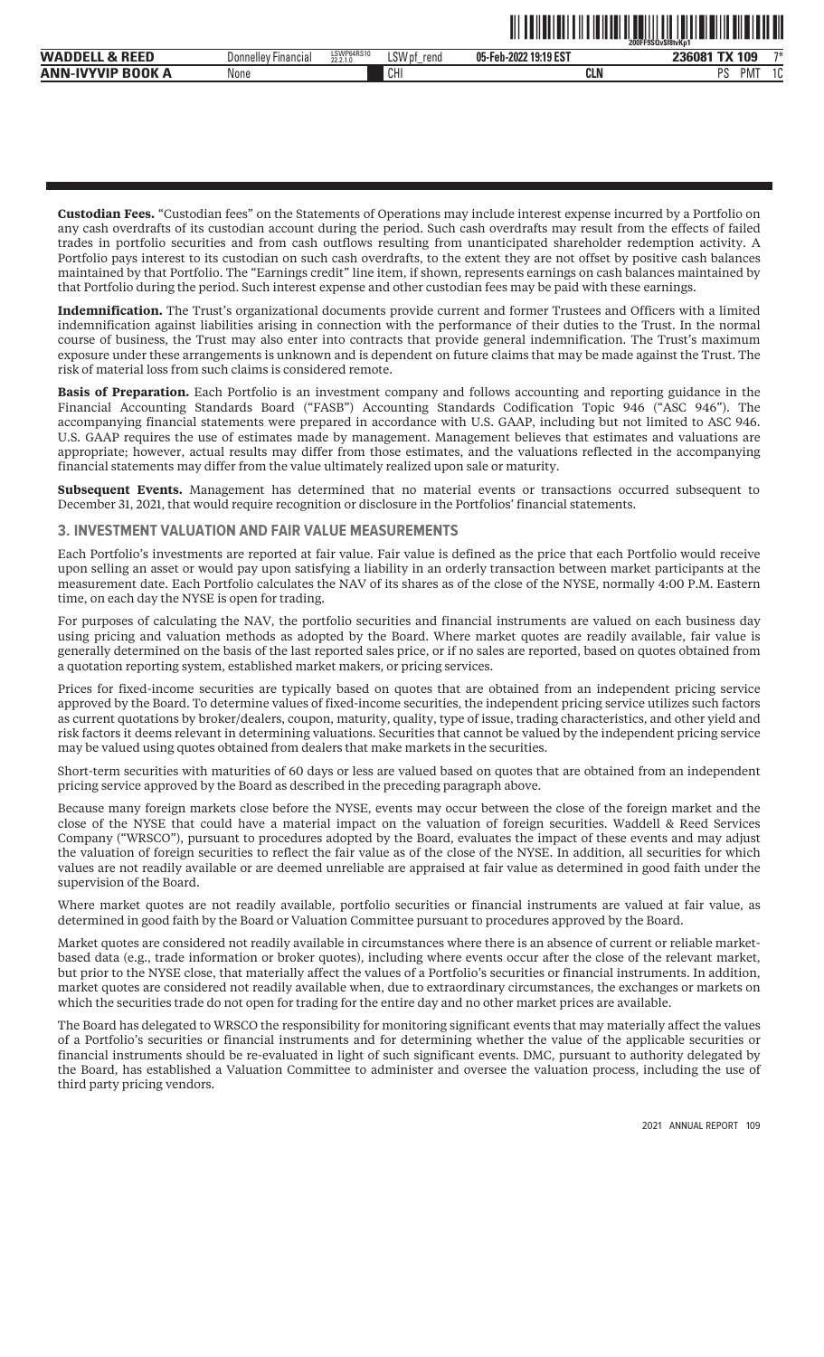**Custodian Fees.** "Custodian fees" on the Statements of Operations may include interest expense incurred by a Portfolio on any cash overdrafts of its custodian account during the period. Such cash overdrafts may result from the effects of failed trades in portfolio securities and from cash outflows resulting from unanticipated shareholder redemption activity. A Portfolio pays interest to its custodian on such cash overdrafts, to the extent they are not offset by positive cash balances maintained by that Portfolio. The "Earnings credit" line item, if shown, represents earnings on cash balances maintained by that Portfolio during the period. Such interest expense and other custodian fees may be paid with these earnings.

**Indemnification.** The Trust's organizational documents provide current and former Trustees and Officers with a limited indemnification against liabilities arising in connection with the performance of their duties to the Trust. In the normal course of business, the Trust may also enter into contracts that provide general indemnification. The Trust's maximum exposure under these arrangements is unknown and is dependent on future claims that may be made against the Trust. The risk of material loss from such claims is considered remote.

**Basis of Preparation.** Each Portfolio is an investment company and follows accounting and reporting guidance in the Financial Accounting Standards Board ("FASB") Accounting Standards Codification Topic 946 ("ASC 946"). The accompanying financial statements were prepared in accordance with U.S. GAAP, including but not limited to ASC 946. U.S. GAAP requires the use of estimates made by management. Management believes that estimates and valuations are appropriate; however, actual results may differ from those estimates, and the valuations reflected in the accompanying financial statements may differ from the value ultimately realized upon sale or maturity.

**Subsequent Events.** Management has determined that no material events or transactions occurred subsequent to December 31, 2021, that would require recognition or disclosure in the Portfolios' financial statements.

## 3. INVESTMENT VALUATION AND FAIR VALUE MEASUREMENTS

Each Portfolio's investments are reported at fair value. Fair value is defined as the price that each Portfolio would receive upon selling an asset or would pay upon satisfying a liability in an orderly transaction between market participants at the measurement date. Each Portfolio calculates the NAV of its shares as of the close of the NYSE, normally 4:00 P.M. Eastern time, on each day the NYSE is open for trading.

For purposes of calculating the NAV, the portfolio securities and financial instruments are valued on each business day using pricing and valuation methods as adopted by the Board. Where market quotes are readily available, fair value is generally determined on the basis of the last reported sales price, or if no sales are reported, based on quotes obtained from a quotation reporting system, established market makers, or pricing services.

Prices for fixed-income securities are typically based on quotes that are obtained from an independent pricing service approved by the Board. To determine values of fixed-income securities, the independent pricing service utilizes such factors as current quotations by broker/dealers, coupon, maturity, quality, type of issue, trading characteristics, and other yield and risk factors it deems relevant in determining valuations. Securities that cannot be valued by the independent pricing service may be valued using quotes obtained from dealers that make markets in the securities.

Short-term securities with maturities of 60 days or less are valued based on quotes that are obtained from an independent pricing service approved by the Board as described in the preceding paragraph above.

Because many foreign markets close before the NYSE, events may occur between the close of the foreign market and the close of the NYSE that could have a material impact on the valuation of foreign securities. Waddell & Reed Services Company ("WRSCO"), pursuant to procedures adopted by the Board, evaluates the impact of these events and may adjust the valuation of foreign securities to reflect the fair value as of the close of the NYSE. In addition, all securities for which values are not readily available or are deemed unreliable are appraised at fair value as determined in good faith under the supervision of the Board.

Where market quotes are not readily available, portfolio securities or financial instruments are valued at fair value, as determined in good faith by the Board or Valuation Committee pursuant to procedures approved by the Board.

Market quotes are considered not readily available in circumstances where there is an absence of current or reliable market-based data (e.g., trade information or broker quotes), including where events occur after the close of the relevant market, but prior to the NYSE close, that materially affect the values of a Portfolio's securities or financial instruments. In addition, market quotes are considered not readily available when, due to extraordinary circumstances, the exchanges or markets on which the securities trade do not open for trading for the entire day and no other market prices are available.

The Board has delegated to WRSCO the responsibility for monitoring significant events that may materially affect the values of a Portfolio's securities or financial instruments and for determining whether the value of the applicable securities or financial instruments should be re-evaluated in light of such significant events. DMC, pursuant to authority delegated by the Board, has established a Valuation Committee to administer and oversee the valuation process, including the use of third party pricing vendors.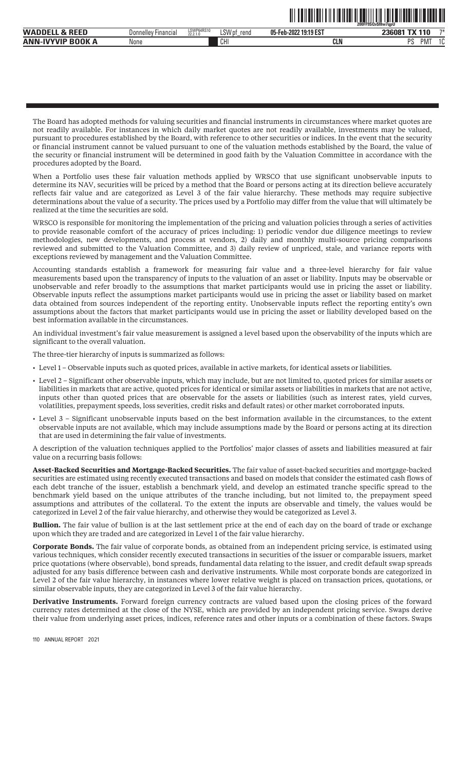The Board has adopted methods for valuing securities and financial instruments in circumstances where market quotes are not readily available. For instances in which daily market quotes are not readily available, investments may be valued, pursuant to procedures established by the Board, with reference to other securities or indices. In the event that the security or financial instrument cannot be valued pursuant to one of the valuation methods established by the Board, the value of the security or financial instrument will be determined in good faith by the Valuation Committee in accordance with the procedures adopted by the Board.

When a Portfolio uses these fair valuation methods applied by WRSCO that use significant unobservable inputs to determine its NAV, securities will be priced by a method that the Board or persons acting at its direction believe accurately reflects fair value and are categorized as Level 3 of the fair value hierarchy. These methods may require subjective determinations about the value of a security. The prices used by a Portfolio may differ from the value that will ultimately be realized at the time the securities are sold.

WRSCO is responsible for monitoring the implementation of the pricing and valuation policies through a series of activities to provide reasonable comfort of the accuracy of prices including: 1) periodic vendor due diligence meetings to review methodologies, new developments, and process at vendors, 2) daily and monthly multi-source pricing comparisons reviewed and submitted to the Valuation Committee, and 3) daily review of unpriced, stale, and variance reports with exceptions reviewed by management and the Valuation Committee.

Accounting standards establish a framework for measuring fair value and a three-level hierarchy for fair value measurements based upon the transparency of inputs to the valuation of an asset or liability. Inputs may be observable or unobservable and refer broadly to the assumptions that market participants would use in pricing the asset or liability. Observable inputs reflect the assumptions market participants would use in pricing the asset or liability based on market data obtained from sources independent of the reporting entity. Unobservable inputs reflect the reporting entity's own assumptions about the factors that market participants would use in pricing the asset or liability developed based on the best information available in the circumstances.

An individual investment's fair value measurement is assigned a level based upon the observability of the inputs which are significant to the overall valuation.

The three-tier hierarchy of inputs is summarized as follows:

- Level 1 – Observable inputs such as quoted prices, available in active markets, for identical assets or liabilities.
- Level 2 – Significant other observable inputs, which may include, but are not limited to, quoted prices for similar assets or liabilities in markets that are active, quoted prices for identical or similar assets or liabilities in markets that are not active, inputs other than quoted prices that are observable for the assets or liabilities (such as interest rates, yield curves, volatilities, prepayment speeds, loss severities, credit risks and default rates) or other market corroborated inputs.
- Level 3 – Significant unobservable inputs based on the best information available in the circumstances, to the extent observable inputs are not available, which may include assumptions made by the Board or persons acting at its direction that are used in determining the fair value of investments.

A description of the valuation techniques applied to the Portfolios' major classes of assets and liabilities measured at fair value on a recurring basis follows:

**Asset-Backed Securities and Mortgage-Backed Securities.** The fair value of asset-backed securities and mortgage-backed securities are estimated using recently executed transactions and based on models that consider the estimated cash flows of each debt tranche of the issuer, establish a benchmark yield, and develop an estimated tranche specific spread to the benchmark yield based on the unique attributes of the tranche including, but not limited to, the prepayment speed assumptions and attributes of the collateral. To the extent the inputs are observable and timely, the values would be categorized in Level 2 of the fair value hierarchy, and otherwise they would be categorized as Level 3.

**Bullion.** The fair value of bullion is at the last settlement price at the end of each day on the board of trade or exchange upon which they are traded and are categorized in Level 1 of the fair value hierarchy.

**Corporate Bonds.** The fair value of corporate bonds, as obtained from an independent pricing service, is estimated using various techniques, which consider recently executed transactions in securities of the issuer or comparable issuers, market price quotations (where observable), bond spreads, fundamental data relating to the issuer, and credit default swap spreads adjusted for any basis difference between cash and derivative instruments. While most corporate bonds are categorized in Level 2 of the fair value hierarchy, in instances where lower relative weight is placed on transaction prices, quotations, or similar observable inputs, they are categorized in Level 3 of the fair value hierarchy.

**Derivative Instruments.** Forward foreign currency contracts are valued based upon the closing prices of the forward currency rates determined at the close of the NYSE, which are provided by an independent pricing service. Swaps derive their value from underlying asset prices, indices, reference rates and other inputs or a combination of these factors. Swaps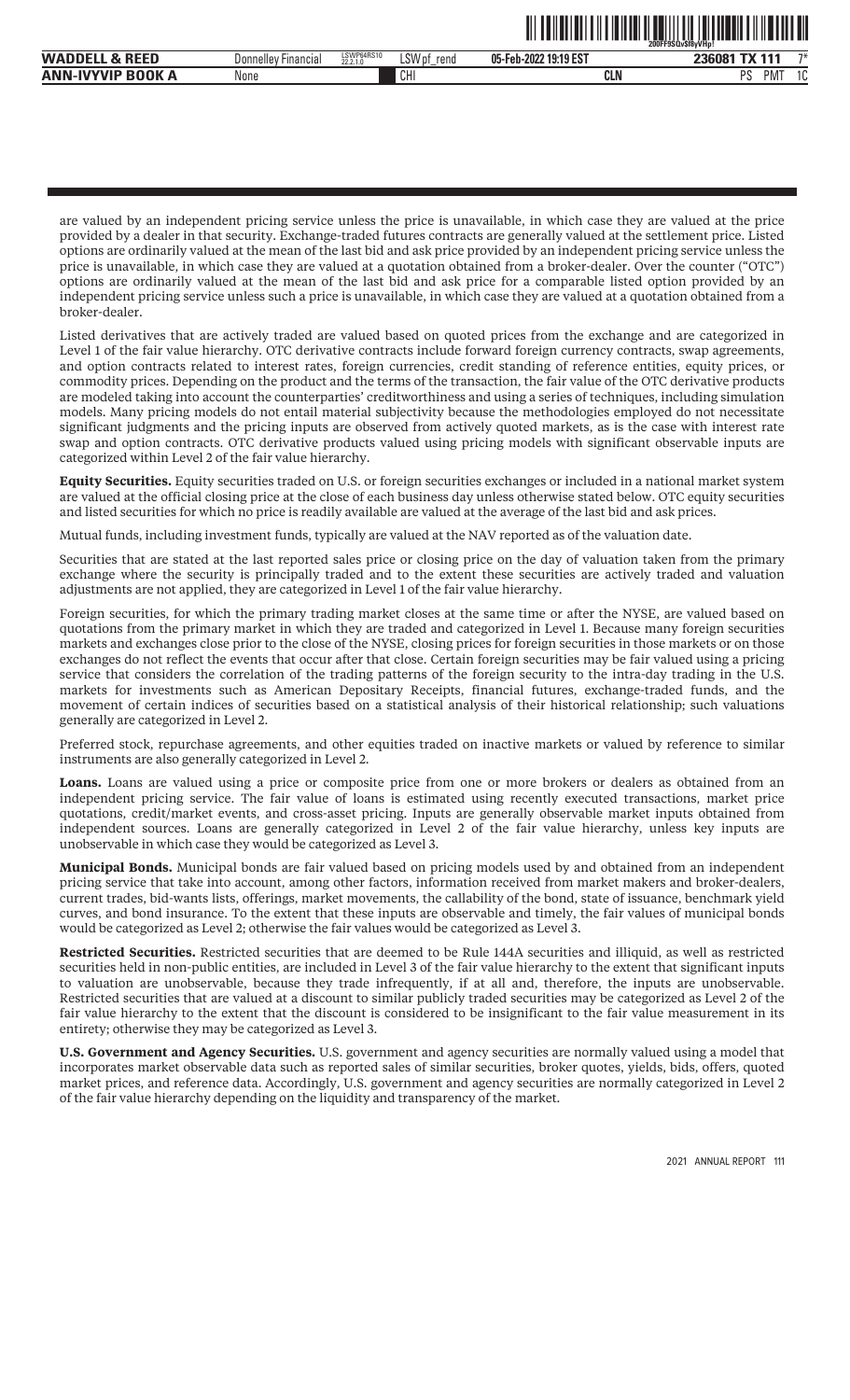are valued by an independent pricing service unless the price is unavailable, in which case they are valued at the price provided by a dealer in that security. Exchange-traded futures contracts are generally valued at the settlement price. Listed options are ordinarily valued at the mean of the last bid and ask price provided by an independent pricing service unless the price is unavailable, in which case they are valued at a quotation obtained from a broker-dealer. Over the counter ("OTC") options are ordinarily valued at the mean of the last bid and ask price for a comparable listed option provided by an independent pricing service unless such a price is unavailable, in which case they are valued at a quotation obtained from a broker-dealer.

Listed derivatives that are actively traded are valued based on quoted prices from the exchange and are categorized in Level 1 of the fair value hierarchy. OTC derivative contracts include forward foreign currency contracts, swap agreements, and option contracts related to interest rates, foreign currencies, credit standing of reference entities, equity prices, or commodity prices. Depending on the product and the terms of the transaction, the fair value of the OTC derivative products are modeled taking into account the counterparties' creditworthiness and using a series of techniques, including simulation models. Many pricing models do not entail material subjectivity because the methodologies employed do not necessitate significant judgments and the pricing inputs are observed from actively quoted markets, as is the case with interest rate swap and option contracts. OTC derivative products valued using pricing models with significant observable inputs are categorized within Level 2 of the fair value hierarchy.

**Equity Securities.** Equity securities traded on U.S. or foreign securities exchanges or included in a national market system are valued at the official closing price at the close of each business day unless otherwise stated below. OTC equity securities and listed securities for which no price is readily available are valued at the average of the last bid and ask prices.

Mutual funds, including investment funds, typically are valued at the NAV reported as of the valuation date.

Securities that are stated at the last reported sales price or closing price on the day of valuation taken from the primary exchange where the security is principally traded and to the extent these securities are actively traded and valuation adjustments are not applied, they are categorized in Level 1 of the fair value hierarchy.

Foreign securities, for which the primary trading market closes at the same time or after the NYSE, are valued based on quotations from the primary market in which they are traded and categorized in Level 1. Because many foreign securities markets and exchanges close prior to the close of the NYSE, closing prices for foreign securities in those markets or on those exchanges do not reflect the events that occur after that close. Certain foreign securities may be fair valued using a pricing service that considers the correlation of the trading patterns of the foreign security to the intra-day trading in the U.S. markets for investments such as American Depositary Receipts, financial futures, exchange-traded funds, and the movement of certain indices of securities based on a statistical analysis of their historical relationship; such valuations generally are categorized in Level 2.

Preferred stock, repurchase agreements, and other equities traded on inactive markets or valued by reference to similar instruments are also generally categorized in Level 2.

**Loans.** Loans are valued using a price or composite price from one or more brokers or dealers as obtained from an independent pricing service. The fair value of loans is estimated using recently executed transactions, market price quotations, credit/market events, and cross-asset pricing. Inputs are generally observable market inputs obtained from independent sources. Loans are generally categorized in Level 2 of the fair value hierarchy, unless key inputs are unobservable in which case they would be categorized as Level 3.

**Municipal Bonds.** Municipal bonds are fair valued based on pricing models used by and obtained from an independent pricing service that take into account, among other factors, information received from market makers and broker-dealers, current trades, bid-wants lists, offerings, market movements, the callability of the bond, state of issuance, benchmark yield curves, and bond insurance. To the extent that these inputs are observable and timely, the fair values of municipal bonds would be categorized as Level 2; otherwise the fair values would be categorized as Level 3.

**Restricted Securities.** Restricted securities that are deemed to be Rule 144A securities and illiquid, as well as restricted securities held in non-public entities, are included in Level 3 of the fair value hierarchy to the extent that significant inputs to valuation are unobservable, because they trade infrequently, if at all and, therefore, the inputs are unobservable. Restricted securities that are valued at a discount to similar publicly traded securities may be categorized as Level 2 of the fair value hierarchy to the extent that the discount is considered to be insignificant to the fair value measurement in its entirety; otherwise they may be categorized as Level 3.

**U.S. Government and Agency Securities.** U.S. government and agency securities are normally valued using a model that incorporates market observable data such as reported sales of similar securities, broker quotes, yields, bids, offers, quoted market prices, and reference data. Accordingly, U.S. government and agency securities are normally categorized in Level 2 of the fair value hierarchy depending on the liquidity and transparency of the market.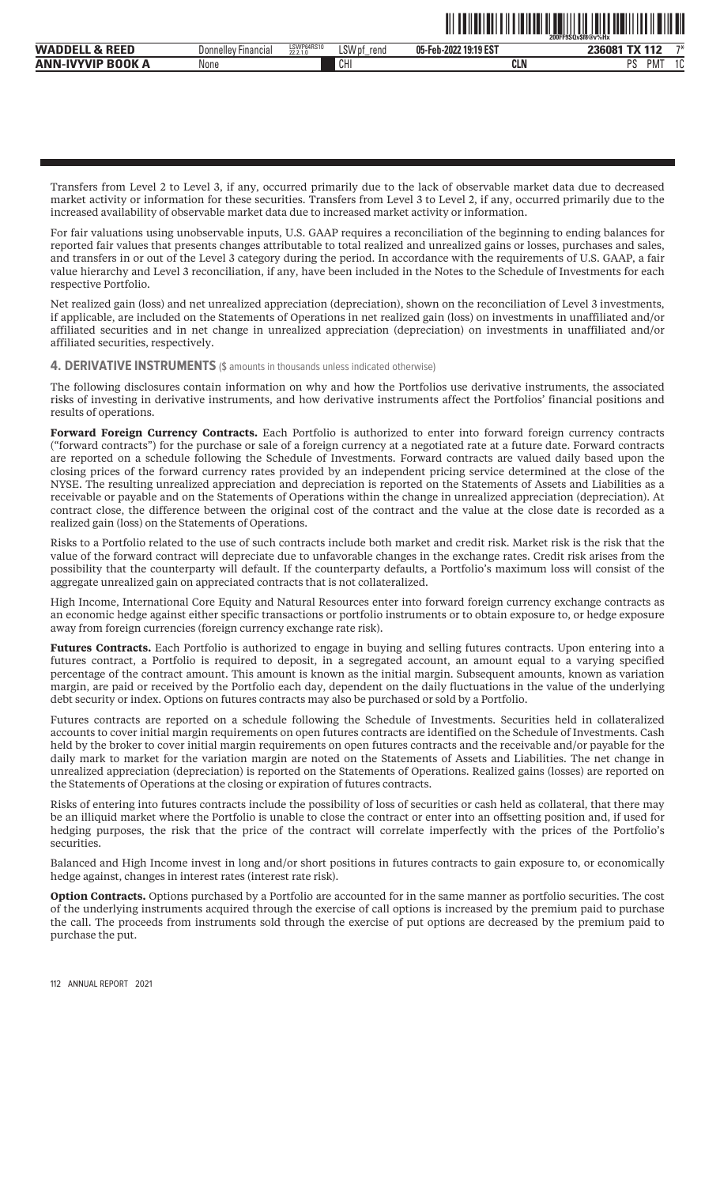Transfers from Level 2 to Level 3, if any, occurred primarily due to the lack of observable market data due to decreased market activity or information for these securities. Transfers from Level 3 to Level 2, if any, occurred primarily due to the increased availability of observable market data due to increased market activity or information.

For fair valuations using unobservable inputs, U.S. GAAP requires a reconciliation of the beginning to ending balances for reported fair values that presents changes attributable to total realized and unrealized gains or losses, purchases and sales, and transfers in or out of the Level 3 category during the period. In accordance with the requirements of U.S. GAAP, a fair value hierarchy and Level 3 reconciliation, if any, have been included in the Notes to the Schedule of Investments for each respective Portfolio.

Net realized gain (loss) and net unrealized appreciation (depreciation), shown on the reconciliation of Level 3 investments, if applicable, are included on the Statements of Operations in net realized gain (loss) on investments in unaffiliated and/or affiliated securities and in net change in unrealized appreciation (depreciation) on investments in unaffiliated and/or affiliated securities, respectively.

## 4. DERIVATIVE INSTRUMENTS ($ amounts in thousands unless indicated otherwise)

The following disclosures contain information on why and how the Portfolios use derivative instruments, the associated risks of investing in derivative instruments, and how derivative instruments affect the Portfolios' financial positions and results of operations.

**Forward Foreign Currency Contracts.** Each Portfolio is authorized to enter into forward foreign currency contracts ("forward contracts") for the purchase or sale of a foreign currency at a negotiated rate at a future date. Forward contracts are reported on a schedule following the Schedule of Investments. Forward contracts are valued daily based upon the closing prices of the forward currency rates provided by an independent pricing service determined at the close of the NYSE. The resulting unrealized appreciation and depreciation is reported on the Statements of Assets and Liabilities as a receivable or payable and on the Statements of Operations within the change in unrealized appreciation (depreciation). At contract close, the difference between the original cost of the contract and the value at the close date is recorded as a realized gain (loss) on the Statements of Operations.

Risks to a Portfolio related to the use of such contracts include both market and credit risk. Market risk is the risk that the value of the forward contract will depreciate due to unfavorable changes in the exchange rates. Credit risk arises from the possibility that the counterparty will default. If the counterparty defaults, a Portfolio's maximum loss will consist of the aggregate unrealized gain on appreciated contracts that is not collateralized.

High Income, International Core Equity and Natural Resources enter into forward foreign currency exchange contracts as an economic hedge against either specific transactions or portfolio instruments or to obtain exposure to, or hedge exposure away from foreign currencies (foreign currency exchange rate risk).

**Futures Contracts.** Each Portfolio is authorized to engage in buying and selling futures contracts. Upon entering into a futures contract, a Portfolio is required to deposit, in a segregated account, an amount equal to a varying specified percentage of the contract amount. This amount is known as the initial margin. Subsequent amounts, known as variation margin, are paid or received by the Portfolio each day, dependent on the daily fluctuations in the value of the underlying debt security or index. Options on futures contracts may also be purchased or sold by a Portfolio.

Futures contracts are reported on a schedule following the Schedule of Investments. Securities held in collateralized accounts to cover initial margin requirements on open futures contracts are identified on the Schedule of Investments. Cash held by the broker to cover initial margin requirements on open futures contracts and the receivable and/or payable for the daily mark to market for the variation margin are noted on the Statements of Assets and Liabilities. The net change in unrealized appreciation (depreciation) is reported on the Statements of Operations. Realized gains (losses) are reported on the Statements of Operations at the closing or expiration of futures contracts.

Risks of entering into futures contracts include the possibility of loss of securities or cash held as collateral, that there may be an illiquid market where the Portfolio is unable to close the contract or enter into an offsetting position and, if used for hedging purposes, the risk that the price of the contract will correlate imperfectly with the prices of the Portfolio's securities.

Balanced and High Income invest in long and/or short positions in futures contracts to gain exposure to, or economically hedge against, changes in interest rates (interest rate risk).

**Option Contracts.** Options purchased by a Portfolio are accounted for in the same manner as portfolio securities. The cost of the underlying instruments acquired through the exercise of call options is increased by the premium paid to purchase the call. The proceeds from instruments sold through the exercise of put options are decreased by the premium paid to purchase the put.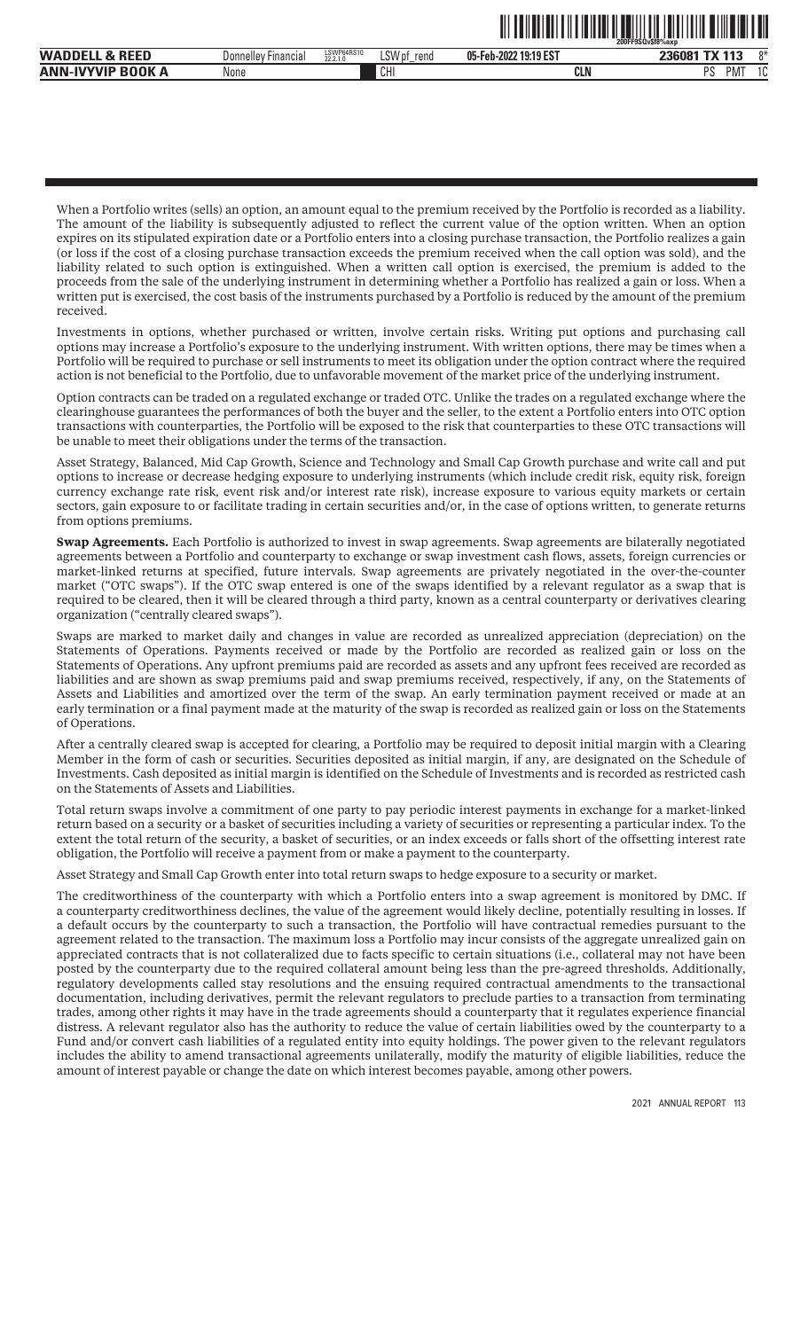When a Portfolio writes (sells) an option, an amount equal to the premium received by the Portfolio is recorded as a liability. The amount of the liability is subsequently adjusted to reflect the current value of the option written. When an option expires on its stipulated expiration date or a Portfolio enters into a closing purchase transaction, the Portfolio realizes a gain (or loss if the cost of a closing purchase transaction exceeds the premium received when the call option was sold), and the liability related to such option is extinguished. When a written call option is exercised, the premium is added to the proceeds from the sale of the underlying instrument in determining whether a Portfolio has realized a gain or loss. When a written put is exercised, the cost basis of the instruments purchased by a Portfolio is reduced by the amount of the premium received.

Investments in options, whether purchased or written, involve certain risks. Writing put options and purchasing call options may increase a Portfolio's exposure to the underlying instrument. With written options, there may be times when a Portfolio will be required to purchase or sell instruments to meet its obligation under the option contract where the required action is not beneficial to the Portfolio, due to unfavorable movement of the market price of the underlying instrument.

Option contracts can be traded on a regulated exchange or traded OTC. Unlike the trades on a regulated exchange where the clearinghouse guarantees the performances of both the buyer and the seller, to the extent a Portfolio enters into OTC option transactions with counterparties, the Portfolio will be exposed to the risk that counterparties to these OTC transactions will be unable to meet their obligations under the terms of the transaction.

Asset Strategy, Balanced, Mid Cap Growth, Science and Technology and Small Cap Growth purchase and write call and put options to increase or decrease hedging exposure to underlying instruments (which include credit risk, equity risk, foreign currency exchange rate risk, event risk and/or interest rate risk), increase exposure to various equity markets or certain sectors, gain exposure to or facilitate trading in certain securities and/or, in the case of options written, to generate returns from options premiums.

**Swap Agreements.** Each Portfolio is authorized to invest in swap agreements. Swap agreements are bilaterally negotiated agreements between a Portfolio and counterparty to exchange or swap investment cash flows, assets, foreign currencies or market-linked returns at specified, future intervals. Swap agreements are privately negotiated in the over-the-counter market ("OTC swaps"). If the OTC swap entered is one of the swaps identified by a relevant regulator as a swap that is required to be cleared, then it will be cleared through a third party, known as a central counterparty or derivatives clearing organization ("centrally cleared swaps").

Swaps are marked to market daily and changes in value are recorded as unrealized appreciation (depreciation) on the Statements of Operations. Payments received or made by the Portfolio are recorded as realized gain or loss on the Statements of Operations. Any upfront premiums paid are recorded as assets and any upfront fees received are recorded as liabilities and are shown as swap premiums paid and swap premiums received, respectively, if any, on the Statements of Assets and Liabilities and amortized over the term of the swap. An early termination payment received or made at an early termination or a final payment made at the maturity of the swap is recorded as realized gain or loss on the Statements of Operations.

After a centrally cleared swap is accepted for clearing, a Portfolio may be required to deposit initial margin with a Clearing Member in the form of cash or securities. Securities deposited as initial margin, if any, are designated on the Schedule of Investments. Cash deposited as initial margin is identified on the Schedule of Investments and is recorded as restricted cash on the Statements of Assets and Liabilities.

Total return swaps involve a commitment of one party to pay periodic interest payments in exchange for a market-linked return based on a security or a basket of securities including a variety of securities or representing a particular index. To the extent the total return of the security, a basket of securities, or an index exceeds or falls short of the offsetting interest rate obligation, the Portfolio will receive a payment from or make a payment to the counterparty.

Asset Strategy and Small Cap Growth enter into total return swaps to hedge exposure to a security or market.

The creditworthiness of the counterparty with which a Portfolio enters into a swap agreement is monitored by DMC. If a counterparty creditworthiness declines, the value of the agreement would likely decline, potentially resulting in losses. If a default occurs by the counterparty to such a transaction, the Portfolio will have contractual remedies pursuant to the agreement related to the transaction. The maximum loss a Portfolio may incur consists of the aggregate unrealized gain on appreciated contracts that is not collateralized due to facts specific to certain situations (i.e., collateral may not have been posted by the counterparty due to the required collateral amount being less than the pre-agreed thresholds. Additionally, regulatory developments called stay resolutions and the ensuing required contractual amendments to the transactional documentation, including derivatives, permit the relevant regulators to preclude parties to a transaction from terminating trades, among other rights it may have in the trade agreements should a counterparty that it regulates experience financial distress. A relevant regulator also has the authority to reduce the value of certain liabilities owed by the counterparty to a Fund and/or convert cash liabilities of a regulated entity into equity holdings. The power given to the relevant regulators includes the ability to amend transactional agreements unilaterally, modify the maturity of eligible liabilities, reduce the amount of interest payable or change the date on which interest becomes payable, among other powers.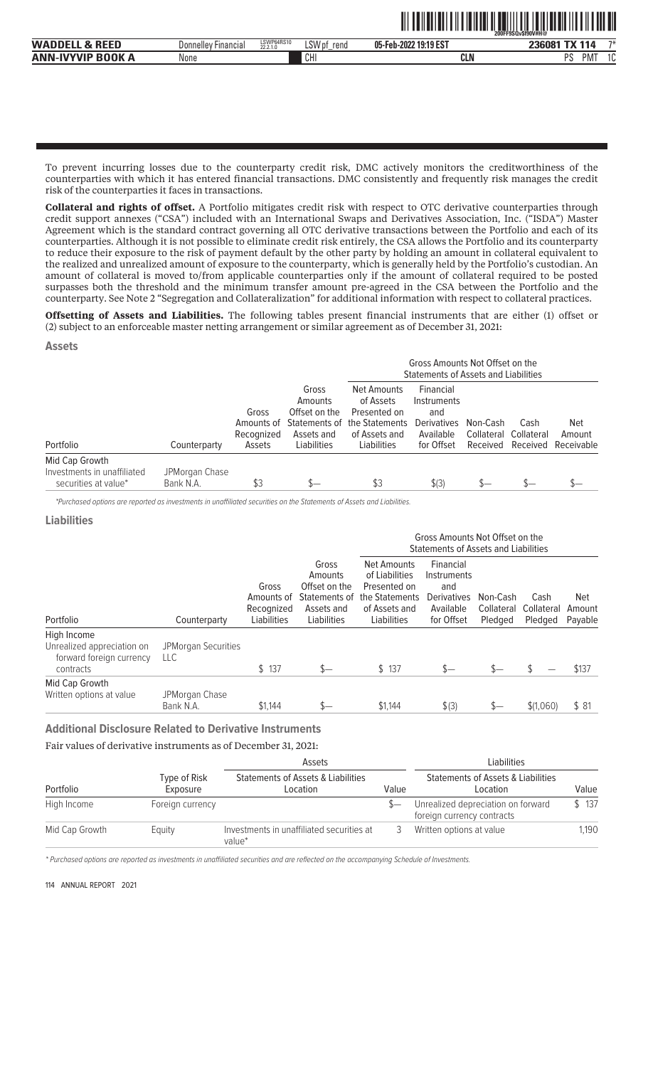To prevent incurring losses due to the counterparty credit risk, DMC actively monitors the creditworthiness of the counterparties with which it has entered financial transactions. DMC consistently and frequently risk manages the credit risk of the counterparties it faces in transactions.

**Collateral and rights of offset.** A Portfolio mitigates credit risk with respect to OTC derivative counterparties through credit support annexes ("CSA") included with an International Swaps and Derivatives Association, Inc. ("ISDA") Master Agreement which is the standard contract governing all OTC derivative transactions between the Portfolio and each of its counterparties. Although it is not possible to eliminate credit risk entirely, the CSA allows the Portfolio and its counterparty to reduce their exposure to the risk of payment default by the other party by holding an amount in collateral equivalent to the realized and unrealized amount of exposure to the counterparty, which is generally held by the Portfolio's custodian. An amount of collateral is moved to/from applicable counterparties only if the amount of collateral required to be posted surpasses both the threshold and the minimum transfer amount pre-agreed in the CSA between the Portfolio and the counterparty. See Note 2 "Segregation and Collateralization" for additional information with respect to collateral practices.

**Offsetting of Assets and Liabilities.** The following tables present financial instruments that are either (1) offset or (2) subject to an enforceable master netting arrangement or similar agreement as of December 31, 2021:

### Assets

| | | | | | Gross Amounts Not Offset on the Statements of Assets and Liabilities | | | |
|---|---|---|---|---|---|---|---|---|
| Portfolio | Counterparty | Gross Amounts of Recognized Assets | Gross Amounts Offset on the Statements of Assets and Liabilities | Net Amounts of Assets Presented on the Statements of Assets and Liabilities | Financial Instruments and Derivatives Available for Offset | Non-Cash Collateral Received | Cash Collateral Received | Net Amount Receivable |
| Mid Cap Growth Investments in unaffiliated securities at value* | JPMorgan Chase Bank N.A. | $3 | $— | $3 | $(3) | $— | $— | $— |

*Purchased options are reported as investments in unaffiliated securities on the Statements of Assets and Liabilities.

### Liabilities

| | | | | | Gross Amounts Not Offset on the Statements of Assets and Liabilities | | | |
|---|---|---|---|---|---|---|---|---|
| Portfolio | Counterparty | Gross Amounts of Recognized Liabilities | Gross Amounts Offset on the Statements of Assets and Liabilities | Net Amounts of Liabilities Presented on the Statements of Assets and Liabilities | Financial Instruments and Derivatives Available for Offset | Non-Cash Collateral Pledged | Cash Collateral Pledged | Net Amount Payable |
| High Income Unrealized appreciation on forward foreign currency contracts | JPMorgan Securities LLC | $ 137 | $— | $ 137 | $— | $— | $ — | $137 |
| Mid Cap Growth Written options at value | JPMorgan Chase Bank N.A. | $1,144 | $— | $1,144 | $(3) | $— | $(1,060) | $ 81 |

### Additional Disclosure Related to Derivative Instruments

Fair values of derivative instruments as of December 31, 2021:

| | | Assets | | Liabilities | |
|---|---|---|---|---|---|
| Portfolio | Type of Risk Exposure | Statements of Assets & Liabilities Location | Value | Statements of Assets & Liabilities Location | Value |
| High Income | Foreign currency | | $— | Unrealized depreciation on forward foreign currency contracts | $ 137 |
| Mid Cap Growth | Equity | Investments in unaffiliated securities at value* | 3 | Written options at value | 1,190 |

* Purchased options are reported as investments in unaffiliated securities and are reflected on the accompanying Schedule of Investments.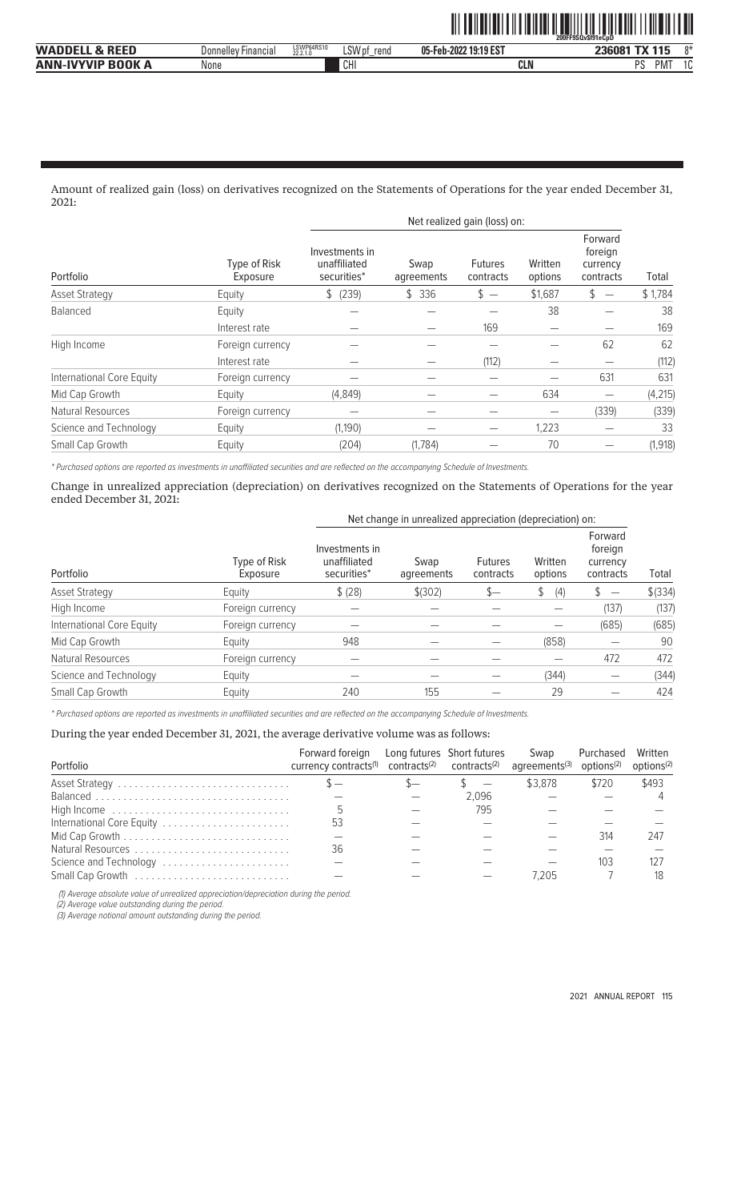Amount of realized gain (loss) on derivatives recognized on the Statements of Operations for the year ended December 31, 2021:

| | | Net realized gain (loss) on: | | | | | |
|---|---|---|---|---|---|---|---|
| Portfolio | Type of Risk Exposure | Investments in unaffiliated securities* | Swap agreements | Futures contracts | Written options | Forward foreign currency contracts | Total |
| Asset Strategy | Equity | $ (239) | $ 336 | $ — | $1,687 | $ — | $ 1,784 |
| Balanced | Equity | — | — | — | 38 | — | 38 |
| | Interest rate | — | — | 169 | — | — | 169 |
| High Income | Foreign currency | — | — | — | — | 62 | 62 |
| | Interest rate | — | — | (112) | — | — | (112) |
| International Core Equity | Foreign currency | — | — | — | — | 631 | 631 |
| Mid Cap Growth | Equity | (4,849) | — | — | 634 | — | (4,215) |
| Natural Resources | Foreign currency | — | — | — | — | (339) | (339) |
| Science and Technology | Equity | (1,190) | — | — | 1,223 | — | 33 |
| Small Cap Growth | Equity | (204) | (1,784) | — | 70 | — | (1,918) |

*\* Purchased options are reported as investments in unaffiliated securities and are reflected on the accompanying Schedule of Investments.*

Change in unrealized appreciation (depreciation) on derivatives recognized on the Statements of Operations for the year ended December 31, 2021:

| | | Net change in unrealized appreciation (depreciation) on: | | | | | |
|---|---|---|---|---|---|---|---|
| Portfolio | Type of Risk Exposure | Investments in unaffiliated securities* | Swap agreements | Futures contracts | Written options | Forward foreign currency contracts | Total |
| Asset Strategy | Equity | $ (28) | $(302) | $— | $ (4) | $ — | $(334) |
| High Income | Foreign currency | — | — | — | — | (137) | (137) |
| International Core Equity | Foreign currency | — | — | — | — | (685) | (685) |
| Mid Cap Growth | Equity | 948 | — | — | (858) | — | 90 |
| Natural Resources | Foreign currency | — | — | — | — | 472 | 472 |
| Science and Technology | Equity | — | — | — | (344) | — | (344) |
| Small Cap Growth | Equity | 240 | 155 | — | 29 | — | 424 |

*\* Purchased options are reported as investments in unaffiliated securities and are reflected on the accompanying Schedule of Investments.*

During the year ended December 31, 2021, the average derivative volume was as follows:

| Portfolio | Forward foreign currency contracts[1] | Long futures contracts[2] | Short futures contracts[2] | Swap agreements[3] | Purchased options[2] | Written options[2] |
|---|---|---|---|---|---|---|
| Asset Strategy | $— | $— | $ — | $3,878 | $720 | $493 |
| Balanced | — | — | 2,096 | — | — | 4 |
| High Income | 5 | — | 795 | — | — | — |
| International Core Equity | 53 | — | — | — | — | — |
| Mid Cap Growth | — | — | — | — | 314 | 247 |
| Natural Resources | 36 | — | — | — | — | — |
| Science and Technology | — | — | — | — | 103 | 127 |
| Small Cap Growth | — | — | — | 7,205 | 7 | 18 |

*(1) Average absolute value of unrealized appreciation/depreciation during the period.*
*(2) Average value outstanding during the period.*
*(3) Average notional amount outstanding during the period.*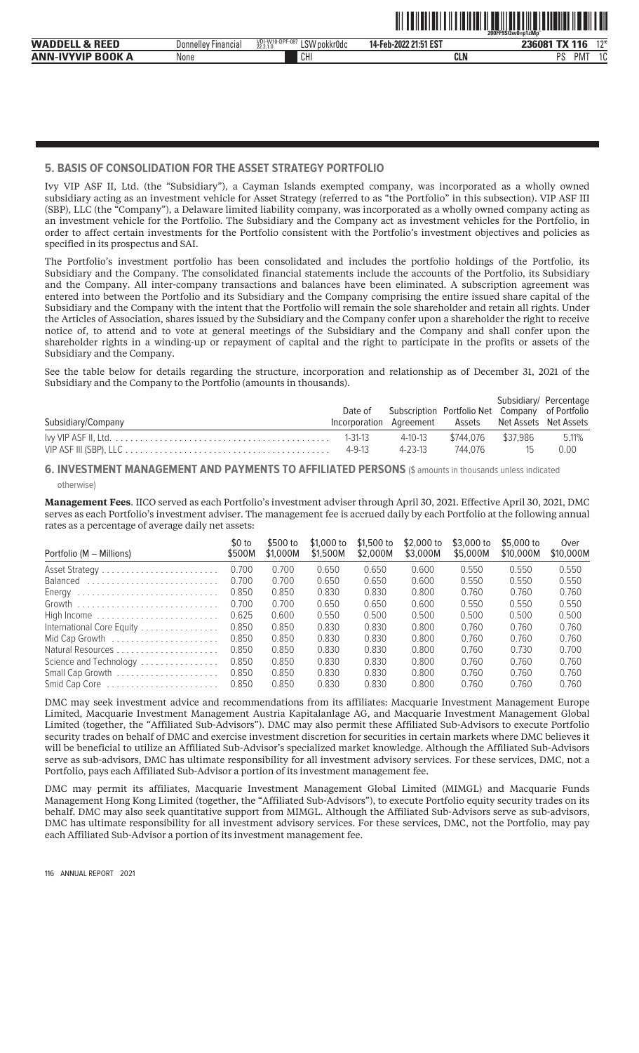## 5. BASIS OF CONSOLIDATION FOR THE ASSET STRATEGY PORTFOLIO

Ivy VIP ASF II, Ltd. (the "Subsidiary"), a Cayman Islands exempted company, was incorporated as a wholly owned subsidiary acting as an investment vehicle for Asset Strategy (referred to as "the Portfolio" in this subsection). VIP ASF III (SBP), LLC (the "Company"), a Delaware limited liability company, was incorporated as a wholly owned company acting as an investment vehicle for the Portfolio. The Subsidiary and the Company act as investment vehicles for the Portfolio, in order to affect certain investments for the Portfolio consistent with the Portfolio's investment objectives and policies as specified in its prospectus and SAI.

The Portfolio's investment portfolio has been consolidated and includes the portfolio holdings of the Portfolio, its Subsidiary and the Company. The consolidated financial statements include the accounts of the Portfolio, its Subsidiary and the Company. All inter-company transactions and balances have been eliminated. A subscription agreement was entered into between the Portfolio and its Subsidiary and the Company comprising the entire issued share capital of the Subsidiary and the Company with the intent that the Portfolio will remain the sole shareholder and retain all rights. Under the Articles of Association, shares issued by the Subsidiary and the Company confer upon a shareholder the right to receive notice of, to attend and to vote at general meetings of the Subsidiary and the Company and shall confer upon the shareholder rights in a winding-up or repayment of capital and the right to participate in the profits or assets of the Subsidiary and the Company.

See the table below for details regarding the structure, incorporation and relationship as of December 31, 2021 of the Subsidiary and the Company to the Portfolio (amounts in thousands).

| Subsidiary/Company | Date of Incorporation | Subscription Agreement | Portfolio Net Assets | Subsidiary/ Company Net Assets | Percentage of Portfolio Net Assets |
|---|---|---|---|---|---|
| Ivy VIP ASF II, Ltd. | 1-31-13 | 4-10-13 | $744,076 | $37,986 | 5.11% |
| VIP ASF III (SBP), LLC | 4-9-13 | 4-23-13 | 744,076 | 15 | 0.00 |

## 6. INVESTMENT MANAGEMENT AND PAYMENTS TO AFFILIATED PERSONS ($ amounts in thousands unless indicated otherwise)

**Management Fees**. IICO served as each Portfolio's investment adviser through April 30, 2021. Effective April 30, 2021, DMC serves as each Portfolio's investment adviser. The management fee is accrued daily by each Portfolio at the following annual rates as a percentage of average daily net assets:

| Portfolio (M – Millions) | $0 to $500M | $500 to $1,000M | $1,000 to $1,500M | $1,500 to $2,000M | $2,000 to $3,000M | $3,000 to $5,000M | $5,000 to $10,000M | Over $10,000M |
|---|---|---|---|---|---|---|---|---|
| Asset Strategy | 0.700 | 0.700 | 0.650 | 0.650 | 0.600 | 0.550 | 0.550 | 0.550 |
| Balanced | 0.700 | 0.700 | 0.650 | 0.650 | 0.600 | 0.550 | 0.550 | 0.550 |
| Energy | 0.850 | 0.850 | 0.830 | 0.830 | 0.800 | 0.760 | 0.760 | 0.760 |
| Growth | 0.700 | 0.700 | 0.650 | 0.650 | 0.600 | 0.550 | 0.550 | 0.550 |
| High Income | 0.625 | 0.600 | 0.550 | 0.500 | 0.500 | 0.500 | 0.500 | 0.500 |
| International Core Equity | 0.850 | 0.850 | 0.830 | 0.830 | 0.800 | 0.760 | 0.760 | 0.760 |
| Mid Cap Growth | 0.850 | 0.850 | 0.830 | 0.830 | 0.800 | 0.760 | 0.760 | 0.760 |
| Natural Resources | 0.850 | 0.850 | 0.830 | 0.830 | 0.800 | 0.760 | 0.730 | 0.700 |
| Science and Technology | 0.850 | 0.850 | 0.830 | 0.830 | 0.800 | 0.760 | 0.760 | 0.760 |
| Small Cap Growth | 0.850 | 0.850 | 0.830 | 0.830 | 0.800 | 0.760 | 0.760 | 0.760 |
| Smid Cap Core | 0.850 | 0.850 | 0.830 | 0.830 | 0.800 | 0.760 | 0.760 | 0.760 |

DMC may seek investment advice and recommendations from its affiliates: Macquarie Investment Management Europe Limited, Macquarie Investment Management Austria Kapitalanlage AG, and Macquarie Investment Management Global Limited (together, the "Affiliated Sub-Advisors"). DMC may also permit these Affiliated Sub-Advisors to execute Portfolio security trades on behalf of DMC and exercise investment discretion for securities in certain markets where DMC believes it will be beneficial to utilize an Affiliated Sub-Advisor's specialized market knowledge. Although the Affiliated Sub-Advisors serve as sub-advisors, DMC has ultimate responsibility for all investment advisory services. For these services, DMC, not a Portfolio, pays each Affiliated Sub-Advisor a portion of its investment management fee.

DMC may permit its affiliates, Macquarie Investment Management Global Limited (MIMGL) and Macquarie Funds Management Hong Kong Limited (together, the "Affiliated Sub-Advisors"), to execute Portfolio equity security trades on its behalf. DMC may also seek quantitative support from MIMGL. Although the Affiliated Sub-Advisors serve as sub-advisors, DMC has ultimate responsibility for all investment advisory services. For these services, DMC, not the Portfolio, may pay each Affiliated Sub-Advisor a portion of its investment management fee.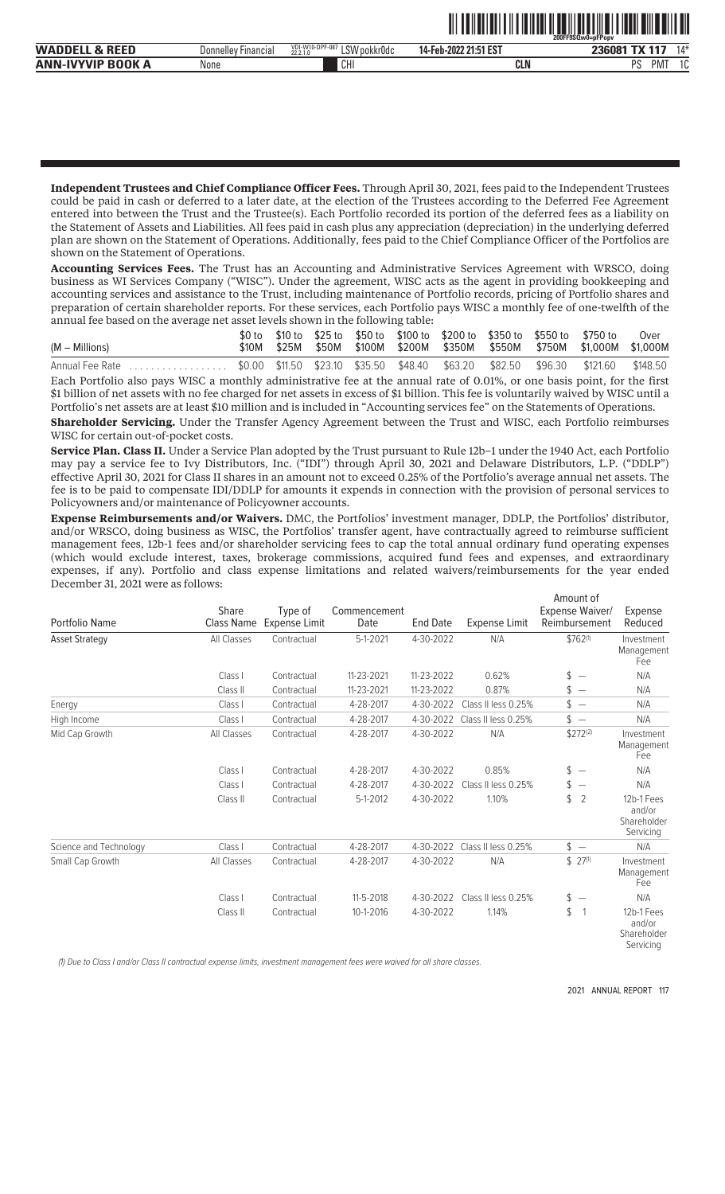**Independent Trustees and Chief Compliance Officer Fees.** Through April 30, 2021, fees paid to the Independent Trustees could be paid in cash or deferred to a later date, at the election of the Trustees according to the Deferred Fee Agreement entered into between the Trust and the Trustee(s). Each Portfolio recorded its portion of the deferred fees as a liability on the Statement of Assets and Liabilities. All fees paid in cash plus any appreciation (depreciation) in the underlying deferred plan are shown on the Statement of Operations. Additionally, fees paid to the Chief Compliance Officer of the Portfolios are shown on the Statement of Operations.

**Accounting Services Fees.** The Trust has an Accounting and Administrative Services Agreement with WRSCO, doing business as WI Services Company ("WISC"). Under the agreement, WISC acts as the agent in providing bookkeeping and accounting services and assistance to the Trust, including maintenance of Portfolio records, pricing of Portfolio shares and preparation of certain shareholder reports. For these services, each Portfolio pays WISC a monthly fee of one-twelfth of the annual fee based on the average net asset levels shown in the following table:

| (M – Millions) | $0 to $10M | $10 to $25M | $25 to $50M | $50 to $100M | $100 to $200M | $200 to $350M | $350 to $550M | $550 to $750M | $750 to $1,000M | Over $1,000M |
|---|---|---|---|---|---|---|---|---|---|---|
| Annual Fee Rate | $0.00 | $11.50 | $23.10 | $35.50 | $48.40 | $63.20 | $82.50 | $96.30 | $121.60 | $148.50 |

Each Portfolio also pays WISC a monthly administrative fee at the annual rate of 0.01%, or one basis point, for the first $1 billion of net assets with no fee charged for net assets in excess of $1 billion. This fee is voluntarily waived by WISC until a Portfolio's net assets are at least $10 million and is included in "Accounting services fee" on the Statements of Operations.

**Shareholder Servicing.** Under the Transfer Agency Agreement between the Trust and WISC, each Portfolio reimburses WISC for certain out-of-pocket costs.

**Service Plan. Class II.** Under a Service Plan adopted by the Trust pursuant to Rule 12b–1 under the 1940 Act, each Portfolio may pay a service fee to Ivy Distributors, Inc. ("IDI") through April 30, 2021 and Delaware Distributors, L.P. ("DDLP") effective April 30, 2021 for Class II shares in an amount not to exceed 0.25% of the Portfolio's average annual net assets. The fee is to be paid to compensate IDI/DDLP for amounts it expends in connection with the provision of personal services to Policyowners and/or maintenance of Policyowner accounts.

**Expense Reimbursements and/or Waivers.** DMC, the Portfolios' investment manager, DDLP, the Portfolios' distributor, and/or WRSCO, doing business as WISC, the Portfolios' transfer agent, have contractually agreed to reimburse sufficient management fees, 12b-1 fees and/or shareholder servicing fees to cap the total annual ordinary fund operating expenses (which would exclude interest, taxes, brokerage commissions, acquired fund fees and expenses, and extraordinary expenses, if any). Portfolio and class expense limitations and related waivers/reimbursements for the year ended December 31, 2021 were as follows:

| Portfolio Name | Share Class Name | Type of Expense Limit | Commencement Date | End Date | Expense Limit | Amount of Expense Waiver/ Reimbursement | Expense Reduced |
|---|---|---|---|---|---|---|---|
| Asset Strategy | All Classes | Contractual | 5-1-2021 | 4-30-2022 | N/A | $762[1] | Investment Management Fee |
| | Class I | Contractual | 11-23-2021 | 11-23-2022 | 0.62% | $ — | N/A |
| | Class II | Contractual | 11-23-2021 | 11-23-2022 | 0.87% | $ — | N/A |
| Energy | Class I | Contractual | 4-28-2017 | 4-30-2022 | Class II less 0.25% | $ — | N/A |
| High Income | Class I | Contractual | 4-28-2017 | 4-30-2022 | Class II less 0.25% | $ — | N/A |
| Mid Cap Growth | All Classes | Contractual | 4-28-2017 | 4-30-2022 | N/A | $272[2] | Investment Management Fee |
| | Class I | Contractual | 4-28-2017 | 4-30-2022 | 0.85% | $ — | N/A |
| | Class I | Contractual | 4-28-2017 | 4-30-2022 | Class II less 0.25% | $ — | N/A |
| | Class II | Contractual | 5-1-2012 | 4-30-2022 | 1.10% | $ 2 | 12b-1 Fees and/or Shareholder Servicing |
| Science and Technology | Class I | Contractual | 4-28-2017 | 4-30-2022 | Class II less 0.25% | $ — | N/A |
| Small Cap Growth | All Classes | Contractual | 4-28-2017 | 4-30-2022 | N/A | $ 27[1] | Investment Management Fee |
| | Class I | Contractual | 11-5-2018 | 4-30-2022 | Class II less 0.25% | $ — | N/A |
| | Class II | Contractual | 10-1-2016 | 4-30-2022 | 1.14% | $ 1 | 12b-1 Fees and/or Shareholder Servicing |

*(1) Due to Class I and/or Class II contractual expense limits, investment management fees were waived for all share classes.*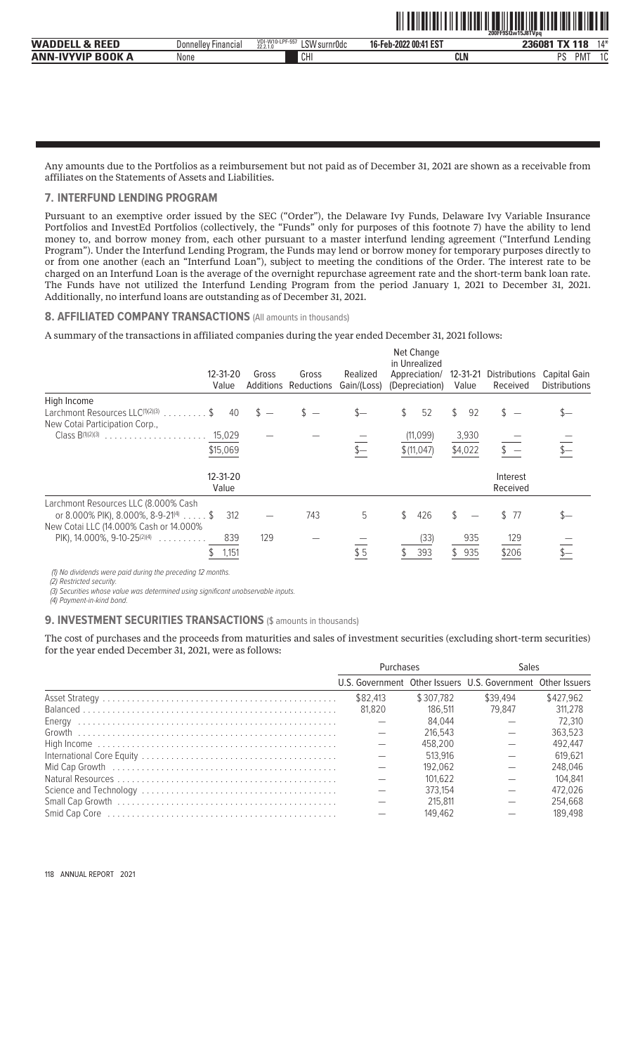Any amounts due to the Portfolios as a reimbursement but not paid as of December 31, 2021 are shown as a receivable from affiliates on the Statements of Assets and Liabilities.

## 7. INTERFUND LENDING PROGRAM

Pursuant to an exemptive order issued by the SEC ("Order"), the Delaware Ivy Funds, Delaware Ivy Variable Insurance Portfolios and InvestEd Portfolios (collectively, the "Funds" only for purposes of this footnote 7) have the ability to lend money to, and borrow money from, each other pursuant to a master interfund lending agreement ("Interfund Lending Program"). Under the Interfund Lending Program, the Funds may lend or borrow money for temporary purposes directly to or from one another (each an "Interfund Loan"), subject to meeting the conditions of the Order. The interest rate to be charged on an Interfund Loan is the average of the overnight repurchase agreement rate and the short-term bank loan rate. The Funds have not utilized the Interfund Lending Program from the period January 1, 2021 to December 31, 2021. Additionally, no interfund loans are outstanding as of December 31, 2021.

## 8. AFFILIATED COMPANY TRANSACTIONS (All amounts in thousands)

A summary of the transactions in affiliated companies during the year ended December 31, 2021 follows:

| | 12-31-20 Value | Gross Additions | Gross Reductions | Realized Gain/(Loss) | Net Change in Unrealized Appreciation/ (Depreciation) | 12-31-21 Value | Distributions Received | Capital Gain Distributions |
|---|---|---|---|---|---|---|---|---|
| High Income | | | | | | | | |
| Larchmont Resources LLC[(1)(2)(3)] | $ 40 | $ — | $ — | $— | $ 52 | $ 92 | $ — | $— |
| New Cotai Participation Corp., Class B[(1)(2)(3)] | 15,029 | — | — | — | (11,099) | 3,930 | — | — |
| | $15,069 | | | $— | $(11,047) | $4,022 | $ — | $— |
| | 12-31-20 Value | | | | | | Interest Received | |
| Larchmont Resources LLC (8.000% Cash or 8.000% PIK), 8.000%, 8-9-21[(4)] | $ 312 | — | 743 | 5 | $ 426 | $ — | $ 77 | $— |
| New Cotai LLC (14.000% Cash or 14.000% PIK), 14.000%, 9-10-25[(2)(4)] | 839 | 129 | — | — | (33) | 935 | 129 | — |
| | $ 1,151 | | | $ 5 | $ 393 | $ 935 | $206 | $— |

*(1) No dividends were paid during the preceding 12 months.*

*(2) Restricted security.*

*(3) Securities whose value was determined using significant unobservable inputs.*

*(4) Payment-in-kind bond.*

## 9. INVESTMENT SECURITIES TRANSACTIONS ($ amounts in thousands)

The cost of purchases and the proceeds from maturities and sales of investment securities (excluding short-term securities) for the year ended December 31, 2021, were as follows:

| | Purchases | | Sales | |
|---|---|---|---|---|
| | U.S. Government | Other Issuers | U.S. Government | Other Issuers |
| Asset Strategy | $82,413 | $307,782 | $39,494 | $427,962 |
| Balanced | 81,820 | 186,511 | 79,847 | 311,278 |
| Energy | — | 84,044 | — | 72,310 |
| Growth | — | 216,543 | — | 363,523 |
| High Income | — | 458,200 | — | 492,447 |
| International Core Equity | — | 513,916 | — | 619,621 |
| Mid Cap Growth | — | 192,062 | — | 248,046 |
| Natural Resources | — | 101,622 | — | 104,841 |
| Science and Technology | — | 373,154 | — | 472,026 |
| Small Cap Growth | — | 215,811 | — | 254,668 |
| Smid Cap Core | — | 149,462 | — | 189,498 |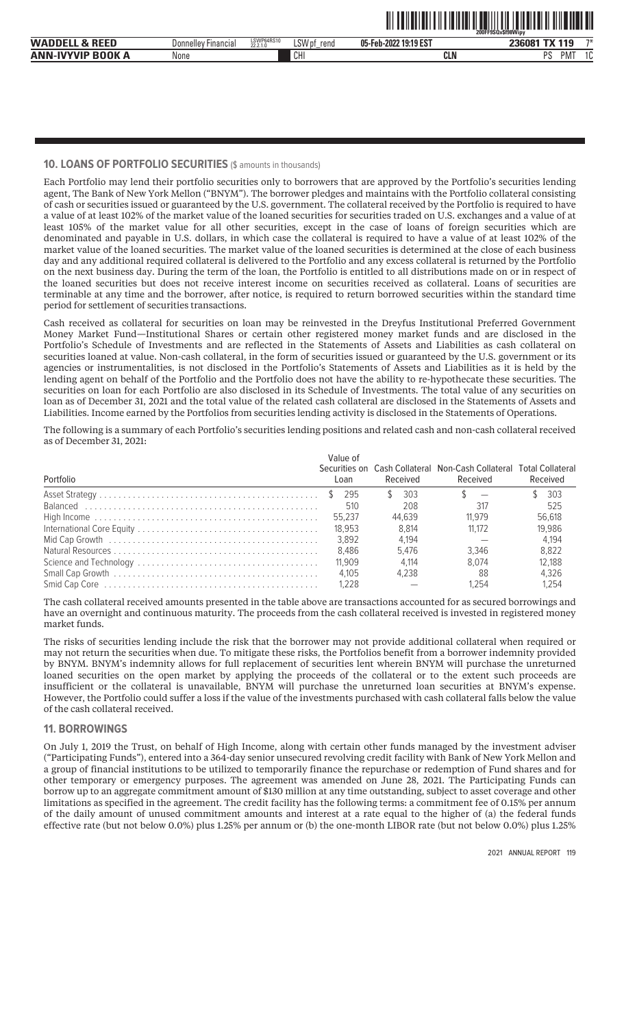## 10. LOANS OF PORTFOLIO SECURITIES ($ amounts in thousands)

Each Portfolio may lend their portfolio securities only to borrowers that are approved by the Portfolio's securities lending agent, The Bank of New York Mellon ("BNYM"). The borrower pledges and maintains with the Portfolio collateral consisting of cash or securities issued or guaranteed by the U.S. government. The collateral received by the Portfolio is required to have a value of at least 102% of the market value of the loaned securities for securities traded on U.S. exchanges and a value of at least 105% of the market value for all other securities, except in the case of loans of foreign securities which are denominated and payable in U.S. dollars, in which case the collateral is required to have a value of at least 102% of the market value of the loaned securities. The market value of the loaned securities is determined at the close of each business day and any additional required collateral is delivered to the Portfolio and any excess collateral is returned by the Portfolio on the next business day. During the term of the loan, the Portfolio is entitled to all distributions made on or in respect of the loaned securities but does not receive interest income on securities received as collateral. Loans of securities are terminable at any time and the borrower, after notice, is required to return borrowed securities within the standard time period for settlement of securities transactions.

Cash received as collateral for securities on loan may be reinvested in the Dreyfus Institutional Preferred Government Money Market Fund—Institutional Shares or certain other registered money market funds and are disclosed in the Portfolio's Schedule of Investments and are reflected in the Statements of Assets and Liabilities as cash collateral on securities loaned at value. Non-cash collateral, in the form of securities issued or guaranteed by the U.S. government or its agencies or instrumentalities, is not disclosed in the Portfolio's Statements of Assets and Liabilities as it is held by the lending agent on behalf of the Portfolio and the Portfolio does not have the ability to re-hypothecate these securities. The securities on loan for each Portfolio are also disclosed in its Schedule of Investments. The total value of any securities on loan as of December 31, 2021 and the total value of the related cash collateral are disclosed in the Statements of Assets and Liabilities. Income earned by the Portfolios from securities lending activity is disclosed in the Statements of Operations.

The following is a summary of each Portfolio's securities lending positions and related cash and non-cash collateral received as of December 31, 2021:

| Portfolio | Value of Securities on Loan | Cash Collateral Received | Non-Cash Collateral Received | Total Collateral Received |
|---|---|---|---|---|
| Asset Strategy | $ 295 | $ 303 | $ — | $ 303 |
| Balanced | 510 | 208 | 317 | 525 |
| High Income | 55,237 | 44,639 | 11,979 | 56,618 |
| International Core Equity | 18,953 | 8,814 | 11,172 | 19,986 |
| Mid Cap Growth | 3,892 | 4,194 | — | 4,194 |
| Natural Resources | 8,486 | 5,476 | 3,346 | 8,822 |
| Science and Technology | 11,909 | 4,114 | 8,074 | 12,188 |
| Small Cap Growth | 4,105 | 4,238 | 88 | 4,326 |
| Smid Cap Core | 1,228 | — | 1,254 | 1,254 |

The cash collateral received amounts presented in the table above are transactions accounted for as secured borrowings and have an overnight and continuous maturity. The proceeds from the cash collateral received is invested in registered money market funds.

The risks of securities lending include the risk that the borrower may not provide additional collateral when required or may not return the securities when due. To mitigate these risks, the Portfolios benefit from a borrower indemnity provided by BNYM. BNYM's indemnity allows for full replacement of securities lent wherein BNYM will purchase the unreturned loaned securities on the open market by applying the proceeds of the collateral or to the extent such proceeds are insufficient or the collateral is unavailable, BNYM will purchase the unreturned loan securities at BNYM's expense. However, the Portfolio could suffer a loss if the value of the investments purchased with cash collateral falls below the value of the cash collateral received.

## 11. BORROWINGS

On July 1, 2019 the Trust, on behalf of High Income, along with certain other funds managed by the investment adviser ("Participating Funds"), entered into a 364-day senior unsecured revolving credit facility with Bank of New York Mellon and a group of financial institutions to be utilized to temporarily finance the repurchase or redemption of Fund shares and for other temporary or emergency purposes. The agreement was amended on June 28, 2021. The Participating Funds can borrow up to an aggregate commitment amount of $130 million at any time outstanding, subject to asset coverage and other limitations as specified in the agreement. The credit facility has the following terms: a commitment fee of 0.15% per annum of the daily amount of unused commitment amounts and interest at a rate equal to the higher of (a) the federal funds effective rate (but not below 0.0%) plus 1.25% per annum or (b) the one-month LIBOR rate (but not below 0.0%) plus 1.25%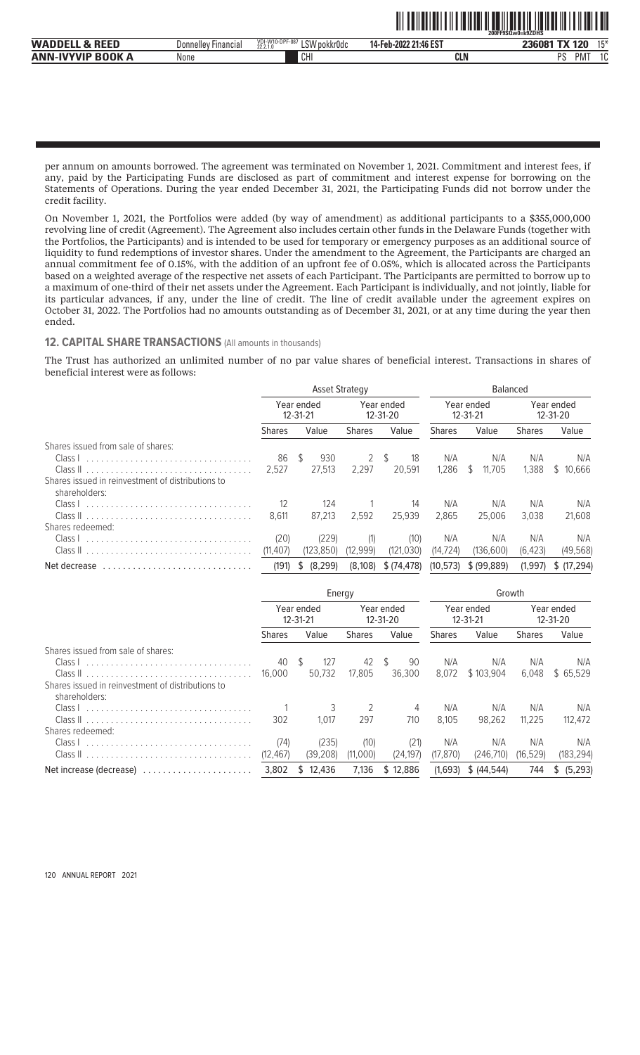per annum on amounts borrowed. The agreement was terminated on November 1, 2021. Commitment and interest fees, if any, paid by the Participating Funds are disclosed as part of commitment and interest expense for borrowing on the Statements of Operations. During the year ended December 31, 2021, the Participating Funds did not borrow under the credit facility.

On November 1, 2021, the Portfolios were added (by way of amendment) as additional participants to a $355,000,000 revolving line of credit (Agreement). The Agreement also includes certain other funds in the Delaware Funds (together with the Portfolios, the Participants) and is intended to be used for temporary or emergency purposes as an additional source of liquidity to fund redemptions of investor shares. Under the amendment to the Agreement, the Participants are charged an annual commitment fee of 0.15%, with the addition of an upfront fee of 0.05%, which is allocated across the Participants based on a weighted average of the respective net assets of each Participant. The Participants are permitted to borrow up to a maximum of one-third of their net assets under the Agreement. Each Participant is individually, and not jointly, liable for its particular advances, if any, under the line of credit. The line of credit available under the agreement expires on October 31, 2022. The Portfolios had no amounts outstanding as of December 31, 2021, or at any time during the year then ended.

## 12. CAPITAL SHARE TRANSACTIONS (All amounts in thousands)

The Trust has authorized an unlimited number of no par value shares of beneficial interest. Transactions in shares of beneficial interest were as follows:

| | Asset Strategy | | | | Balanced | | | |
|---|---|---|---|---|---|---|---|---|
| | Year ended 12-31-21 | | Year ended 12-31-20 | | Year ended 12-31-21 | | Year ended 12-31-20 | |
| | Shares | Value | Shares | Value | Shares | Value | Shares | Value |
| Shares issued from sale of shares: | | | | | | | | |
| Class I | 86 | $ 930 | 2 | $ 18 | N/A | N/A | N/A | N/A |
| Class II | 2,527 | 27,513 | 2,297 | 20,591 | 1,286 | $ 11,705 | 1,388 | $ 10,666 |
| Shares issued in reinvestment of distributions to shareholders: | | | | | | | | |
| Class I | 12 | 124 | 1 | 14 | N/A | N/A | N/A | N/A |
| Class II | 8,611 | 87,213 | 2,592 | 25,939 | 2,865 | 25,006 | 3,038 | 21,608 |
| Shares redeemed: | | | | | | | | |
| Class I | (20) | (229) | (1) | (10) | N/A | N/A | N/A | N/A |
| Class II | (11,407) | (123,850) | (12,999) | (121,030) | (14,724) | (136,600) | (6,423) | (49,568) |
| Net decrease | (191) | $ (8,299) | (8,108) | $ (74,478) | (10,573) | $ (99,889) | (1,997) | $ (17,294) |

| | Energy | | | | Growth | | | |
|---|---|---|---|---|---|---|---|---|
| | Year ended 12-31-21 | | Year ended 12-31-20 | | Year ended 12-31-21 | | Year ended 12-31-20 | |
| | Shares | Value | Shares | Value | Shares | Value | Shares | Value |
| Shares issued from sale of shares: | | | | | | | | |
| Class I | 40 | $ 127 | 42 | $ 90 | N/A | N/A | N/A | N/A |
| Class II | 16,000 | 50,732 | 17,805 | 36,300 | 8,072 | $ 103,904 | 6,048 | $ 65,529 |
| Shares issued in reinvestment of distributions to shareholders: | | | | | | | | |
| Class I | 1 | 3 | 2 | 4 | N/A | N/A | N/A | N/A |
| Class II | 302 | 1,017 | 297 | 710 | 8,105 | 98,262 | 11,225 | 112,472 |
| Shares redeemed: | | | | | | | | |
| Class I | (74) | (235) | (10) | (21) | N/A | N/A | N/A | N/A |
| Class II | (12,467) | (39,208) | (11,000) | (24,197) | (17,870) | (246,710) | (16,529) | (183,294) |
| Net increase (decrease) | 3,802 | $ 12,436 | 7,136 | $ 12,886 | (1,693) | $ (44,544) | 744 | $ (5,293) |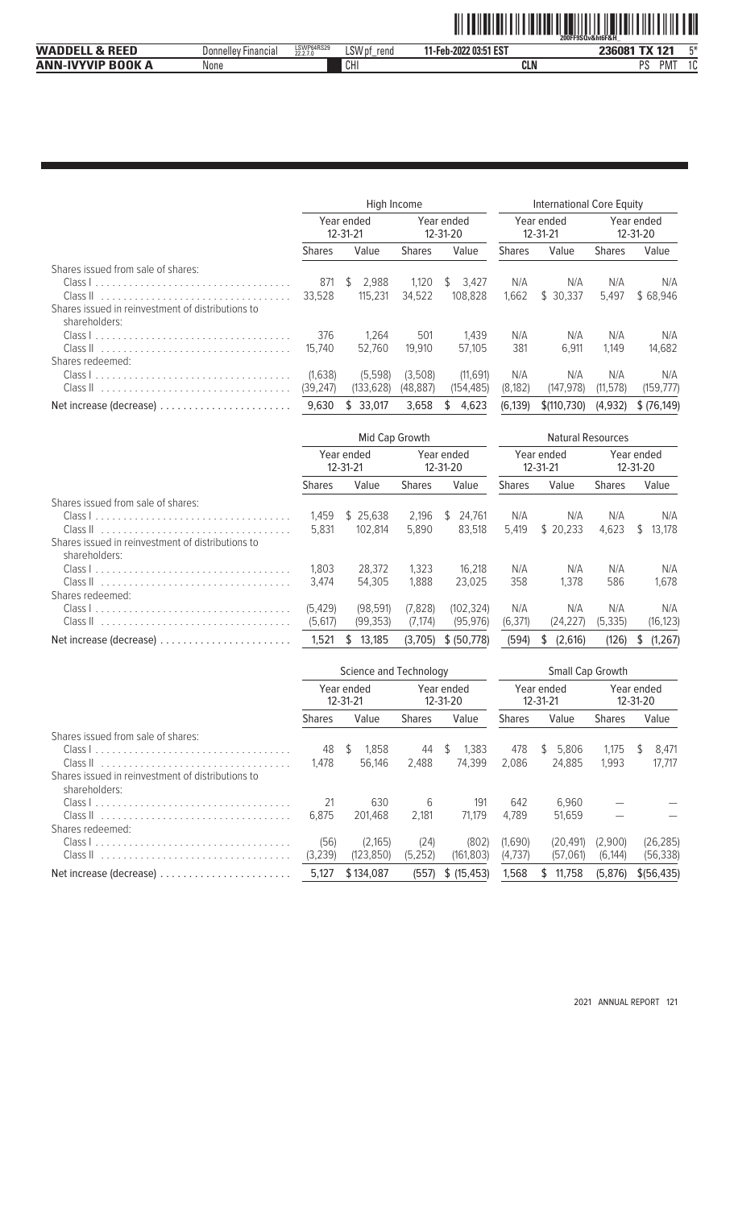| | High Income | | | | International Core Equity | | | |
|---|---|---|---|---|---|---|---|---|
| | Year ended 12-31-21 | | Year ended 12-31-20 | | Year ended 12-31-21 | | Year ended 12-31-20 | |
| | Shares | Value | Shares | Value | Shares | Value | Shares | Value |
| Shares issued from sale of shares: | | | | | | | | |
| Class I | 871 | $ 2,988 | 1,120 | $ 3,427 | N/A | N/A | N/A | N/A |
| Class II | 33,528 | 115,231 | 34,522 | 108,828 | 1,662 | $ 30,337 | 5,497 | $ 68,946 |
| Shares issued in reinvestment of distributions to shareholders: | | | | | | | | |
| Class I | 376 | 1,264 | 501 | 1,439 | N/A | N/A | N/A | N/A |
| Class II | 15,740 | 52,760 | 19,910 | 57,105 | 381 | 6,911 | 1,149 | 14,682 |
| Shares redeemed: | | | | | | | | |
| Class I | (1,638) | (5,598) | (3,508) | (11,691) | N/A | N/A | N/A | N/A |
| Class II | (39,247) | (133,628) | (48,887) | (154,485) | (8,182) | (147,978) | (11,578) | (159,777) |
| Net increase (decrease) | 9,630 | $ 33,017 | 3,658 | $ 4,623 | (6,139) | $(110,730) | (4,932) | $ (76,149) |

| | Mid Cap Growth | | | | Natural Resources | | | |
|---|---|---|---|---|---|---|---|---|
| | Year ended 12-31-21 | | Year ended 12-31-20 | | Year ended 12-31-21 | | Year ended 12-31-20 | |
| | Shares | Value | Shares | Value | Shares | Value | Shares | Value |
| Shares issued from sale of shares: | | | | | | | | |
| Class I | 1,459 | $ 25,638 | 2,196 | $ 24,761 | N/A | N/A | N/A | N/A |
| Class II | 5,831 | 102,814 | 5,890 | 83,518 | 5,419 | $ 20,233 | 4,623 | $ 13,178 |
| Shares issued in reinvestment of distributions to shareholders: | | | | | | | | |
| Class I | 1,803 | 28,372 | 1,323 | 16,218 | N/A | N/A | N/A | N/A |
| Class II | 3,474 | 54,305 | 1,888 | 23,025 | 358 | 1,378 | 586 | 1,678 |
| Shares redeemed: | | | | | | | | |
| Class I | (5,429) | (98,591) | (7,828) | (102,324) | N/A | N/A | N/A | N/A |
| Class II | (5,617) | (99,353) | (7,174) | (95,976) | (6,371) | (24,227) | (5,335) | (16,123) |
| Net increase (decrease) | 1,521 | $ 13,185 | (3,705) | $ (50,778) | (594) | $ (2,616) | (126) | $ (1,267) |

| | Science and Technology | | | | Small Cap Growth | | | |
|---|---|---|---|---|---|---|---|---|
| | Year ended 12-31-21 | | Year ended 12-31-20 | | Year ended 12-31-21 | | Year ended 12-31-20 | |
| | Shares | Value | Shares | Value | Shares | Value | Shares | Value |
| Shares issued from sale of shares: | | | | | | | | |
| Class I | 48 | $ 1,858 | 44 | $ 1,383 | 478 | $ 5,806 | 1,175 | $ 8,471 |
| Class II | 1,478 | 56,146 | 2,488 | 74,399 | 2,086 | 24,885 | 1,993 | 17,717 |
| Shares issued in reinvestment of distributions to shareholders: | | | | | | | | |
| Class I | 21 | 630 | 6 | 191 | 642 | 6,960 | — | — |
| Class II | 6,875 | 201,468 | 2,181 | 71,179 | 4,789 | 51,659 | — | — |
| Shares redeemed: | | | | | | | | |
| Class I | (56) | (2,165) | (24) | (802) | (1,690) | (20,491) | (2,900) | (26,285) |
| Class II | (3,239) | (123,850) | (5,252) | (161,803) | (4,737) | (57,061) | (6,144) | (56,338) |
| Net increase (decrease) | 5,127 | $ 134,087 | (557) | $ (15,453) | 1,568 | $ 11,758 | (5,876) | $(56,435) |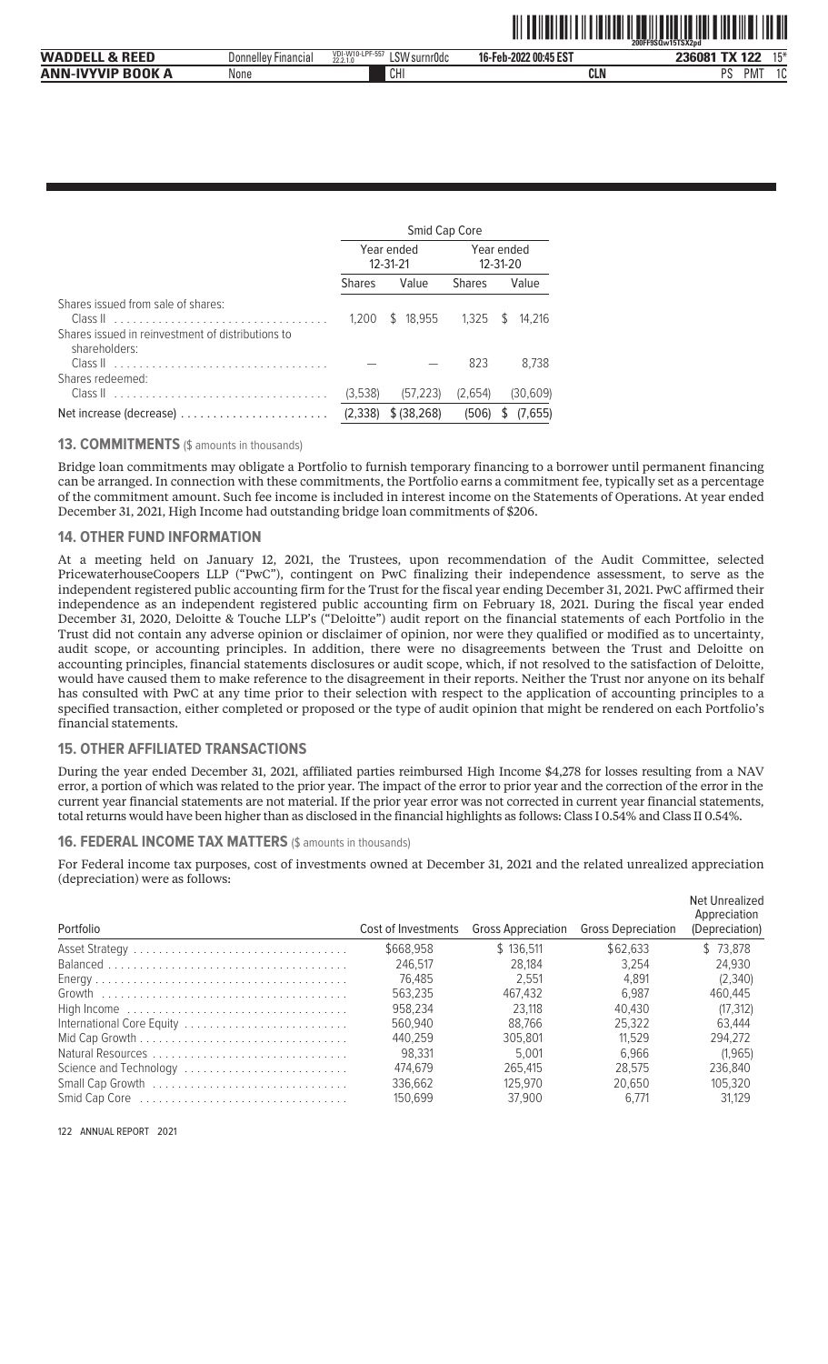| | Smid Cap Core | | | |
|---|---|---|---|---|
| | Year ended 12-31-21 | | Year ended 12-31-20 | |
| | Shares | Value | Shares | Value |
| Shares issued from sale of shares: | | | | |
| Class II | 1,200 | $ 18,955 | 1,325 | $ 14,216 |
| Shares issued in reinvestment of distributions to shareholders: | | | | |
| Class II | — | — | 823 | 8,738 |
| Shares redeemed: | | | | |
| Class II | (3,538) | (57,223) | (2,654) | (30,609) |
| Net increase (decrease) | (2,338) | $ (38,268) | (506) | $ (7,655) |

## 13. COMMITMENTS ($ amounts in thousands)

Bridge loan commitments may obligate a Portfolio to furnish temporary financing to a borrower until permanent financing can be arranged. In connection with these commitments, the Portfolio earns a commitment fee, typically set as a percentage of the commitment amount. Such fee income is included in interest income on the Statements of Operations. At year ended December 31, 2021, High Income had outstanding bridge loan commitments of $206.

## 14. OTHER FUND INFORMATION

At a meeting held on January 12, 2021, the Trustees, upon recommendation of the Audit Committee, selected PricewaterhouseCoopers LLP ("PwC"), contingent on PwC finalizing their independence assessment, to serve as the independent registered public accounting firm for the Trust for the fiscal year ending December 31, 2021. PwC affirmed their independence as an independent registered public accounting firm on February 18, 2021. During the fiscal year ended December 31, 2020, Deloitte & Touche LLP's ("Deloitte") audit report on the financial statements of each Portfolio in the Trust did not contain any adverse opinion or disclaimer of opinion, nor were they qualified or modified as to uncertainty, audit scope, or accounting principles. In addition, there were no disagreements between the Trust and Deloitte on accounting principles, financial statements disclosures or audit scope, which, if not resolved to the satisfaction of Deloitte, would have caused them to make reference to the disagreement in their reports. Neither the Trust nor anyone on its behalf has consulted with PwC at any time prior to their selection with respect to the application of accounting principles to a specified transaction, either completed or proposed or the type of audit opinion that might be rendered on each Portfolio's financial statements.

## 15. OTHER AFFILIATED TRANSACTIONS

During the year ended December 31, 2021, affiliated parties reimbursed High Income $4,278 for losses resulting from a NAV error, a portion of which was related to the prior year. The impact of the error to prior year and the correction of the error in the current year financial statements are not material. If the prior year error was not corrected in current year financial statements, total returns would have been higher than as disclosed in the financial highlights as follows: Class I 0.54% and Class II 0.54%.

## 16. FEDERAL INCOME TAX MATTERS ($ amounts in thousands)

For Federal income tax purposes, cost of investments owned at December 31, 2021 and the related unrealized appreciation (depreciation) were as follows:

| Portfolio | Cost of Investments | Gross Appreciation | Gross Depreciation | Net Unrealized Appreciation (Depreciation) |
|---|---|---|---|---|
| Asset Strategy | $668,958 | $ 136,511 | $62,633 | $ 73,878 |
| Balanced | 246,517 | 28,184 | 3,254 | 24,930 |
| Energy | 76,485 | 2,551 | 4,891 | (2,340) |
| Growth | 563,235 | 467,432 | 6,987 | 460,445 |
| High Income | 958,234 | 23,118 | 40,430 | (17,312) |
| International Core Equity | 560,940 | 88,766 | 25,322 | 63,444 |
| Mid Cap Growth | 440,259 | 305,801 | 11,529 | 294,272 |
| Natural Resources | 98,331 | 5,001 | 6,966 | (1,965) |
| Science and Technology | 474,679 | 265,415 | 28,575 | 236,840 |
| Small Cap Growth | 336,662 | 125,970 | 20,650 | 105,320 |
| Smid Cap Core | 150,699 | 37,900 | 6,771 | 31,129 |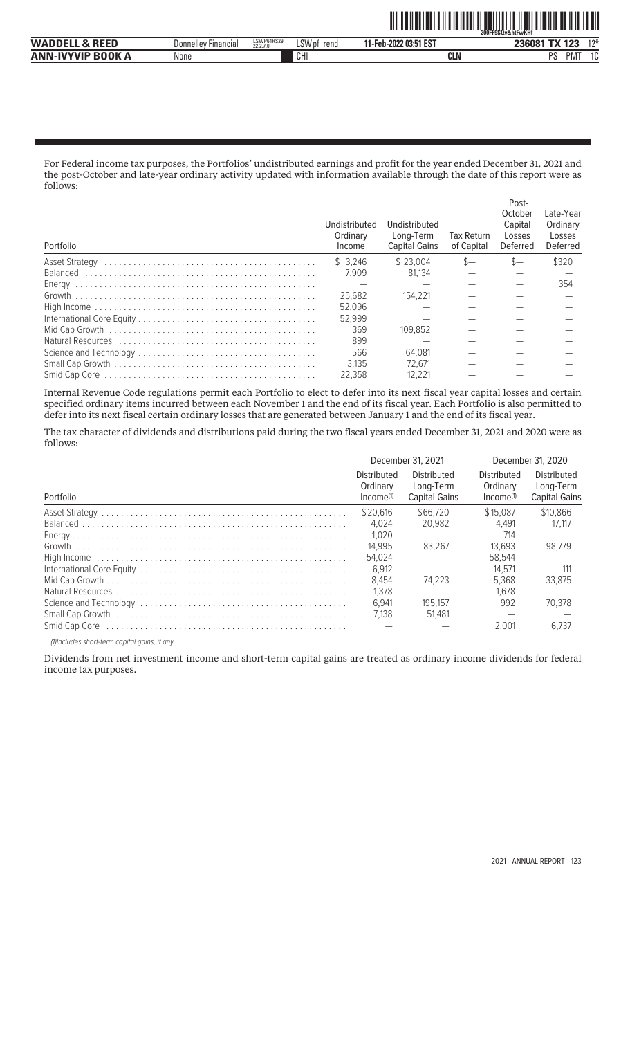For Federal income tax purposes, the Portfolios' undistributed earnings and profit for the year ended December 31, 2021 and the post-October and late-year ordinary activity updated with information available through the date of this report were as follows:

| Portfolio | Undistributed Ordinary Income | Undistributed Long-Term Capital Gains | Tax Return of Capital | Post-October Capital Losses Deferred | Late-Year Ordinary Losses Deferred |
|---|---|---|---|---|---|
| Asset Strategy | $ 3,246 | $ 23,004 | $— | $— | $320 |
| Balanced | 7,909 | 81,134 | — | — | — |
| Energy | — | — | — | — | 354 |
| Growth | 25,682 | 154,221 | — | — | — |
| High Income | 52,096 | — | — | — | — |
| International Core Equity | 52,999 | — | — | — | — |
| Mid Cap Growth | 369 | 109,852 | — | — | — |
| Natural Resources | 899 | — | — | — | — |
| Science and Technology | 566 | 64,081 | — | — | — |
| Small Cap Growth | 3,135 | 72,671 | — | — | — |
| Smid Cap Core | 22,358 | 12,221 | — | — | — |

Internal Revenue Code regulations permit each Portfolio to elect to defer into its next fiscal year capital losses and certain specified ordinary items incurred between each November 1 and the end of its fiscal year. Each Portfolio is also permitted to defer into its next fiscal certain ordinary losses that are generated between January 1 and the end of its fiscal year.

The tax character of dividends and distributions paid during the two fiscal years ended December 31, 2021 and 2020 were as follows:

| | December 31, 2021 | | December 31, 2020 | |
|---|---|---|---|---|
| Portfolio | Distributed Ordinary Income[(1)] | Distributed Long-Term Capital Gains | Distributed Ordinary Income[(1)] | Distributed Long-Term Capital Gains |
| Asset Strategy | $20,616 | $66,720 | $15,087 | $10,866 |
| Balanced | 4,024 | 20,982 | 4,491 | 17,117 |
| Energy | 1,020 | — | 714 | — |
| Growth | 14,995 | 83,267 | 13,693 | 98,779 |
| High Income | 54,024 | — | 58,544 | — |
| International Core Equity | 6,912 | — | 14,571 | 111 |
| Mid Cap Growth | 8,454 | 74,223 | 5,368 | 33,875 |
| Natural Resources | 1,378 | — | 1,678 | — |
| Science and Technology | 6,941 | 195,157 | 992 | 70,378 |
| Small Cap Growth | 7,138 | 51,481 | — | — |
| Smid Cap Core | — | — | 2,001 | 6,737 |

*(1)Includes short-term capital gains, if any*

Dividends from net investment income and short-term capital gains are treated as ordinary income dividends for federal income tax purposes.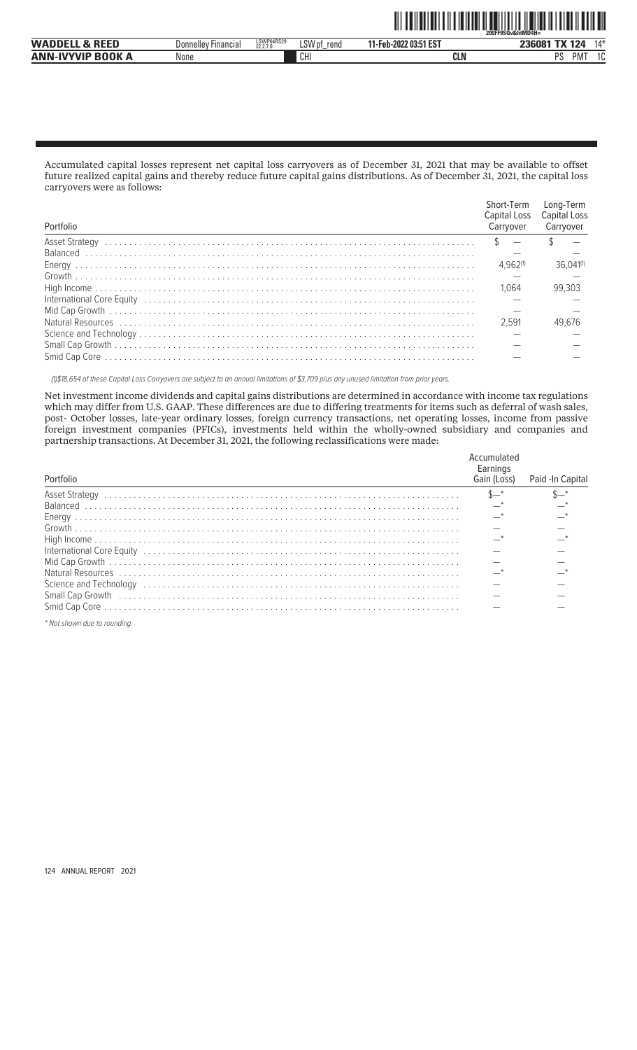Accumulated capital losses represent net capital loss carryovers as of December 31, 2021 that may be available to offset future realized capital gains and thereby reduce future capital gains distributions. As of December 31, 2021, the capital loss carryovers were as follows:

| Portfolio | Short-Term Capital Loss Carryover | Long-Term Capital Loss Carryover |
|---|---|---|
| Asset Strategy | $ — | $ — |
| Balanced | — | — |
| Energy | 4,962[(1)] | 36,041[(1)] |
| Growth | — | — |
| High Income | 1,064 | 99,303 |
| International Core Equity | — | — |
| Mid Cap Growth | — | — |
| Natural Resources | 2,591 | 49,676 |
| Science and Technology | — | — |
| Small Cap Growth | — | — |
| Smid Cap Core | — | — |

*(1)$18,654 of these Capital Loss Carryovers are subject to an annual limitations of $3,709 plus any unused limitation from prior years.*

Net investment income dividends and capital gains distributions are determined in accordance with income tax regulations which may differ from U.S. GAAP. These differences are due to differing treatments for items such as deferral of wash sales, post- October losses, late-year ordinary losses, foreign currency transactions, net operating losses, income from passive foreign investment companies (PFICs), investments held within the wholly-owned subsidiary and companies and partnership transactions. At December 31, 2021, the following reclassifications were made:

| Portfolio | Accumulated Earnings Gain (Loss) | Paid -In Capital |
|---|---|---|
| Asset Strategy | $—* | $—* |
| Balanced | —* | —* |
| Energy | —* | —* |
| Growth | — | — |
| High Income | —* | —* |
| International Core Equity | — | — |
| Mid Cap Growth | — | — |
| Natural Resources | —* | —* |
| Science and Technology | — | — |
| Small Cap Growth | — | — |
| Smid Cap Core | — | — |

*\* Not shown due to rounding.*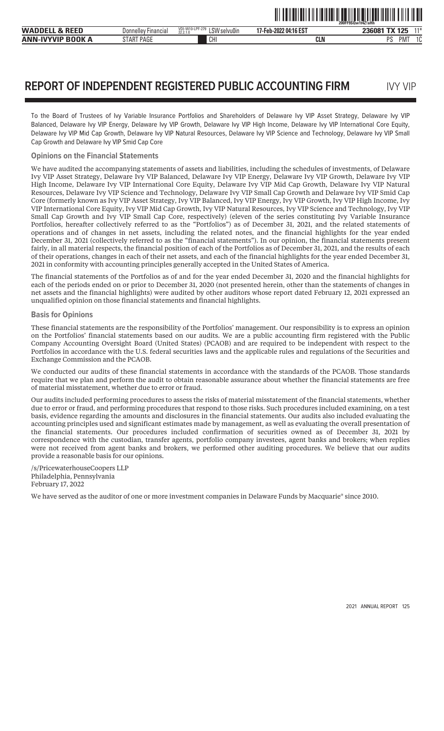# REPORT OF INDEPENDENT REGISTERED PUBLIC ACCOUNTING FIRM

IVY VIP

To the Board of Trustees of Ivy Variable Insurance Portfolios and Shareholders of Delaware Ivy VIP Asset Strategy, Delaware Ivy VIP Balanced, Delaware Ivy VIP Energy, Delaware Ivy VIP Growth, Delaware Ivy VIP High Income, Delaware Ivy VIP International Core Equity, Delaware Ivy VIP Mid Cap Growth, Delaware Ivy VIP Natural Resources, Delaware Ivy VIP Science and Technology, Delaware Ivy VIP Small Cap Growth and Delaware Ivy VIP Smid Cap Core

### Opinions on the Financial Statements

We have audited the accompanying statements of assets and liabilities, including the schedules of investments, of Delaware Ivy VIP Asset Strategy, Delaware Ivy VIP Balanced, Delaware Ivy VIP Energy, Delaware Ivy VIP Growth, Delaware Ivy VIP High Income, Delaware Ivy VIP International Core Equity, Delaware Ivy VIP Mid Cap Growth, Delaware Ivy VIP Natural Resources, Delaware Ivy VIP Science and Technology, Delaware Ivy VIP Small Cap Growth and Delaware Ivy VIP Smid Cap Core (formerly known as Ivy VIP Asset Strategy, Ivy VIP Balanced, Ivy VIP Energy, Ivy VIP Growth, Ivy VIP High Income, Ivy VIP International Core Equity, Ivy VIP Mid Cap Growth, Ivy VIP Natural Resources, Ivy VIP Science and Technology, Ivy VIP Small Cap Growth and Ivy VIP Small Cap Core, respectively) (eleven of the series constituting Ivy Variable Insurance Portfolios, hereafter collectively referred to as the "Portfolios") as of December 31, 2021, and the related statements of operations and of changes in net assets, including the related notes, and the financial highlights for the year ended December 31, 2021 (collectively referred to as the "financial statements"). In our opinion, the financial statements present fairly, in all material respects, the financial position of each of the Portfolios as of December 31, 2021, and the results of each of their operations, changes in each of their net assets, and each of the financial highlights for the year ended December 31, 2021 in conformity with accounting principles generally accepted in the United States of America.

The financial statements of the Portfolios as of and for the year ended December 31, 2020 and the financial highlights for each of the periods ended on or prior to December 31, 2020 (not presented herein, other than the statements of changes in net assets and the financial highlights) were audited by other auditors whose report dated February 12, 2021 expressed an unqualified opinion on those financial statements and financial highlights.

### Basis for Opinions

These financial statements are the responsibility of the Portfolios' management. Our responsibility is to express an opinion on the Portfolios' financial statements based on our audits. We are a public accounting firm registered with the Public Company Accounting Oversight Board (United States) (PCAOB) and are required to be independent with respect to the Portfolios in accordance with the U.S. federal securities laws and the applicable rules and regulations of the Securities and Exchange Commission and the PCAOB.

We conducted our audits of these financial statements in accordance with the standards of the PCAOB. Those standards require that we plan and perform the audit to obtain reasonable assurance about whether the financial statements are free of material misstatement, whether due to error or fraud.

Our audits included performing procedures to assess the risks of material misstatement of the financial statements, whether due to error or fraud, and performing procedures that respond to those risks. Such procedures included examining, on a test basis, evidence regarding the amounts and disclosures in the financial statements. Our audits also included evaluating the accounting principles used and significant estimates made by management, as well as evaluating the overall presentation of the financial statements. Our procedures included confirmation of securities owned as of December 31, 2021 by correspondence with the custodian, transfer agents, portfolio company investees, agent banks and brokers; when replies were not received from agent banks and brokers, we performed other auditing procedures. We believe that our audits provide a reasonable basis for our opinions.

/s/PricewaterhouseCoopers LLP
Philadelphia, Pennsylvania
February 17, 2022

We have served as the auditor of one or more investment companies in Delaware Funds by Macquarie® since 2010.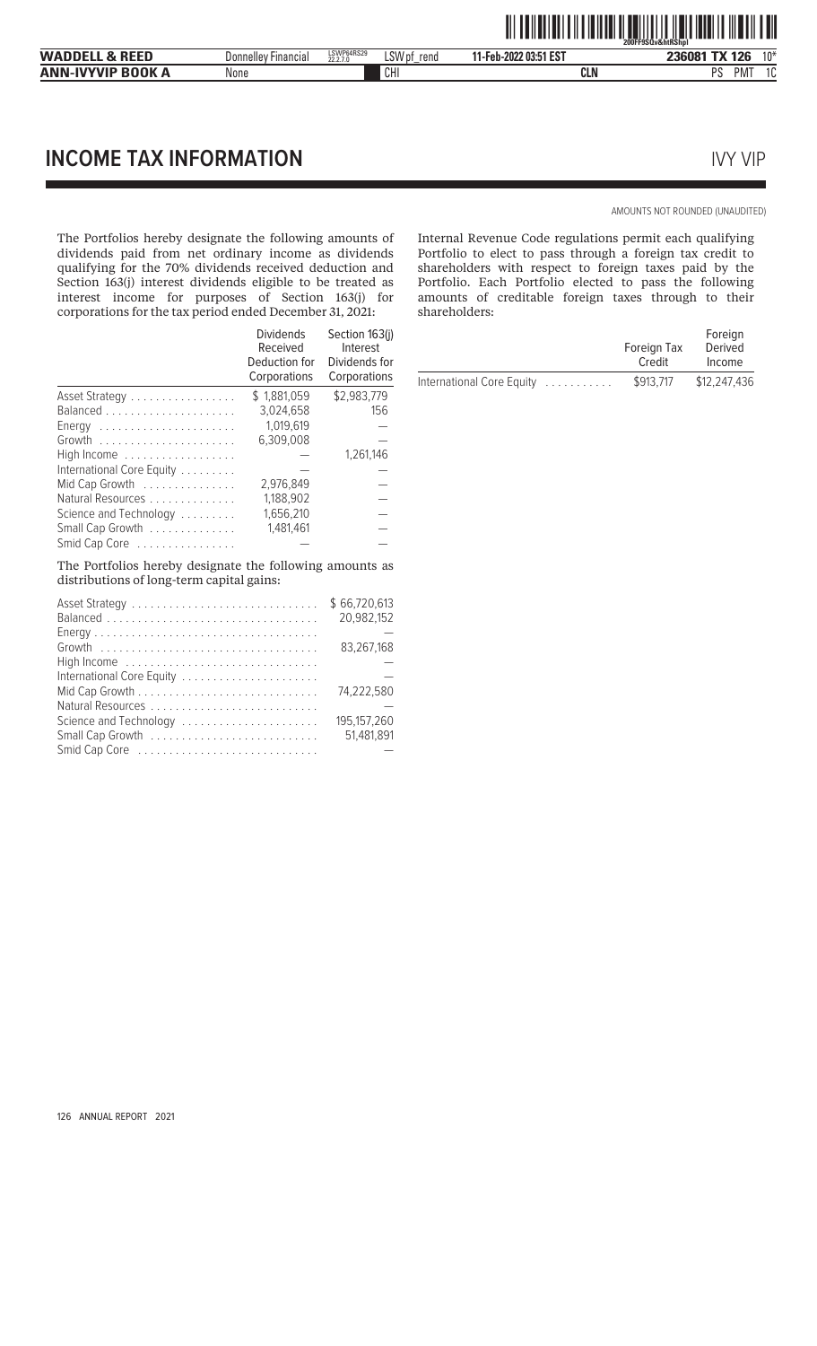# INCOME TAX INFORMATION

IVY VIP

AMOUNTS NOT ROUNDED (UNAUDITED)

The Portfolios hereby designate the following amounts of dividends paid from net ordinary income as dividends qualifying for the 70% dividends received deduction and Section 163(j) interest dividends eligible to be treated as interest income for purposes of Section 163(j) for corporations for the tax period ended December 31, 2021:

| | Dividends Received Deduction for Corporations | Section 163(j) Interest Dividends for Corporations |
|---|---|---|
| Asset Strategy | $ 1,881,059 | $2,983,779 |
| Balanced | 3,024,658 | 156 |
| Energy | 1,019,619 | — |
| Growth | 6,309,008 | — |
| High Income | — | 1,261,146 |
| International Core Equity | — | — |
| Mid Cap Growth | 2,976,849 | — |
| Natural Resources | 1,188,902 | — |
| Science and Technology | 1,656,210 | — |
| Small Cap Growth | 1,481,461 | — |
| Smid Cap Core | — | — |

The Portfolios hereby designate the following amounts as distributions of long-term capital gains:

| | |
|---|---|
| Asset Strategy | $ 66,720,613 |
| Balanced | 20,982,152 |
| Energy | — |
| Growth | 83,267,168 |
| High Income | — |
| International Core Equity | — |
| Mid Cap Growth | 74,222,580 |
| Natural Resources | — |
| Science and Technology | 195,157,260 |
| Small Cap Growth | 51,481,891 |
| Smid Cap Core | — |

Internal Revenue Code regulations permit each qualifying Portfolio to elect to pass through a foreign tax credit to shareholders with respect to foreign taxes paid by the Portfolio. Each Portfolio elected to pass the following amounts of creditable foreign taxes through to their shareholders:

| | Foreign Tax Credit | Foreign Derived Income |
|---|---|---|
| International Core Equity | $913,717 | $12,247,436 |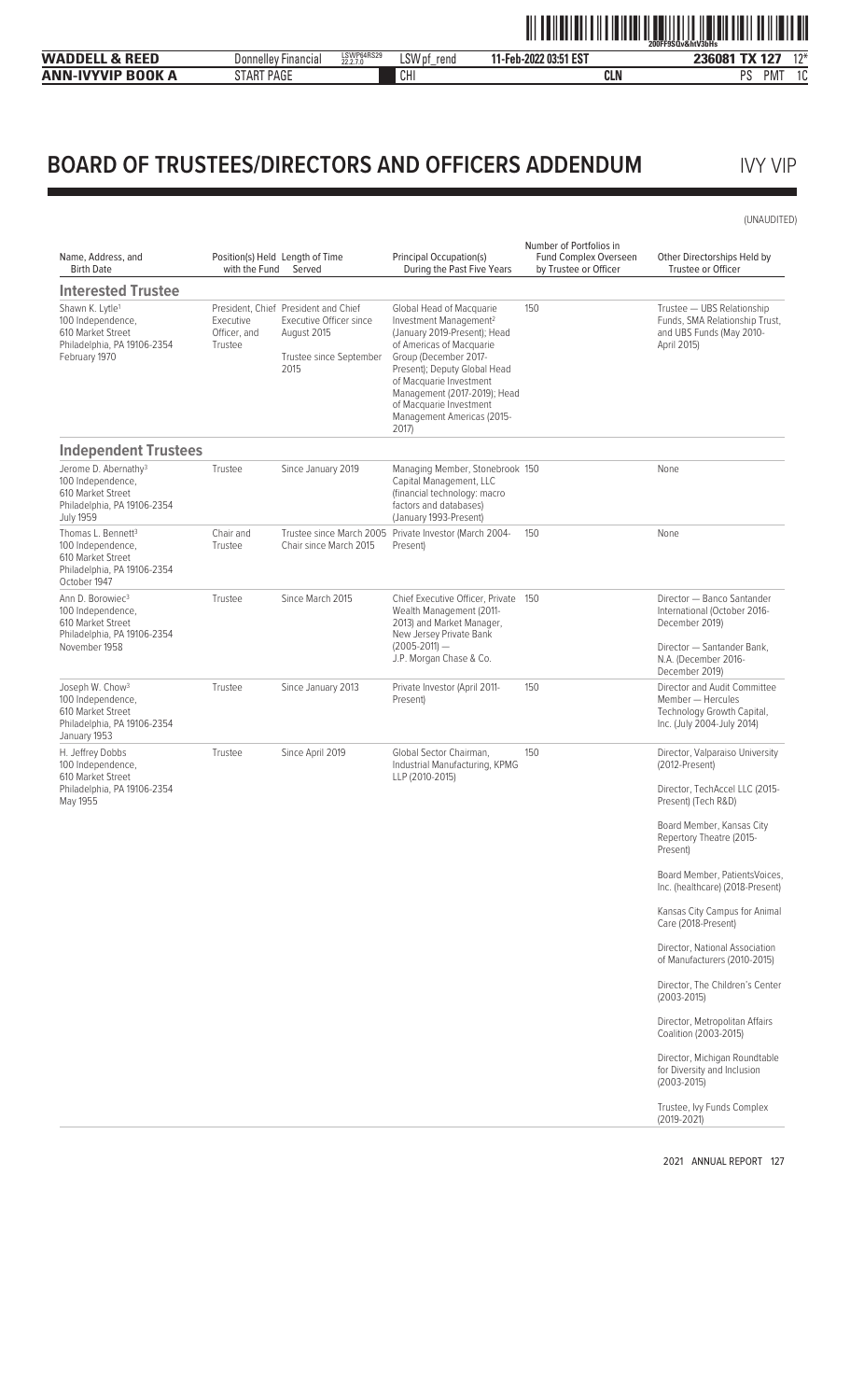# BOARD OF TRUSTEES/DIRECTORS AND OFFICERS ADDENDUM

IVY VIP

(UNAUDITED)

| Name, Address, and Birth Date | Position(s) Held with the Fund | Length of Time Served | Principal Occupation(s) During the Past Five Years | Number of Portfolios in Fund Complex Overseen by Trustee or Officer | Other Directorships Held by Trustee or Officer |
|---|---|---|---|---|---|
| **Interested Trustee** | | | | | |
| Shawn K. Lytle[1] 100 Independence, 610 Market Street Philadelphia, PA 19106-2354 February 1970 | President, Chief Executive Officer, and Trustee | President and Chief Executive Officer since August 2015<br><br>Trustee since September 2015 | Global Head of Macquarie Investment Management[2] (January 2019-Present); Head of Americas of Macquarie Group (December 2017-Present); Deputy Global Head of Macquarie Investment Management (2017-2019); Head of Macquarie Investment Management Americas (2015-2017) | 150 | Trustee — UBS Relationship Funds, SMA Relationship Trust, and UBS Funds (May 2010-April 2015) |
| **Independent Trustees** | | | | | |
| Jerome D. Abernathy[3] 100 Independence, 610 Market Street Philadelphia, PA 19106-2354 July 1959 | Trustee | Since January 2019 | Managing Member, Stonebrook Capital Management, LLC (financial technology: macro factors and databases) (January 1993-Present) | 150 | None |
| Thomas L. Bennett[3] 100 Independence, 610 Market Street Philadelphia, PA 19106-2354 October 1947 | Chair and Trustee | Trustee since March 2005 Chair since March 2015 | Private Investor (March 2004-Present) | 150 | None |
| Ann D. Borowiec[3] 100 Independence, 610 Market Street Philadelphia, PA 19106-2354 November 1958 | Trustee | Since March 2015 | Chief Executive Officer, Private Wealth Management (2011-2013) and Market Manager, New Jersey Private Bank (2005-2011) — J.P. Morgan Chase & Co. | 150 | Director — Banco Santander International (October 2016-December 2019)<br><br>Director — Santander Bank, N.A. (December 2016-December 2019) |
| Joseph W. Chow[3] 100 Independence, 610 Market Street Philadelphia, PA 19106-2354 January 1953 | Trustee | Since January 2013 | Private Investor (April 2011-Present) | 150 | Director and Audit Committee Member — Hercules Technology Growth Capital, Inc. (July 2004-July 2014) |
| H. Jeffrey Dobbs 100 Independence, 610 Market Street Philadelphia, PA 19106-2354 May 1955 | Trustee | Since April 2019 | Global Sector Chairman, Industrial Manufacturing, KPMG LLP (2010-2015) | 150 | Director, Valparaiso University (2012-Present)<br><br>Director, TechAccel LLC (2015-Present) (Tech R&D)<br><br>Board Member, Kansas City Repertory Theatre (2015-Present)<br><br>Board Member, PatientsVoices, Inc. (healthcare) (2018-Present)<br><br>Kansas City Campus for Animal Care (2018-Present)<br><br>Director, National Association of Manufacturers (2010-2015)<br><br>Director, The Children's Center (2003-2015)<br><br>Director, Metropolitan Affairs Coalition (2003-2015)<br><br>Director, Michigan Roundtable for Diversity and Inclusion (2003-2015)<br><br>Trustee, Ivy Funds Complex (2019-2021) |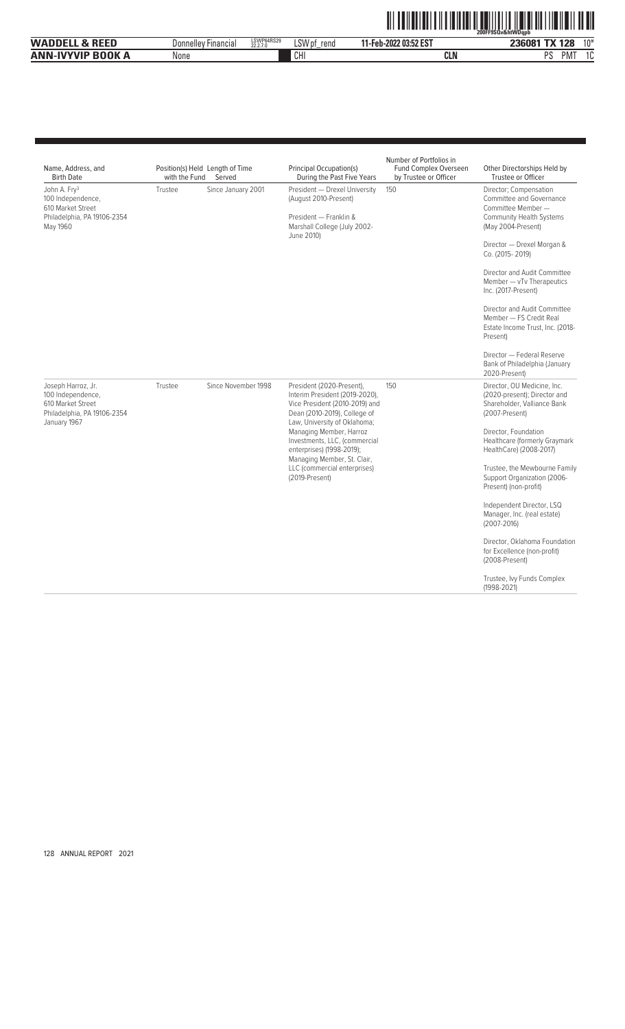| Name, Address, and Birth Date | Position(s) Held with the Fund | Length of Time Served | Principal Occupation(s) During the Past Five Years | Number of Portfolios in Fund Complex Overseen by Trustee or Officer | Other Directorships Held by Trustee or Officer |
|---|---|---|---|---|---|
| John A. Fry[3]<br>100 Independence,<br>610 Market Street<br>Philadelphia, PA 19106-2354<br>May 1960 | Trustee | Since January 2001 | President — Drexel University (August 2010-Present)<br><br>President — Franklin & Marshall College (July 2002-June 2010) | 150 | Director; Compensation Committee and Governance Committee Member — Community Health Systems (May 2004-Present)<br><br>Director — Drexel Morgan & Co. (2015- 2019)<br><br>Director and Audit Committee Member — vTv Therapeutics Inc. (2017-Present)<br><br>Director and Audit Committee Member — FS Credit Real Estate Income Trust, Inc. (2018-Present)<br><br>Director — Federal Reserve Bank of Philadelphia (January 2020-Present) |
| Joseph Harroz, Jr.<br>100 Independence,<br>610 Market Street<br>Philadelphia, PA 19106-2354<br>January 1967 | Trustee | Since November 1998 | President (2020-Present), Interim President (2019-2020), Vice President (2010-2019) and Dean (2010-2019), College of Law, University of Oklahoma; Managing Member, Harroz Investments, LLC, (commercial enterprises) (1998-2019); Managing Member, St. Clair, LLC (commercial enterprises) (2019-Present) | 150 | Director, OU Medicine, Inc. (2020-present); Director and Shareholder, Valliance Bank (2007-Present)<br><br>Director, Foundation Healthcare (formerly Graymark HealthCare) (2008-2017)<br><br>Trustee, the Mewbourne Family Support Organization (2006-Present) (non-profit)<br><br>Independent Director, LSQ Manager, Inc. (real estate) (2007-2016)<br><br>Director, Oklahoma Foundation for Excellence (non-profit) (2008-Present)<br><br>Trustee, Ivy Funds Complex (1998-2021) |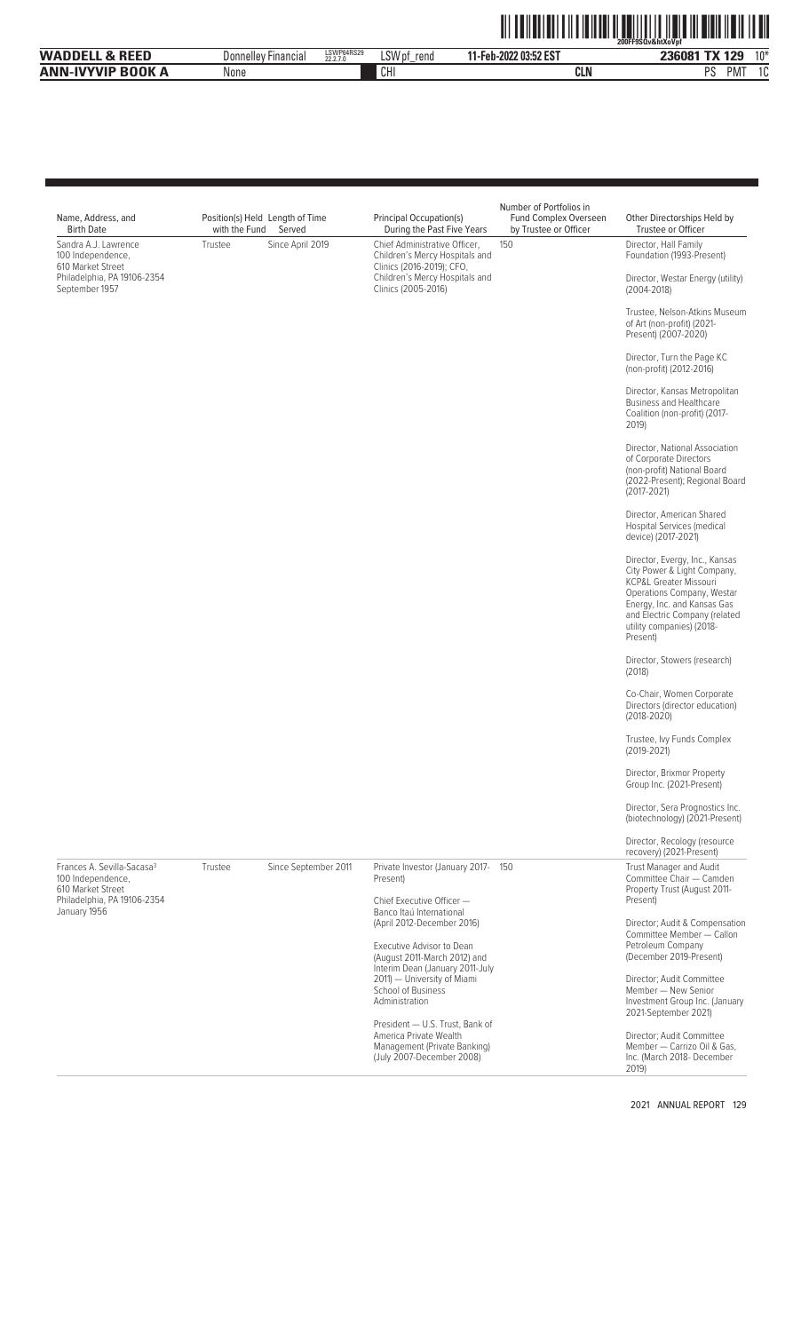| Name, Address, and Birth Date | Position(s) Held with the Fund | Length of Time Served | Principal Occupation(s) During the Past Five Years | Number of Portfolios in Fund Complex Overseen by Trustee or Officer | Other Directorships Held by Trustee or Officer |
|---|---|---|---|---|---|
| Sandra A.J. Lawrence<br>100 Independence,<br>610 Market Street<br>Philadelphia, PA 19106-2354<br>September 1957 | Trustee | Since April 2019 | Chief Administrative Officer, Children's Mercy Hospitals and Clinics (2016-2019); CFO, Children's Mercy Hospitals and Clinics (2005-2016) | 150 | Director, Hall Family Foundation (1993-Present)<br><br>Director, Westar Energy (utility) (2004-2018)<br><br>Trustee, Nelson-Atkins Museum of Art (non-profit) (2021-Present) (2007-2020)<br><br>Director, Turn the Page KC (non-profit) (2012-2016)<br><br>Director, Kansas Metropolitan Business and Healthcare Coalition (non-profit) (2017-2019)<br><br>Director, National Association of Corporate Directors (non-profit) National Board (2022-Present); Regional Board (2017-2021)<br><br>Director, American Shared Hospital Services (medical device) (2017-2021)<br><br>Director, Evergy, Inc., Kansas City Power & Light Company, KCP&L Greater Missouri Operations Company, Westar Energy, Inc. and Kansas Gas and Electric Company (related utility companies) (2018-Present)<br><br>Director, Stowers (research) (2018)<br><br>Co-Chair, Women Corporate Directors (director education) (2018-2020)<br><br>Trustee, Ivy Funds Complex (2019-2021)<br><br>Director, Brixmor Property Group Inc. (2021-Present)<br><br>Director, Sera Prognostics Inc. (biotechnology) (2021-Present)<br><br>Director, Recology (resource recovery) (2021-Present) |
| Frances A. Sevilla-Sacasa[3]<br>100 Independence,<br>610 Market Street<br>Philadelphia, PA 19106-2354<br>January 1956 | Trustee | Since September 2011 | Private Investor (January 2017-Present)<br><br>Chief Executive Officer — Banco Itaú International (April 2012-December 2016)<br><br>Executive Advisor to Dean (August 2011-March 2012) and Interim Dean (January 2011-July 2011) — University of Miami School of Business Administration<br><br>President — U.S. Trust, Bank of America Private Wealth Management (Private Banking) (July 2007-December 2008) | 150 | Trust Manager and Audit Committee Chair — Camden Property Trust (August 2011-Present)<br><br>Director; Audit & Compensation Committee Member — Callon Petroleum Company (December 2019-Present)<br><br>Director; Audit Committee Member — New Senior Investment Group Inc. (January 2021-September 2021)<br><br>Director; Audit Committee Member — Carrizo Oil & Gas, Inc. (March 2018- December 2019) |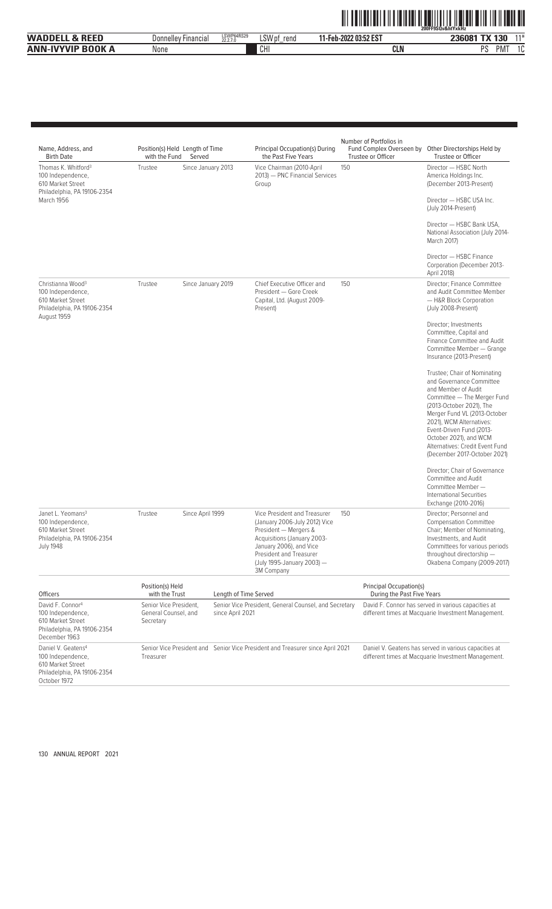| Name, Address, and Birth Date | Position(s) Held with the Fund | Length of Time Served | Principal Occupation(s) During the Past Five Years | Number of Portfolios in Fund Complex Overseen by Trustee or Officer | Other Directorships Held by Trustee or Officer |
|---|---|---|---|---|---|
| Thomas K. Whitford[3]<br>100 Independence,<br>610 Market Street<br>Philadelphia, PA 19106-2354<br>March 1956 | Trustee | Since January 2013 | Vice Chairman (2010-April 2013) — PNC Financial Services Group | 150 | Director — HSBC North America Holdings Inc. (December 2013-Present)<br><br>Director — HSBC USA Inc. (July 2014-Present)<br><br>Director — HSBC Bank USA, National Association (July 2014-March 2017)<br><br>Director — HSBC Finance Corporation (December 2013-April 2018) |
| Christianna Wood[3]<br>100 Independence,<br>610 Market Street<br>Philadelphia, PA 19106-2354<br>August 1959 | Trustee | Since January 2019 | Chief Executive Officer and President — Gore Creek Capital, Ltd. (August 2009-Present) | 150 | Director; Finance Committee and Audit Committee Member — H&R Block Corporation (July 2008-Present)<br><br>Director; Investments Committee, Capital and Finance Committee and Audit Committee Member — Grange Insurance (2013-Present)<br><br>Trustee; Chair of Nominating and Governance Committee and Member of Audit Committee — The Merger Fund (2013-October 2021), The Merger Fund VL (2013-October 2021), WCM Alternatives: Event-Driven Fund (2013-October 2021), and WCM Alternatives: Credit Event Fund (December 2017-October 2021)<br><br>Director; Chair of Governance Committee and Audit Committee Member — International Securities Exchange (2010-2016) |
| Janet L. Yeomans[3]<br>100 Independence,<br>610 Market Street<br>Philadelphia, PA 19106-2354<br>July 1948 | Trustee | Since April 1999 | Vice President and Treasurer (January 2006-July 2012) Vice President — Mergers & Acquisitions (January 2003-January 2006), and Vice President and Treasurer (July 1995-January 2003) — 3M Company | 150 | Director; Personnel and Compensation Committee Chair; Member of Nominating, Investments, and Audit Committees for various periods throughout directorship — Okabena Company (2009-2017) |

| Officers | Position(s) Held with the Trust | Length of Time Served | Principal Occupation(s) During the Past Five Years |
|---|---|---|---|
| David F. Connor[4]<br>100 Independence,<br>610 Market Street<br>Philadelphia, PA 19106-2354<br>December 1963 | Senior Vice President, General Counsel, and Secretary | Senior Vice President, General Counsel, and Secretary since April 2021 | David F. Connor has served in various capacities at different times at Macquarie Investment Management. |
| Daniel V. Geatens[4]<br>100 Independence,<br>610 Market Street<br>Philadelphia, PA 19106-2354<br>October 1972 | Senior Vice President and Treasurer | Senior Vice President and Treasurer since April 2021 | Daniel V. Geatens has served in various capacities at different times at Macquarie Investment Management. |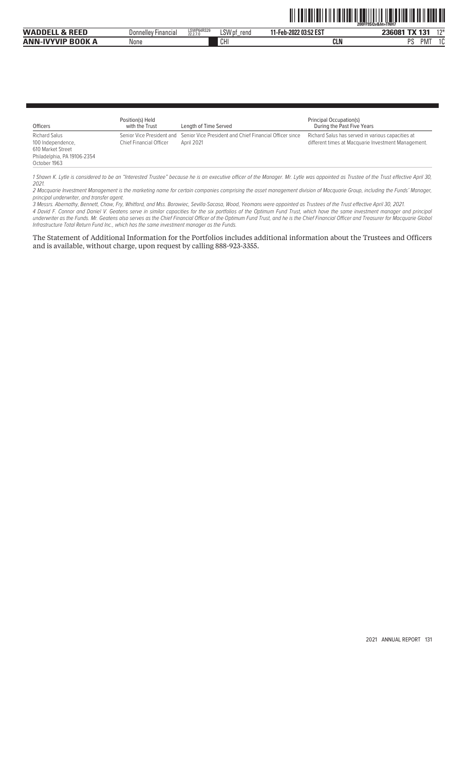| Officers | Position(s) Held with the Trust | Length of Time Served | Principal Occupation(s) During the Past Five Years |
| --- | --- | --- | --- |
| Richard Salus 100 Independence, 610 Market Street Philadelphia, PA 19106-2354 October 1963 | Senior Vice President and Chief Financial Officer | Senior Vice President and Chief Financial Officer since April 2021 | Richard Salus has served in various capacities at different times at Macquarie Investment Management. |

*1 Shawn K. Lytle is considered to be an "Interested Trustee" because he is an executive officer of the Manager. Mr. Lytle was appointed as Trustee of the Trust effective April 30, 2021.*

*2 Macquarie Investment Management is the marketing name for certain companies comprising the asset management division of Macquarie Group, including the Funds' Manager, principal underwriter, and transfer agent.*

*3 Messrs. Abernathy, Bennett, Chow, Fry, Whitford, and Mss. Borowiec, Sevilla-Sacasa, Wood, Yeomans were appointed as Trustees of the Trust effective April 30, 2021.*

*4 David F. Connor and Daniel V. Geatens serve in similar capacities for the six portfolios of the Optimum Fund Trust, which have the same investment manager and principal underwriter as the Funds. Mr. Geatens also serves as the Chief Financial Officer of the Optimum Fund Trust, and he is the Chief Financial Officer and Treasurer for Macquarie Global Infrastructure Total Return Fund Inc., which has the same investment manager as the Funds.*

The Statement of Additional Information for the Portfolios includes additional information about the Trustees and Officers and is available, without charge, upon request by calling 888-923-3355.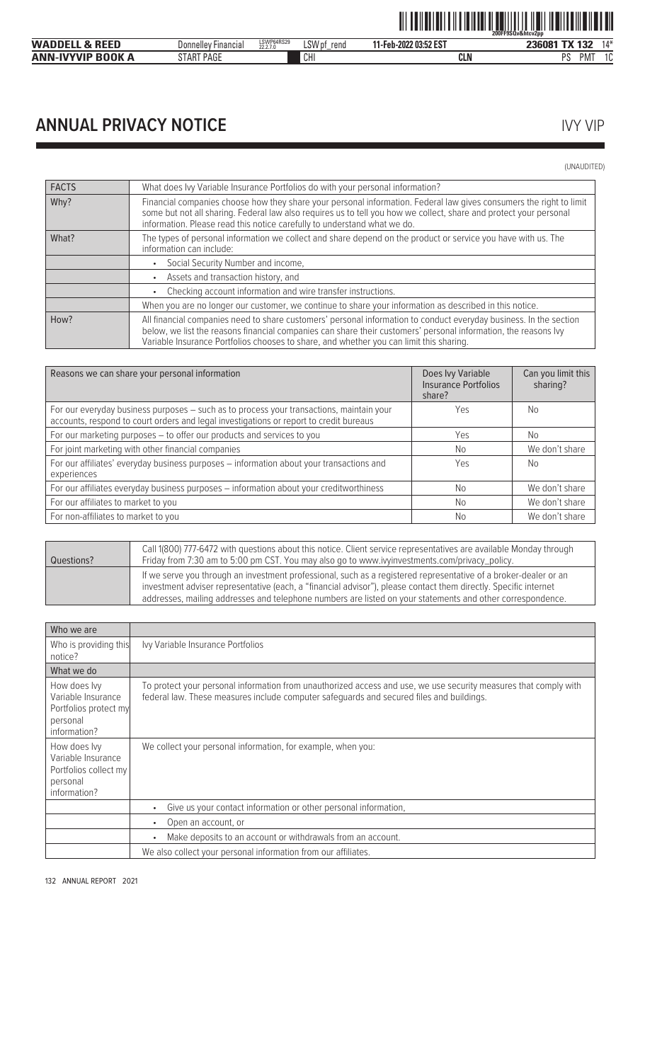## ANNUAL PRIVACY NOTICE

IVY VIP

(UNAUDITED)

| FACTS | What does Ivy Variable Insurance Portfolios do with your personal information? |
|---|---|
| Why? | Financial companies choose how they share your personal information. Federal law gives consumers the right to limit some but not all sharing. Federal law also requires us to tell you how we collect, share and protect your personal information. Please read this notice carefully to understand what we do. |
| What? | The types of personal information we collect and share depend on the product or service you have with us. The information can include: |
| | • Social Security Number and income, |
| | • Assets and transaction history, and |
| | • Checking account information and wire transfer instructions. |
| | When you are no longer our customer, we continue to share your information as described in this notice. |
| How? | All financial companies need to share customers' personal information to conduct everyday business. In the section below, we list the reasons financial companies can share their customers' personal information, the reasons Ivy Variable Insurance Portfolios chooses to share, and whether you can limit this sharing. |

| Reasons we can share your personal information | Does Ivy Variable Insurance Portfolios share? | Can you limit this sharing? |
|---|---|---|
| For our everyday business purposes – such as to process your transactions, maintain your accounts, respond to court orders and legal investigations or report to credit bureaus | Yes | No |
| For our marketing purposes – to offer our products and services to you | Yes | No |
| For joint marketing with other financial companies | No | We don't share |
| For our affiliates' everyday business purposes – information about your transactions and experiences | Yes | No |
| For our affiliates everyday business purposes – information about your creditworthiness | No | We don't share |
| For our affiliates to market to you | No | We don't share |
| For non-affiliates to market to you | No | We don't share |

| Questions? | Call 1(800) 777-6472 with questions about this notice. Client service representatives are available Monday through Friday from 7:30 am to 5:00 pm CST. You may also go to www.ivyinvestments.com/privacy_policy. |
|---|---|
| | If we serve you through an investment professional, such as a registered representative of a broker-dealer or an investment adviser representative (each, a "financial advisor"), please contact them directly. Specific internet addresses, mailing addresses and telephone numbers are listed on your statements and other correspondence. |

| Who we are | |
|---|---|
| Who is providing this notice? | Ivy Variable Insurance Portfolios |
| What we do | |
| How does Ivy Variable Insurance Portfolios protect my personal information? | To protect your personal information from unauthorized access and use, we use security measures that comply with federal law. These measures include computer safeguards and secured files and buildings. |
| How does Ivy Variable Insurance Portfolios collect my personal information? | We collect your personal information, for example, when you: |
| | • Give us your contact information or other personal information, |
| | • Open an account, or |
| | • Make deposits to an account or withdrawals from an account. |
| | We also collect your personal information from our affiliates. |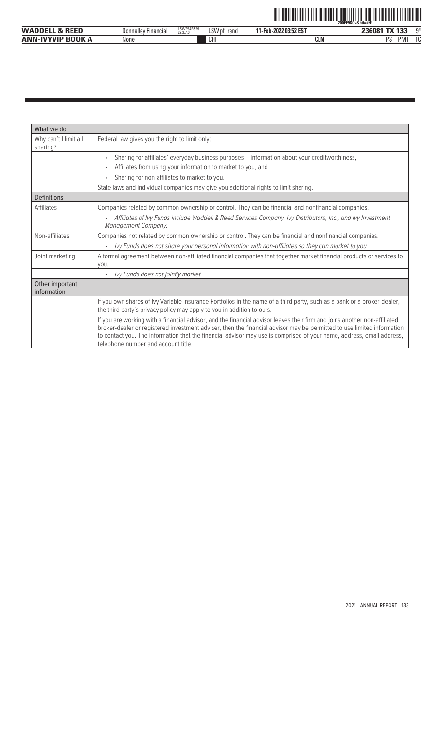| What we do | |
|---|---|
| Why can't I limit all sharing? | Federal law gives you the right to limit only: |
| | • Sharing for affiliates' everyday business purposes – information about your creditworthiness, |
| | • Affiliates from using your information to market to you, and |
| | • Sharing for non-affiliates to market to you. |
| | State laws and individual companies may give you additional rights to limit sharing. |
| **Definitions** | |
| Affiliates | Companies related by common ownership or control. They can be financial and nonfinancial companies. |
| | • *Affiliates of Ivy Funds include Waddell & Reed Services Company, Ivy Distributors, Inc., and Ivy Investment Management Company.* |
| Non-affiliates | Companies not related by common ownership or control. They can be financial and nonfinancial companies. |
| | • *Ivy Funds does not share your personal information with non-affiliates so they can market to you.* |
| Joint marketing | A formal agreement between non-affiliated financial companies that together market financial products or services to you. |
| | • *Ivy Funds does not jointly market.* |
| **Other important information** | |
| | If you own shares of Ivy Variable Insurance Portfolios in the name of a third party, such as a bank or a broker-dealer, the third party's privacy policy may apply to you in addition to ours. |
| | If you are working with a financial advisor, and the financial advisor leaves their firm and joins another non-affiliated broker-dealer or registered investment adviser, then the financial advisor may be permitted to use limited information to contact you. The information that the financial advisor may use is comprised of your name, address, email address, telephone number and account title. |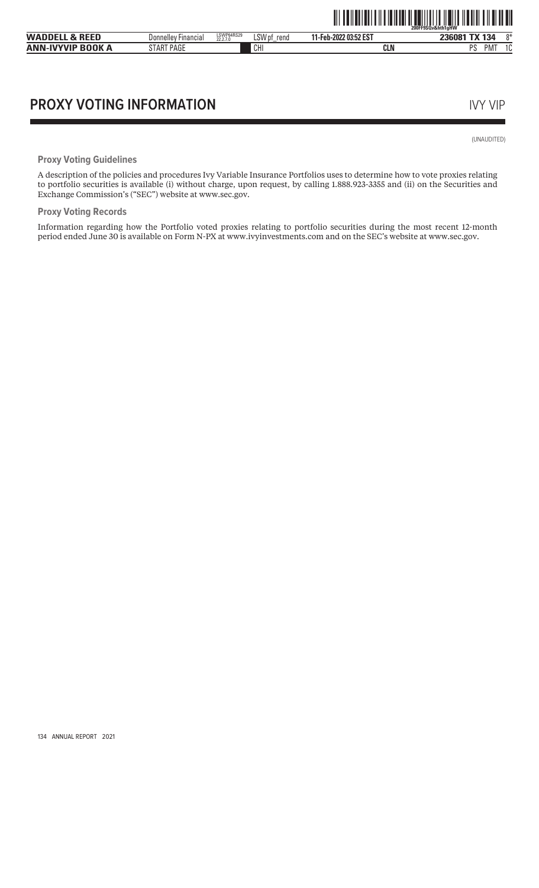# PROXY VOTING INFORMATION

IVY VIP

(UNAUDITED)

### Proxy Voting Guidelines

A description of the policies and procedures Ivy Variable Insurance Portfolios uses to determine how to vote proxies relating to portfolio securities is available (i) without charge, upon request, by calling 1.888.923-3355 and (ii) on the Securities and Exchange Commission's ("SEC") website at www.sec.gov.

### Proxy Voting Records

Information regarding how the Portfolio voted proxies relating to portfolio securities during the most recent 12-month period ended June 30 is available on Form N-PX at www.ivyinvestments.com and on the SEC's website at www.sec.gov.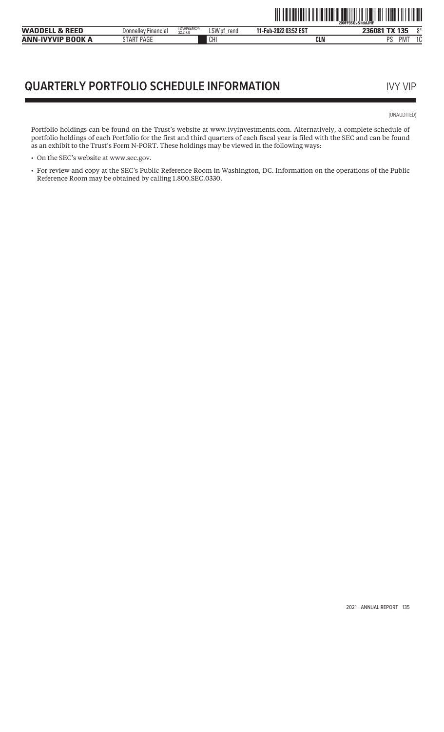# QUARTERLY PORTFOLIO SCHEDULE INFORMATION

IVY VIP

(UNAUDITED)

Portfolio holdings can be found on the Trust's website at www.ivyinvestments.com. Alternatively, a complete schedule of portfolio holdings of each Portfolio for the first and third quarters of each fiscal year is filed with the SEC and can be found as an exhibit to the Trust's Form N-PORT. These holdings may be viewed in the following ways:

- On the SEC's website at www.sec.gov.
- For review and copy at the SEC's Public Reference Room in Washington, DC. Information on the operations of the Public Reference Room may be obtained by calling 1.800.SEC.0330.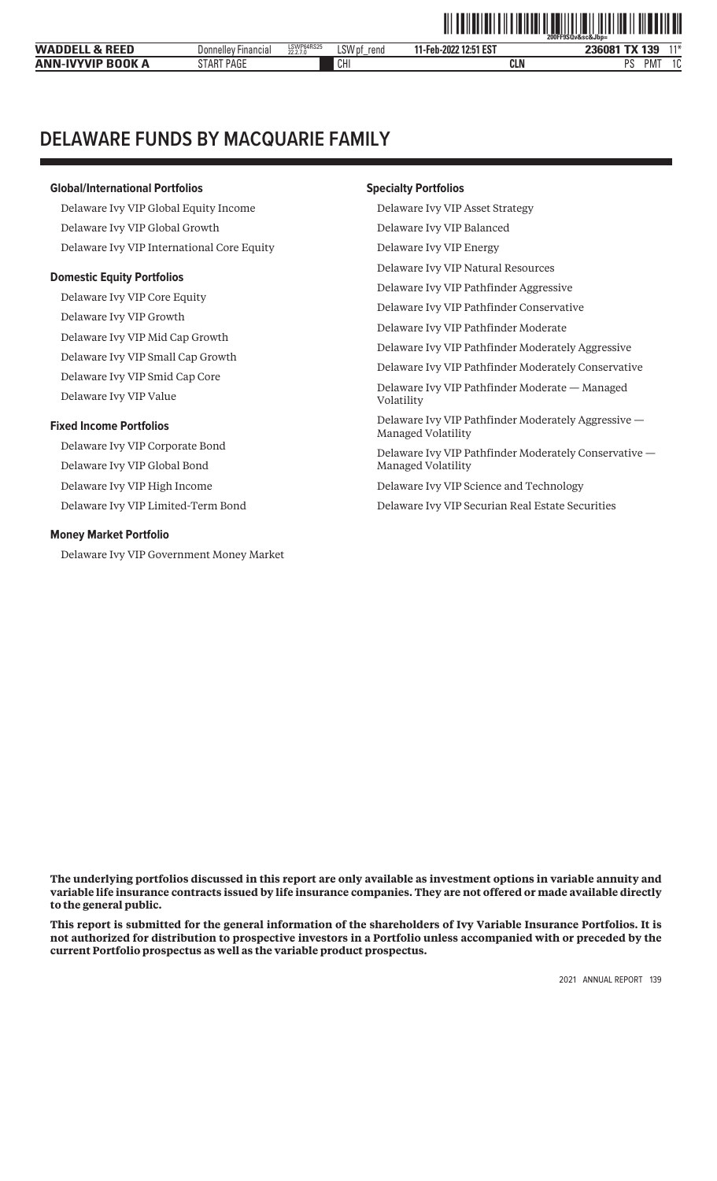# DELAWARE FUNDS BY MACQUARIE FAMILY

**Global/International Portfolios**

Delaware Ivy VIP Global Equity Income

Delaware Ivy VIP Global Growth

Delaware Ivy VIP International Core Equity

**Domestic Equity Portfolios**

Delaware Ivy VIP Core Equity

Delaware Ivy VIP Growth

Delaware Ivy VIP Mid Cap Growth

Delaware Ivy VIP Small Cap Growth

Delaware Ivy VIP Smid Cap Core

Delaware Ivy VIP Value

**Fixed Income Portfolios**

Delaware Ivy VIP Corporate Bond

Delaware Ivy VIP Global Bond

Delaware Ivy VIP High Income

Delaware Ivy VIP Limited-Term Bond

**Money Market Portfolio**

Delaware Ivy VIP Government Money Market

**Specialty Portfolios**

Delaware Ivy VIP Asset Strategy

Delaware Ivy VIP Balanced

Delaware Ivy VIP Energy

Delaware Ivy VIP Natural Resources

Delaware Ivy VIP Pathfinder Aggressive

Delaware Ivy VIP Pathfinder Conservative

Delaware Ivy VIP Pathfinder Moderate

Delaware Ivy VIP Pathfinder Moderately Aggressive

Delaware Ivy VIP Pathfinder Moderately Conservative

Delaware Ivy VIP Pathfinder Moderate — Managed Volatility

Delaware Ivy VIP Pathfinder Moderately Aggressive — Managed Volatility

Delaware Ivy VIP Pathfinder Moderately Conservative — Managed Volatility

Delaware Ivy VIP Science and Technology

Delaware Ivy VIP Securian Real Estate Securities

**The underlying portfolios discussed in this report are only available as investment options in variable annuity and variable life insurance contracts issued by life insurance companies. They are not offered or made available directly to the general public.**

**This report is submitted for the general information of the shareholders of Ivy Variable Insurance Portfolios. It is not authorized for distribution to prospective investors in a Portfolio unless accompanied with or preceded by the current Portfolio prospectus as well as the variable product prospectus.**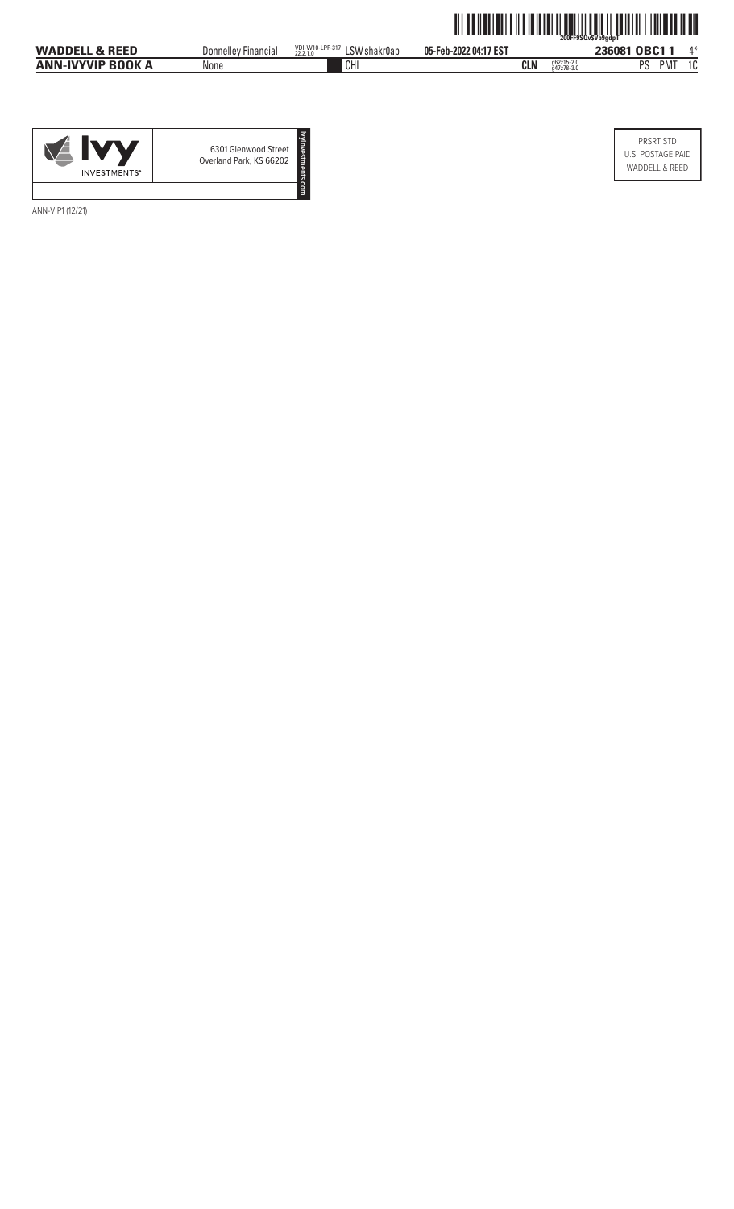IVY INVESTMENTS®

6301 Glenwood Street
Overland Park, KS 66202

ivyinvestments.com

PRSRT STD
U.S. POSTAGE PAID
WADDELL & REED

ANN-VIP1 (12/21)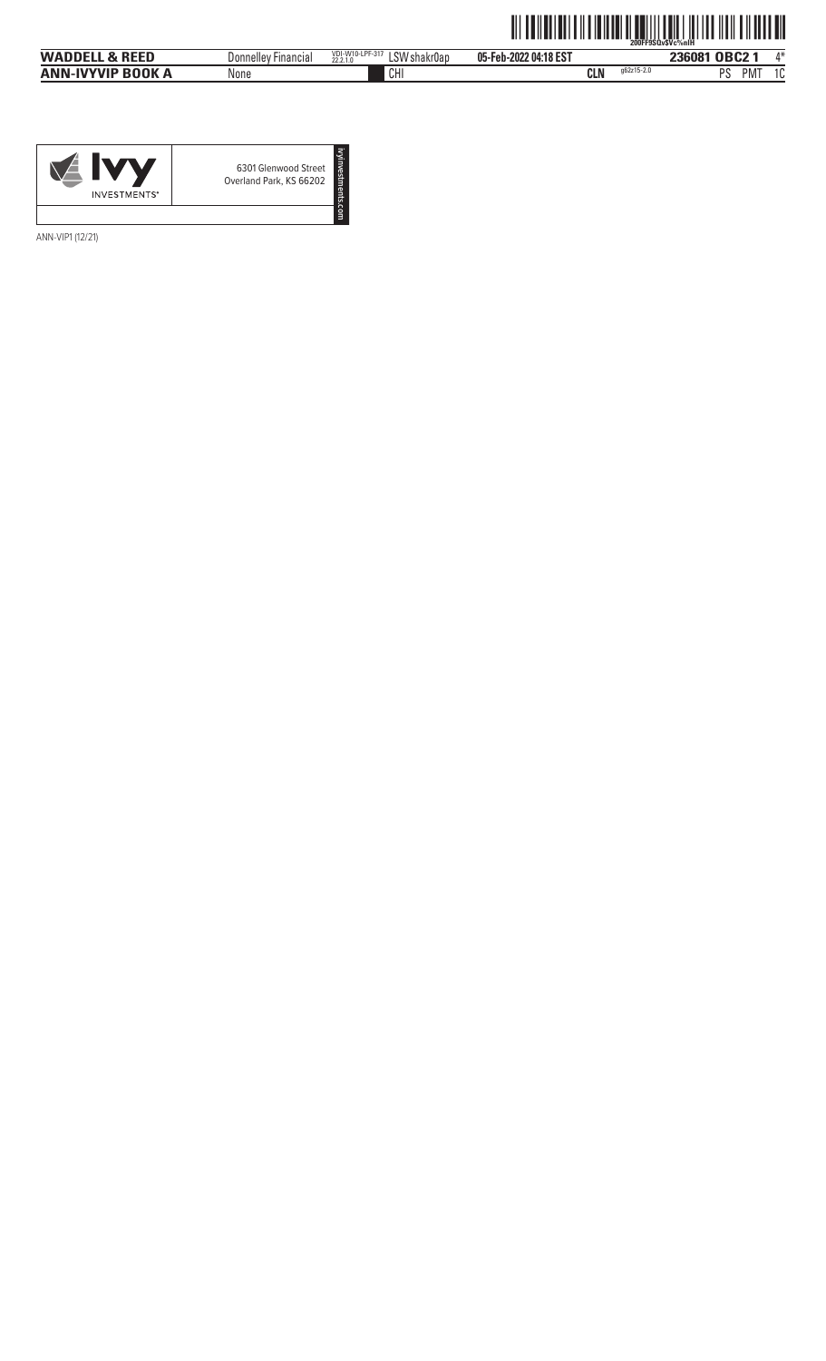Ivy INVESTMENTS®

6301 Glenwood Street
Overland Park, KS 66202

ivyinvestments.com

ANN-VIP1 (12/21)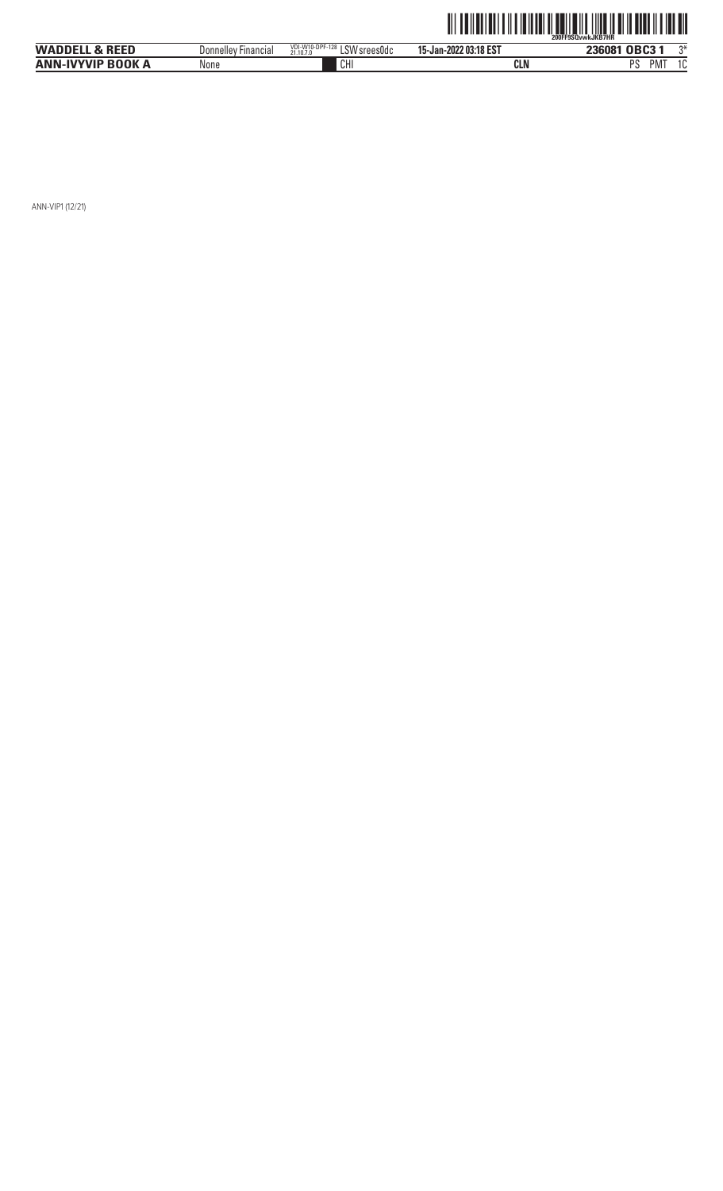ANN-VIP1 (12/21)